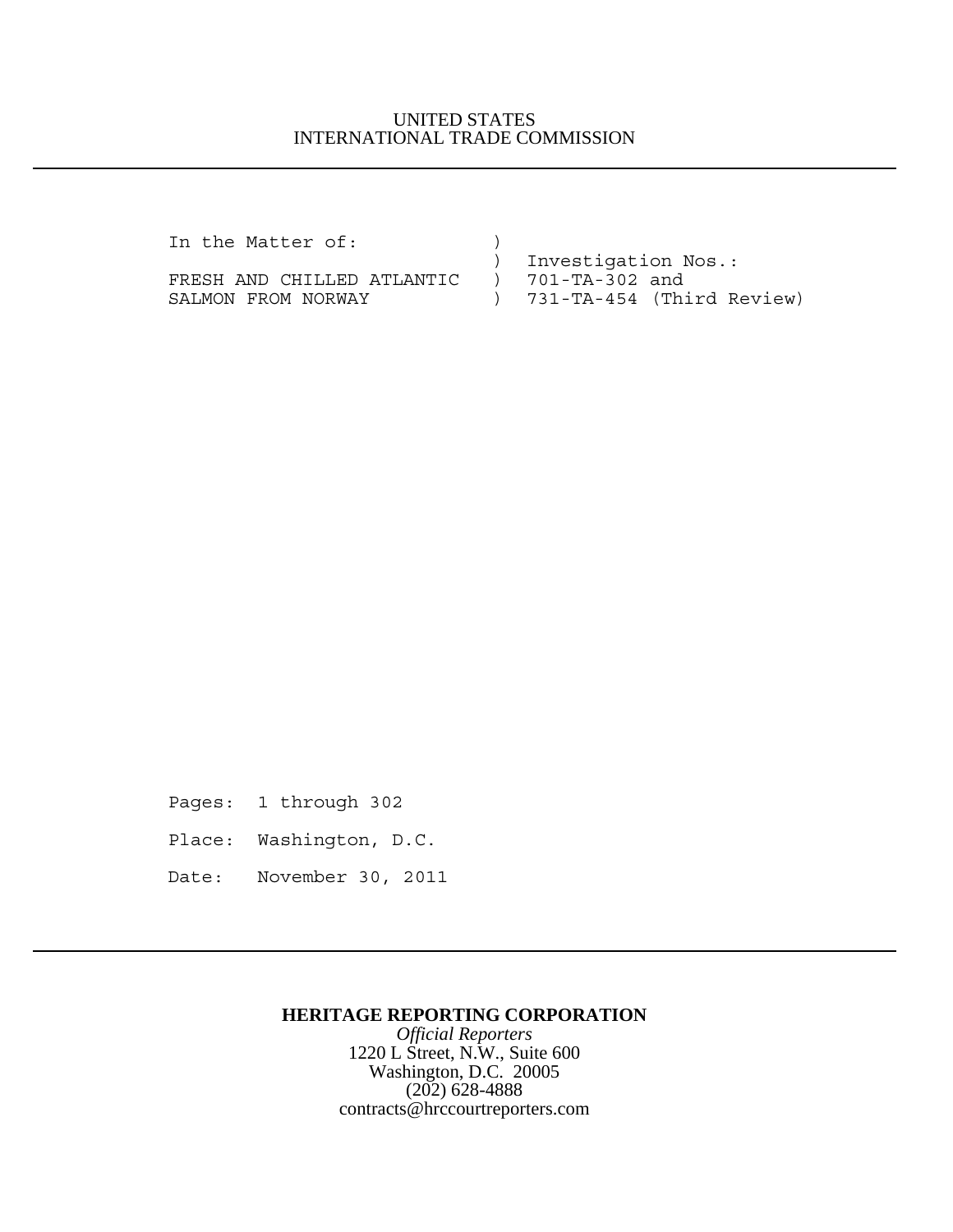UNITED STATES
INTERNATIONAL TRADE COMMISSION

---

```
In the Matter of:             )
                              )  Investigation Nos.:
FRESH AND CHILLED ATLANTIC    )  701-TA-302 and
SALMON FROM NORWAY            )  731-TA-454 (Third Review)
```

Pages: 1 through 302

Place: Washington, D.C.

Date: November 30, 2011

---

**HERITAGE REPORTING CORPORATION**
*Official Reporters*
1220 L Street, N.W., Suite 600
Washington, D.C. 20005
(202) 628-4888
contracts@hrccourtreporters.com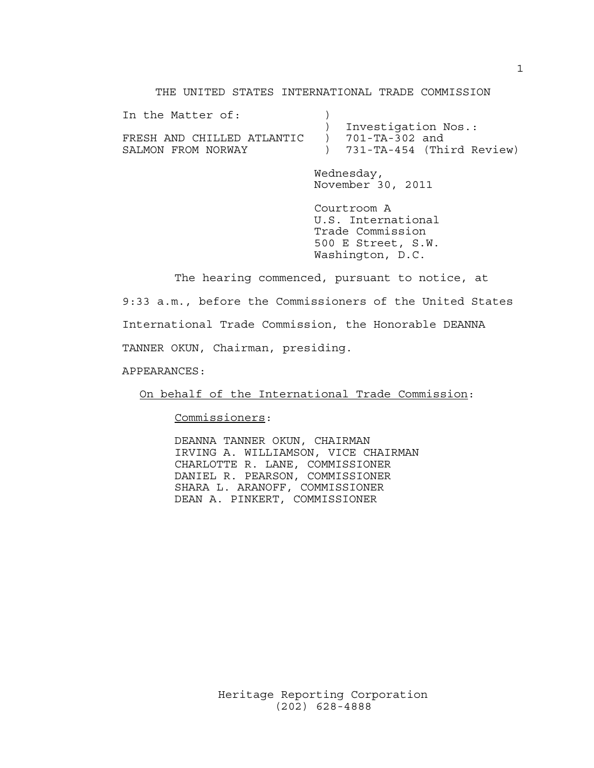THE UNITED STATES INTERNATIONAL TRADE COMMISSION

```
In the Matter of:            )
                             )  Investigation Nos.:
FRESH AND CHILLED ATLANTIC   )  701-TA-302 and
SALMON FROM NORWAY           )  731-TA-454 (Third Review)
```

Wednesday,
November 30, 2011

Courtroom A
U.S. International
Trade Commission
500 E Street, S.W.
Washington, D.C.

The hearing commenced, pursuant to notice, at 9:33 a.m., before the Commissioners of the United States International Trade Commission, the Honorable DEANNA TANNER OKUN, Chairman, presiding.

APPEARANCES:

On behalf of the International Trade Commission:

Commissioners:

DEANNA TANNER OKUN, CHAIRMAN
IRVING A. WILLIAMSON, VICE CHAIRMAN
CHARLOTTE R. LANE, COMMISSIONER
DANIEL R. PEARSON, COMMISSIONER
SHARA L. ARANOFF, COMMISSIONER
DEAN A. PINKERT, COMMISSIONER

Heritage Reporting Corporation
(202) 628-4888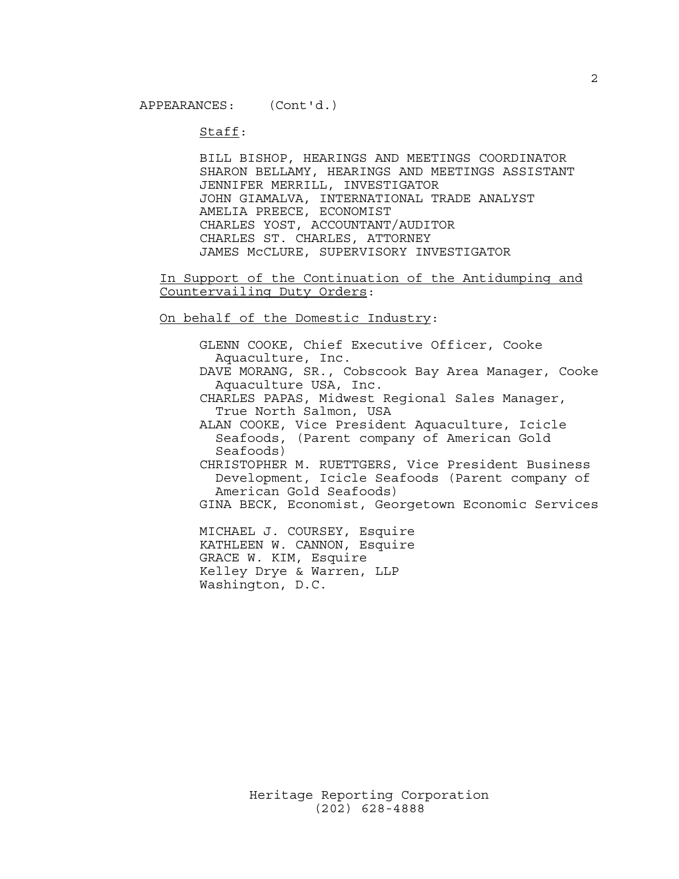APPEARANCES: (Cont'd.)

Staff:

BILL BISHOP, HEARINGS AND MEETINGS COORDINATOR
SHARON BELLAMY, HEARINGS AND MEETINGS ASSISTANT
JENNIFER MERRILL, INVESTIGATOR
JOHN GIAMALVA, INTERNATIONAL TRADE ANALYST
AMELIA PREECE, ECONOMIST
CHARLES YOST, ACCOUNTANT/AUDITOR
CHARLES ST. CHARLES, ATTORNEY
JAMES McCLURE, SUPERVISORY INVESTIGATOR

In Support of the Continuation of the Antidumping and Countervailing Duty Orders:

On behalf of the Domestic Industry:

GLENN COOKE, Chief Executive Officer, Cooke Aquaculture, Inc.
DAVE MORANG, SR., Cobscook Bay Area Manager, Cooke Aquaculture USA, Inc.
CHARLES PAPAS, Midwest Regional Sales Manager, True North Salmon, USA
ALAN COOKE, Vice President Aquaculture, Icicle Seafoods, (Parent company of American Gold Seafoods)
CHRISTOPHER M. RUETTGERS, Vice President Business Development, Icicle Seafoods (Parent company of American Gold Seafoods)
GINA BECK, Economist, Georgetown Economic Services

MICHAEL J. COURSEY, Esquire
KATHLEEN W. CANNON, Esquire
GRACE W. KIM, Esquire
Kelley Drye & Warren, LLP
Washington, D.C.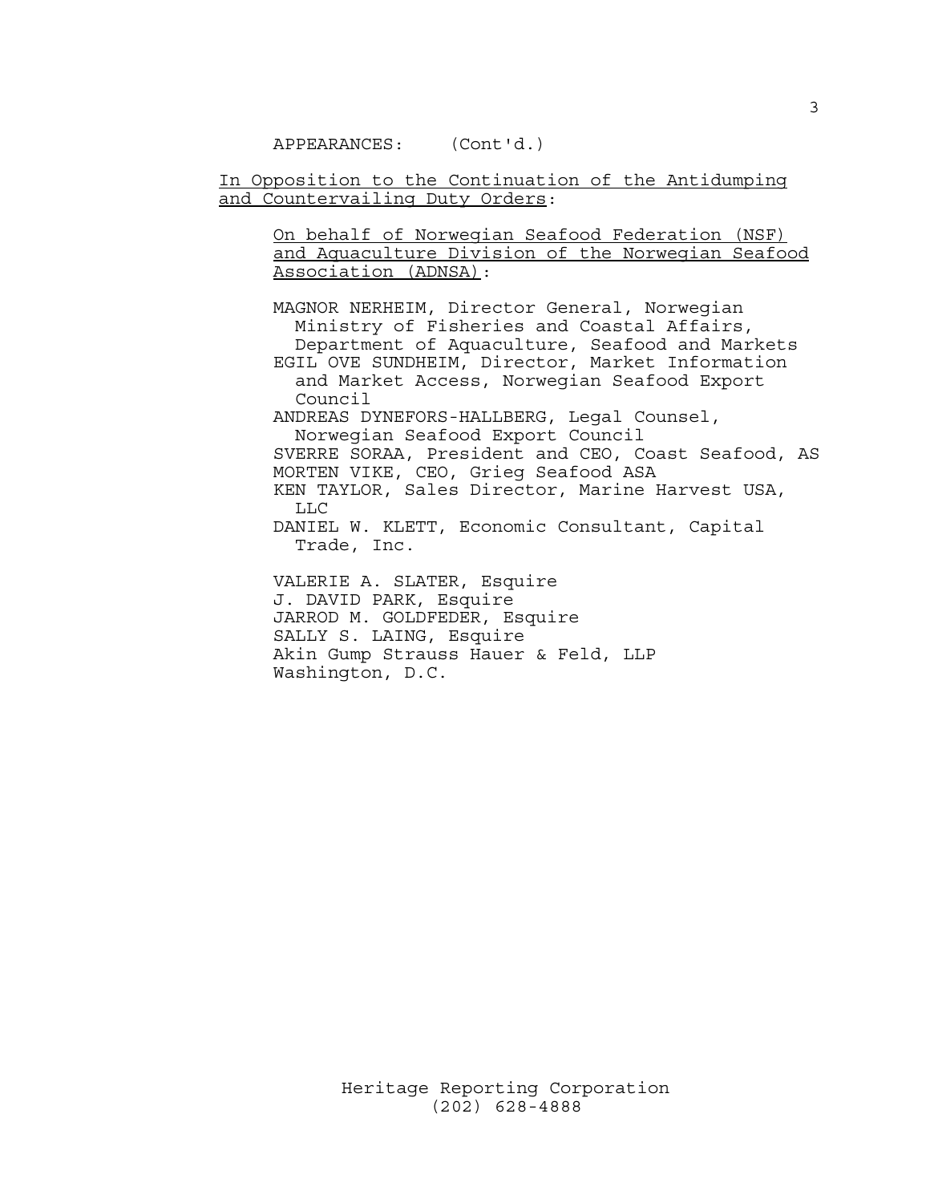APPEARANCES: (Cont'd.)

<u>In Opposition to the Continuation of the Antidumping and Countervailing Duty Orders</u>:

<u>On behalf of Norwegian Seafood Federation (NSF) and Aquaculture Division of the Norwegian Seafood Association (ADNSA)</u>:

MAGNOR NERHEIM, Director General, Norwegian Ministry of Fisheries and Coastal Affairs, Department of Aquaculture, Seafood and Markets
EGIL OVE SUNDHEIM, Director, Market Information and Market Access, Norwegian Seafood Export Council
ANDREAS DYNEFORS-HALLBERG, Legal Counsel, Norwegian Seafood Export Council
SVERRE SORAA, President and CEO, Coast Seafood, AS
MORTEN VIKE, CEO, Grieg Seafood ASA
KEN TAYLOR, Sales Director, Marine Harvest USA, LLC
DANIEL W. KLETT, Economic Consultant, Capital Trade, Inc.

VALERIE A. SLATER, Esquire
J. DAVID PARK, Esquire
JARROD M. GOLDFEDER, Esquire
SALLY S. LAING, Esquire
Akin Gump Strauss Hauer & Feld, LLP
Washington, D.C.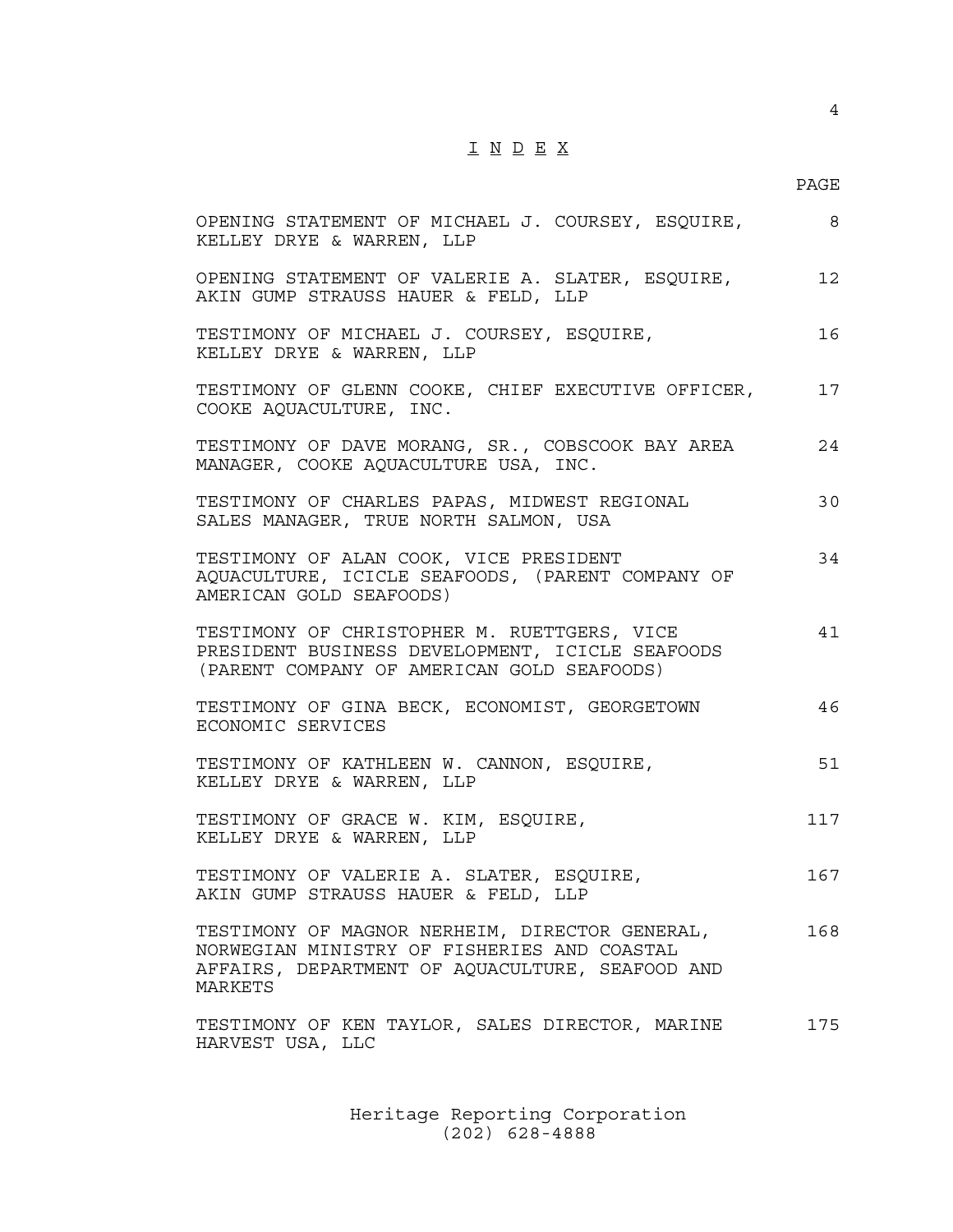# INDEX

| | PAGE |
|---|---|
| OPENING STATEMENT OF MICHAEL J. COURSEY, ESQUIRE, KELLEY DRYE & WARREN, LLP | 8 |
| OPENING STATEMENT OF VALERIE A. SLATER, ESQUIRE, AKIN GUMP STRAUSS HAUER & FELD, LLP | 12 |
| TESTIMONY OF MICHAEL J. COURSEY, ESQUIRE, KELLEY DRYE & WARREN, LLP | 16 |
| TESTIMONY OF GLENN COOKE, CHIEF EXECUTIVE OFFICER, COOKE AQUACULTURE, INC. | 17 |
| TESTIMONY OF DAVE MORANG, SR., COBSCOOK BAY AREA MANAGER, COOKE AQUACULTURE USA, INC. | 24 |
| TESTIMONY OF CHARLES PAPAS, MIDWEST REGIONAL SALES MANAGER, TRUE NORTH SALMON, USA | 30 |
| TESTIMONY OF ALAN COOK, VICE PRESIDENT AQUACULTURE, ICICLE SEAFOODS, (PARENT COMPANY OF AMERICAN GOLD SEAFOODS) | 34 |
| TESTIMONY OF CHRISTOPHER M. RUETTGERS, VICE PRESIDENT BUSINESS DEVELOPMENT, ICICLE SEAFOODS (PARENT COMPANY OF AMERICAN GOLD SEAFOODS) | 41 |
| TESTIMONY OF GINA BECK, ECONOMIST, GEORGETOWN ECONOMIC SERVICES | 46 |
| TESTIMONY OF KATHLEEN W. CANNON, ESQUIRE, KELLEY DRYE & WARREN, LLP | 51 |
| TESTIMONY OF GRACE W. KIM, ESQUIRE, KELLEY DRYE & WARREN, LLP | 117 |
| TESTIMONY OF VALERIE A. SLATER, ESQUIRE, AKIN GUMP STRAUSS HAUER & FELD, LLP | 167 |
| TESTIMONY OF MAGNOR NERHEIM, DIRECTOR GENERAL, NORWEGIAN MINISTRY OF FISHERIES AND COASTAL AFFAIRS, DEPARTMENT OF AQUACULTURE, SEAFOOD AND MARKETS | 168 |
| TESTIMONY OF KEN TAYLOR, SALES DIRECTOR, MARINE HARVEST USA, LLC | 175 |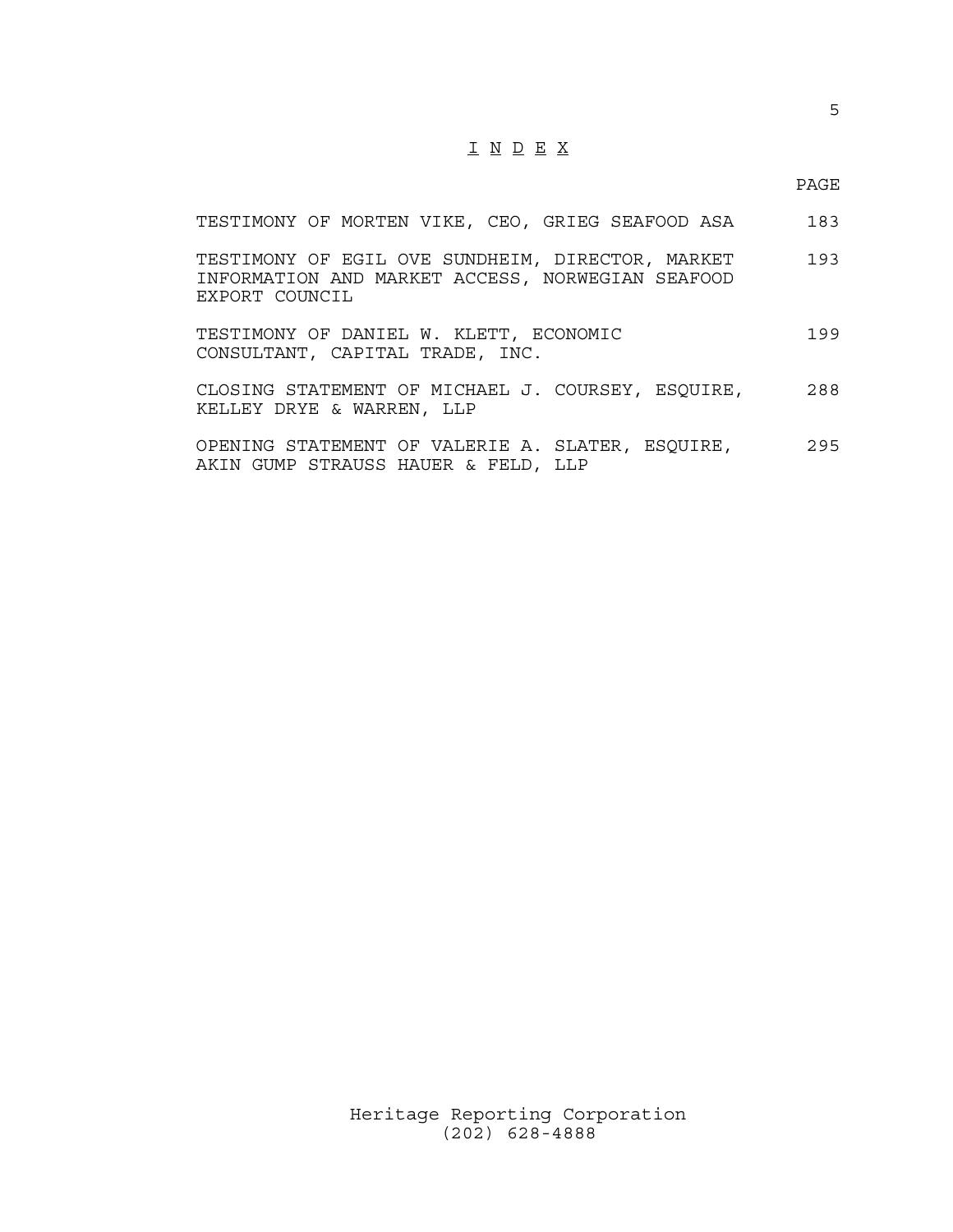# I N D E X

| | PAGE |
|---|---|
| TESTIMONY OF MORTEN VIKE, CEO, GRIEG SEAFOOD ASA | 183 |
| TESTIMONY OF EGIL OVE SUNDHEIM, DIRECTOR, MARKET INFORMATION AND MARKET ACCESS, NORWEGIAN SEAFOOD EXPORT COUNCIL | 193 |
| TESTIMONY OF DANIEL W. KLETT, ECONOMIC CONSULTANT, CAPITAL TRADE, INC. | 199 |
| CLOSING STATEMENT OF MICHAEL J. COURSEY, ESQUIRE, KELLEY DRYE & WARREN, LLP | 288 |
| OPENING STATEMENT OF VALERIE A. SLATER, ESQUIRE, AKIN GUMP STRAUSS HAUER & FELD, LLP | 295 |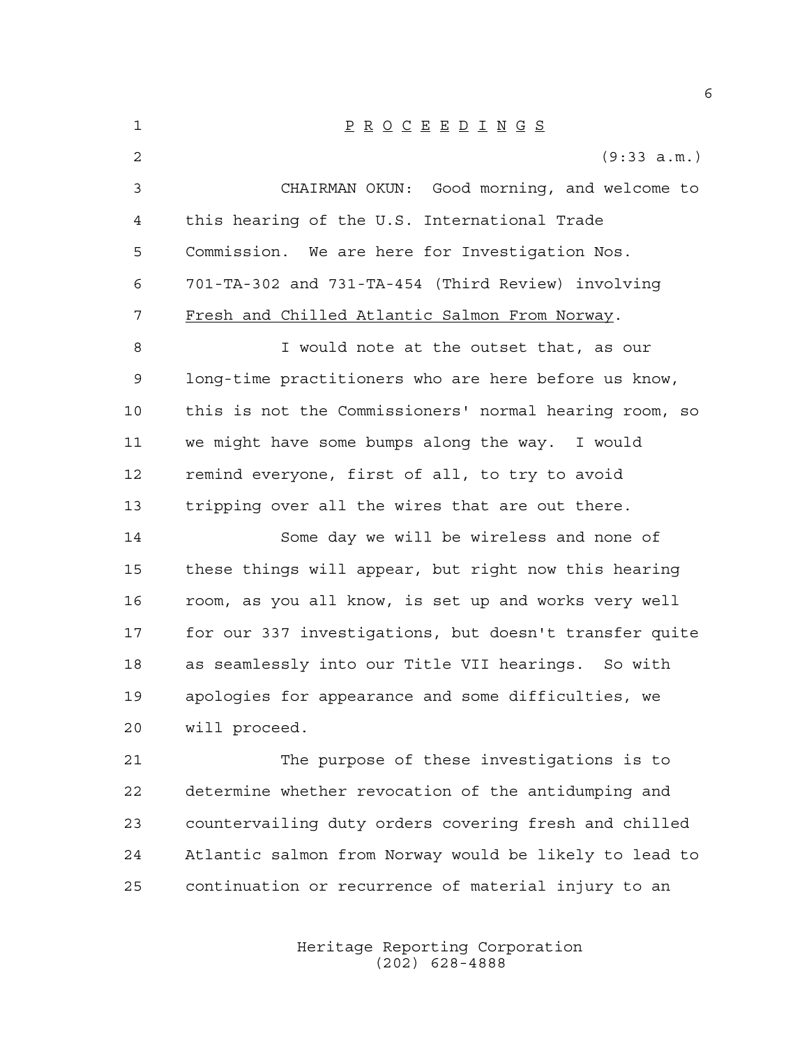P R O C E E D I N G S

(9:33 a.m.)

CHAIRMAN OKUN: Good morning, and welcome to this hearing of the U.S. International Trade Commission. We are here for Investigation Nos. 701-TA-302 and 731-TA-454 (Third Review) involving Fresh and Chilled Atlantic Salmon From Norway.

I would note at the outset that, as our long-time practitioners who are here before us know, this is not the Commissioners' normal hearing room, so we might have some bumps along the way. I would remind everyone, first of all, to try to avoid tripping over all the wires that are out there.

Some day we will be wireless and none of these things will appear, but right now this hearing room, as you all know, is set up and works very well for our 337 investigations, but doesn't transfer quite as seamlessly into our Title VII hearings. So with apologies for appearance and some difficulties, we will proceed.

The purpose of these investigations is to determine whether revocation of the antidumping and countervailing duty orders covering fresh and chilled Atlantic salmon from Norway would be likely to lead to continuation or recurrence of material injury to an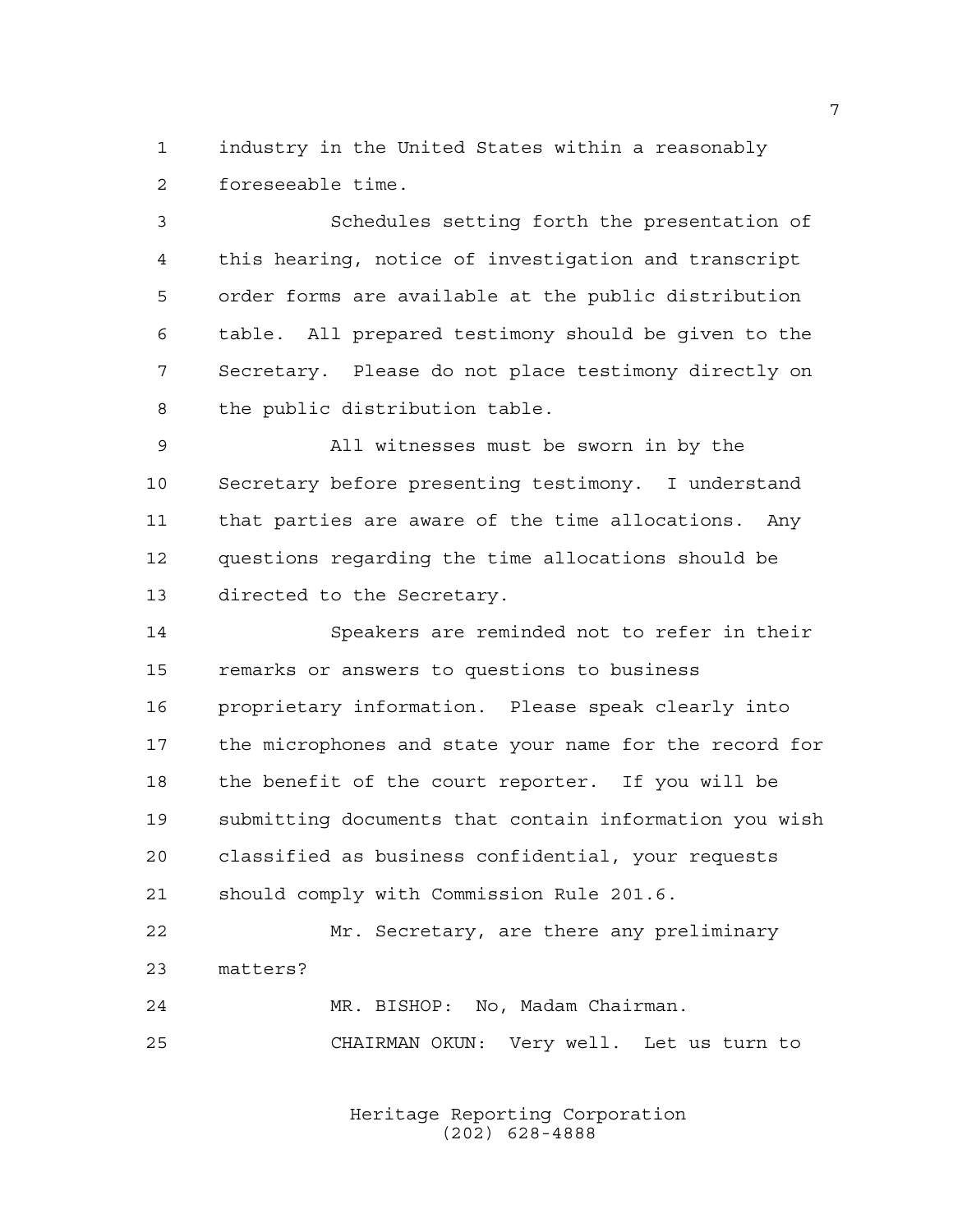industry in the United States within a reasonably foreseeable time.

Schedules setting forth the presentation of this hearing, notice of investigation and transcript order forms are available at the public distribution table. All prepared testimony should be given to the Secretary. Please do not place testimony directly on the public distribution table.

All witnesses must be sworn in by the Secretary before presenting testimony. I understand that parties are aware of the time allocations. Any questions regarding the time allocations should be directed to the Secretary.

Speakers are reminded not to refer in their remarks or answers to questions to business proprietary information. Please speak clearly into the microphones and state your name for the record for the benefit of the court reporter. If you will be submitting documents that contain information you wish classified as business confidential, your requests should comply with Commission Rule 201.6.

Mr. Secretary, are there any preliminary matters?

MR. BISHOP: No, Madam Chairman.

CHAIRMAN OKUN: Very well. Let us turn to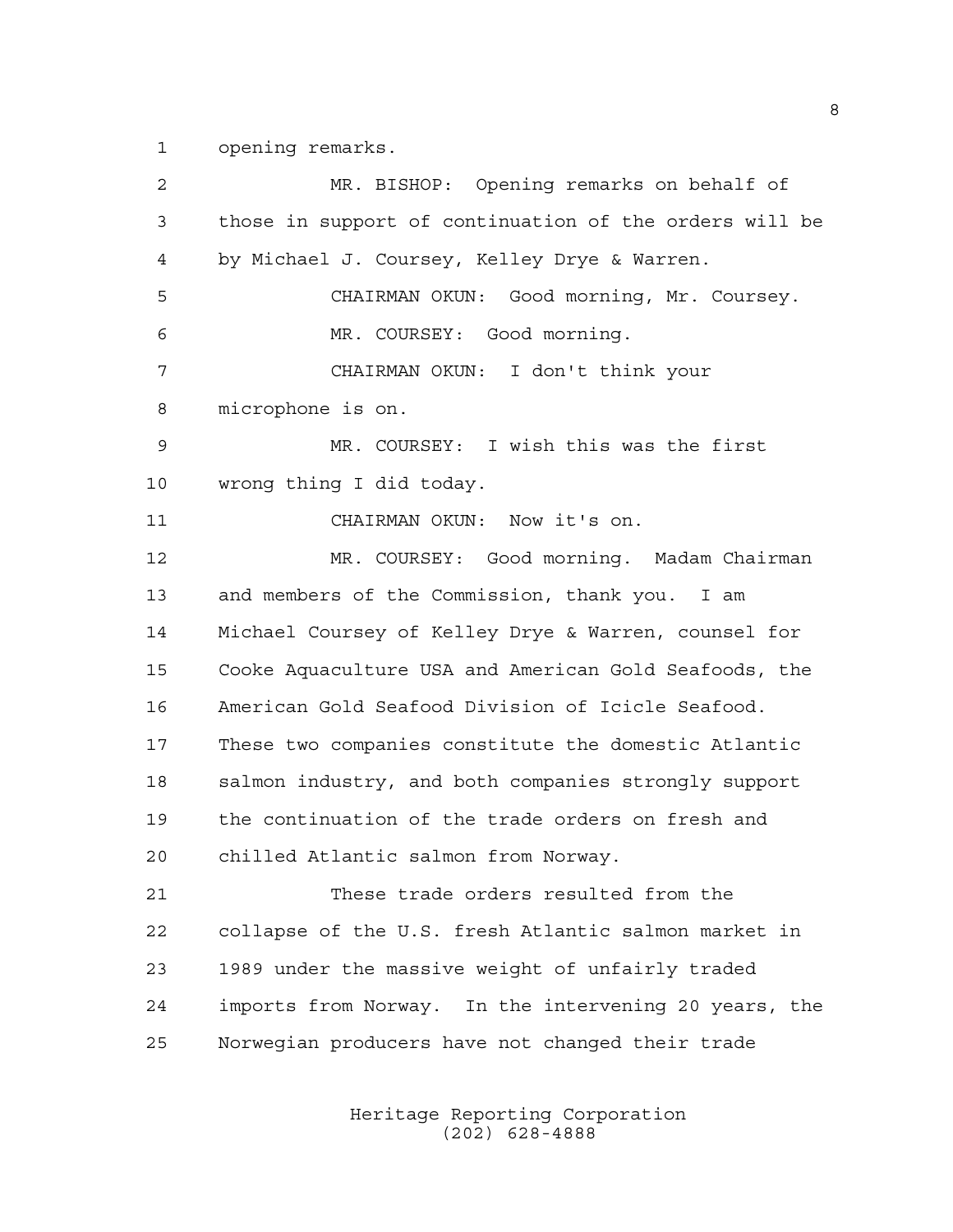opening remarks.

MR. BISHOP: Opening remarks on behalf of those in support of continuation of the orders will be by Michael J. Coursey, Kelley Drye & Warren.

CHAIRMAN OKUN: Good morning, Mr. Coursey.

MR. COURSEY: Good morning.

CHAIRMAN OKUN: I don't think your microphone is on.

MR. COURSEY: I wish this was the first wrong thing I did today.

CHAIRMAN OKUN: Now it's on.

MR. COURSEY: Good morning. Madam Chairman and members of the Commission, thank you. I am Michael Coursey of Kelley Drye & Warren, counsel for Cooke Aquaculture USA and American Gold Seafoods, the American Gold Seafood Division of Icicle Seafood. These two companies constitute the domestic Atlantic salmon industry, and both companies strongly support the continuation of the trade orders on fresh and chilled Atlantic salmon from Norway.

These trade orders resulted from the collapse of the U.S. fresh Atlantic salmon market in 1989 under the massive weight of unfairly traded imports from Norway. In the intervening 20 years, the Norwegian producers have not changed their trade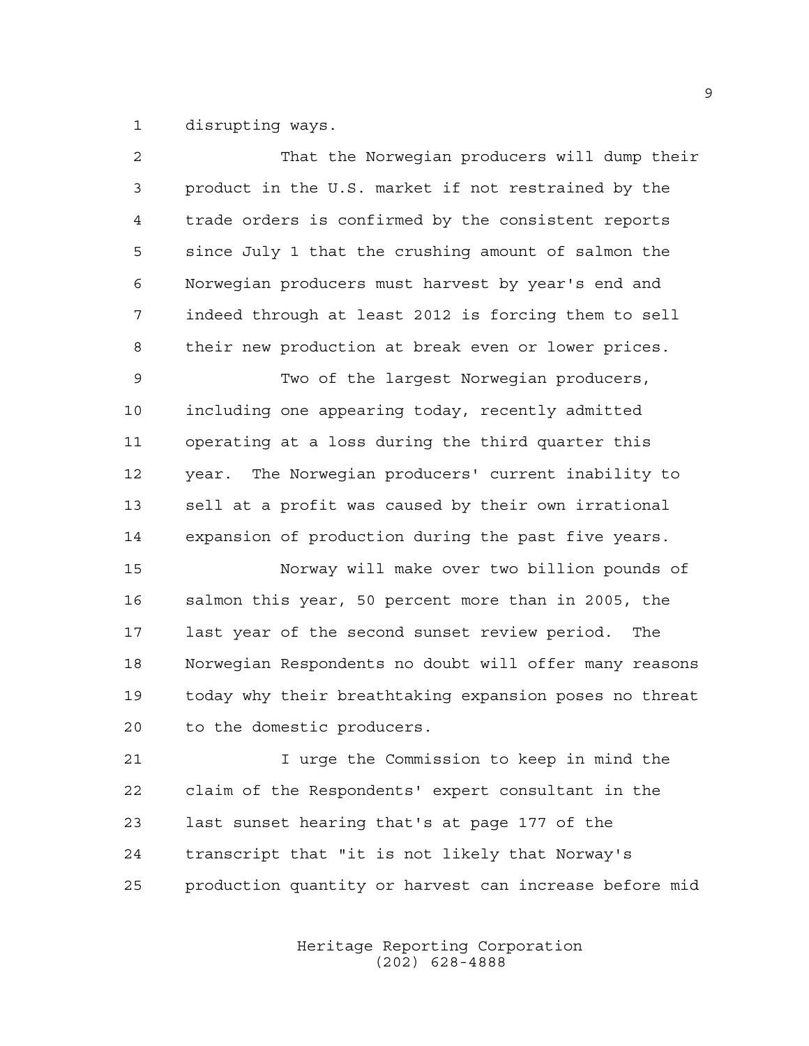disrupting ways.

That the Norwegian producers will dump their product in the U.S. market if not restrained by the trade orders is confirmed by the consistent reports since July 1 that the crushing amount of salmon the Norwegian producers must harvest by year's end and indeed through at least 2012 is forcing them to sell their new production at break even or lower prices.

Two of the largest Norwegian producers, including one appearing today, recently admitted operating at a loss during the third quarter this year. The Norwegian producers' current inability to sell at a profit was caused by their own irrational expansion of production during the past five years.

Norway will make over two billion pounds of salmon this year, 50 percent more than in 2005, the last year of the second sunset review period. The Norwegian Respondents no doubt will offer many reasons today why their breathtaking expansion poses no threat to the domestic producers.

I urge the Commission to keep in mind the claim of the Respondents' expert consultant in the last sunset hearing that's at page 177 of the transcript that "it is not likely that Norway's production quantity or harvest can increase before mid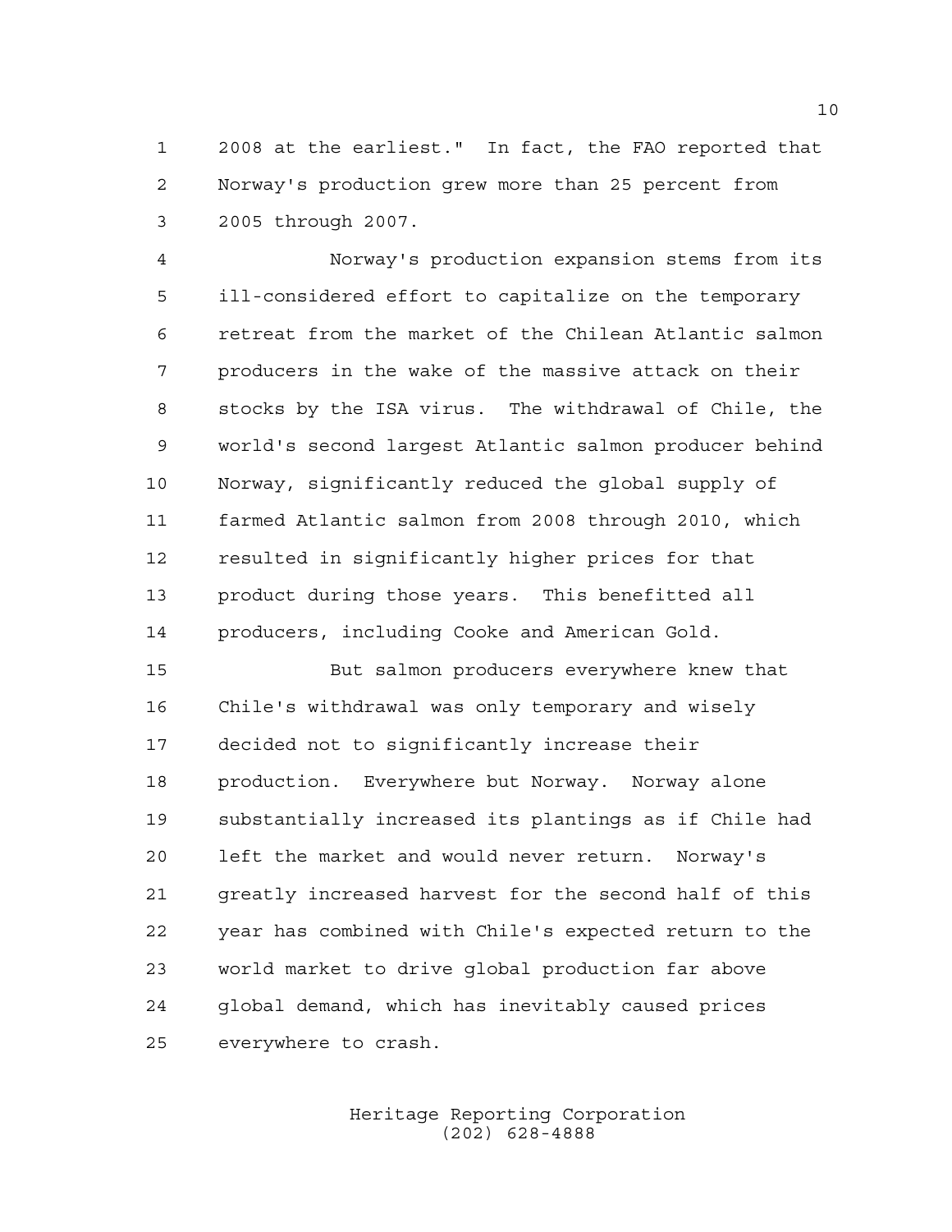2008 at the earliest." In fact, the FAO reported that Norway's production grew more than 25 percent from 2005 through 2007.

Norway's production expansion stems from its ill-considered effort to capitalize on the temporary retreat from the market of the Chilean Atlantic salmon producers in the wake of the massive attack on their stocks by the ISA virus. The withdrawal of Chile, the world's second largest Atlantic salmon producer behind Norway, significantly reduced the global supply of farmed Atlantic salmon from 2008 through 2010, which resulted in significantly higher prices for that product during those years. This benefitted all producers, including Cooke and American Gold.

But salmon producers everywhere knew that Chile's withdrawal was only temporary and wisely decided not to significantly increase their production. Everywhere but Norway. Norway alone substantially increased its plantings as if Chile had left the market and would never return. Norway's greatly increased harvest for the second half of this year has combined with Chile's expected return to the world market to drive global production far above global demand, which has inevitably caused prices everywhere to crash.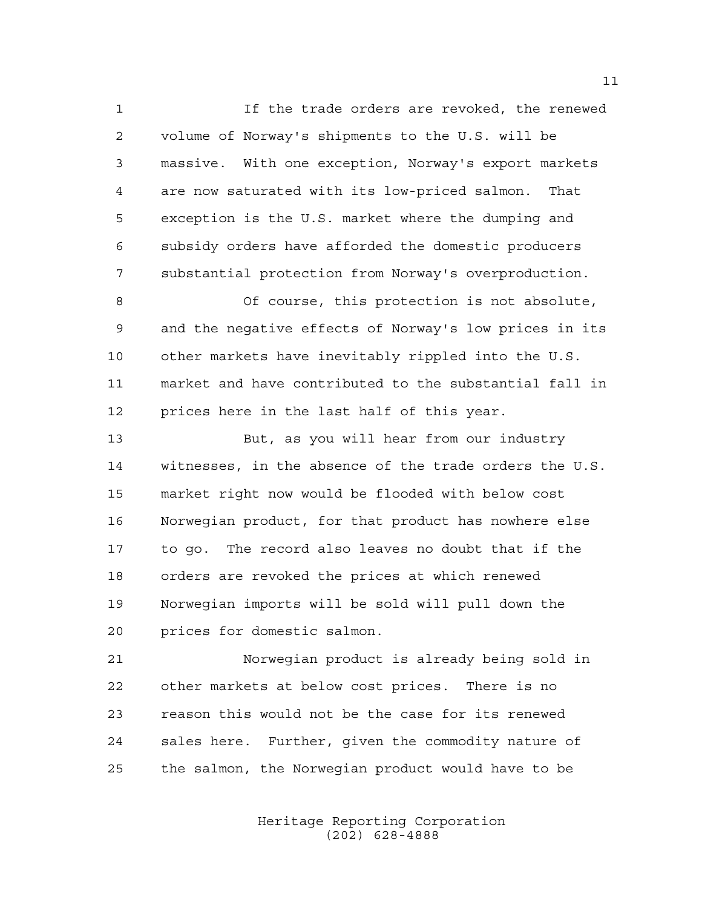If the trade orders are revoked, the renewed volume of Norway's shipments to the U.S. will be massive. With one exception, Norway's export markets are now saturated with its low-priced salmon. That exception is the U.S. market where the dumping and subsidy orders have afforded the domestic producers substantial protection from Norway's overproduction.

Of course, this protection is not absolute, and the negative effects of Norway's low prices in its other markets have inevitably rippled into the U.S. market and have contributed to the substantial fall in prices here in the last half of this year.

But, as you will hear from our industry witnesses, in the absence of the trade orders the U.S. market right now would be flooded with below cost Norwegian product, for that product has nowhere else to go. The record also leaves no doubt that if the orders are revoked the prices at which renewed Norwegian imports will be sold will pull down the prices for domestic salmon.

Norwegian product is already being sold in other markets at below cost prices. There is no reason this would not be the case for its renewed sales here. Further, given the commodity nature of the salmon, the Norwegian product would have to be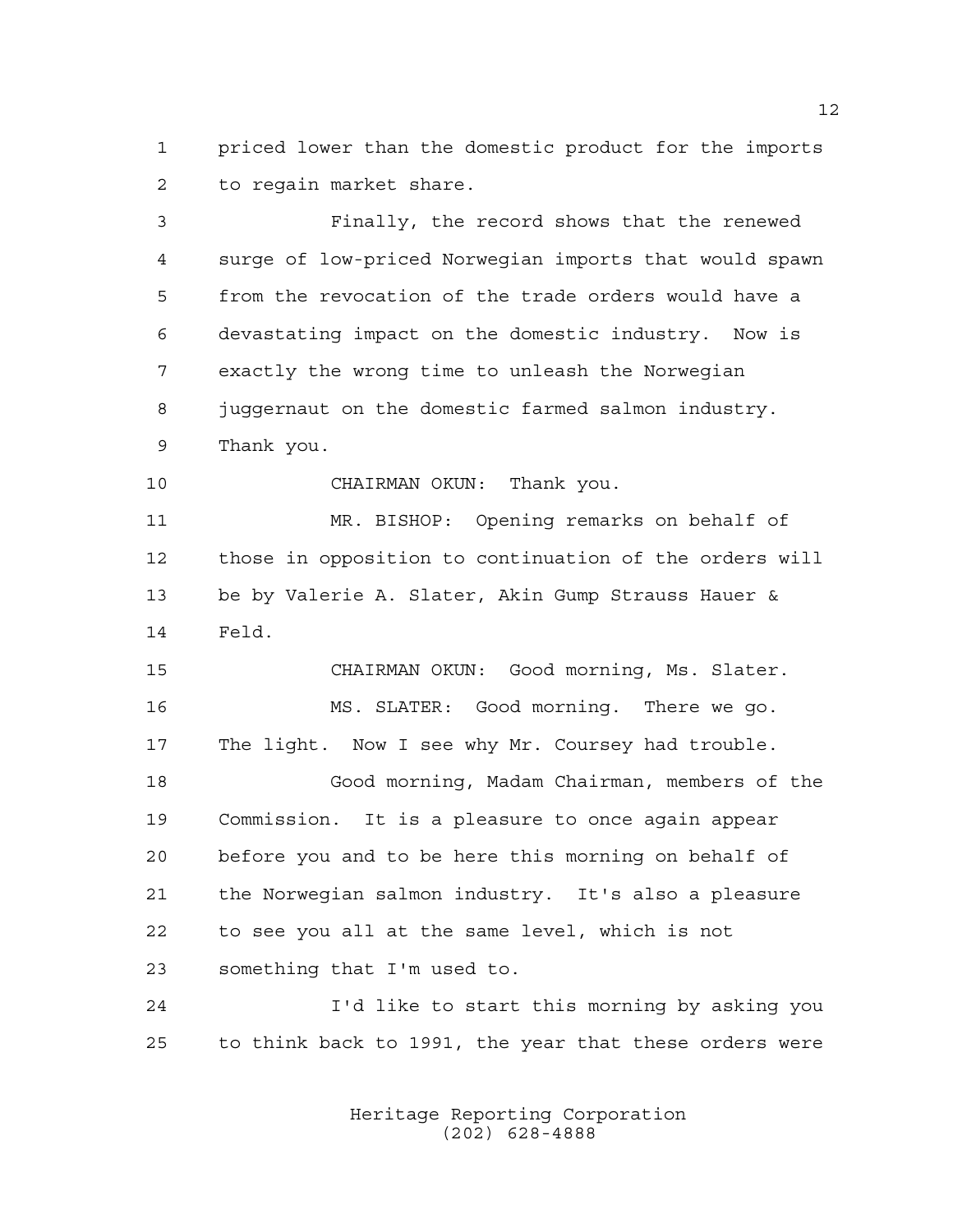priced lower than the domestic product for the imports to regain market share.

Finally, the record shows that the renewed surge of low-priced Norwegian imports that would spawn from the revocation of the trade orders would have a devastating impact on the domestic industry. Now is exactly the wrong time to unleash the Norwegian juggernaut on the domestic farmed salmon industry. Thank you.

CHAIRMAN OKUN: Thank you.

MR. BISHOP: Opening remarks on behalf of those in opposition to continuation of the orders will be by Valerie A. Slater, Akin Gump Strauss Hauer & Feld.

CHAIRMAN OKUN: Good morning, Ms. Slater.

MS. SLATER: Good morning. There we go. The light. Now I see why Mr. Coursey had trouble.

Good morning, Madam Chairman, members of the Commission. It is a pleasure to once again appear before you and to be here this morning on behalf of the Norwegian salmon industry. It's also a pleasure to see you all at the same level, which is not something that I'm used to.

I'd like to start this morning by asking you to think back to 1991, the year that these orders were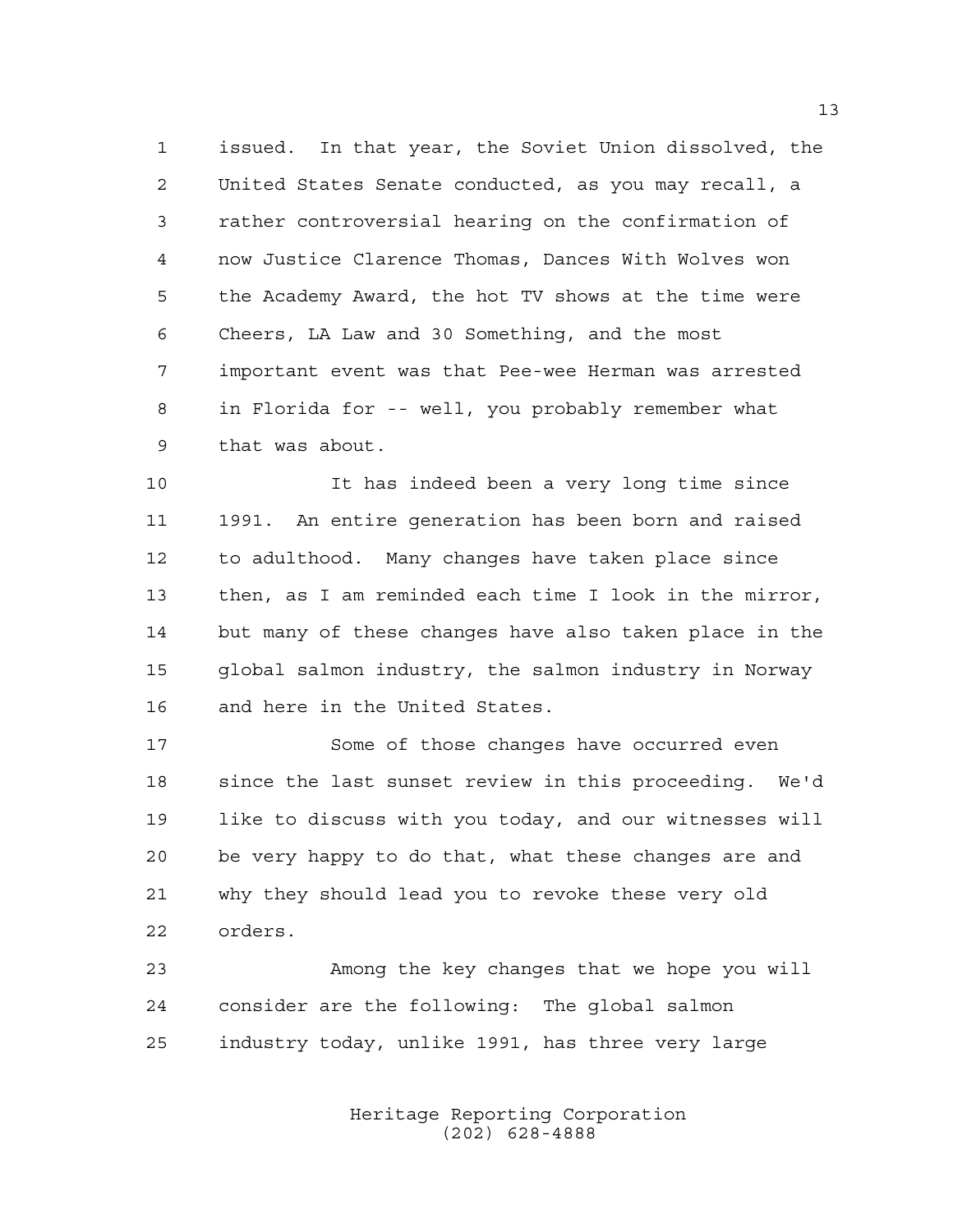issued. In that year, the Soviet Union dissolved, the United States Senate conducted, as you may recall, a rather controversial hearing on the confirmation of now Justice Clarence Thomas, Dances With Wolves won the Academy Award, the hot TV shows at the time were Cheers, LA Law and 30 Something, and the most important event was that Pee-wee Herman was arrested in Florida for -- well, you probably remember what that was about.

It has indeed been a very long time since 1991. An entire generation has been born and raised to adulthood. Many changes have taken place since then, as I am reminded each time I look in the mirror, but many of these changes have also taken place in the global salmon industry, the salmon industry in Norway and here in the United States.

Some of those changes have occurred even since the last sunset review in this proceeding. We'd like to discuss with you today, and our witnesses will be very happy to do that, what these changes are and why they should lead you to revoke these very old orders.

Among the key changes that we hope you will consider are the following: The global salmon industry today, unlike 1991, has three very large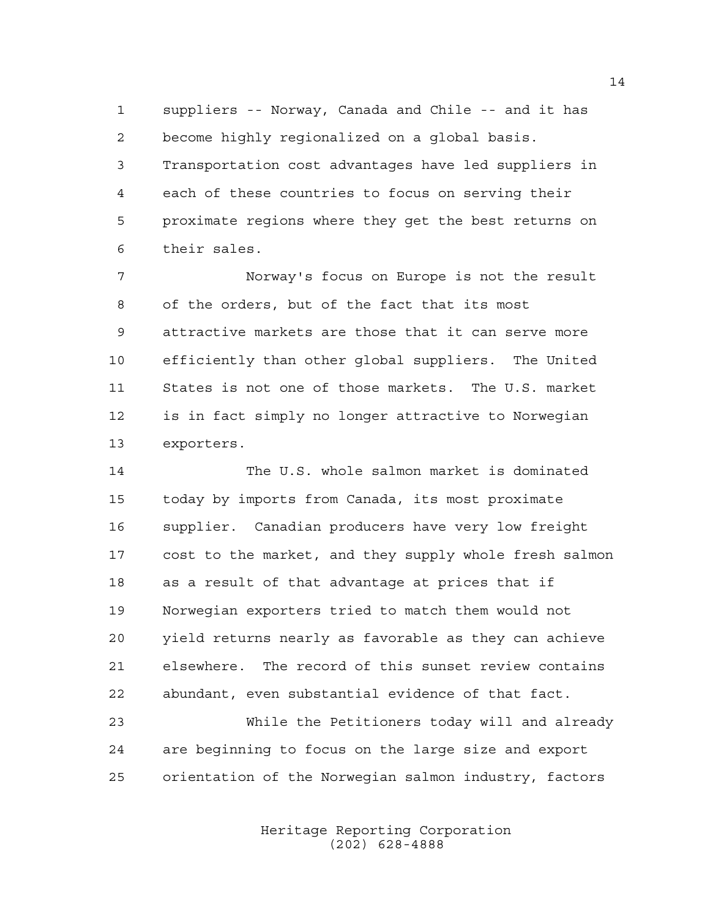suppliers -- Norway, Canada and Chile -- and it has become highly regionalized on a global basis. Transportation cost advantages have led suppliers in each of these countries to focus on serving their proximate regions where they get the best returns on their sales.

Norway's focus on Europe is not the result of the orders, but of the fact that its most attractive markets are those that it can serve more efficiently than other global suppliers. The United States is not one of those markets. The U.S. market is in fact simply no longer attractive to Norwegian exporters.

The U.S. whole salmon market is dominated today by imports from Canada, its most proximate supplier. Canadian producers have very low freight cost to the market, and they supply whole fresh salmon as a result of that advantage at prices that if Norwegian exporters tried to match them would not yield returns nearly as favorable as they can achieve elsewhere. The record of this sunset review contains abundant, even substantial evidence of that fact.

While the Petitioners today will and already are beginning to focus on the large size and export orientation of the Norwegian salmon industry, factors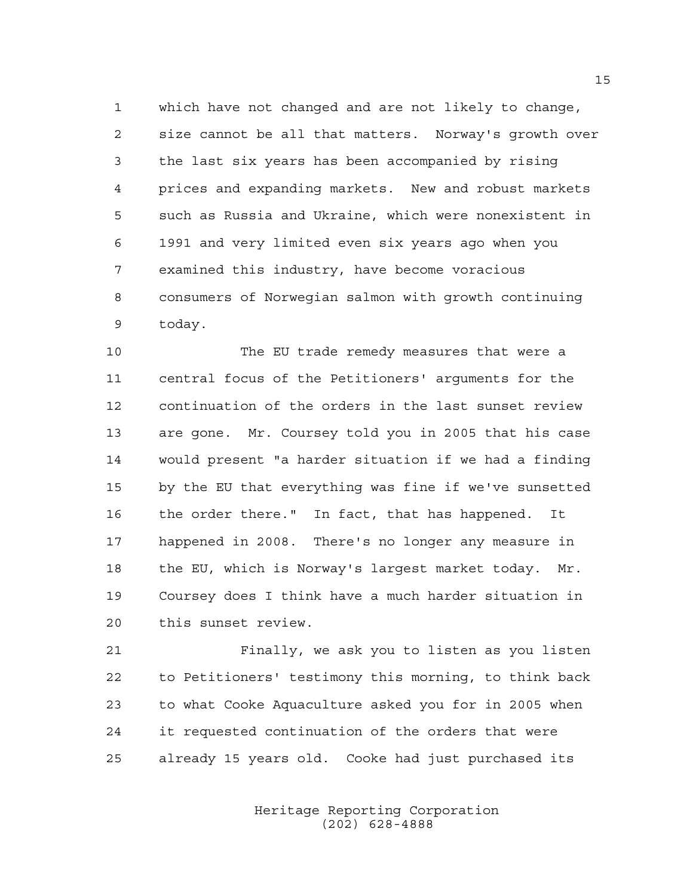which have not changed and are not likely to change, size cannot be all that matters. Norway's growth over the last six years has been accompanied by rising prices and expanding markets. New and robust markets such as Russia and Ukraine, which were nonexistent in 1991 and very limited even six years ago when you examined this industry, have become voracious consumers of Norwegian salmon with growth continuing today.

The EU trade remedy measures that were a central focus of the Petitioners' arguments for the continuation of the orders in the last sunset review are gone. Mr. Coursey told you in 2005 that his case would present "a harder situation if we had a finding by the EU that everything was fine if we've sunsetted the order there." In fact, that has happened. It happened in 2008. There's no longer any measure in the EU, which is Norway's largest market today. Mr. Coursey does I think have a much harder situation in this sunset review.

Finally, we ask you to listen as you listen to Petitioners' testimony this morning, to think back to what Cooke Aquaculture asked you for in 2005 when it requested continuation of the orders that were already 15 years old. Cooke had just purchased its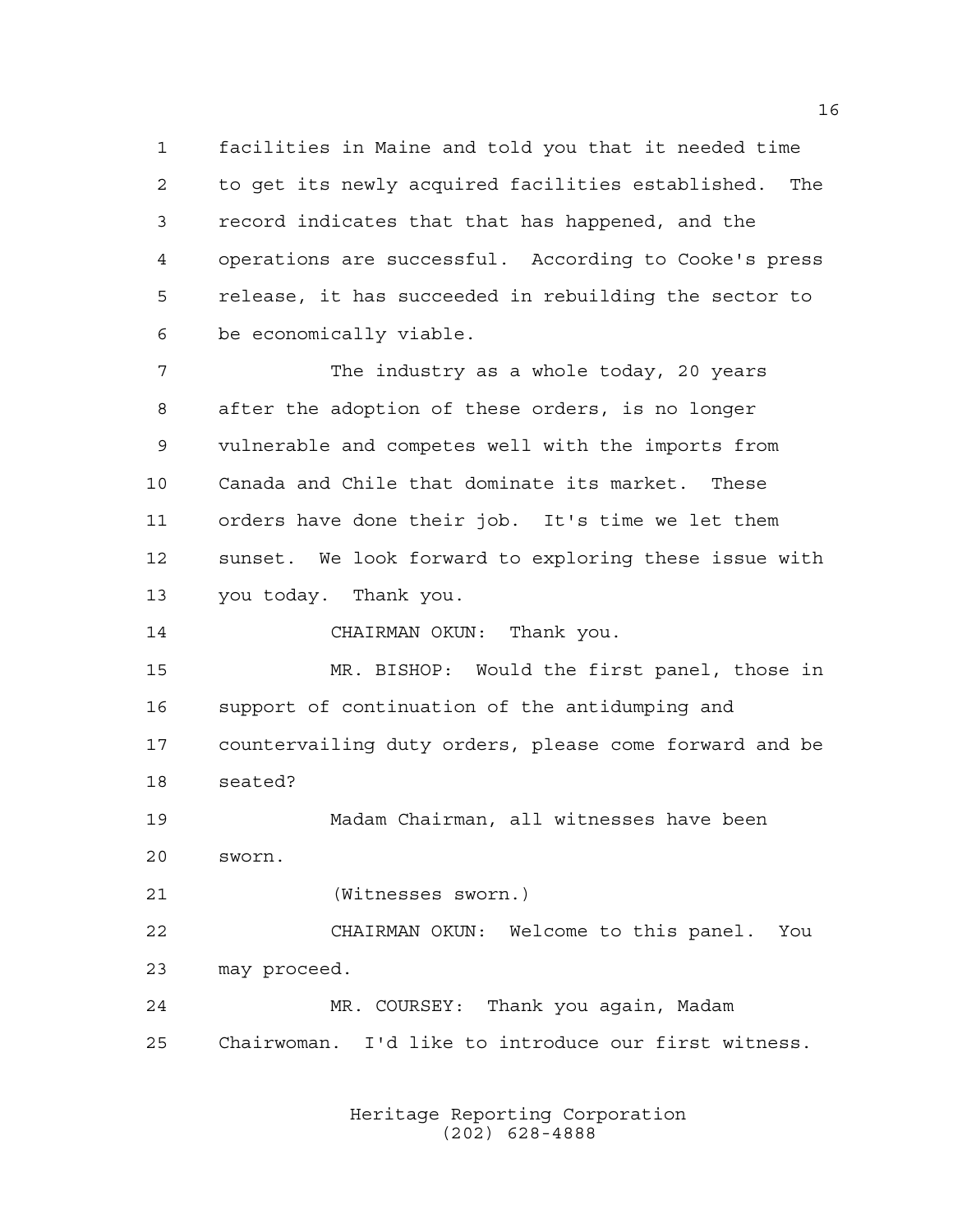facilities in Maine and told you that it needed time to get its newly acquired facilities established. The record indicates that that has happened, and the operations are successful. According to Cooke's press release, it has succeeded in rebuilding the sector to be economically viable.

The industry as a whole today, 20 years after the adoption of these orders, is no longer vulnerable and competes well with the imports from Canada and Chile that dominate its market. These orders have done their job. It's time we let them sunset. We look forward to exploring these issue with you today. Thank you.

CHAIRMAN OKUN: Thank you.

MR. BISHOP: Would the first panel, those in support of continuation of the antidumping and countervailing duty orders, please come forward and be seated?

Madam Chairman, all witnesses have been sworn.

(Witnesses sworn.)

CHAIRMAN OKUN: Welcome to this panel. You may proceed.

MR. COURSEY: Thank you again, Madam Chairwoman. I'd like to introduce our first witness.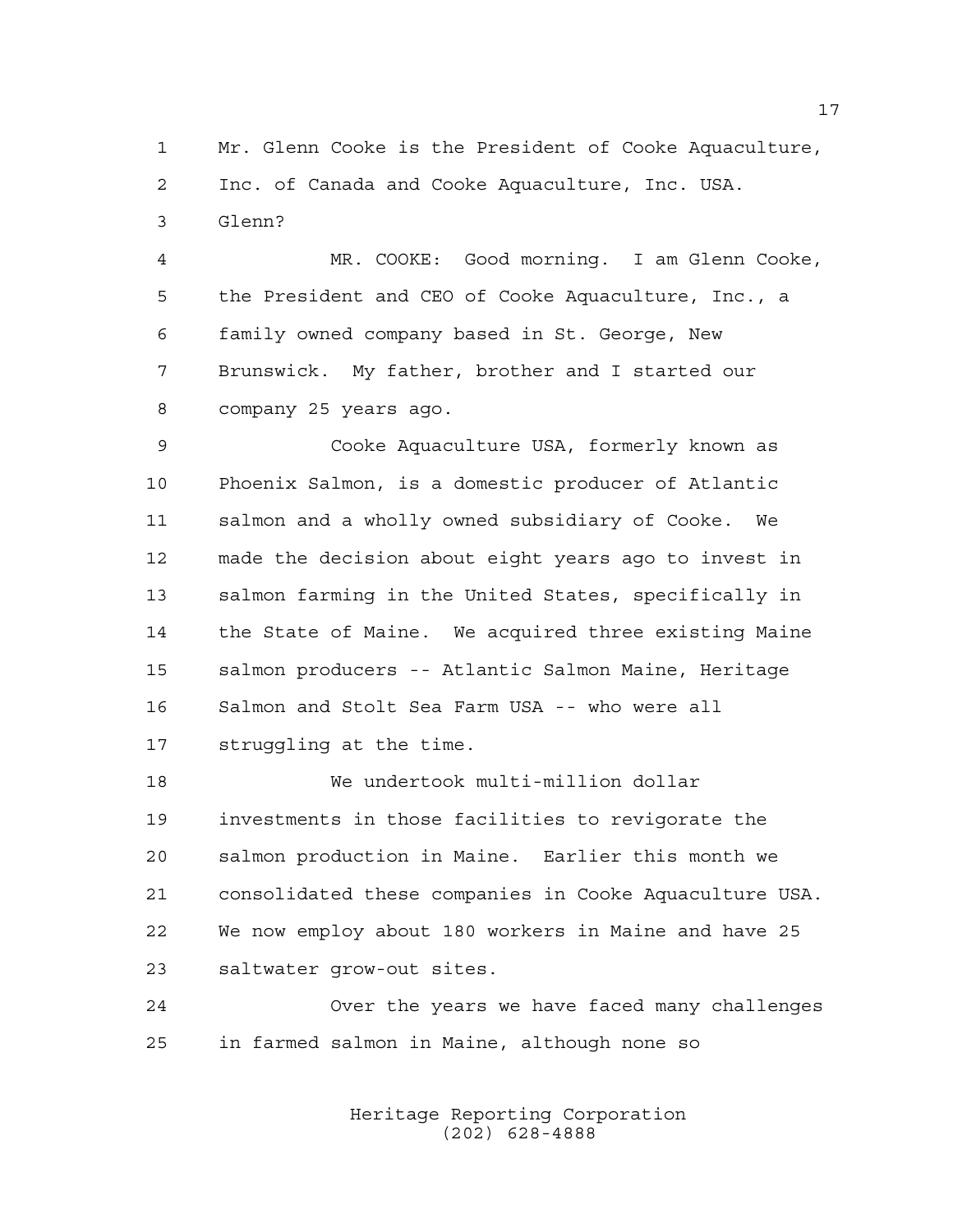Mr. Glenn Cooke is the President of Cooke Aquaculture, Inc. of Canada and Cooke Aquaculture, Inc. USA. Glenn?

MR. COOKE: Good morning. I am Glenn Cooke, the President and CEO of Cooke Aquaculture, Inc., a family owned company based in St. George, New Brunswick. My father, brother and I started our company 25 years ago.

Cooke Aquaculture USA, formerly known as Phoenix Salmon, is a domestic producer of Atlantic salmon and a wholly owned subsidiary of Cooke. We made the decision about eight years ago to invest in salmon farming in the United States, specifically in the State of Maine. We acquired three existing Maine salmon producers -- Atlantic Salmon Maine, Heritage Salmon and Stolt Sea Farm USA -- who were all struggling at the time.

We undertook multi-million dollar investments in those facilities to revigorate the salmon production in Maine. Earlier this month we consolidated these companies in Cooke Aquaculture USA. We now employ about 180 workers in Maine and have 25 saltwater grow-out sites.

Over the years we have faced many challenges in farmed salmon in Maine, although none so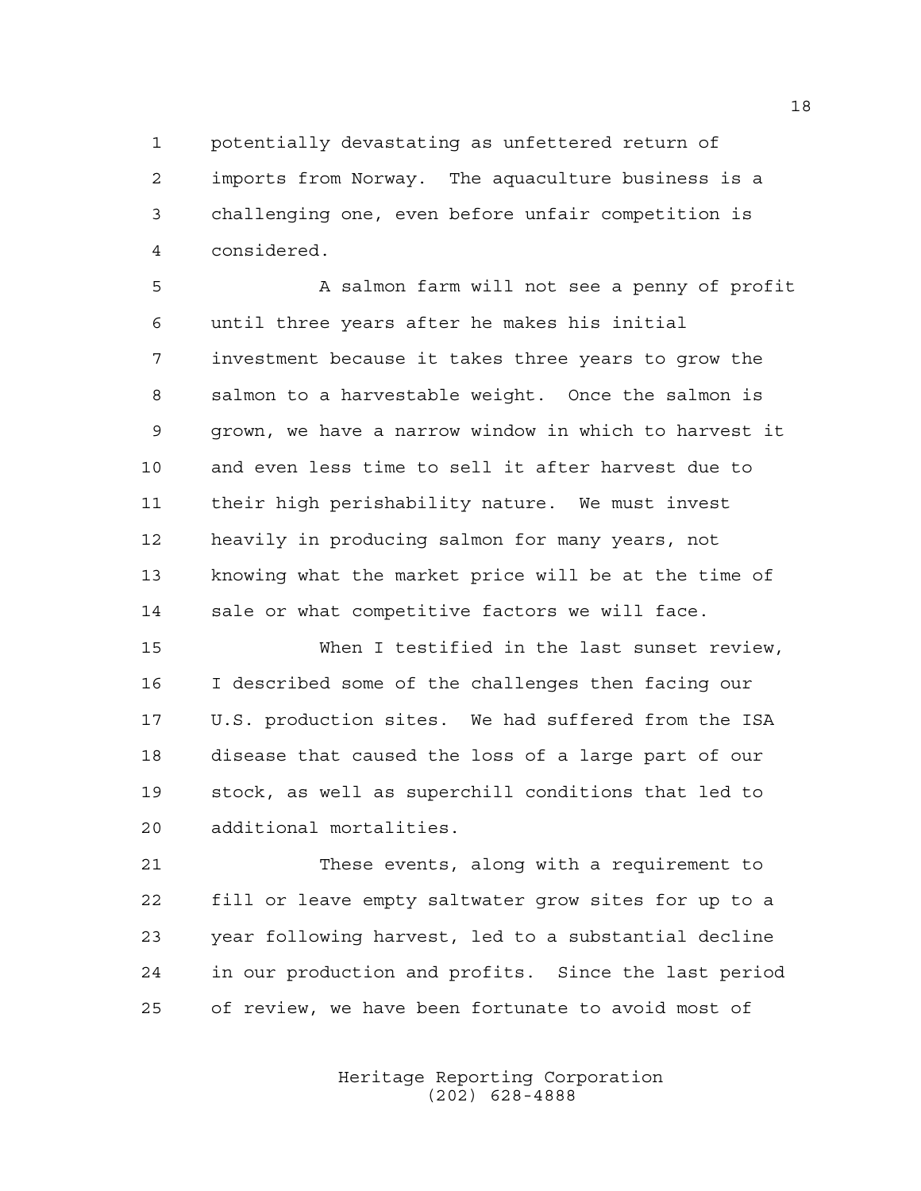potentially devastating as unfettered return of imports from Norway. The aquaculture business is a challenging one, even before unfair competition is considered.

A salmon farm will not see a penny of profit until three years after he makes his initial investment because it takes three years to grow the salmon to a harvestable weight. Once the salmon is grown, we have a narrow window in which to harvest it and even less time to sell it after harvest due to their high perishability nature. We must invest heavily in producing salmon for many years, not knowing what the market price will be at the time of sale or what competitive factors we will face.

When I testified in the last sunset review, I described some of the challenges then facing our U.S. production sites. We had suffered from the ISA disease that caused the loss of a large part of our stock, as well as superchill conditions that led to additional mortalities.

These events, along with a requirement to fill or leave empty saltwater grow sites for up to a year following harvest, led to a substantial decline in our production and profits. Since the last period of review, we have been fortunate to avoid most of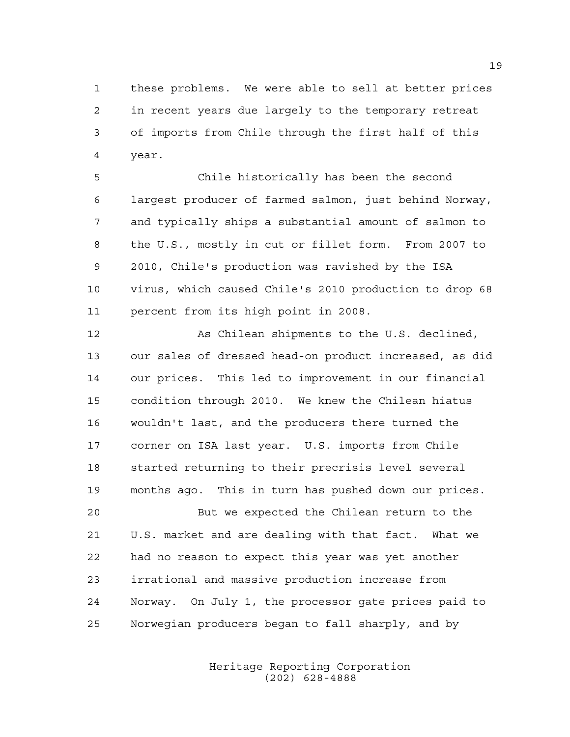these problems. We were able to sell at better prices in recent years due largely to the temporary retreat of imports from Chile through the first half of this year.

Chile historically has been the second largest producer of farmed salmon, just behind Norway, and typically ships a substantial amount of salmon to the U.S., mostly in cut or fillet form. From 2007 to 2010, Chile's production was ravished by the ISA virus, which caused Chile's 2010 production to drop 68 percent from its high point in 2008.

As Chilean shipments to the U.S. declined, our sales of dressed head-on product increased, as did our prices. This led to improvement in our financial condition through 2010. We knew the Chilean hiatus wouldn't last, and the producers there turned the corner on ISA last year. U.S. imports from Chile started returning to their precrisis level several months ago. This in turn has pushed down our prices.

But we expected the Chilean return to the U.S. market and are dealing with that fact. What we had no reason to expect this year was yet another irrational and massive production increase from Norway. On July 1, the processor gate prices paid to Norwegian producers began to fall sharply, and by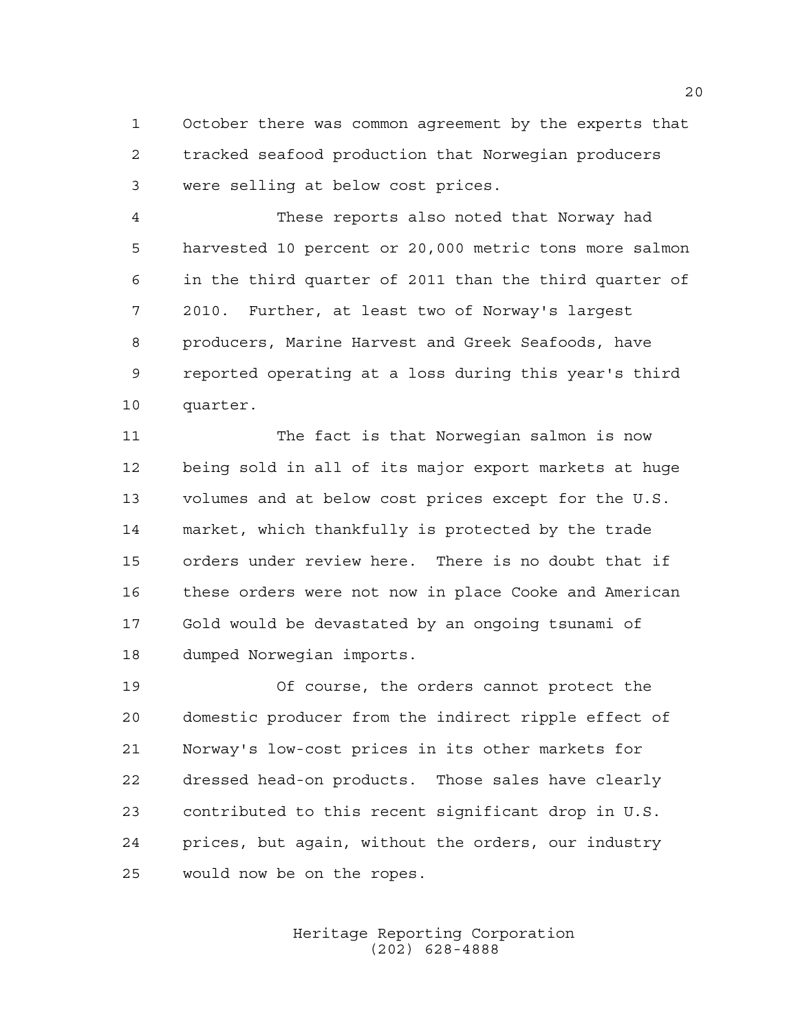October there was common agreement by the experts that tracked seafood production that Norwegian producers were selling at below cost prices.

These reports also noted that Norway had harvested 10 percent or 20,000 metric tons more salmon in the third quarter of 2011 than the third quarter of 2010. Further, at least two of Norway's largest producers, Marine Harvest and Greek Seafoods, have reported operating at a loss during this year's third quarter.

The fact is that Norwegian salmon is now being sold in all of its major export markets at huge volumes and at below cost prices except for the U.S. market, which thankfully is protected by the trade orders under review here. There is no doubt that if these orders were not now in place Cooke and American Gold would be devastated by an ongoing tsunami of dumped Norwegian imports.

Of course, the orders cannot protect the domestic producer from the indirect ripple effect of Norway's low-cost prices in its other markets for dressed head-on products. Those sales have clearly contributed to this recent significant drop in U.S. prices, but again, without the orders, our industry would now be on the ropes.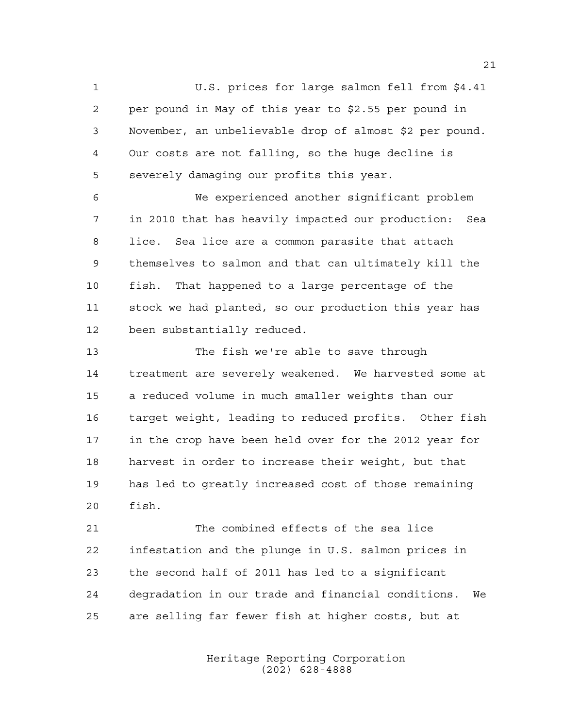U.S. prices for large salmon fell from $4.41 per pound in May of this year to $2.55 per pound in November, an unbelievable drop of almost $2 per pound. Our costs are not falling, so the huge decline is severely damaging our profits this year.

We experienced another significant problem in 2010 that has heavily impacted our production: Sea lice. Sea lice are a common parasite that attach themselves to salmon and that can ultimately kill the fish. That happened to a large percentage of the stock we had planted, so our production this year has been substantially reduced.

The fish we're able to save through treatment are severely weakened. We harvested some at a reduced volume in much smaller weights than our target weight, leading to reduced profits. Other fish in the crop have been held over for the 2012 year for harvest in order to increase their weight, but that has led to greatly increased cost of those remaining fish.

The combined effects of the sea lice infestation and the plunge in U.S. salmon prices in the second half of 2011 has led to a significant degradation in our trade and financial conditions. We are selling far fewer fish at higher costs, but at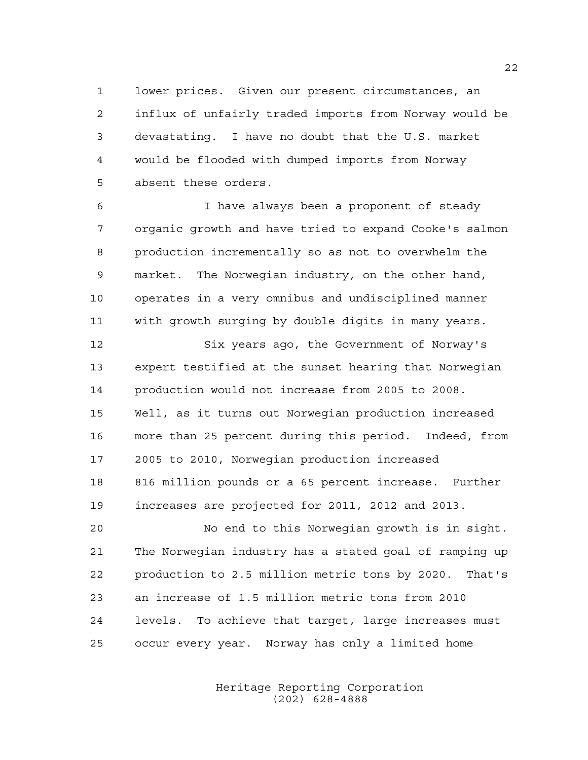lower prices. Given our present circumstances, an influx of unfairly traded imports from Norway would be devastating. I have no doubt that the U.S. market would be flooded with dumped imports from Norway absent these orders.

I have always been a proponent of steady organic growth and have tried to expand Cooke's salmon production incrementally so as not to overwhelm the market. The Norwegian industry, on the other hand, operates in a very omnibus and undisciplined manner with growth surging by double digits in many years.

Six years ago, the Government of Norway's expert testified at the sunset hearing that Norwegian production would not increase from 2005 to 2008. Well, as it turns out Norwegian production increased more than 25 percent during this period. Indeed, from 2005 to 2010, Norwegian production increased 816 million pounds or a 65 percent increase. Further increases are projected for 2011, 2012 and 2013.

No end to this Norwegian growth is in sight. The Norwegian industry has a stated goal of ramping up production to 2.5 million metric tons by 2020. That's an increase of 1.5 million metric tons from 2010 levels. To achieve that target, large increases must occur every year. Norway has only a limited home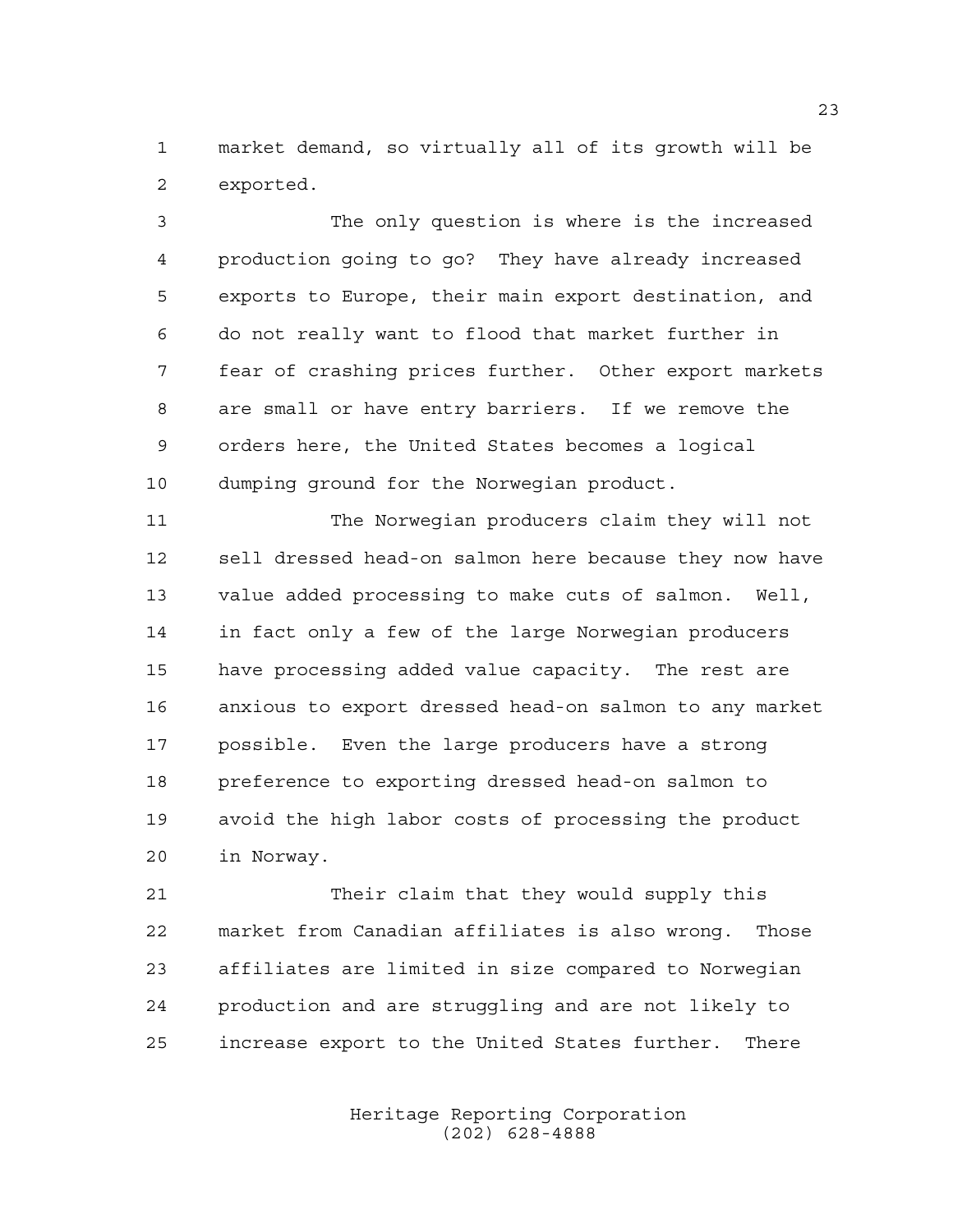market demand, so virtually all of its growth will be exported.

The only question is where is the increased production going to go? They have already increased exports to Europe, their main export destination, and do not really want to flood that market further in fear of crashing prices further. Other export markets are small or have entry barriers. If we remove the orders here, the United States becomes a logical dumping ground for the Norwegian product.

The Norwegian producers claim they will not sell dressed head-on salmon here because they now have value added processing to make cuts of salmon. Well, in fact only a few of the large Norwegian producers have processing added value capacity. The rest are anxious to export dressed head-on salmon to any market possible. Even the large producers have a strong preference to exporting dressed head-on salmon to avoid the high labor costs of processing the product in Norway.

Their claim that they would supply this market from Canadian affiliates is also wrong. Those affiliates are limited in size compared to Norwegian production and are struggling and are not likely to increase export to the United States further. There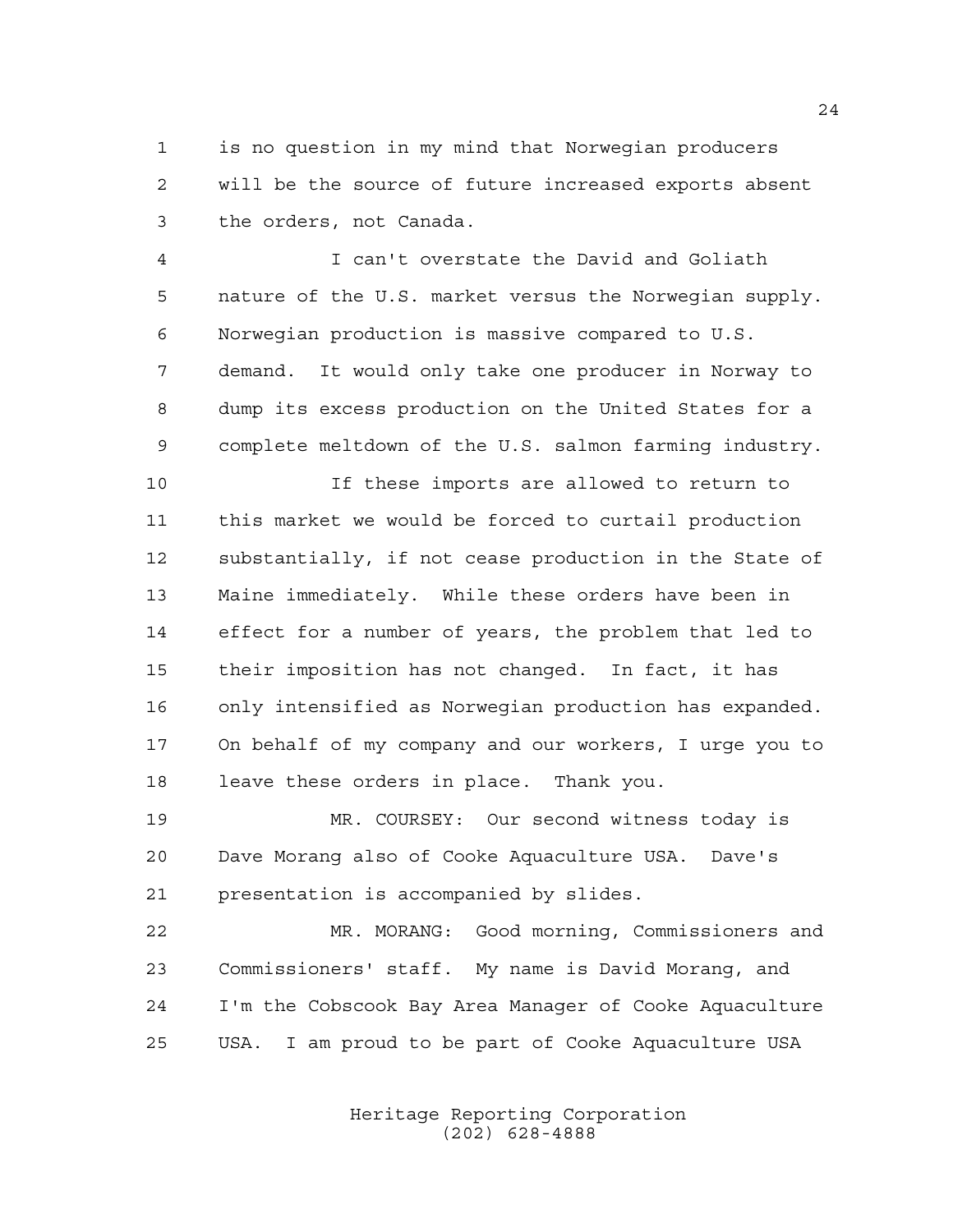is no question in my mind that Norwegian producers will be the source of future increased exports absent the orders, not Canada.

I can't overstate the David and Goliath nature of the U.S. market versus the Norwegian supply. Norwegian production is massive compared to U.S. demand. It would only take one producer in Norway to dump its excess production on the United States for a complete meltdown of the U.S. salmon farming industry.

If these imports are allowed to return to this market we would be forced to curtail production substantially, if not cease production in the State of Maine immediately. While these orders have been in effect for a number of years, the problem that led to their imposition has not changed. In fact, it has only intensified as Norwegian production has expanded. On behalf of my company and our workers, I urge you to leave these orders in place. Thank you.

MR. COURSEY: Our second witness today is Dave Morang also of Cooke Aquaculture USA. Dave's presentation is accompanied by slides.

MR. MORANG: Good morning, Commissioners and Commissioners' staff. My name is David Morang, and I'm the Cobscook Bay Area Manager of Cooke Aquaculture USA. I am proud to be part of Cooke Aquaculture USA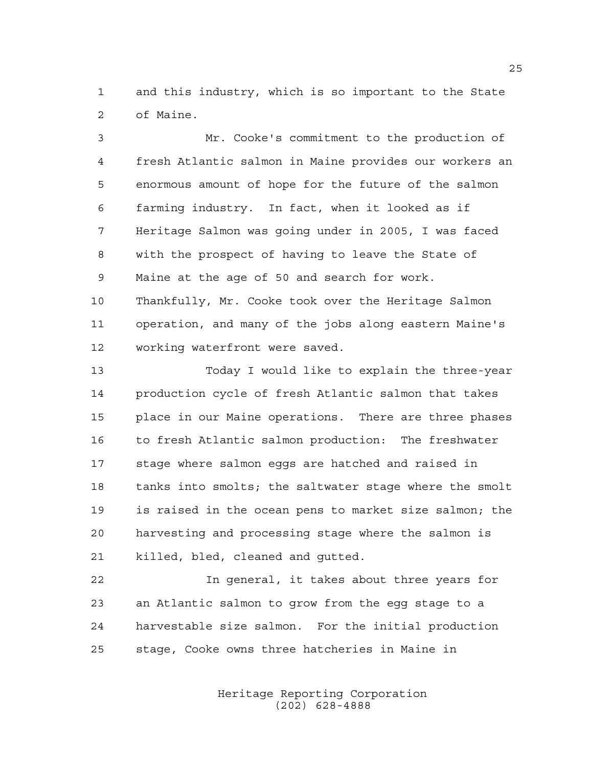and this industry, which is so important to the State of Maine.

Mr. Cooke's commitment to the production of fresh Atlantic salmon in Maine provides our workers an enormous amount of hope for the future of the salmon farming industry. In fact, when it looked as if Heritage Salmon was going under in 2005, I was faced with the prospect of having to leave the State of Maine at the age of 50 and search for work. Thankfully, Mr. Cooke took over the Heritage Salmon operation, and many of the jobs along eastern Maine's working waterfront were saved.

Today I would like to explain the three-year production cycle of fresh Atlantic salmon that takes place in our Maine operations. There are three phases to fresh Atlantic salmon production: The freshwater stage where salmon eggs are hatched and raised in tanks into smolts; the saltwater stage where the smolt is raised in the ocean pens to market size salmon; the harvesting and processing stage where the salmon is killed, bled, cleaned and gutted.

In general, it takes about three years for an Atlantic salmon to grow from the egg stage to a harvestable size salmon. For the initial production stage, Cooke owns three hatcheries in Maine in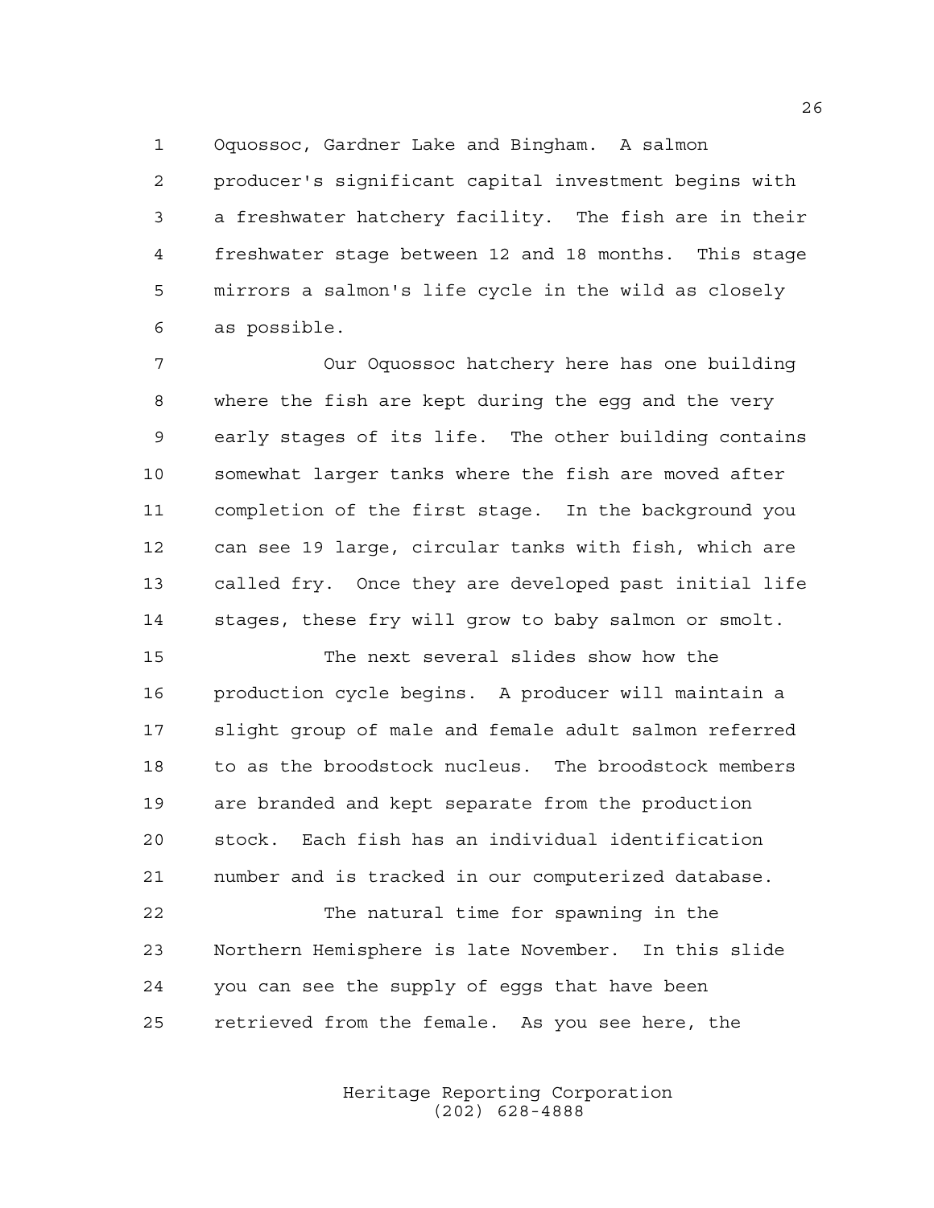Oquossoc, Gardner Lake and Bingham. A salmon producer's significant capital investment begins with a freshwater hatchery facility. The fish are in their freshwater stage between 12 and 18 months. This stage mirrors a salmon's life cycle in the wild as closely as possible.

Our Oquossoc hatchery here has one building where the fish are kept during the egg and the very early stages of its life. The other building contains somewhat larger tanks where the fish are moved after completion of the first stage. In the background you can see 19 large, circular tanks with fish, which are called fry. Once they are developed past initial life stages, these fry will grow to baby salmon or smolt.

The next several slides show how the production cycle begins. A producer will maintain a slight group of male and female adult salmon referred to as the broodstock nucleus. The broodstock members are branded and kept separate from the production stock. Each fish has an individual identification number and is tracked in our computerized database.

The natural time for spawning in the Northern Hemisphere is late November. In this slide you can see the supply of eggs that have been retrieved from the female. As you see here, the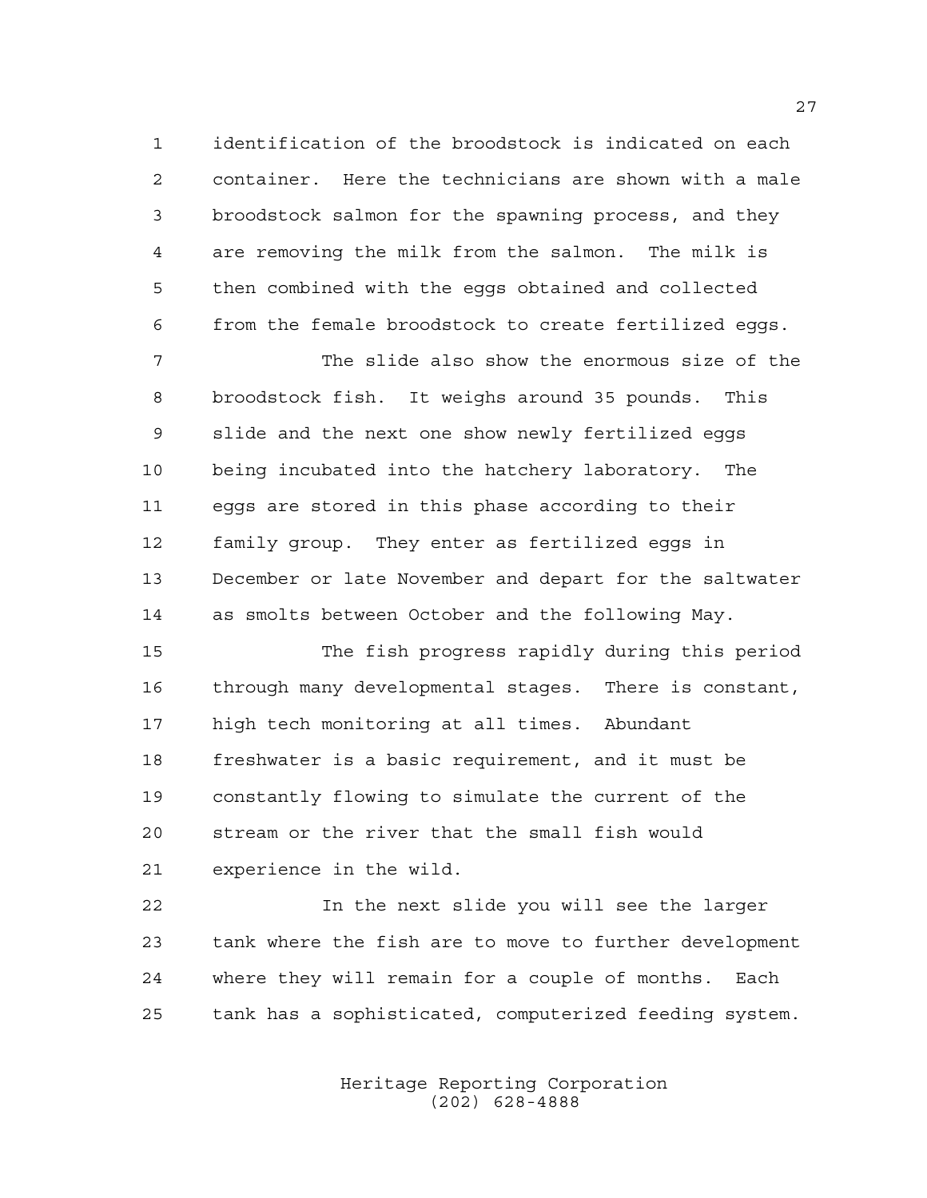identification of the broodstock is indicated on each container. Here the technicians are shown with a male broodstock salmon for the spawning process, and they are removing the milk from the salmon. The milk is then combined with the eggs obtained and collected from the female broodstock to create fertilized eggs.

The slide also show the enormous size of the broodstock fish. It weighs around 35 pounds. This slide and the next one show newly fertilized eggs being incubated into the hatchery laboratory. The eggs are stored in this phase according to their family group. They enter as fertilized eggs in December or late November and depart for the saltwater as smolts between October and the following May.

The fish progress rapidly during this period through many developmental stages. There is constant, high tech monitoring at all times. Abundant freshwater is a basic requirement, and it must be constantly flowing to simulate the current of the stream or the river that the small fish would experience in the wild.

In the next slide you will see the larger tank where the fish are to move to further development where they will remain for a couple of months. Each tank has a sophisticated, computerized feeding system.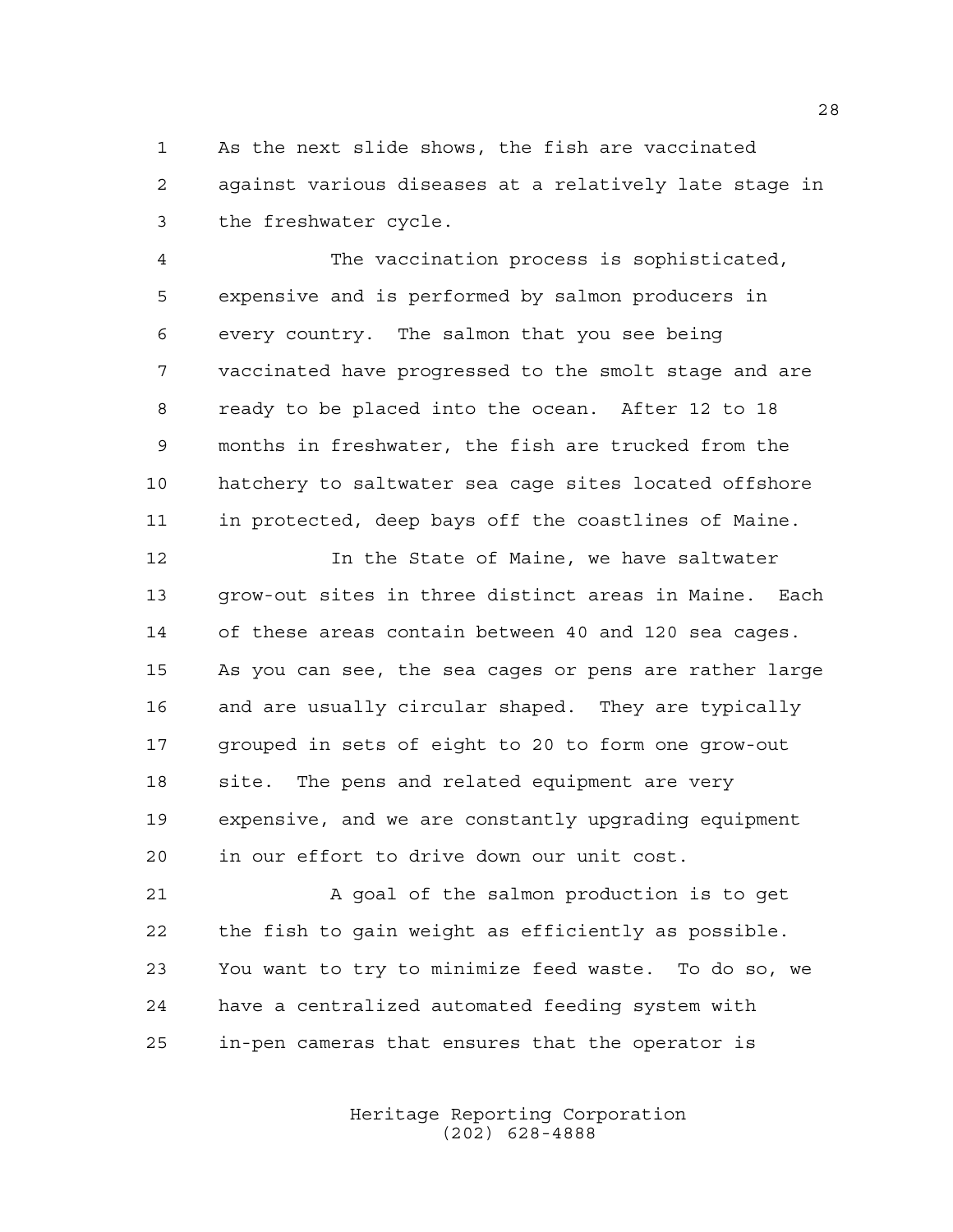As the next slide shows, the fish are vaccinated against various diseases at a relatively late stage in the freshwater cycle.

The vaccination process is sophisticated, expensive and is performed by salmon producers in every country. The salmon that you see being vaccinated have progressed to the smolt stage and are ready to be placed into the ocean. After 12 to 18 months in freshwater, the fish are trucked from the hatchery to saltwater sea cage sites located offshore in protected, deep bays off the coastlines of Maine.

In the State of Maine, we have saltwater grow-out sites in three distinct areas in Maine. Each of these areas contain between 40 and 120 sea cages. As you can see, the sea cages or pens are rather large and are usually circular shaped. They are typically grouped in sets of eight to 20 to form one grow-out site. The pens and related equipment are very expensive, and we are constantly upgrading equipment in our effort to drive down our unit cost.

A goal of the salmon production is to get the fish to gain weight as efficiently as possible. You want to try to minimize feed waste. To do so, we have a centralized automated feeding system with in-pen cameras that ensures that the operator is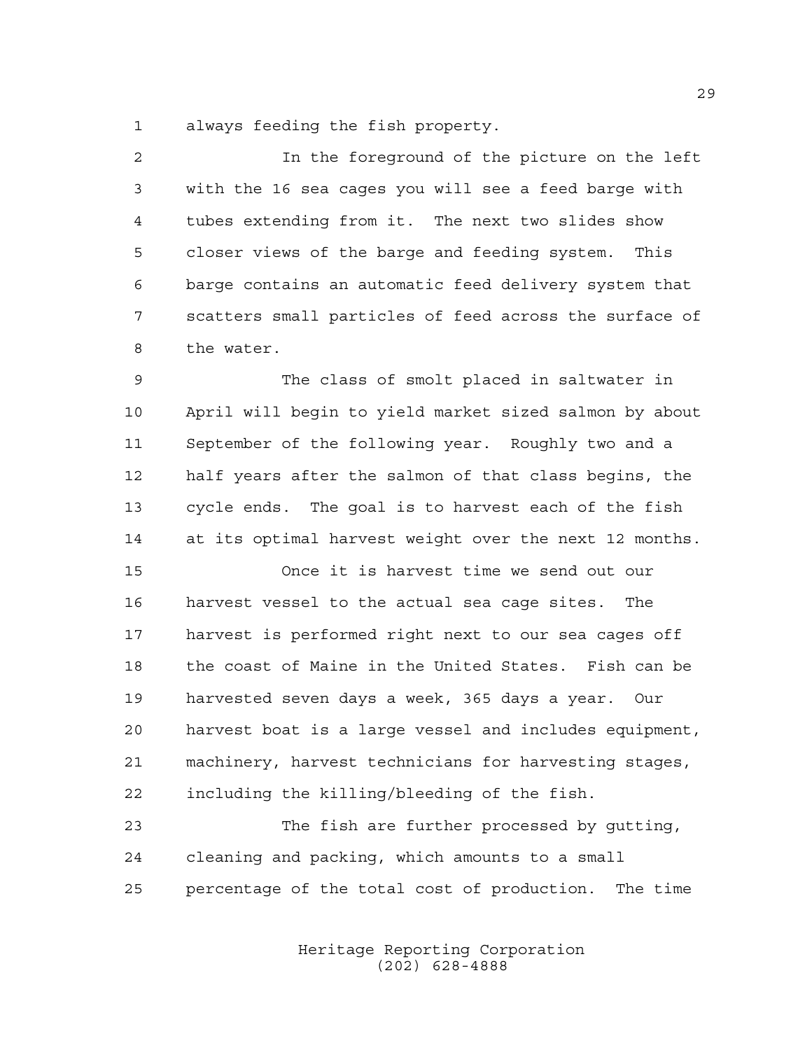always feeding the fish property.

In the foreground of the picture on the left with the 16 sea cages you will see a feed barge with tubes extending from it. The next two slides show closer views of the barge and feeding system. This barge contains an automatic feed delivery system that scatters small particles of feed across the surface of the water.

The class of smolt placed in saltwater in April will begin to yield market sized salmon by about September of the following year. Roughly two and a half years after the salmon of that class begins, the cycle ends. The goal is to harvest each of the fish at its optimal harvest weight over the next 12 months.

Once it is harvest time we send out our harvest vessel to the actual sea cage sites. The harvest is performed right next to our sea cages off the coast of Maine in the United States. Fish can be harvested seven days a week, 365 days a year. Our harvest boat is a large vessel and includes equipment, machinery, harvest technicians for harvesting stages, including the killing/bleeding of the fish.

The fish are further processed by gutting, cleaning and packing, which amounts to a small percentage of the total cost of production. The time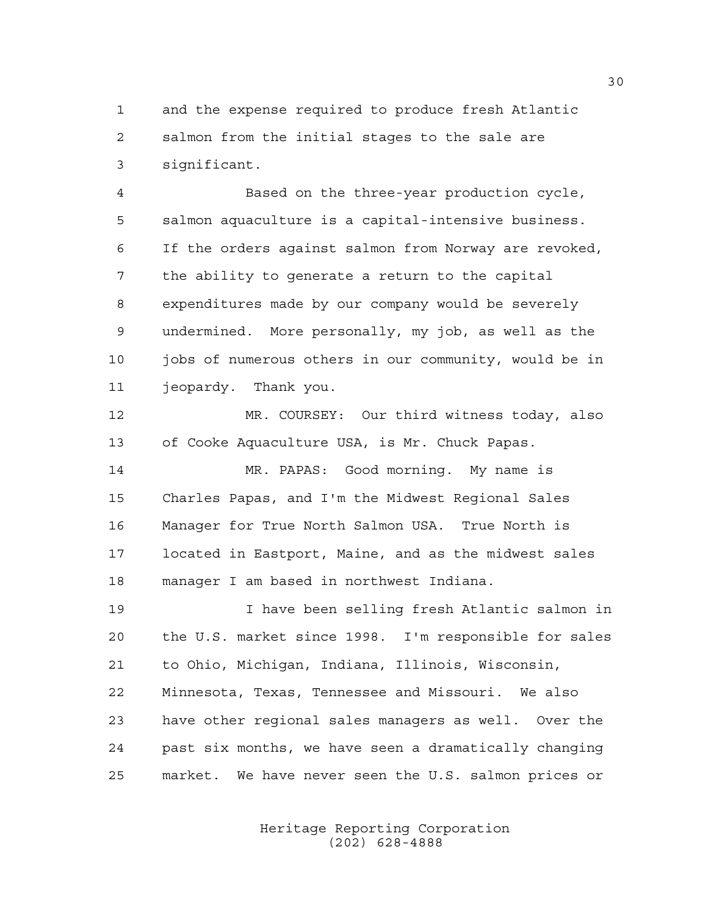and the expense required to produce fresh Atlantic salmon from the initial stages to the sale are significant.

Based on the three-year production cycle, salmon aquaculture is a capital-intensive business. If the orders against salmon from Norway are revoked, the ability to generate a return to the capital expenditures made by our company would be severely undermined. More personally, my job, as well as the jobs of numerous others in our community, would be in jeopardy. Thank you.

MR. COURSEY: Our third witness today, also of Cooke Aquaculture USA, is Mr. Chuck Papas.

MR. PAPAS: Good morning. My name is Charles Papas, and I'm the Midwest Regional Sales Manager for True North Salmon USA. True North is located in Eastport, Maine, and as the midwest sales manager I am based in northwest Indiana.

I have been selling fresh Atlantic salmon in the U.S. market since 1998. I'm responsible for sales to Ohio, Michigan, Indiana, Illinois, Wisconsin, Minnesota, Texas, Tennessee and Missouri. We also have other regional sales managers as well. Over the past six months, we have seen a dramatically changing market. We have never seen the U.S. salmon prices or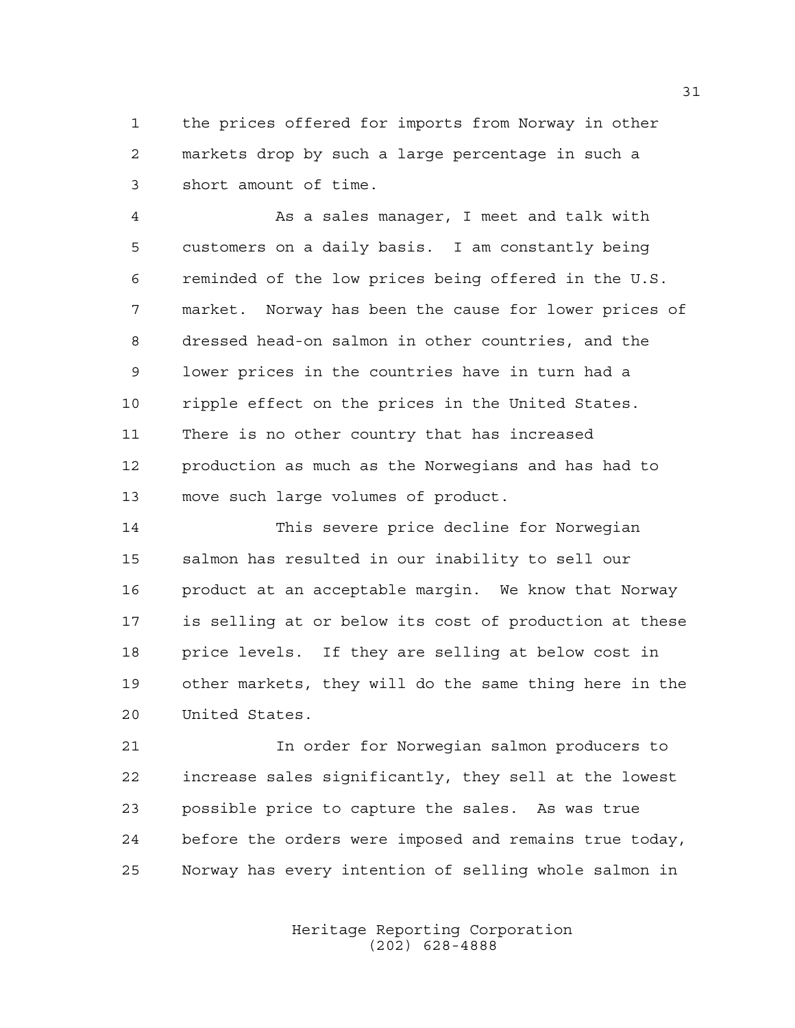the prices offered for imports from Norway in other markets drop by such a large percentage in such a short amount of time.

As a sales manager, I meet and talk with customers on a daily basis. I am constantly being reminded of the low prices being offered in the U.S. market. Norway has been the cause for lower prices of dressed head-on salmon in other countries, and the lower prices in the countries have in turn had a ripple effect on the prices in the United States. There is no other country that has increased production as much as the Norwegians and has had to move such large volumes of product.

This severe price decline for Norwegian salmon has resulted in our inability to sell our product at an acceptable margin. We know that Norway is selling at or below its cost of production at these price levels. If they are selling at below cost in other markets, they will do the same thing here in the United States.

In order for Norwegian salmon producers to increase sales significantly, they sell at the lowest possible price to capture the sales. As was true before the orders were imposed and remains true today, Norway has every intention of selling whole salmon in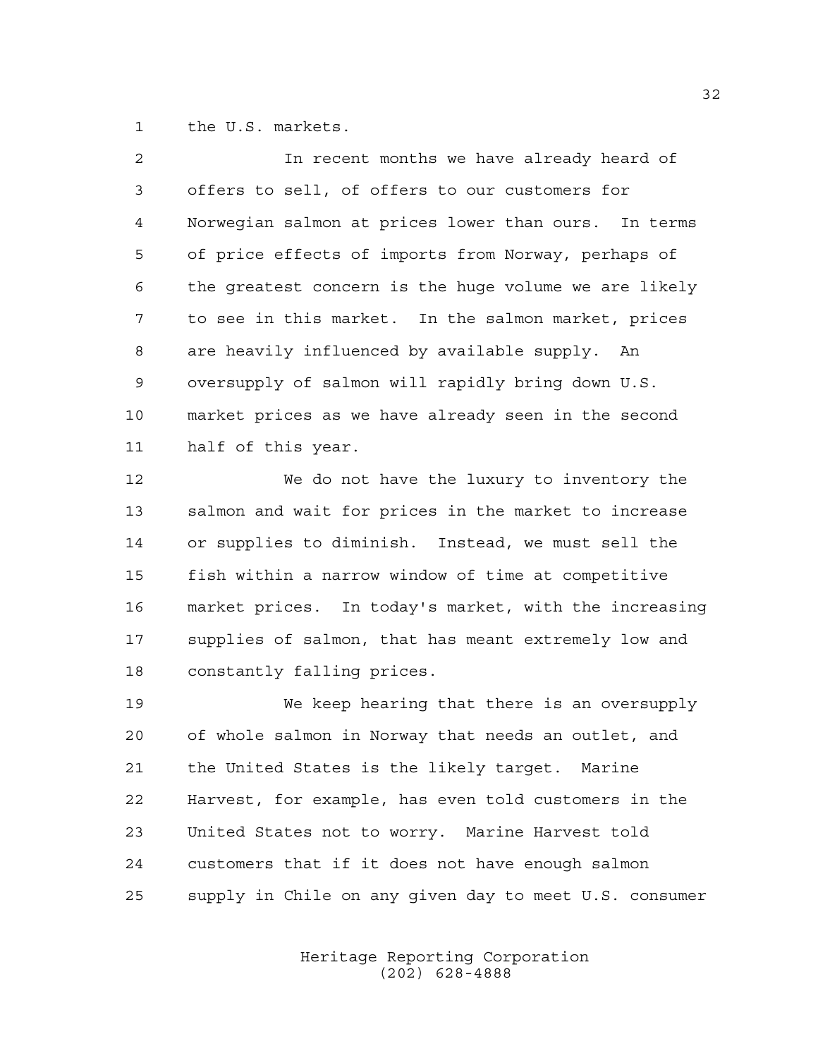the U.S. markets.

In recent months we have already heard of offers to sell, of offers to our customers for Norwegian salmon at prices lower than ours. In terms of price effects of imports from Norway, perhaps of the greatest concern is the huge volume we are likely to see in this market. In the salmon market, prices are heavily influenced by available supply. An oversupply of salmon will rapidly bring down U.S. market prices as we have already seen in the second half of this year.

We do not have the luxury to inventory the salmon and wait for prices in the market to increase or supplies to diminish. Instead, we must sell the fish within a narrow window of time at competitive market prices. In today's market, with the increasing supplies of salmon, that has meant extremely low and constantly falling prices.

We keep hearing that there is an oversupply of whole salmon in Norway that needs an outlet, and the United States is the likely target. Marine Harvest, for example, has even told customers in the United States not to worry. Marine Harvest told customers that if it does not have enough salmon supply in Chile on any given day to meet U.S. consumer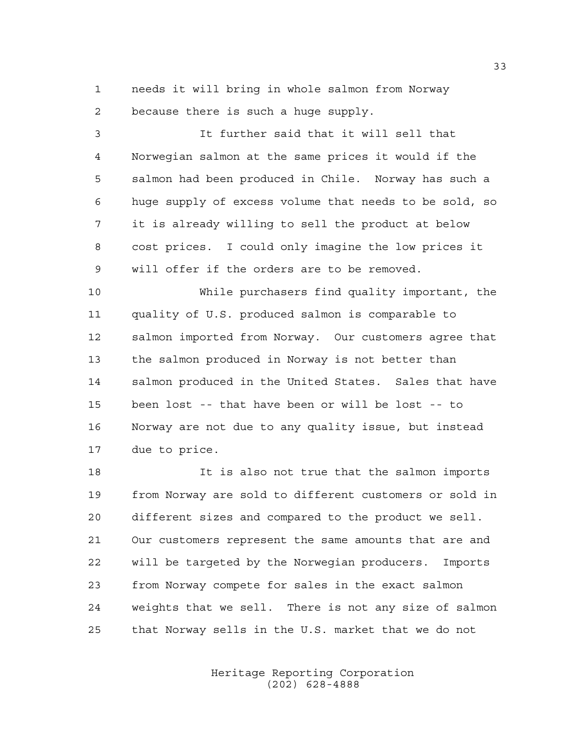needs it will bring in whole salmon from Norway because there is such a huge supply.

It further said that it will sell that Norwegian salmon at the same prices it would if the salmon had been produced in Chile. Norway has such a huge supply of excess volume that needs to be sold, so it is already willing to sell the product at below cost prices. I could only imagine the low prices it will offer if the orders are to be removed.

While purchasers find quality important, the quality of U.S. produced salmon is comparable to salmon imported from Norway. Our customers agree that the salmon produced in Norway is not better than salmon produced in the United States. Sales that have been lost -- that have been or will be lost -- to Norway are not due to any quality issue, but instead due to price.

It is also not true that the salmon imports from Norway are sold to different customers or sold in different sizes and compared to the product we sell. Our customers represent the same amounts that are and will be targeted by the Norwegian producers. Imports from Norway compete for sales in the exact salmon weights that we sell. There is not any size of salmon that Norway sells in the U.S. market that we do not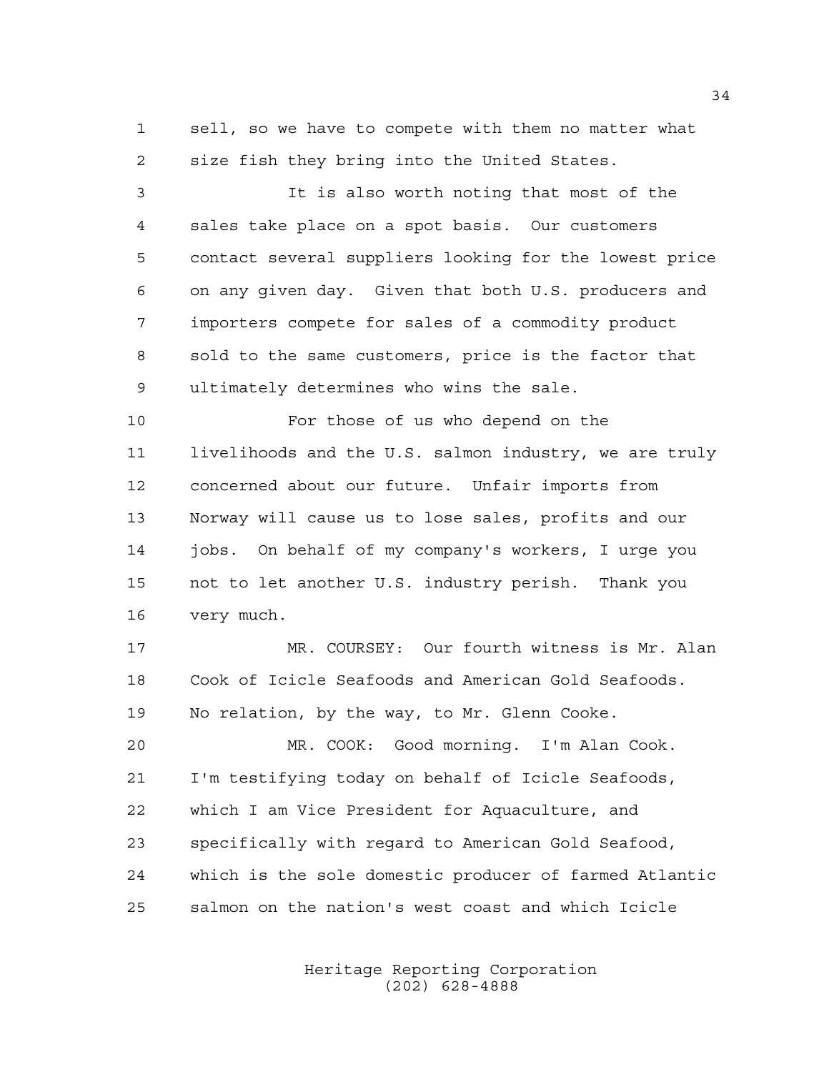sell, so we have to compete with them no matter what size fish they bring into the United States.

It is also worth noting that most of the sales take place on a spot basis. Our customers contact several suppliers looking for the lowest price on any given day. Given that both U.S. producers and importers compete for sales of a commodity product sold to the same customers, price is the factor that ultimately determines who wins the sale.

For those of us who depend on the livelihoods and the U.S. salmon industry, we are truly concerned about our future. Unfair imports from Norway will cause us to lose sales, profits and our jobs. On behalf of my company's workers, I urge you not to let another U.S. industry perish. Thank you very much.

MR. COURSEY: Our fourth witness is Mr. Alan Cook of Icicle Seafoods and American Gold Seafoods. No relation, by the way, to Mr. Glenn Cooke.

MR. COOK: Good morning. I'm Alan Cook. I'm testifying today on behalf of Icicle Seafoods, which I am Vice President for Aquaculture, and specifically with regard to American Gold Seafood, which is the sole domestic producer of farmed Atlantic salmon on the nation's west coast and which Icicle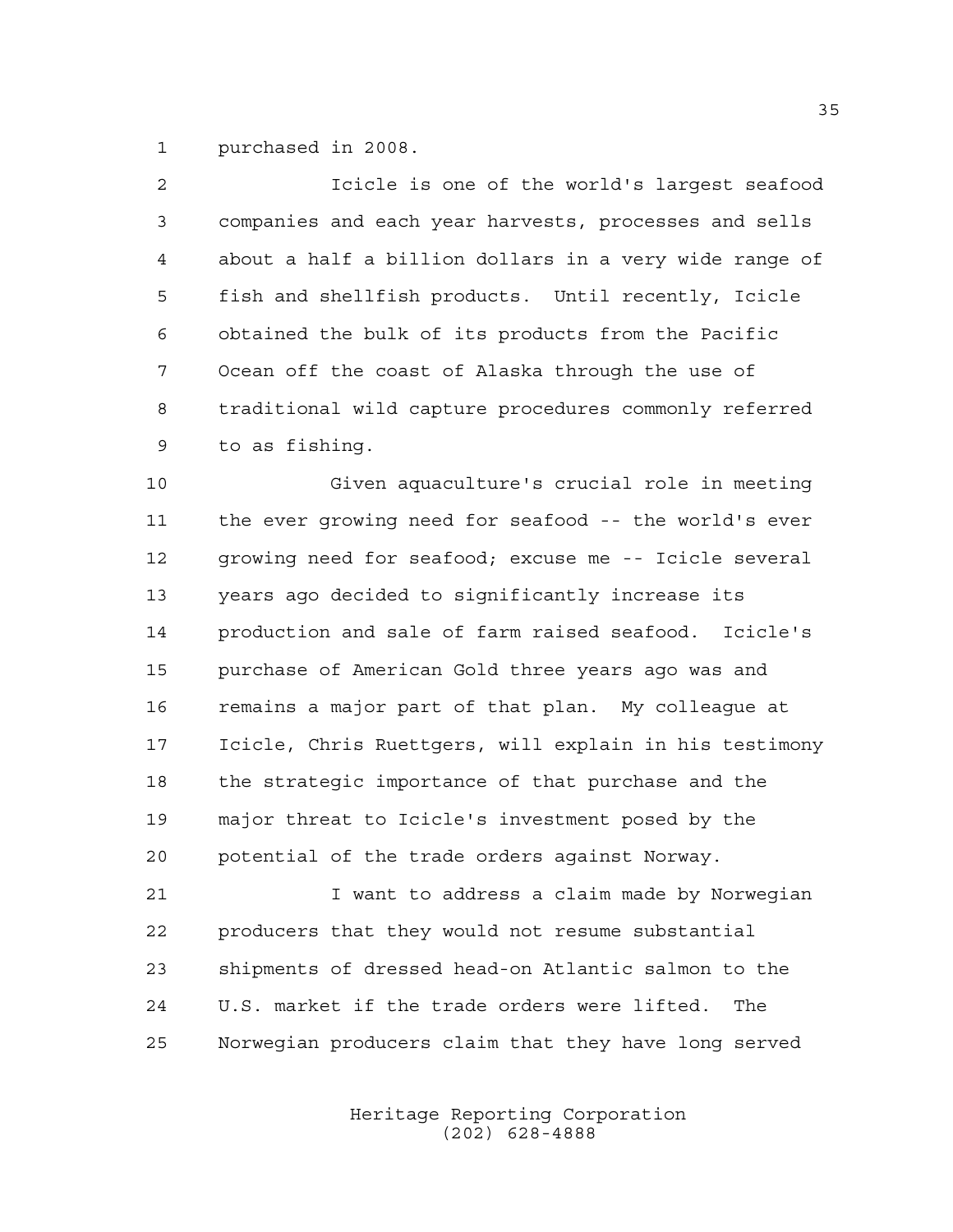purchased in 2008.

Icicle is one of the world's largest seafood companies and each year harvests, processes and sells about a half a billion dollars in a very wide range of fish and shellfish products. Until recently, Icicle obtained the bulk of its products from the Pacific Ocean off the coast of Alaska through the use of traditional wild capture procedures commonly referred to as fishing.

Given aquaculture's crucial role in meeting the ever growing need for seafood -- the world's ever growing need for seafood; excuse me -- Icicle several years ago decided to significantly increase its production and sale of farm raised seafood. Icicle's purchase of American Gold three years ago was and remains a major part of that plan. My colleague at Icicle, Chris Ruettgers, will explain in his testimony the strategic importance of that purchase and the major threat to Icicle's investment posed by the potential of the trade orders against Norway.

I want to address a claim made by Norwegian producers that they would not resume substantial shipments of dressed head-on Atlantic salmon to the U.S. market if the trade orders were lifted. The Norwegian producers claim that they have long served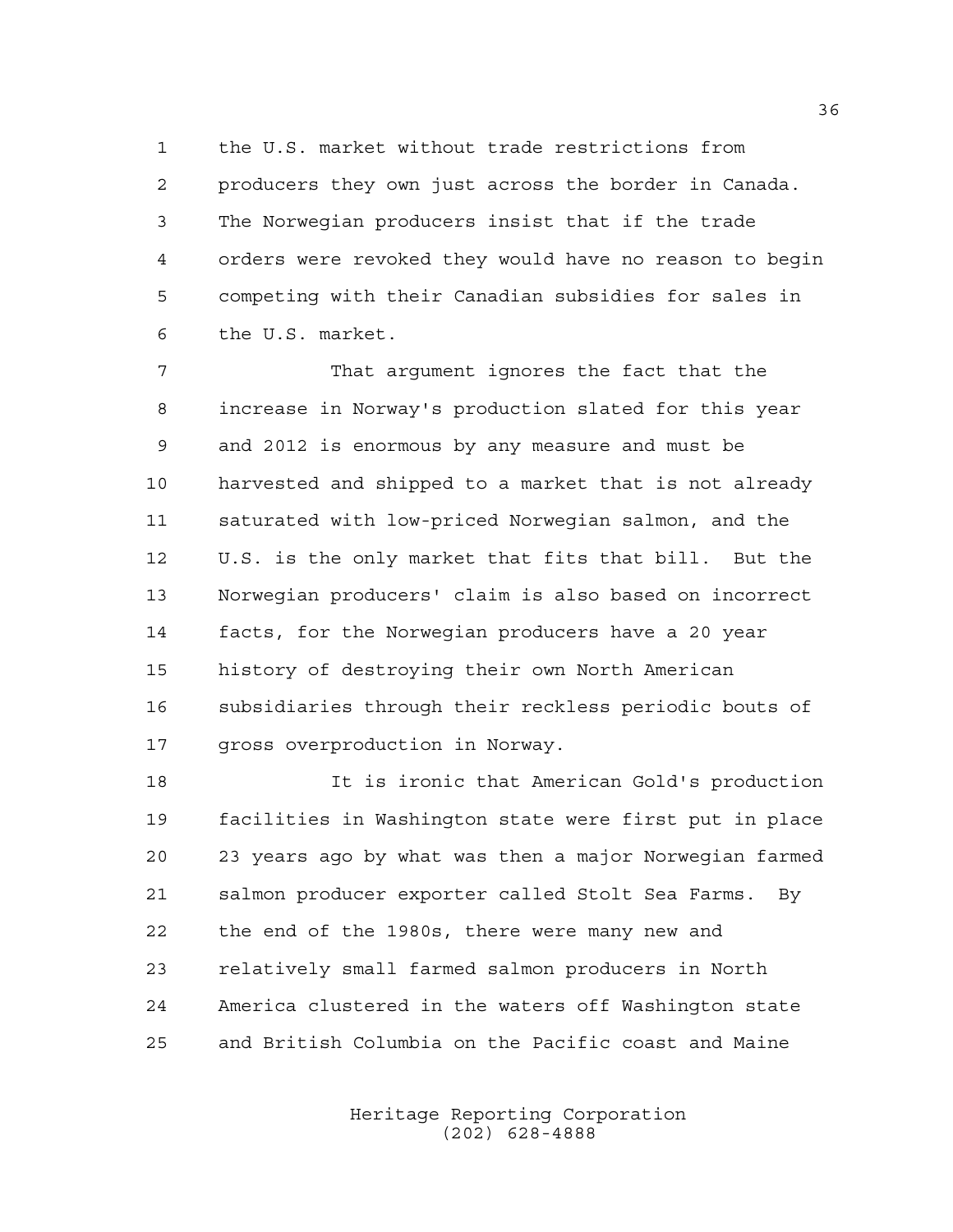the U.S. market without trade restrictions from producers they own just across the border in Canada. The Norwegian producers insist that if the trade orders were revoked they would have no reason to begin competing with their Canadian subsidies for sales in the U.S. market.

That argument ignores the fact that the increase in Norway's production slated for this year and 2012 is enormous by any measure and must be harvested and shipped to a market that is not already saturated with low-priced Norwegian salmon, and the U.S. is the only market that fits that bill. But the Norwegian producers' claim is also based on incorrect facts, for the Norwegian producers have a 20 year history of destroying their own North American subsidiaries through their reckless periodic bouts of gross overproduction in Norway.

It is ironic that American Gold's production facilities in Washington state were first put in place 23 years ago by what was then a major Norwegian farmed salmon producer exporter called Stolt Sea Farms. By the end of the 1980s, there were many new and relatively small farmed salmon producers in North America clustered in the waters off Washington state and British Columbia on the Pacific coast and Maine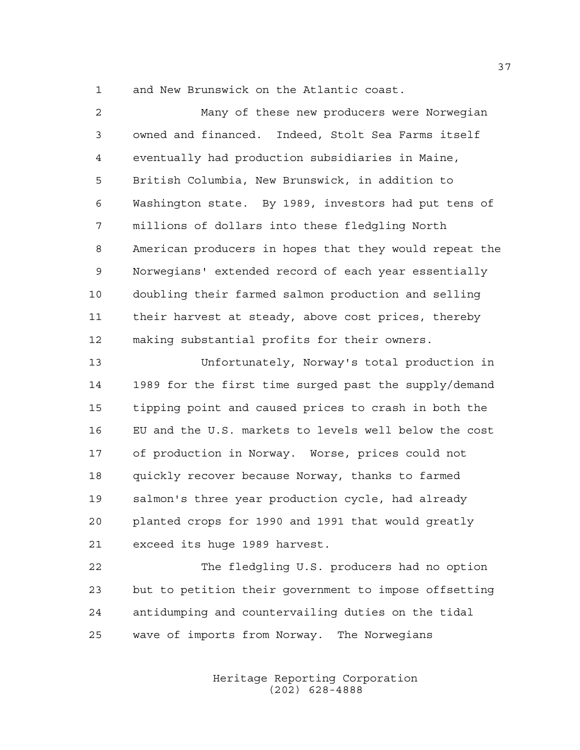and New Brunswick on the Atlantic coast.

Many of these new producers were Norwegian owned and financed. Indeed, Stolt Sea Farms itself eventually had production subsidiaries in Maine, British Columbia, New Brunswick, in addition to Washington state. By 1989, investors had put tens of millions of dollars into these fledgling North American producers in hopes that they would repeat the Norwegians' extended record of each year essentially doubling their farmed salmon production and selling their harvest at steady, above cost prices, thereby making substantial profits for their owners.

Unfortunately, Norway's total production in 1989 for the first time surged past the supply/demand tipping point and caused prices to crash in both the EU and the U.S. markets to levels well below the cost of production in Norway. Worse, prices could not quickly recover because Norway, thanks to farmed salmon's three year production cycle, had already planted crops for 1990 and 1991 that would greatly exceed its huge 1989 harvest.

The fledgling U.S. producers had no option but to petition their government to impose offsetting antidumping and countervailing duties on the tidal wave of imports from Norway. The Norwegians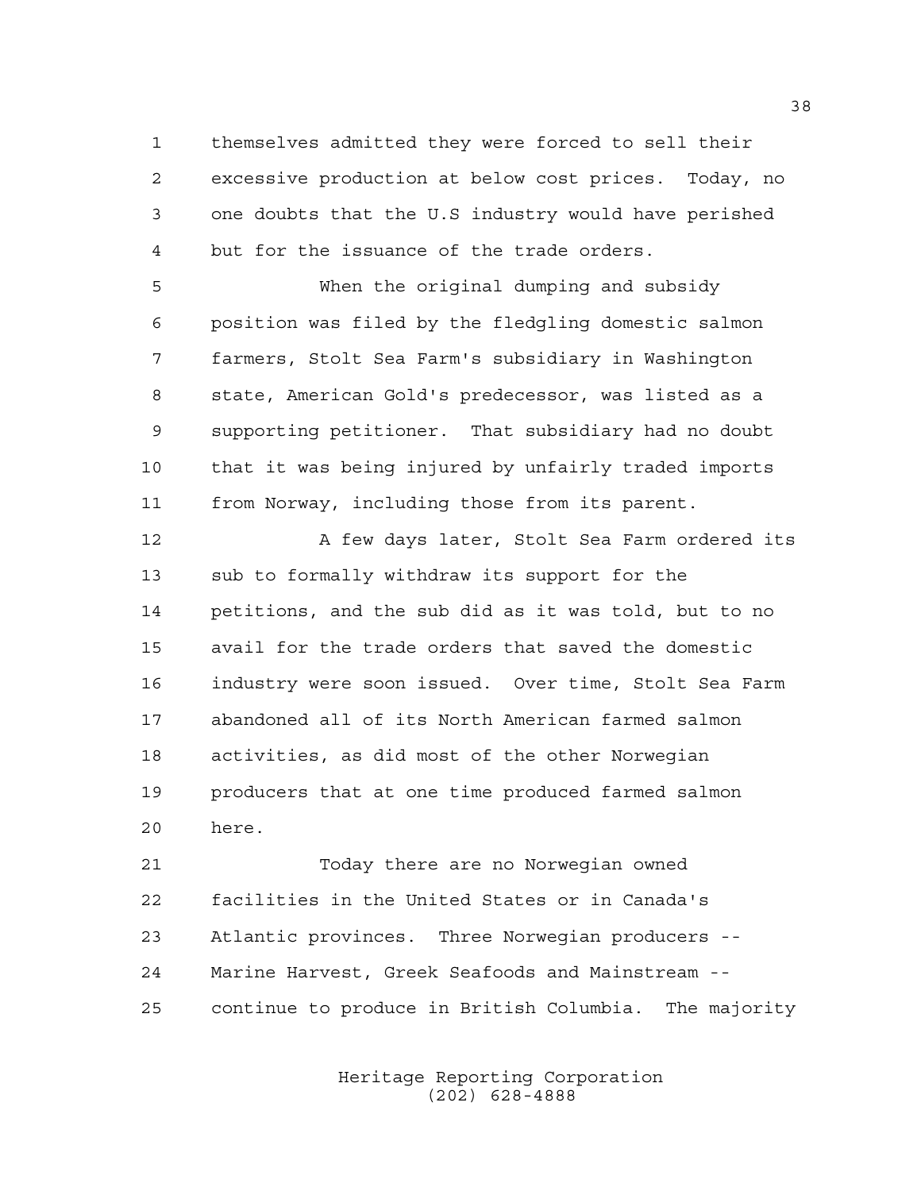themselves admitted they were forced to sell their excessive production at below cost prices. Today, no one doubts that the U.S industry would have perished but for the issuance of the trade orders.

When the original dumping and subsidy position was filed by the fledgling domestic salmon farmers, Stolt Sea Farm's subsidiary in Washington state, American Gold's predecessor, was listed as a supporting petitioner. That subsidiary had no doubt that it was being injured by unfairly traded imports from Norway, including those from its parent.

A few days later, Stolt Sea Farm ordered its sub to formally withdraw its support for the petitions, and the sub did as it was told, but to no avail for the trade orders that saved the domestic industry were soon issued. Over time, Stolt Sea Farm abandoned all of its North American farmed salmon activities, as did most of the other Norwegian producers that at one time produced farmed salmon here.

Today there are no Norwegian owned facilities in the United States or in Canada's Atlantic provinces. Three Norwegian producers -- Marine Harvest, Greek Seafoods and Mainstream -- continue to produce in British Columbia. The majority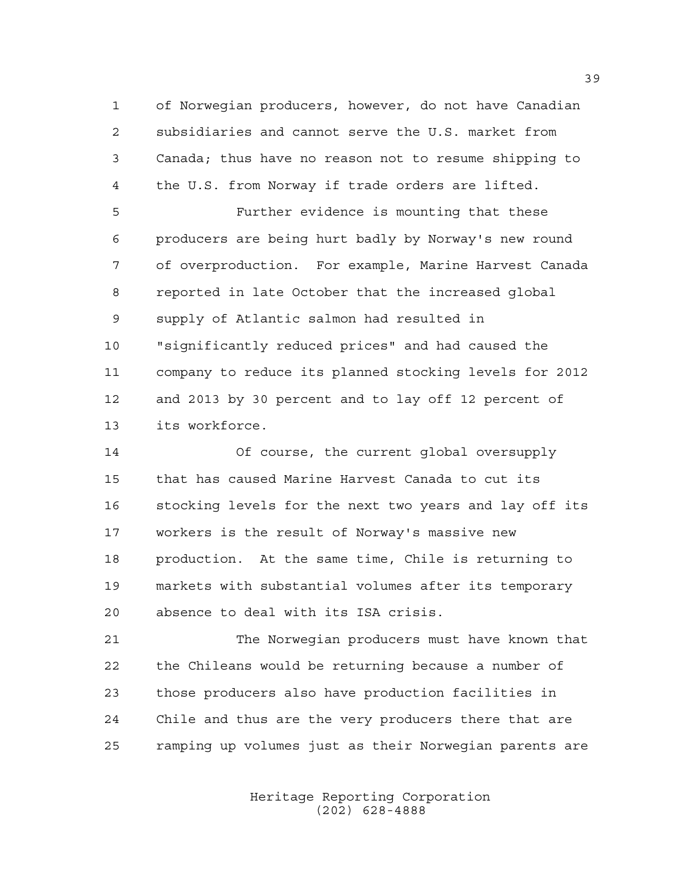of Norwegian producers, however, do not have Canadian subsidiaries and cannot serve the U.S. market from Canada; thus have no reason not to resume shipping to the U.S. from Norway if trade orders are lifted.

Further evidence is mounting that these producers are being hurt badly by Norway's new round of overproduction. For example, Marine Harvest Canada reported in late October that the increased global supply of Atlantic salmon had resulted in "significantly reduced prices" and had caused the company to reduce its planned stocking levels for 2012 and 2013 by 30 percent and to lay off 12 percent of its workforce.

Of course, the current global oversupply that has caused Marine Harvest Canada to cut its stocking levels for the next two years and lay off its workers is the result of Norway's massive new production. At the same time, Chile is returning to markets with substantial volumes after its temporary absence to deal with its ISA crisis.

The Norwegian producers must have known that the Chileans would be returning because a number of those producers also have production facilities in Chile and thus are the very producers there that are ramping up volumes just as their Norwegian parents are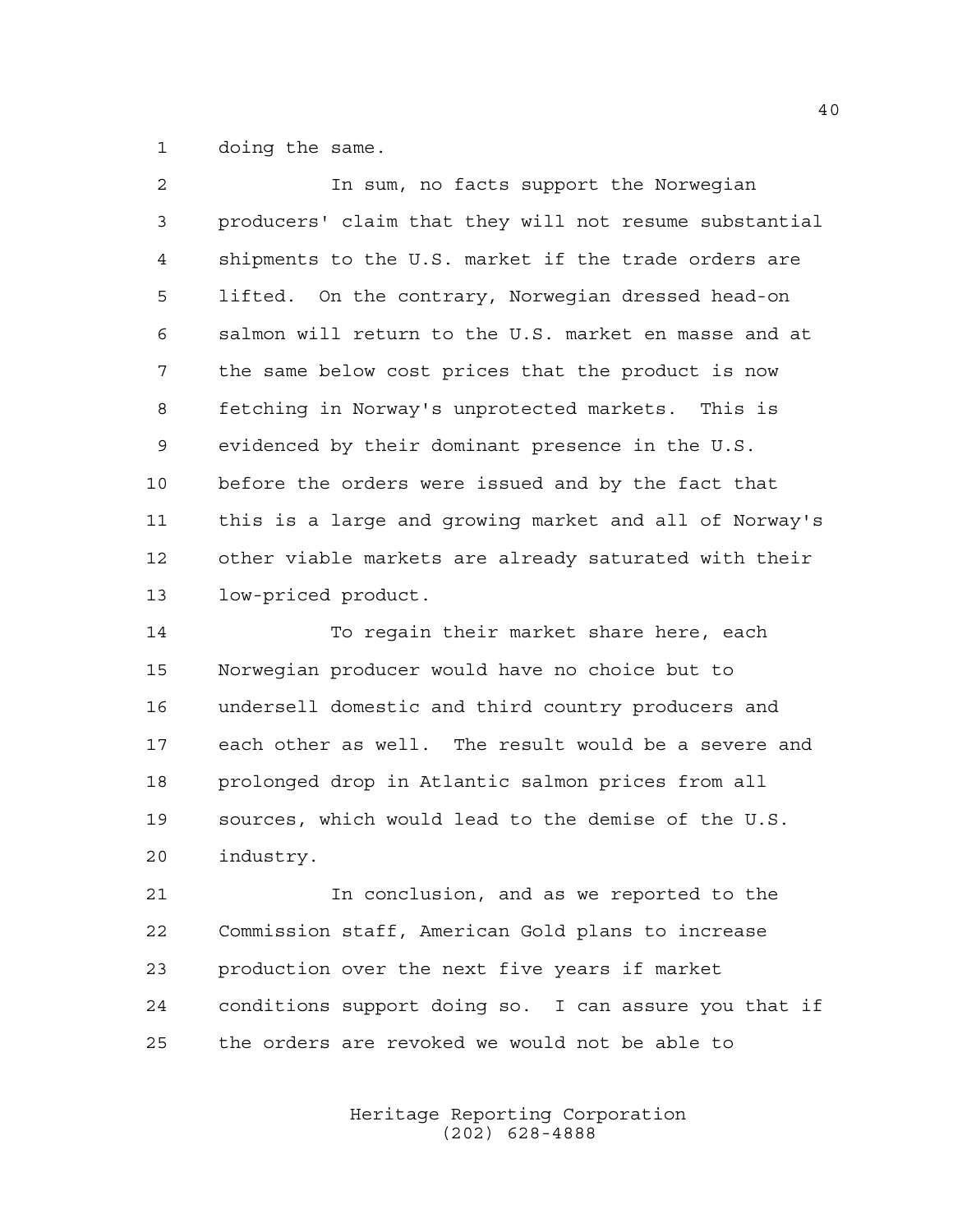doing the same.

In sum, no facts support the Norwegian producers' claim that they will not resume substantial shipments to the U.S. market if the trade orders are lifted. On the contrary, Norwegian dressed head-on salmon will return to the U.S. market en masse and at the same below cost prices that the product is now fetching in Norway's unprotected markets. This is evidenced by their dominant presence in the U.S. before the orders were issued and by the fact that this is a large and growing market and all of Norway's other viable markets are already saturated with their low-priced product.

To regain their market share here, each Norwegian producer would have no choice but to undersell domestic and third country producers and each other as well. The result would be a severe and prolonged drop in Atlantic salmon prices from all sources, which would lead to the demise of the U.S. industry.

In conclusion, and as we reported to the Commission staff, American Gold plans to increase production over the next five years if market conditions support doing so. I can assure you that if the orders are revoked we would not be able to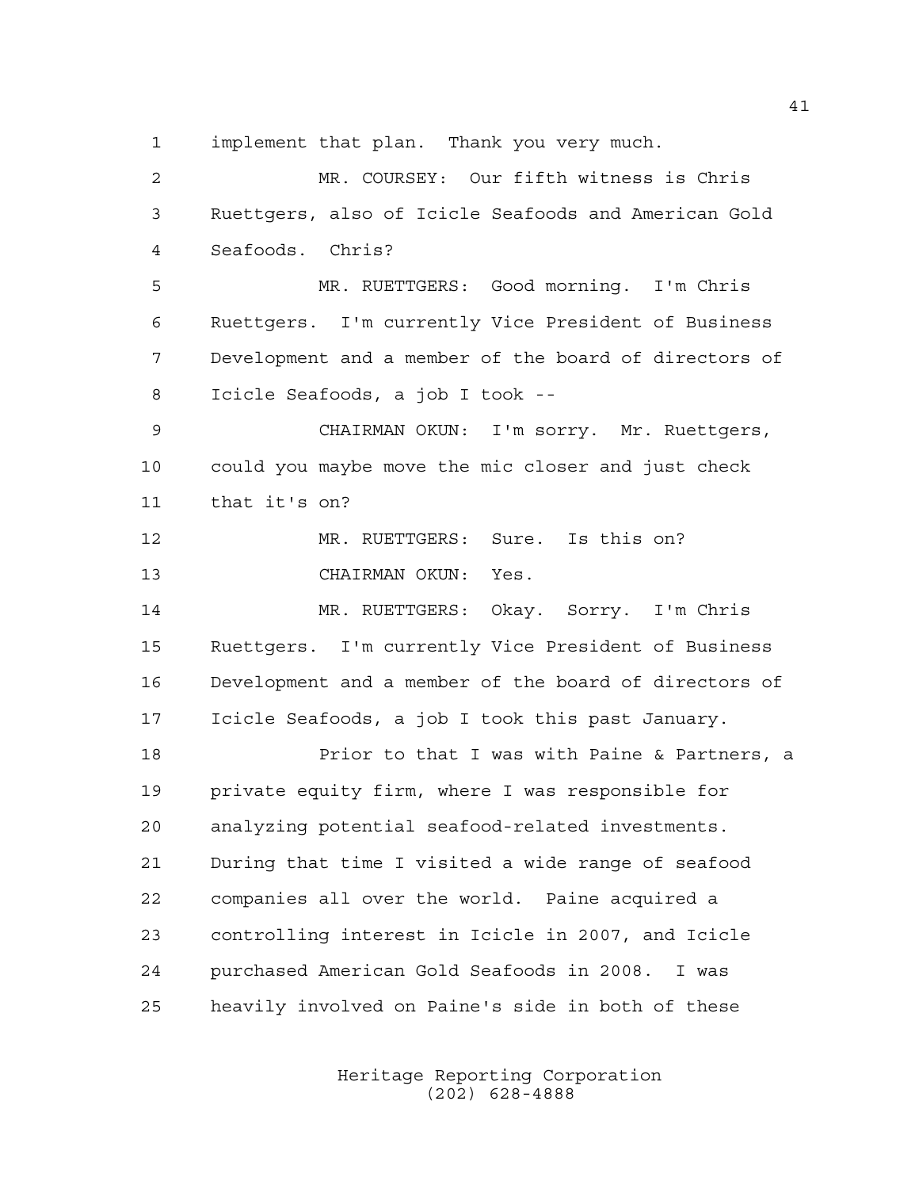implement that plan. Thank you very much.

MR. COURSEY: Our fifth witness is Chris Ruettgers, also of Icicle Seafoods and American Gold Seafoods. Chris?

MR. RUETTGERS: Good morning. I'm Chris Ruettgers. I'm currently Vice President of Business Development and a member of the board of directors of Icicle Seafoods, a job I took --

CHAIRMAN OKUN: I'm sorry. Mr. Ruettgers, could you maybe move the mic closer and just check that it's on?

MR. RUETTGERS: Sure. Is this on?

CHAIRMAN OKUN: Yes.

MR. RUETTGERS: Okay. Sorry. I'm Chris Ruettgers. I'm currently Vice President of Business Development and a member of the board of directors of Icicle Seafoods, a job I took this past January.

Prior to that I was with Paine & Partners, a private equity firm, where I was responsible for analyzing potential seafood-related investments. During that time I visited a wide range of seafood companies all over the world. Paine acquired a controlling interest in Icicle in 2007, and Icicle purchased American Gold Seafoods in 2008. I was heavily involved on Paine's side in both of these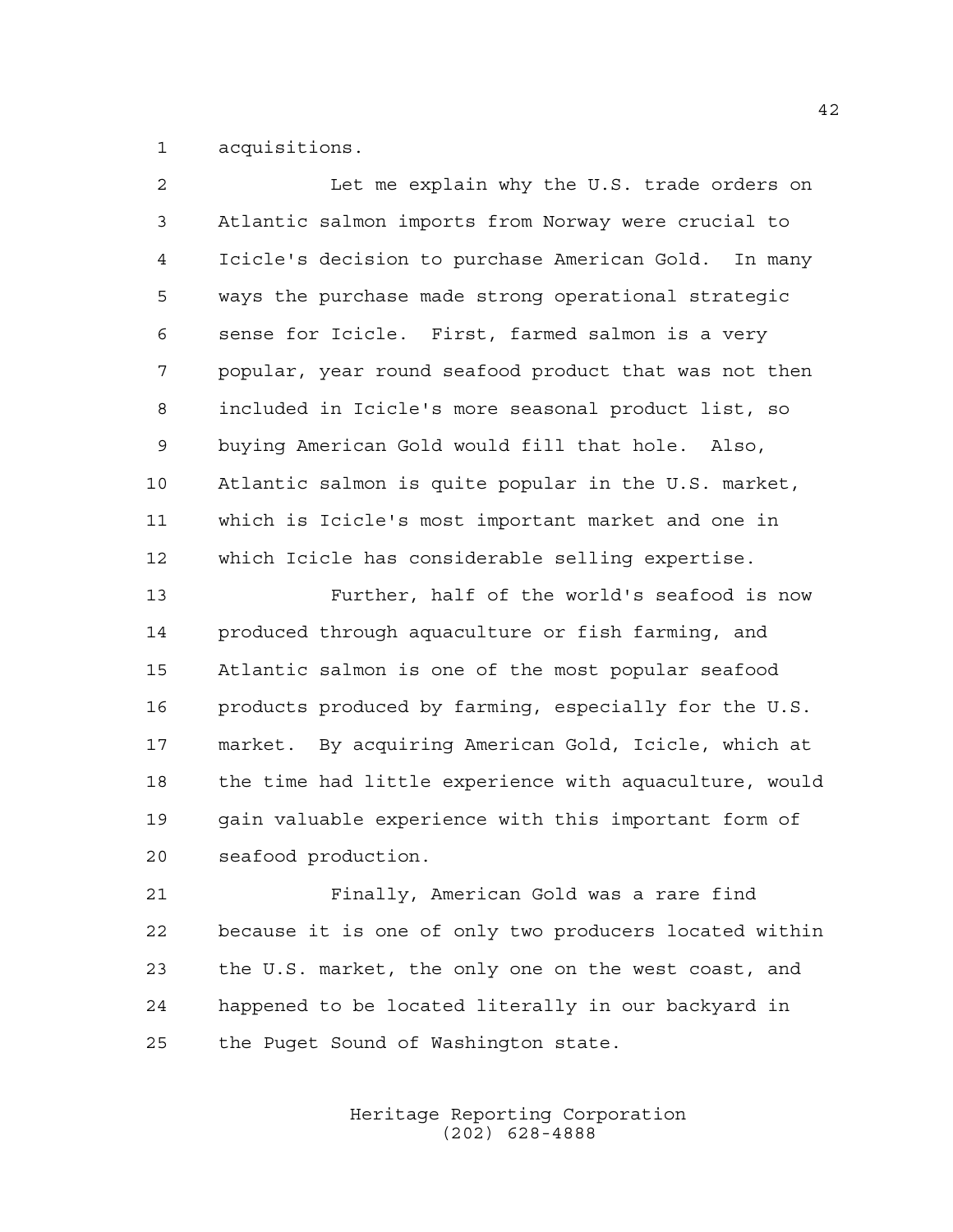acquisitions.

Let me explain why the U.S. trade orders on Atlantic salmon imports from Norway were crucial to Icicle's decision to purchase American Gold. In many ways the purchase made strong operational strategic sense for Icicle. First, farmed salmon is a very popular, year round seafood product that was not then included in Icicle's more seasonal product list, so buying American Gold would fill that hole. Also, Atlantic salmon is quite popular in the U.S. market, which is Icicle's most important market and one in which Icicle has considerable selling expertise.

Further, half of the world's seafood is now produced through aquaculture or fish farming, and Atlantic salmon is one of the most popular seafood products produced by farming, especially for the U.S. market. By acquiring American Gold, Icicle, which at the time had little experience with aquaculture, would gain valuable experience with this important form of seafood production.

Finally, American Gold was a rare find because it is one of only two producers located within the U.S. market, the only one on the west coast, and happened to be located literally in our backyard in the Puget Sound of Washington state.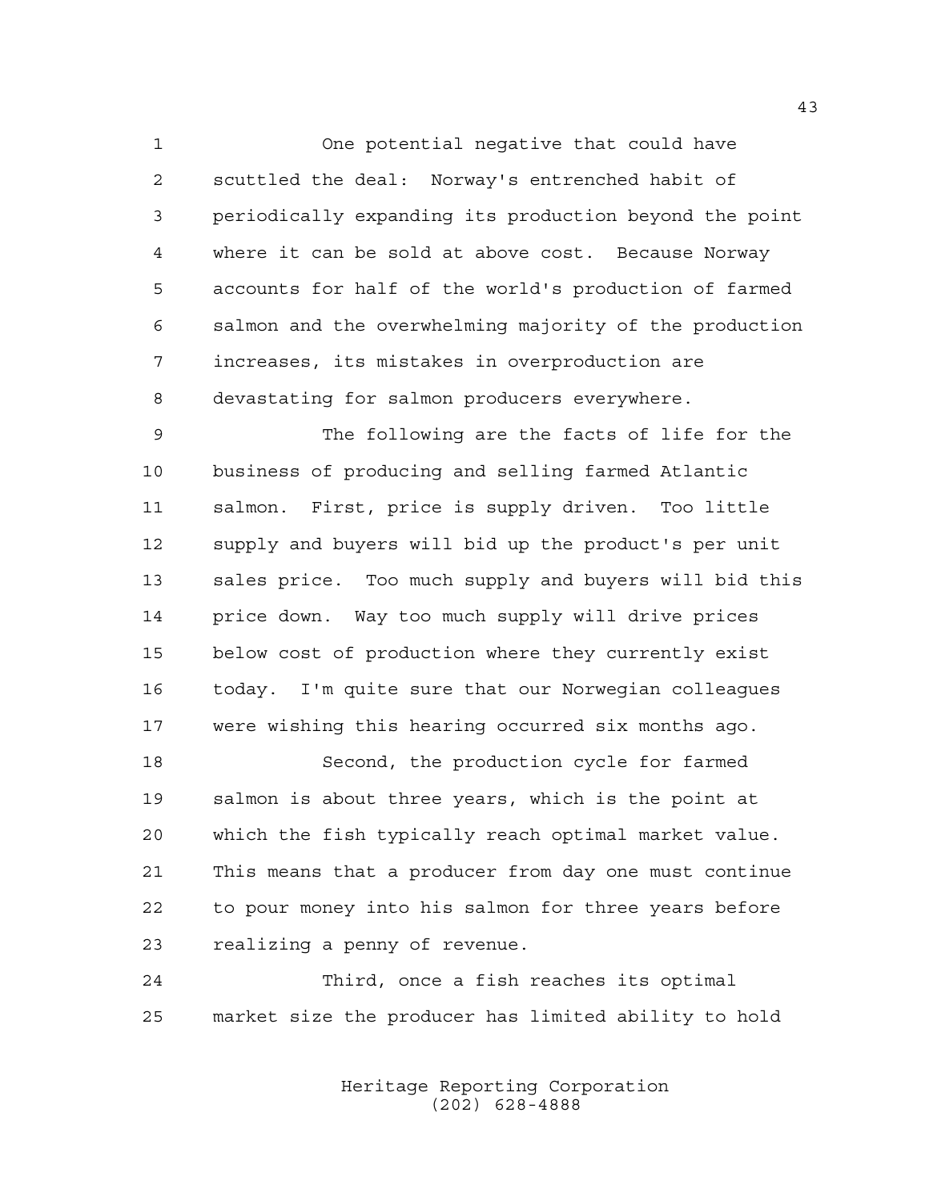One potential negative that could have scuttled the deal: Norway's entrenched habit of periodically expanding its production beyond the point where it can be sold at above cost. Because Norway accounts for half of the world's production of farmed salmon and the overwhelming majority of the production increases, its mistakes in overproduction are devastating for salmon producers everywhere.

The following are the facts of life for the business of producing and selling farmed Atlantic salmon. First, price is supply driven. Too little supply and buyers will bid up the product's per unit sales price. Too much supply and buyers will bid this price down. Way too much supply will drive prices below cost of production where they currently exist today. I'm quite sure that our Norwegian colleagues were wishing this hearing occurred six months ago.

Second, the production cycle for farmed salmon is about three years, which is the point at which the fish typically reach optimal market value. This means that a producer from day one must continue to pour money into his salmon for three years before realizing a penny of revenue.

Third, once a fish reaches its optimal market size the producer has limited ability to hold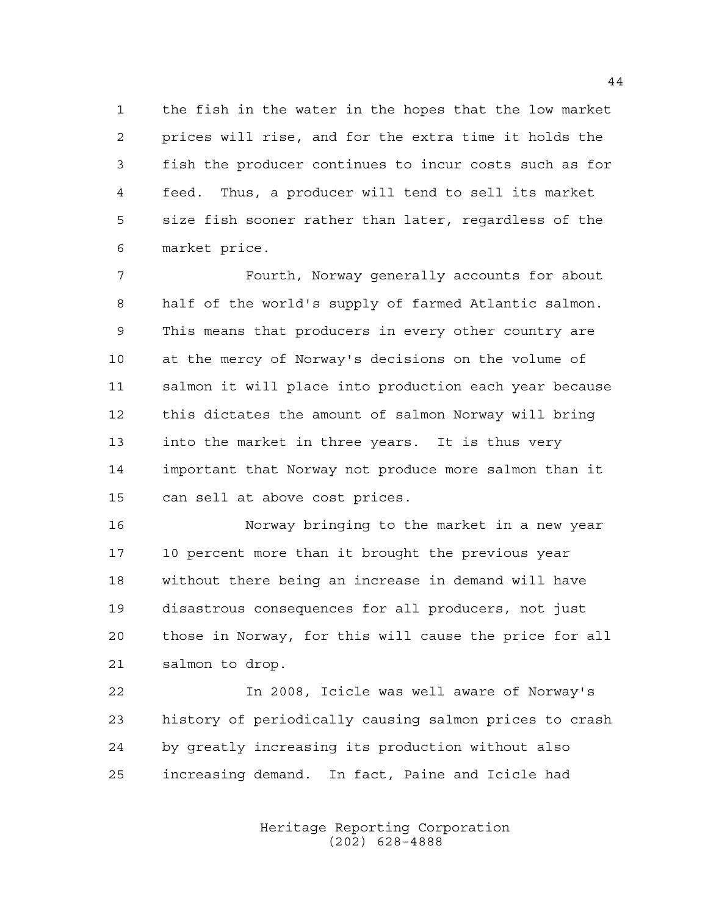the fish in the water in the hopes that the low market prices will rise, and for the extra time it holds the fish the producer continues to incur costs such as for feed. Thus, a producer will tend to sell its market size fish sooner rather than later, regardless of the market price.

Fourth, Norway generally accounts for about half of the world's supply of farmed Atlantic salmon. This means that producers in every other country are at the mercy of Norway's decisions on the volume of salmon it will place into production each year because this dictates the amount of salmon Norway will bring into the market in three years. It is thus very important that Norway not produce more salmon than it can sell at above cost prices.

Norway bringing to the market in a new year 10 percent more than it brought the previous year without there being an increase in demand will have disastrous consequences for all producers, not just those in Norway, for this will cause the price for all salmon to drop.

In 2008, Icicle was well aware of Norway's history of periodically causing salmon prices to crash by greatly increasing its production without also increasing demand. In fact, Paine and Icicle had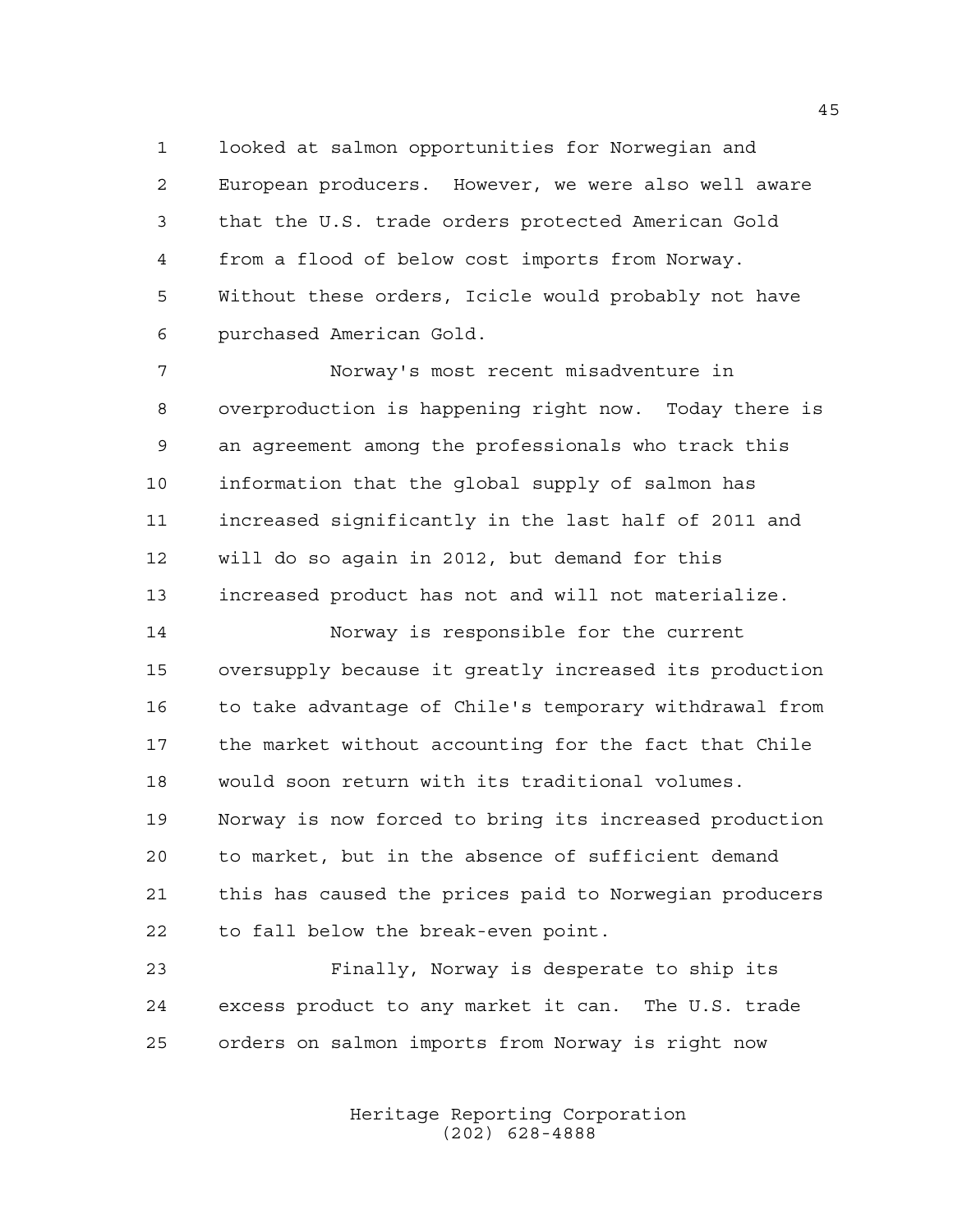looked at salmon opportunities for Norwegian and European producers. However, we were also well aware that the U.S. trade orders protected American Gold from a flood of below cost imports from Norway. Without these orders, Icicle would probably not have purchased American Gold.

Norway's most recent misadventure in overproduction is happening right now. Today there is an agreement among the professionals who track this information that the global supply of salmon has increased significantly in the last half of 2011 and will do so again in 2012, but demand for this increased product has not and will not materialize.

Norway is responsible for the current oversupply because it greatly increased its production to take advantage of Chile's temporary withdrawal from the market without accounting for the fact that Chile would soon return with its traditional volumes. Norway is now forced to bring its increased production to market, but in the absence of sufficient demand this has caused the prices paid to Norwegian producers to fall below the break-even point.

Finally, Norway is desperate to ship its excess product to any market it can. The U.S. trade orders on salmon imports from Norway is right now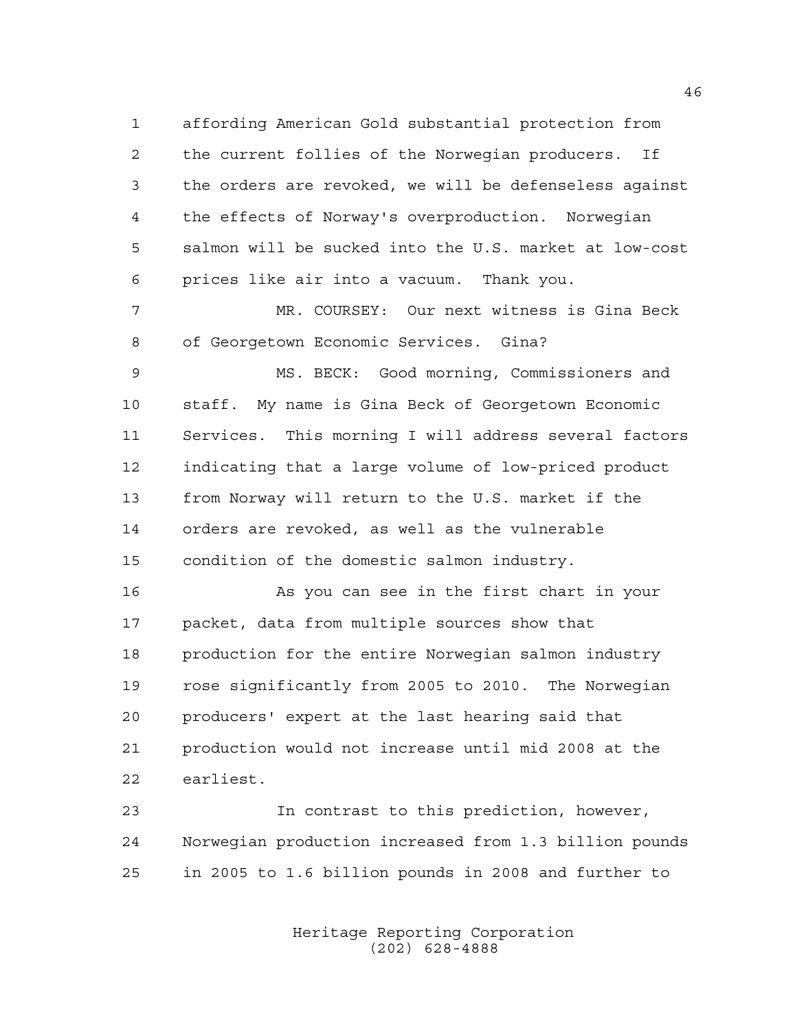affording American Gold substantial protection from the current follies of the Norwegian producers. If the orders are revoked, we will be defenseless against the effects of Norway's overproduction. Norwegian salmon will be sucked into the U.S. market at low-cost prices like air into a vacuum. Thank you.

MR. COURSEY: Our next witness is Gina Beck of Georgetown Economic Services. Gina?

MS. BECK: Good morning, Commissioners and staff. My name is Gina Beck of Georgetown Economic Services. This morning I will address several factors indicating that a large volume of low-priced product from Norway will return to the U.S. market if the orders are revoked, as well as the vulnerable condition of the domestic salmon industry.

As you can see in the first chart in your packet, data from multiple sources show that production for the entire Norwegian salmon industry rose significantly from 2005 to 2010. The Norwegian producers' expert at the last hearing said that production would not increase until mid 2008 at the earliest.

In contrast to this prediction, however, Norwegian production increased from 1.3 billion pounds in 2005 to 1.6 billion pounds in 2008 and further to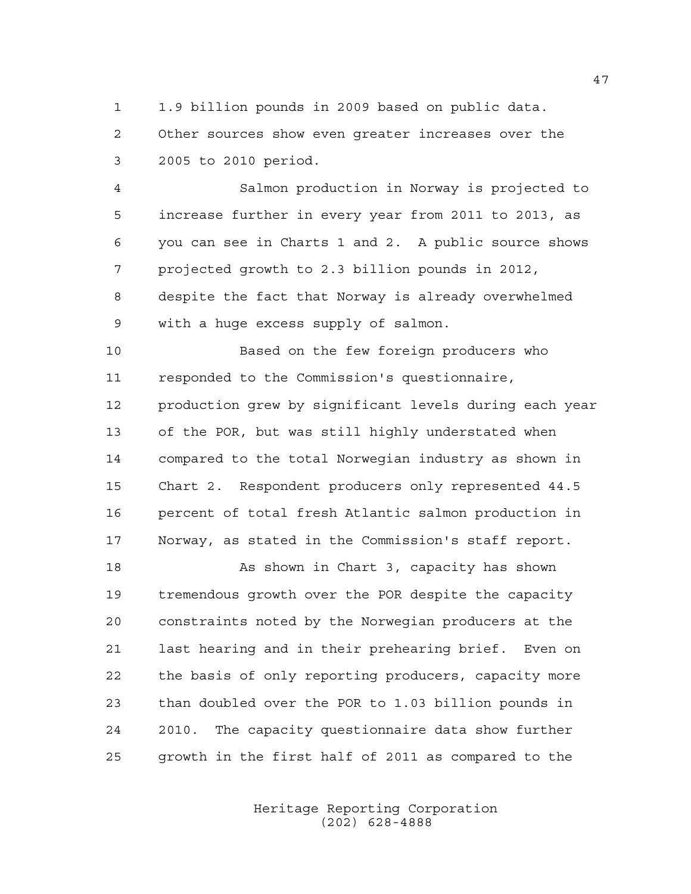1.9 billion pounds in 2009 based on public data. Other sources show even greater increases over the 2005 to 2010 period.

Salmon production in Norway is projected to increase further in every year from 2011 to 2013, as you can see in Charts 1 and 2. A public source shows projected growth to 2.3 billion pounds in 2012, despite the fact that Norway is already overwhelmed with a huge excess supply of salmon.

Based on the few foreign producers who responded to the Commission's questionnaire, production grew by significant levels during each year of the POR, but was still highly understated when compared to the total Norwegian industry as shown in Chart 2. Respondent producers only represented 44.5 percent of total fresh Atlantic salmon production in Norway, as stated in the Commission's staff report.

As shown in Chart 3, capacity has shown tremendous growth over the POR despite the capacity constraints noted by the Norwegian producers at the last hearing and in their prehearing brief. Even on the basis of only reporting producers, capacity more than doubled over the POR to 1.03 billion pounds in 2010. The capacity questionnaire data show further growth in the first half of 2011 as compared to the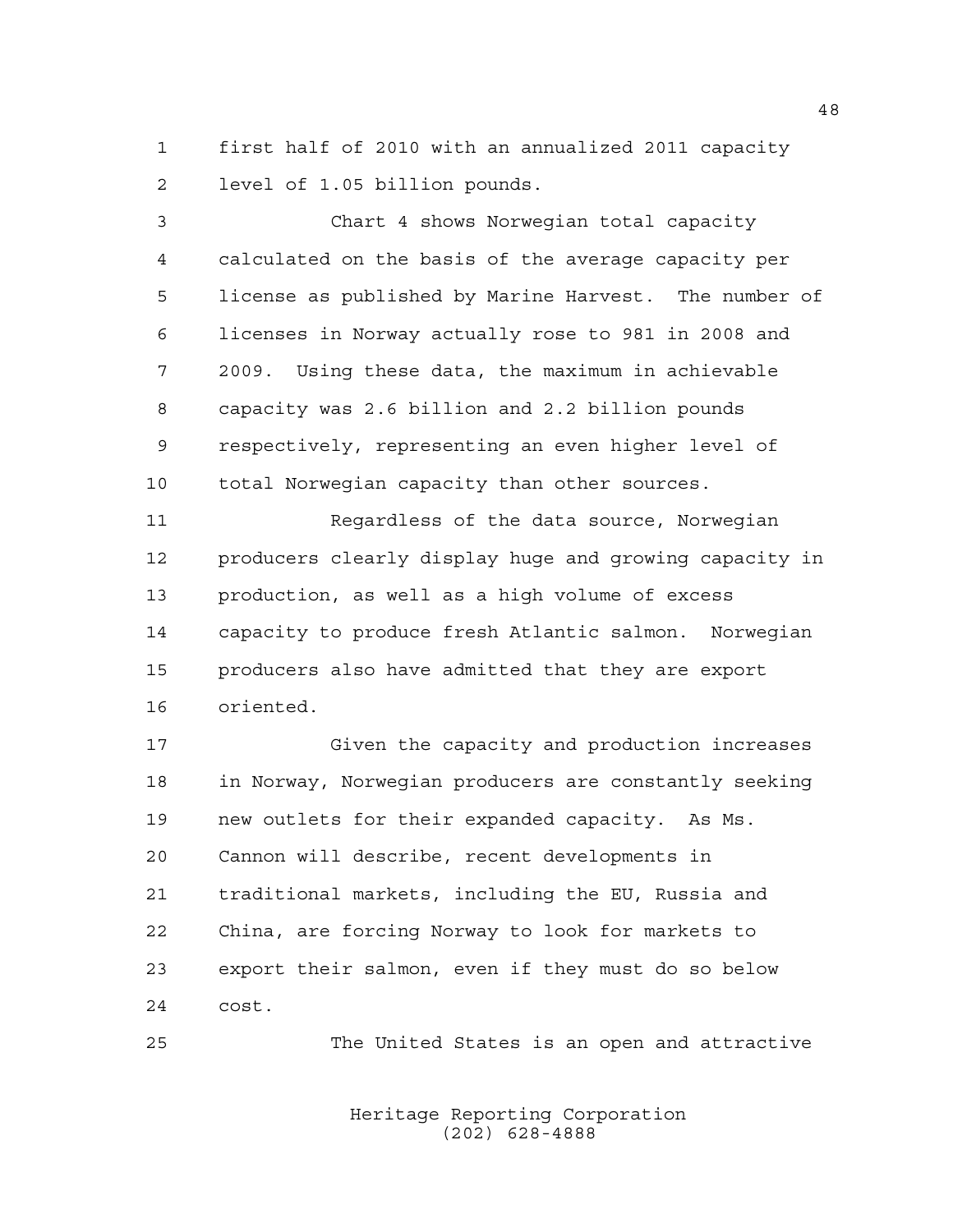first half of 2010 with an annualized 2011 capacity level of 1.05 billion pounds.

Chart 4 shows Norwegian total capacity calculated on the basis of the average capacity per license as published by Marine Harvest. The number of licenses in Norway actually rose to 981 in 2008 and 2009. Using these data, the maximum in achievable capacity was 2.6 billion and 2.2 billion pounds respectively, representing an even higher level of total Norwegian capacity than other sources.

Regardless of the data source, Norwegian producers clearly display huge and growing capacity in production, as well as a high volume of excess capacity to produce fresh Atlantic salmon. Norwegian producers also have admitted that they are export oriented.

Given the capacity and production increases in Norway, Norwegian producers are constantly seeking new outlets for their expanded capacity. As Ms. Cannon will describe, recent developments in traditional markets, including the EU, Russia and China, are forcing Norway to look for markets to export their salmon, even if they must do so below cost.

The United States is an open and attractive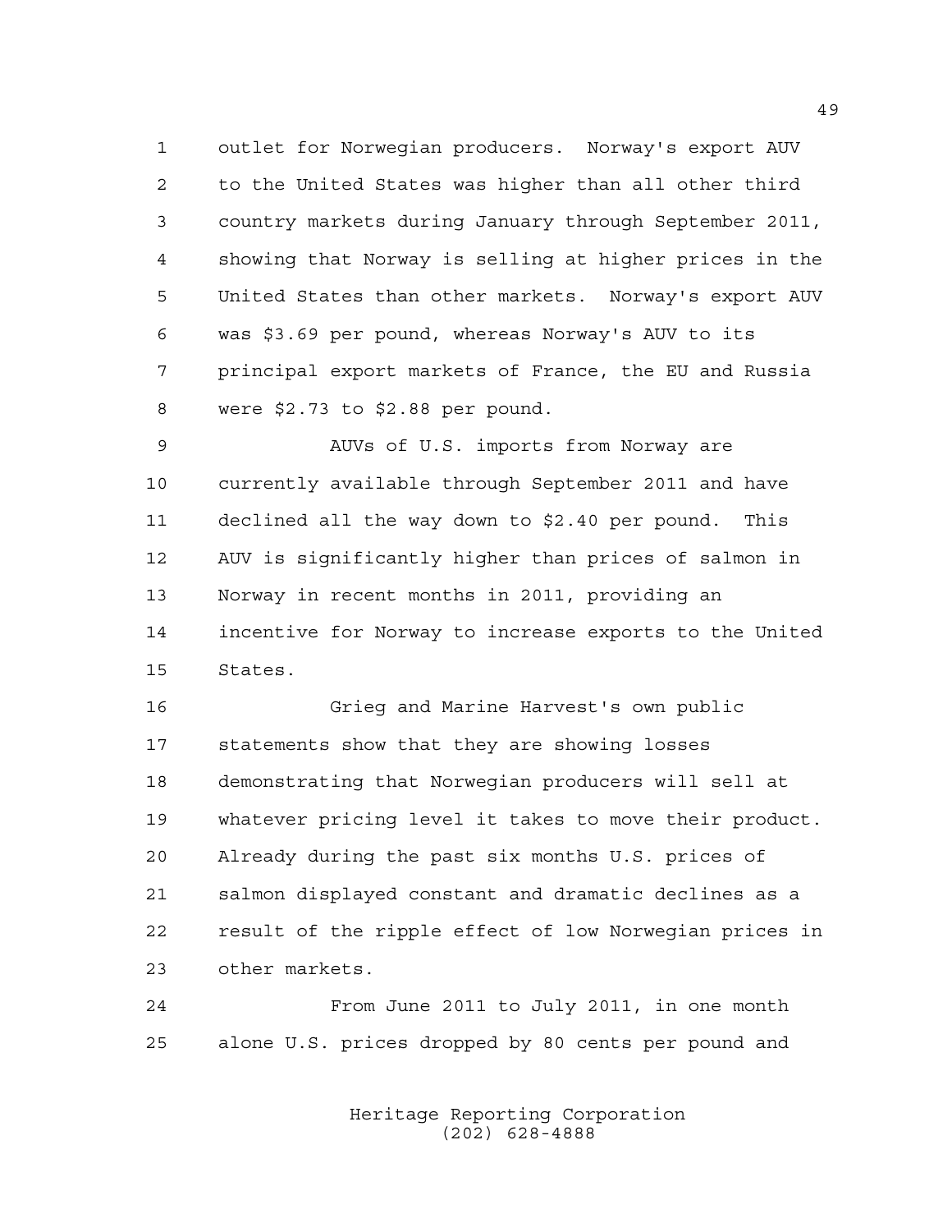outlet for Norwegian producers. Norway's export AUV to the United States was higher than all other third country markets during January through September 2011, showing that Norway is selling at higher prices in the United States than other markets. Norway's export AUV was $3.69 per pound, whereas Norway's AUV to its principal export markets of France, the EU and Russia were $2.73 to $2.88 per pound.

AUVs of U.S. imports from Norway are currently available through September 2011 and have declined all the way down to $2.40 per pound. This AUV is significantly higher than prices of salmon in Norway in recent months in 2011, providing an incentive for Norway to increase exports to the United States.

Grieg and Marine Harvest's own public statements show that they are showing losses demonstrating that Norwegian producers will sell at whatever pricing level it takes to move their product. Already during the past six months U.S. prices of salmon displayed constant and dramatic declines as a result of the ripple effect of low Norwegian prices in other markets.

From June 2011 to July 2011, in one month alone U.S. prices dropped by 80 cents per pound and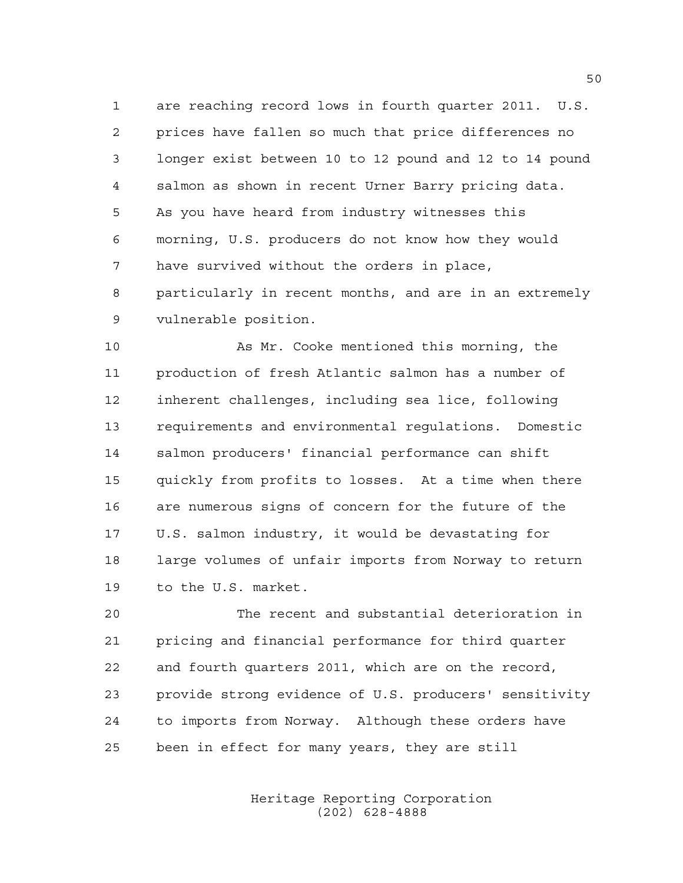are reaching record lows in fourth quarter 2011. U.S. prices have fallen so much that price differences no longer exist between 10 to 12 pound and 12 to 14 pound salmon as shown in recent Urner Barry pricing data. As you have heard from industry witnesses this morning, U.S. producers do not know how they would have survived without the orders in place, particularly in recent months, and are in an extremely vulnerable position.

As Mr. Cooke mentioned this morning, the production of fresh Atlantic salmon has a number of inherent challenges, including sea lice, following requirements and environmental regulations. Domestic salmon producers' financial performance can shift quickly from profits to losses. At a time when there are numerous signs of concern for the future of the U.S. salmon industry, it would be devastating for large volumes of unfair imports from Norway to return to the U.S. market.

The recent and substantial deterioration in pricing and financial performance for third quarter and fourth quarters 2011, which are on the record, provide strong evidence of U.S. producers' sensitivity to imports from Norway. Although these orders have been in effect for many years, they are still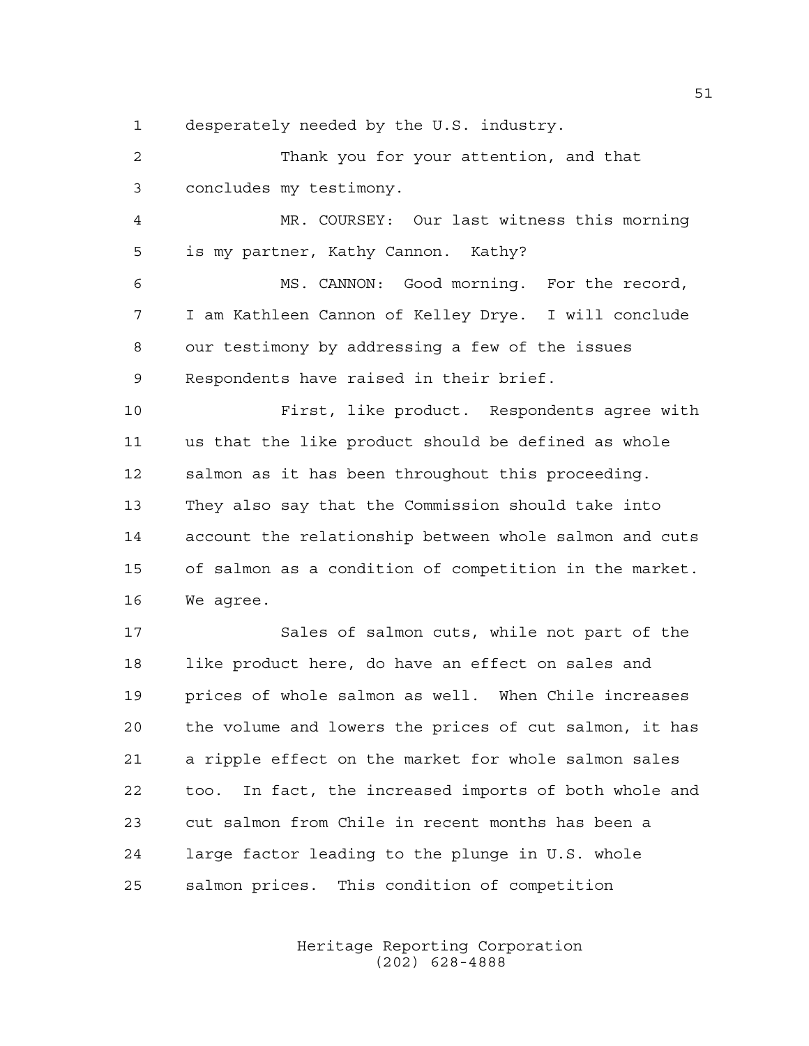desperately needed by the U.S. industry.

Thank you for your attention, and that concludes my testimony.

MR. COURSEY: Our last witness this morning is my partner, Kathy Cannon. Kathy?

MS. CANNON: Good morning. For the record, I am Kathleen Cannon of Kelley Drye. I will conclude our testimony by addressing a few of the issues Respondents have raised in their brief.

First, like product. Respondents agree with us that the like product should be defined as whole salmon as it has been throughout this proceeding. They also say that the Commission should take into account the relationship between whole salmon and cuts of salmon as a condition of competition in the market. We agree.

Sales of salmon cuts, while not part of the like product here, do have an effect on sales and prices of whole salmon as well. When Chile increases the volume and lowers the prices of cut salmon, it has a ripple effect on the market for whole salmon sales too. In fact, the increased imports of both whole and cut salmon from Chile in recent months has been a large factor leading to the plunge in U.S. whole salmon prices. This condition of competition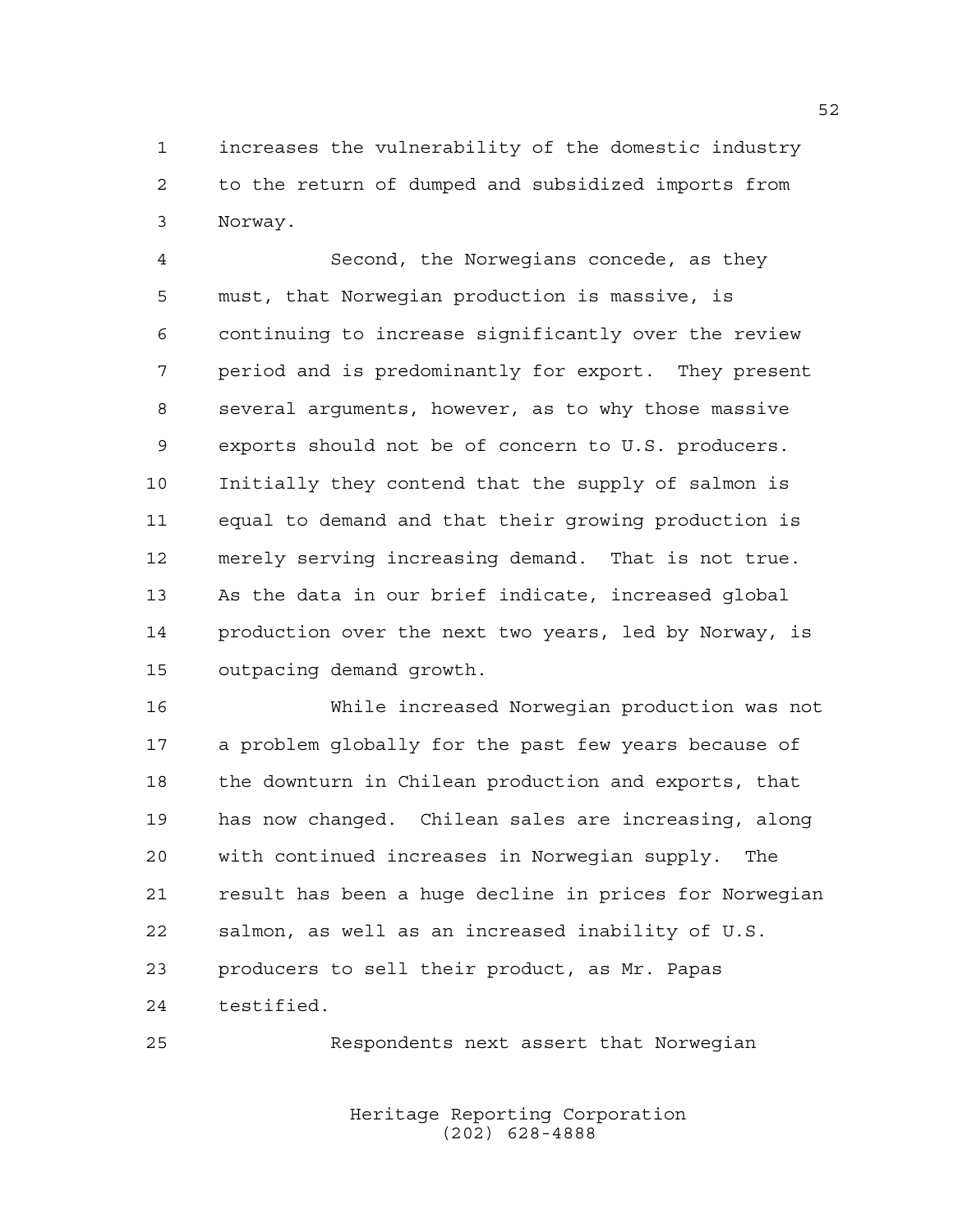increases the vulnerability of the domestic industry to the return of dumped and subsidized imports from Norway.

Second, the Norwegians concede, as they must, that Norwegian production is massive, is continuing to increase significantly over the review period and is predominantly for export. They present several arguments, however, as to why those massive exports should not be of concern to U.S. producers. Initially they contend that the supply of salmon is equal to demand and that their growing production is merely serving increasing demand. That is not true. As the data in our brief indicate, increased global production over the next two years, led by Norway, is outpacing demand growth.

While increased Norwegian production was not a problem globally for the past few years because of the downturn in Chilean production and exports, that has now changed. Chilean sales are increasing, along with continued increases in Norwegian supply. The result has been a huge decline in prices for Norwegian salmon, as well as an increased inability of U.S. producers to sell their product, as Mr. Papas testified.

Respondents next assert that Norwegian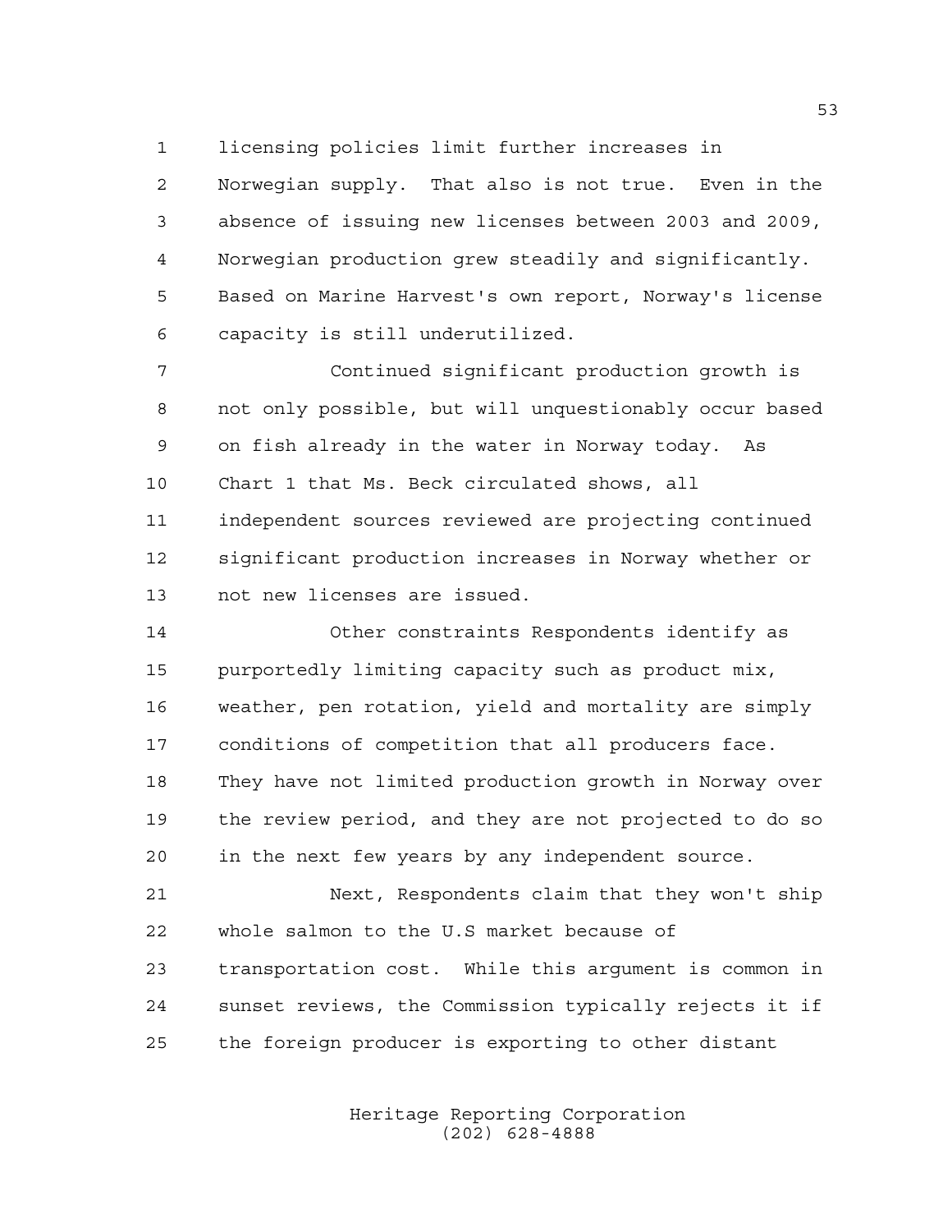licensing policies limit further increases in Norwegian supply. That also is not true. Even in the absence of issuing new licenses between 2003 and 2009, Norwegian production grew steadily and significantly. Based on Marine Harvest's own report, Norway's license capacity is still underutilized.

Continued significant production growth is not only possible, but will unquestionably occur based on fish already in the water in Norway today. As Chart 1 that Ms. Beck circulated shows, all independent sources reviewed are projecting continued significant production increases in Norway whether or not new licenses are issued.

Other constraints Respondents identify as purportedly limiting capacity such as product mix, weather, pen rotation, yield and mortality are simply conditions of competition that all producers face. They have not limited production growth in Norway over the review period, and they are not projected to do so in the next few years by any independent source.

Next, Respondents claim that they won't ship whole salmon to the U.S market because of transportation cost. While this argument is common in sunset reviews, the Commission typically rejects it if the foreign producer is exporting to other distant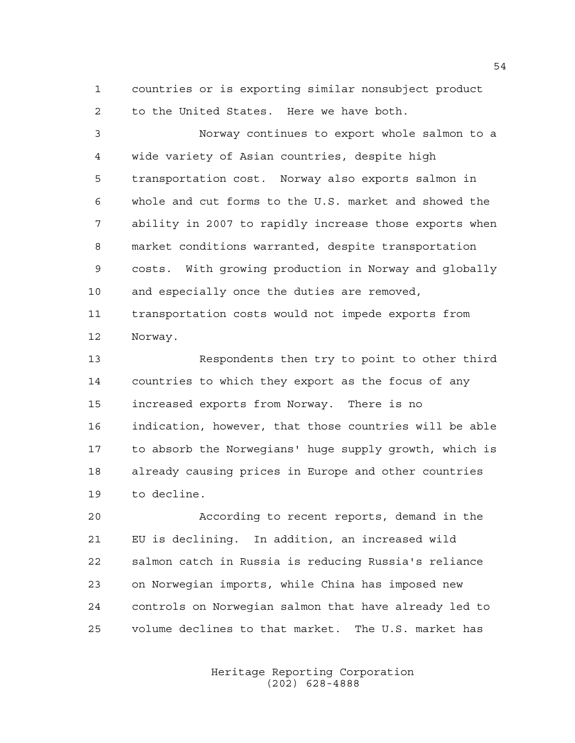countries or is exporting similar nonsubject product to the United States. Here we have both.

Norway continues to export whole salmon to a wide variety of Asian countries, despite high transportation cost. Norway also exports salmon in whole and cut forms to the U.S. market and showed the ability in 2007 to rapidly increase those exports when market conditions warranted, despite transportation costs. With growing production in Norway and globally and especially once the duties are removed, transportation costs would not impede exports from Norway.

Respondents then try to point to other third countries to which they export as the focus of any increased exports from Norway. There is no indication, however, that those countries will be able to absorb the Norwegians' huge supply growth, which is already causing prices in Europe and other countries to decline.

According to recent reports, demand in the EU is declining. In addition, an increased wild salmon catch in Russia is reducing Russia's reliance on Norwegian imports, while China has imposed new controls on Norwegian salmon that have already led to volume declines to that market. The U.S. market has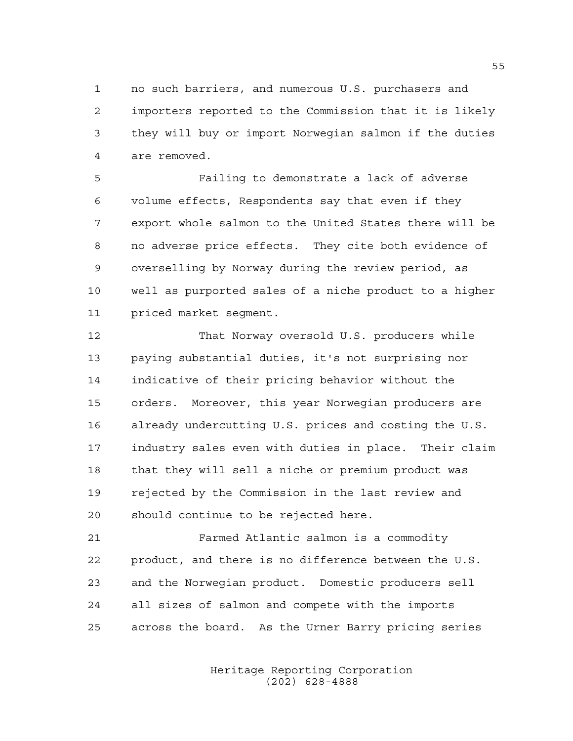no such barriers, and numerous U.S. purchasers and importers reported to the Commission that it is likely they will buy or import Norwegian salmon if the duties are removed.

Failing to demonstrate a lack of adverse volume effects, Respondents say that even if they export whole salmon to the United States there will be no adverse price effects. They cite both evidence of overselling by Norway during the review period, as well as purported sales of a niche product to a higher priced market segment.

That Norway oversold U.S. producers while paying substantial duties, it's not surprising nor indicative of their pricing behavior without the orders. Moreover, this year Norwegian producers are already undercutting U.S. prices and costing the U.S. industry sales even with duties in place. Their claim that they will sell a niche or premium product was rejected by the Commission in the last review and should continue to be rejected here.

Farmed Atlantic salmon is a commodity product, and there is no difference between the U.S. and the Norwegian product. Domestic producers sell all sizes of salmon and compete with the imports across the board. As the Urner Barry pricing series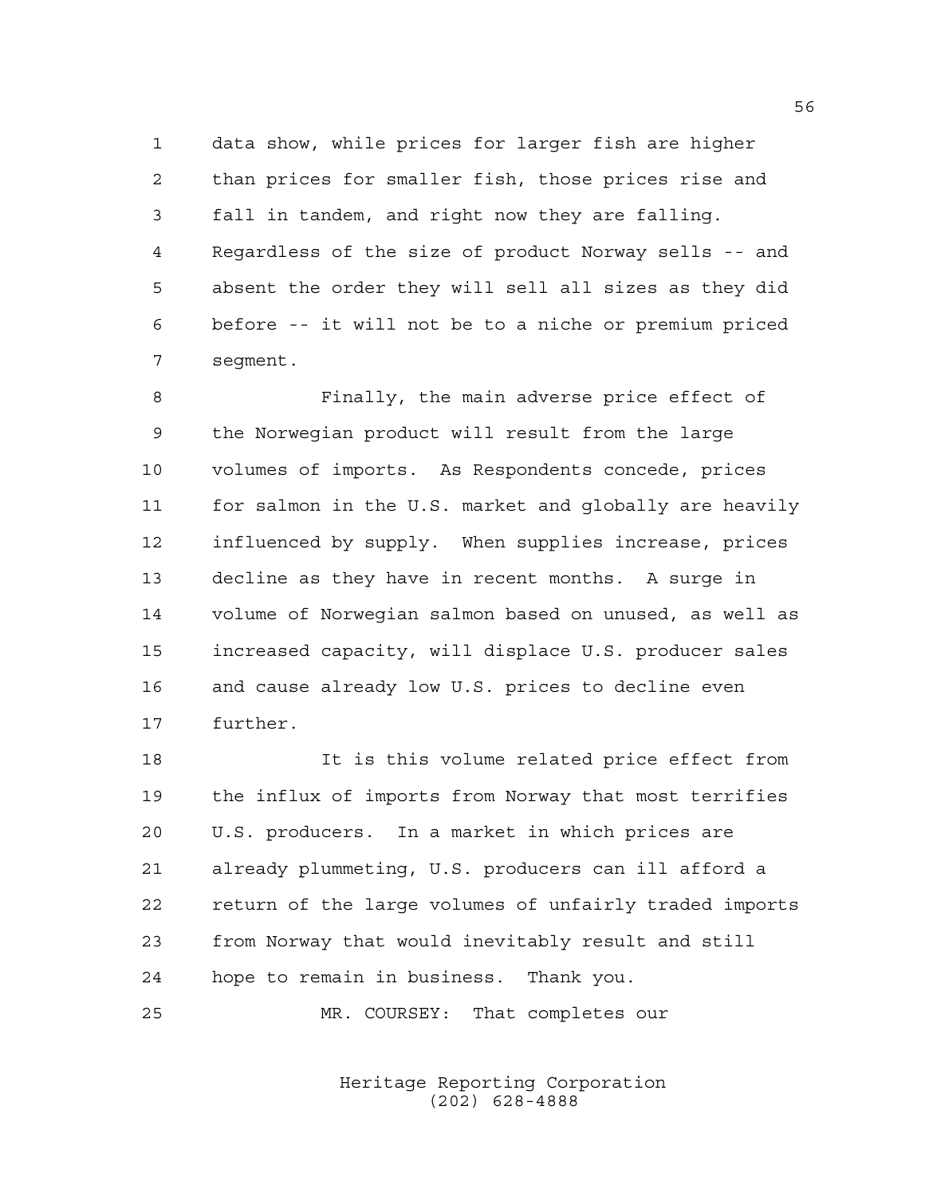data show, while prices for larger fish are higher than prices for smaller fish, those prices rise and fall in tandem, and right now they are falling. Regardless of the size of product Norway sells -- and absent the order they will sell all sizes as they did before -- it will not be to a niche or premium priced segment.

Finally, the main adverse price effect of the Norwegian product will result from the large volumes of imports. As Respondents concede, prices for salmon in the U.S. market and globally are heavily influenced by supply. When supplies increase, prices decline as they have in recent months. A surge in volume of Norwegian salmon based on unused, as well as increased capacity, will displace U.S. producer sales and cause already low U.S. prices to decline even further.

It is this volume related price effect from the influx of imports from Norway that most terrifies U.S. producers. In a market in which prices are already plummeting, U.S. producers can ill afford a return of the large volumes of unfairly traded imports from Norway that would inevitably result and still hope to remain in business. Thank you.

MR. COURSEY: That completes our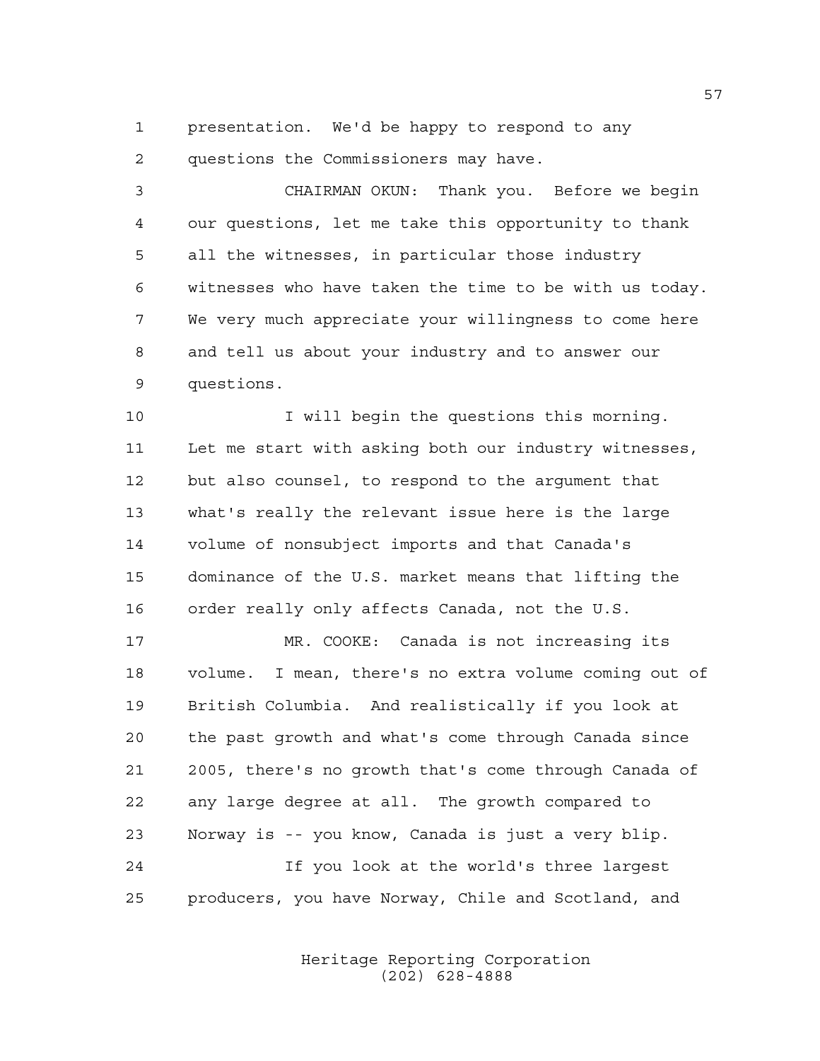presentation. We'd be happy to respond to any questions the Commissioners may have.

CHAIRMAN OKUN: Thank you. Before we begin our questions, let me take this opportunity to thank all the witnesses, in particular those industry witnesses who have taken the time to be with us today. We very much appreciate your willingness to come here and tell us about your industry and to answer our questions.

I will begin the questions this morning. Let me start with asking both our industry witnesses, but also counsel, to respond to the argument that what's really the relevant issue here is the large volume of nonsubject imports and that Canada's dominance of the U.S. market means that lifting the order really only affects Canada, not the U.S.

MR. COOKE: Canada is not increasing its volume. I mean, there's no extra volume coming out of British Columbia. And realistically if you look at the past growth and what's come through Canada since 2005, there's no growth that's come through Canada of any large degree at all. The growth compared to Norway is -- you know, Canada is just a very blip.

If you look at the world's three largest producers, you have Norway, Chile and Scotland, and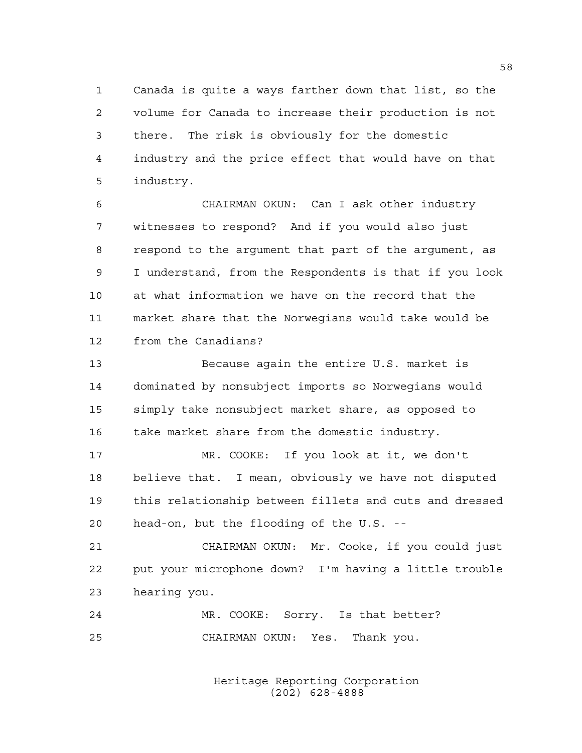Canada is quite a ways farther down that list, so the volume for Canada to increase their production is not there. The risk is obviously for the domestic industry and the price effect that would have on that industry.

CHAIRMAN OKUN: Can I ask other industry witnesses to respond? And if you would also just respond to the argument that part of the argument, as I understand, from the Respondents is that if you look at what information we have on the record that the market share that the Norwegians would take would be from the Canadians?

Because again the entire U.S. market is dominated by nonsubject imports so Norwegians would simply take nonsubject market share, as opposed to take market share from the domestic industry.

MR. COOKE: If you look at it, we don't believe that. I mean, obviously we have not disputed this relationship between fillets and cuts and dressed head-on, but the flooding of the U.S. --

CHAIRMAN OKUN: Mr. Cooke, if you could just put your microphone down? I'm having a little trouble hearing you.

MR. COOKE: Sorry. Is that better?

CHAIRMAN OKUN: Yes. Thank you.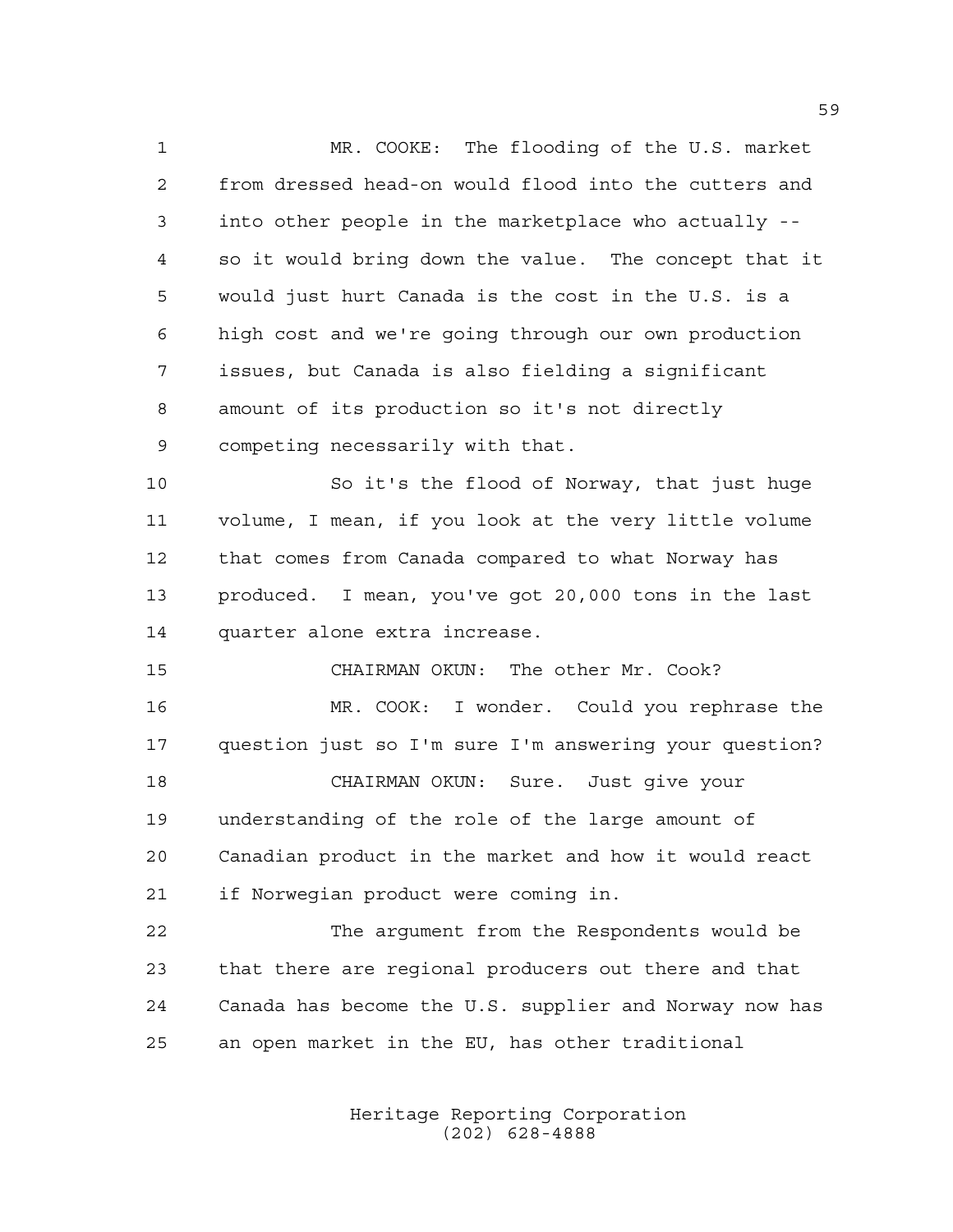MR. COOKE: The flooding of the U.S. market from dressed head-on would flood into the cutters and into other people in the marketplace who actually -- so it would bring down the value. The concept that it would just hurt Canada is the cost in the U.S. is a high cost and we're going through our own production issues, but Canada is also fielding a significant amount of its production so it's not directly competing necessarily with that.

So it's the flood of Norway, that just huge volume, I mean, if you look at the very little volume that comes from Canada compared to what Norway has produced. I mean, you've got 20,000 tons in the last quarter alone extra increase.

CHAIRMAN OKUN: The other Mr. Cook?

MR. COOK: I wonder. Could you rephrase the question just so I'm sure I'm answering your question?

CHAIRMAN OKUN: Sure. Just give your understanding of the role of the large amount of Canadian product in the market and how it would react if Norwegian product were coming in.

The argument from the Respondents would be that there are regional producers out there and that Canada has become the U.S. supplier and Norway now has an open market in the EU, has other traditional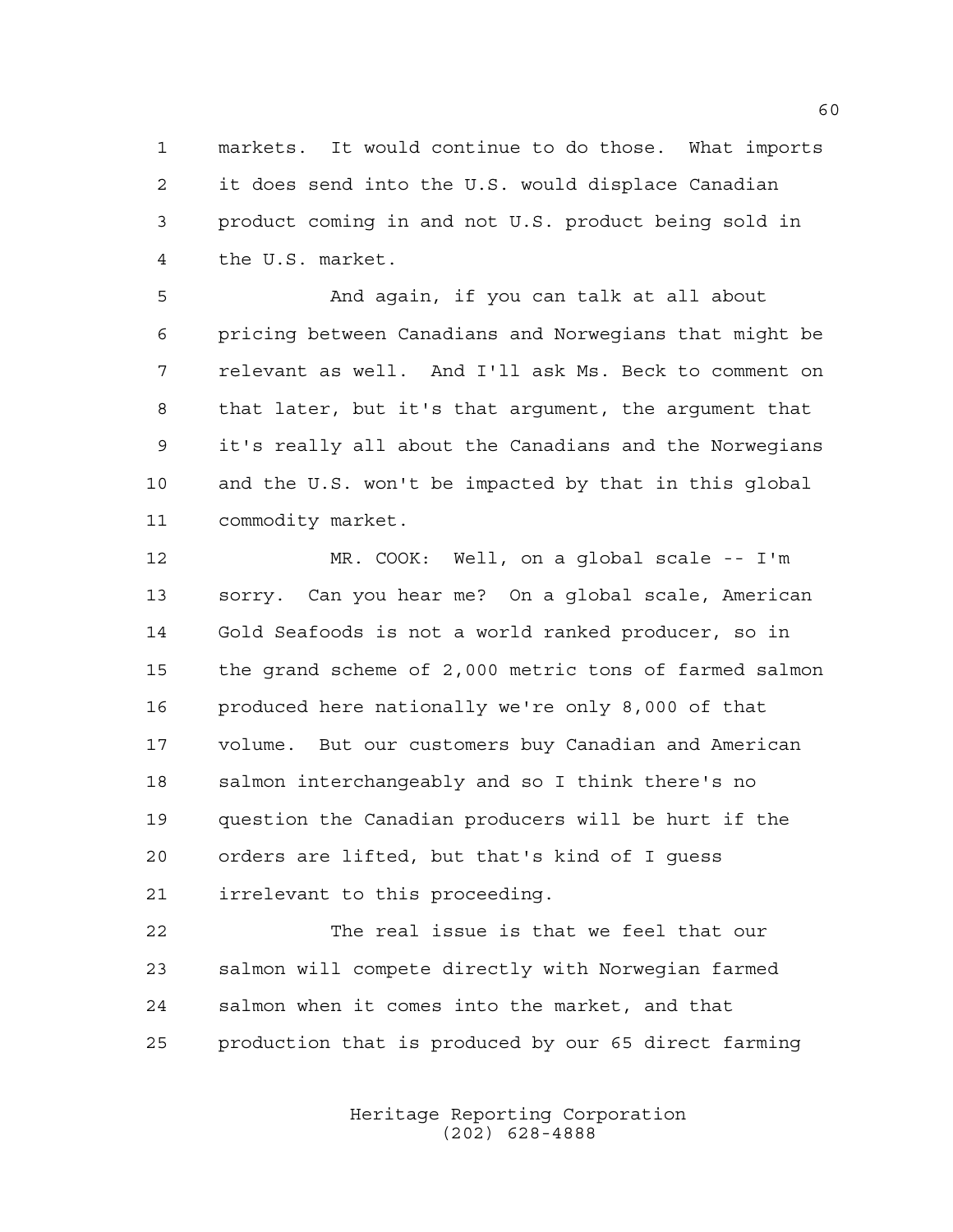markets. It would continue to do those. What imports it does send into the U.S. would displace Canadian product coming in and not U.S. product being sold in the U.S. market.

And again, if you can talk at all about pricing between Canadians and Norwegians that might be relevant as well. And I'll ask Ms. Beck to comment on that later, but it's that argument, the argument that it's really all about the Canadians and the Norwegians and the U.S. won't be impacted by that in this global commodity market.

MR. COOK: Well, on a global scale -- I'm sorry. Can you hear me? On a global scale, American Gold Seafoods is not a world ranked producer, so in the grand scheme of 2,000 metric tons of farmed salmon produced here nationally we're only 8,000 of that volume. But our customers buy Canadian and American salmon interchangeably and so I think there's no question the Canadian producers will be hurt if the orders are lifted, but that's kind of I guess irrelevant to this proceeding.

The real issue is that we feel that our salmon will compete directly with Norwegian farmed salmon when it comes into the market, and that production that is produced by our 65 direct farming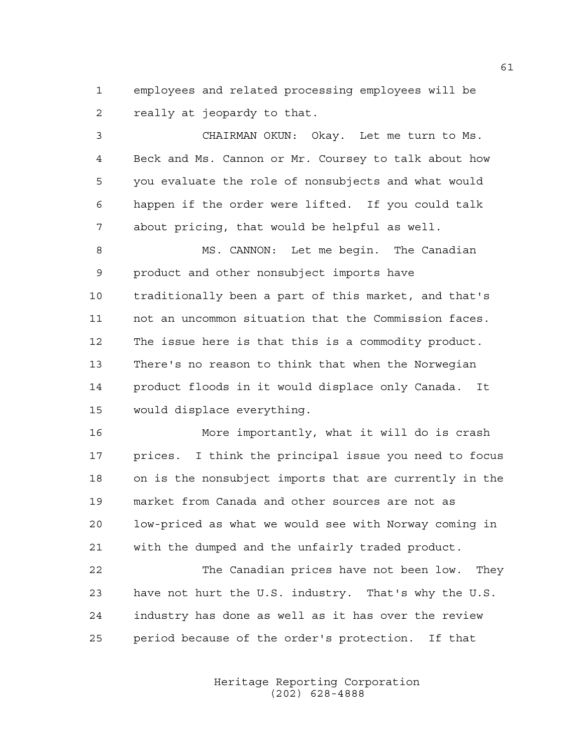employees and related processing employees will be really at jeopardy to that.

CHAIRMAN OKUN: Okay. Let me turn to Ms. Beck and Ms. Cannon or Mr. Coursey to talk about how you evaluate the role of nonsubjects and what would happen if the order were lifted. If you could talk about pricing, that would be helpful as well.

MS. CANNON: Let me begin. The Canadian product and other nonsubject imports have traditionally been a part of this market, and that's not an uncommon situation that the Commission faces. The issue here is that this is a commodity product. There's no reason to think that when the Norwegian product floods in it would displace only Canada. It would displace everything.

More importantly, what it will do is crash prices. I think the principal issue you need to focus on is the nonsubject imports that are currently in the market from Canada and other sources are not as low-priced as what we would see with Norway coming in with the dumped and the unfairly traded product.

The Canadian prices have not been low. They have not hurt the U.S. industry. That's why the U.S. industry has done as well as it has over the review period because of the order's protection. If that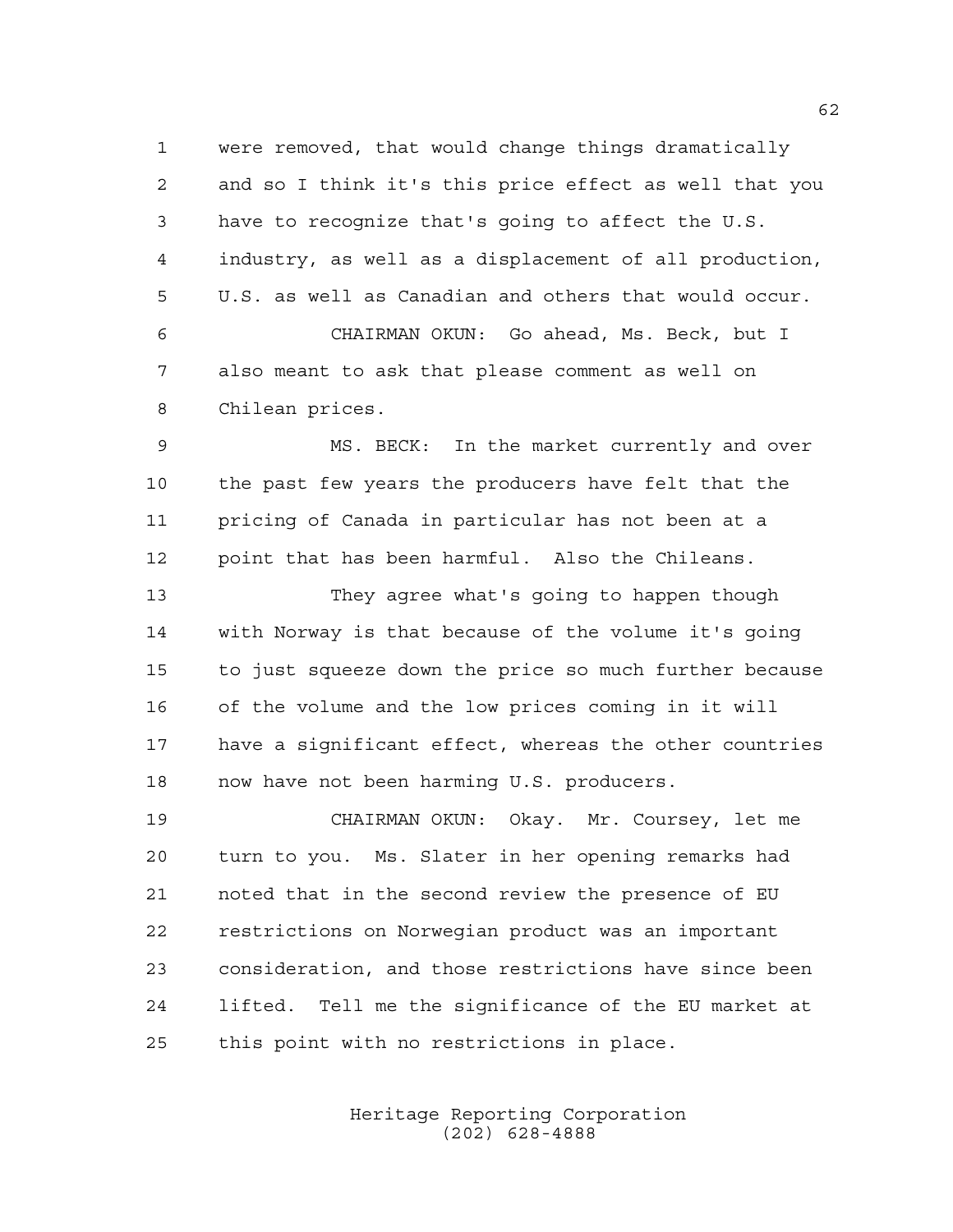were removed, that would change things dramatically and so I think it's this price effect as well that you have to recognize that's going to affect the U.S. industry, as well as a displacement of all production, U.S. as well as Canadian and others that would occur.

CHAIRMAN OKUN: Go ahead, Ms. Beck, but I also meant to ask that please comment as well on Chilean prices.

MS. BECK: In the market currently and over the past few years the producers have felt that the pricing of Canada in particular has not been at a point that has been harmful. Also the Chileans.

They agree what's going to happen though with Norway is that because of the volume it's going to just squeeze down the price so much further because of the volume and the low prices coming in it will have a significant effect, whereas the other countries now have not been harming U.S. producers.

CHAIRMAN OKUN: Okay. Mr. Coursey, let me turn to you. Ms. Slater in her opening remarks had noted that in the second review the presence of EU restrictions on Norwegian product was an important consideration, and those restrictions have since been lifted. Tell me the significance of the EU market at this point with no restrictions in place.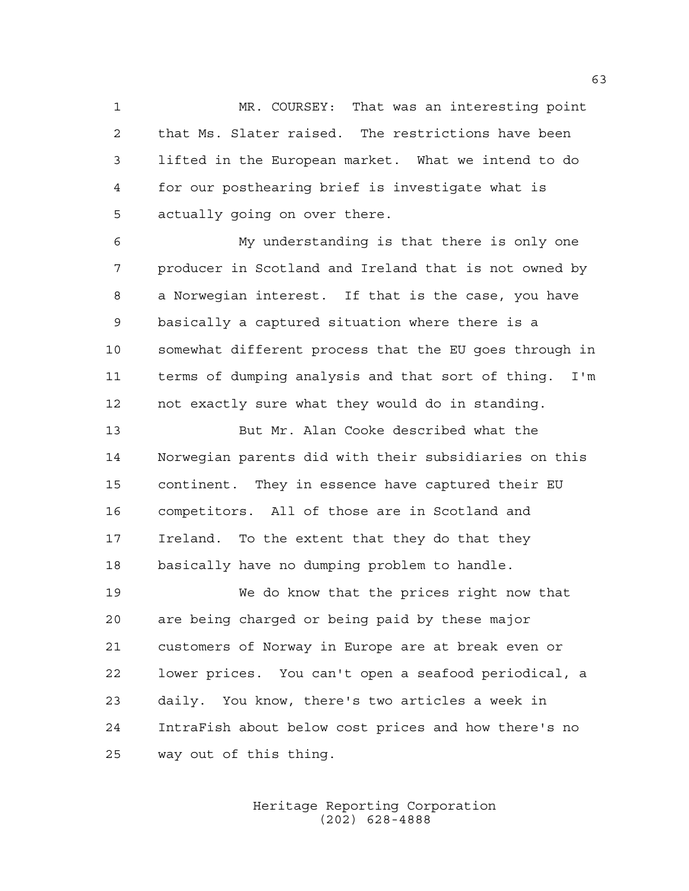MR. COURSEY: That was an interesting point that Ms. Slater raised. The restrictions have been lifted in the European market. What we intend to do for our posthearing brief is investigate what is actually going on over there.

My understanding is that there is only one producer in Scotland and Ireland that is not owned by a Norwegian interest. If that is the case, you have basically a captured situation where there is a somewhat different process that the EU goes through in terms of dumping analysis and that sort of thing. I'm not exactly sure what they would do in standing.

But Mr. Alan Cooke described what the Norwegian parents did with their subsidiaries on this continent. They in essence have captured their EU competitors. All of those are in Scotland and Ireland. To the extent that they do that they basically have no dumping problem to handle.

We do know that the prices right now that are being charged or being paid by these major customers of Norway in Europe are at break even or lower prices. You can't open a seafood periodical, a daily. You know, there's two articles a week in IntraFish about below cost prices and how there's no way out of this thing.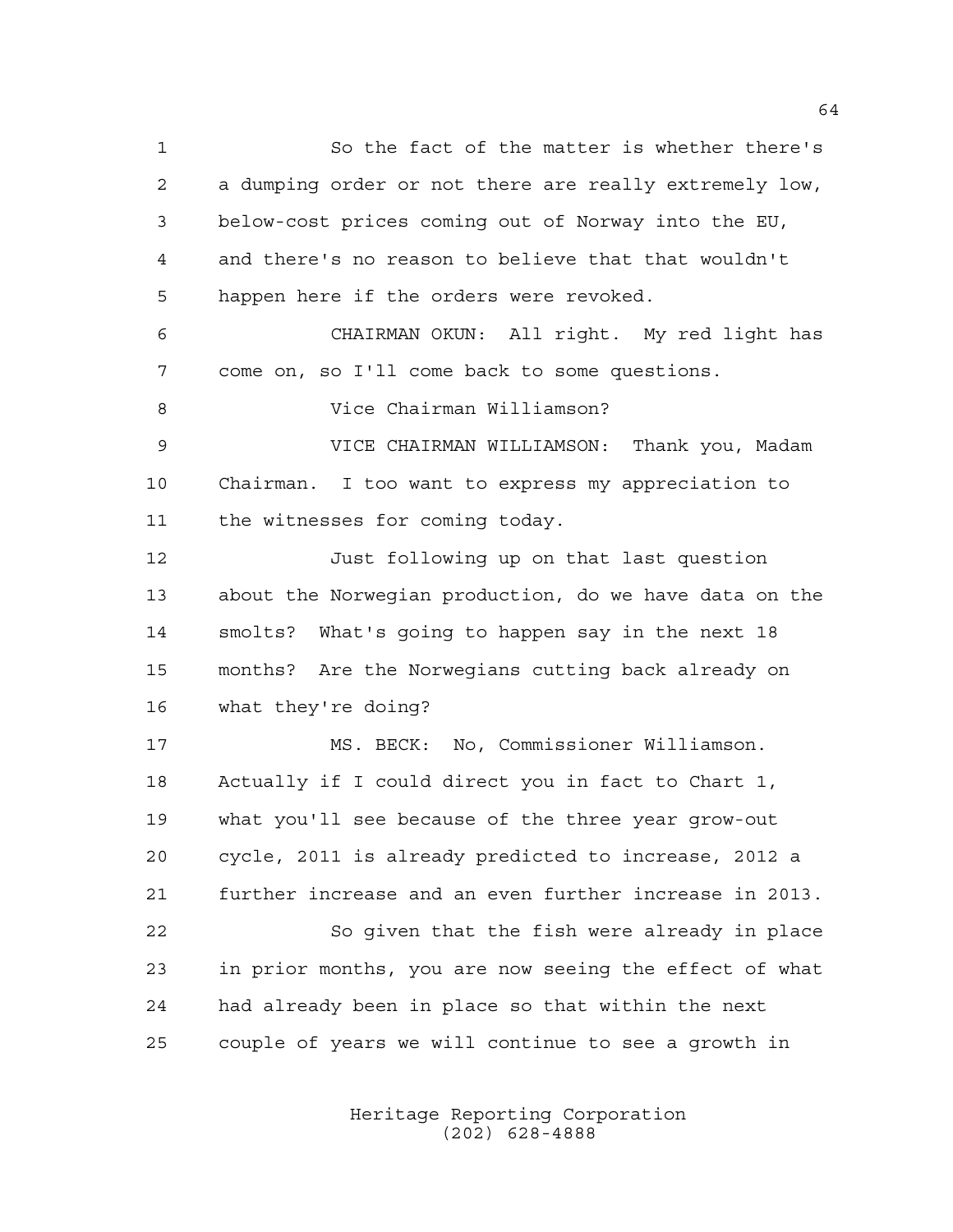So the fact of the matter is whether there's a dumping order or not there are really extremely low, below-cost prices coming out of Norway into the EU, and there's no reason to believe that that wouldn't happen here if the orders were revoked.

CHAIRMAN OKUN: All right. My red light has come on, so I'll come back to some questions.

Vice Chairman Williamson?

VICE CHAIRMAN WILLIAMSON: Thank you, Madam Chairman. I too want to express my appreciation to the witnesses for coming today.

Just following up on that last question about the Norwegian production, do we have data on the smolts? What's going to happen say in the next 18 months? Are the Norwegians cutting back already on what they're doing?

MS. BECK: No, Commissioner Williamson. Actually if I could direct you in fact to Chart 1, what you'll see because of the three year grow-out cycle, 2011 is already predicted to increase, 2012 a further increase and an even further increase in 2013.

So given that the fish were already in place in prior months, you are now seeing the effect of what had already been in place so that within the next couple of years we will continue to see a growth in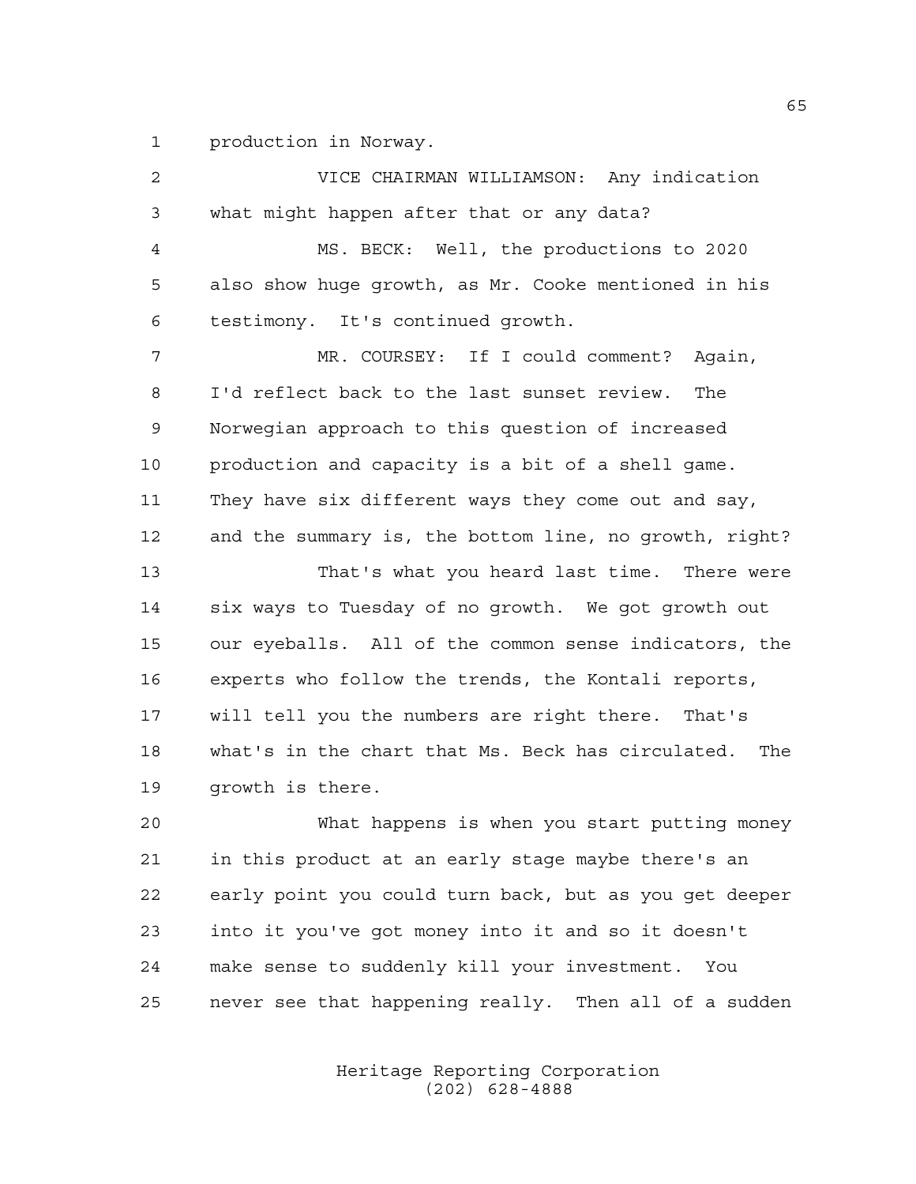production in Norway.

VICE CHAIRMAN WILLIAMSON: Any indication what might happen after that or any data?

MS. BECK: Well, the productions to 2020 also show huge growth, as Mr. Cooke mentioned in his testimony. It's continued growth.

MR. COURSEY: If I could comment? Again, I'd reflect back to the last sunset review. The Norwegian approach to this question of increased production and capacity is a bit of a shell game. They have six different ways they come out and say, and the summary is, the bottom line, no growth, right?

That's what you heard last time. There were six ways to Tuesday of no growth. We got growth out our eyeballs. All of the common sense indicators, the experts who follow the trends, the Kontali reports, will tell you the numbers are right there. That's what's in the chart that Ms. Beck has circulated. The growth is there.

What happens is when you start putting money in this product at an early stage maybe there's an early point you could turn back, but as you get deeper into it you've got money into it and so it doesn't make sense to suddenly kill your investment. You never see that happening really. Then all of a sudden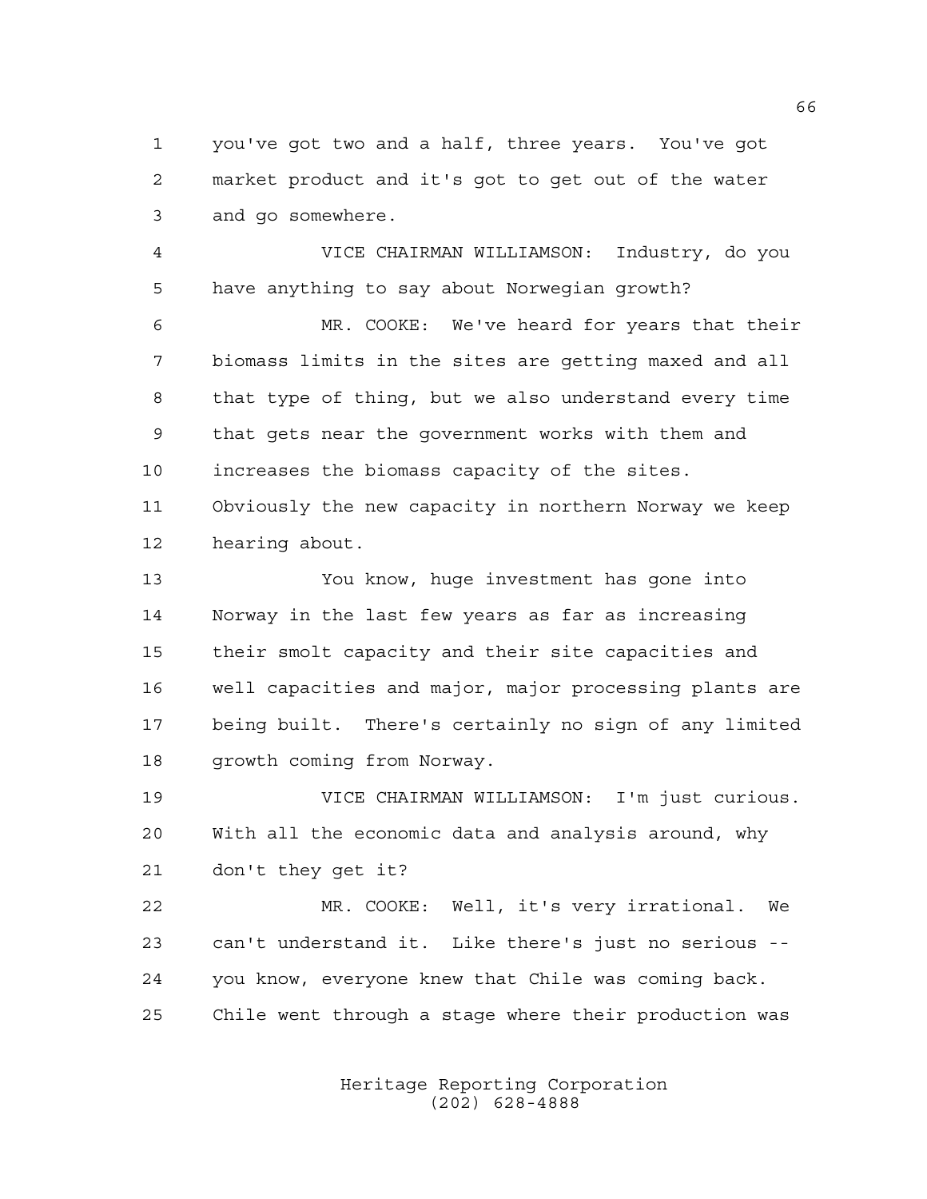you've got two and a half, three years. You've got market product and it's got to get out of the water and go somewhere.

VICE CHAIRMAN WILLIAMSON: Industry, do you have anything to say about Norwegian growth?

MR. COOKE: We've heard for years that their biomass limits in the sites are getting maxed and all that type of thing, but we also understand every time that gets near the government works with them and increases the biomass capacity of the sites. Obviously the new capacity in northern Norway we keep hearing about.

You know, huge investment has gone into Norway in the last few years as far as increasing their smolt capacity and their site capacities and well capacities and major, major processing plants are being built. There's certainly no sign of any limited growth coming from Norway.

VICE CHAIRMAN WILLIAMSON: I'm just curious. With all the economic data and analysis around, why don't they get it?

MR. COOKE: Well, it's very irrational. We can't understand it. Like there's just no serious -- you know, everyone knew that Chile was coming back. Chile went through a stage where their production was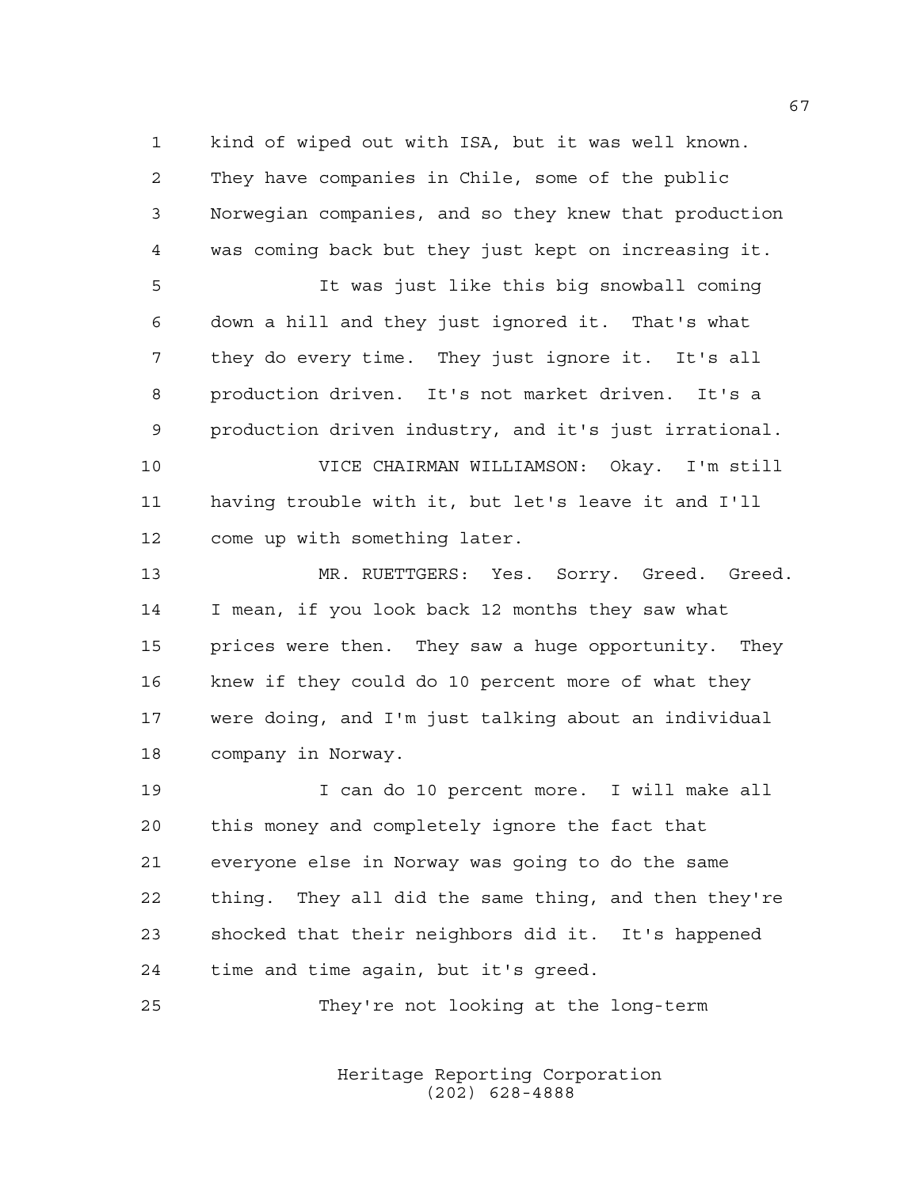kind of wiped out with ISA, but it was well known. They have companies in Chile, some of the public Norwegian companies, and so they knew that production was coming back but they just kept on increasing it.

It was just like this big snowball coming down a hill and they just ignored it. That's what they do every time. They just ignore it. It's all production driven. It's not market driven. It's a production driven industry, and it's just irrational.

VICE CHAIRMAN WILLIAMSON: Okay. I'm still having trouble with it, but let's leave it and I'll come up with something later.

MR. RUETTGERS: Yes. Sorry. Greed. Greed. I mean, if you look back 12 months they saw what prices were then. They saw a huge opportunity. They knew if they could do 10 percent more of what they were doing, and I'm just talking about an individual company in Norway.

I can do 10 percent more. I will make all this money and completely ignore the fact that everyone else in Norway was going to do the same thing. They all did the same thing, and then they're shocked that their neighbors did it. It's happened time and time again, but it's greed.

They're not looking at the long-term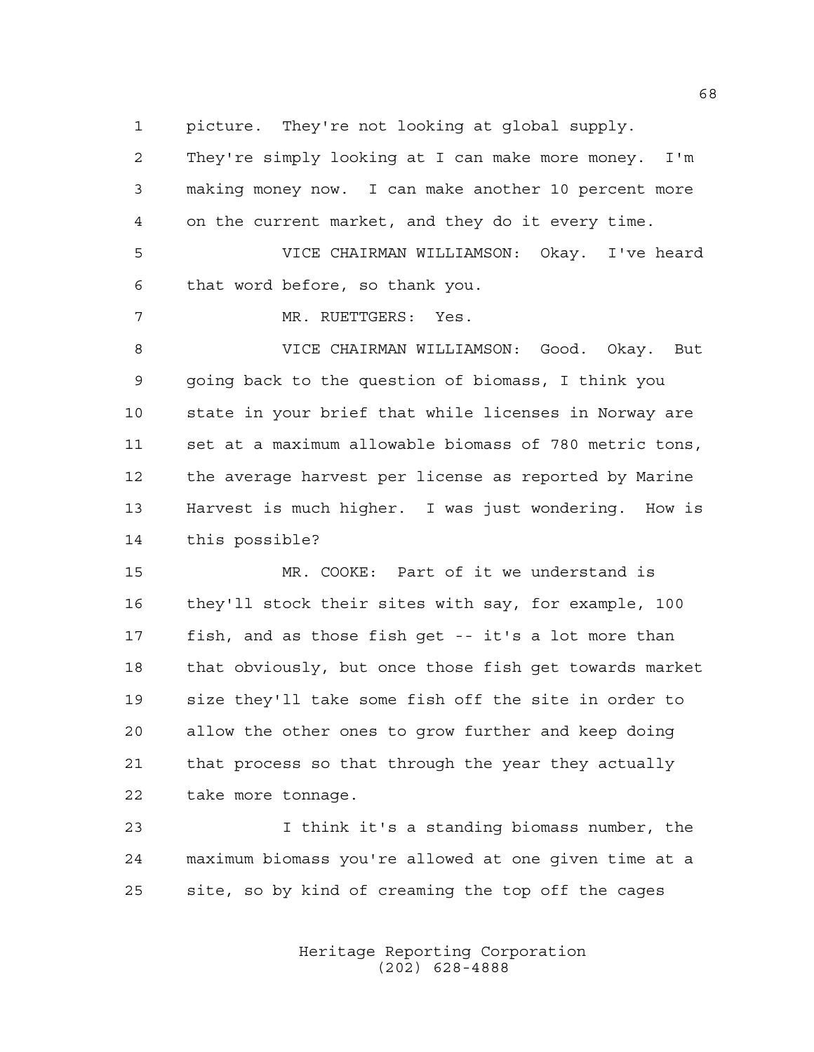picture. They're not looking at global supply. They're simply looking at I can make more money. I'm making money now. I can make another 10 percent more on the current market, and they do it every time.

VICE CHAIRMAN WILLIAMSON: Okay. I've heard that word before, so thank you.

MR. RUETTGERS: Yes.

VICE CHAIRMAN WILLIAMSON: Good. Okay. But going back to the question of biomass, I think you state in your brief that while licenses in Norway are set at a maximum allowable biomass of 780 metric tons, the average harvest per license as reported by Marine Harvest is much higher. I was just wondering. How is this possible?

MR. COOKE: Part of it we understand is they'll stock their sites with say, for example, 100 fish, and as those fish get -- it's a lot more than that obviously, but once those fish get towards market size they'll take some fish off the site in order to allow the other ones to grow further and keep doing that process so that through the year they actually take more tonnage.

I think it's a standing biomass number, the maximum biomass you're allowed at one given time at a site, so by kind of creaming the top off the cages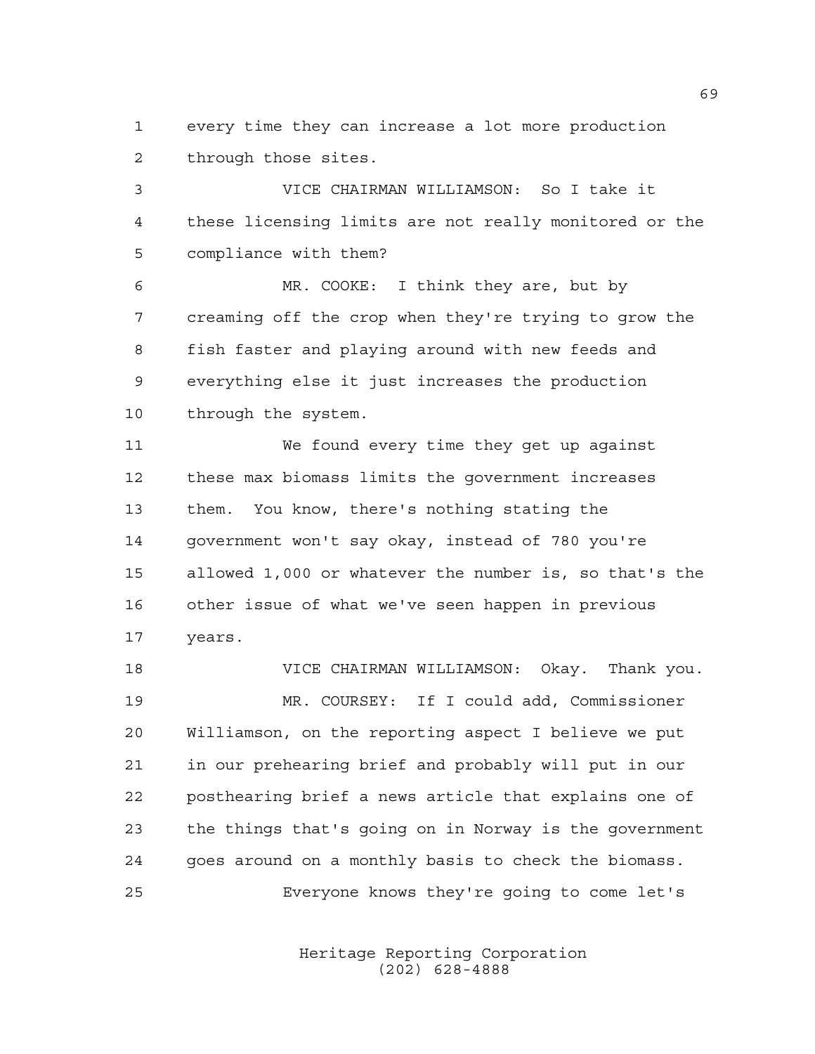every time they can increase a lot more production through those sites.

VICE CHAIRMAN WILLIAMSON: So I take it these licensing limits are not really monitored or the compliance with them?

MR. COOKE: I think they are, but by creaming off the crop when they're trying to grow the fish faster and playing around with new feeds and everything else it just increases the production through the system.

We found every time they get up against these max biomass limits the government increases them. You know, there's nothing stating the government won't say okay, instead of 780 you're allowed 1,000 or whatever the number is, so that's the other issue of what we've seen happen in previous years.

VICE CHAIRMAN WILLIAMSON: Okay. Thank you.

MR. COURSEY: If I could add, Commissioner Williamson, on the reporting aspect I believe we put in our prehearing brief and probably will put in our posthearing brief a news article that explains one of the things that's going on in Norway is the government goes around on a monthly basis to check the biomass.

Everyone knows they're going to come let's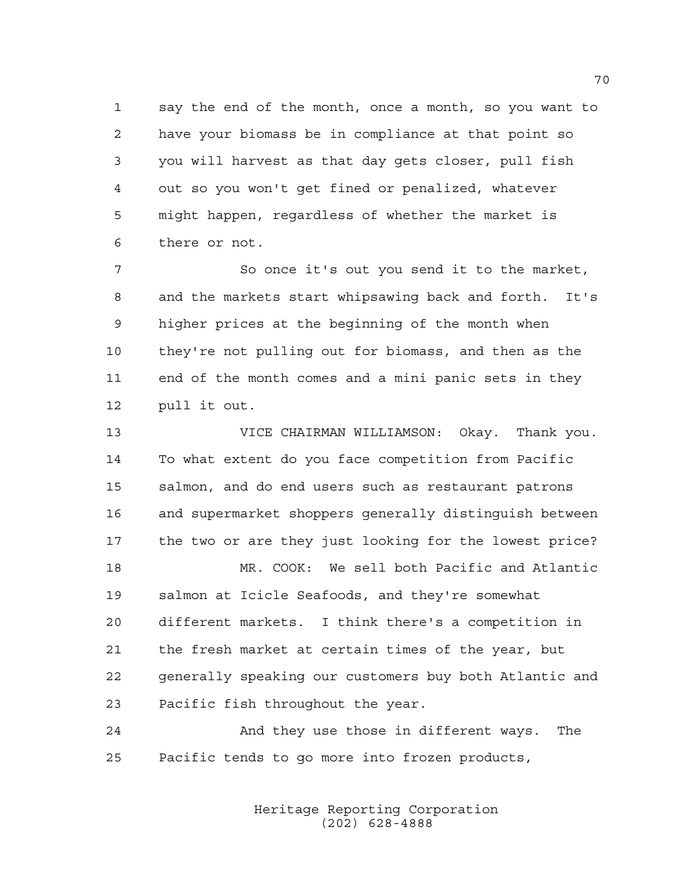say the end of the month, once a month, so you want to have your biomass be in compliance at that point so you will harvest as that day gets closer, pull fish out so you won't get fined or penalized, whatever might happen, regardless of whether the market is there or not.

So once it's out you send it to the market, and the markets start whipsawing back and forth. It's higher prices at the beginning of the month when they're not pulling out for biomass, and then as the end of the month comes and a mini panic sets in they pull it out.

VICE CHAIRMAN WILLIAMSON: Okay. Thank you. To what extent do you face competition from Pacific salmon, and do end users such as restaurant patrons and supermarket shoppers generally distinguish between the two or are they just looking for the lowest price?

MR. COOK: We sell both Pacific and Atlantic salmon at Icicle Seafoods, and they're somewhat different markets. I think there's a competition in the fresh market at certain times of the year, but generally speaking our customers buy both Atlantic and Pacific fish throughout the year.

And they use those in different ways. The Pacific tends to go more into frozen products,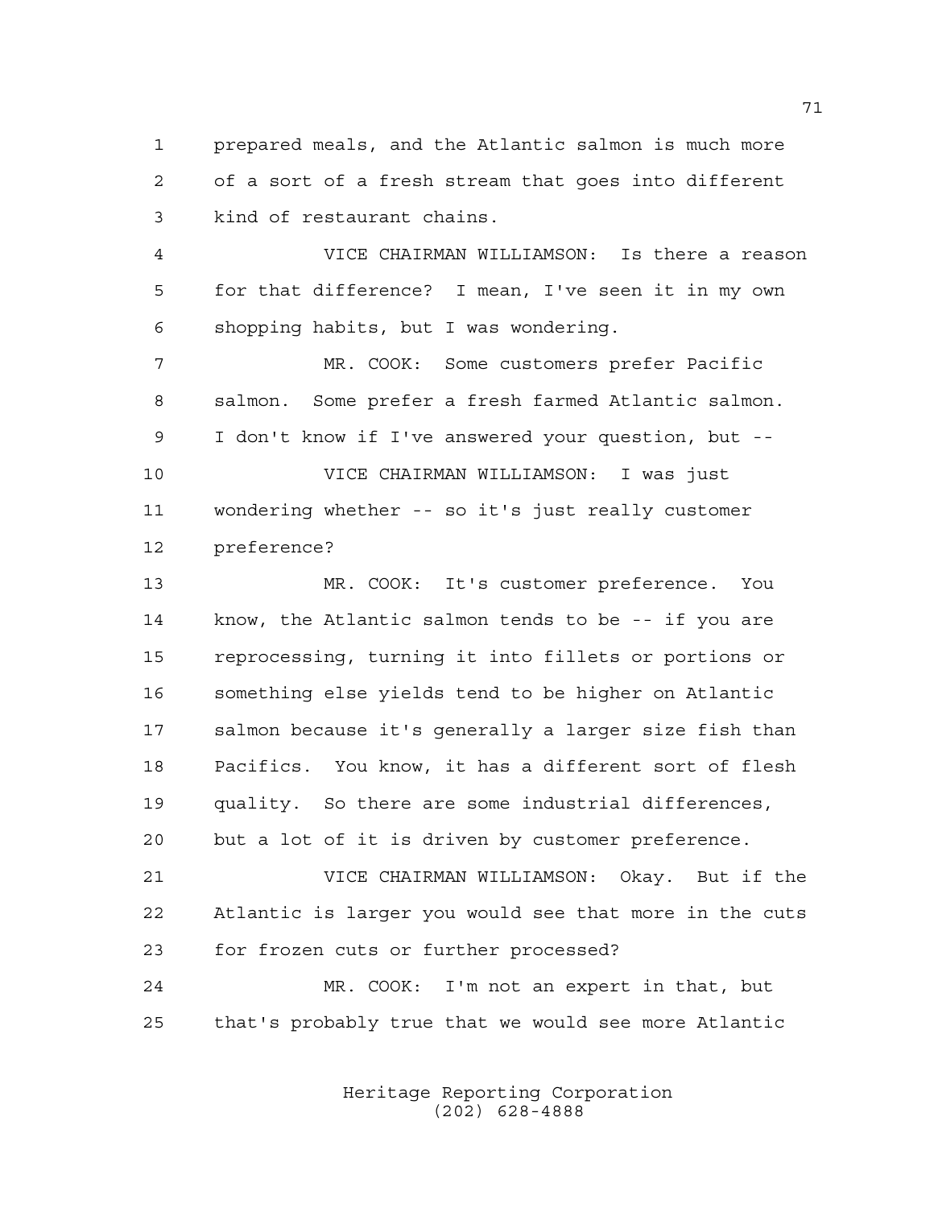prepared meals, and the Atlantic salmon is much more of a sort of a fresh stream that goes into different kind of restaurant chains.

VICE CHAIRMAN WILLIAMSON: Is there a reason for that difference? I mean, I've seen it in my own shopping habits, but I was wondering.

MR. COOK: Some customers prefer Pacific salmon. Some prefer a fresh farmed Atlantic salmon. I don't know if I've answered your question, but --

VICE CHAIRMAN WILLIAMSON: I was just wondering whether -- so it's just really customer preference?

MR. COOK: It's customer preference. You know, the Atlantic salmon tends to be -- if you are reprocessing, turning it into fillets or portions or something else yields tend to be higher on Atlantic salmon because it's generally a larger size fish than Pacifics. You know, it has a different sort of flesh quality. So there are some industrial differences, but a lot of it is driven by customer preference.

VICE CHAIRMAN WILLIAMSON: Okay. But if the Atlantic is larger you would see that more in the cuts for frozen cuts or further processed?

MR. COOK: I'm not an expert in that, but that's probably true that we would see more Atlantic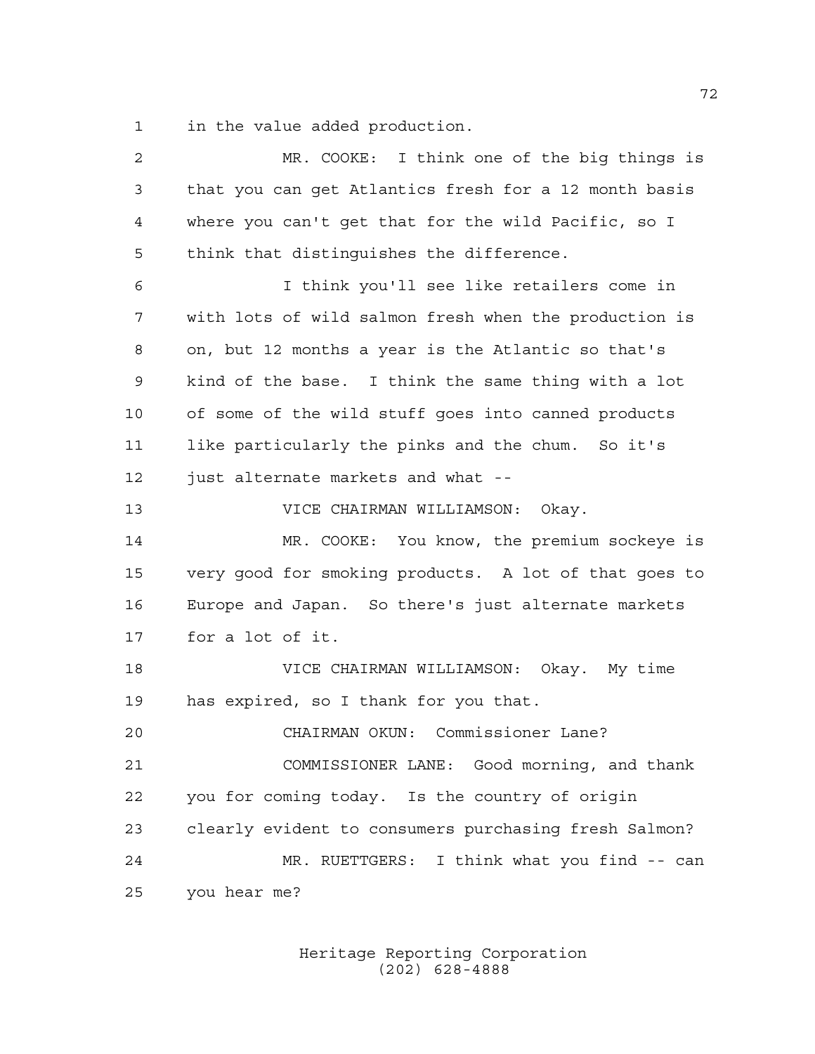in the value added production.

MR. COOKE: I think one of the big things is that you can get Atlantics fresh for a 12 month basis where you can't get that for the wild Pacific, so I think that distinguishes the difference.

I think you'll see like retailers come in with lots of wild salmon fresh when the production is on, but 12 months a year is the Atlantic so that's kind of the base. I think the same thing with a lot of some of the wild stuff goes into canned products like particularly the pinks and the chum. So it's just alternate markets and what --

VICE CHAIRMAN WILLIAMSON: Okay.

MR. COOKE: You know, the premium sockeye is very good for smoking products. A lot of that goes to Europe and Japan. So there's just alternate markets for a lot of it.

VICE CHAIRMAN WILLIAMSON: Okay. My time has expired, so I thank for you that.

CHAIRMAN OKUN: Commissioner Lane?

COMMISSIONER LANE: Good morning, and thank you for coming today. Is the country of origin clearly evident to consumers purchasing fresh Salmon?

MR. RUETTGERS: I think what you find -- can you hear me?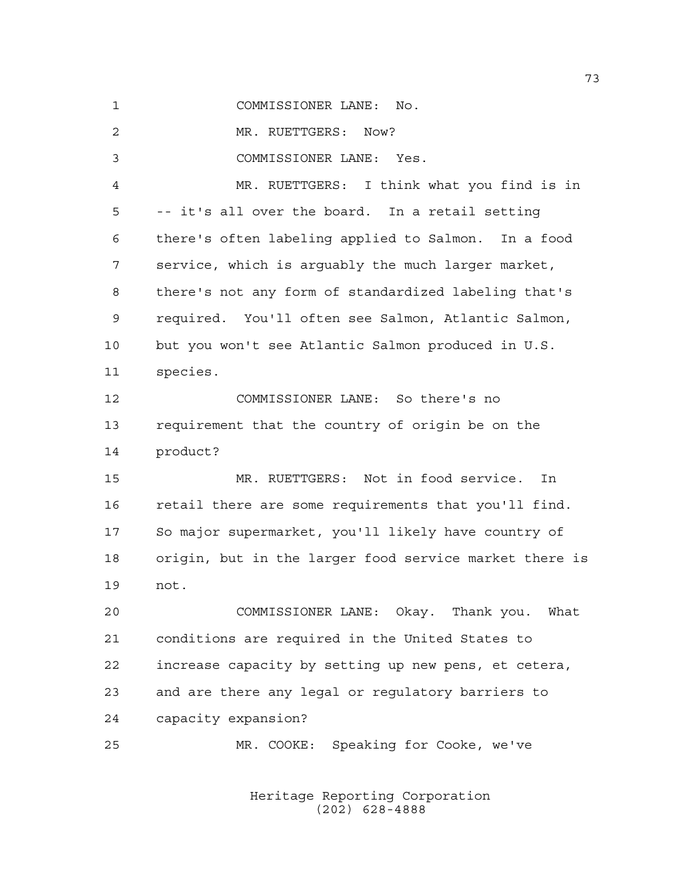COMMISSIONER LANE: No.

MR. RUETTGERS: Now?

COMMISSIONER LANE: Yes.

MR. RUETTGERS: I think what you find is in -- it's all over the board. In a retail setting there's often labeling applied to Salmon. In a food service, which is arguably the much larger market, there's not any form of standardized labeling that's required. You'll often see Salmon, Atlantic Salmon, but you won't see Atlantic Salmon produced in U.S. species.

COMMISSIONER LANE: So there's no requirement that the country of origin be on the product?

MR. RUETTGERS: Not in food service. In retail there are some requirements that you'll find. So major supermarket, you'll likely have country of origin, but in the larger food service market there is not.

COMMISSIONER LANE: Okay. Thank you. What conditions are required in the United States to increase capacity by setting up new pens, et cetera, and are there any legal or regulatory barriers to capacity expansion?

MR. COOKE: Speaking for Cooke, we've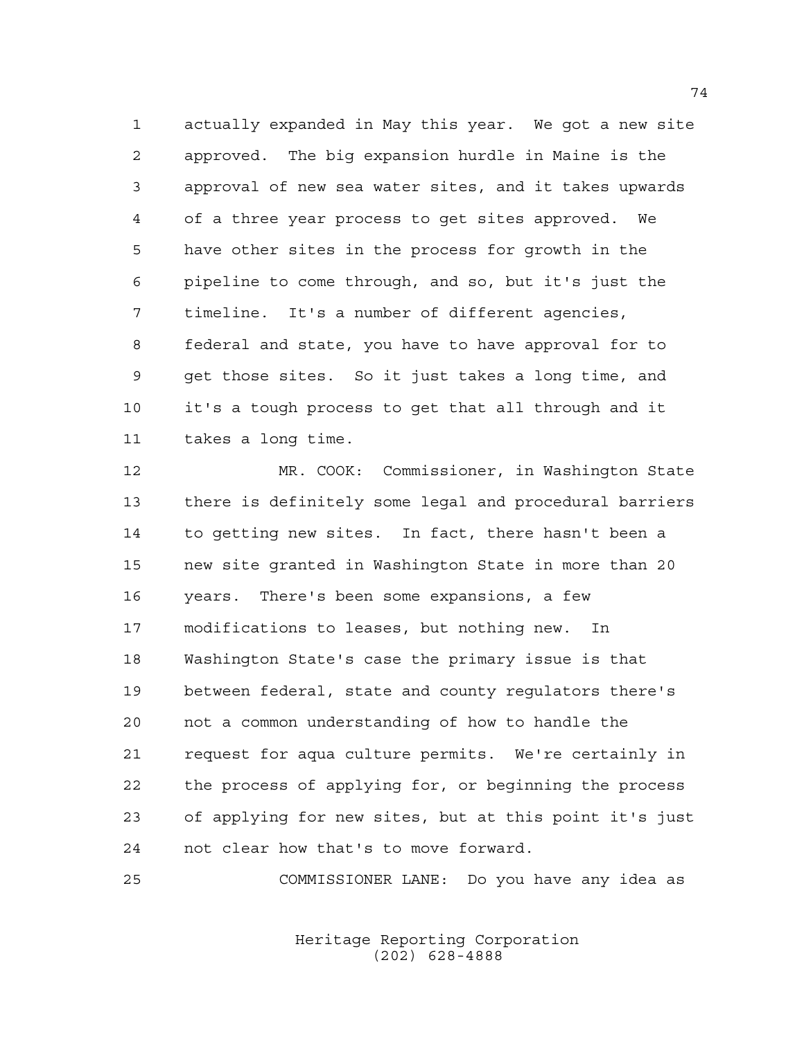actually expanded in May this year. We got a new site approved. The big expansion hurdle in Maine is the approval of new sea water sites, and it takes upwards of a three year process to get sites approved. We have other sites in the process for growth in the pipeline to come through, and so, but it's just the timeline. It's a number of different agencies, federal and state, you have to have approval for to get those sites. So it just takes a long time, and it's a tough process to get that all through and it takes a long time.

MR. COOK: Commissioner, in Washington State there is definitely some legal and procedural barriers to getting new sites. In fact, there hasn't been a new site granted in Washington State in more than 20 years. There's been some expansions, a few modifications to leases, but nothing new. In Washington State's case the primary issue is that between federal, state and county regulators there's not a common understanding of how to handle the request for aqua culture permits. We're certainly in the process of applying for, or beginning the process of applying for new sites, but at this point it's just not clear how that's to move forward.

COMMISSIONER LANE: Do you have any idea as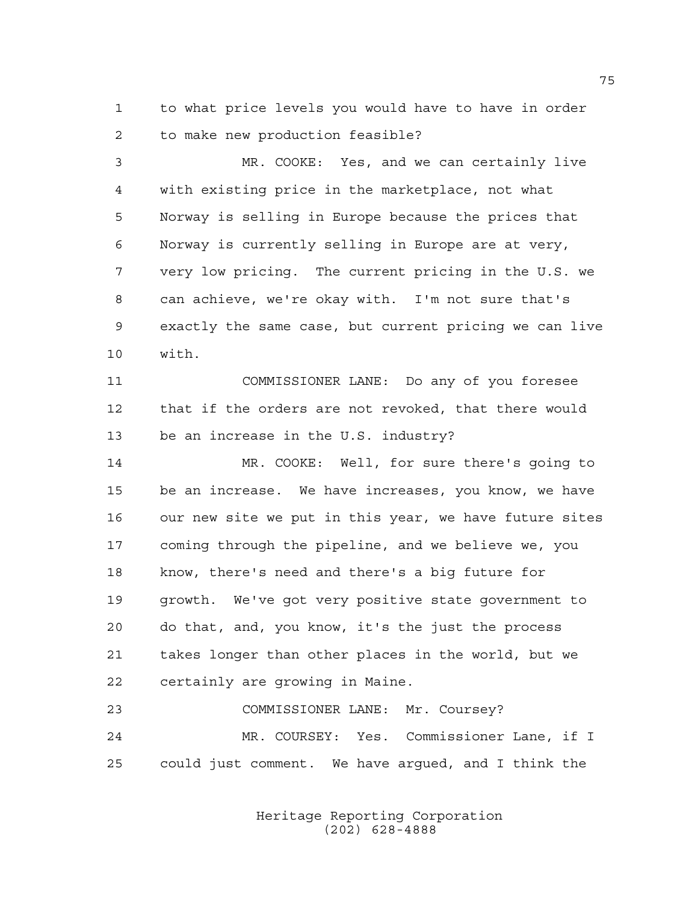to what price levels you would have to have in order to make new production feasible?

MR. COOKE: Yes, and we can certainly live with existing price in the marketplace, not what Norway is selling in Europe because the prices that Norway is currently selling in Europe are at very, very low pricing. The current pricing in the U.S. we can achieve, we're okay with. I'm not sure that's exactly the same case, but current pricing we can live with.

COMMISSIONER LANE: Do any of you foresee that if the orders are not revoked, that there would be an increase in the U.S. industry?

MR. COOKE: Well, for sure there's going to be an increase. We have increases, you know, we have our new site we put in this year, we have future sites coming through the pipeline, and we believe we, you know, there's need and there's a big future for growth. We've got very positive state government to do that, and, you know, it's the just the process takes longer than other places in the world, but we certainly are growing in Maine.

COMMISSIONER LANE: Mr. Coursey?

MR. COURSEY: Yes. Commissioner Lane, if I could just comment. We have argued, and I think the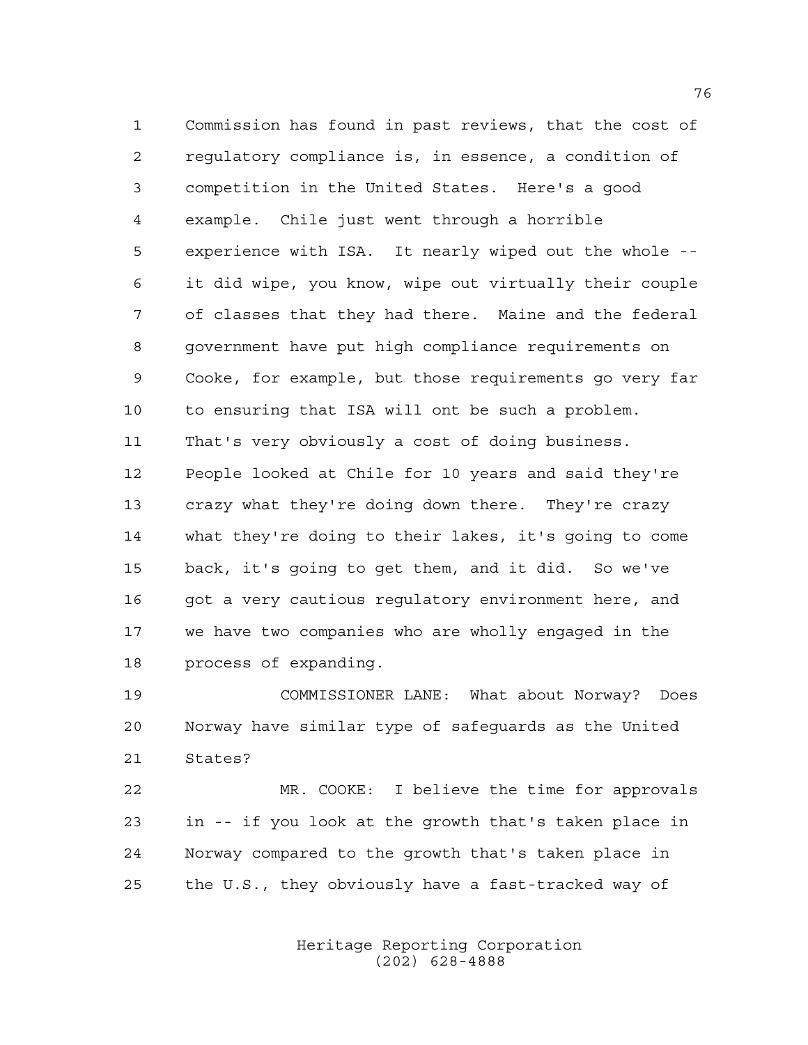Commission has found in past reviews, that the cost of regulatory compliance is, in essence, a condition of competition in the United States. Here's a good example. Chile just went through a horrible experience with ISA. It nearly wiped out the whole -- it did wipe, you know, wipe out virtually their couple of classes that they had there. Maine and the federal government have put high compliance requirements on Cooke, for example, but those requirements go very far to ensuring that ISA will ont be such a problem. That's very obviously a cost of doing business. People looked at Chile for 10 years and said they're crazy what they're doing down there. They're crazy what they're doing to their lakes, it's going to come back, it's going to get them, and it did. So we've got a very cautious regulatory environment here, and we have two companies who are wholly engaged in the process of expanding.

COMMISSIONER LANE: What about Norway? Does Norway have similar type of safeguards as the United States?

MR. COOKE: I believe the time for approvals in -- if you look at the growth that's taken place in Norway compared to the growth that's taken place in the U.S., they obviously have a fast-tracked way of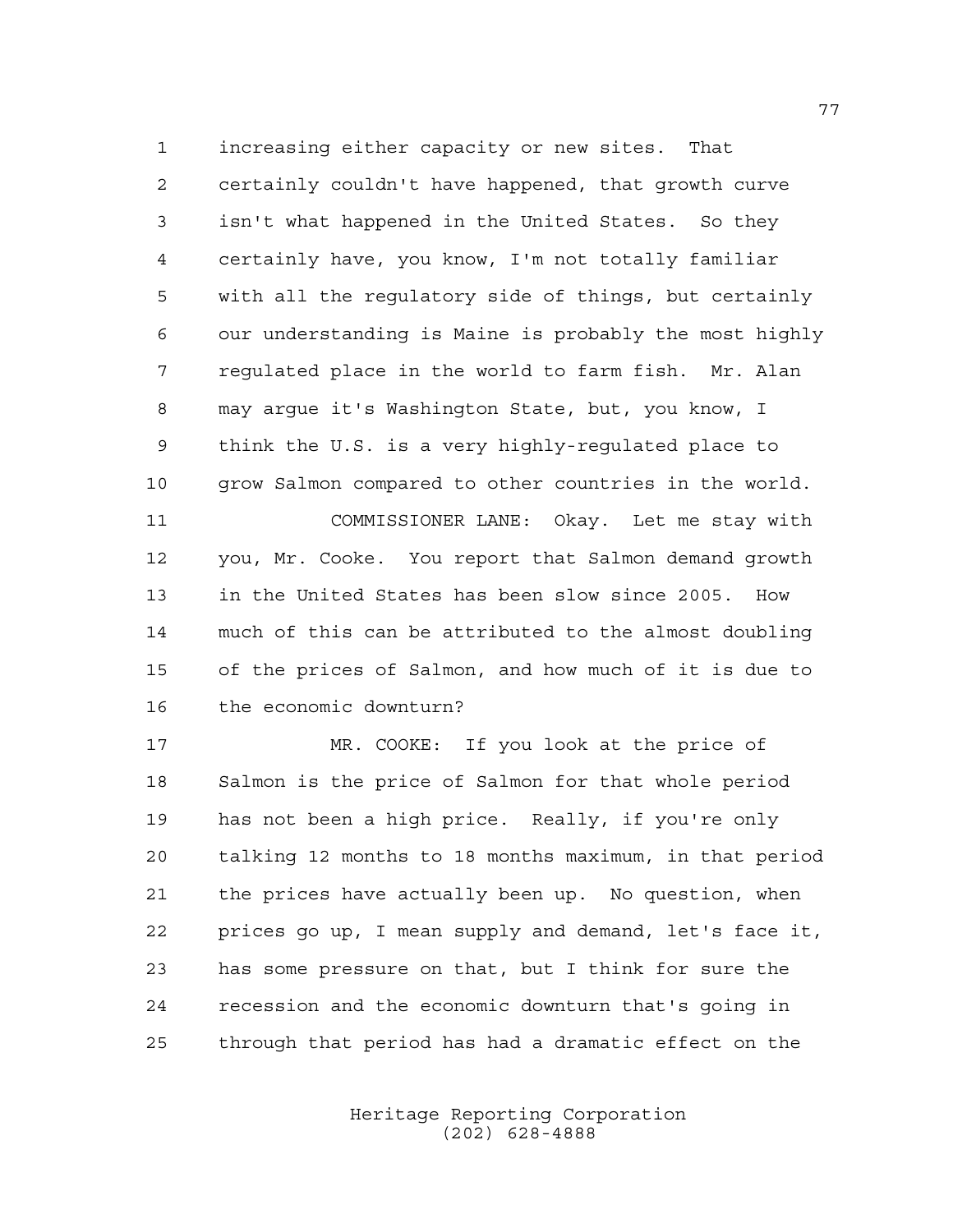increasing either capacity or new sites. That certainly couldn't have happened, that growth curve isn't what happened in the United States. So they certainly have, you know, I'm not totally familiar with all the regulatory side of things, but certainly our understanding is Maine is probably the most highly regulated place in the world to farm fish. Mr. Alan may argue it's Washington State, but, you know, I think the U.S. is a very highly-regulated place to grow Salmon compared to other countries in the world.

COMMISSIONER LANE: Okay. Let me stay with you, Mr. Cooke. You report that Salmon demand growth in the United States has been slow since 2005. How much of this can be attributed to the almost doubling of the prices of Salmon, and how much of it is due to the economic downturn?

MR. COOKE: If you look at the price of Salmon is the price of Salmon for that whole period has not been a high price. Really, if you're only talking 12 months to 18 months maximum, in that period the prices have actually been up. No question, when prices go up, I mean supply and demand, let's face it, has some pressure on that, but I think for sure the recession and the economic downturn that's going in through that period has had a dramatic effect on the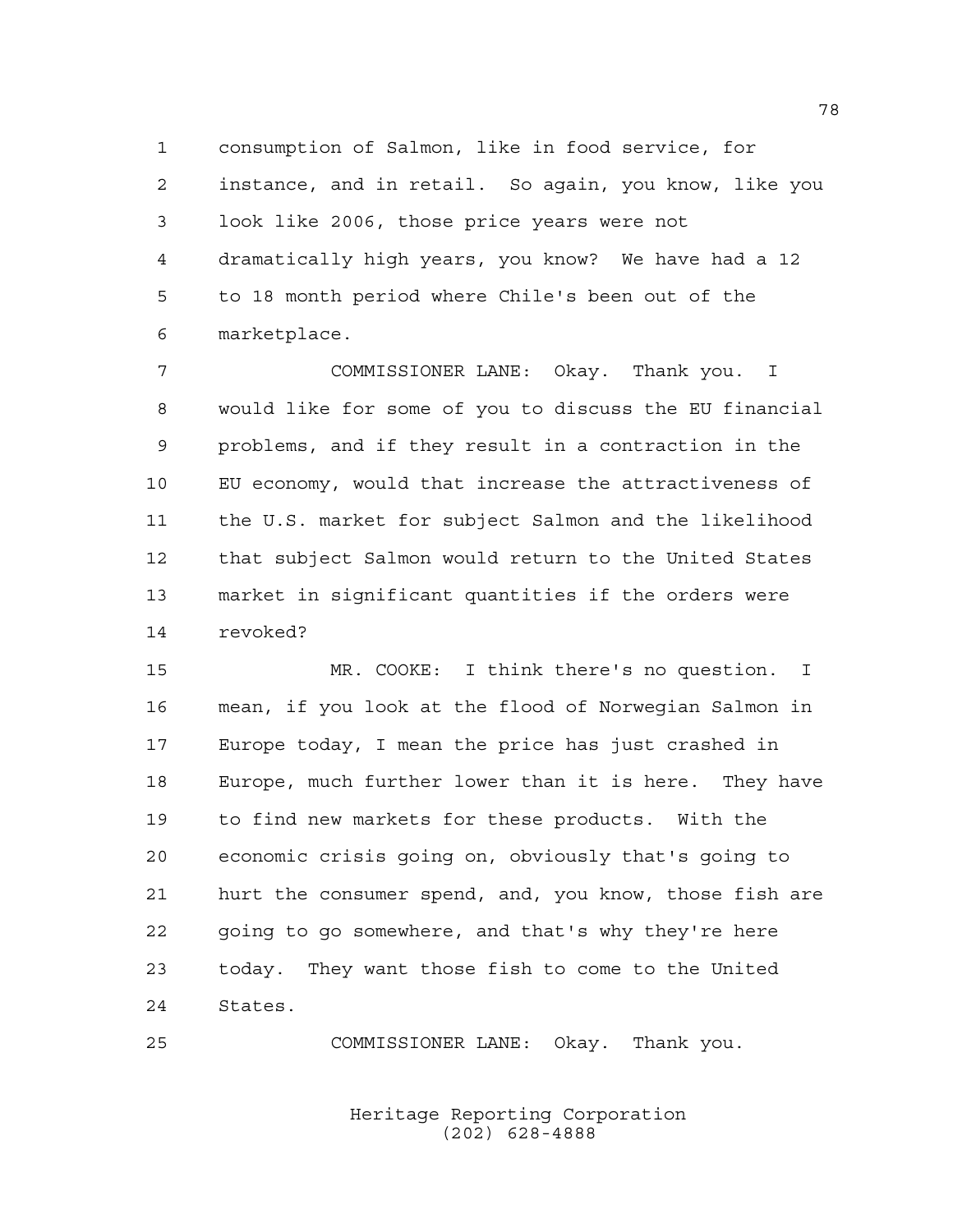consumption of Salmon, like in food service, for instance, and in retail. So again, you know, like you look like 2006, those price years were not dramatically high years, you know? We have had a 12 to 18 month period where Chile's been out of the marketplace.

COMMISSIONER LANE: Okay. Thank you. I would like for some of you to discuss the EU financial problems, and if they result in a contraction in the EU economy, would that increase the attractiveness of the U.S. market for subject Salmon and the likelihood that subject Salmon would return to the United States market in significant quantities if the orders were revoked?

MR. COOKE: I think there's no question. I mean, if you look at the flood of Norwegian Salmon in Europe today, I mean the price has just crashed in Europe, much further lower than it is here. They have to find new markets for these products. With the economic crisis going on, obviously that's going to hurt the consumer spend, and, you know, those fish are going to go somewhere, and that's why they're here today. They want those fish to come to the United States.

COMMISSIONER LANE: Okay. Thank you.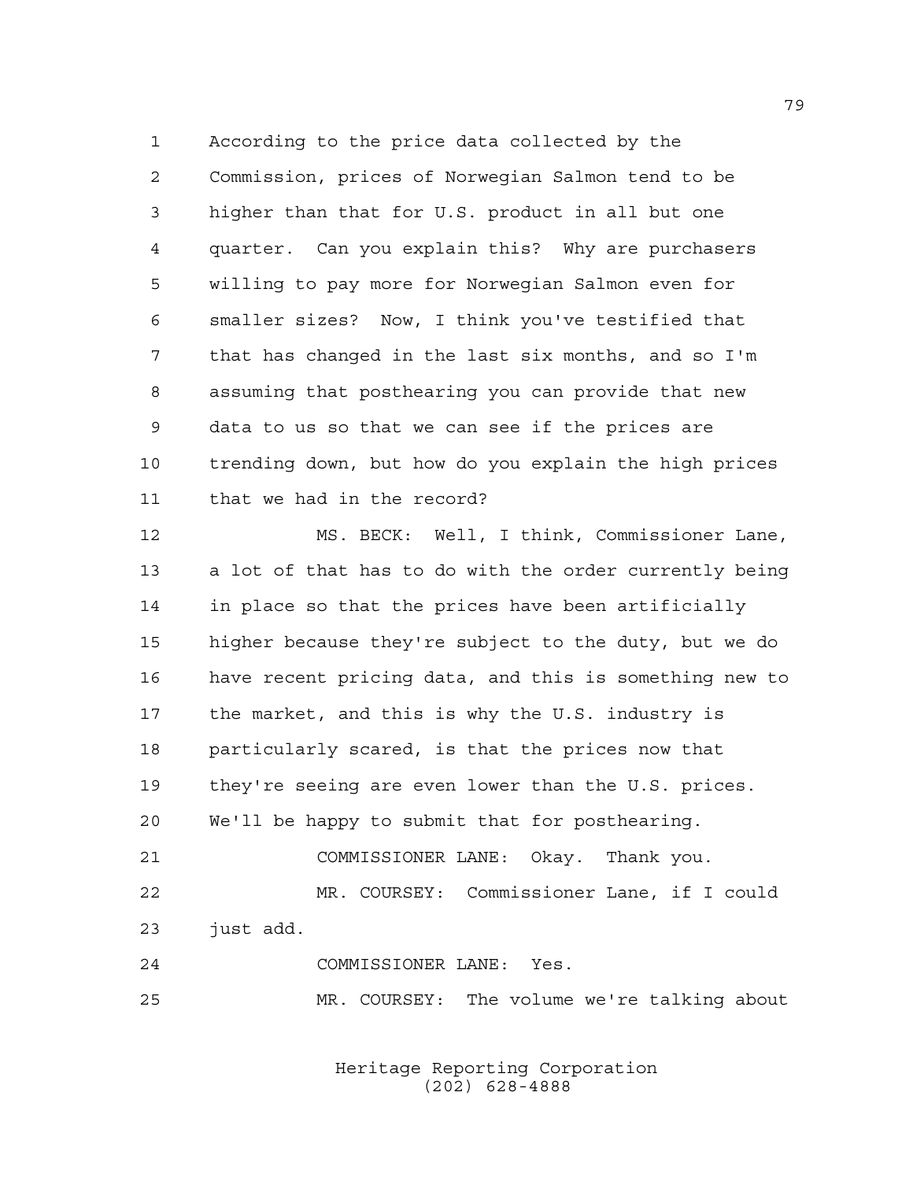According to the price data collected by the Commission, prices of Norwegian Salmon tend to be higher than that for U.S. product in all but one quarter. Can you explain this? Why are purchasers willing to pay more for Norwegian Salmon even for smaller sizes? Now, I think you've testified that that has changed in the last six months, and so I'm assuming that posthearing you can provide that new data to us so that we can see if the prices are trending down, but how do you explain the high prices that we had in the record?

MS. BECK: Well, I think, Commissioner Lane, a lot of that has to do with the order currently being in place so that the prices have been artificially higher because they're subject to the duty, but we do have recent pricing data, and this is something new to the market, and this is why the U.S. industry is particularly scared, is that the prices now that they're seeing are even lower than the U.S. prices. We'll be happy to submit that for posthearing.

COMMISSIONER LANE: Okay. Thank you.

MR. COURSEY: Commissioner Lane, if I could just add.

COMMISSIONER LANE: Yes.

MR. COURSEY: The volume we're talking about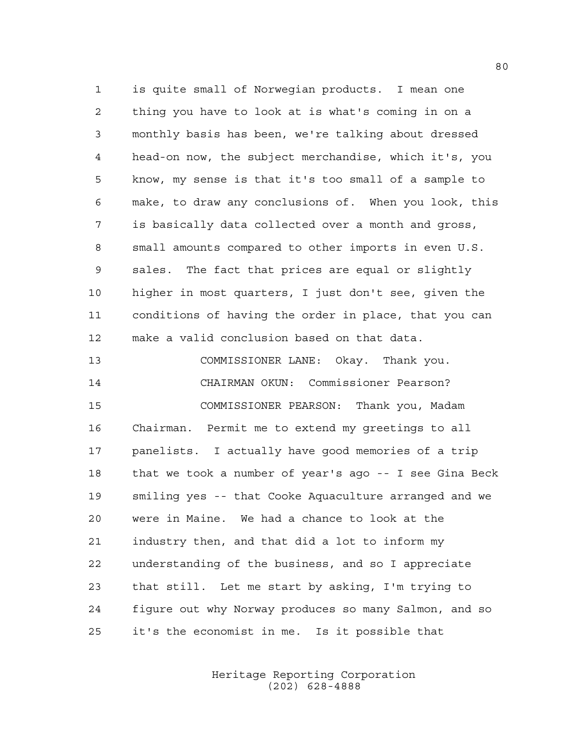is quite small of Norwegian products. I mean one thing you have to look at is what's coming in on a monthly basis has been, we're talking about dressed head-on now, the subject merchandise, which it's, you know, my sense is that it's too small of a sample to make, to draw any conclusions of. When you look, this is basically data collected over a month and gross, small amounts compared to other imports in even U.S. sales. The fact that prices are equal or slightly higher in most quarters, I just don't see, given the conditions of having the order in place, that you can make a valid conclusion based on that data.

COMMISSIONER LANE: Okay. Thank you.

CHAIRMAN OKUN: Commissioner Pearson?

COMMISSIONER PEARSON: Thank you, Madam Chairman. Permit me to extend my greetings to all panelists. I actually have good memories of a trip that we took a number of year's ago -- I see Gina Beck smiling yes -- that Cooke Aquaculture arranged and we were in Maine. We had a chance to look at the industry then, and that did a lot to inform my understanding of the business, and so I appreciate that still. Let me start by asking, I'm trying to figure out why Norway produces so many Salmon, and so it's the economist in me. Is it possible that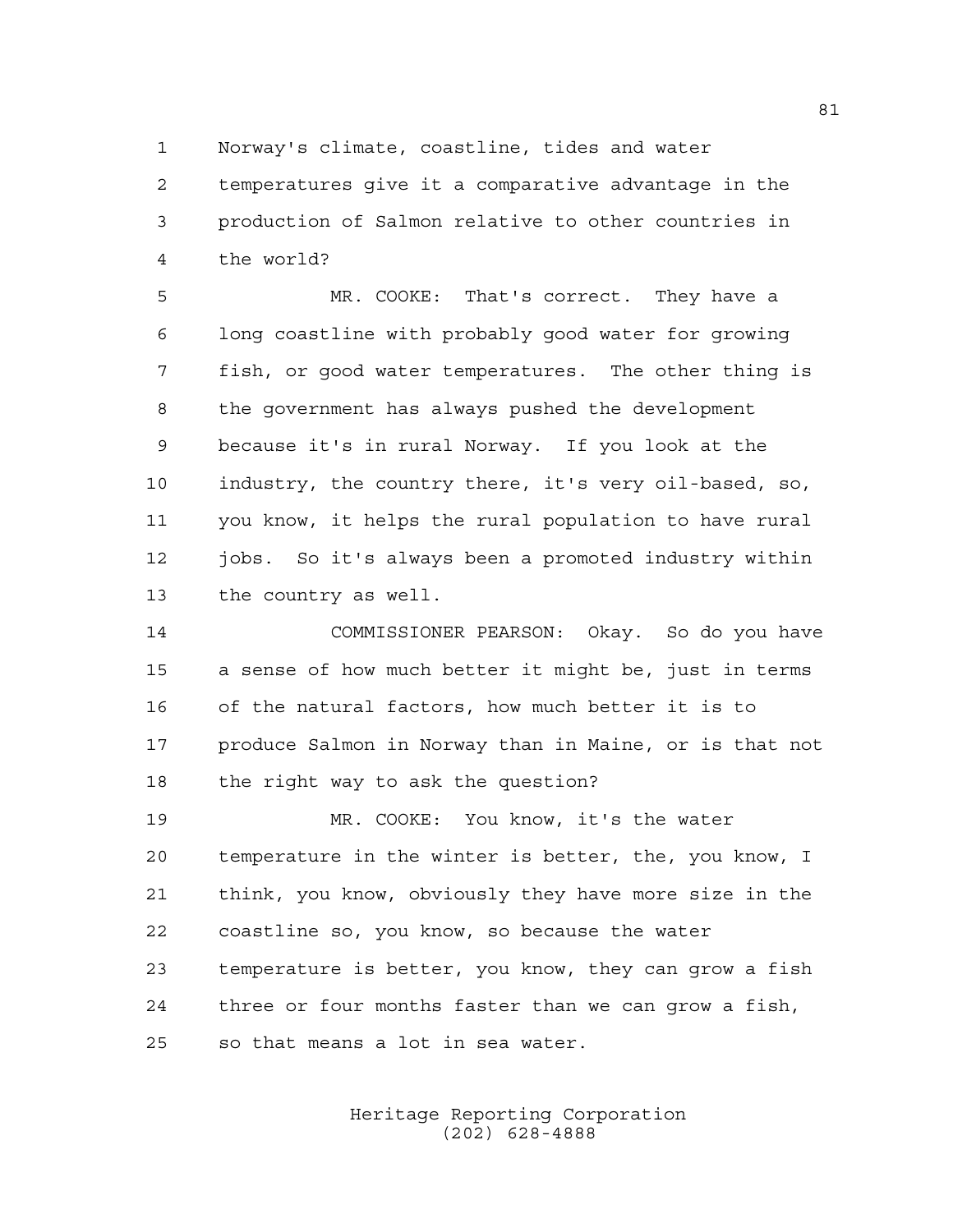Norway's climate, coastline, tides and water temperatures give it a comparative advantage in the production of Salmon relative to other countries in the world?

MR. COOKE: That's correct. They have a long coastline with probably good water for growing fish, or good water temperatures. The other thing is the government has always pushed the development because it's in rural Norway. If you look at the industry, the country there, it's very oil-based, so, you know, it helps the rural population to have rural jobs. So it's always been a promoted industry within the country as well.

COMMISSIONER PEARSON: Okay. So do you have a sense of how much better it might be, just in terms of the natural factors, how much better it is to produce Salmon in Norway than in Maine, or is that not the right way to ask the question?

MR. COOKE: You know, it's the water temperature in the winter is better, the, you know, I think, you know, obviously they have more size in the coastline so, you know, so because the water temperature is better, you know, they can grow a fish three or four months faster than we can grow a fish, so that means a lot in sea water.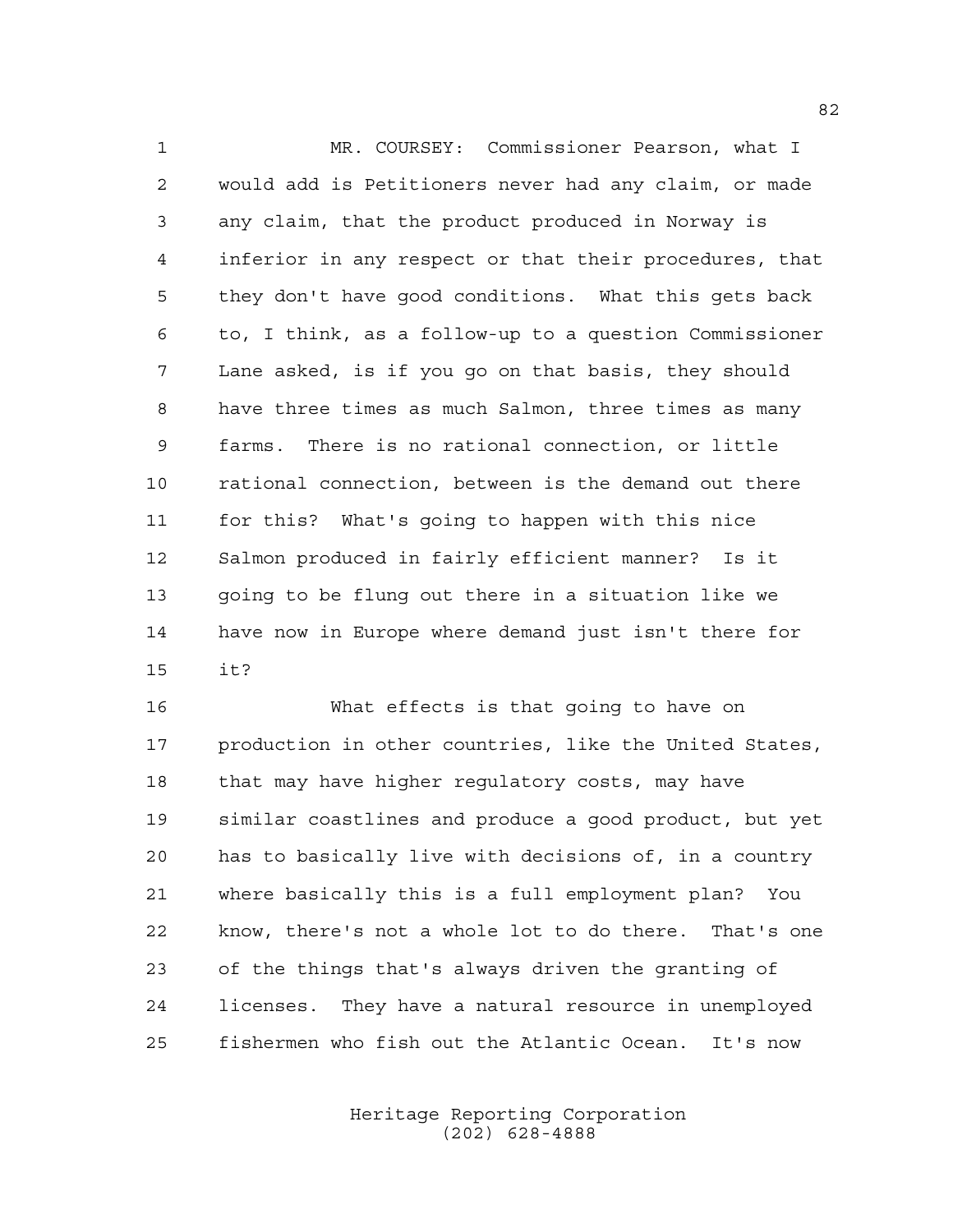MR. COURSEY: Commissioner Pearson, what I would add is Petitioners never had any claim, or made any claim, that the product produced in Norway is inferior in any respect or that their procedures, that they don't have good conditions. What this gets back to, I think, as a follow-up to a question Commissioner Lane asked, is if you go on that basis, they should have three times as much Salmon, three times as many farms. There is no rational connection, or little rational connection, between is the demand out there for this? What's going to happen with this nice Salmon produced in fairly efficient manner? Is it going to be flung out there in a situation like we have now in Europe where demand just isn't there for it?

What effects is that going to have on production in other countries, like the United States, that may have higher regulatory costs, may have similar coastlines and produce a good product, but yet has to basically live with decisions of, in a country where basically this is a full employment plan? You know, there's not a whole lot to do there. That's one of the things that's always driven the granting of licenses. They have a natural resource in unemployed fishermen who fish out the Atlantic Ocean. It's now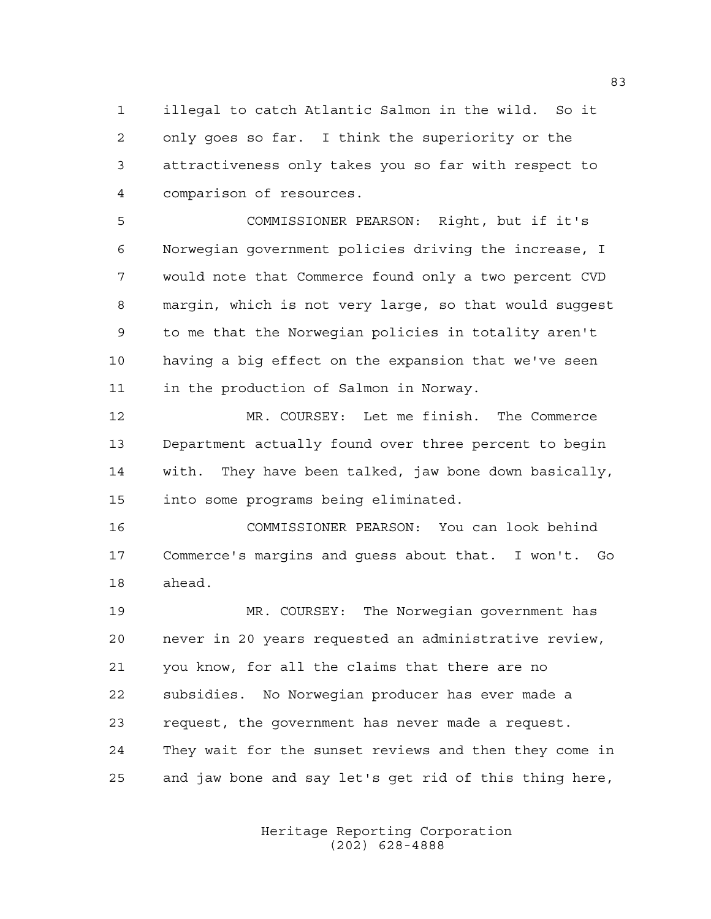illegal to catch Atlantic Salmon in the wild. So it only goes so far. I think the superiority or the attractiveness only takes you so far with respect to comparison of resources.

COMMISSIONER PEARSON: Right, but if it's Norwegian government policies driving the increase, I would note that Commerce found only a two percent CVD margin, which is not very large, so that would suggest to me that the Norwegian policies in totality aren't having a big effect on the expansion that we've seen in the production of Salmon in Norway.

MR. COURSEY: Let me finish. The Commerce Department actually found over three percent to begin with. They have been talked, jaw bone down basically, into some programs being eliminated.

COMMISSIONER PEARSON: You can look behind Commerce's margins and guess about that. I won't. Go ahead.

MR. COURSEY: The Norwegian government has never in 20 years requested an administrative review, you know, for all the claims that there are no subsidies. No Norwegian producer has ever made a request, the government has never made a request. They wait for the sunset reviews and then they come in and jaw bone and say let's get rid of this thing here,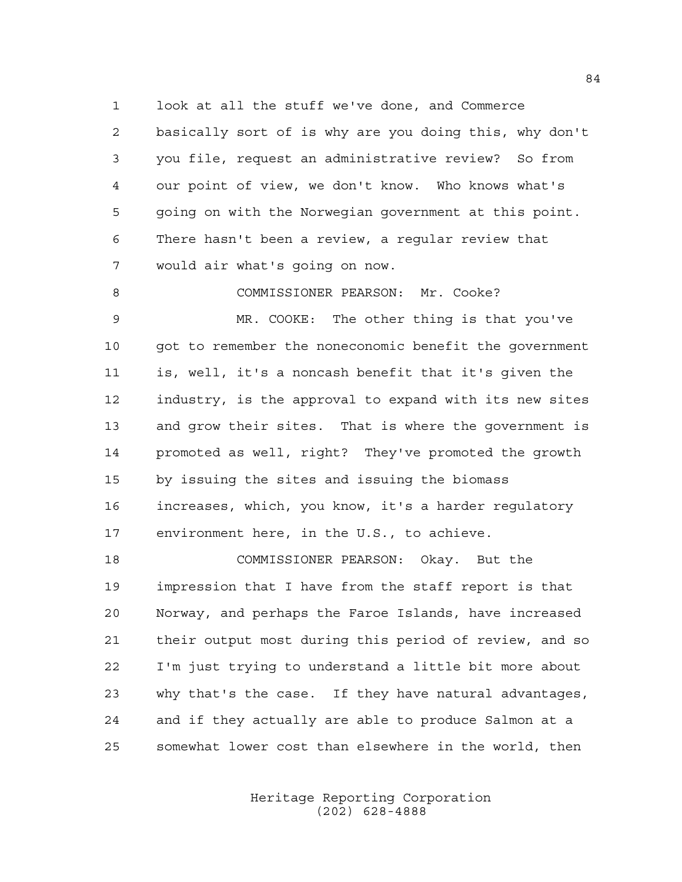look at all the stuff we've done, and Commerce basically sort of is why are you doing this, why don't you file, request an administrative review? So from our point of view, we don't know. Who knows what's going on with the Norwegian government at this point. There hasn't been a review, a regular review that would air what's going on now.

COMMISSIONER PEARSON: Mr. Cooke?

MR. COOKE: The other thing is that you've got to remember the noneconomic benefit the government is, well, it's a noncash benefit that it's given the industry, is the approval to expand with its new sites and grow their sites. That is where the government is promoted as well, right? They've promoted the growth by issuing the sites and issuing the biomass increases, which, you know, it's a harder regulatory environment here, in the U.S., to achieve.

COMMISSIONER PEARSON: Okay. But the impression that I have from the staff report is that Norway, and perhaps the Faroe Islands, have increased their output most during this period of review, and so I'm just trying to understand a little bit more about why that's the case. If they have natural advantages, and if they actually are able to produce Salmon at a somewhat lower cost than elsewhere in the world, then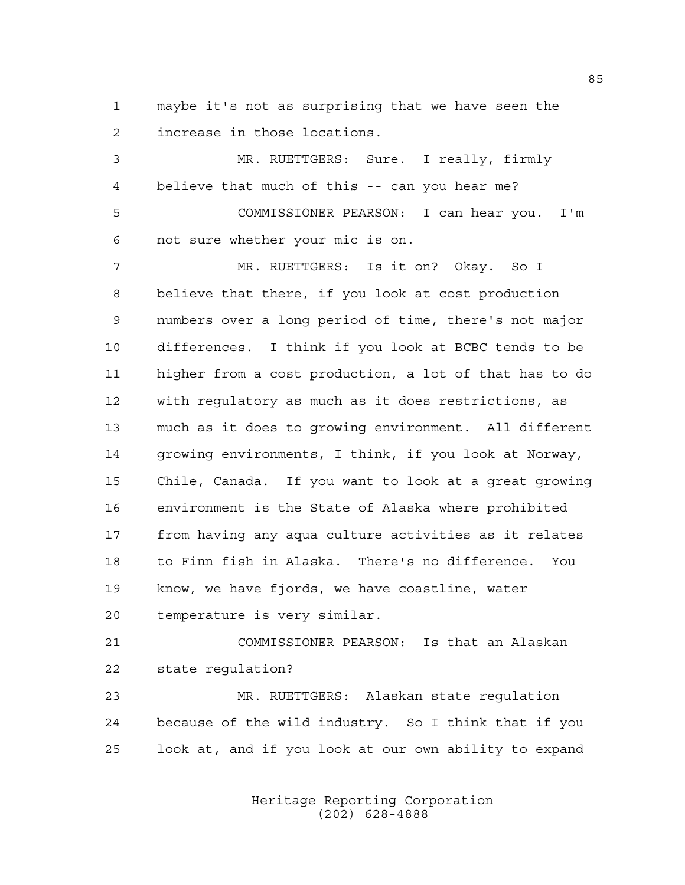maybe it's not as surprising that we have seen the increase in those locations.

MR. RUETTGERS: Sure. I really, firmly believe that much of this -- can you hear me?

COMMISSIONER PEARSON: I can hear you. I'm not sure whether your mic is on.

MR. RUETTGERS: Is it on? Okay. So I believe that there, if you look at cost production numbers over a long period of time, there's not major differences. I think if you look at BCBC tends to be higher from a cost production, a lot of that has to do with regulatory as much as it does restrictions, as much as it does to growing environment. All different growing environments, I think, if you look at Norway, Chile, Canada. If you want to look at a great growing environment is the State of Alaska where prohibited from having any aqua culture activities as it relates to Finn fish in Alaska. There's no difference. You know, we have fjords, we have coastline, water temperature is very similar.

COMMISSIONER PEARSON: Is that an Alaskan state regulation?

MR. RUETTGERS: Alaskan state regulation because of the wild industry. So I think that if you look at, and if you look at our own ability to expand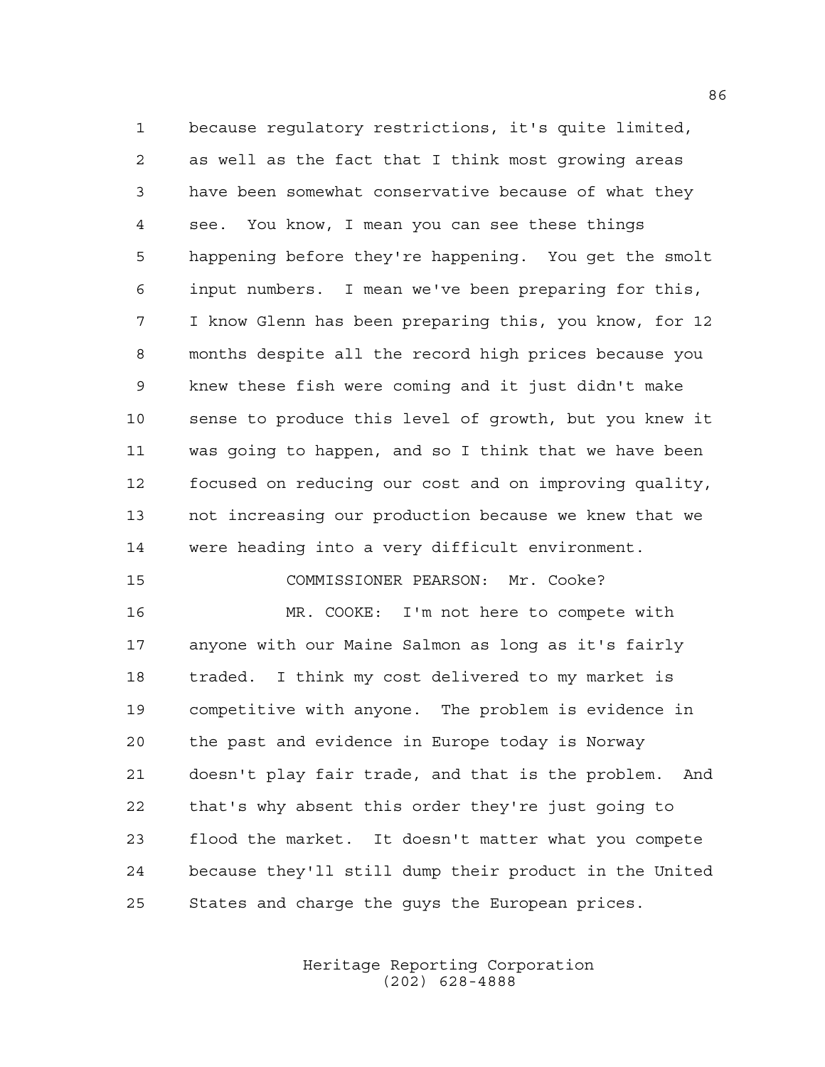because regulatory restrictions, it's quite limited, as well as the fact that I think most growing areas have been somewhat conservative because of what they see. You know, I mean you can see these things happening before they're happening. You get the smolt input numbers. I mean we've been preparing for this, I know Glenn has been preparing this, you know, for 12 months despite all the record high prices because you knew these fish were coming and it just didn't make sense to produce this level of growth, but you knew it was going to happen, and so I think that we have been focused on reducing our cost and on improving quality, not increasing our production because we knew that we were heading into a very difficult environment.

COMMISSIONER PEARSON: Mr. Cooke?

MR. COOKE: I'm not here to compete with anyone with our Maine Salmon as long as it's fairly traded. I think my cost delivered to my market is competitive with anyone. The problem is evidence in the past and evidence in Europe today is Norway doesn't play fair trade, and that is the problem. And that's why absent this order they're just going to flood the market. It doesn't matter what you compete because they'll still dump their product in the United States and charge the guys the European prices.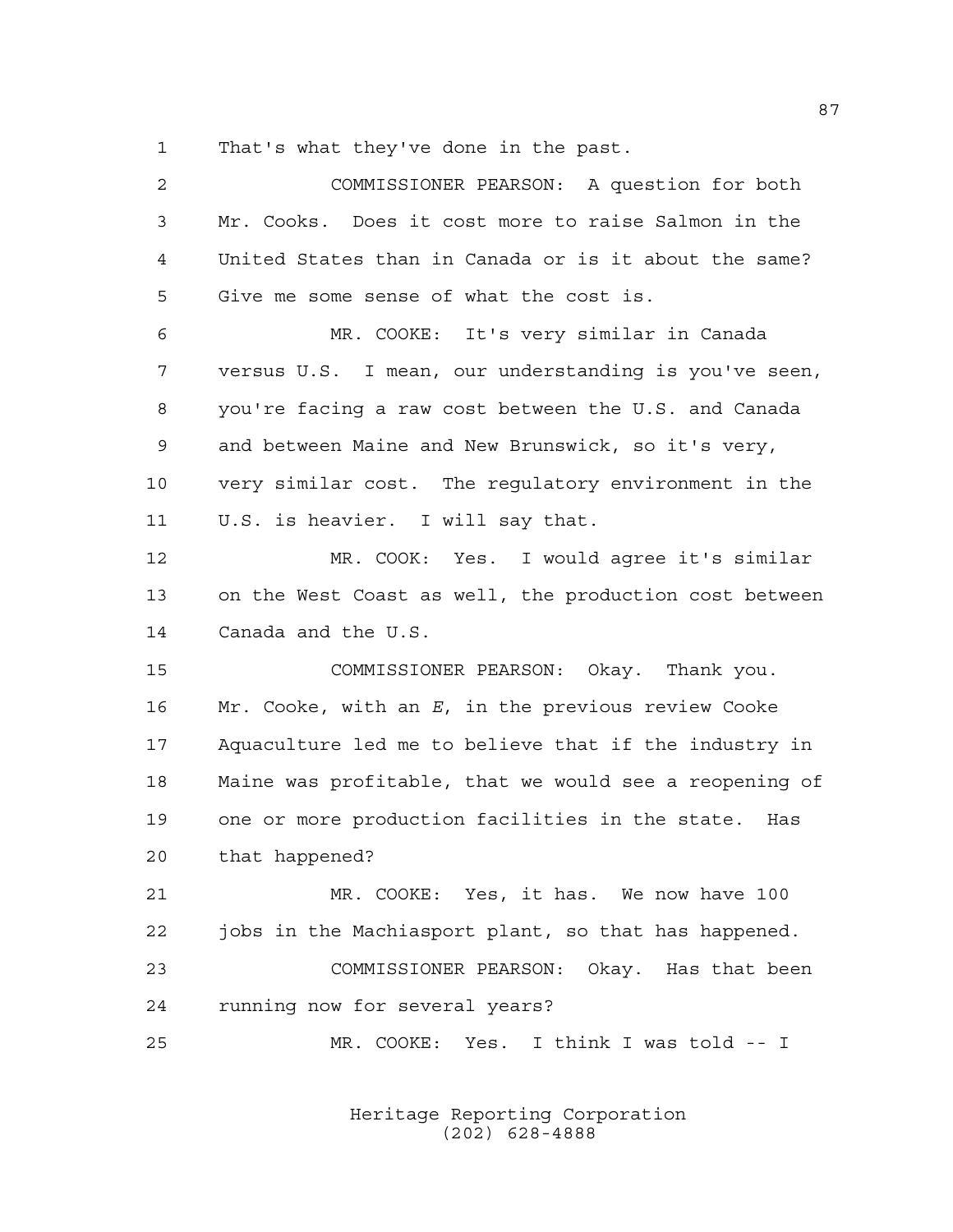1 That's what they've done in the past.

2 COMMISSIONER PEARSON: A question for both

3 Mr. Cooks. Does it cost more to raise Salmon in the

4 United States than in Canada or is it about the same?

5 Give me some sense of what the cost is.

6 MR. COOKE: It's very similar in Canada

7 versus U.S. I mean, our understanding is you've seen,

8 you're facing a raw cost between the U.S. and Canada

9 and between Maine and New Brunswick, so it's very,

10 very similar cost. The regulatory environment in the

11 U.S. is heavier. I will say that.

12 MR. COOK: Yes. I would agree it's similar

13 on the West Coast as well, the production cost between

14 Canada and the U.S.

15 COMMISSIONER PEARSON: Okay. Thank you.

16 Mr. Cooke, with an *E*, in the previous review Cooke

17 Aquaculture led me to believe that if the industry in

18 Maine was profitable, that we would see a reopening of

19 one or more production facilities in the state. Has

20 that happened?

21 MR. COOKE: Yes, it has. We now have 100

22 jobs in the Machiasport plant, so that has happened.

23 COMMISSIONER PEARSON: Okay. Has that been

24 running now for several years?

25 MR. COOKE: Yes. I think I was told -- I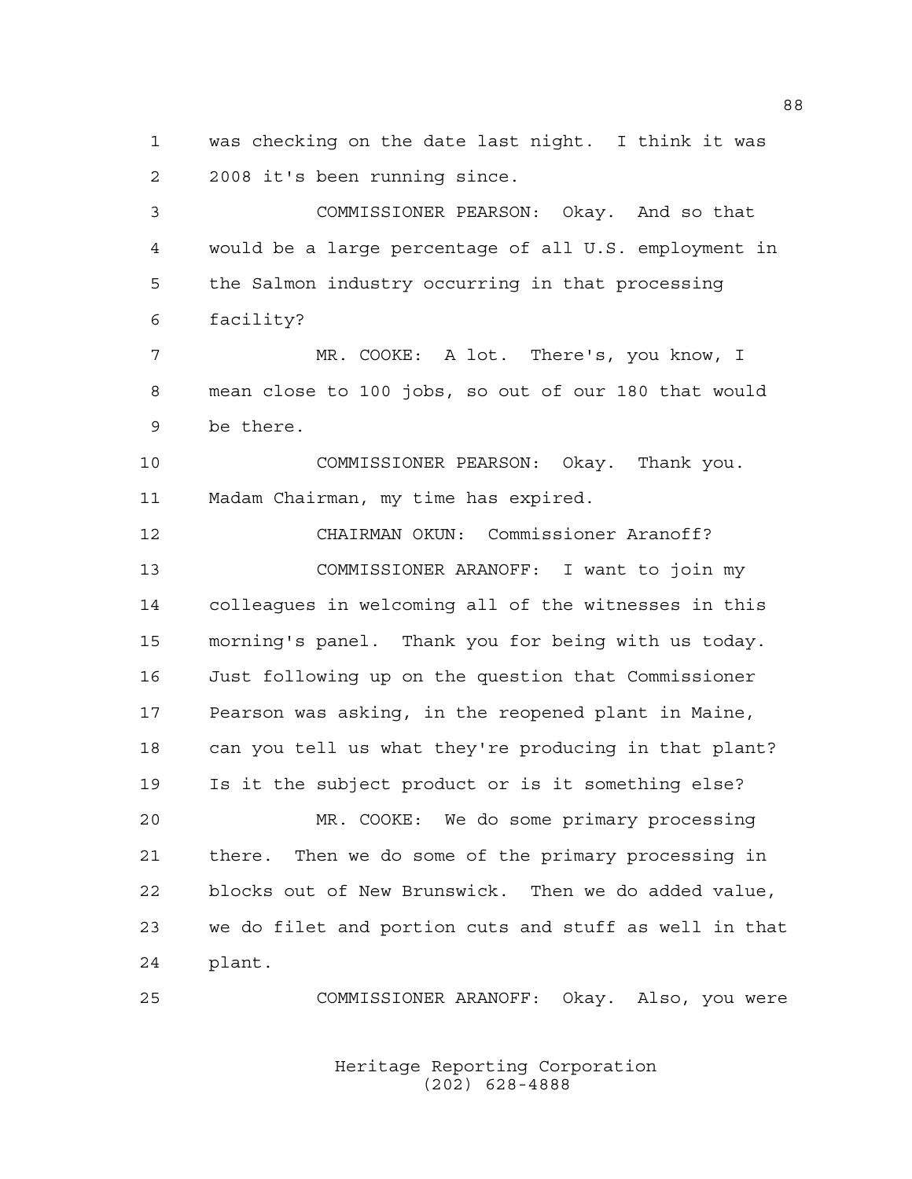1 was checking on the date last night. I think it was
2 2008 it's been running since.

3 COMMISSIONER PEARSON: Okay. And so that
4 would be a large percentage of all U.S. employment in
5 the Salmon industry occurring in that processing
6 facility?

7 MR. COOKE: A lot. There's, you know, I
8 mean close to 100 jobs, so out of our 180 that would
9 be there.

10 COMMISSIONER PEARSON: Okay. Thank you.
11 Madam Chairman, my time has expired.

12 CHAIRMAN OKUN: Commissioner Aranoff?

13 COMMISSIONER ARANOFF: I want to join my
14 colleagues in welcoming all of the witnesses in this
15 morning's panel. Thank you for being with us today.
16 Just following up on the question that Commissioner
17 Pearson was asking, in the reopened plant in Maine,
18 can you tell us what they're producing in that plant?
19 Is it the subject product or is it something else?

20 MR. COOKE: We do some primary processing
21 there. Then we do some of the primary processing in
22 blocks out of New Brunswick. Then we do added value,
23 we do filet and portion cuts and stuff as well in that
24 plant.

25 COMMISSIONER ARANOFF: Okay. Also, you were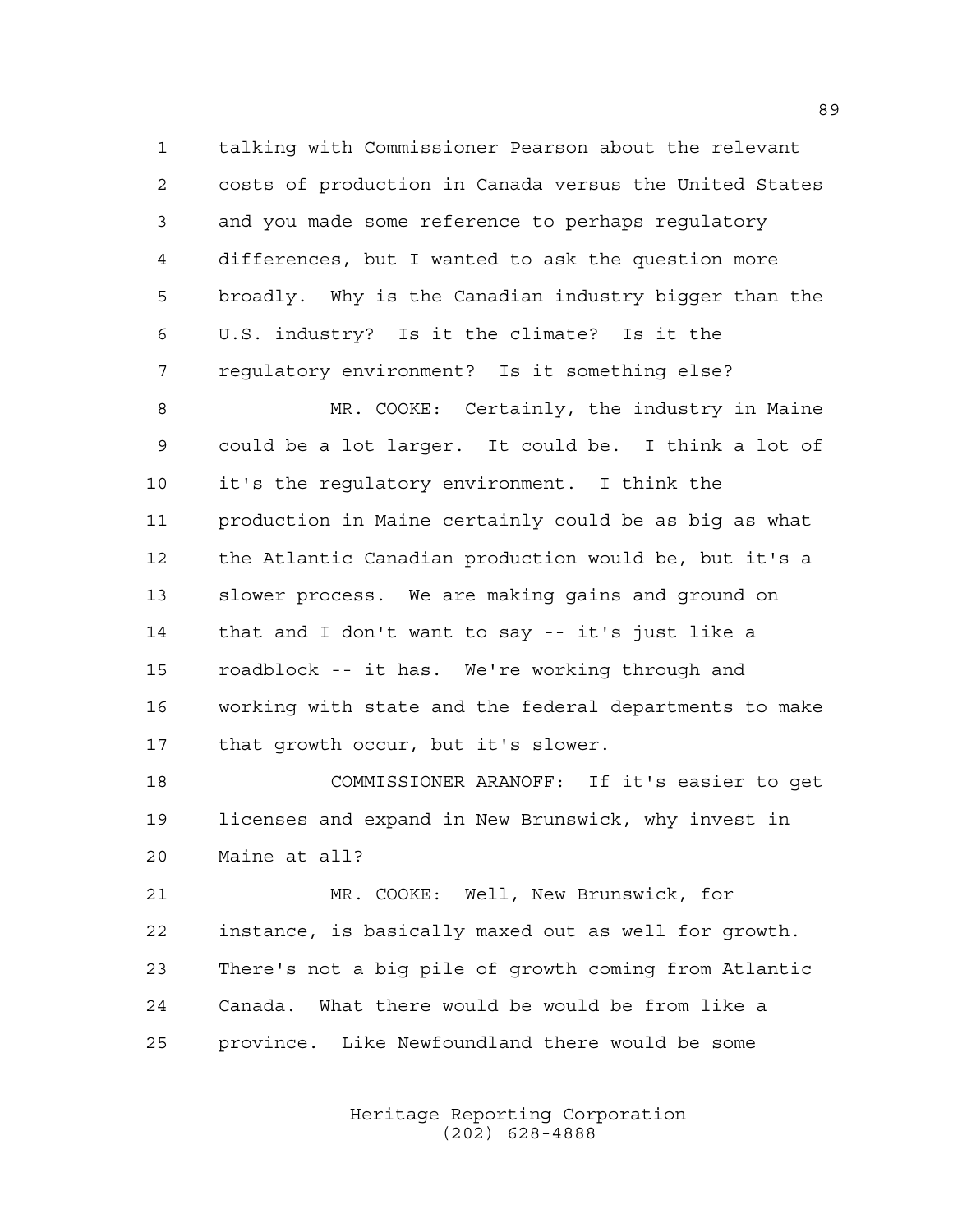talking with Commissioner Pearson about the relevant costs of production in Canada versus the United States and you made some reference to perhaps regulatory differences, but I wanted to ask the question more broadly. Why is the Canadian industry bigger than the U.S. industry? Is it the climate? Is it the regulatory environment? Is it something else?

MR. COOKE: Certainly, the industry in Maine could be a lot larger. It could be. I think a lot of it's the regulatory environment. I think the production in Maine certainly could be as big as what the Atlantic Canadian production would be, but it's a slower process. We are making gains and ground on that and I don't want to say -- it's just like a roadblock -- it has. We're working through and working with state and the federal departments to make that growth occur, but it's slower.

COMMISSIONER ARANOFF: If it's easier to get licenses and expand in New Brunswick, why invest in Maine at all?

MR. COOKE: Well, New Brunswick, for instance, is basically maxed out as well for growth. There's not a big pile of growth coming from Atlantic Canada. What there would be would be from like a province. Like Newfoundland there would be some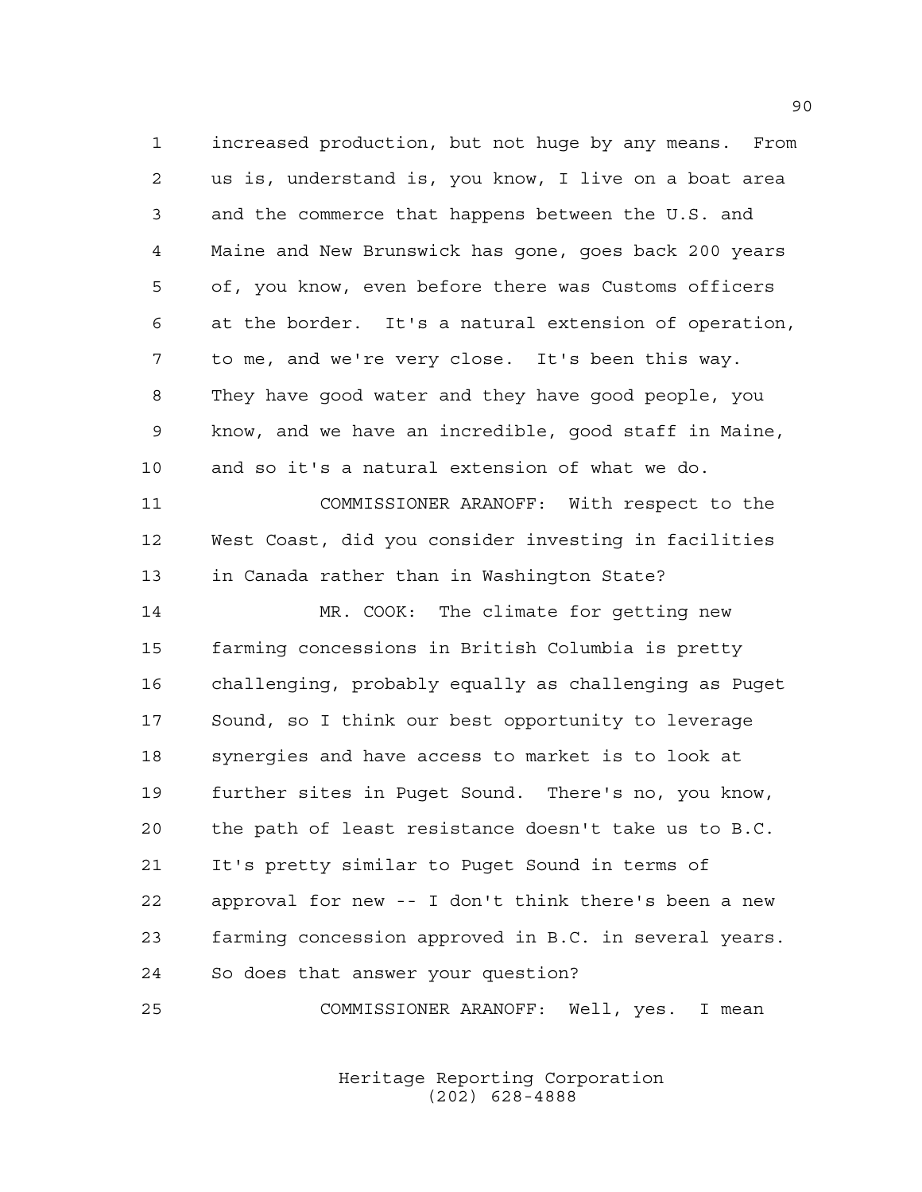increased production, but not huge by any means. From us is, understand is, you know, I live on a boat area and the commerce that happens between the U.S. and Maine and New Brunswick has gone, goes back 200 years of, you know, even before there was Customs officers at the border. It's a natural extension of operation, to me, and we're very close. It's been this way. They have good water and they have good people, you know, and we have an incredible, good staff in Maine, and so it's a natural extension of what we do.

COMMISSIONER ARANOFF: With respect to the West Coast, did you consider investing in facilities in Canada rather than in Washington State?

MR. COOK: The climate for getting new farming concessions in British Columbia is pretty challenging, probably equally as challenging as Puget Sound, so I think our best opportunity to leverage synergies and have access to market is to look at further sites in Puget Sound. There's no, you know, the path of least resistance doesn't take us to B.C. It's pretty similar to Puget Sound in terms of approval for new -- I don't think there's been a new farming concession approved in B.C. in several years. So does that answer your question?

COMMISSIONER ARANOFF: Well, yes. I mean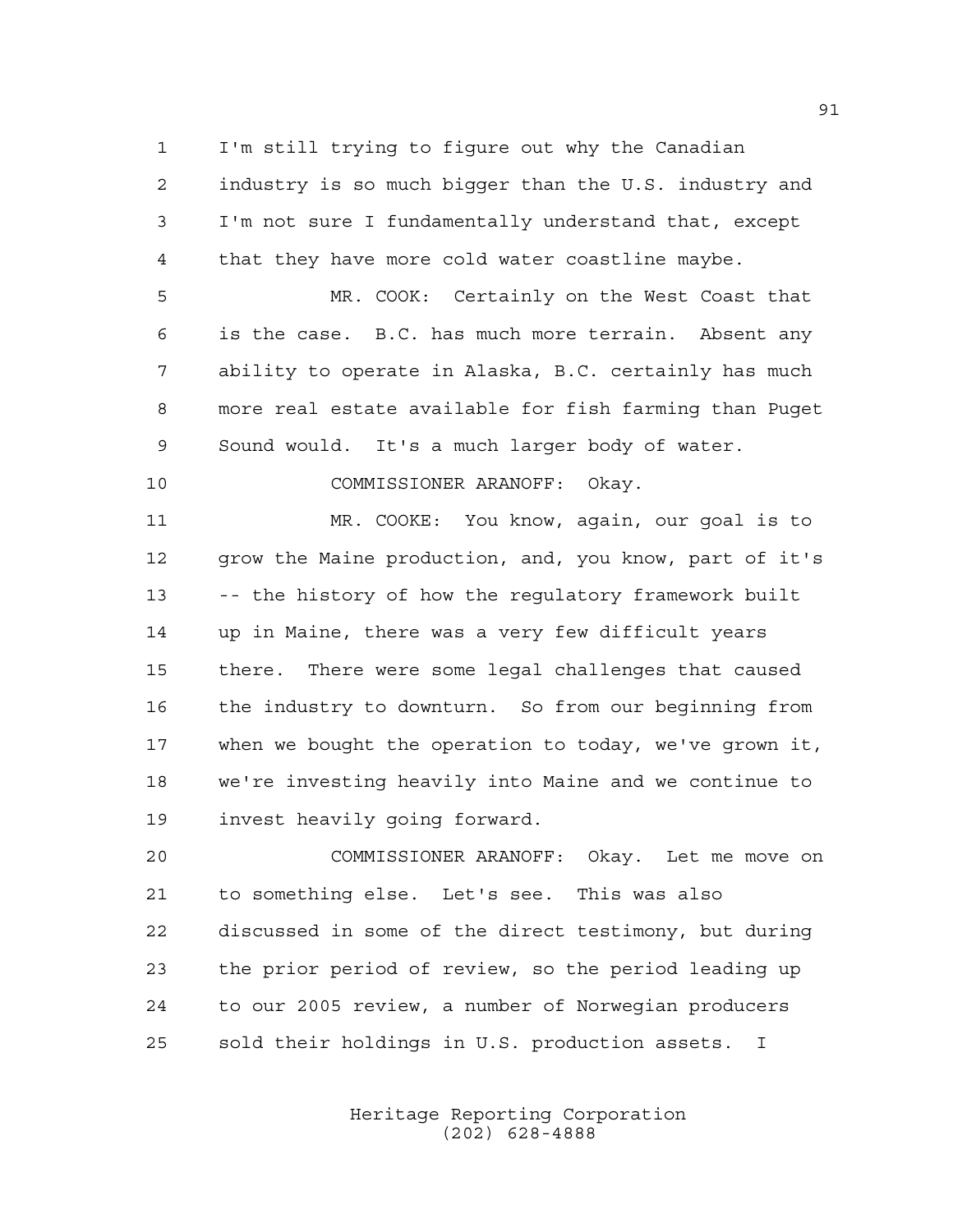1 I'm still trying to figure out why the Canadian
2 industry is so much bigger than the U.S. industry and
3 I'm not sure I fundamentally understand that, except
4 that they have more cold water coastline maybe.

5 MR. COOK: Certainly on the West Coast that
6 is the case. B.C. has much more terrain. Absent any
7 ability to operate in Alaska, B.C. certainly has much
8 more real estate available for fish farming than Puget
9 Sound would. It's a much larger body of water.

10 COMMISSIONER ARANOFF: Okay.

11 MR. COOKE: You know, again, our goal is to
12 grow the Maine production, and, you know, part of it's
13 -- the history of how the regulatory framework built
14 up in Maine, there was a very few difficult years
15 there. There were some legal challenges that caused
16 the industry to downturn. So from our beginning from
17 when we bought the operation to today, we've grown it,
18 we're investing heavily into Maine and we continue to
19 invest heavily going forward.

20 COMMISSIONER ARANOFF: Okay. Let me move on
21 to something else. Let's see. This was also
22 discussed in some of the direct testimony, but during
23 the prior period of review, so the period leading up
24 to our 2005 review, a number of Norwegian producers
25 sold their holdings in U.S. production assets. I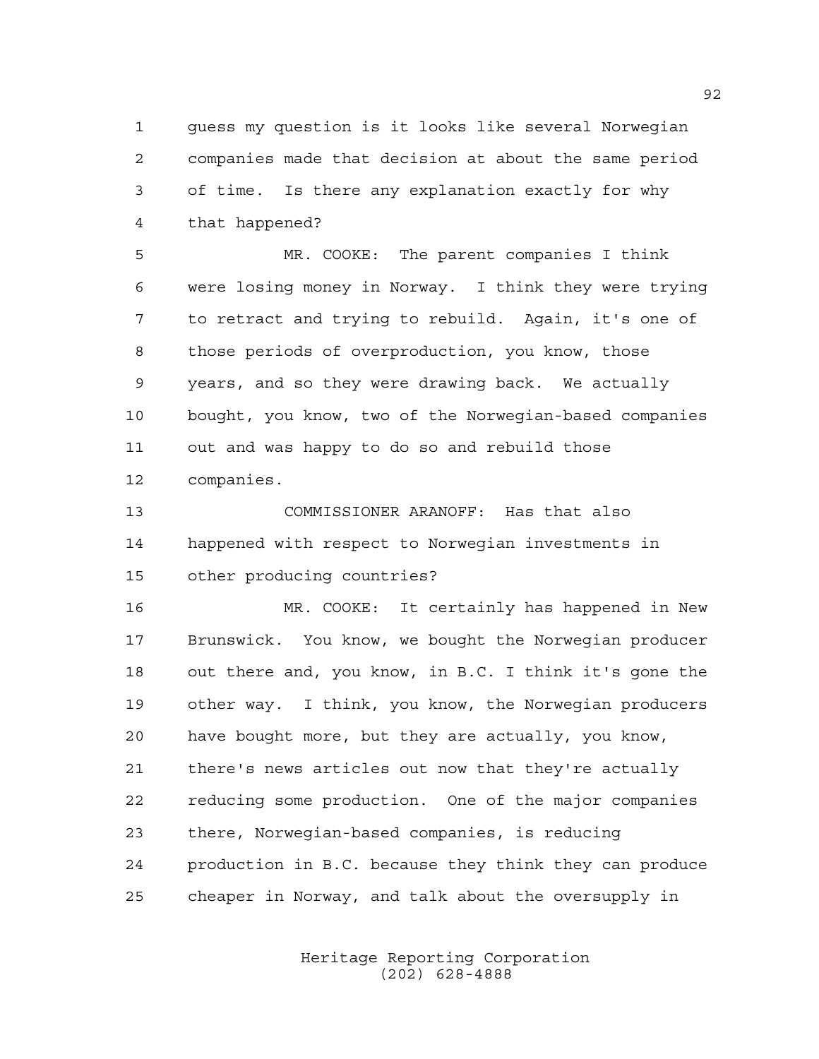guess my question is it looks like several Norwegian companies made that decision at about the same period of time. Is there any explanation exactly for why that happened?

MR. COOKE: The parent companies I think were losing money in Norway. I think they were trying to retract and trying to rebuild. Again, it's one of those periods of overproduction, you know, those years, and so they were drawing back. We actually bought, you know, two of the Norwegian-based companies out and was happy to do so and rebuild those companies.

COMMISSIONER ARANOFF: Has that also happened with respect to Norwegian investments in other producing countries?

MR. COOKE: It certainly has happened in New Brunswick. You know, we bought the Norwegian producer out there and, you know, in B.C. I think it's gone the other way. I think, you know, the Norwegian producers have bought more, but they are actually, you know, there's news articles out now that they're actually reducing some production. One of the major companies there, Norwegian-based companies, is reducing production in B.C. because they think they can produce cheaper in Norway, and talk about the oversupply in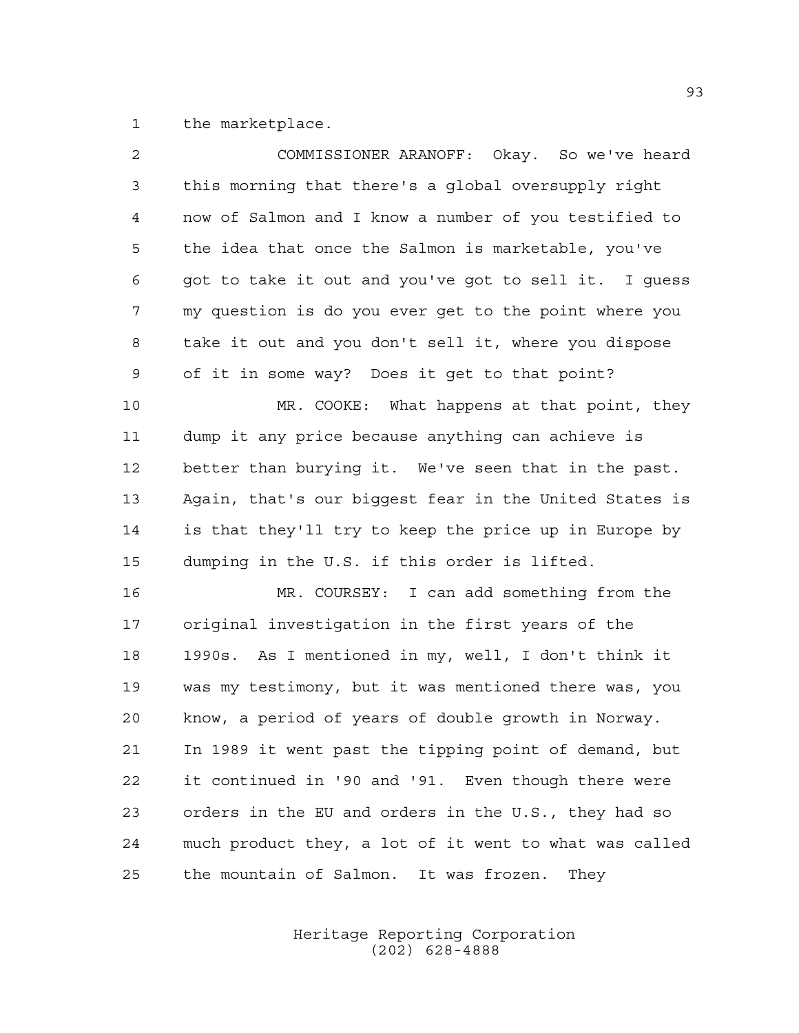1 the marketplace.

2 COMMISSIONER ARANOFF: Okay. So we've heard
3 this morning that there's a global oversupply right
4 now of Salmon and I know a number of you testified to
5 the idea that once the Salmon is marketable, you've
6 got to take it out and you've got to sell it. I guess
7 my question is do you ever get to the point where you
8 take it out and you don't sell it, where you dispose
9 of it in some way? Does it get to that point?

10 MR. COOKE: What happens at that point, they
11 dump it any price because anything can achieve is
12 better than burying it. We've seen that in the past.
13 Again, that's our biggest fear in the United States is
14 is that they'll try to keep the price up in Europe by
15 dumping in the U.S. if this order is lifted.

16 MR. COURSEY: I can add something from the
17 original investigation in the first years of the
18 1990s. As I mentioned in my, well, I don't think it
19 was my testimony, but it was mentioned there was, you
20 know, a period of years of double growth in Norway.
21 In 1989 it went past the tipping point of demand, but
22 it continued in '90 and '91. Even though there were
23 orders in the EU and orders in the U.S., they had so
24 much product they, a lot of it went to what was called
25 the mountain of Salmon. It was frozen. They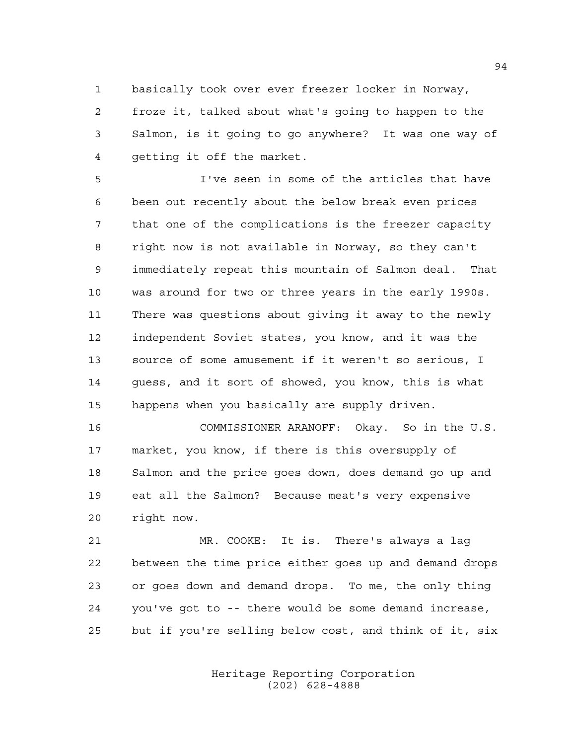basically took over ever freezer locker in Norway, froze it, talked about what's going to happen to the Salmon, is it going to go anywhere? It was one way of getting it off the market.

I've seen in some of the articles that have been out recently about the below break even prices that one of the complications is the freezer capacity right now is not available in Norway, so they can't immediately repeat this mountain of Salmon deal. That was around for two or three years in the early 1990s. There was questions about giving it away to the newly independent Soviet states, you know, and it was the source of some amusement if it weren't so serious, I guess, and it sort of showed, you know, this is what happens when you basically are supply driven.

COMMISSIONER ARANOFF: Okay. So in the U.S. market, you know, if there is this oversupply of Salmon and the price goes down, does demand go up and eat all the Salmon? Because meat's very expensive right now.

MR. COOKE: It is. There's always a lag between the time price either goes up and demand drops or goes down and demand drops. To me, the only thing you've got to -- there would be some demand increase, but if you're selling below cost, and think of it, six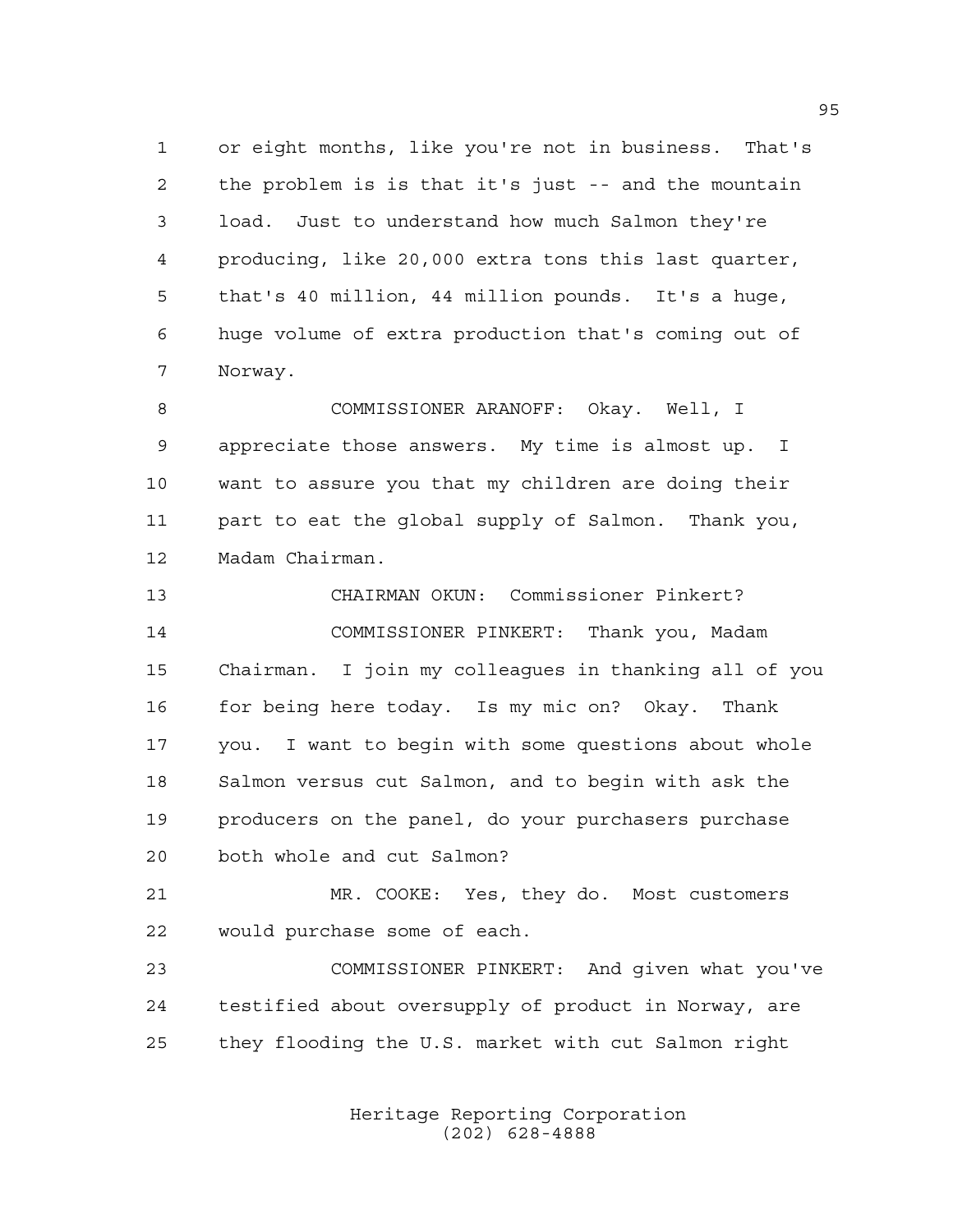or eight months, like you're not in business. That's the problem is is that it's just -- and the mountain load. Just to understand how much Salmon they're producing, like 20,000 extra tons this last quarter, that's 40 million, 44 million pounds. It's a huge, huge volume of extra production that's coming out of Norway.

COMMISSIONER ARANOFF: Okay. Well, I appreciate those answers. My time is almost up. I want to assure you that my children are doing their part to eat the global supply of Salmon. Thank you, Madam Chairman.

CHAIRMAN OKUN: Commissioner Pinkert?

COMMISSIONER PINKERT: Thank you, Madam Chairman. I join my colleagues in thanking all of you for being here today. Is my mic on? Okay. Thank you. I want to begin with some questions about whole Salmon versus cut Salmon, and to begin with ask the producers on the panel, do your purchasers purchase both whole and cut Salmon?

MR. COOKE: Yes, they do. Most customers would purchase some of each.

COMMISSIONER PINKERT: And given what you've testified about oversupply of product in Norway, are they flooding the U.S. market with cut Salmon right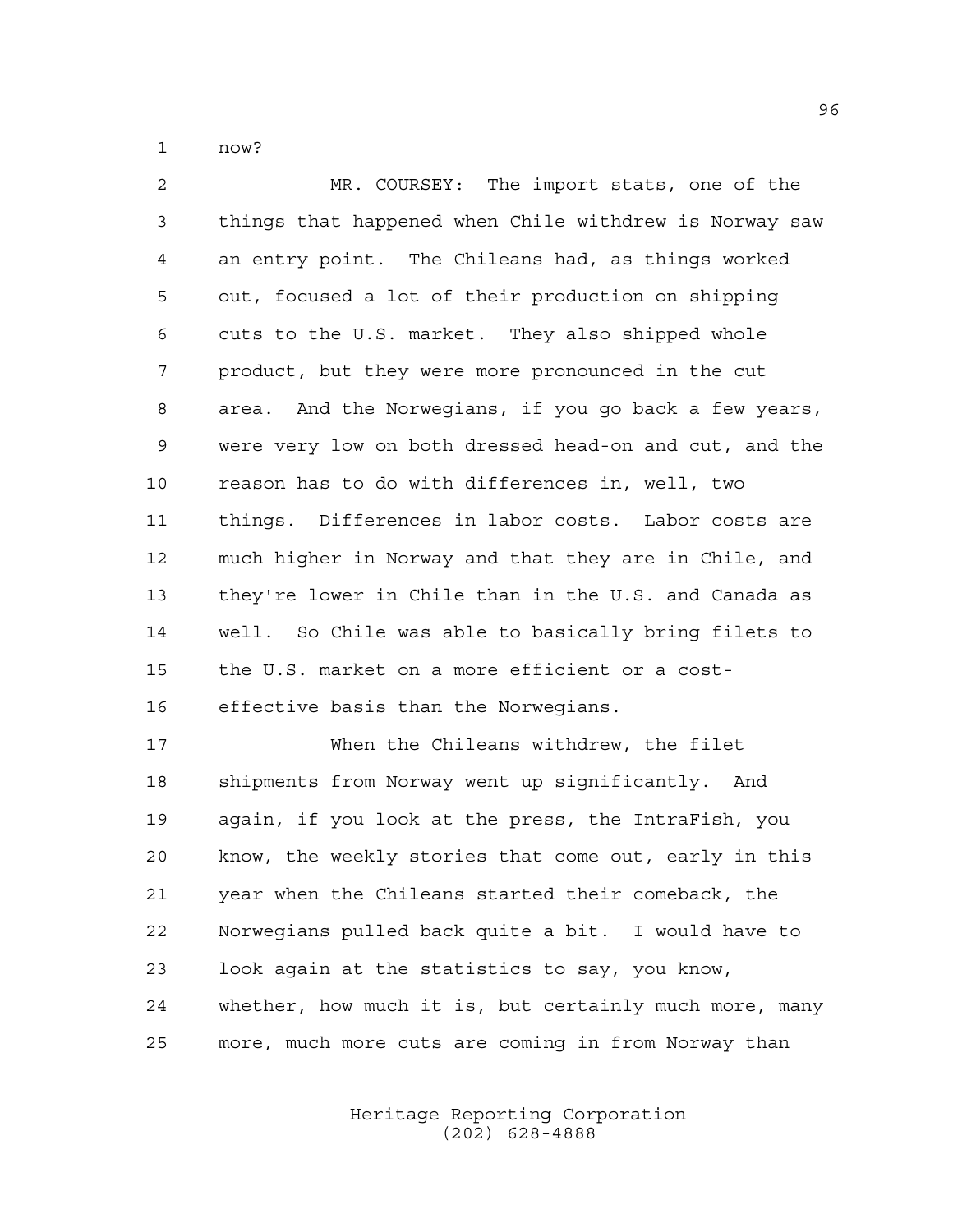now?

MR. COURSEY: The import stats, one of the things that happened when Chile withdrew is Norway saw an entry point. The Chileans had, as things worked out, focused a lot of their production on shipping cuts to the U.S. market. They also shipped whole product, but they were more pronounced in the cut area. And the Norwegians, if you go back a few years, were very low on both dressed head-on and cut, and the reason has to do with differences in, well, two things. Differences in labor costs. Labor costs are much higher in Norway and that they are in Chile, and they're lower in Chile than in the U.S. and Canada as well. So Chile was able to basically bring filets to the U.S. market on a more efficient or a cost-effective basis than the Norwegians.

When the Chileans withdrew, the filet shipments from Norway went up significantly. And again, if you look at the press, the IntraFish, you know, the weekly stories that come out, early in this year when the Chileans started their comeback, the Norwegians pulled back quite a bit. I would have to look again at the statistics to say, you know, whether, how much it is, but certainly much more, many more, much more cuts are coming in from Norway than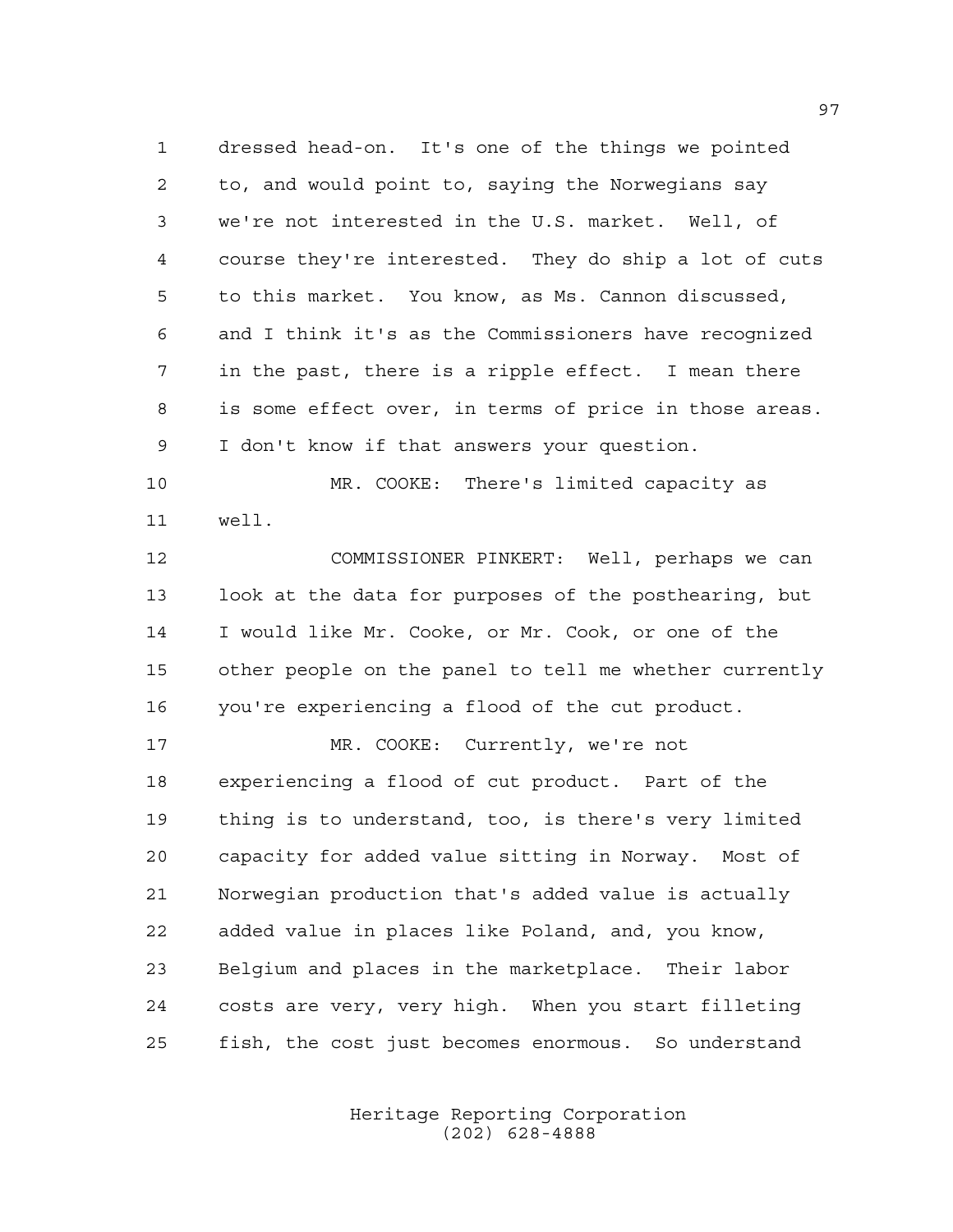dressed head-on. It's one of the things we pointed to, and would point to, saying the Norwegians say we're not interested in the U.S. market. Well, of course they're interested. They do ship a lot of cuts to this market. You know, as Ms. Cannon discussed, and I think it's as the Commissioners have recognized in the past, there is a ripple effect. I mean there is some effect over, in terms of price in those areas. I don't know if that answers your question.

MR. COOKE: There's limited capacity as well.

COMMISSIONER PINKERT: Well, perhaps we can look at the data for purposes of the posthearing, but I would like Mr. Cooke, or Mr. Cook, or one of the other people on the panel to tell me whether currently you're experiencing a flood of the cut product.

MR. COOKE: Currently, we're not experiencing a flood of cut product. Part of the thing is to understand, too, is there's very limited capacity for added value sitting in Norway. Most of Norwegian production that's added value is actually added value in places like Poland, and, you know, Belgium and places in the marketplace. Their labor costs are very, very high. When you start filleting fish, the cost just becomes enormous. So understand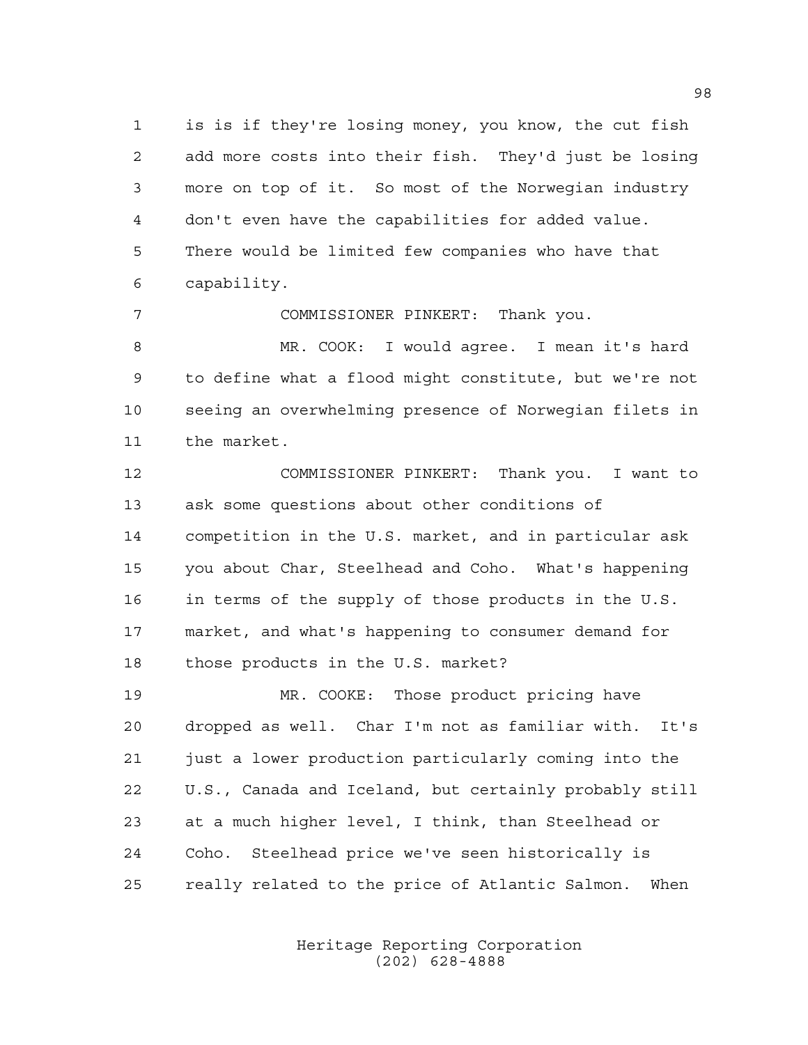is is if they're losing money, you know, the cut fish add more costs into their fish. They'd just be losing more on top of it. So most of the Norwegian industry don't even have the capabilities for added value. There would be limited few companies who have that capability.

COMMISSIONER PINKERT: Thank you.

MR. COOK: I would agree. I mean it's hard to define what a flood might constitute, but we're not seeing an overwhelming presence of Norwegian filets in the market.

COMMISSIONER PINKERT: Thank you. I want to ask some questions about other conditions of competition in the U.S. market, and in particular ask you about Char, Steelhead and Coho. What's happening in terms of the supply of those products in the U.S. market, and what's happening to consumer demand for those products in the U.S. market?

MR. COOKE: Those product pricing have dropped as well. Char I'm not as familiar with. It's just a lower production particularly coming into the U.S., Canada and Iceland, but certainly probably still at a much higher level, I think, than Steelhead or Coho. Steelhead price we've seen historically is really related to the price of Atlantic Salmon. When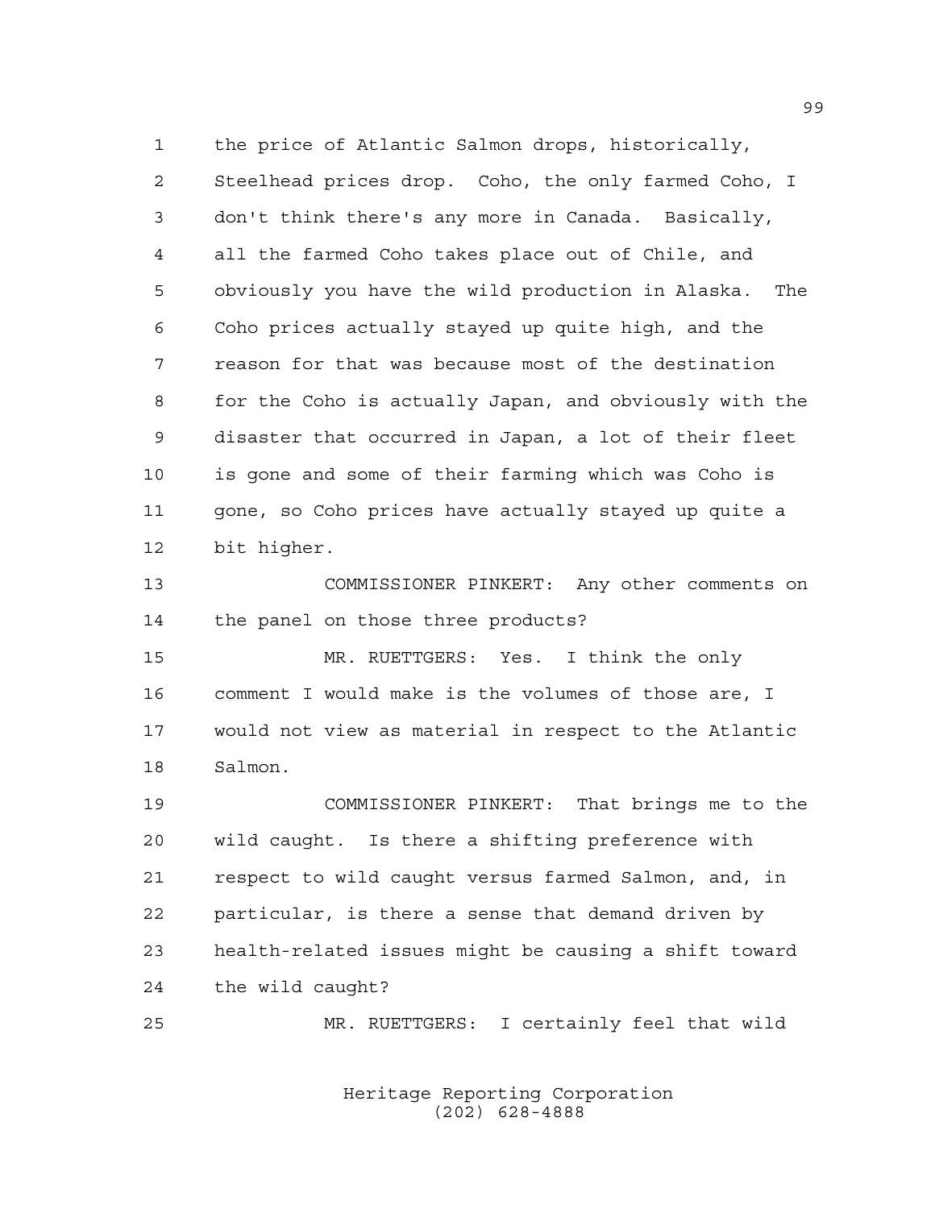the price of Atlantic Salmon drops, historically, Steelhead prices drop. Coho, the only farmed Coho, I don't think there's any more in Canada. Basically, all the farmed Coho takes place out of Chile, and obviously you have the wild production in Alaska. The Coho prices actually stayed up quite high, and the reason for that was because most of the destination for the Coho is actually Japan, and obviously with the disaster that occurred in Japan, a lot of their fleet is gone and some of their farming which was Coho is gone, so Coho prices have actually stayed up quite a bit higher.

COMMISSIONER PINKERT: Any other comments on the panel on those three products?

MR. RUETTGERS: Yes. I think the only comment I would make is the volumes of those are, I would not view as material in respect to the Atlantic Salmon.

COMMISSIONER PINKERT: That brings me to the wild caught. Is there a shifting preference with respect to wild caught versus farmed Salmon, and, in particular, is there a sense that demand driven by health-related issues might be causing a shift toward the wild caught?

MR. RUETTGERS: I certainly feel that wild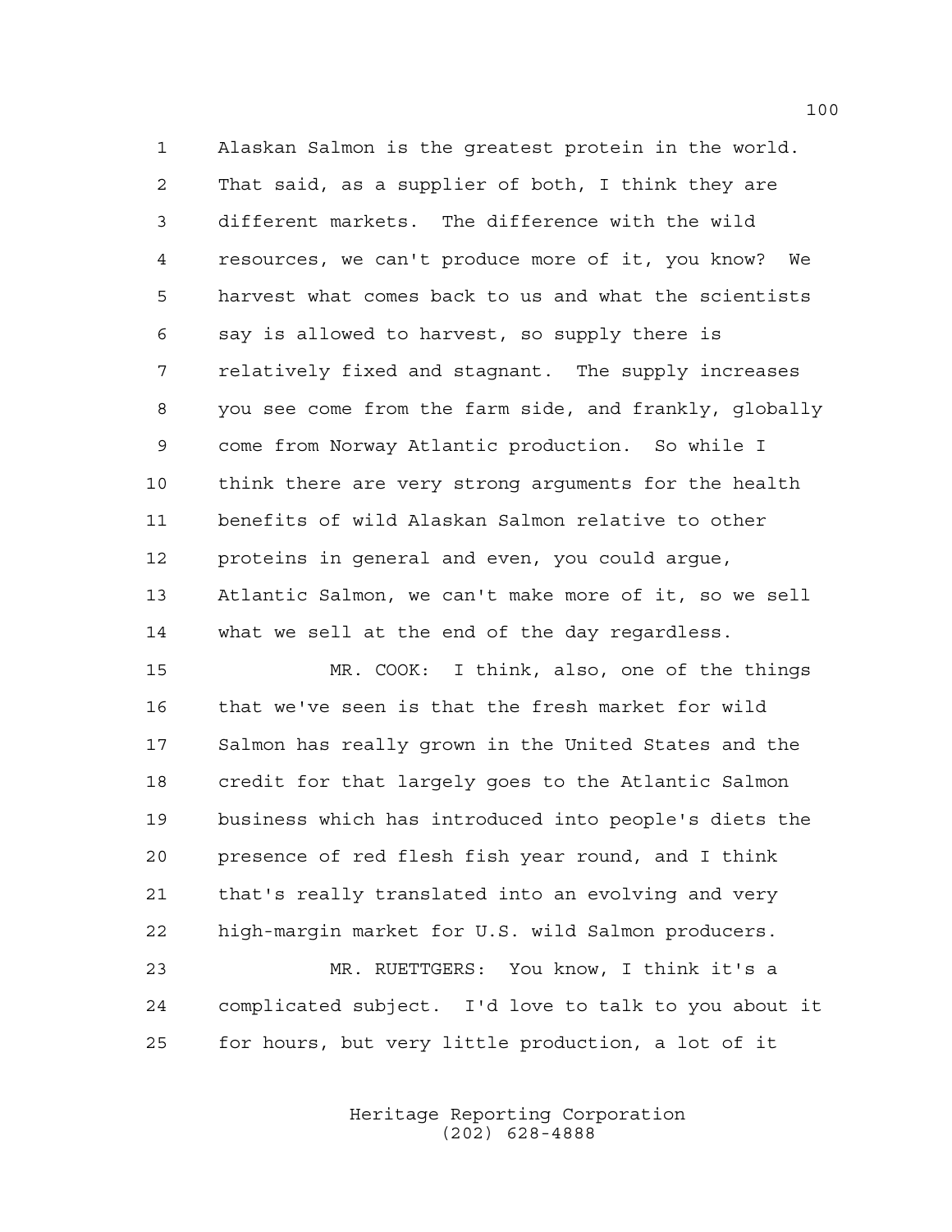Alaskan Salmon is the greatest protein in the world. That said, as a supplier of both, I think they are different markets. The difference with the wild resources, we can't produce more of it, you know? We harvest what comes back to us and what the scientists say is allowed to harvest, so supply there is relatively fixed and stagnant. The supply increases you see come from the farm side, and frankly, globally come from Norway Atlantic production. So while I think there are very strong arguments for the health benefits of wild Alaskan Salmon relative to other proteins in general and even, you could argue, Atlantic Salmon, we can't make more of it, so we sell what we sell at the end of the day regardless.

MR. COOK: I think, also, one of the things that we've seen is that the fresh market for wild Salmon has really grown in the United States and the credit for that largely goes to the Atlantic Salmon business which has introduced into people's diets the presence of red flesh fish year round, and I think that's really translated into an evolving and very high-margin market for U.S. wild Salmon producers.

MR. RUETTGERS: You know, I think it's a complicated subject. I'd love to talk to you about it for hours, but very little production, a lot of it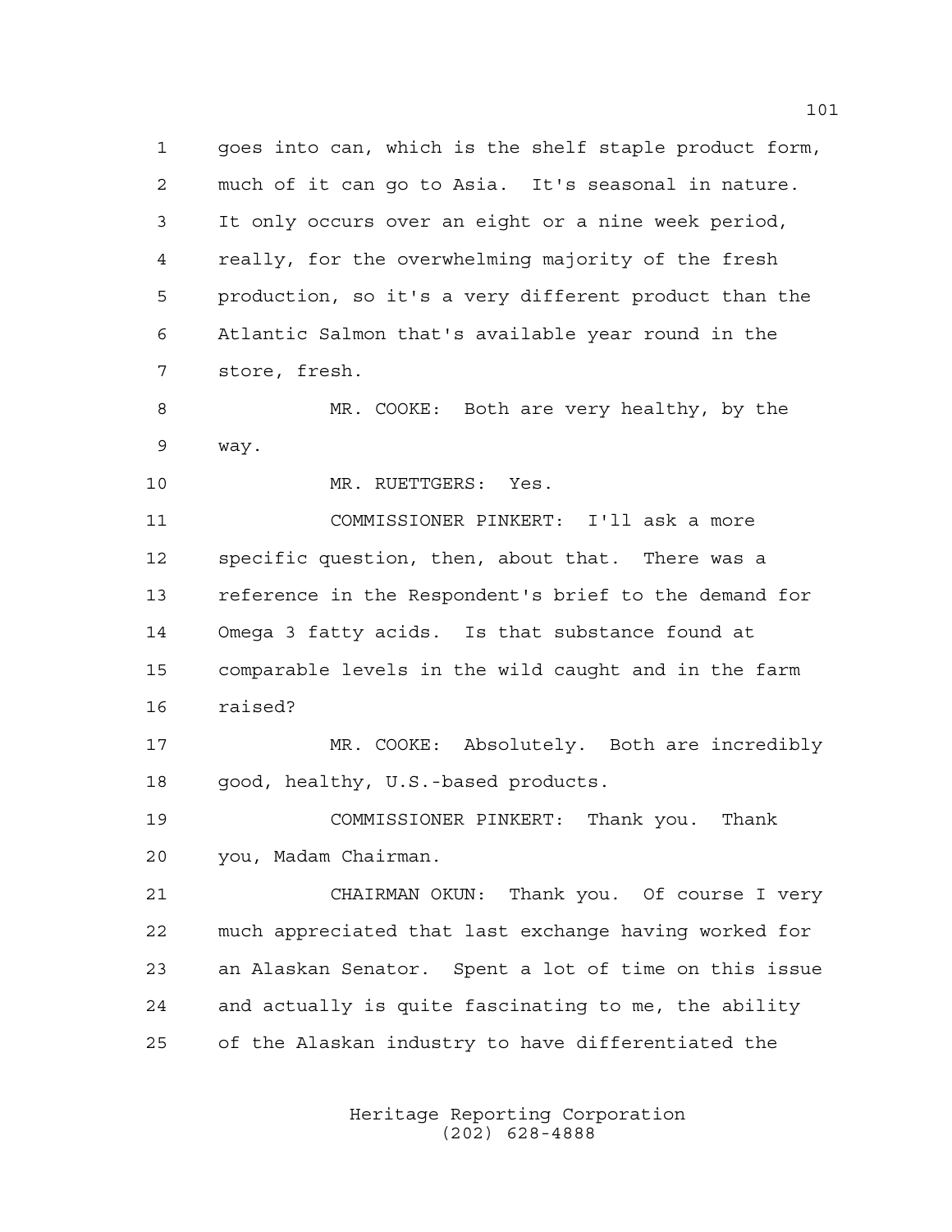goes into can, which is the shelf staple product form, much of it can go to Asia. It's seasonal in nature. It only occurs over an eight or a nine week period, really, for the overwhelming majority of the fresh production, so it's a very different product than the Atlantic Salmon that's available year round in the store, fresh.

MR. COOKE: Both are very healthy, by the way.

MR. RUETTGERS: Yes.

COMMISSIONER PINKERT: I'll ask a more specific question, then, about that. There was a reference in the Respondent's brief to the demand for Omega 3 fatty acids. Is that substance found at comparable levels in the wild caught and in the farm raised?

MR. COOKE: Absolutely. Both are incredibly good, healthy, U.S.-based products.

COMMISSIONER PINKERT: Thank you. Thank you, Madam Chairman.

CHAIRMAN OKUN: Thank you. Of course I very much appreciated that last exchange having worked for an Alaskan Senator. Spent a lot of time on this issue and actually is quite fascinating to me, the ability of the Alaskan industry to have differentiated the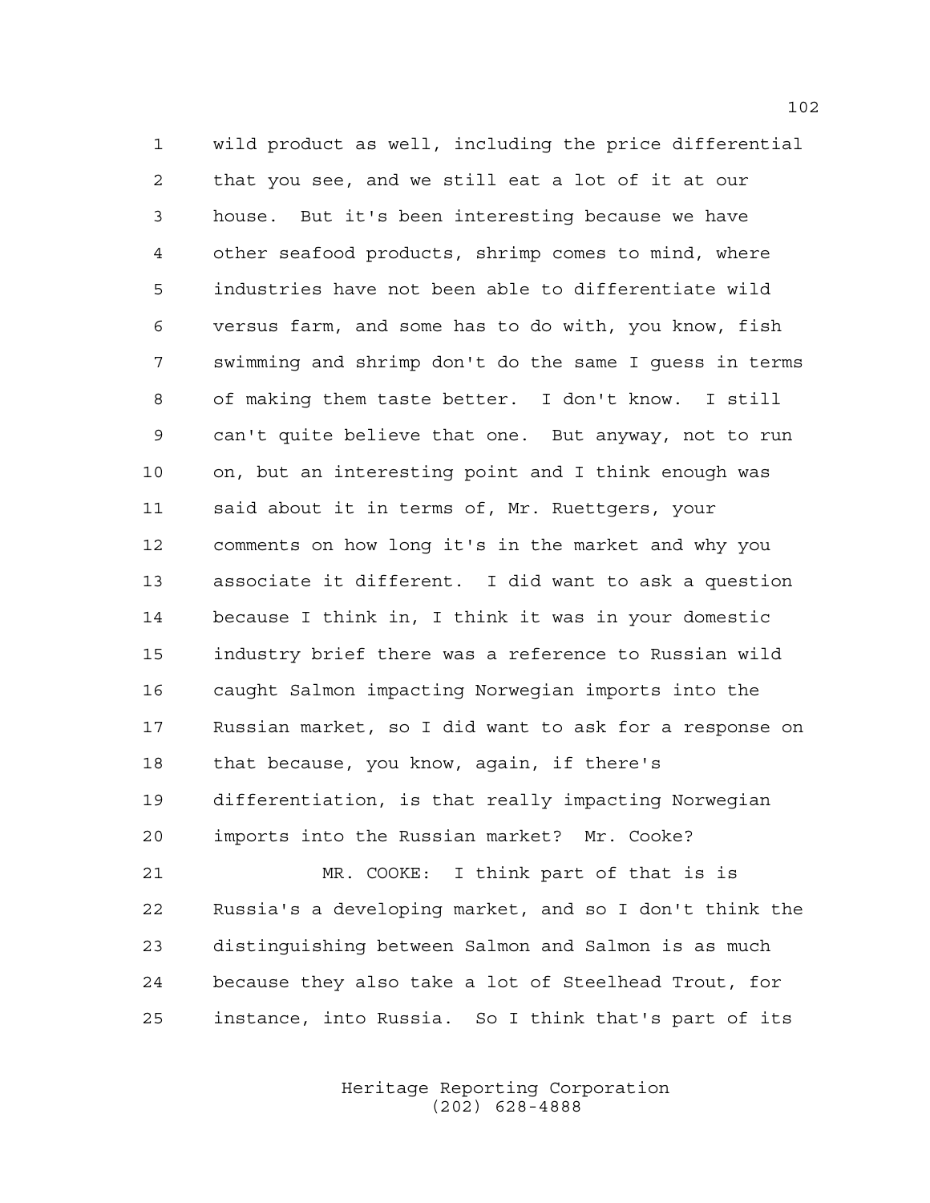wild product as well, including the price differential that you see, and we still eat a lot of it at our house. But it's been interesting because we have other seafood products, shrimp comes to mind, where industries have not been able to differentiate wild versus farm, and some has to do with, you know, fish swimming and shrimp don't do the same I guess in terms of making them taste better. I don't know. I still can't quite believe that one. But anyway, not to run on, but an interesting point and I think enough was said about it in terms of, Mr. Ruettgers, your comments on how long it's in the market and why you associate it different. I did want to ask a question because I think in, I think it was in your domestic industry brief there was a reference to Russian wild caught Salmon impacting Norwegian imports into the Russian market, so I did want to ask for a response on that because, you know, again, if there's differentiation, is that really impacting Norwegian imports into the Russian market? Mr. Cooke?

MR. COOKE: I think part of that is is Russia's a developing market, and so I don't think the distinguishing between Salmon and Salmon is as much because they also take a lot of Steelhead Trout, for instance, into Russia. So I think that's part of its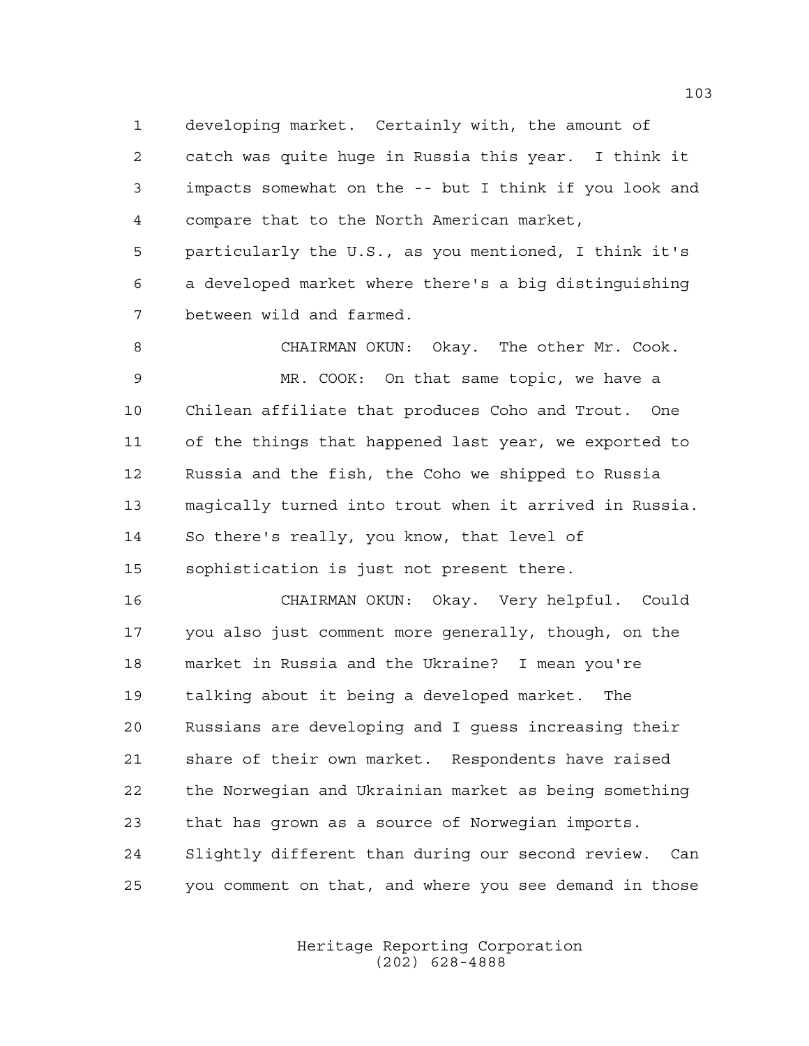developing market. Certainly with, the amount of catch was quite huge in Russia this year. I think it impacts somewhat on the -- but I think if you look and compare that to the North American market, particularly the U.S., as you mentioned, I think it's a developed market where there's a big distinguishing between wild and farmed.

CHAIRMAN OKUN: Okay. The other Mr. Cook.

MR. COOK: On that same topic, we have a Chilean affiliate that produces Coho and Trout. One of the things that happened last year, we exported to Russia and the fish, the Coho we shipped to Russia magically turned into trout when it arrived in Russia. So there's really, you know, that level of sophistication is just not present there.

CHAIRMAN OKUN: Okay. Very helpful. Could you also just comment more generally, though, on the market in Russia and the Ukraine? I mean you're talking about it being a developed market. The Russians are developing and I guess increasing their share of their own market. Respondents have raised the Norwegian and Ukrainian market as being something that has grown as a source of Norwegian imports. Slightly different than during our second review. Can you comment on that, and where you see demand in those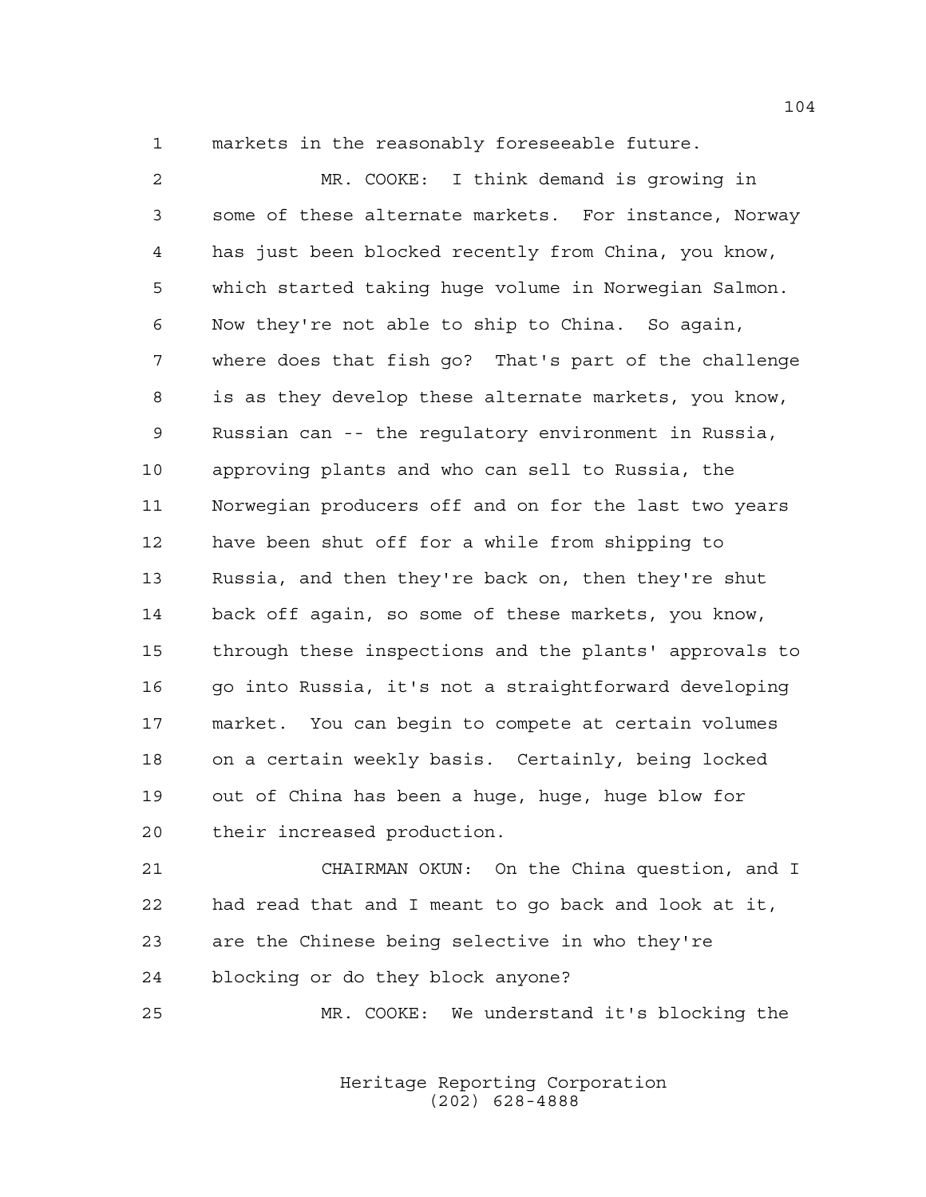markets in the reasonably foreseeable future.

MR. COOKE: I think demand is growing in some of these alternate markets. For instance, Norway has just been blocked recently from China, you know, which started taking huge volume in Norwegian Salmon. Now they're not able to ship to China. So again, where does that fish go? That's part of the challenge is as they develop these alternate markets, you know, Russian can -- the regulatory environment in Russia, approving plants and who can sell to Russia, the Norwegian producers off and on for the last two years have been shut off for a while from shipping to Russia, and then they're back on, then they're shut back off again, so some of these markets, you know, through these inspections and the plants' approvals to go into Russia, it's not a straightforward developing market. You can begin to compete at certain volumes on a certain weekly basis. Certainly, being locked out of China has been a huge, huge, huge blow for their increased production.

CHAIRMAN OKUN: On the China question, and I had read that and I meant to go back and look at it, are the Chinese being selective in who they're blocking or do they block anyone?

MR. COOKE: We understand it's blocking the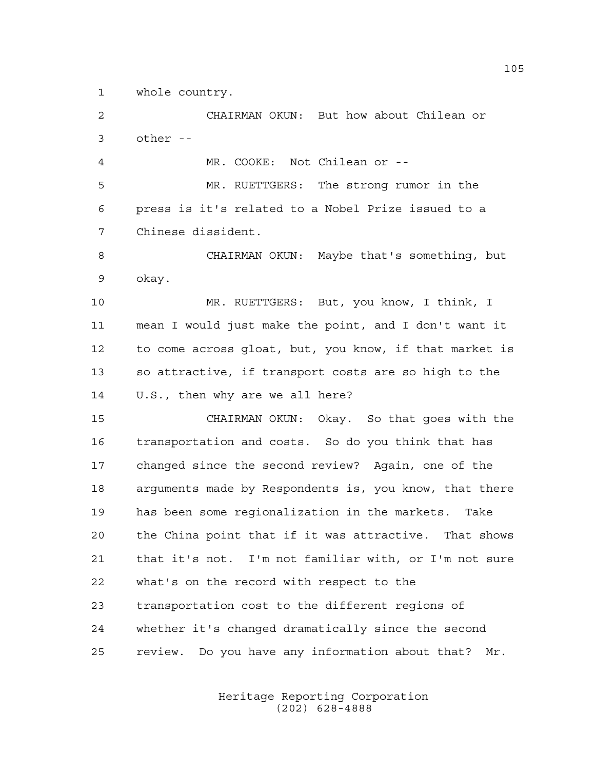1 whole country.

2 CHAIRMAN OKUN: But how about Chilean or

3 other --

4 MR. COOKE: Not Chilean or --

5 MR. RUETTGERS: The strong rumor in the

6 press is it's related to a Nobel Prize issued to a

7 Chinese dissident.

8 CHAIRMAN OKUN: Maybe that's something, but

9 okay.

10 MR. RUETTGERS: But, you know, I think, I

11 mean I would just make the point, and I don't want it

12 to come across gloat, but, you know, if that market is

13 so attractive, if transport costs are so high to the

14 U.S., then why are we all here?

15 CHAIRMAN OKUN: Okay. So that goes with the

16 transportation and costs. So do you think that has

17 changed since the second review? Again, one of the

18 arguments made by Respondents is, you know, that there

19 has been some regionalization in the markets. Take

20 the China point that if it was attractive. That shows

21 that it's not. I'm not familiar with, or I'm not sure

22 what's on the record with respect to the

23 transportation cost to the different regions of

24 whether it's changed dramatically since the second

25 review. Do you have any information about that? Mr.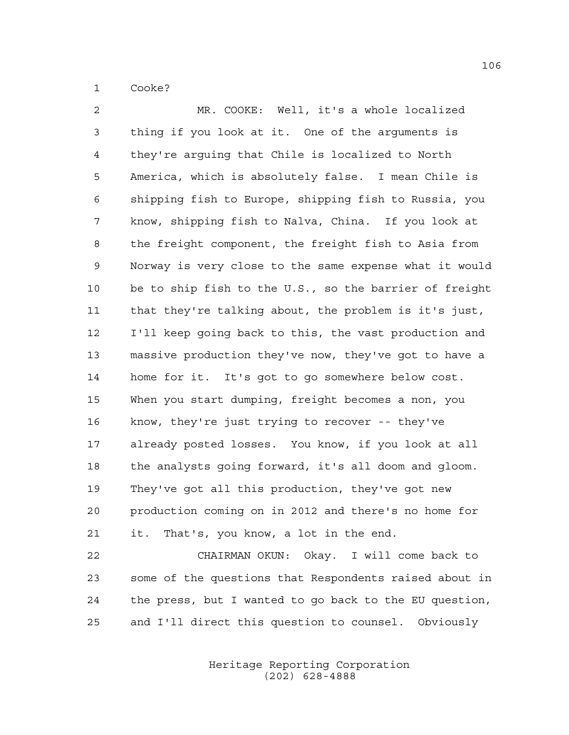Cooke?

MR. COOKE: Well, it's a whole localized thing if you look at it. One of the arguments is they're arguing that Chile is localized to North America, which is absolutely false. I mean Chile is shipping fish to Europe, shipping fish to Russia, you know, shipping fish to Nalva, China. If you look at the freight component, the freight fish to Asia from Norway is very close to the same expense what it would be to ship fish to the U.S., so the barrier of freight that they're talking about, the problem is it's just, I'll keep going back to this, the vast production and massive production they've now, they've got to have a home for it. It's got to go somewhere below cost. When you start dumping, freight becomes a non, you know, they're just trying to recover -- they've already posted losses. You know, if you look at all the analysts going forward, it's all doom and gloom. They've got all this production, they've got new production coming on in 2012 and there's no home for it. That's, you know, a lot in the end.

CHAIRMAN OKUN: Okay. I will come back to some of the questions that Respondents raised about in the press, but I wanted to go back to the EU question, and I'll direct this question to counsel. Obviously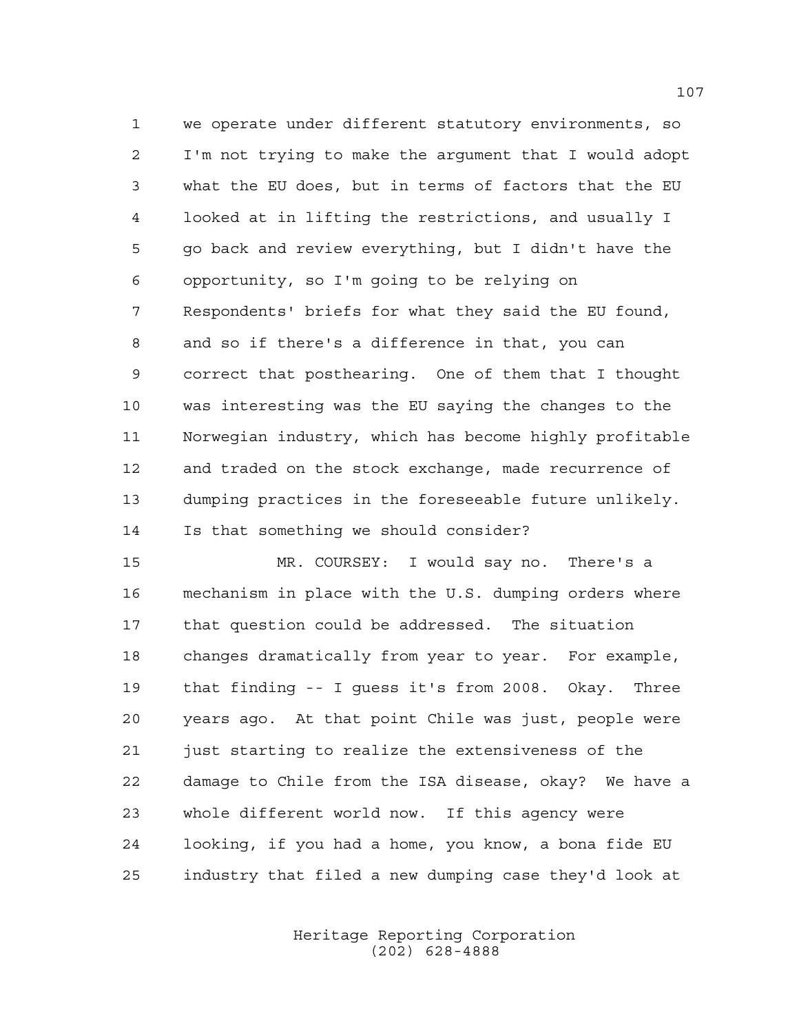we operate under different statutory environments, so I'm not trying to make the argument that I would adopt what the EU does, but in terms of factors that the EU looked at in lifting the restrictions, and usually I go back and review everything, but I didn't have the opportunity, so I'm going to be relying on Respondents' briefs for what they said the EU found, and so if there's a difference in that, you can correct that posthearing. One of them that I thought was interesting was the EU saying the changes to the Norwegian industry, which has become highly profitable and traded on the stock exchange, made recurrence of dumping practices in the foreseeable future unlikely. Is that something we should consider?

MR. COURSEY: I would say no. There's a mechanism in place with the U.S. dumping orders where that question could be addressed. The situation changes dramatically from year to year. For example, that finding -- I guess it's from 2008. Okay. Three years ago. At that point Chile was just, people were just starting to realize the extensiveness of the damage to Chile from the ISA disease, okay? We have a whole different world now. If this agency were looking, if you had a home, you know, a bona fide EU industry that filed a new dumping case they'd look at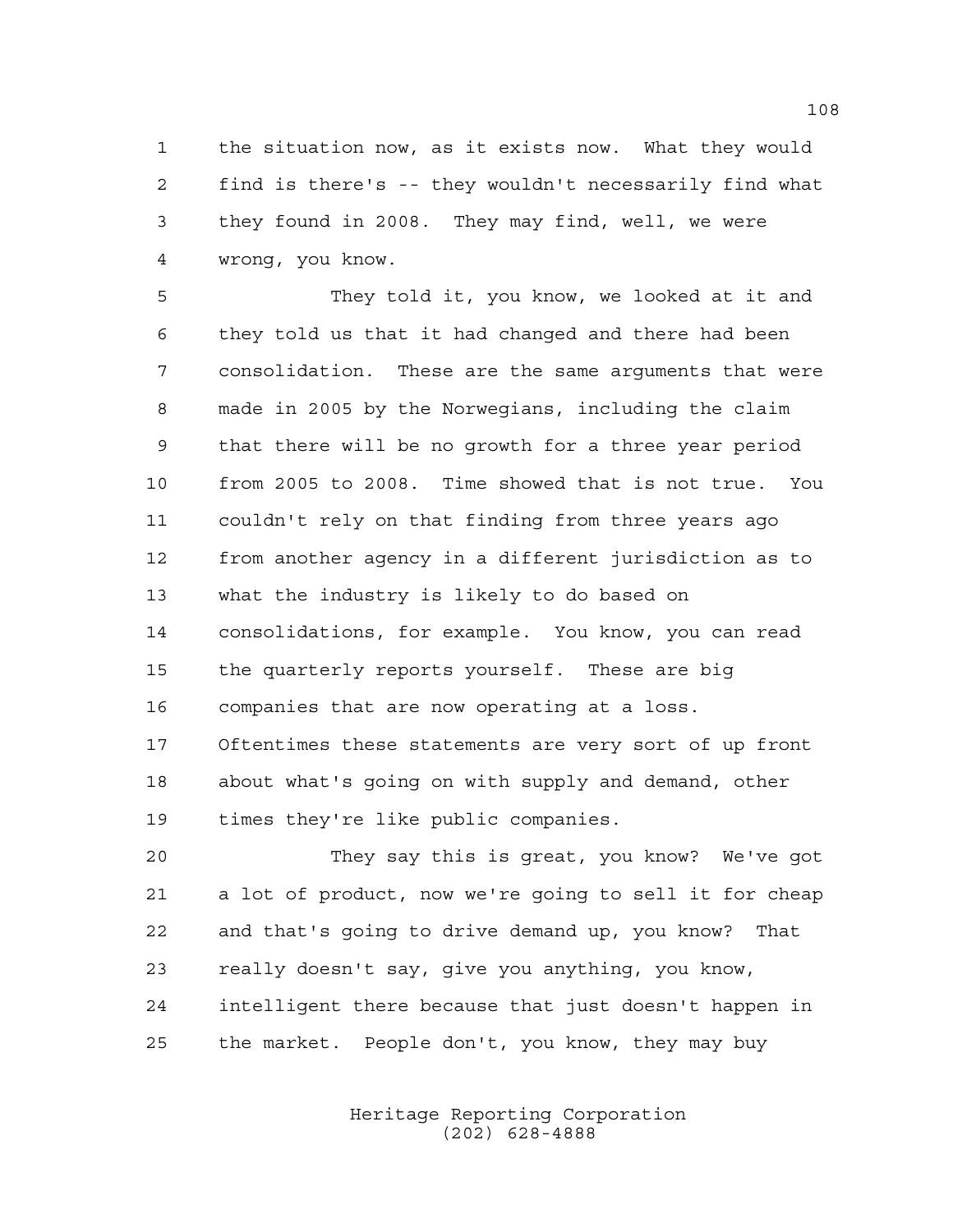the situation now, as it exists now. What they would find is there's -- they wouldn't necessarily find what they found in 2008. They may find, well, we were wrong, you know.

They told it, you know, we looked at it and they told us that it had changed and there had been consolidation. These are the same arguments that were made in 2005 by the Norwegians, including the claim that there will be no growth for a three year period from 2005 to 2008. Time showed that is not true. You couldn't rely on that finding from three years ago from another agency in a different jurisdiction as to what the industry is likely to do based on consolidations, for example. You know, you can read the quarterly reports yourself. These are big companies that are now operating at a loss. Oftentimes these statements are very sort of up front about what's going on with supply and demand, other times they're like public companies.

They say this is great, you know? We've got a lot of product, now we're going to sell it for cheap and that's going to drive demand up, you know? That really doesn't say, give you anything, you know, intelligent there because that just doesn't happen in the market. People don't, you know, they may buy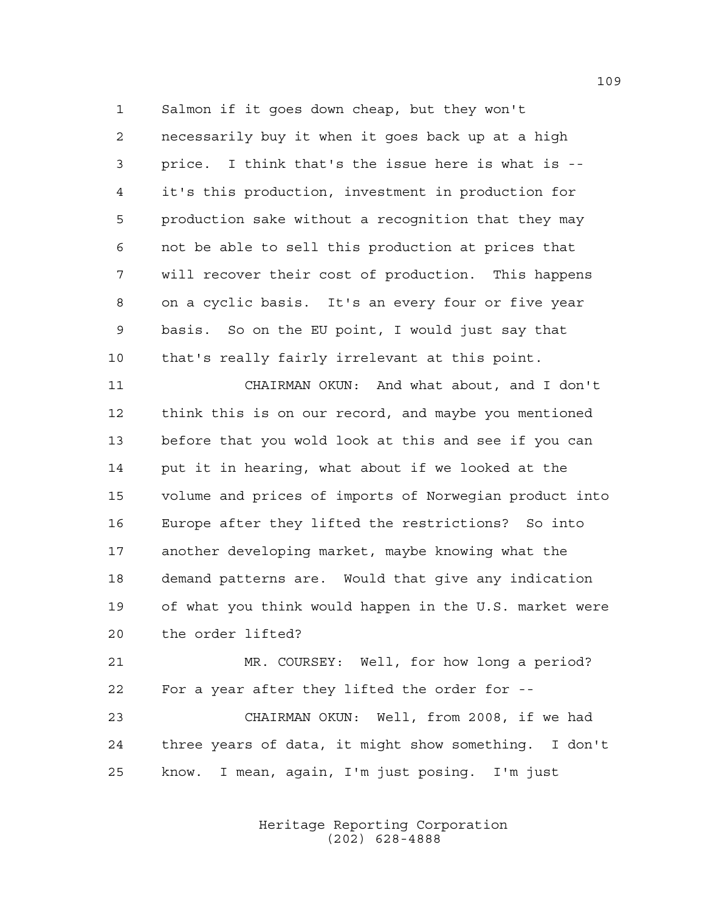Salmon if it goes down cheap, but they won't necessarily buy it when it goes back up at a high price. I think that's the issue here is what is -- it's this production, investment in production for production sake without a recognition that they may not be able to sell this production at prices that will recover their cost of production. This happens on a cyclic basis. It's an every four or five year basis. So on the EU point, I would just say that that's really fairly irrelevant at this point.

CHAIRMAN OKUN: And what about, and I don't think this is on our record, and maybe you mentioned before that you wold look at this and see if you can put it in hearing, what about if we looked at the volume and prices of imports of Norwegian product into Europe after they lifted the restrictions? So into another developing market, maybe knowing what the demand patterns are. Would that give any indication of what you think would happen in the U.S. market were the order lifted?

MR. COURSEY: Well, for how long a period? For a year after they lifted the order for --

CHAIRMAN OKUN: Well, from 2008, if we had three years of data, it might show something. I don't know. I mean, again, I'm just posing. I'm just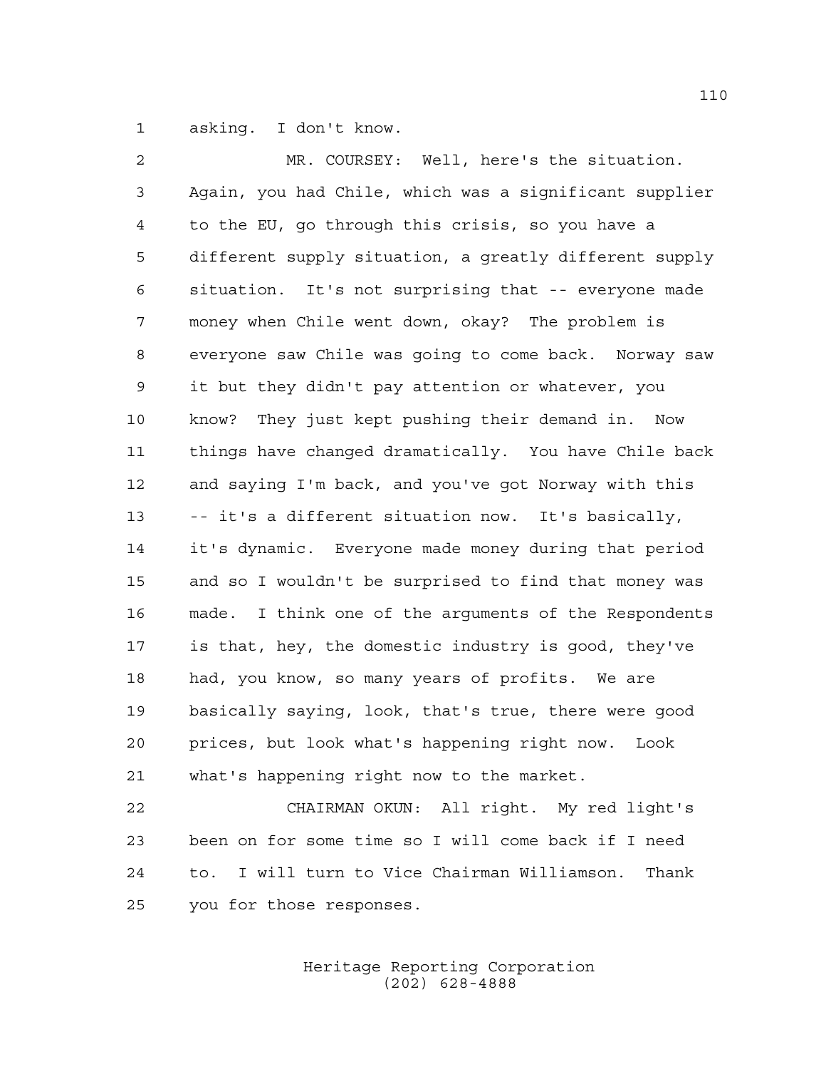asking. I don't know.

MR. COURSEY: Well, here's the situation. Again, you had Chile, which was a significant supplier to the EU, go through this crisis, so you have a different supply situation, a greatly different supply situation. It's not surprising that -- everyone made money when Chile went down, okay? The problem is everyone saw Chile was going to come back. Norway saw it but they didn't pay attention or whatever, you know? They just kept pushing their demand in. Now things have changed dramatically. You have Chile back and saying I'm back, and you've got Norway with this -- it's a different situation now. It's basically, it's dynamic. Everyone made money during that period and so I wouldn't be surprised to find that money was made. I think one of the arguments of the Respondents is that, hey, the domestic industry is good, they've had, you know, so many years of profits. We are basically saying, look, that's true, there were good prices, but look what's happening right now. Look what's happening right now to the market.

CHAIRMAN OKUN: All right. My red light's been on for some time so I will come back if I need to. I will turn to Vice Chairman Williamson. Thank you for those responses.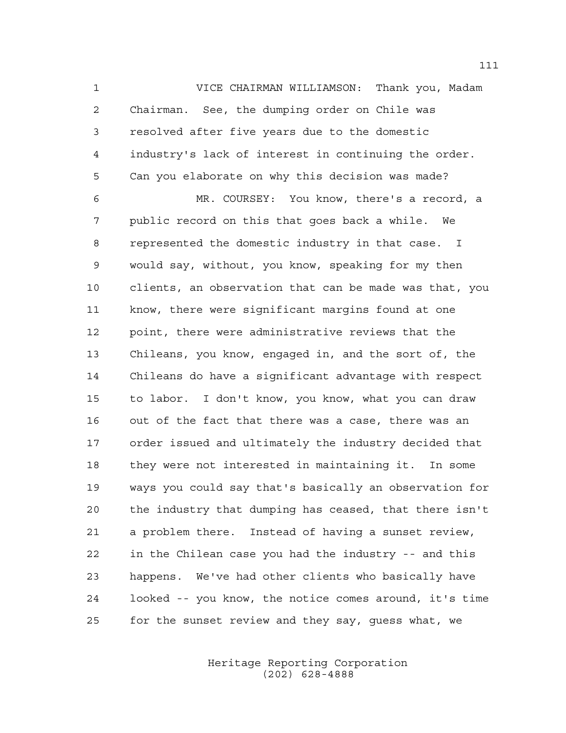VICE CHAIRMAN WILLIAMSON: Thank you, Madam Chairman. See, the dumping order on Chile was resolved after five years due to the domestic industry's lack of interest in continuing the order. Can you elaborate on why this decision was made?

MR. COURSEY: You know, there's a record, a public record on this that goes back a while. We represented the domestic industry in that case. I would say, without, you know, speaking for my then clients, an observation that can be made was that, you know, there were significant margins found at one point, there were administrative reviews that the Chileans, you know, engaged in, and the sort of, the Chileans do have a significant advantage with respect to labor. I don't know, you know, what you can draw out of the fact that there was a case, there was an order issued and ultimately the industry decided that they were not interested in maintaining it. In some ways you could say that's basically an observation for the industry that dumping has ceased, that there isn't a problem there. Instead of having a sunset review, in the Chilean case you had the industry -- and this happens. We've had other clients who basically have looked -- you know, the notice comes around, it's time for the sunset review and they say, guess what, we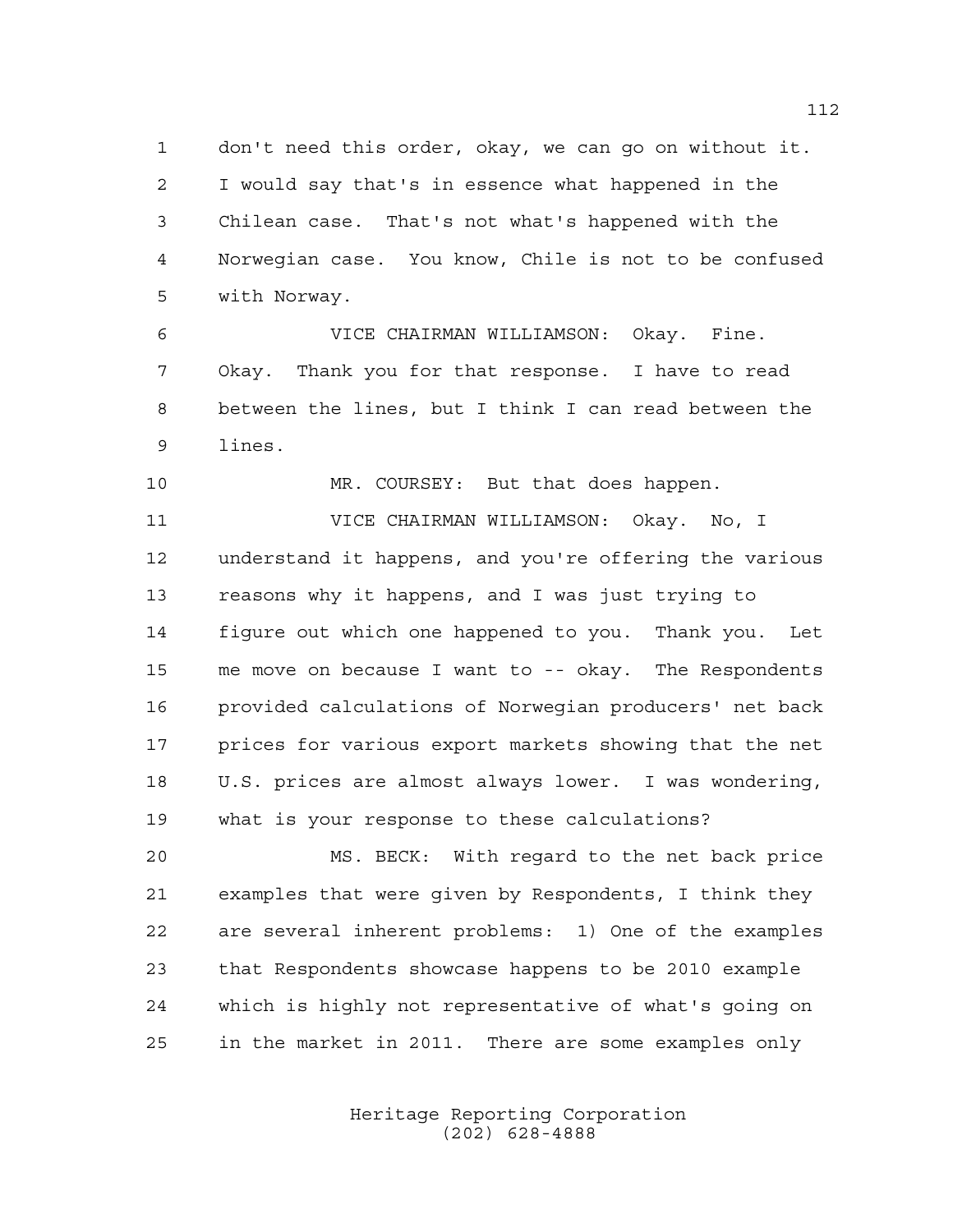don't need this order, okay, we can go on without it. I would say that's in essence what happened in the Chilean case. That's not what's happened with the Norwegian case. You know, Chile is not to be confused with Norway.

VICE CHAIRMAN WILLIAMSON: Okay. Fine. Okay. Thank you for that response. I have to read between the lines, but I think I can read between the lines.

MR. COURSEY: But that does happen.

VICE CHAIRMAN WILLIAMSON: Okay. No, I understand it happens, and you're offering the various reasons why it happens, and I was just trying to figure out which one happened to you. Thank you. Let me move on because I want to -- okay. The Respondents provided calculations of Norwegian producers' net back prices for various export markets showing that the net U.S. prices are almost always lower. I was wondering, what is your response to these calculations?

MS. BECK: With regard to the net back price examples that were given by Respondents, I think they are several inherent problems: 1) One of the examples that Respondents showcase happens to be 2010 example which is highly not representative of what's going on in the market in 2011. There are some examples only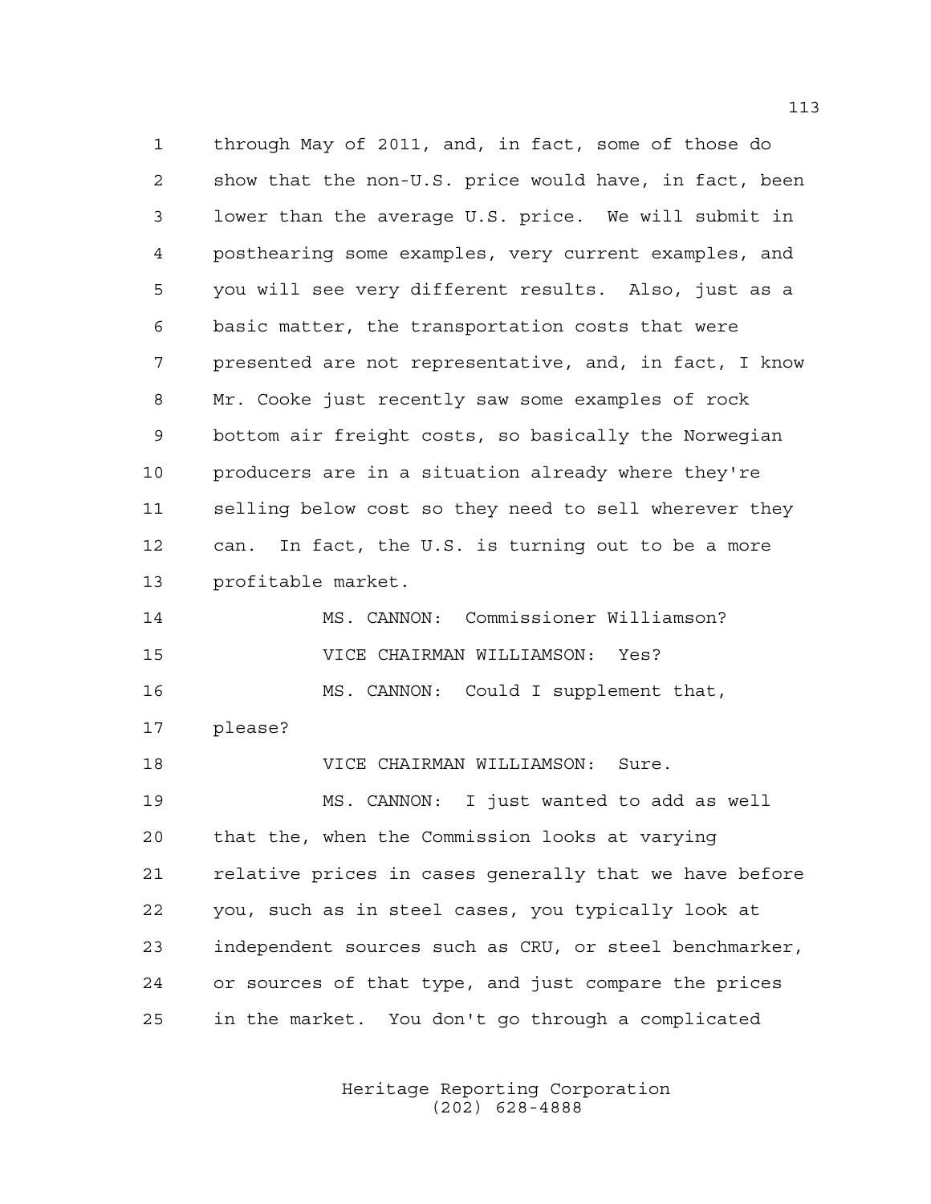through May of 2011, and, in fact, some of those do show that the non-U.S. price would have, in fact, been lower than the average U.S. price. We will submit in posthearing some examples, very current examples, and you will see very different results. Also, just as a basic matter, the transportation costs that were presented are not representative, and, in fact, I know Mr. Cooke just recently saw some examples of rock bottom air freight costs, so basically the Norwegian producers are in a situation already where they're selling below cost so they need to sell wherever they can. In fact, the U.S. is turning out to be a more profitable market.

MS. CANNON: Commissioner Williamson?

VICE CHAIRMAN WILLIAMSON: Yes?

MS. CANNON: Could I supplement that, please?

VICE CHAIRMAN WILLIAMSON: Sure.

MS. CANNON: I just wanted to add as well that the, when the Commission looks at varying relative prices in cases generally that we have before you, such as in steel cases, you typically look at independent sources such as CRU, or steel benchmarker, or sources of that type, and just compare the prices in the market. You don't go through a complicated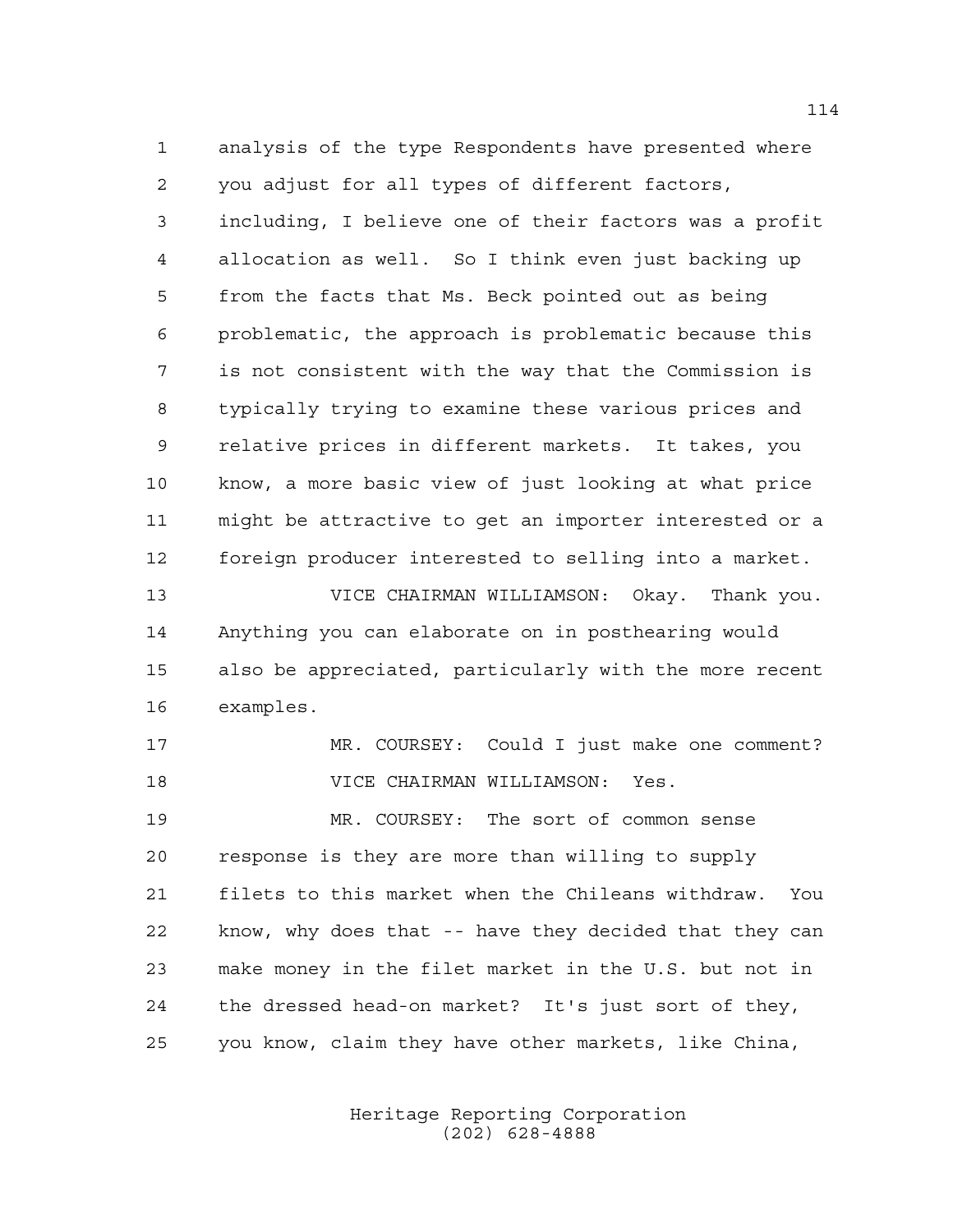analysis of the type Respondents have presented where you adjust for all types of different factors, including, I believe one of their factors was a profit allocation as well. So I think even just backing up from the facts that Ms. Beck pointed out as being problematic, the approach is problematic because this is not consistent with the way that the Commission is typically trying to examine these various prices and relative prices in different markets. It takes, you know, a more basic view of just looking at what price might be attractive to get an importer interested or a foreign producer interested to selling into a market.

VICE CHAIRMAN WILLIAMSON: Okay. Thank you. Anything you can elaborate on in posthearing would also be appreciated, particularly with the more recent examples.

MR. COURSEY: Could I just make one comment?

VICE CHAIRMAN WILLIAMSON: Yes.

MR. COURSEY: The sort of common sense response is they are more than willing to supply filets to this market when the Chileans withdraw. You know, why does that -- have they decided that they can make money in the filet market in the U.S. but not in the dressed head-on market? It's just sort of they, you know, claim they have other markets, like China,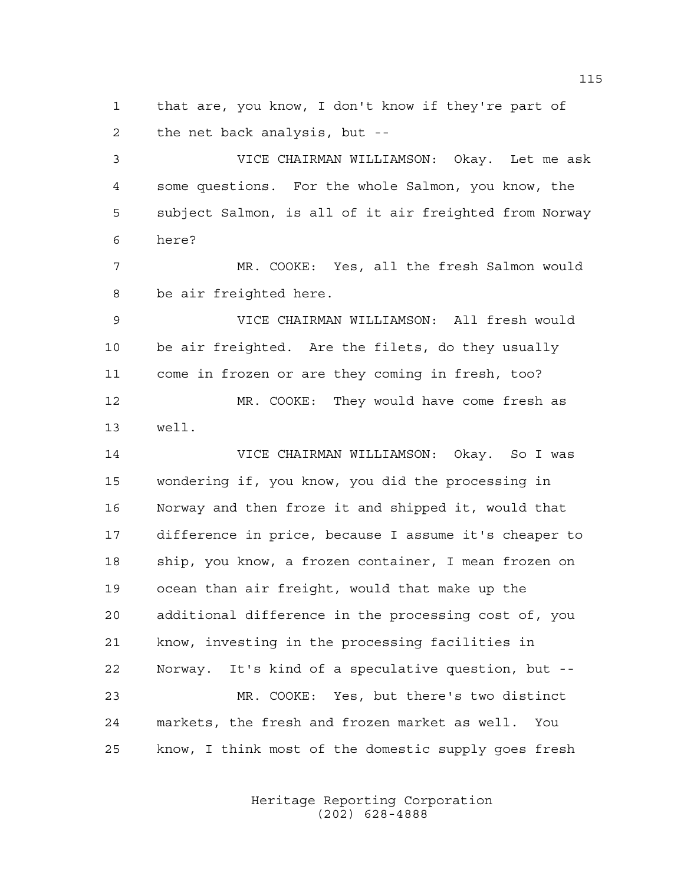1 that are, you know, I don't know if they're part of
2 the net back analysis, but --

3 VICE CHAIRMAN WILLIAMSON: Okay. Let me ask
4 some questions. For the whole Salmon, you know, the
5 subject Salmon, is all of it air freighted from Norway
6 here?

7 MR. COOKE: Yes, all the fresh Salmon would
8 be air freighted here.

9 VICE CHAIRMAN WILLIAMSON: All fresh would
10 be air freighted. Are the filets, do they usually
11 come in frozen or are they coming in fresh, too?

12 MR. COOKE: They would have come fresh as
13 well.

14 VICE CHAIRMAN WILLIAMSON: Okay. So I was
15 wondering if, you know, you did the processing in
16 Norway and then froze it and shipped it, would that
17 difference in price, because I assume it's cheaper to
18 ship, you know, a frozen container, I mean frozen on
19 ocean than air freight, would that make up the
20 additional difference in the processing cost of, you
21 know, investing in the processing facilities in
22 Norway. It's kind of a speculative question, but --

23 MR. COOKE: Yes, but there's two distinct
24 markets, the fresh and frozen market as well. You
25 know, I think most of the domestic supply goes fresh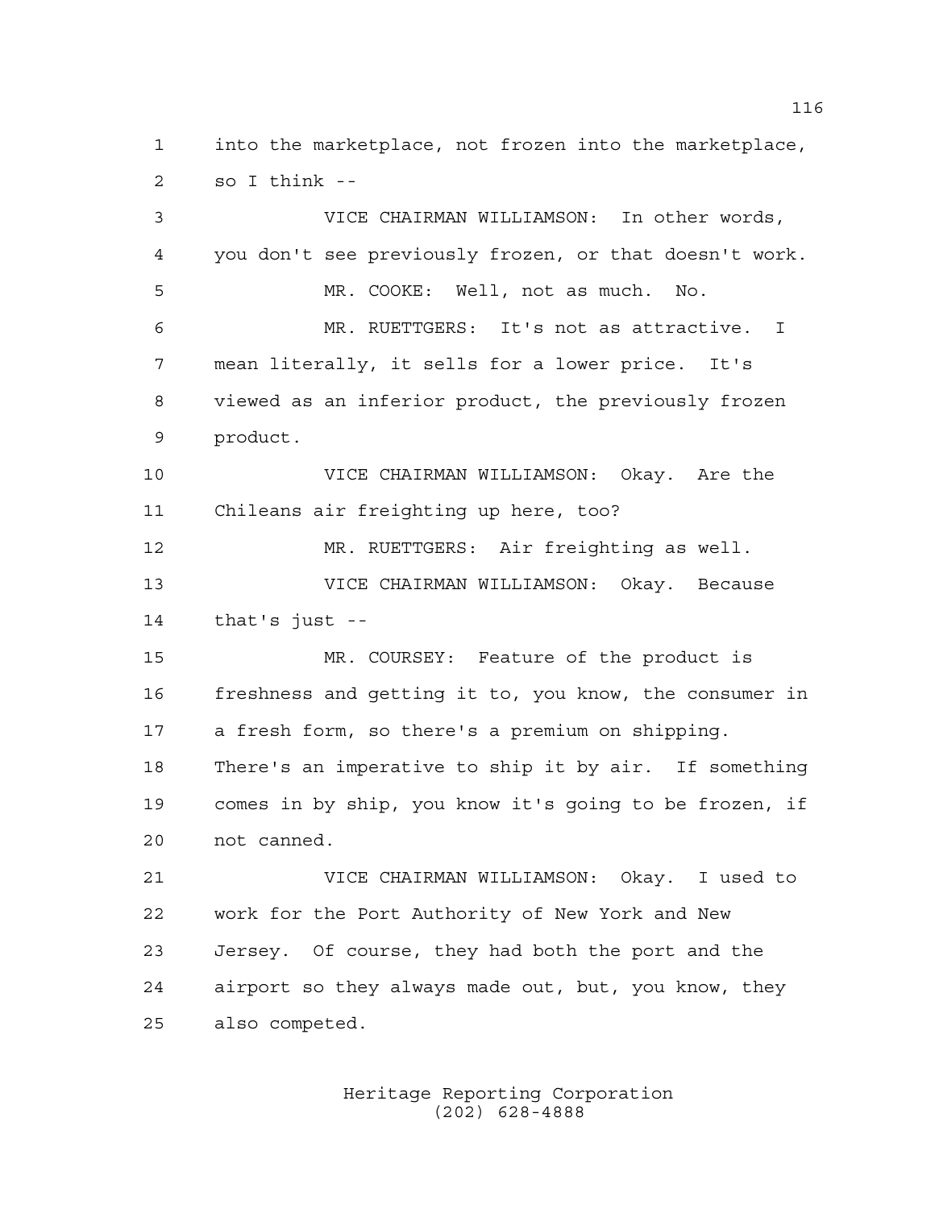into the marketplace, not frozen into the marketplace, so I think --

VICE CHAIRMAN WILLIAMSON: In other words, you don't see previously frozen, or that doesn't work.

MR. COOKE: Well, not as much. No.

MR. RUETTGERS: It's not as attractive. I mean literally, it sells for a lower price. It's viewed as an inferior product, the previously frozen product.

VICE CHAIRMAN WILLIAMSON: Okay. Are the Chileans air freighting up here, too?

MR. RUETTGERS: Air freighting as well.

VICE CHAIRMAN WILLIAMSON: Okay. Because that's just --

MR. COURSEY: Feature of the product is freshness and getting it to, you know, the consumer in a fresh form, so there's a premium on shipping. There's an imperative to ship it by air. If something comes in by ship, you know it's going to be frozen, if not canned.

VICE CHAIRMAN WILLIAMSON: Okay. I used to work for the Port Authority of New York and New Jersey. Of course, they had both the port and the airport so they always made out, but, you know, they also competed.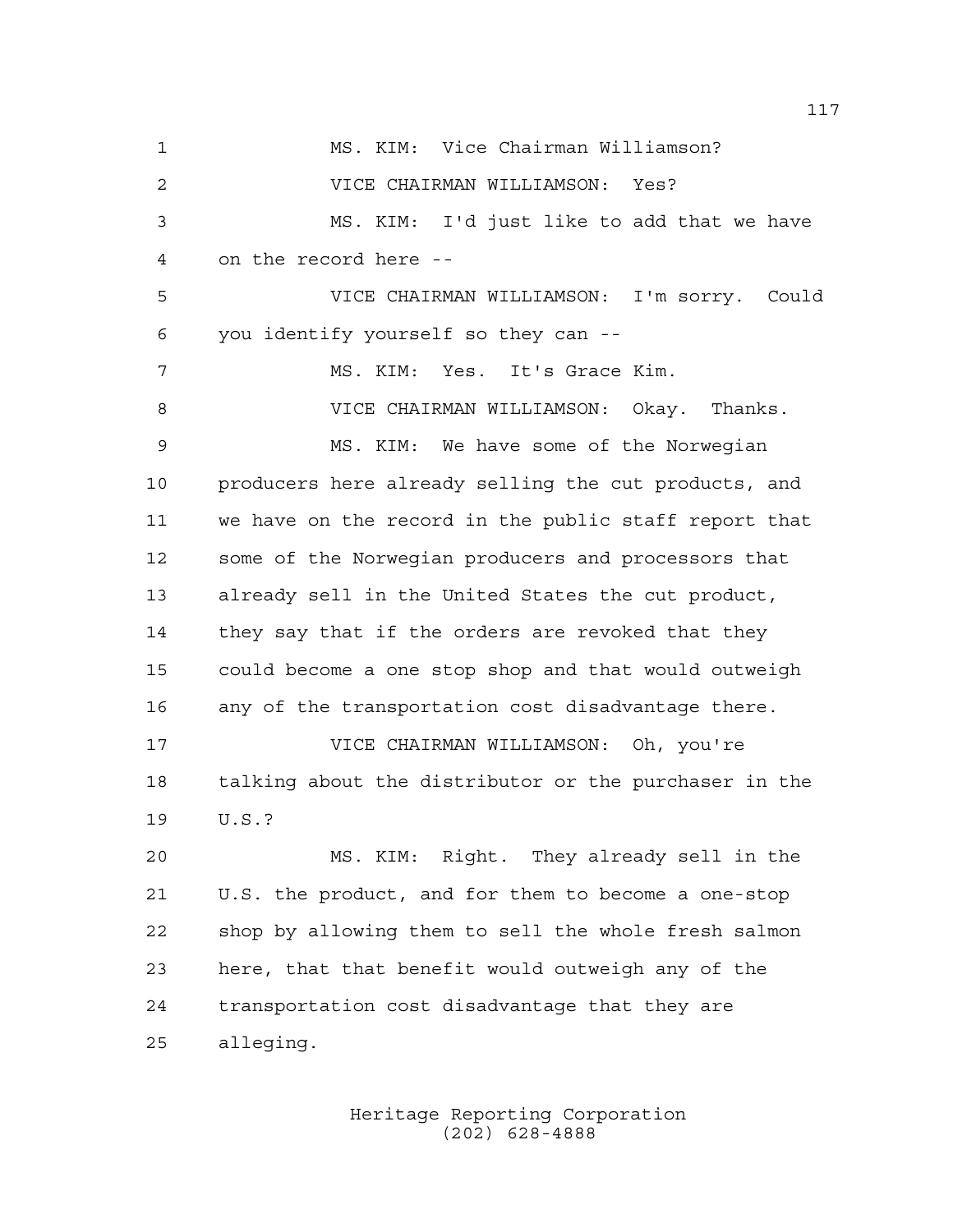MS. KIM: Vice Chairman Williamson?

VICE CHAIRMAN WILLIAMSON: Yes?

MS. KIM: I'd just like to add that we have on the record here --

VICE CHAIRMAN WILLIAMSON: I'm sorry. Could you identify yourself so they can --

MS. KIM: Yes. It's Grace Kim.

VICE CHAIRMAN WILLIAMSON: Okay. Thanks.

MS. KIM: We have some of the Norwegian producers here already selling the cut products, and we have on the record in the public staff report that some of the Norwegian producers and processors that already sell in the United States the cut product, they say that if the orders are revoked that they could become a one stop shop and that would outweigh any of the transportation cost disadvantage there.

VICE CHAIRMAN WILLIAMSON: Oh, you're talking about the distributor or the purchaser in the U.S.?

MS. KIM: Right. They already sell in the U.S. the product, and for them to become a one-stop shop by allowing them to sell the whole fresh salmon here, that that benefit would outweigh any of the transportation cost disadvantage that they are alleging.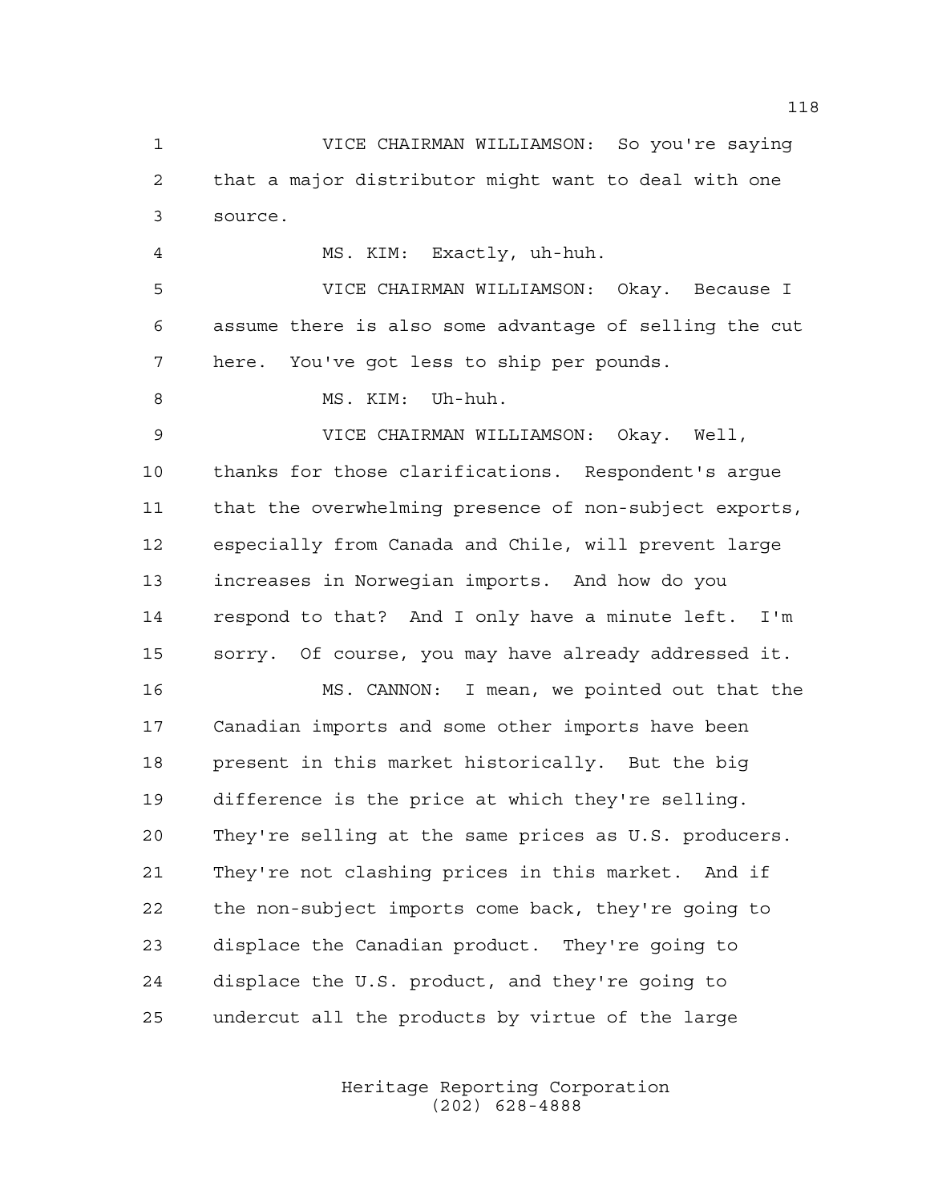1 VICE CHAIRMAN WILLIAMSON: So you're saying
2 that a major distributor might want to deal with one
3 source.

4 MS. KIM: Exactly, uh-huh.

5 VICE CHAIRMAN WILLIAMSON: Okay. Because I
6 assume there is also some advantage of selling the cut
7 here. You've got less to ship per pounds.

8 MS. KIM: Uh-huh.

9 VICE CHAIRMAN WILLIAMSON: Okay. Well,
10 thanks for those clarifications. Respondent's argue
11 that the overwhelming presence of non-subject exports,
12 especially from Canada and Chile, will prevent large
13 increases in Norwegian imports. And how do you
14 respond to that? And I only have a minute left. I'm
15 sorry. Of course, you may have already addressed it.

16 MS. CANNON: I mean, we pointed out that the
17 Canadian imports and some other imports have been
18 present in this market historically. But the big
19 difference is the price at which they're selling.
20 They're selling at the same prices as U.S. producers.
21 They're not clashing prices in this market. And if
22 the non-subject imports come back, they're going to
23 displace the Canadian product. They're going to
24 displace the U.S. product, and they're going to
25 undercut all the products by virtue of the large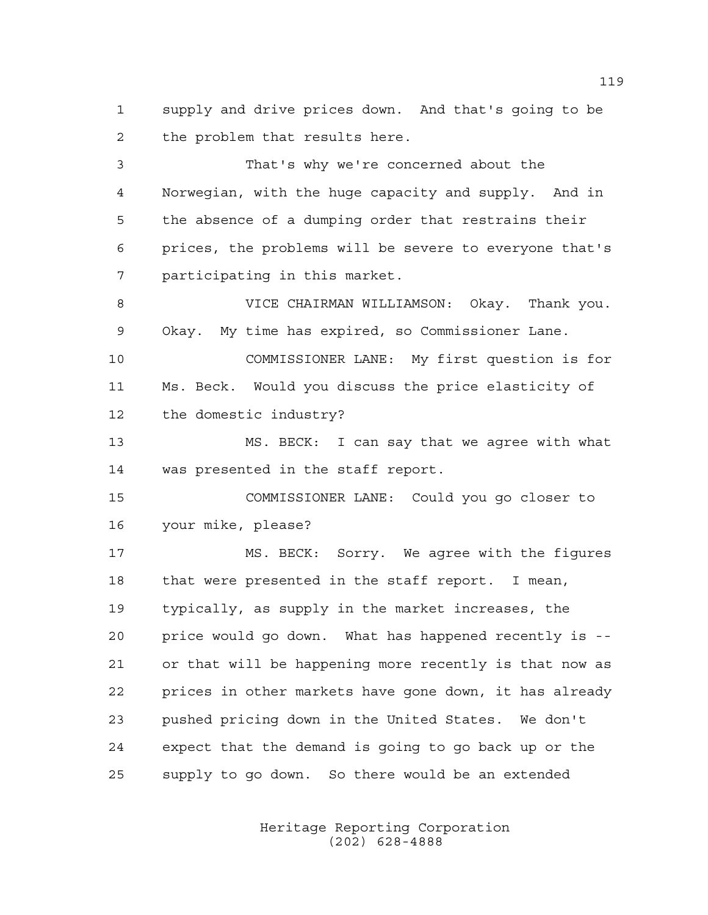supply and drive prices down. And that's going to be the problem that results here.

That's why we're concerned about the Norwegian, with the huge capacity and supply. And in the absence of a dumping order that restrains their prices, the problems will be severe to everyone that's participating in this market.

VICE CHAIRMAN WILLIAMSON: Okay. Thank you. Okay. My time has expired, so Commissioner Lane.

COMMISSIONER LANE: My first question is for Ms. Beck. Would you discuss the price elasticity of the domestic industry?

MS. BECK: I can say that we agree with what was presented in the staff report.

COMMISSIONER LANE: Could you go closer to your mike, please?

MS. BECK: Sorry. We agree with the figures that were presented in the staff report. I mean, typically, as supply in the market increases, the price would go down. What has happened recently is -- or that will be happening more recently is that now as prices in other markets have gone down, it has already pushed pricing down in the United States. We don't expect that the demand is going to go back up or the supply to go down. So there would be an extended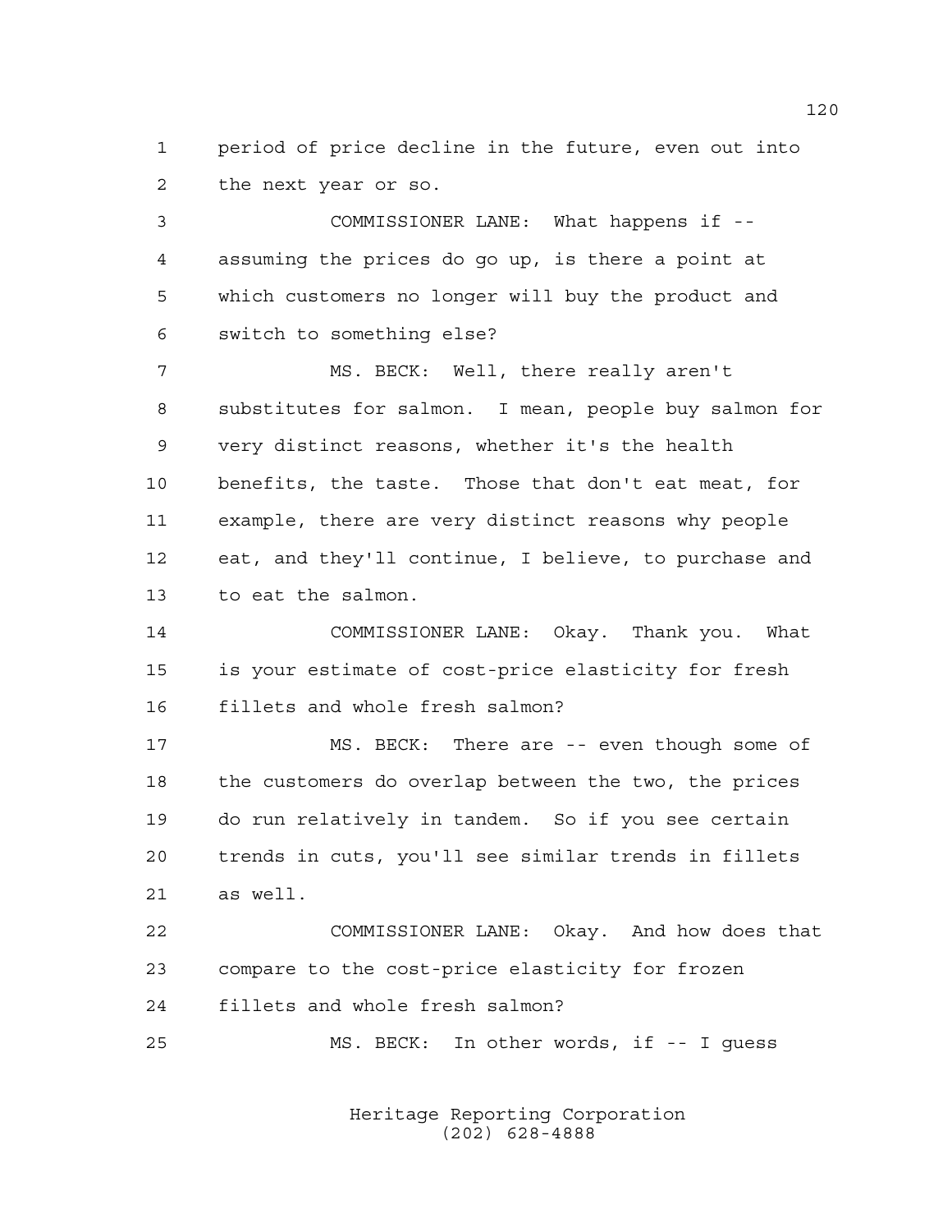1 period of price decline in the future, even out into
2 the next year or so.

3 COMMISSIONER LANE: What happens if --
4 assuming the prices do go up, is there a point at
5 which customers no longer will buy the product and
6 switch to something else?

7 MS. BECK: Well, there really aren't
8 substitutes for salmon. I mean, people buy salmon for
9 very distinct reasons, whether it's the health
10 benefits, the taste. Those that don't eat meat, for
11 example, there are very distinct reasons why people
12 eat, and they'll continue, I believe, to purchase and
13 to eat the salmon.

14 COMMISSIONER LANE: Okay. Thank you. What
15 is your estimate of cost-price elasticity for fresh
16 fillets and whole fresh salmon?

17 MS. BECK: There are -- even though some of
18 the customers do overlap between the two, the prices
19 do run relatively in tandem. So if you see certain
20 trends in cuts, you'll see similar trends in fillets
21 as well.

22 COMMISSIONER LANE: Okay. And how does that
23 compare to the cost-price elasticity for frozen
24 fillets and whole fresh salmon?

25 MS. BECK: In other words, if -- I guess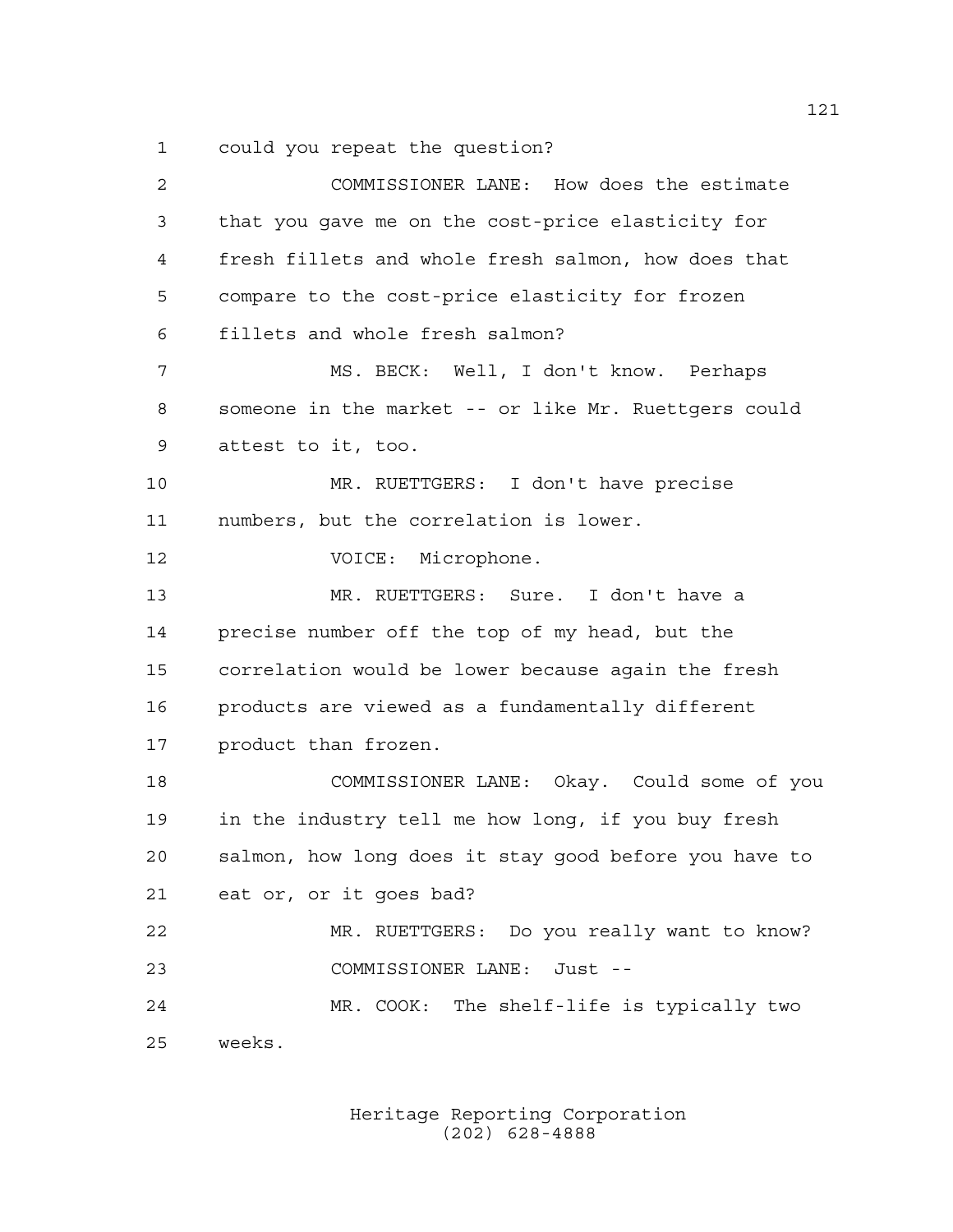could you repeat the question?

COMMISSIONER LANE: How does the estimate that you gave me on the cost-price elasticity for fresh fillets and whole fresh salmon, how does that compare to the cost-price elasticity for frozen fillets and whole fresh salmon?

MS. BECK: Well, I don't know. Perhaps someone in the market -- or like Mr. Ruettgers could attest to it, too.

MR. RUETTGERS: I don't have precise numbers, but the correlation is lower.

VOICE: Microphone.

MR. RUETTGERS: Sure. I don't have a precise number off the top of my head, but the correlation would be lower because again the fresh products are viewed as a fundamentally different product than frozen.

COMMISSIONER LANE: Okay. Could some of you in the industry tell me how long, if you buy fresh salmon, how long does it stay good before you have to eat or, or it goes bad?

MR. RUETTGERS: Do you really want to know?

COMMISSIONER LANE: Just --

MR. COOK: The shelf-life is typically two weeks.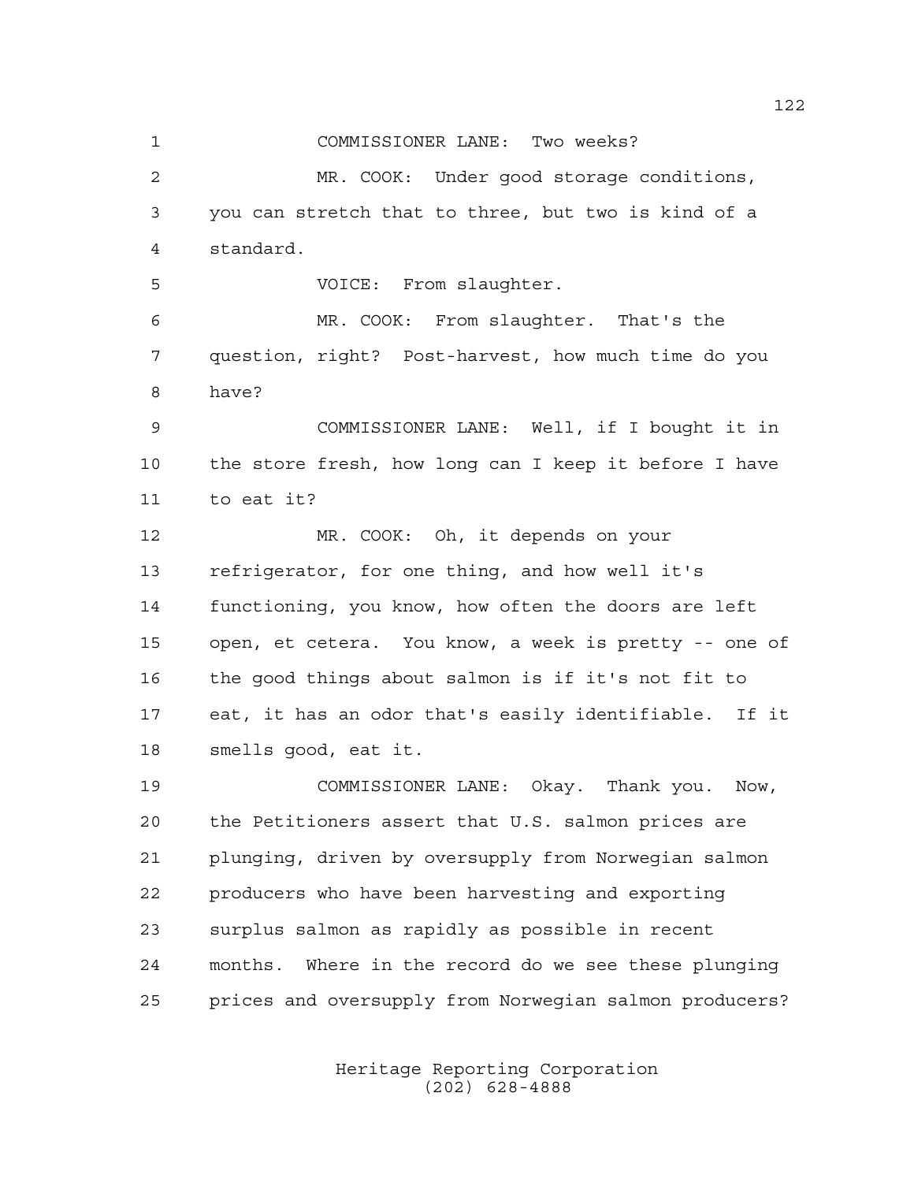COMMISSIONER LANE: Two weeks?

MR. COOK: Under good storage conditions, you can stretch that to three, but two is kind of a standard.

VOICE: From slaughter.

MR. COOK: From slaughter. That's the question, right? Post-harvest, how much time do you have?

COMMISSIONER LANE: Well, if I bought it in the store fresh, how long can I keep it before I have to eat it?

MR. COOK: Oh, it depends on your refrigerator, for one thing, and how well it's functioning, you know, how often the doors are left open, et cetera. You know, a week is pretty -- one of the good things about salmon is if it's not fit to eat, it has an odor that's easily identifiable. If it smells good, eat it.

COMMISSIONER LANE: Okay. Thank you. Now, the Petitioners assert that U.S. salmon prices are plunging, driven by oversupply from Norwegian salmon producers who have been harvesting and exporting surplus salmon as rapidly as possible in recent months. Where in the record do we see these plunging prices and oversupply from Norwegian salmon producers?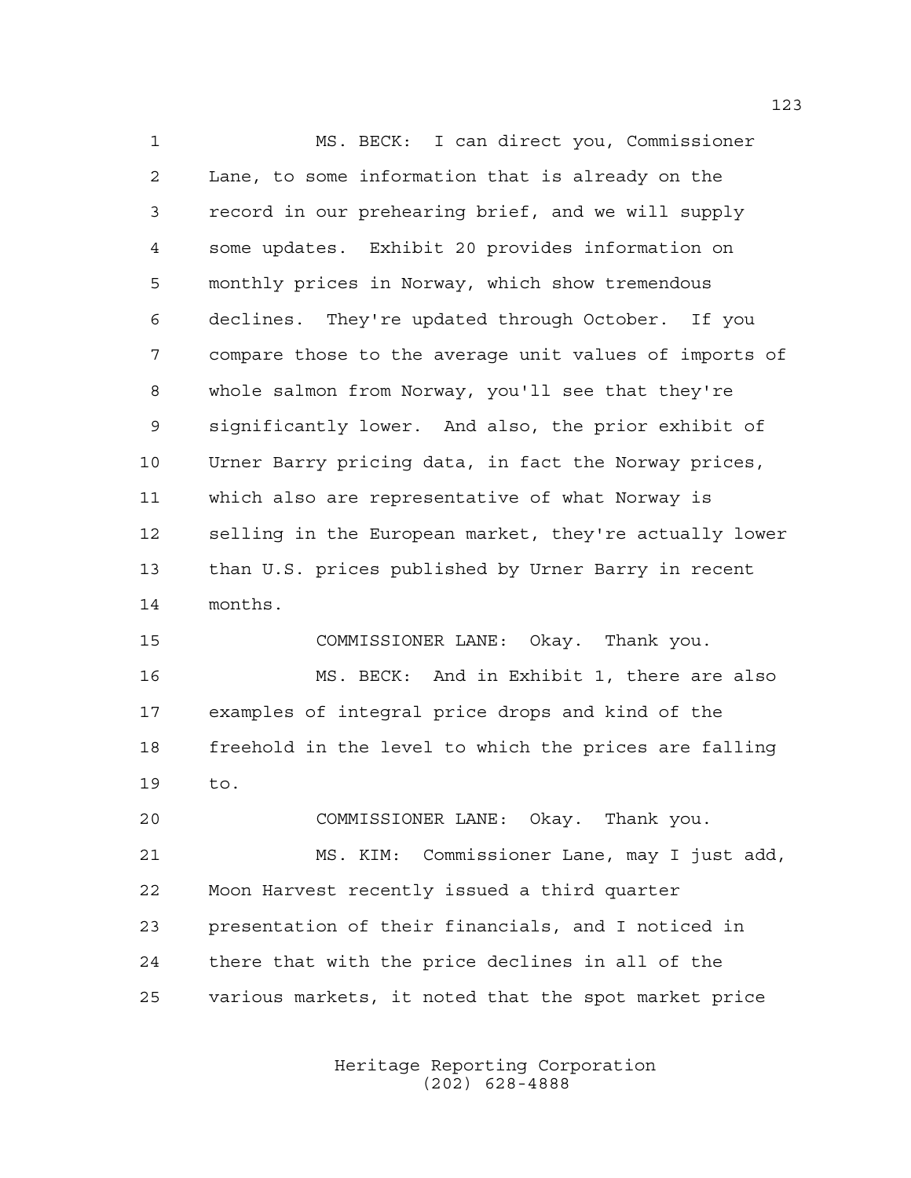MS. BECK: I can direct you, Commissioner Lane, to some information that is already on the record in our prehearing brief, and we will supply some updates. Exhibit 20 provides information on monthly prices in Norway, which show tremendous declines. They're updated through October. If you compare those to the average unit values of imports of whole salmon from Norway, you'll see that they're significantly lower. And also, the prior exhibit of Urner Barry pricing data, in fact the Norway prices, which also are representative of what Norway is selling in the European market, they're actually lower than U.S. prices published by Urner Barry in recent months.

COMMISSIONER LANE: Okay. Thank you.

MS. BECK: And in Exhibit 1, there are also examples of integral price drops and kind of the freehold in the level to which the prices are falling to.

COMMISSIONER LANE: Okay. Thank you.

MS. KIM: Commissioner Lane, may I just add, Moon Harvest recently issued a third quarter presentation of their financials, and I noticed in there that with the price declines in all of the various markets, it noted that the spot market price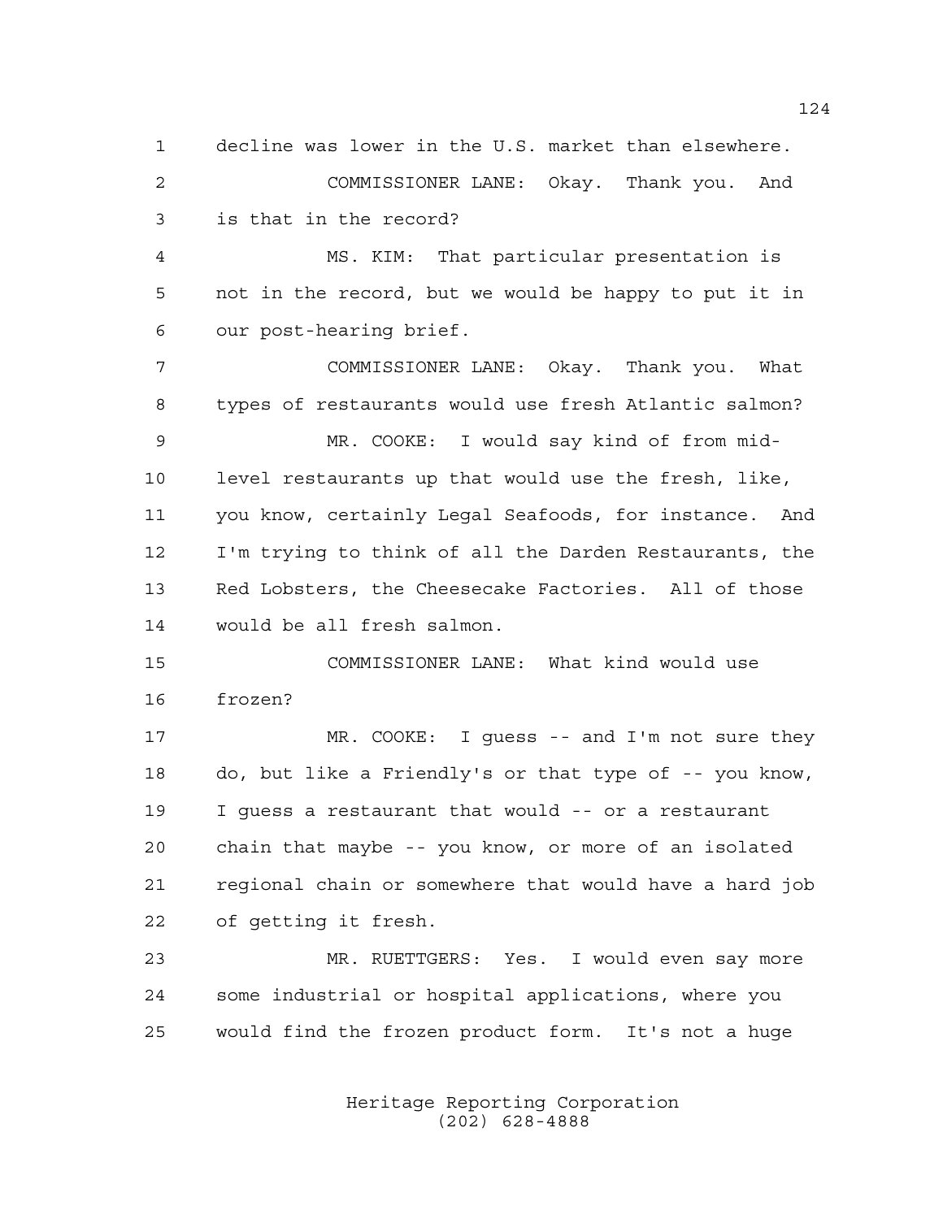decline was lower in the U.S. market than elsewhere.

COMMISSIONER LANE: Okay. Thank you. And is that in the record?

MS. KIM: That particular presentation is not in the record, but we would be happy to put it in our post-hearing brief.

COMMISSIONER LANE: Okay. Thank you. What types of restaurants would use fresh Atlantic salmon?

MR. COOKE: I would say kind of from mid-level restaurants up that would use the fresh, like, you know, certainly Legal Seafoods, for instance. And I'm trying to think of all the Darden Restaurants, the Red Lobsters, the Cheesecake Factories. All of those would be all fresh salmon.

COMMISSIONER LANE: What kind would use frozen?

MR. COOKE: I guess -- and I'm not sure they do, but like a Friendly's or that type of -- you know, I guess a restaurant that would -- or a restaurant chain that maybe -- you know, or more of an isolated regional chain or somewhere that would have a hard job of getting it fresh.

MR. RUETTGERS: Yes. I would even say more some industrial or hospital applications, where you would find the frozen product form. It's not a huge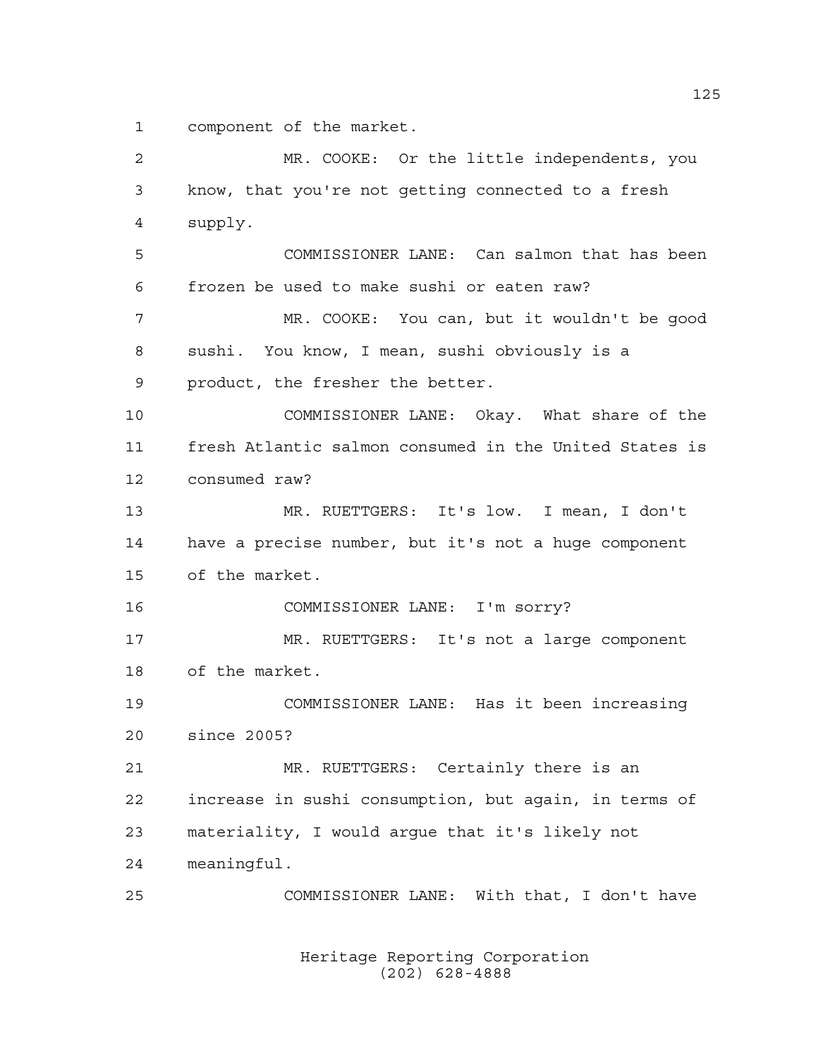component of the market.

MR. COOKE: Or the little independents, you know, that you're not getting connected to a fresh supply.

COMMISSIONER LANE: Can salmon that has been frozen be used to make sushi or eaten raw?

MR. COOKE: You can, but it wouldn't be good sushi. You know, I mean, sushi obviously is a product, the fresher the better.

COMMISSIONER LANE: Okay. What share of the fresh Atlantic salmon consumed in the United States is consumed raw?

MR. RUETTGERS: It's low. I mean, I don't have a precise number, but it's not a huge component of the market.

COMMISSIONER LANE: I'm sorry?

MR. RUETTGERS: It's not a large component of the market.

COMMISSIONER LANE: Has it been increasing since 2005?

MR. RUETTGERS: Certainly there is an increase in sushi consumption, but again, in terms of materiality, I would argue that it's likely not meaningful.

COMMISSIONER LANE: With that, I don't have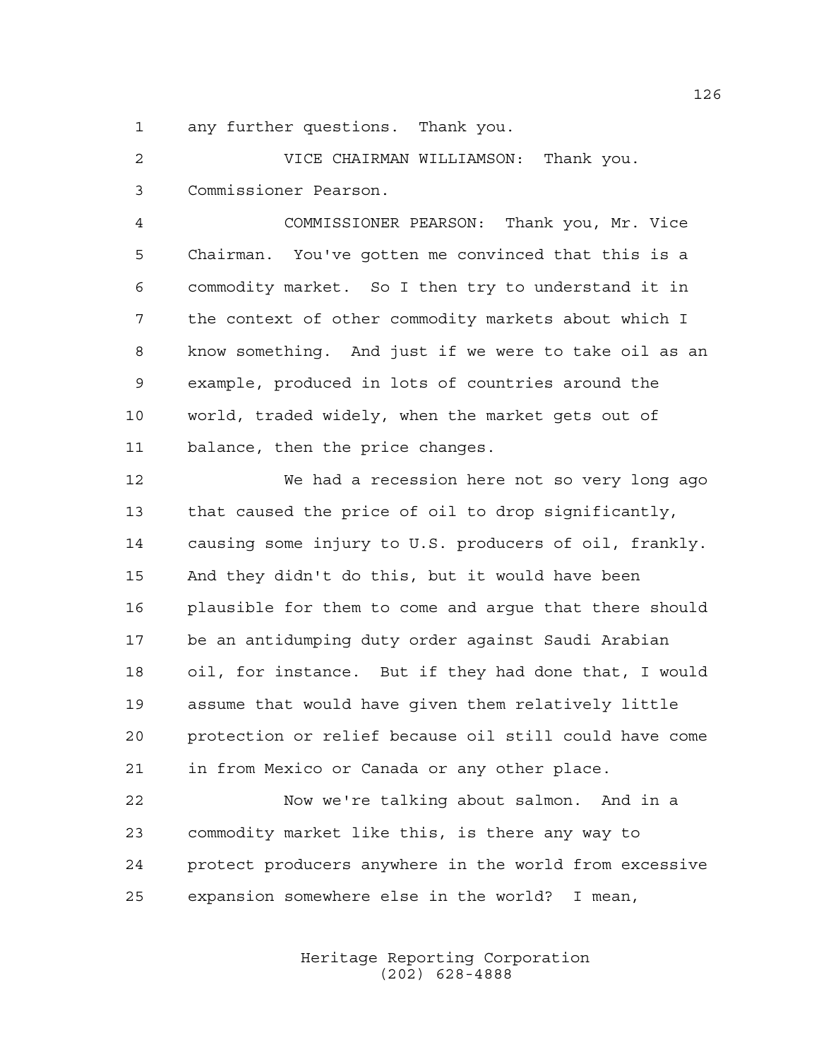any further questions. Thank you.

VICE CHAIRMAN WILLIAMSON: Thank you. Commissioner Pearson.

COMMISSIONER PEARSON: Thank you, Mr. Vice Chairman. You've gotten me convinced that this is a commodity market. So I then try to understand it in the context of other commodity markets about which I know something. And just if we were to take oil as an example, produced in lots of countries around the world, traded widely, when the market gets out of balance, then the price changes.

We had a recession here not so very long ago that caused the price of oil to drop significantly, causing some injury to U.S. producers of oil, frankly. And they didn't do this, but it would have been plausible for them to come and argue that there should be an antidumping duty order against Saudi Arabian oil, for instance. But if they had done that, I would assume that would have given them relatively little protection or relief because oil still could have come in from Mexico or Canada or any other place.

Now we're talking about salmon. And in a commodity market like this, is there any way to protect producers anywhere in the world from excessive expansion somewhere else in the world? I mean,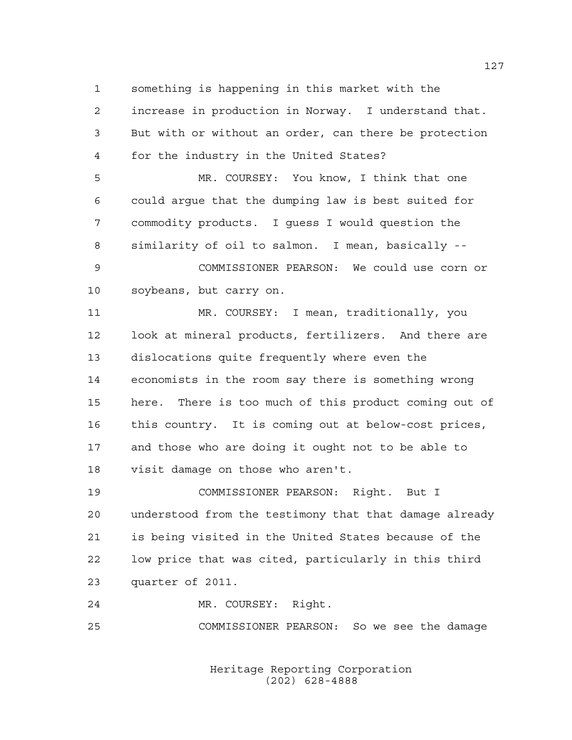something is happening in this market with the increase in production in Norway. I understand that. But with or without an order, can there be protection for the industry in the United States?

MR. COURSEY: You know, I think that one could argue that the dumping law is best suited for commodity products. I guess I would question the similarity of oil to salmon. I mean, basically --

COMMISSIONER PEARSON: We could use corn or soybeans, but carry on.

MR. COURSEY: I mean, traditionally, you look at mineral products, fertilizers. And there are dislocations quite frequently where even the economists in the room say there is something wrong here. There is too much of this product coming out of this country. It is coming out at below-cost prices, and those who are doing it ought not to be able to visit damage on those who aren't.

COMMISSIONER PEARSON: Right. But I understood from the testimony that that damage already is being visited in the United States because of the low price that was cited, particularly in this third quarter of 2011.

MR. COURSEY: Right.

COMMISSIONER PEARSON: So we see the damage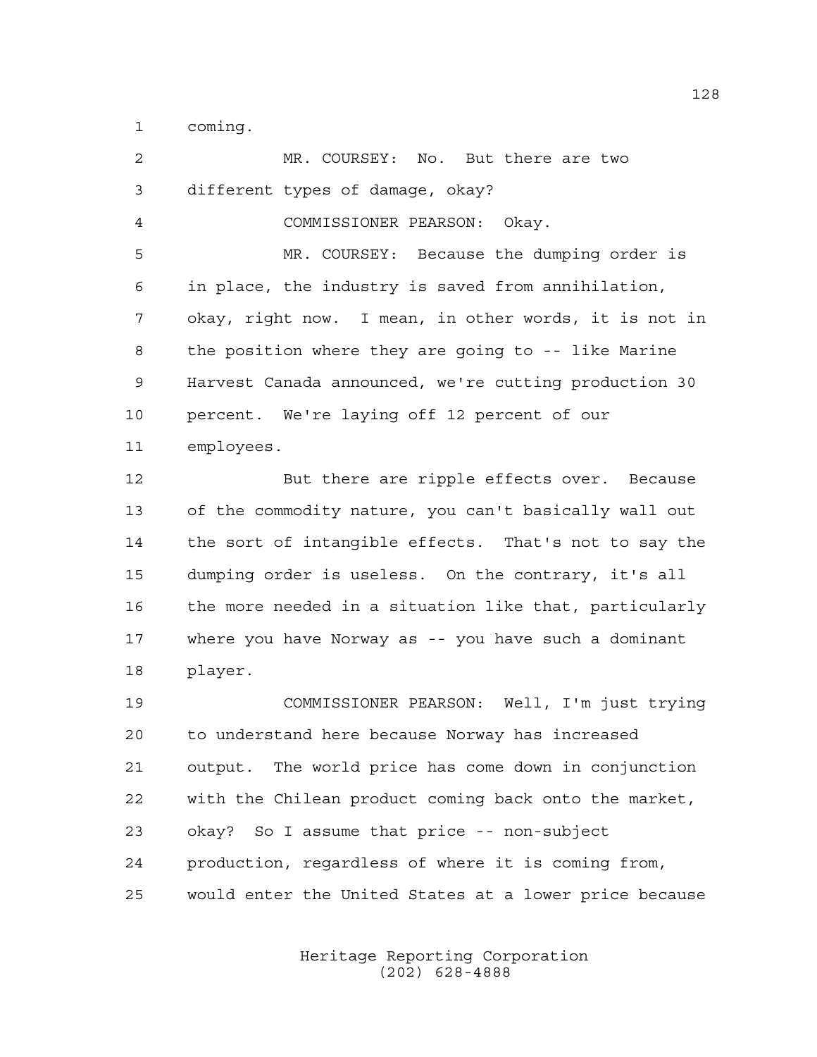coming.

MR. COURSEY: No. But there are two different types of damage, okay?

COMMISSIONER PEARSON: Okay.

MR. COURSEY: Because the dumping order is in place, the industry is saved from annihilation, okay, right now. I mean, in other words, it is not in the position where they are going to -- like Marine Harvest Canada announced, we're cutting production 30 percent. We're laying off 12 percent of our employees.

But there are ripple effects over. Because of the commodity nature, you can't basically wall out the sort of intangible effects. That's not to say the dumping order is useless. On the contrary, it's all the more needed in a situation like that, particularly where you have Norway as -- you have such a dominant player.

COMMISSIONER PEARSON: Well, I'm just trying to understand here because Norway has increased output. The world price has come down in conjunction with the Chilean product coming back onto the market, okay? So I assume that price -- non-subject production, regardless of where it is coming from, would enter the United States at a lower price because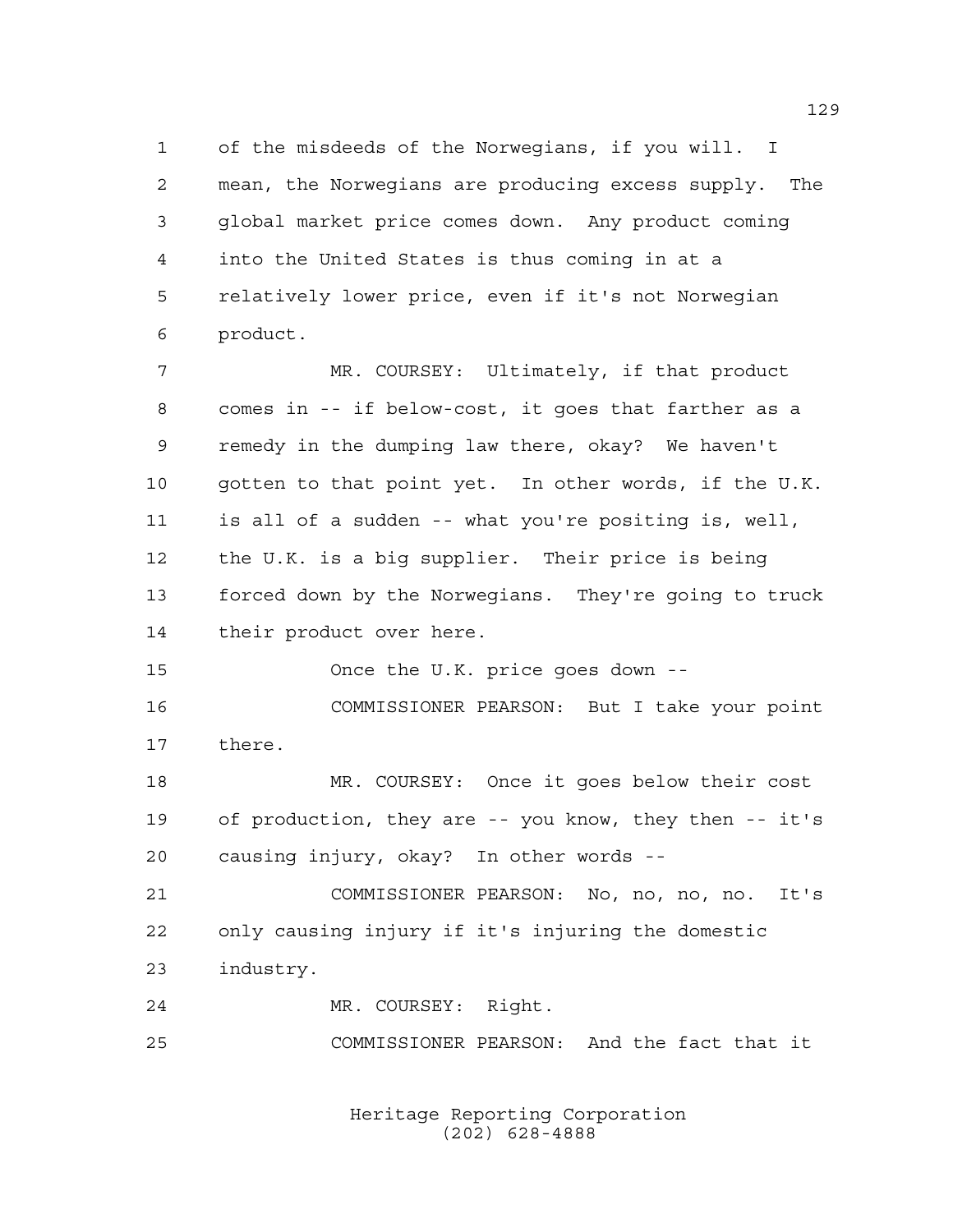of the misdeeds of the Norwegians, if you will. I mean, the Norwegians are producing excess supply. The global market price comes down. Any product coming into the United States is thus coming in at a relatively lower price, even if it's not Norwegian product.

MR. COURSEY: Ultimately, if that product comes in -- if below-cost, it goes that farther as a remedy in the dumping law there, okay? We haven't gotten to that point yet. In other words, if the U.K. is all of a sudden -- what you're positing is, well, the U.K. is a big supplier. Their price is being forced down by the Norwegians. They're going to truck their product over here.

Once the U.K. price goes down --

COMMISSIONER PEARSON: But I take your point there.

MR. COURSEY: Once it goes below their cost of production, they are -- you know, they then -- it's causing injury, okay? In other words --

COMMISSIONER PEARSON: No, no, no, no. It's only causing injury if it's injuring the domestic industry.

MR. COURSEY: Right.

COMMISSIONER PEARSON: And the fact that it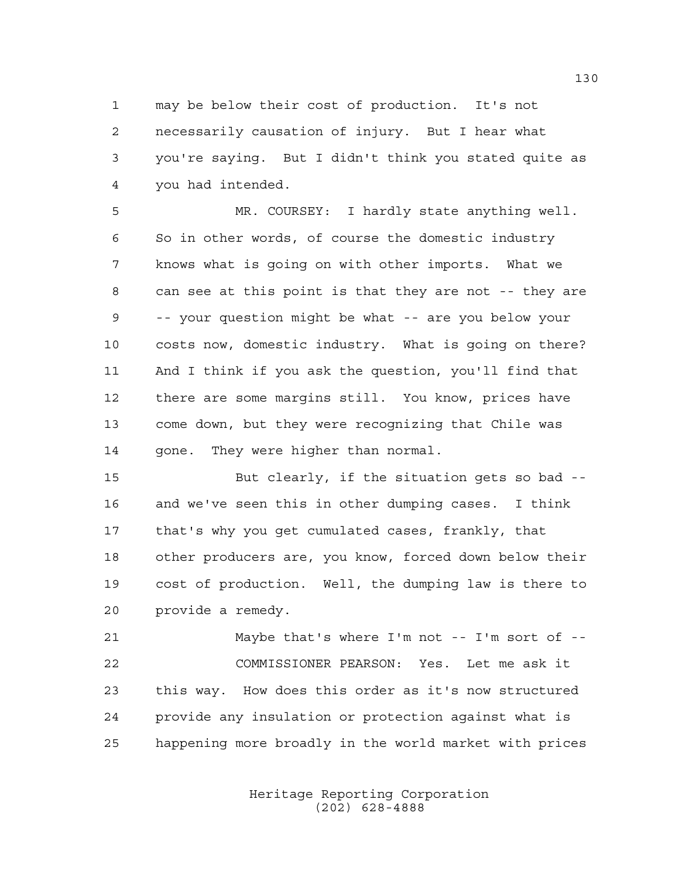may be below their cost of production. It's not necessarily causation of injury. But I hear what you're saying. But I didn't think you stated quite as you had intended.

MR. COURSEY: I hardly state anything well. So in other words, of course the domestic industry knows what is going on with other imports. What we can see at this point is that they are not -- they are -- your question might be what -- are you below your costs now, domestic industry. What is going on there? And I think if you ask the question, you'll find that there are some margins still. You know, prices have come down, but they were recognizing that Chile was gone. They were higher than normal.

But clearly, if the situation gets so bad -- and we've seen this in other dumping cases. I think that's why you get cumulated cases, frankly, that other producers are, you know, forced down below their cost of production. Well, the dumping law is there to provide a remedy.

Maybe that's where I'm not -- I'm sort of --

COMMISSIONER PEARSON: Yes. Let me ask it this way. How does this order as it's now structured provide any insulation or protection against what is happening more broadly in the world market with prices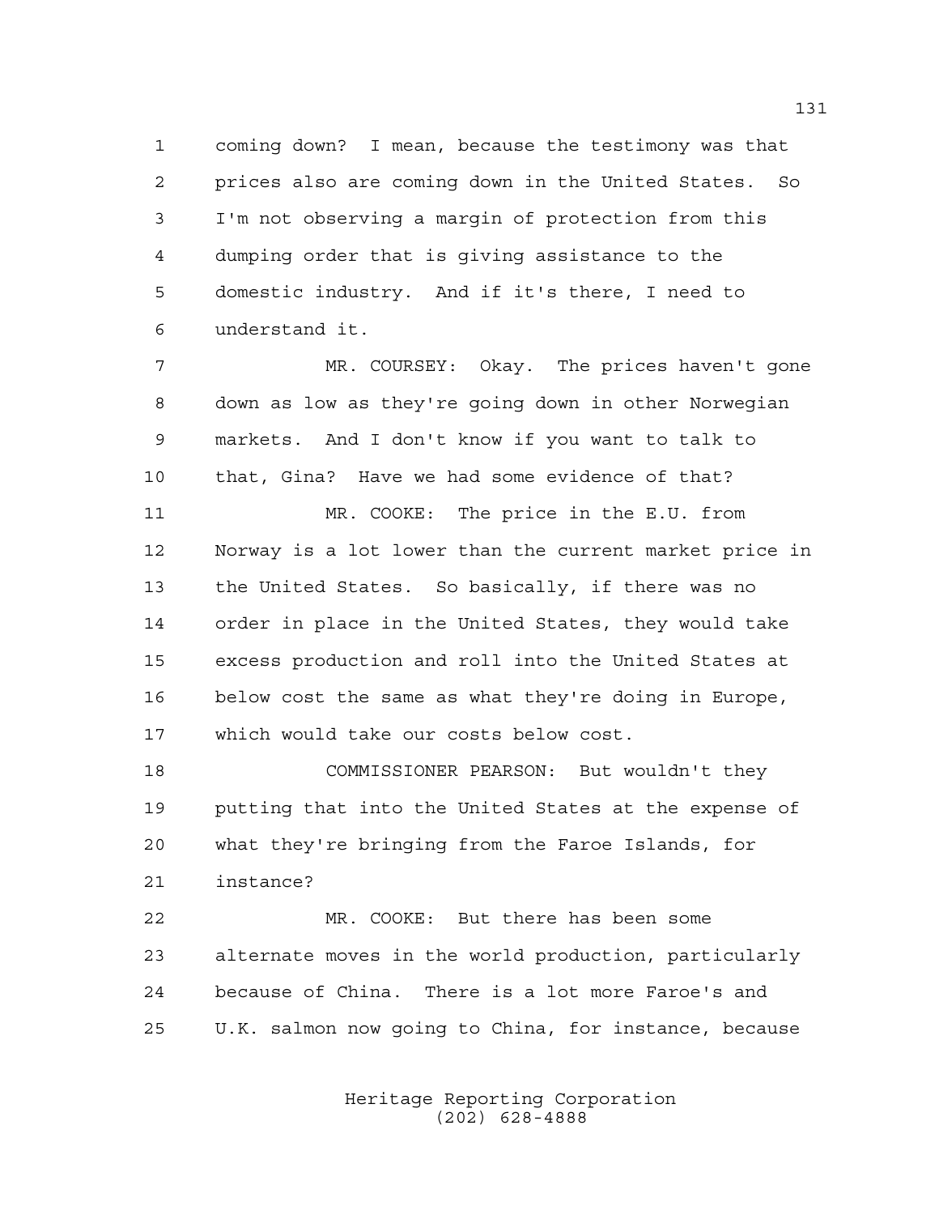coming down? I mean, because the testimony was that prices also are coming down in the United States. So I'm not observing a margin of protection from this dumping order that is giving assistance to the domestic industry. And if it's there, I need to understand it.

MR. COURSEY: Okay. The prices haven't gone down as low as they're going down in other Norwegian markets. And I don't know if you want to talk to that, Gina? Have we had some evidence of that?

MR. COOKE: The price in the E.U. from Norway is a lot lower than the current market price in the United States. So basically, if there was no order in place in the United States, they would take excess production and roll into the United States at below cost the same as what they're doing in Europe, which would take our costs below cost.

COMMISSIONER PEARSON: But wouldn't they putting that into the United States at the expense of what they're bringing from the Faroe Islands, for instance?

MR. COOKE: But there has been some alternate moves in the world production, particularly because of China. There is a lot more Faroe's and U.K. salmon now going to China, for instance, because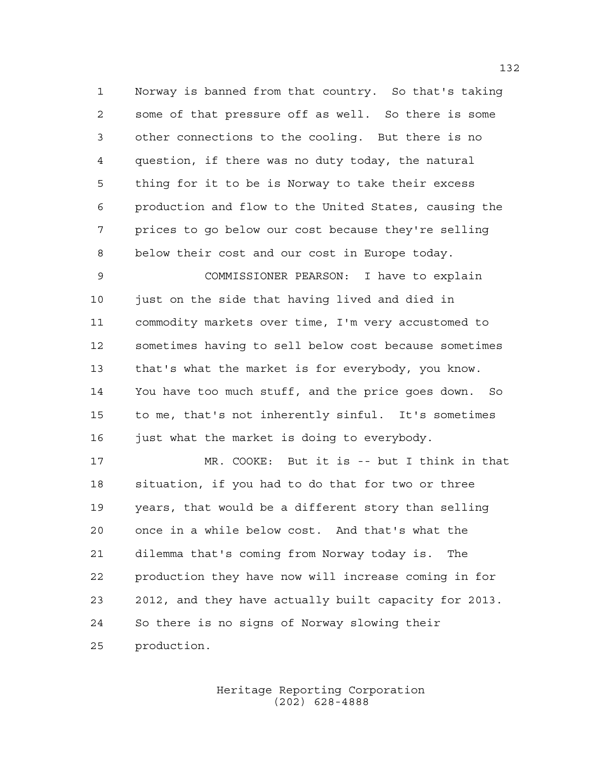Norway is banned from that country. So that's taking some of that pressure off as well. So there is some other connections to the cooling. But there is no question, if there was no duty today, the natural thing for it to be is Norway to take their excess production and flow to the United States, causing the prices to go below our cost because they're selling below their cost and our cost in Europe today.

COMMISSIONER PEARSON: I have to explain just on the side that having lived and died in commodity markets over time, I'm very accustomed to sometimes having to sell below cost because sometimes that's what the market is for everybody, you know. You have too much stuff, and the price goes down. So to me, that's not inherently sinful. It's sometimes just what the market is doing to everybody.

MR. COOKE: But it is -- but I think in that situation, if you had to do that for two or three years, that would be a different story than selling once in a while below cost. And that's what the dilemma that's coming from Norway today is. The production they have now will increase coming in for 2012, and they have actually built capacity for 2013. So there is no signs of Norway slowing their production.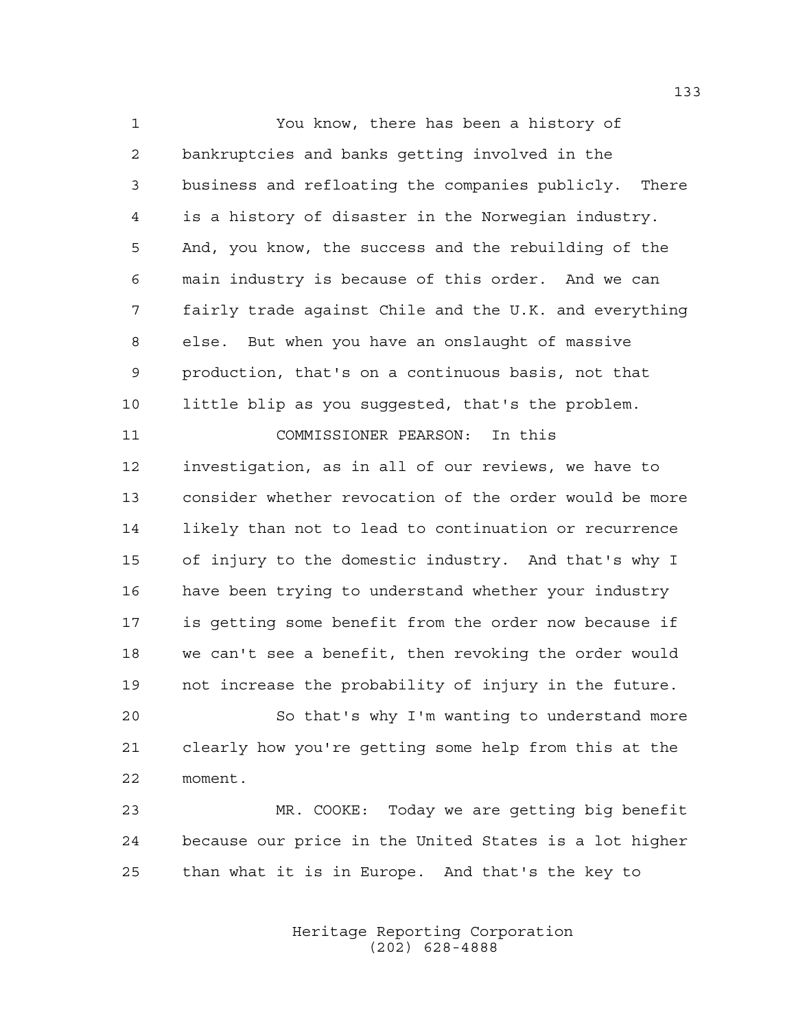You know, there has been a history of bankruptcies and banks getting involved in the business and refloating the companies publicly. There is a history of disaster in the Norwegian industry. And, you know, the success and the rebuilding of the main industry is because of this order. And we can fairly trade against Chile and the U.K. and everything else. But when you have an onslaught of massive production, that's on a continuous basis, not that little blip as you suggested, that's the problem.

COMMISSIONER PEARSON: In this investigation, as in all of our reviews, we have to consider whether revocation of the order would be more likely than not to lead to continuation or recurrence of injury to the domestic industry. And that's why I have been trying to understand whether your industry is getting some benefit from the order now because if we can't see a benefit, then revoking the order would not increase the probability of injury in the future.

So that's why I'm wanting to understand more clearly how you're getting some help from this at the moment.

MR. COOKE: Today we are getting big benefit because our price in the United States is a lot higher than what it is in Europe. And that's the key to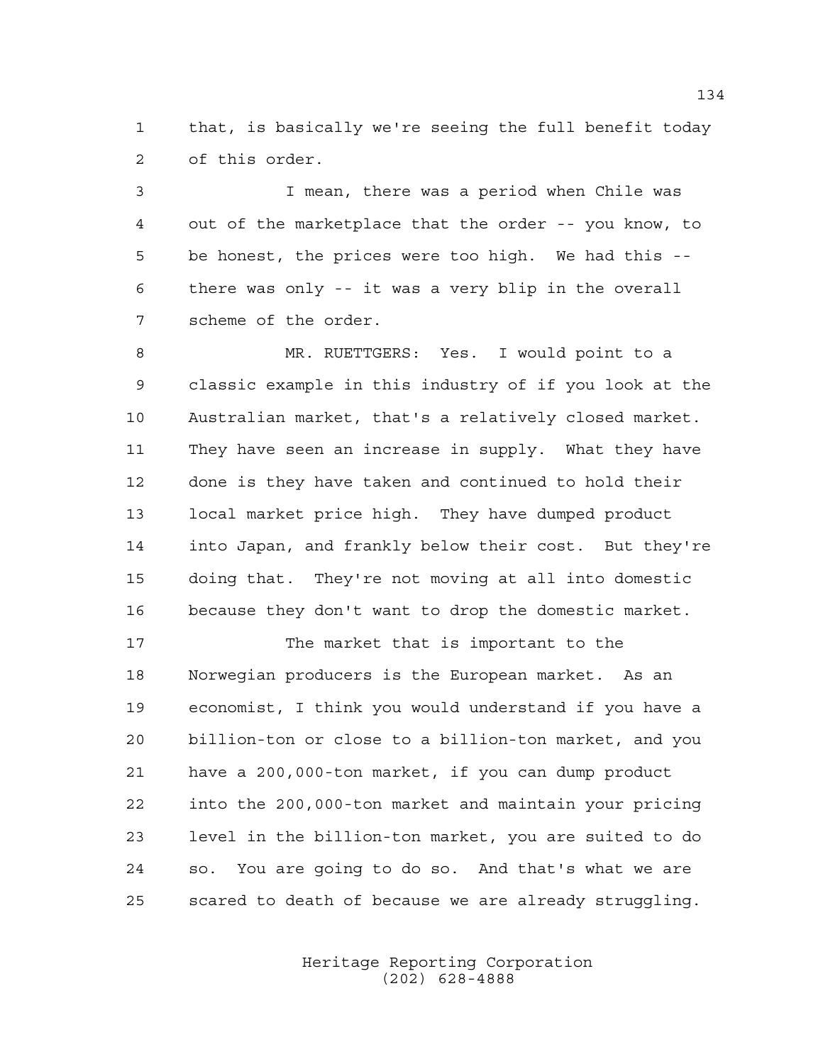that, is basically we're seeing the full benefit today of this order.

I mean, there was a period when Chile was out of the marketplace that the order -- you know, to be honest, the prices were too high. We had this -- there was only -- it was a very blip in the overall scheme of the order.

MR. RUETTGERS: Yes. I would point to a classic example in this industry of if you look at the Australian market, that's a relatively closed market. They have seen an increase in supply. What they have done is they have taken and continued to hold their local market price high. They have dumped product into Japan, and frankly below their cost. But they're doing that. They're not moving at all into domestic because they don't want to drop the domestic market.

The market that is important to the Norwegian producers is the European market. As an economist, I think you would understand if you have a billion-ton or close to a billion-ton market, and you have a 200,000-ton market, if you can dump product into the 200,000-ton market and maintain your pricing level in the billion-ton market, you are suited to do so. You are going to do so. And that's what we are scared to death of because we are already struggling.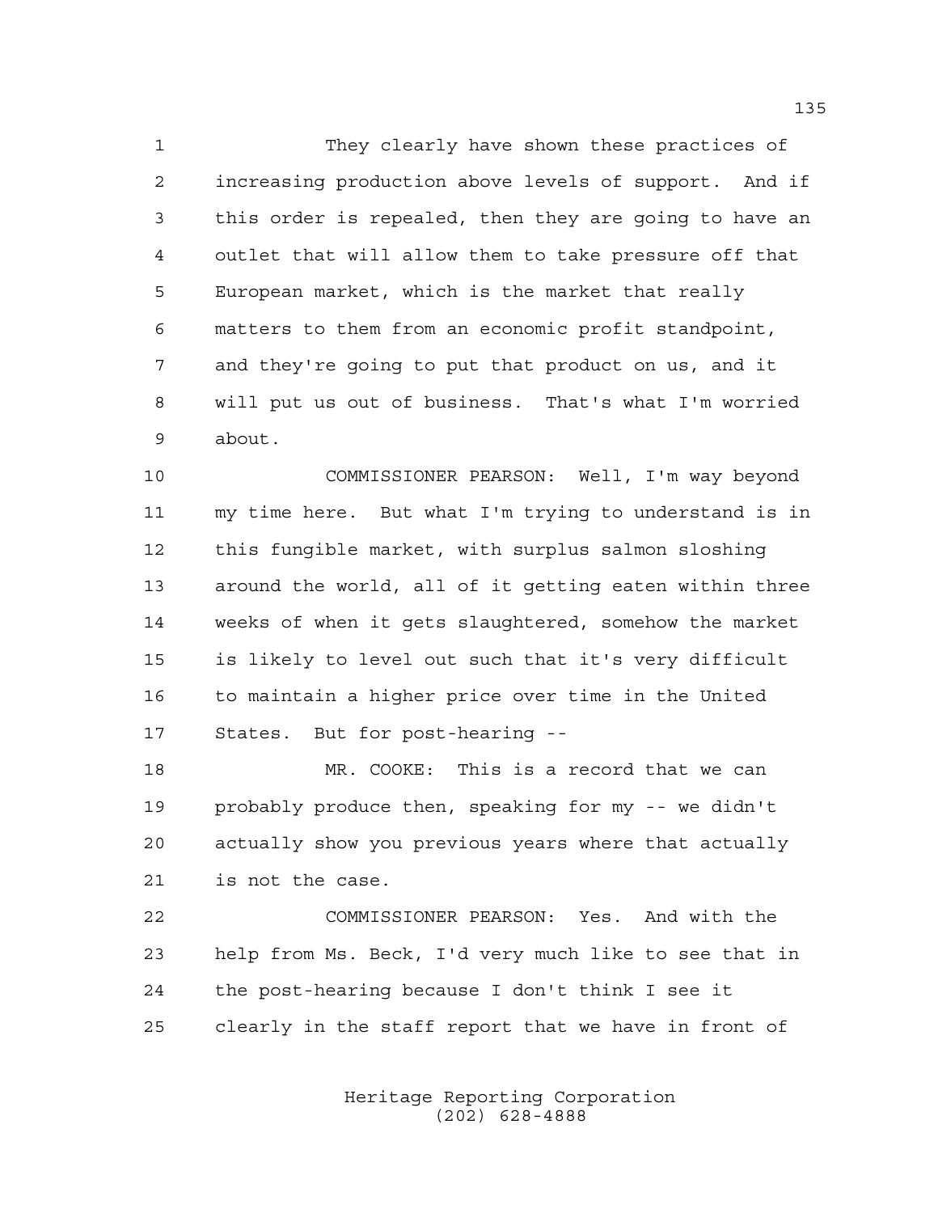They clearly have shown these practices of increasing production above levels of support. And if this order is repealed, then they are going to have an outlet that will allow them to take pressure off that European market, which is the market that really matters to them from an economic profit standpoint, and they're going to put that product on us, and it will put us out of business. That's what I'm worried about.

COMMISSIONER PEARSON: Well, I'm way beyond my time here. But what I'm trying to understand is in this fungible market, with surplus salmon sloshing around the world, all of it getting eaten within three weeks of when it gets slaughtered, somehow the market is likely to level out such that it's very difficult to maintain a higher price over time in the United States. But for post-hearing --

MR. COOKE: This is a record that we can probably produce then, speaking for my -- we didn't actually show you previous years where that actually is not the case.

COMMISSIONER PEARSON: Yes. And with the help from Ms. Beck, I'd very much like to see that in the post-hearing because I don't think I see it clearly in the staff report that we have in front of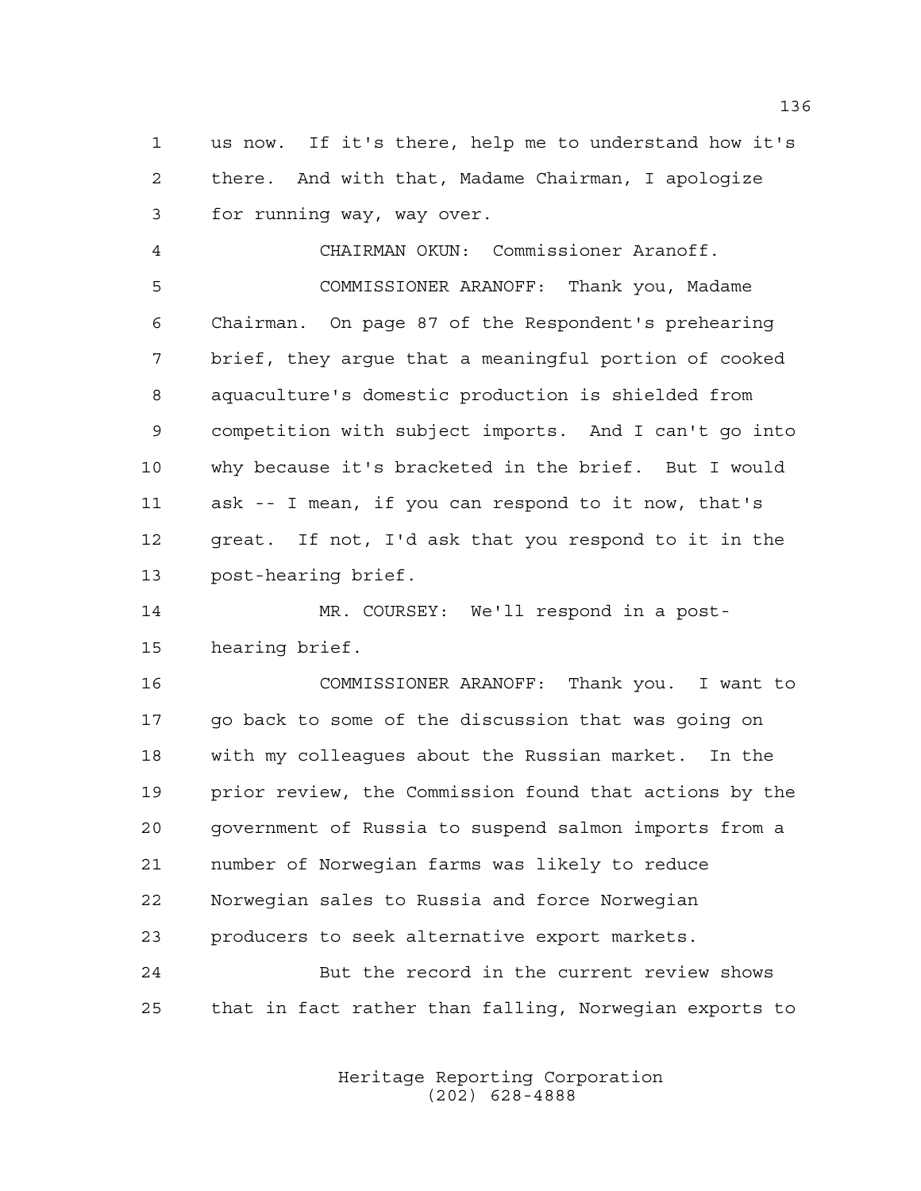1 us now. If it's there, help me to understand how it's
2 there. And with that, Madame Chairman, I apologize
3 for running way, way over.

4 CHAIRMAN OKUN: Commissioner Aranoff.

5 COMMISSIONER ARANOFF: Thank you, Madame
6 Chairman. On page 87 of the Respondent's prehearing
7 brief, they argue that a meaningful portion of cooked
8 aquaculture's domestic production is shielded from
9 competition with subject imports. And I can't go into
10 why because it's bracketed in the brief. But I would
11 ask -- I mean, if you can respond to it now, that's
12 great. If not, I'd ask that you respond to it in the
13 post-hearing brief.

14 MR. COURSEY: We'll respond in a post-
15 hearing brief.

16 COMMISSIONER ARANOFF: Thank you. I want to
17 go back to some of the discussion that was going on
18 with my colleagues about the Russian market. In the
19 prior review, the Commission found that actions by the
20 government of Russia to suspend salmon imports from a
21 number of Norwegian farms was likely to reduce
22 Norwegian sales to Russia and force Norwegian
23 producers to seek alternative export markets.

24 But the record in the current review shows
25 that in fact rather than falling, Norwegian exports to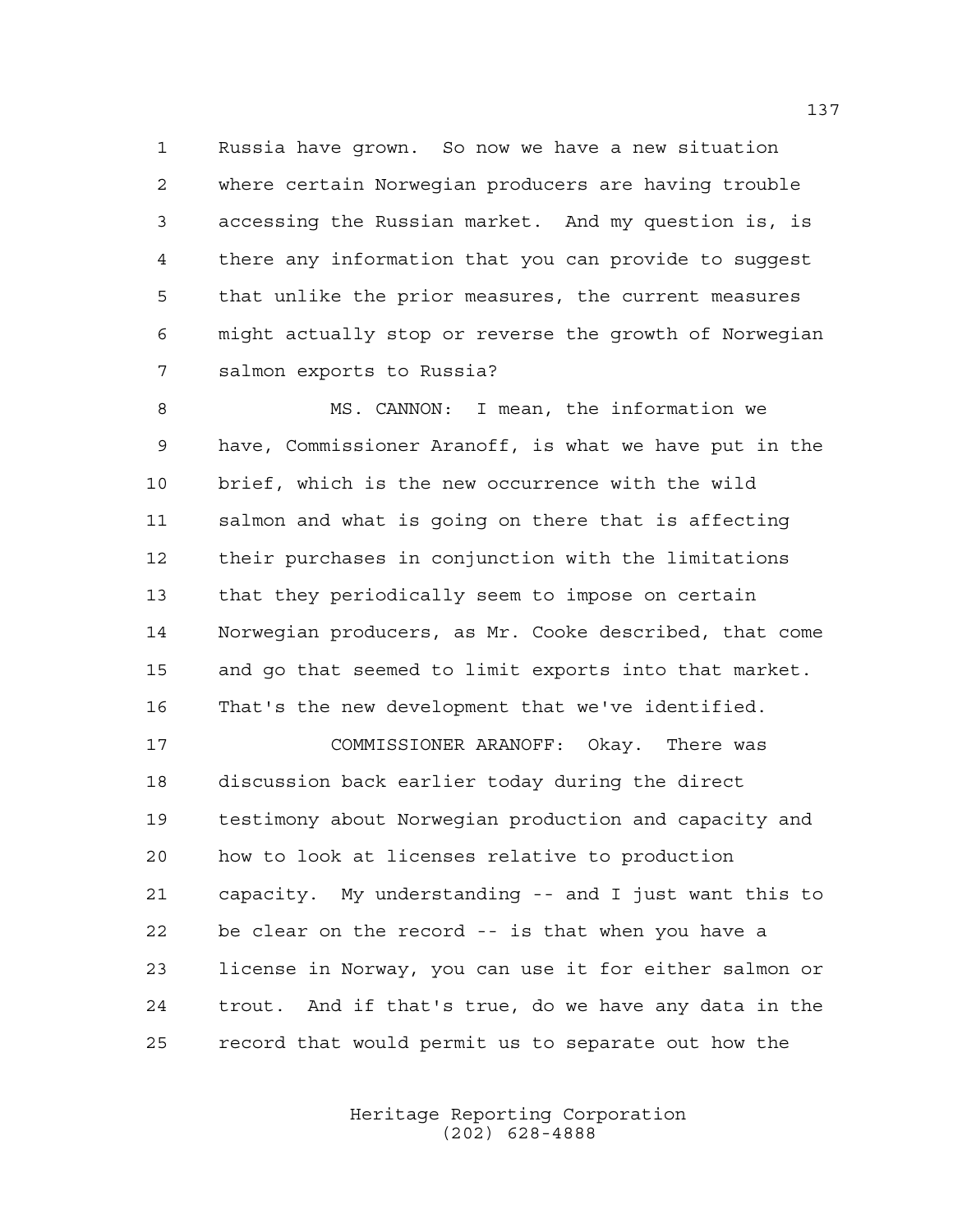1 Russia have grown. So now we have a new situation
2 where certain Norwegian producers are having trouble
3 accessing the Russian market. And my question is, is
4 there any information that you can provide to suggest
5 that unlike the prior measures, the current measures
6 might actually stop or reverse the growth of Norwegian
7 salmon exports to Russia?

8 MS. CANNON: I mean, the information we
9 have, Commissioner Aranoff, is what we have put in the
10 brief, which is the new occurrence with the wild
11 salmon and what is going on there that is affecting
12 their purchases in conjunction with the limitations
13 that they periodically seem to impose on certain
14 Norwegian producers, as Mr. Cooke described, that come
15 and go that seemed to limit exports into that market.
16 That's the new development that we've identified.

17 COMMISSIONER ARANOFF: Okay. There was
18 discussion back earlier today during the direct
19 testimony about Norwegian production and capacity and
20 how to look at licenses relative to production
21 capacity. My understanding -- and I just want this to
22 be clear on the record -- is that when you have a
23 license in Norway, you can use it for either salmon or
24 trout. And if that's true, do we have any data in the
25 record that would permit us to separate out how the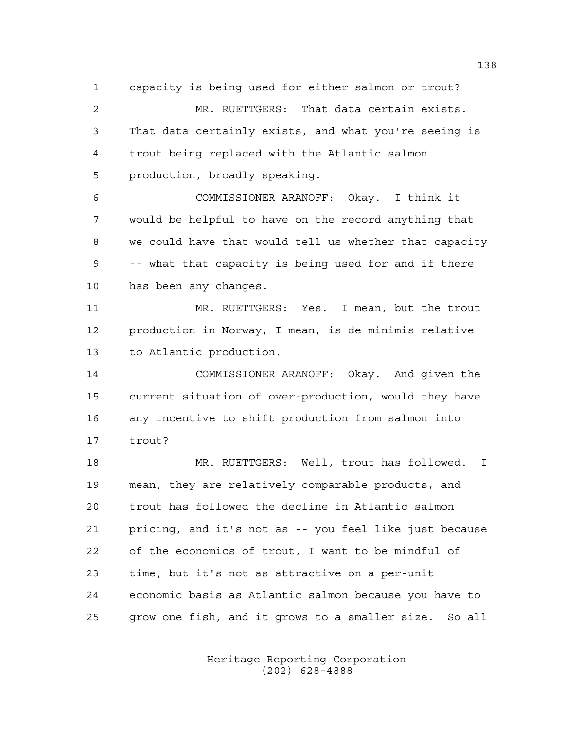capacity is being used for either salmon or trout?

MR. RUETTGERS: That data certain exists. That data certainly exists, and what you're seeing is trout being replaced with the Atlantic salmon production, broadly speaking.

COMMISSIONER ARANOFF: Okay. I think it would be helpful to have on the record anything that we could have that would tell us whether that capacity -- what that capacity is being used for and if there has been any changes.

MR. RUETTGERS: Yes. I mean, but the trout production in Norway, I mean, is de minimis relative to Atlantic production.

COMMISSIONER ARANOFF: Okay. And given the current situation of over-production, would they have any incentive to shift production from salmon into trout?

MR. RUETTGERS: Well, trout has followed. I mean, they are relatively comparable products, and trout has followed the decline in Atlantic salmon pricing, and it's not as -- you feel like just because of the economics of trout, I want to be mindful of time, but it's not as attractive on a per-unit economic basis as Atlantic salmon because you have to grow one fish, and it grows to a smaller size. So all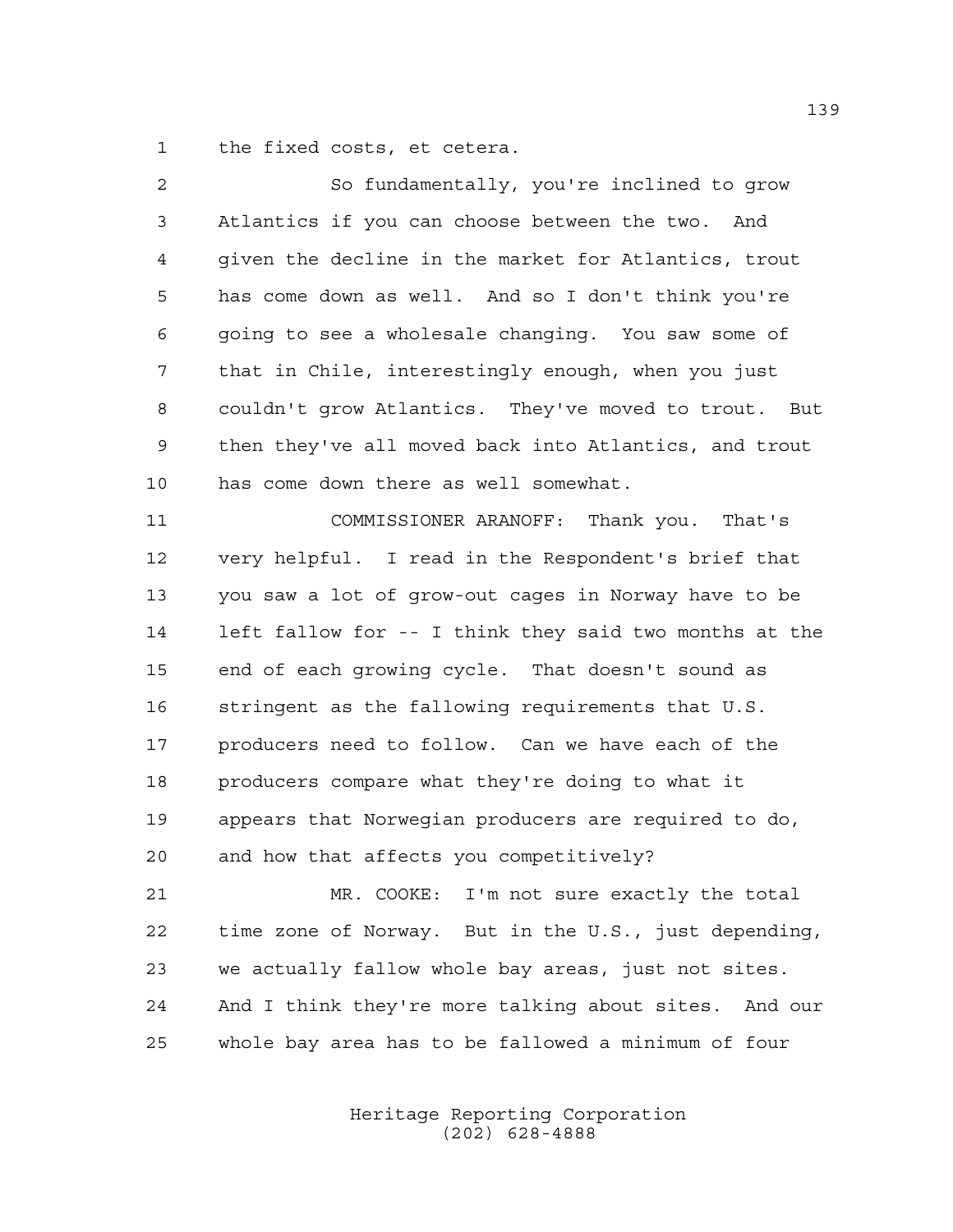the fixed costs, et cetera.

So fundamentally, you're inclined to grow Atlantics if you can choose between the two. And given the decline in the market for Atlantics, trout has come down as well. And so I don't think you're going to see a wholesale changing. You saw some of that in Chile, interestingly enough, when you just couldn't grow Atlantics. They've moved to trout. But then they've all moved back into Atlantics, and trout has come down there as well somewhat.

COMMISSIONER ARANOFF: Thank you. That's very helpful. I read in the Respondent's brief that you saw a lot of grow-out cages in Norway have to be left fallow for -- I think they said two months at the end of each growing cycle. That doesn't sound as stringent as the fallowing requirements that U.S. producers need to follow. Can we have each of the producers compare what they're doing to what it appears that Norwegian producers are required to do, and how that affects you competitively?

MR. COOKE: I'm not sure exactly the total time zone of Norway. But in the U.S., just depending, we actually fallow whole bay areas, just not sites. And I think they're more talking about sites. And our whole bay area has to be fallowed a minimum of four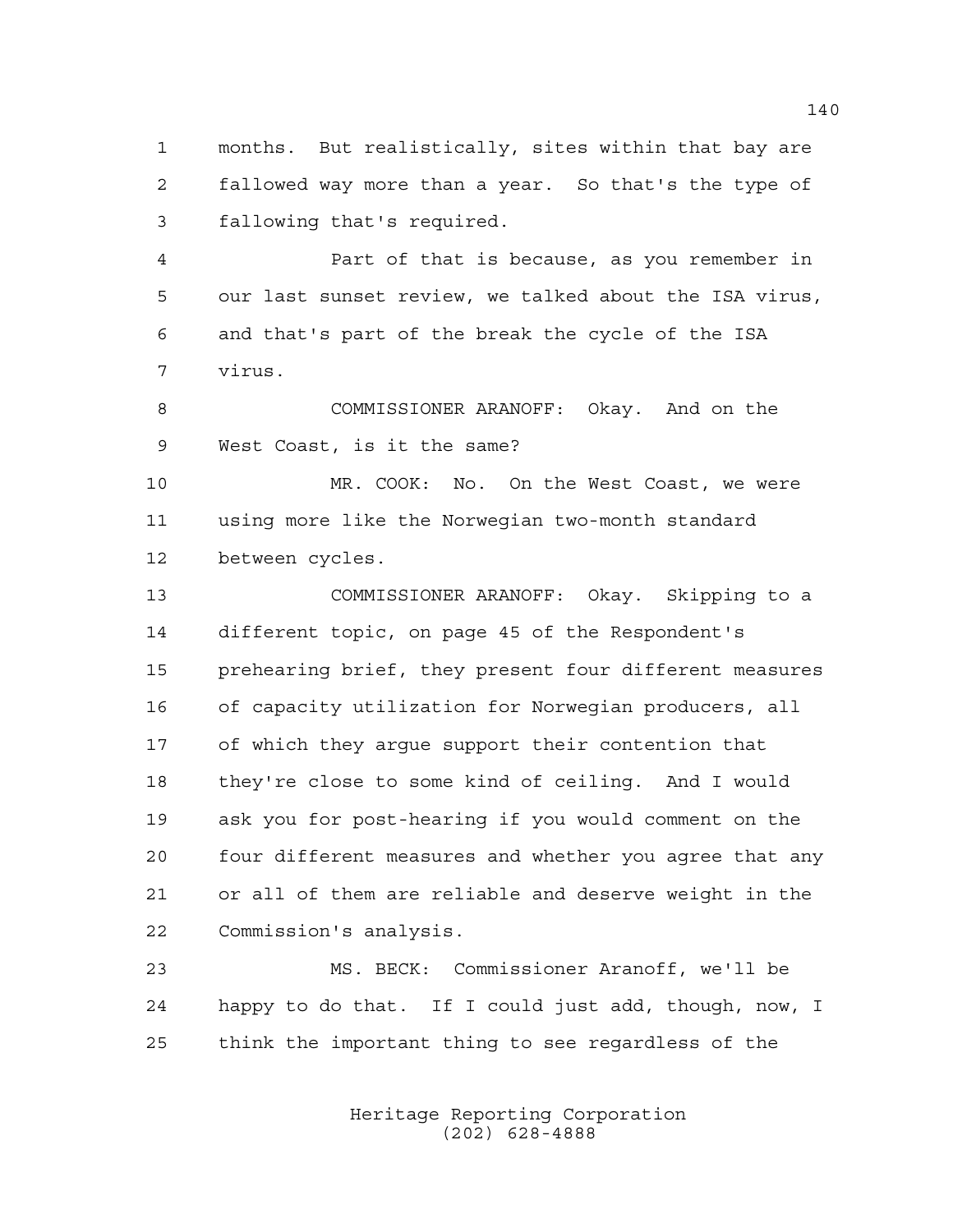months. But realistically, sites within that bay are fallowed way more than a year. So that's the type of fallowing that's required.

Part of that is because, as you remember in our last sunset review, we talked about the ISA virus, and that's part of the break the cycle of the ISA virus.

COMMISSIONER ARANOFF: Okay. And on the West Coast, is it the same?

MR. COOK: No. On the West Coast, we were using more like the Norwegian two-month standard between cycles.

COMMISSIONER ARANOFF: Okay. Skipping to a different topic, on page 45 of the Respondent's prehearing brief, they present four different measures of capacity utilization for Norwegian producers, all of which they argue support their contention that they're close to some kind of ceiling. And I would ask you for post-hearing if you would comment on the four different measures and whether you agree that any or all of them are reliable and deserve weight in the Commission's analysis.

MS. BECK: Commissioner Aranoff, we'll be happy to do that. If I could just add, though, now, I think the important thing to see regardless of the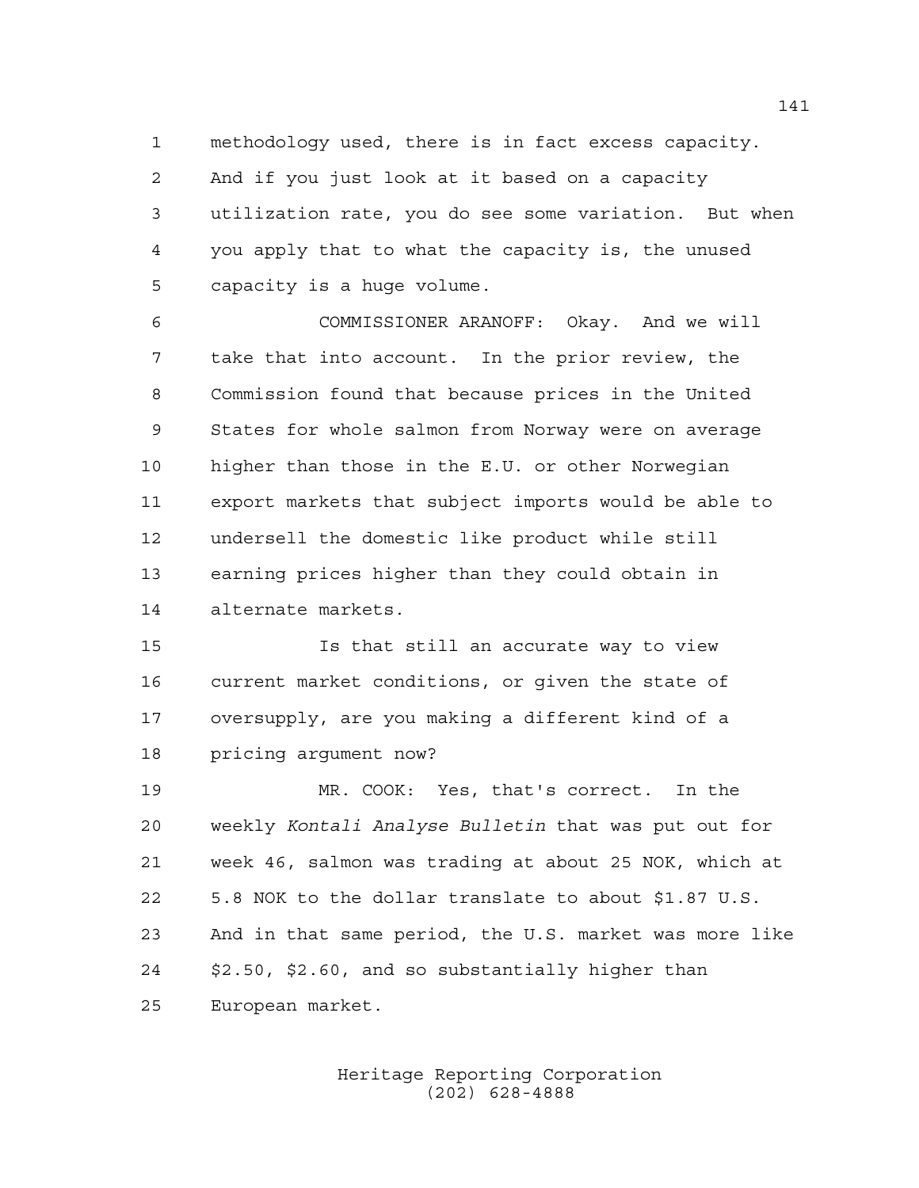methodology used, there is in fact excess capacity. And if you just look at it based on a capacity utilization rate, you do see some variation. But when you apply that to what the capacity is, the unused capacity is a huge volume.

COMMISSIONER ARANOFF: Okay. And we will take that into account. In the prior review, the Commission found that because prices in the United States for whole salmon from Norway were on average higher than those in the E.U. or other Norwegian export markets that subject imports would be able to undersell the domestic like product while still earning prices higher than they could obtain in alternate markets.

Is that still an accurate way to view current market conditions, or given the state of oversupply, are you making a different kind of a pricing argument now?

MR. COOK: Yes, that's correct. In the weekly *Kontali Analyse Bulletin* that was put out for week 46, salmon was trading at about 25 NOK, which at 5.8 NOK to the dollar translate to about $1.87 U.S. And in that same period, the U.S. market was more like $2.50, $2.60, and so substantially higher than European market.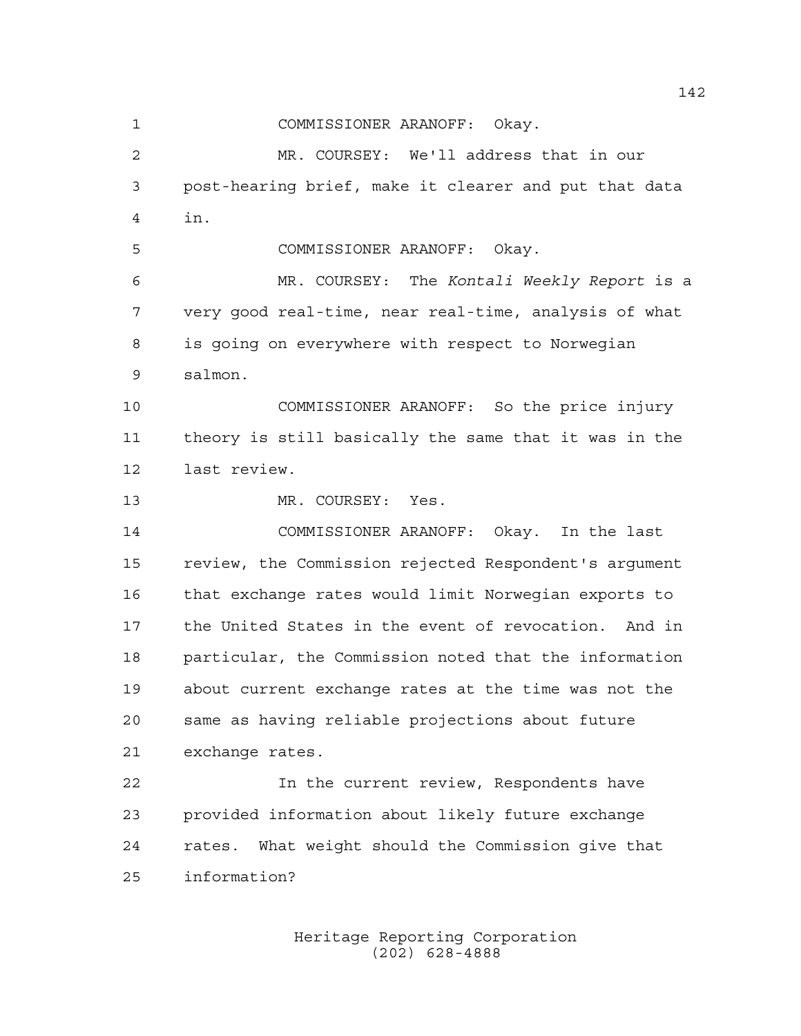COMMISSIONER ARANOFF: Okay.

MR. COURSEY: We'll address that in our post-hearing brief, make it clearer and put that data in.

COMMISSIONER ARANOFF: Okay.

MR. COURSEY: The *Kontali Weekly Report* is a very good real-time, near real-time, analysis of what is going on everywhere with respect to Norwegian salmon.

COMMISSIONER ARANOFF: So the price injury theory is still basically the same that it was in the last review.

MR. COURSEY: Yes.

COMMISSIONER ARANOFF: Okay. In the last review, the Commission rejected Respondent's argument that exchange rates would limit Norwegian exports to the United States in the event of revocation. And in particular, the Commission noted that the information about current exchange rates at the time was not the same as having reliable projections about future exchange rates.

In the current review, Respondents have provided information about likely future exchange rates. What weight should the Commission give that information?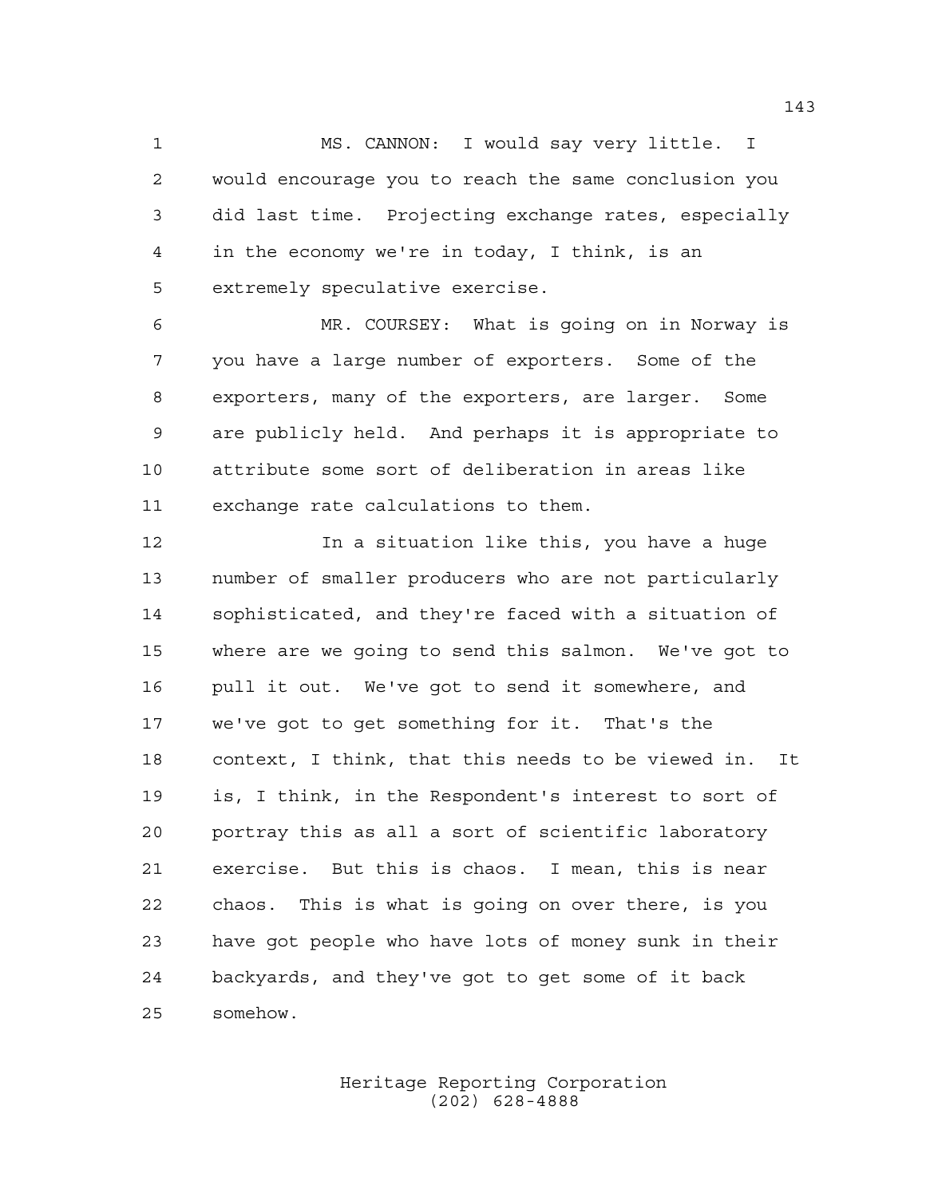MS. CANNON: I would say very little. I would encourage you to reach the same conclusion you did last time. Projecting exchange rates, especially in the economy we're in today, I think, is an extremely speculative exercise.

MR. COURSEY: What is going on in Norway is you have a large number of exporters. Some of the exporters, many of the exporters, are larger. Some are publicly held. And perhaps it is appropriate to attribute some sort of deliberation in areas like exchange rate calculations to them.

In a situation like this, you have a huge number of smaller producers who are not particularly sophisticated, and they're faced with a situation of where are we going to send this salmon. We've got to pull it out. We've got to send it somewhere, and we've got to get something for it. That's the context, I think, that this needs to be viewed in. It is, I think, in the Respondent's interest to sort of portray this as all a sort of scientific laboratory exercise. But this is chaos. I mean, this is near chaos. This is what is going on over there, is you have got people who have lots of money sunk in their backyards, and they've got to get some of it back somehow.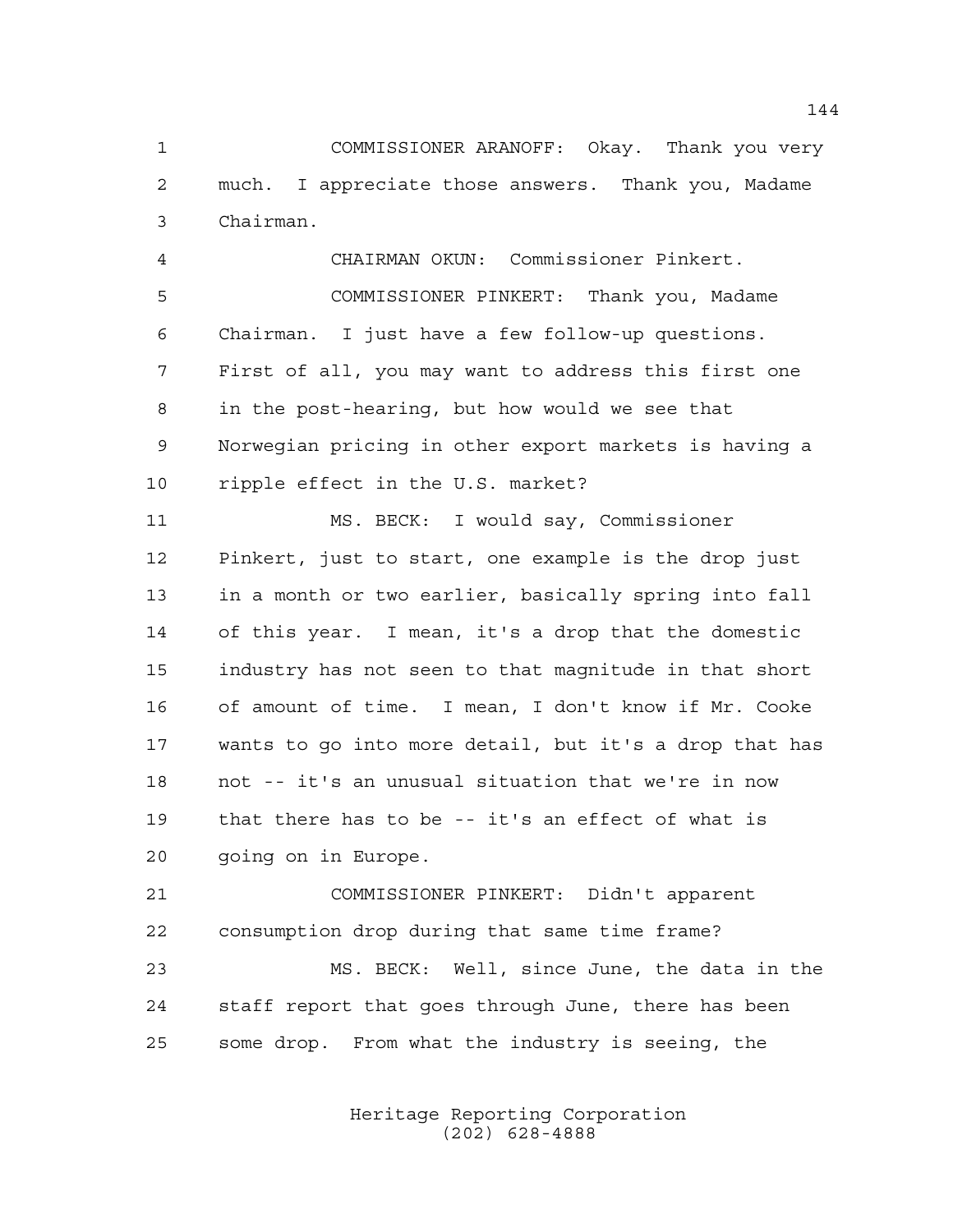COMMISSIONER ARANOFF: Okay. Thank you very much. I appreciate those answers. Thank you, Madame Chairman.

CHAIRMAN OKUN: Commissioner Pinkert.

COMMISSIONER PINKERT: Thank you, Madame Chairman. I just have a few follow-up questions. First of all, you may want to address this first one in the post-hearing, but how would we see that Norwegian pricing in other export markets is having a ripple effect in the U.S. market?

MS. BECK: I would say, Commissioner Pinkert, just to start, one example is the drop just in a month or two earlier, basically spring into fall of this year. I mean, it's a drop that the domestic industry has not seen to that magnitude in that short of amount of time. I mean, I don't know if Mr. Cooke wants to go into more detail, but it's a drop that has not -- it's an unusual situation that we're in now that there has to be -- it's an effect of what is going on in Europe.

COMMISSIONER PINKERT: Didn't apparent consumption drop during that same time frame?

MS. BECK: Well, since June, the data in the staff report that goes through June, there has been some drop. From what the industry is seeing, the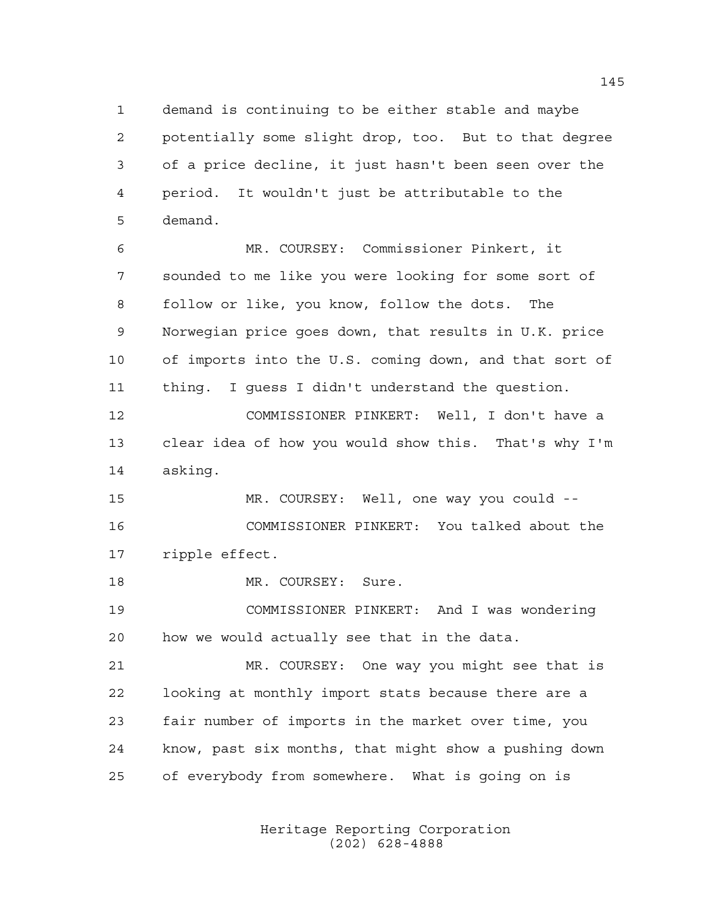demand is continuing to be either stable and maybe potentially some slight drop, too. But to that degree of a price decline, it just hasn't been seen over the period. It wouldn't just be attributable to the demand.

MR. COURSEY: Commissioner Pinkert, it sounded to me like you were looking for some sort of follow or like, you know, follow the dots. The Norwegian price goes down, that results in U.K. price of imports into the U.S. coming down, and that sort of thing. I guess I didn't understand the question.

COMMISSIONER PINKERT: Well, I don't have a clear idea of how you would show this. That's why I'm asking.

MR. COURSEY: Well, one way you could --

COMMISSIONER PINKERT: You talked about the ripple effect.

MR. COURSEY: Sure.

COMMISSIONER PINKERT: And I was wondering how we would actually see that in the data.

MR. COURSEY: One way you might see that is looking at monthly import stats because there are a fair number of imports in the market over time, you know, past six months, that might show a pushing down of everybody from somewhere. What is going on is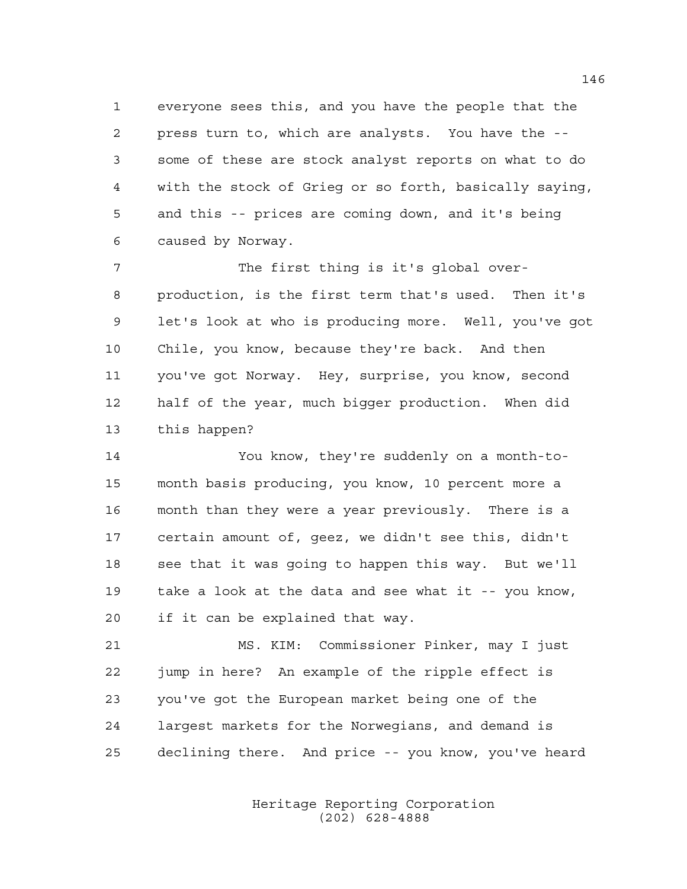everyone sees this, and you have the people that the press turn to, which are analysts. You have the -- some of these are stock analyst reports on what to do with the stock of Grieg or so forth, basically saying, and this -- prices are coming down, and it's being caused by Norway.

The first thing is it's global over-production, is the first term that's used. Then it's let's look at who is producing more. Well, you've got Chile, you know, because they're back. And then you've got Norway. Hey, surprise, you know, second half of the year, much bigger production. When did this happen?

You know, they're suddenly on a month-to-month basis producing, you know, 10 percent more a month than they were a year previously. There is a certain amount of, geez, we didn't see this, didn't see that it was going to happen this way. But we'll take a look at the data and see what it -- you know, if it can be explained that way.

MS. KIM: Commissioner Pinker, may I just jump in here? An example of the ripple effect is you've got the European market being one of the largest markets for the Norwegians, and demand is declining there. And price -- you know, you've heard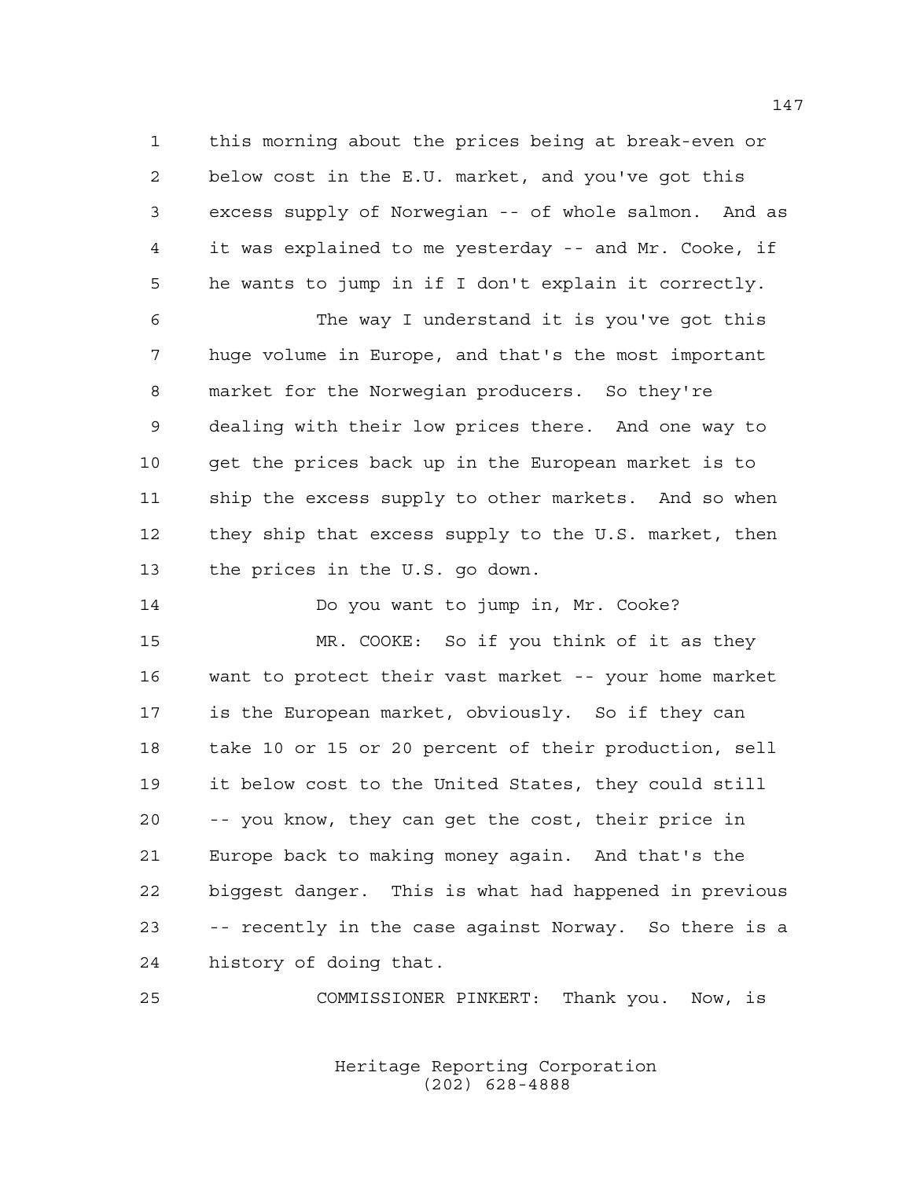this morning about the prices being at break-even or below cost in the E.U. market, and you've got this excess supply of Norwegian -- of whole salmon. And as it was explained to me yesterday -- and Mr. Cooke, if he wants to jump in if I don't explain it correctly.

The way I understand it is you've got this huge volume in Europe, and that's the most important market for the Norwegian producers. So they're dealing with their low prices there. And one way to get the prices back up in the European market is to ship the excess supply to other markets. And so when they ship that excess supply to the U.S. market, then the prices in the U.S. go down.

Do you want to jump in, Mr. Cooke?

MR. COOKE: So if you think of it as they want to protect their vast market -- your home market is the European market, obviously. So if they can take 10 or 15 or 20 percent of their production, sell it below cost to the United States, they could still -- you know, they can get the cost, their price in Europe back to making money again. And that's the biggest danger. This is what had happened in previous -- recently in the case against Norway. So there is a history of doing that.

COMMISSIONER PINKERT: Thank you. Now, is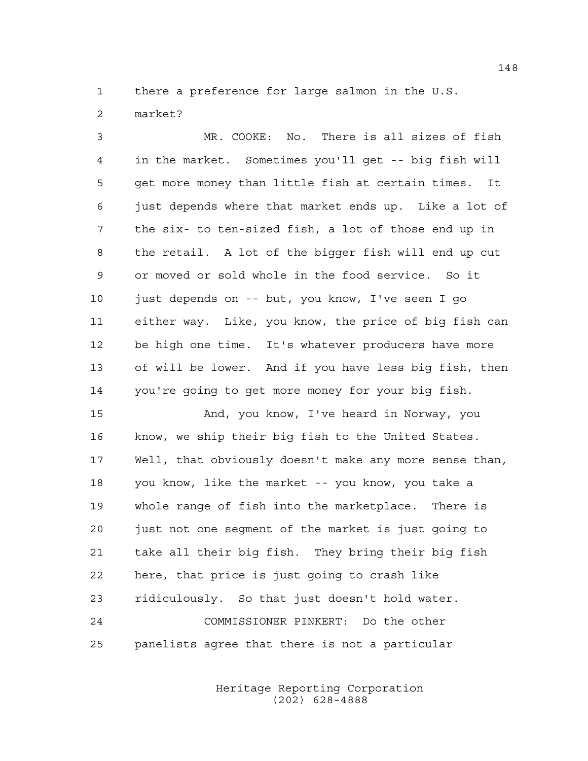there a preference for large salmon in the U.S. market?

MR. COOKE: No. There is all sizes of fish in the market. Sometimes you'll get -- big fish will get more money than little fish at certain times. It just depends where that market ends up. Like a lot of the six- to ten-sized fish, a lot of those end up in the retail. A lot of the bigger fish will end up cut or moved or sold whole in the food service. So it just depends on -- but, you know, I've seen I go either way. Like, you know, the price of big fish can be high one time. It's whatever producers have more of will be lower. And if you have less big fish, then you're going to get more money for your big fish.

And, you know, I've heard in Norway, you know, we ship their big fish to the United States. Well, that obviously doesn't make any more sense than, you know, like the market -- you know, you take a whole range of fish into the marketplace. There is just not one segment of the market is just going to take all their big fish. They bring their big fish here, that price is just going to crash like ridiculously. So that just doesn't hold water.

COMMISSIONER PINKERT: Do the other panelists agree that there is not a particular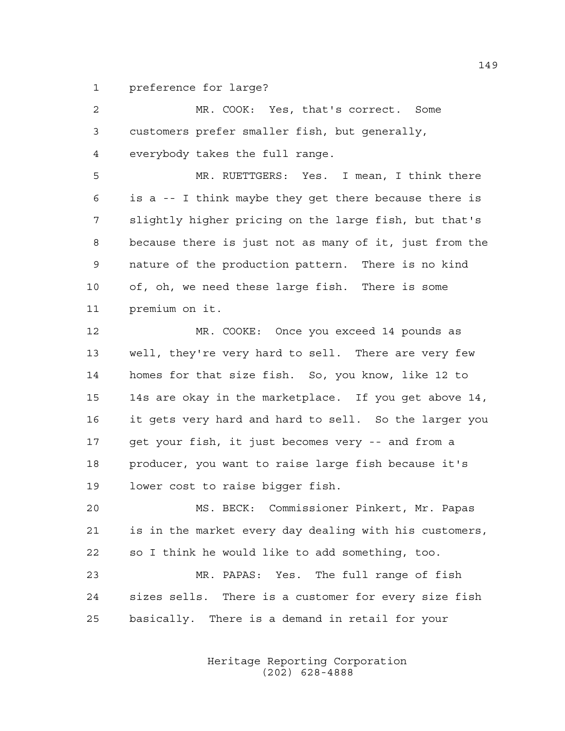preference for large?

MR. COOK: Yes, that's correct. Some customers prefer smaller fish, but generally, everybody takes the full range.

MR. RUETTGERS: Yes. I mean, I think there is a -- I think maybe they get there because there is slightly higher pricing on the large fish, but that's because there is just not as many of it, just from the nature of the production pattern. There is no kind of, oh, we need these large fish. There is some premium on it.

MR. COOKE: Once you exceed 14 pounds as well, they're very hard to sell. There are very few homes for that size fish. So, you know, like 12 to 14s are okay in the marketplace. If you get above 14, it gets very hard and hard to sell. So the larger you get your fish, it just becomes very -- and from a producer, you want to raise large fish because it's lower cost to raise bigger fish.

MS. BECK: Commissioner Pinkert, Mr. Papas is in the market every day dealing with his customers, so I think he would like to add something, too.

MR. PAPAS: Yes. The full range of fish sizes sells. There is a customer for every size fish basically. There is a demand in retail for your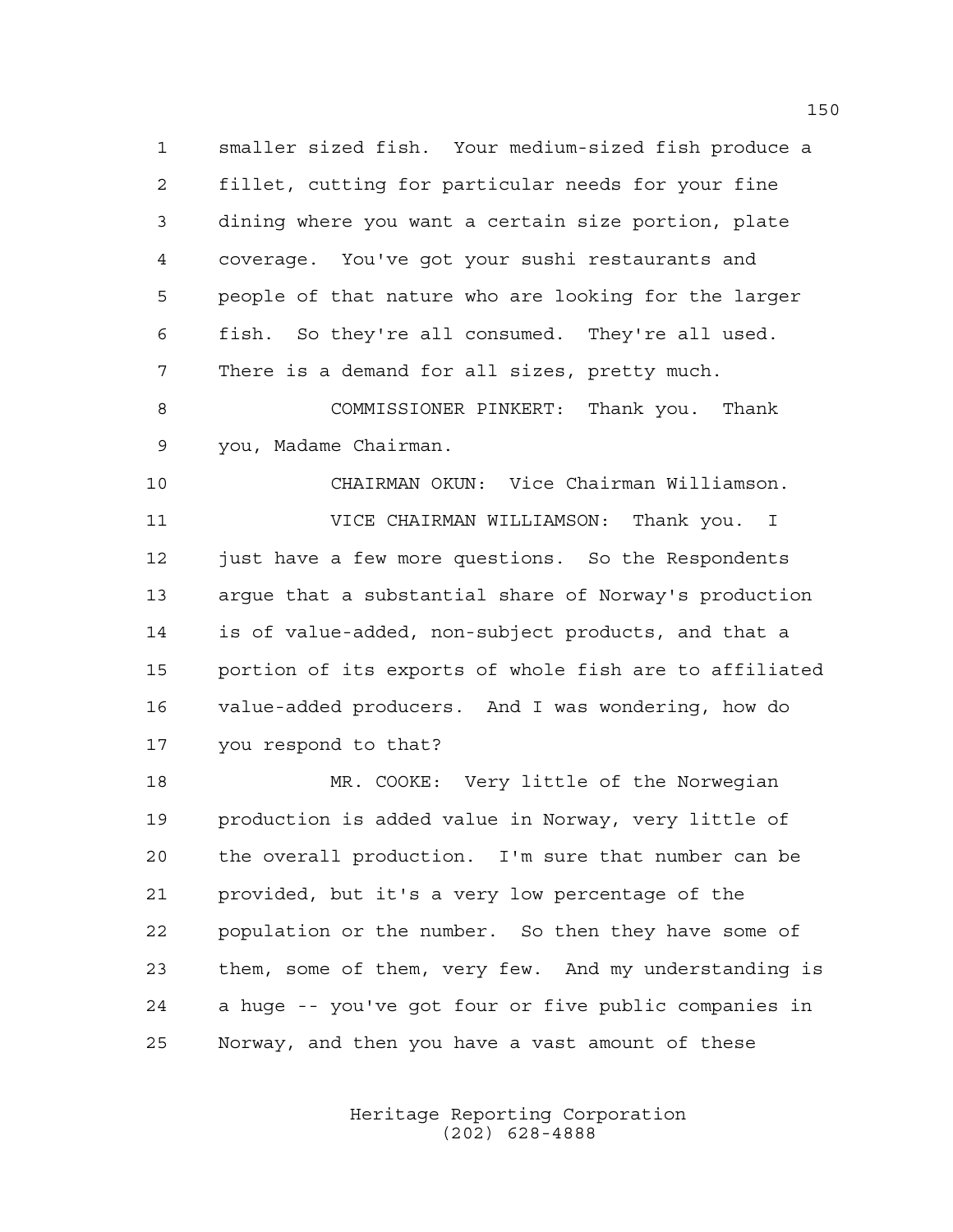1 smaller sized fish. Your medium-sized fish produce a
2 fillet, cutting for particular needs for your fine
3 dining where you want a certain size portion, plate
4 coverage. You've got your sushi restaurants and
5 people of that nature who are looking for the larger
6 fish. So they're all consumed. They're all used.
7 There is a demand for all sizes, pretty much.

8 COMMISSIONER PINKERT: Thank you. Thank
9 you, Madame Chairman.

10 CHAIRMAN OKUN: Vice Chairman Williamson.

11 VICE CHAIRMAN WILLIAMSON: Thank you. I
12 just have a few more questions. So the Respondents
13 argue that a substantial share of Norway's production
14 is of value-added, non-subject products, and that a
15 portion of its exports of whole fish are to affiliated
16 value-added producers. And I was wondering, how do
17 you respond to that?

18 MR. COOKE: Very little of the Norwegian
19 production is added value in Norway, very little of
20 the overall production. I'm sure that number can be
21 provided, but it's a very low percentage of the
22 population or the number. So then they have some of
23 them, some of them, very few. And my understanding is
24 a huge -- you've got four or five public companies in
25 Norway, and then you have a vast amount of these

Heritage Reporting Corporation
(202) 628-4888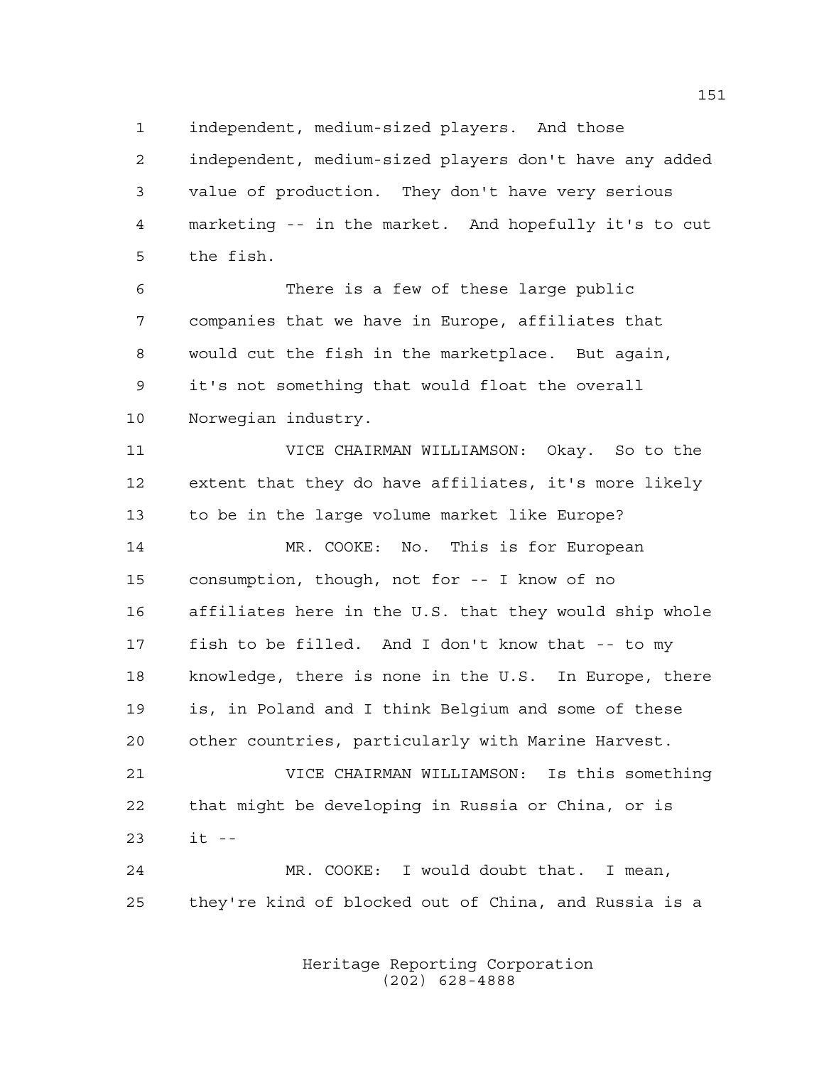1 independent, medium-sized players. And those
2 independent, medium-sized players don't have any added
3 value of production. They don't have very serious
4 marketing -- in the market. And hopefully it's to cut
5 the fish.

6 There is a few of these large public
7 companies that we have in Europe, affiliates that
8 would cut the fish in the marketplace. But again,
9 it's not something that would float the overall
10 Norwegian industry.

11 VICE CHAIRMAN WILLIAMSON: Okay. So to the
12 extent that they do have affiliates, it's more likely
13 to be in the large volume market like Europe?

14 MR. COOKE: No. This is for European
15 consumption, though, not for -- I know of no
16 affiliates here in the U.S. that they would ship whole
17 fish to be filled. And I don't know that -- to my
18 knowledge, there is none in the U.S. In Europe, there
19 is, in Poland and I think Belgium and some of these
20 other countries, particularly with Marine Harvest.

21 VICE CHAIRMAN WILLIAMSON: Is this something
22 that might be developing in Russia or China, or is
23 it --

24 MR. COOKE: I would doubt that. I mean,
25 they're kind of blocked out of China, and Russia is a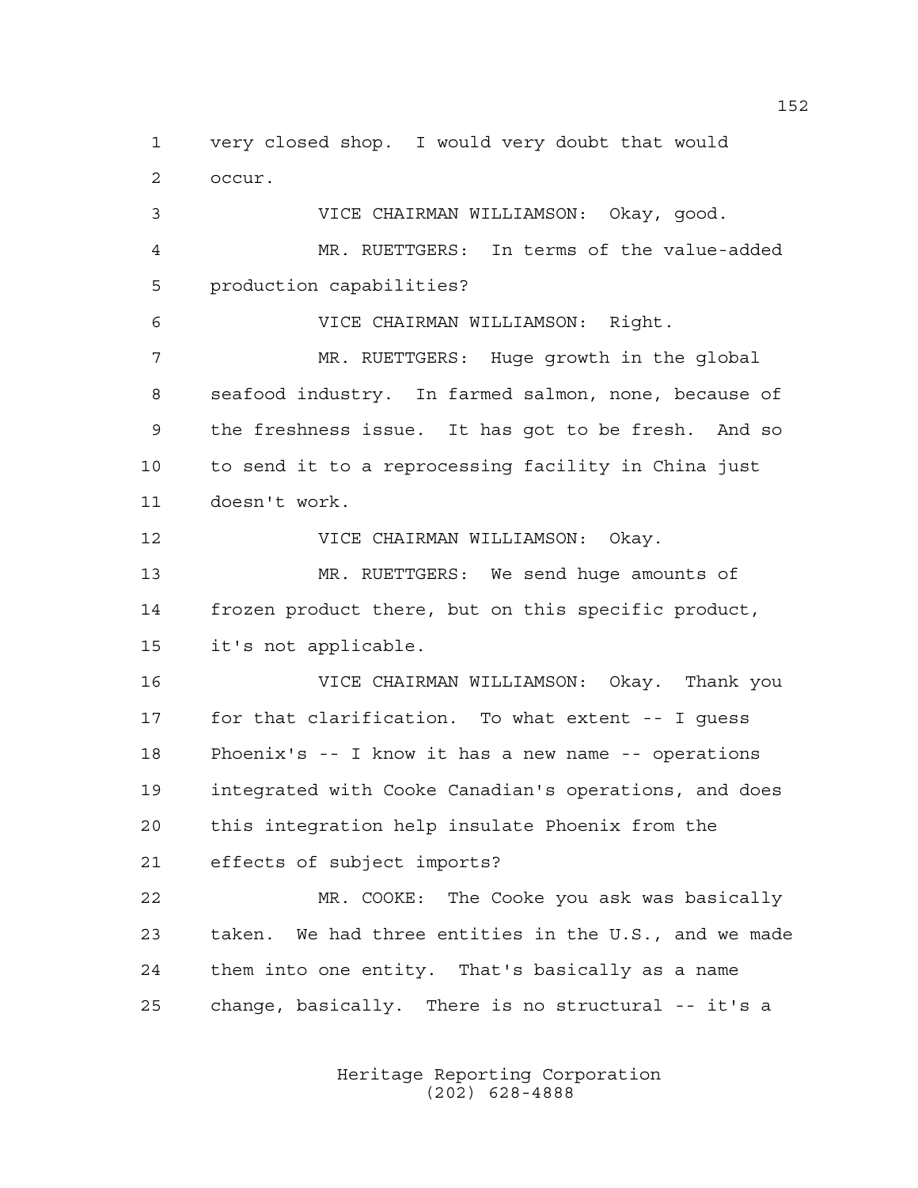very closed shop. I would very doubt that would occur.

VICE CHAIRMAN WILLIAMSON: Okay, good.

MR. RUETTGERS: In terms of the value-added production capabilities?

VICE CHAIRMAN WILLIAMSON: Right.

MR. RUETTGERS: Huge growth in the global seafood industry. In farmed salmon, none, because of the freshness issue. It has got to be fresh. And so to send it to a reprocessing facility in China just doesn't work.

VICE CHAIRMAN WILLIAMSON: Okay.

MR. RUETTGERS: We send huge amounts of frozen product there, but on this specific product, it's not applicable.

VICE CHAIRMAN WILLIAMSON: Okay. Thank you for that clarification. To what extent -- I guess Phoenix's -- I know it has a new name -- operations integrated with Cooke Canadian's operations, and does this integration help insulate Phoenix from the effects of subject imports?

MR. COOKE: The Cooke you ask was basically taken. We had three entities in the U.S., and we made them into one entity. That's basically as a name change, basically. There is no structural -- it's a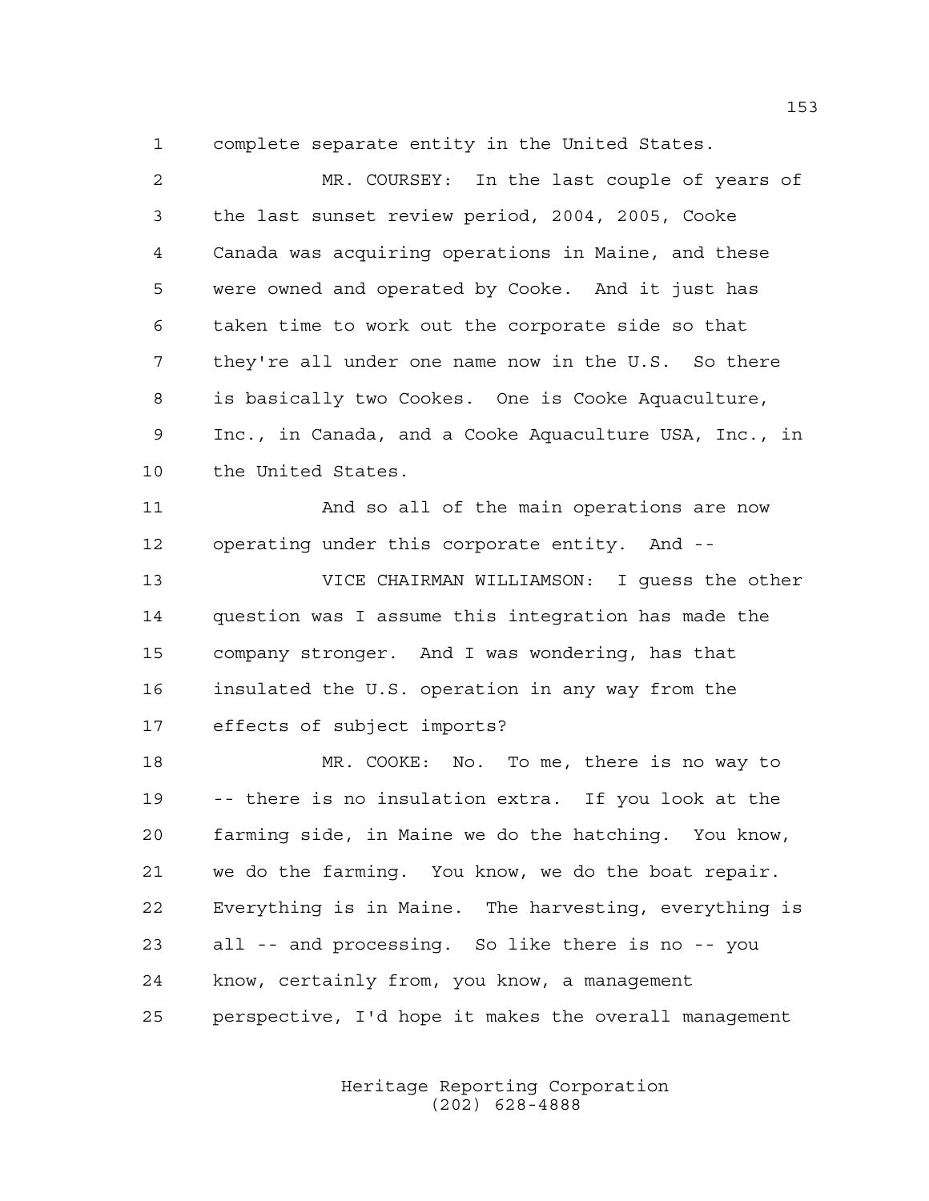complete separate entity in the United States.

MR. COURSEY: In the last couple of years of the last sunset review period, 2004, 2005, Cooke Canada was acquiring operations in Maine, and these were owned and operated by Cooke. And it just has taken time to work out the corporate side so that they're all under one name now in the U.S. So there is basically two Cookes. One is Cooke Aquaculture, Inc., in Canada, and a Cooke Aquaculture USA, Inc., in the United States.

And so all of the main operations are now operating under this corporate entity. And --

VICE CHAIRMAN WILLIAMSON: I guess the other question was I assume this integration has made the company stronger. And I was wondering, has that insulated the U.S. operation in any way from the effects of subject imports?

MR. COOKE: No. To me, there is no way to -- there is no insulation extra. If you look at the farming side, in Maine we do the hatching. You know, we do the farming. You know, we do the boat repair. Everything is in Maine. The harvesting, everything is all -- and processing. So like there is no -- you know, certainly from, you know, a management perspective, I'd hope it makes the overall management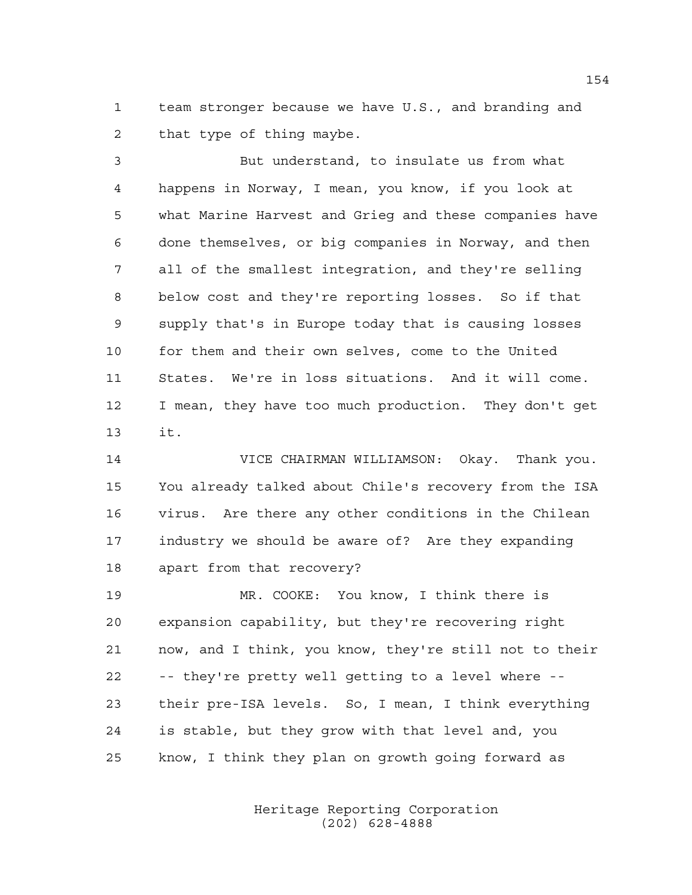team stronger because we have U.S., and branding and that type of thing maybe.

But understand, to insulate us from what happens in Norway, I mean, you know, if you look at what Marine Harvest and Grieg and these companies have done themselves, or big companies in Norway, and then all of the smallest integration, and they're selling below cost and they're reporting losses. So if that supply that's in Europe today that is causing losses for them and their own selves, come to the United States. We're in loss situations. And it will come. I mean, they have too much production. They don't get it.

VICE CHAIRMAN WILLIAMSON: Okay. Thank you. You already talked about Chile's recovery from the ISA virus. Are there any other conditions in the Chilean industry we should be aware of? Are they expanding apart from that recovery?

MR. COOKE: You know, I think there is expansion capability, but they're recovering right now, and I think, you know, they're still not to their -- they're pretty well getting to a level where -- their pre-ISA levels. So, I mean, I think everything is stable, but they grow with that level and, you know, I think they plan on growth going forward as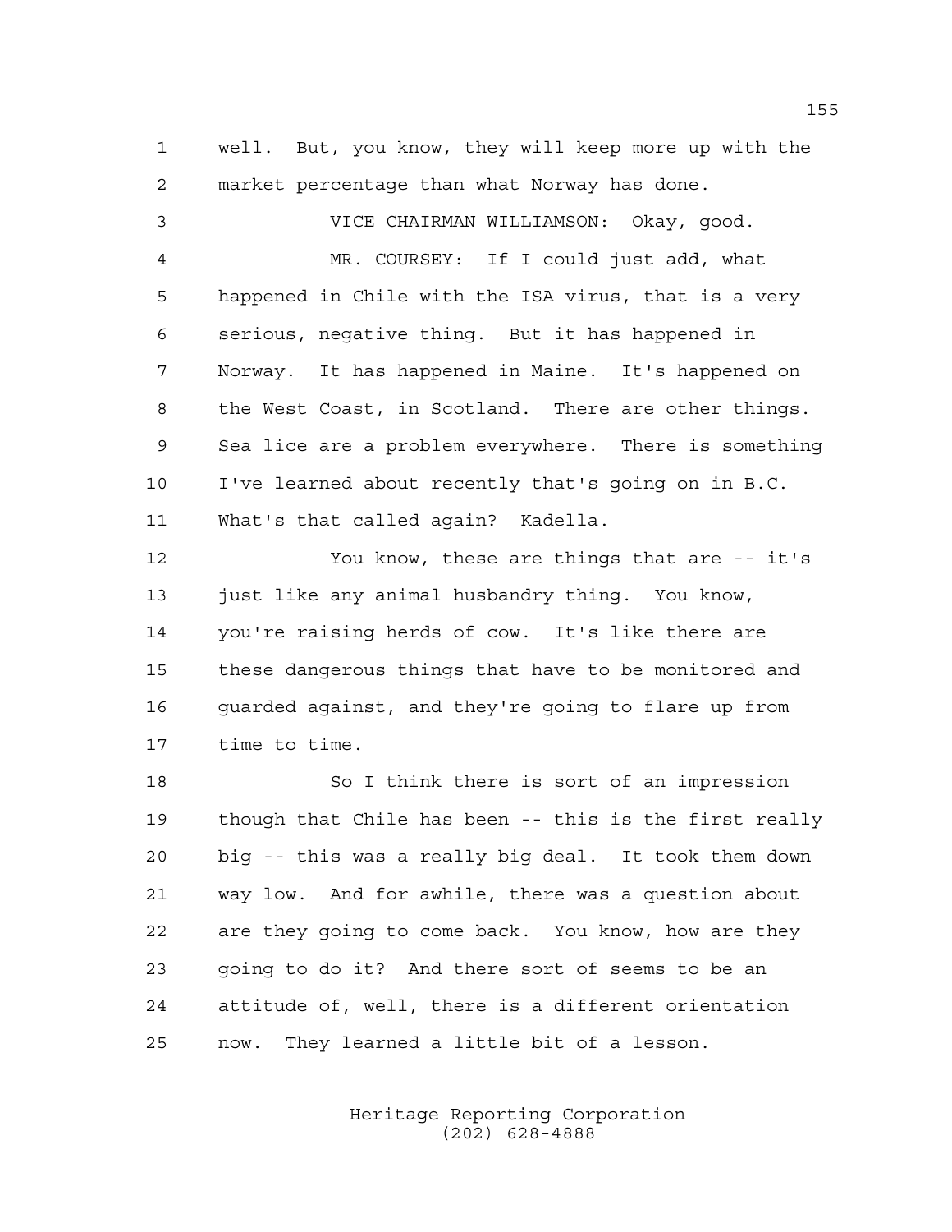well. But, you know, they will keep more up with the market percentage than what Norway has done.

VICE CHAIRMAN WILLIAMSON: Okay, good.

MR. COURSEY: If I could just add, what happened in Chile with the ISA virus, that is a very serious, negative thing. But it has happened in Norway. It has happened in Maine. It's happened on the West Coast, in Scotland. There are other things. Sea lice are a problem everywhere. There is something I've learned about recently that's going on in B.C. What's that called again? Kadella.

You know, these are things that are -- it's just like any animal husbandry thing. You know, you're raising herds of cow. It's like there are these dangerous things that have to be monitored and guarded against, and they're going to flare up from time to time.

So I think there is sort of an impression though that Chile has been -- this is the first really big -- this was a really big deal. It took them down way low. And for awhile, there was a question about are they going to come back. You know, how are they going to do it? And there sort of seems to be an attitude of, well, there is a different orientation now. They learned a little bit of a lesson.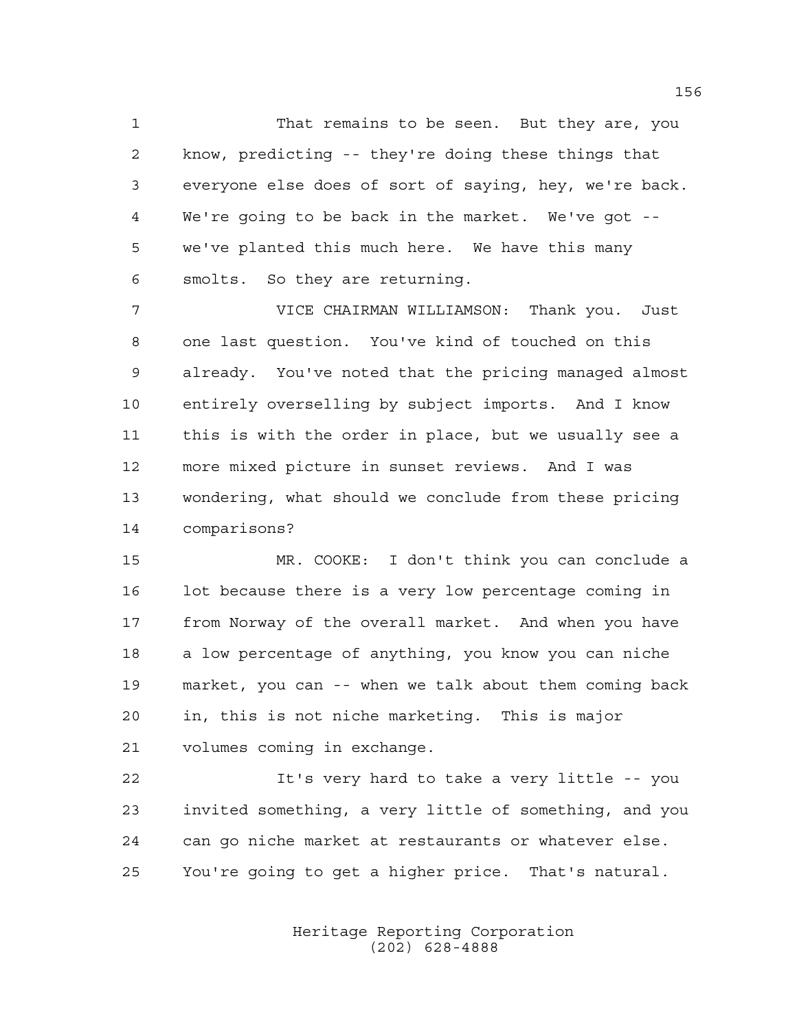That remains to be seen. But they are, you know, predicting -- they're doing these things that everyone else does of sort of saying, hey, we're back. We're going to be back in the market. We've got -- we've planted this much here. We have this many smolts. So they are returning.

VICE CHAIRMAN WILLIAMSON: Thank you. Just one last question. You've kind of touched on this already. You've noted that the pricing managed almost entirely overselling by subject imports. And I know this is with the order in place, but we usually see a more mixed picture in sunset reviews. And I was wondering, what should we conclude from these pricing comparisons?

MR. COOKE: I don't think you can conclude a lot because there is a very low percentage coming in from Norway of the overall market. And when you have a low percentage of anything, you know you can niche market, you can -- when we talk about them coming back in, this is not niche marketing. This is major volumes coming in exchange.

It's very hard to take a very little -- you invited something, a very little of something, and you can go niche market at restaurants or whatever else. You're going to get a higher price. That's natural.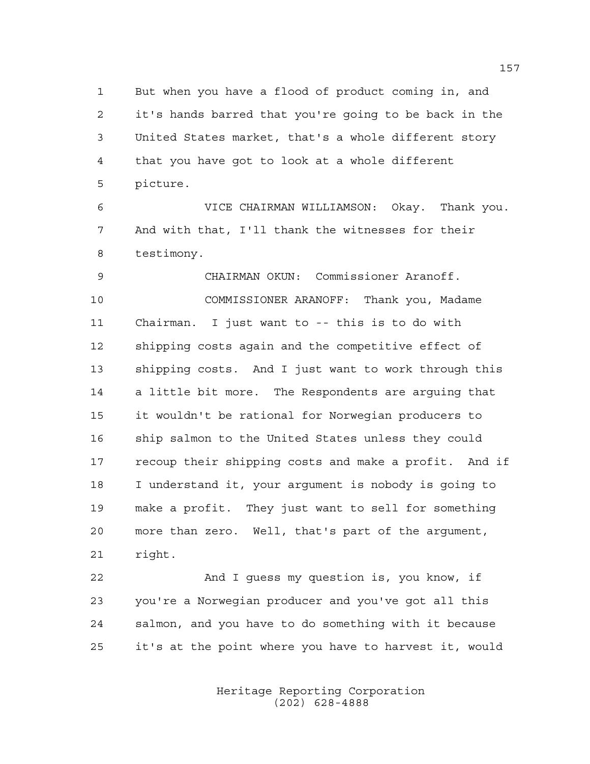1 But when you have a flood of product coming in, and
2 it's hands barred that you're going to be back in the
3 United States market, that's a whole different story
4 that you have got to look at a whole different
5 picture.

6 VICE CHAIRMAN WILLIAMSON: Okay. Thank you.
7 And with that, I'll thank the witnesses for their
8 testimony.

9 CHAIRMAN OKUN: Commissioner Aranoff.

10 COMMISSIONER ARANOFF: Thank you, Madame
11 Chairman. I just want to -- this is to do with
12 shipping costs again and the competitive effect of
13 shipping costs. And I just want to work through this
14 a little bit more. The Respondents are arguing that
15 it wouldn't be rational for Norwegian producers to
16 ship salmon to the United States unless they could
17 recoup their shipping costs and make a profit. And if
18 I understand it, your argument is nobody is going to
19 make a profit. They just want to sell for something
20 more than zero. Well, that's part of the argument,
21 right.

22 And I guess my question is, you know, if
23 you're a Norwegian producer and you've got all this
24 salmon, and you have to do something with it because
25 it's at the point where you have to harvest it, would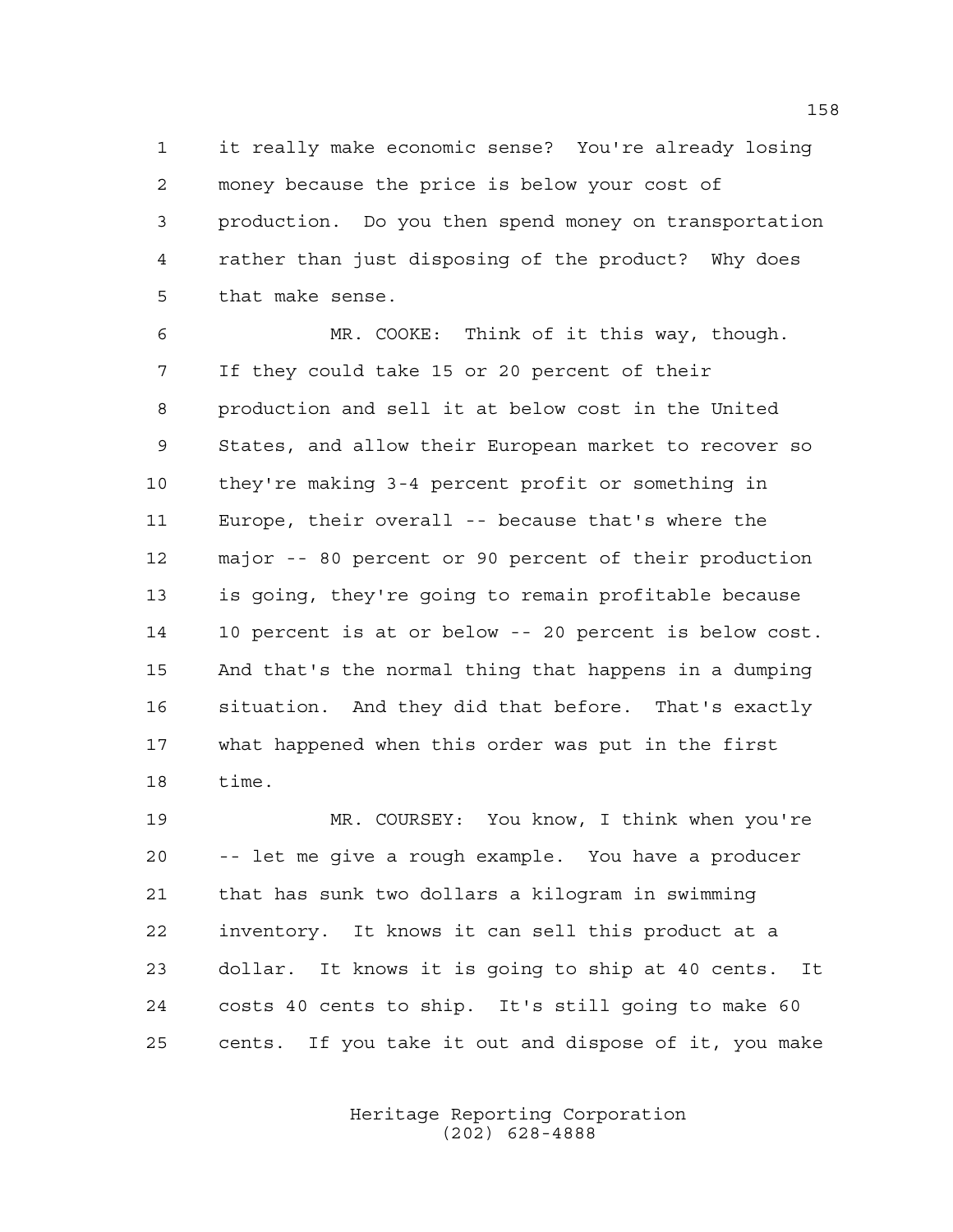it really make economic sense? You're already losing money because the price is below your cost of production. Do you then spend money on transportation rather than just disposing of the product? Why does that make sense.

MR. COOKE: Think of it this way, though. If they could take 15 or 20 percent of their production and sell it at below cost in the United States, and allow their European market to recover so they're making 3-4 percent profit or something in Europe, their overall -- because that's where the major -- 80 percent or 90 percent of their production is going, they're going to remain profitable because 10 percent is at or below -- 20 percent is below cost. And that's the normal thing that happens in a dumping situation. And they did that before. That's exactly what happened when this order was put in the first time.

MR. COURSEY: You know, I think when you're -- let me give a rough example. You have a producer that has sunk two dollars a kilogram in swimming inventory. It knows it can sell this product at a dollar. It knows it is going to ship at 40 cents. It costs 40 cents to ship. It's still going to make 60 cents. If you take it out and dispose of it, you make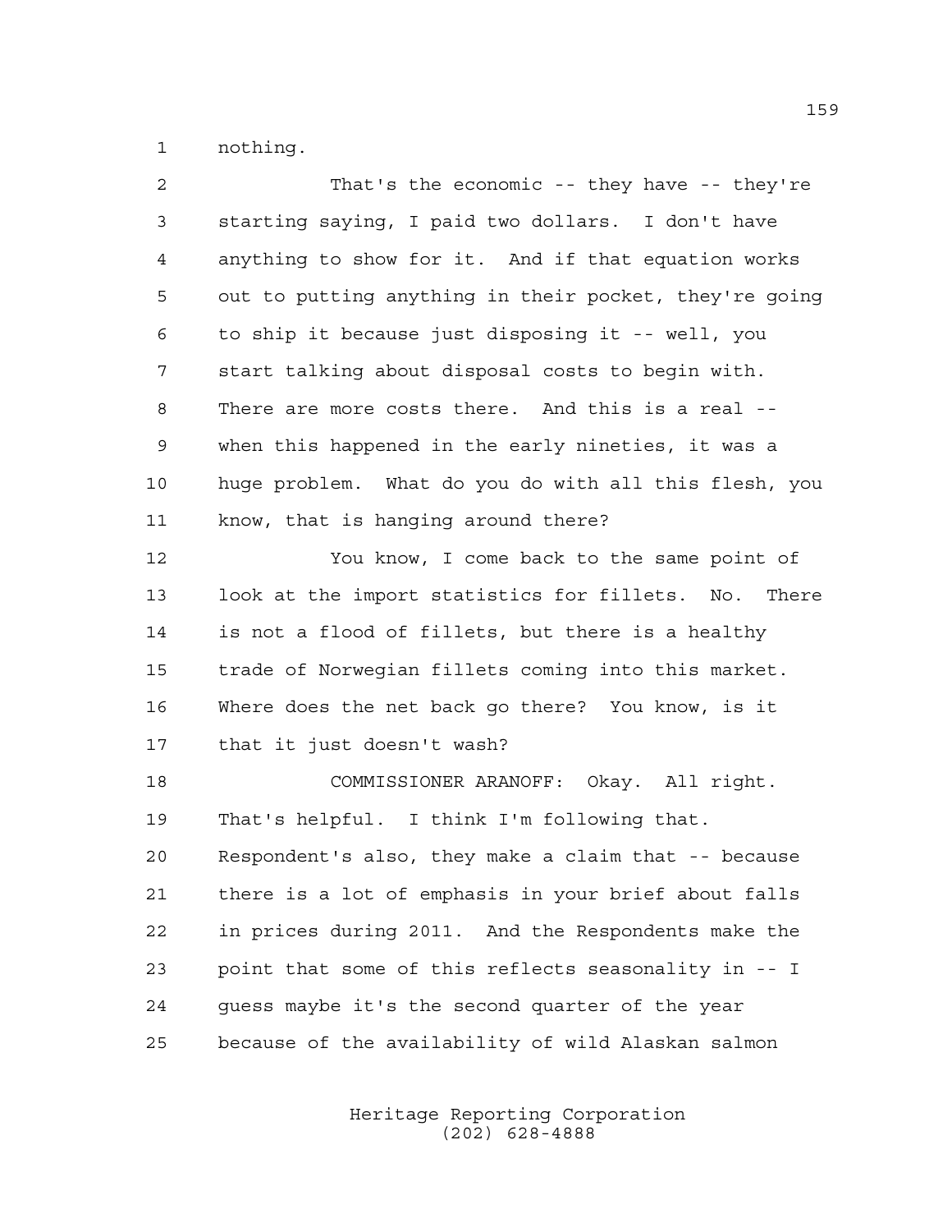1 nothing.

2 That's the economic -- they have -- they're

3 starting saying, I paid two dollars. I don't have

4 anything to show for it. And if that equation works

5 out to putting anything in their pocket, they're going

6 to ship it because just disposing it -- well, you

7 start talking about disposal costs to begin with.

8 There are more costs there. And this is a real --

9 when this happened in the early nineties, it was a

10 huge problem. What do you do with all this flesh, you

11 know, that is hanging around there?

12 You know, I come back to the same point of

13 look at the import statistics for fillets. No. There

14 is not a flood of fillets, but there is a healthy

15 trade of Norwegian fillets coming into this market.

16 Where does the net back go there? You know, is it

17 that it just doesn't wash?

18 COMMISSIONER ARANOFF: Okay. All right.

19 That's helpful. I think I'm following that.

20 Respondent's also, they make a claim that -- because

21 there is a lot of emphasis in your brief about falls

22 in prices during 2011. And the Respondents make the

23 point that some of this reflects seasonality in -- I

24 guess maybe it's the second quarter of the year

25 because of the availability of wild Alaskan salmon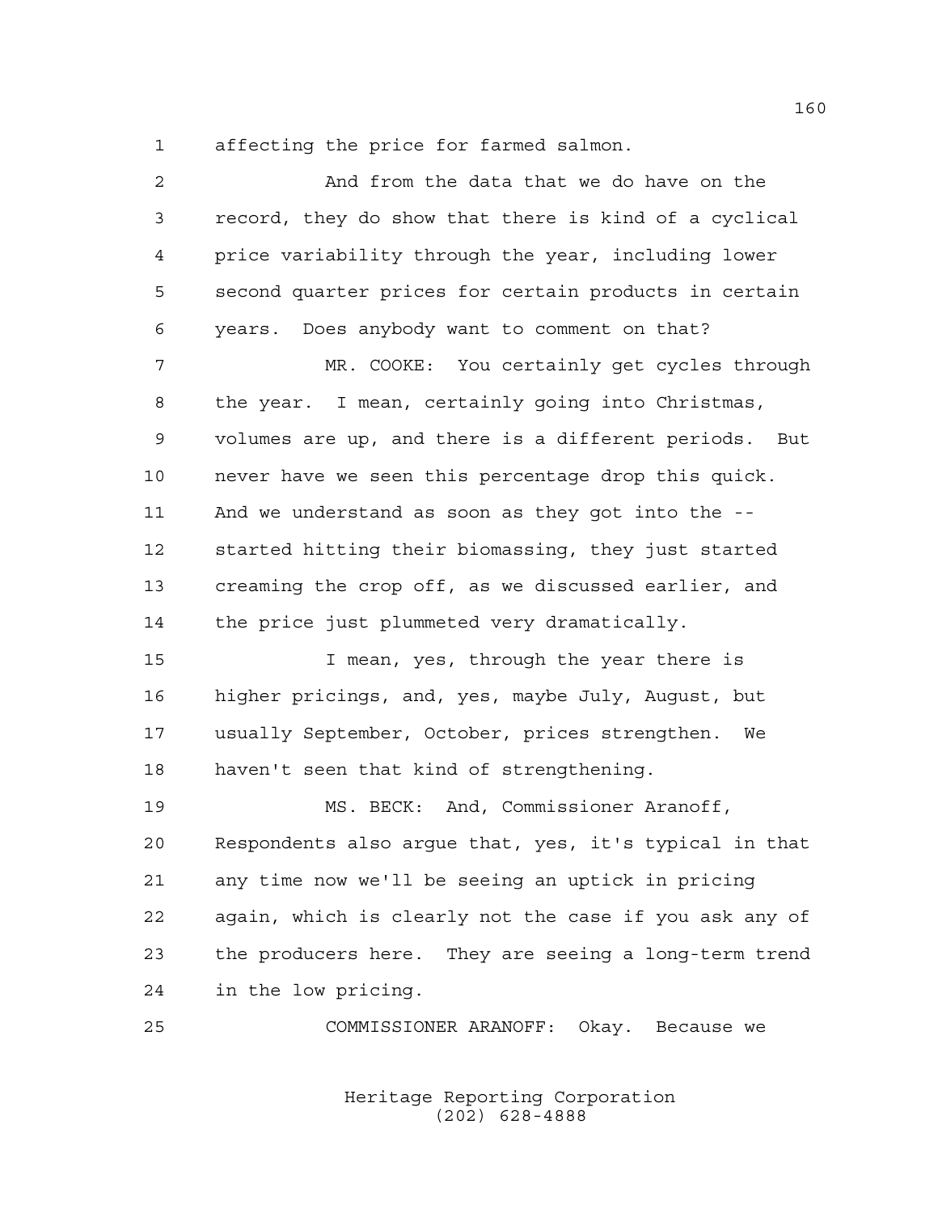affecting the price for farmed salmon.

And from the data that we do have on the record, they do show that there is kind of a cyclical price variability through the year, including lower second quarter prices for certain products in certain years. Does anybody want to comment on that?

MR. COOKE: You certainly get cycles through the year. I mean, certainly going into Christmas, volumes are up, and there is a different periods. But never have we seen this percentage drop this quick. And we understand as soon as they got into the -- started hitting their biomassing, they just started creaming the crop off, as we discussed earlier, and the price just plummeted very dramatically.

I mean, yes, through the year there is higher pricings, and, yes, maybe July, August, but usually September, October, prices strengthen. We haven't seen that kind of strengthening.

MS. BECK: And, Commissioner Aranoff, Respondents also argue that, yes, it's typical in that any time now we'll be seeing an uptick in pricing again, which is clearly not the case if you ask any of the producers here. They are seeing a long-term trend in the low pricing.

COMMISSIONER ARANOFF: Okay. Because we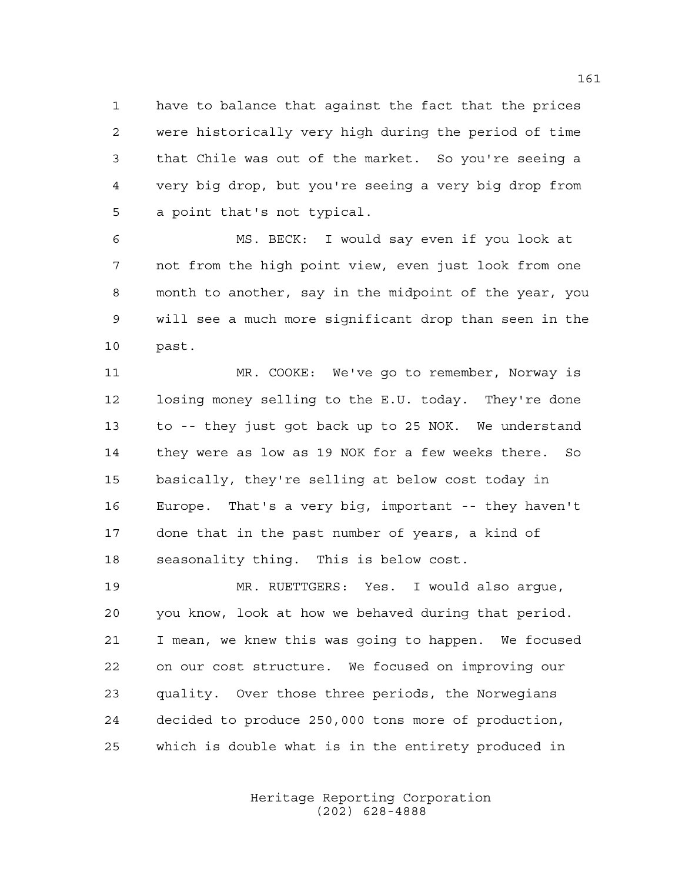have to balance that against the fact that the prices were historically very high during the period of time that Chile was out of the market. So you're seeing a very big drop, but you're seeing a very big drop from a point that's not typical.

MS. BECK: I would say even if you look at not from the high point view, even just look from one month to another, say in the midpoint of the year, you will see a much more significant drop than seen in the past.

MR. COOKE: We've go to remember, Norway is losing money selling to the E.U. today. They're done to -- they just got back up to 25 NOK. We understand they were as low as 19 NOK for a few weeks there. So basically, they're selling at below cost today in Europe. That's a very big, important -- they haven't done that in the past number of years, a kind of seasonality thing. This is below cost.

MR. RUETTGERS: Yes. I would also argue, you know, look at how we behaved during that period. I mean, we knew this was going to happen. We focused on our cost structure. We focused on improving our quality. Over those three periods, the Norwegians decided to produce 250,000 tons more of production, which is double what is in the entirety produced in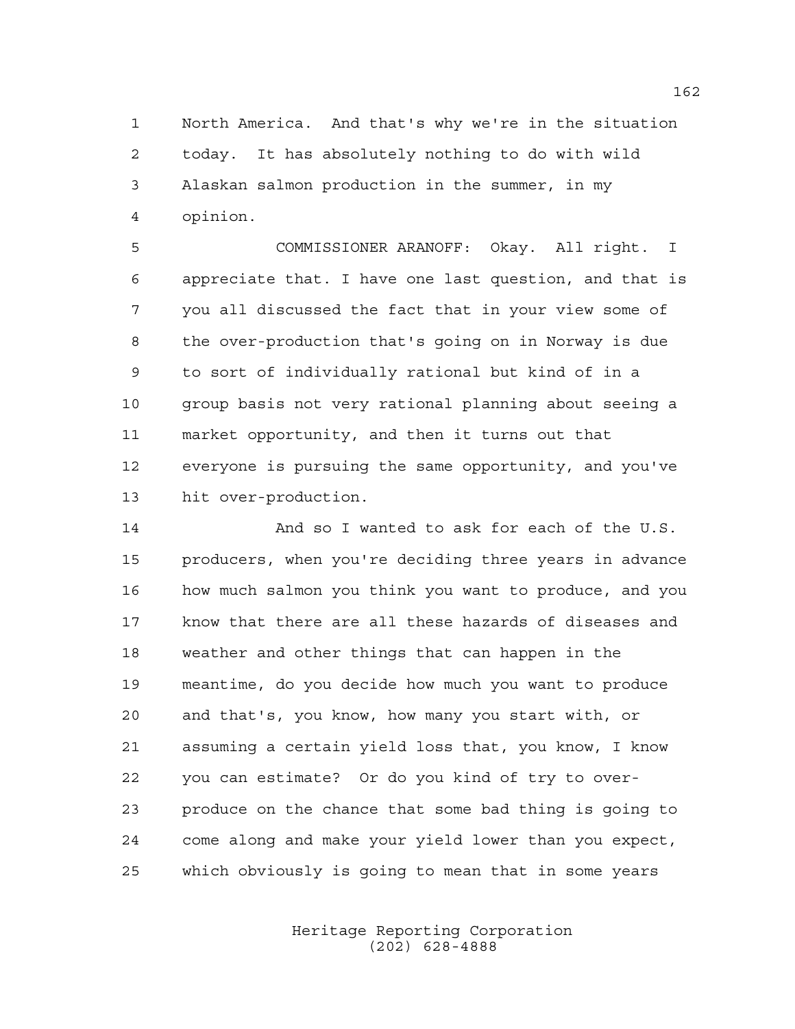North America. And that's why we're in the situation today. It has absolutely nothing to do with wild Alaskan salmon production in the summer, in my opinion.

COMMISSIONER ARANOFF: Okay. All right. I appreciate that. I have one last question, and that is you all discussed the fact that in your view some of the over-production that's going on in Norway is due to sort of individually rational but kind of in a group basis not very rational planning about seeing a market opportunity, and then it turns out that everyone is pursuing the same opportunity, and you've hit over-production.

And so I wanted to ask for each of the U.S. producers, when you're deciding three years in advance how much salmon you think you want to produce, and you know that there are all these hazards of diseases and weather and other things that can happen in the meantime, do you decide how much you want to produce and that's, you know, how many you start with, or assuming a certain yield loss that, you know, I know you can estimate? Or do you kind of try to over-produce on the chance that some bad thing is going to come along and make your yield lower than you expect, which obviously is going to mean that in some years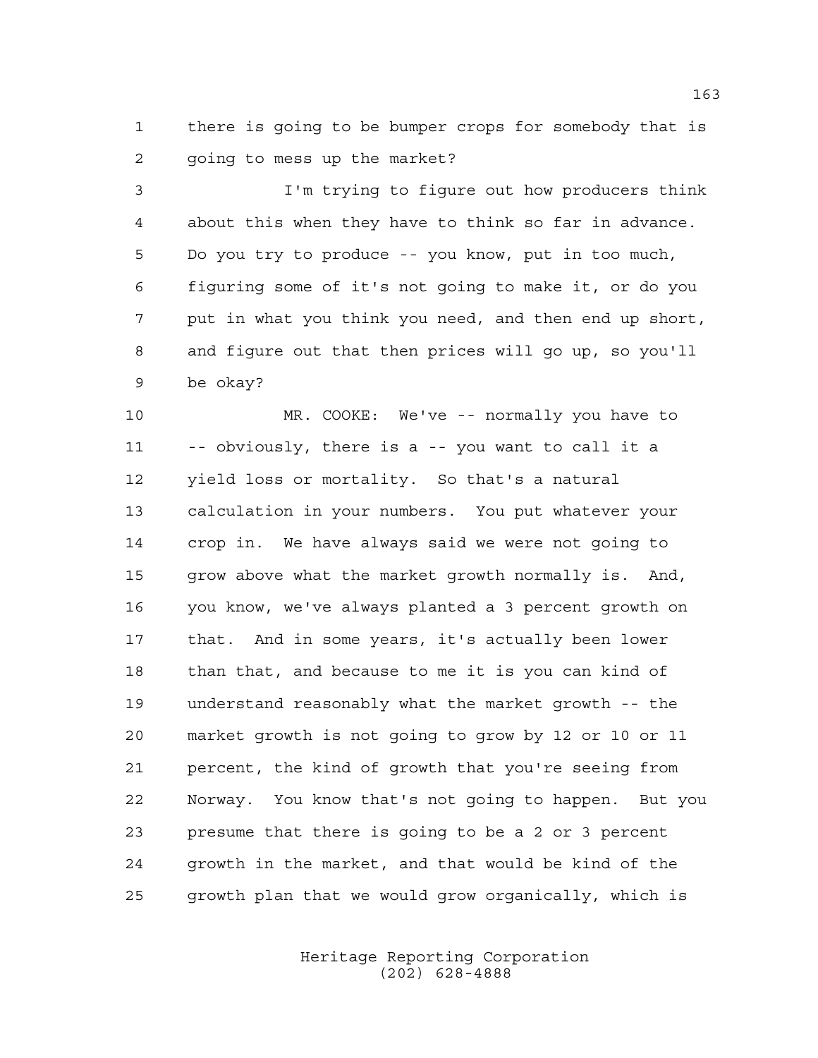there is going to be bumper crops for somebody that is going to mess up the market?

I'm trying to figure out how producers think about this when they have to think so far in advance. Do you try to produce -- you know, put in too much, figuring some of it's not going to make it, or do you put in what you think you need, and then end up short, and figure out that then prices will go up, so you'll be okay?

MR. COOKE: We've -- normally you have to -- obviously, there is a -- you want to call it a yield loss or mortality. So that's a natural calculation in your numbers. You put whatever your crop in. We have always said we were not going to grow above what the market growth normally is. And, you know, we've always planted a 3 percent growth on that. And in some years, it's actually been lower than that, and because to me it is you can kind of understand reasonably what the market growth -- the market growth is not going to grow by 12 or 10 or 11 percent, the kind of growth that you're seeing from Norway. You know that's not going to happen. But you presume that there is going to be a 2 or 3 percent growth in the market, and that would be kind of the growth plan that we would grow organically, which is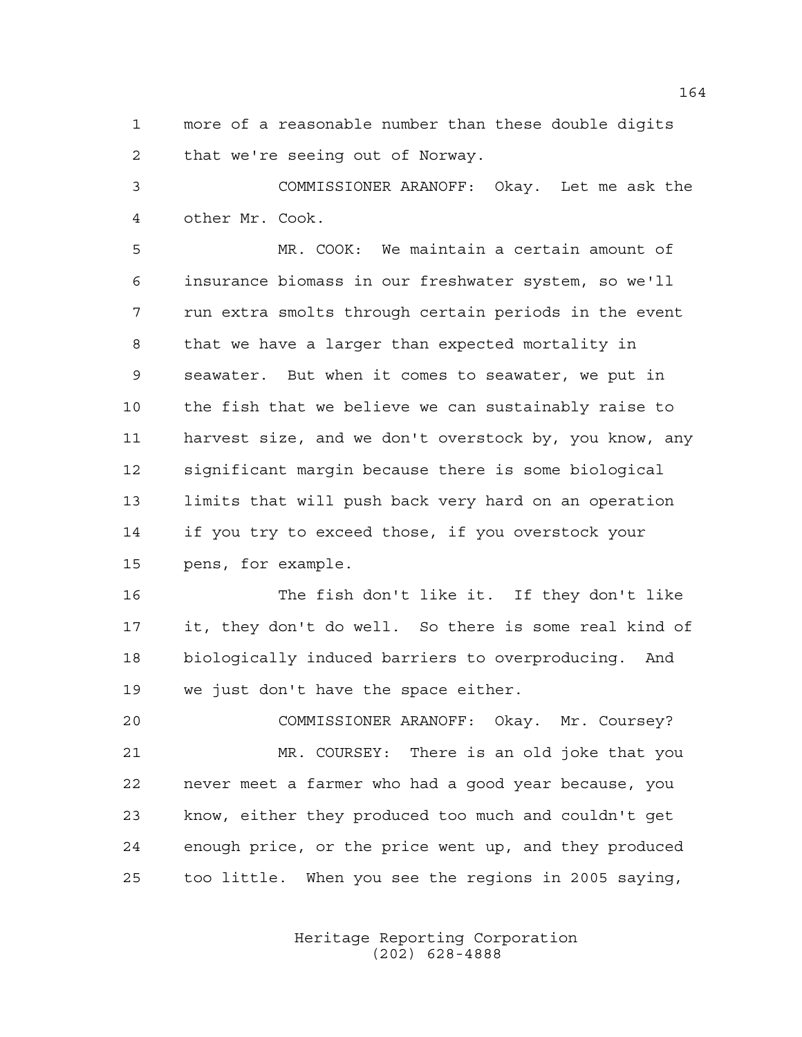1 more of a reasonable number than these double digits
2 that we're seeing out of Norway.

3 COMMISSIONER ARANOFF: Okay. Let me ask the
4 other Mr. Cook.

5 MR. COOK: We maintain a certain amount of
6 insurance biomass in our freshwater system, so we'll
7 run extra smolts through certain periods in the event
8 that we have a larger than expected mortality in
9 seawater. But when it comes to seawater, we put in
10 the fish that we believe we can sustainably raise to
11 harvest size, and we don't overstock by, you know, any
12 significant margin because there is some biological
13 limits that will push back very hard on an operation
14 if you try to exceed those, if you overstock your
15 pens, for example.

16 The fish don't like it. If they don't like
17 it, they don't do well. So there is some real kind of
18 biologically induced barriers to overproducing. And
19 we just don't have the space either.

20 COMMISSIONER ARANOFF: Okay. Mr. Coursey?

21 MR. COURSEY: There is an old joke that you
22 never meet a farmer who had a good year because, you
23 know, either they produced too much and couldn't get
24 enough price, or the price went up, and they produced
25 too little. When you see the regions in 2005 saying,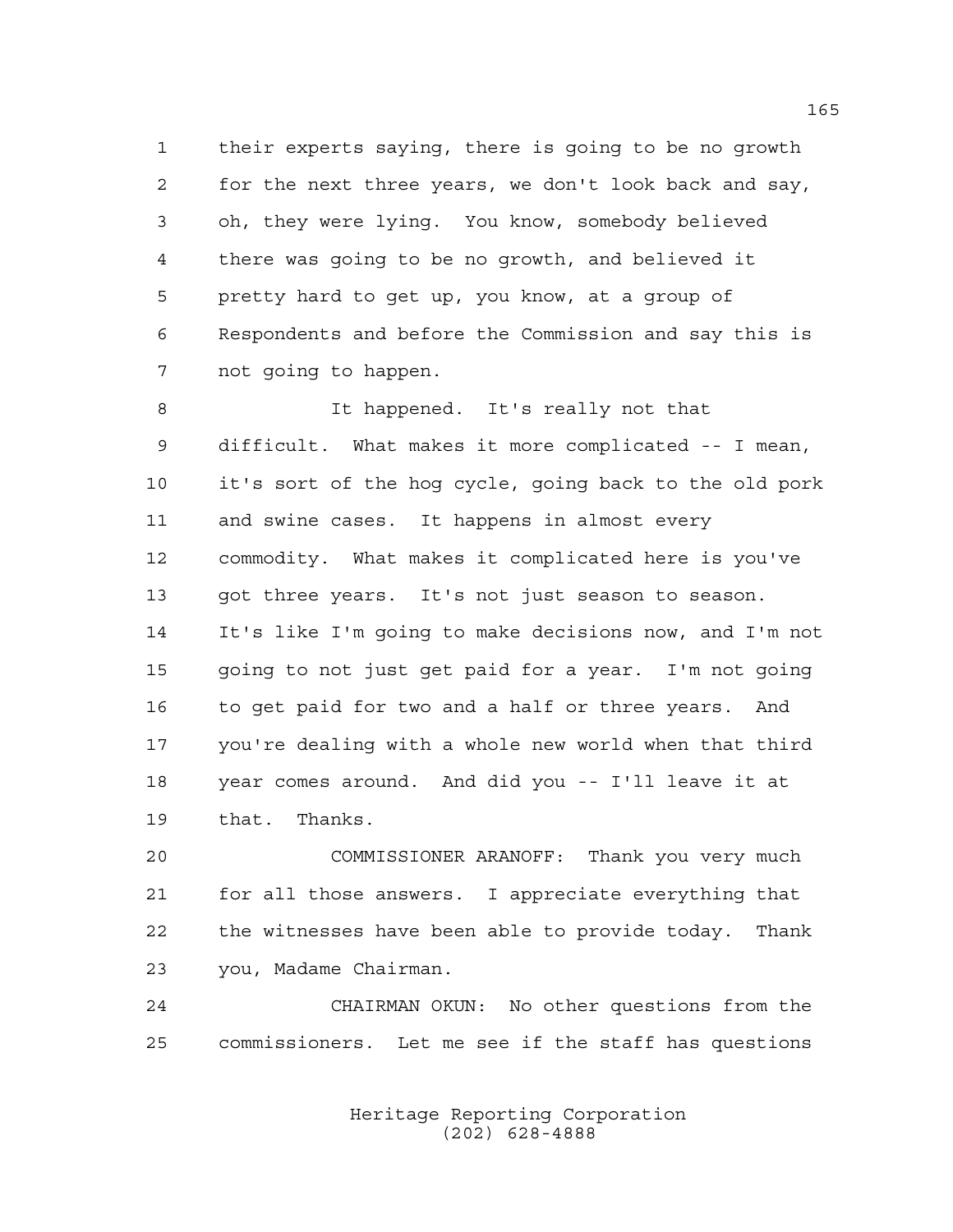their experts saying, there is going to be no growth for the next three years, we don't look back and say, oh, they were lying. You know, somebody believed there was going to be no growth, and believed it pretty hard to get up, you know, at a group of Respondents and before the Commission and say this is not going to happen.

It happened. It's really not that difficult. What makes it more complicated -- I mean, it's sort of the hog cycle, going back to the old pork and swine cases. It happens in almost every commodity. What makes it complicated here is you've got three years. It's not just season to season. It's like I'm going to make decisions now, and I'm not going to not just get paid for a year. I'm not going to get paid for two and a half or three years. And you're dealing with a whole new world when that third year comes around. And did you -- I'll leave it at that. Thanks.

COMMISSIONER ARANOFF: Thank you very much for all those answers. I appreciate everything that the witnesses have been able to provide today. Thank you, Madame Chairman.

CHAIRMAN OKUN: No other questions from the commissioners. Let me see if the staff has questions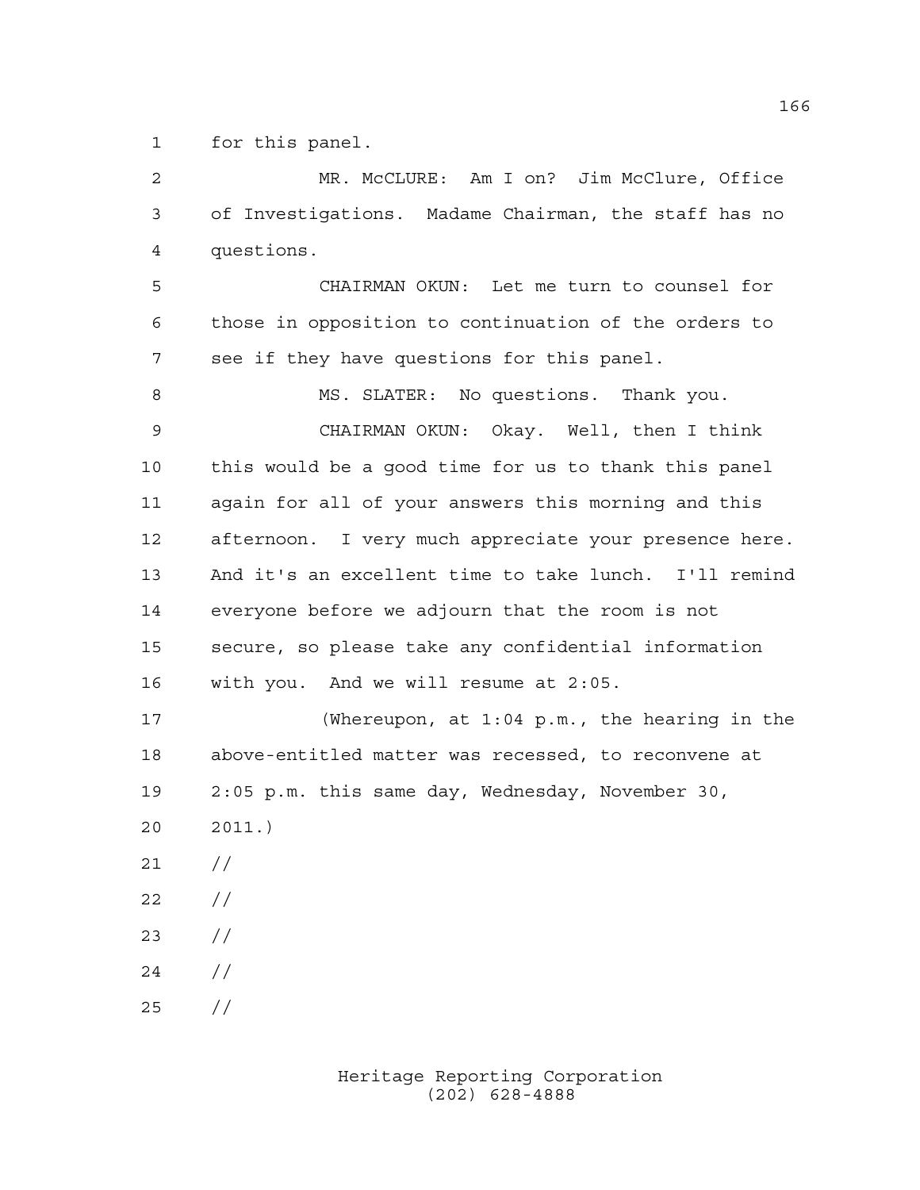for this panel.

MR. McCLURE: Am I on? Jim McClure, Office of Investigations. Madame Chairman, the staff has no questions.

CHAIRMAN OKUN: Let me turn to counsel for those in opposition to continuation of the orders to see if they have questions for this panel.

MS. SLATER: No questions. Thank you.

CHAIRMAN OKUN: Okay. Well, then I think this would be a good time for us to thank this panel again for all of your answers this morning and this afternoon. I very much appreciate your presence here. And it's an excellent time to take lunch. I'll remind everyone before we adjourn that the room is not secure, so please take any confidential information with you. And we will resume at 2:05.

(Whereupon, at 1:04 p.m., the hearing in the above-entitled matter was recessed, to reconvene at 2:05 p.m. this same day, Wednesday, November 30, 2011.)

//

//

//

//

//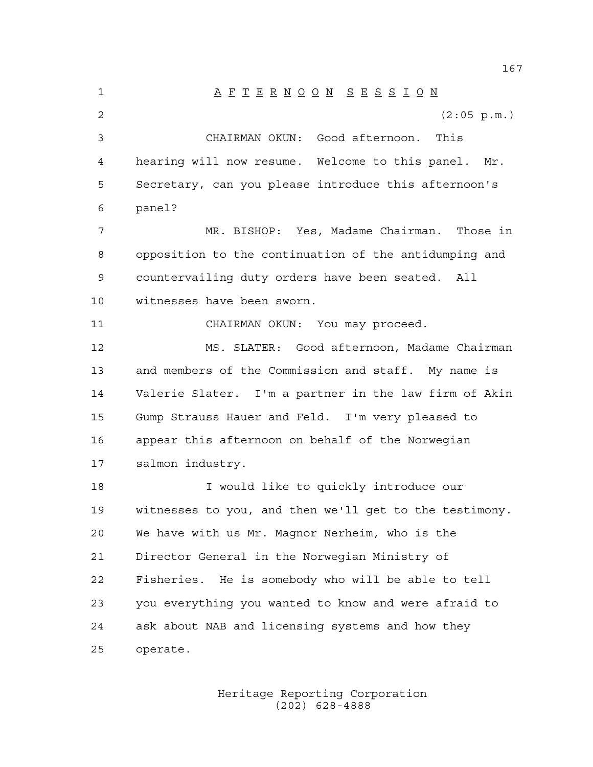AFTERNOON SESSION

(2:05 p.m.)

CHAIRMAN OKUN: Good afternoon. This hearing will now resume. Welcome to this panel. Mr. Secretary, can you please introduce this afternoon's panel?

MR. BISHOP: Yes, Madame Chairman. Those in opposition to the continuation of the antidumping and countervailing duty orders have been seated. All witnesses have been sworn.

CHAIRMAN OKUN: You may proceed.

MS. SLATER: Good afternoon, Madame Chairman and members of the Commission and staff. My name is Valerie Slater. I'm a partner in the law firm of Akin Gump Strauss Hauer and Feld. I'm very pleased to appear this afternoon on behalf of the Norwegian salmon industry.

I would like to quickly introduce our witnesses to you, and then we'll get to the testimony. We have with us Mr. Magnor Nerheim, who is the Director General in the Norwegian Ministry of Fisheries. He is somebody who will be able to tell you everything you wanted to know and were afraid to ask about NAB and licensing systems and how they operate.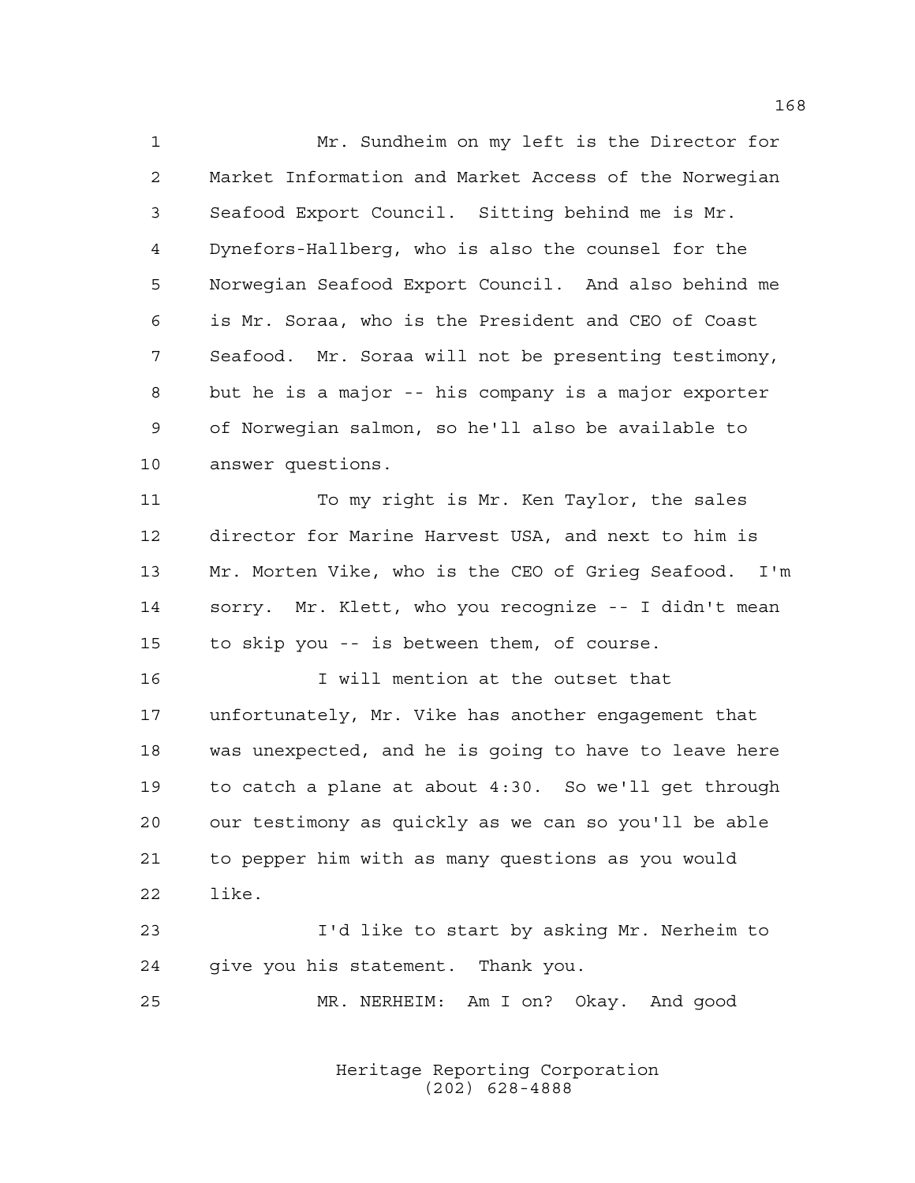Mr. Sundheim on my left is the Director for Market Information and Market Access of the Norwegian Seafood Export Council. Sitting behind me is Mr. Dynefors-Hallberg, who is also the counsel for the Norwegian Seafood Export Council. And also behind me is Mr. Soraa, who is the President and CEO of Coast Seafood. Mr. Soraa will not be presenting testimony, but he is a major -- his company is a major exporter of Norwegian salmon, so he'll also be available to answer questions.

To my right is Mr. Ken Taylor, the sales director for Marine Harvest USA, and next to him is Mr. Morten Vike, who is the CEO of Grieg Seafood. I'm sorry. Mr. Klett, who you recognize -- I didn't mean to skip you -- is between them, of course.

I will mention at the outset that unfortunately, Mr. Vike has another engagement that was unexpected, and he is going to have to leave here to catch a plane at about 4:30. So we'll get through our testimony as quickly as we can so you'll be able to pepper him with as many questions as you would like.

I'd like to start by asking Mr. Nerheim to give you his statement. Thank you.

MR. NERHEIM: Am I on? Okay. And good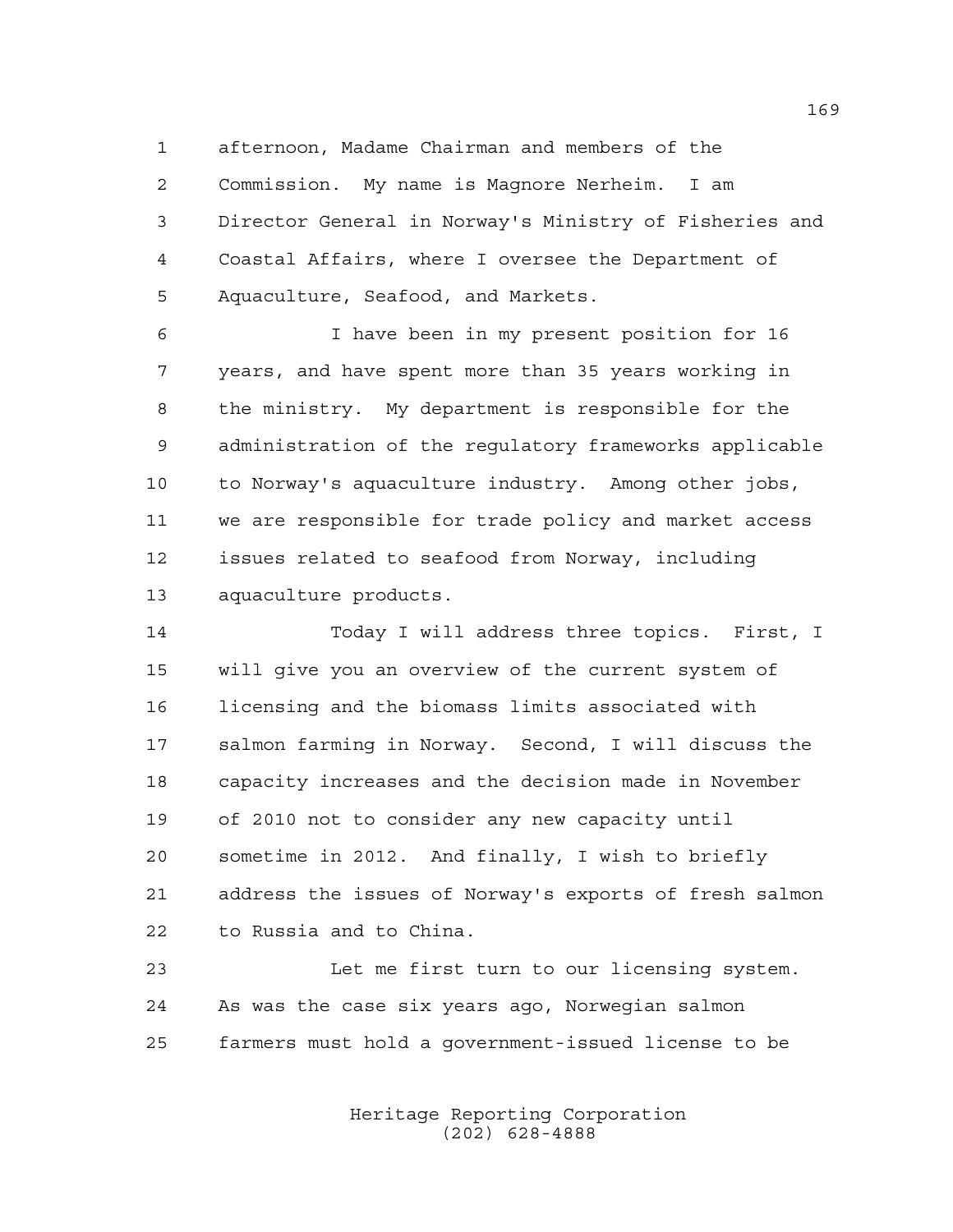afternoon, Madame Chairman and members of the Commission. My name is Magnore Nerheim. I am Director General in Norway's Ministry of Fisheries and Coastal Affairs, where I oversee the Department of Aquaculture, Seafood, and Markets.

I have been in my present position for 16 years, and have spent more than 35 years working in the ministry. My department is responsible for the administration of the regulatory frameworks applicable to Norway's aquaculture industry. Among other jobs, we are responsible for trade policy and market access issues related to seafood from Norway, including aquaculture products.

Today I will address three topics. First, I will give you an overview of the current system of licensing and the biomass limits associated with salmon farming in Norway. Second, I will discuss the capacity increases and the decision made in November of 2010 not to consider any new capacity until sometime in 2012. And finally, I wish to briefly address the issues of Norway's exports of fresh salmon to Russia and to China.

Let me first turn to our licensing system. As was the case six years ago, Norwegian salmon farmers must hold a government-issued license to be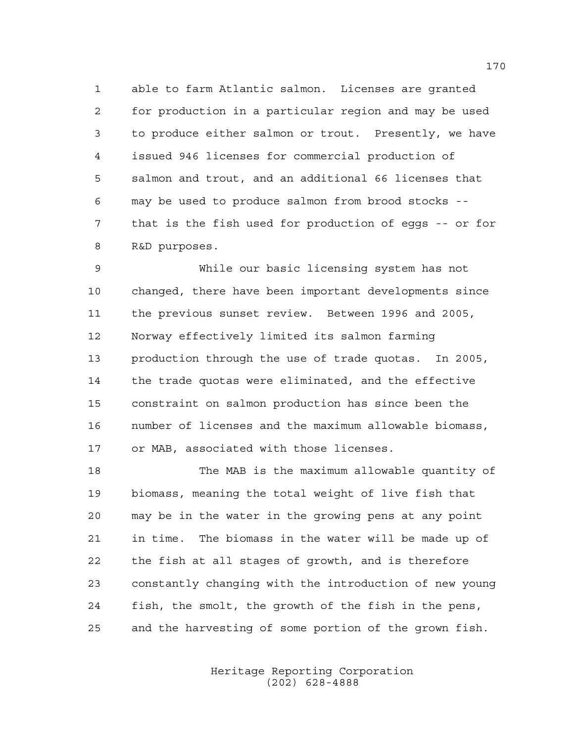able to farm Atlantic salmon. Licenses are granted for production in a particular region and may be used to produce either salmon or trout. Presently, we have issued 946 licenses for commercial production of salmon and trout, and an additional 66 licenses that may be used to produce salmon from brood stocks -- that is the fish used for production of eggs -- or for R&D purposes.

While our basic licensing system has not changed, there have been important developments since the previous sunset review. Between 1996 and 2005, Norway effectively limited its salmon farming production through the use of trade quotas. In 2005, the trade quotas were eliminated, and the effective constraint on salmon production has since been the number of licenses and the maximum allowable biomass, or MAB, associated with those licenses.

The MAB is the maximum allowable quantity of biomass, meaning the total weight of live fish that may be in the water in the growing pens at any point in time. The biomass in the water will be made up of the fish at all stages of growth, and is therefore constantly changing with the introduction of new young fish, the smolt, the growth of the fish in the pens, and the harvesting of some portion of the grown fish.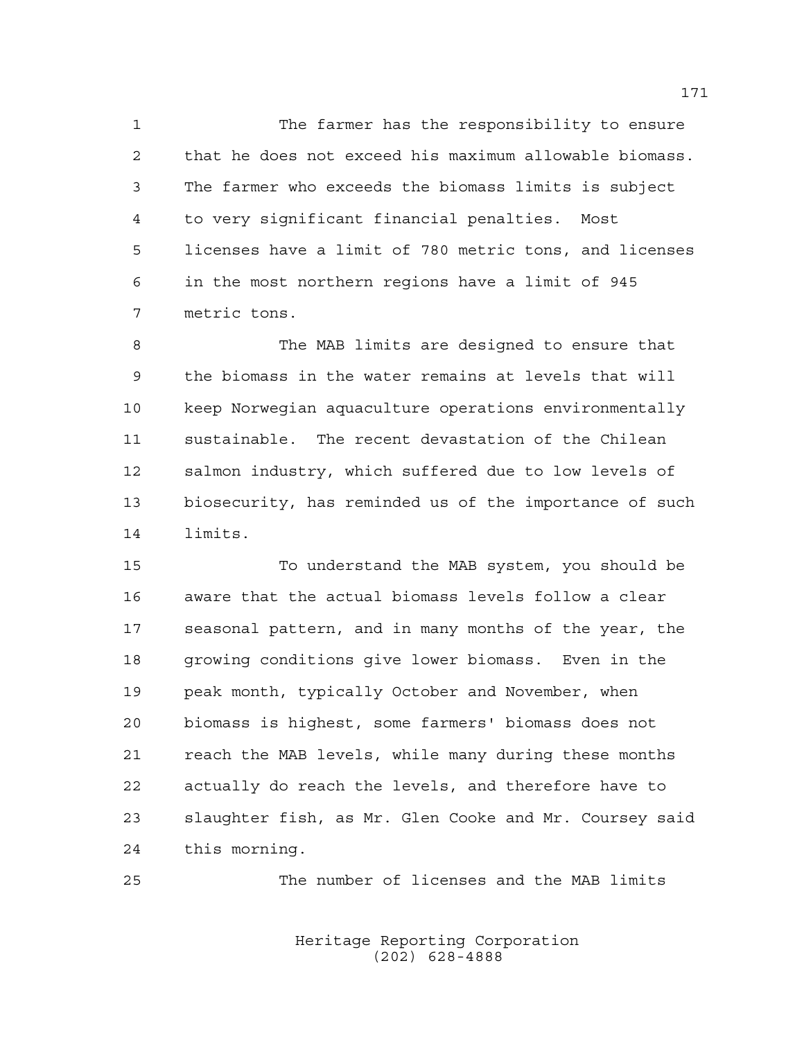The farmer has the responsibility to ensure that he does not exceed his maximum allowable biomass. The farmer who exceeds the biomass limits is subject to very significant financial penalties. Most licenses have a limit of 780 metric tons, and licenses in the most northern regions have a limit of 945 metric tons.

The MAB limits are designed to ensure that the biomass in the water remains at levels that will keep Norwegian aquaculture operations environmentally sustainable. The recent devastation of the Chilean salmon industry, which suffered due to low levels of biosecurity, has reminded us of the importance of such limits.

To understand the MAB system, you should be aware that the actual biomass levels follow a clear seasonal pattern, and in many months of the year, the growing conditions give lower biomass. Even in the peak month, typically October and November, when biomass is highest, some farmers' biomass does not reach the MAB levels, while many during these months actually do reach the levels, and therefore have to slaughter fish, as Mr. Glen Cooke and Mr. Coursey said this morning.

The number of licenses and the MAB limits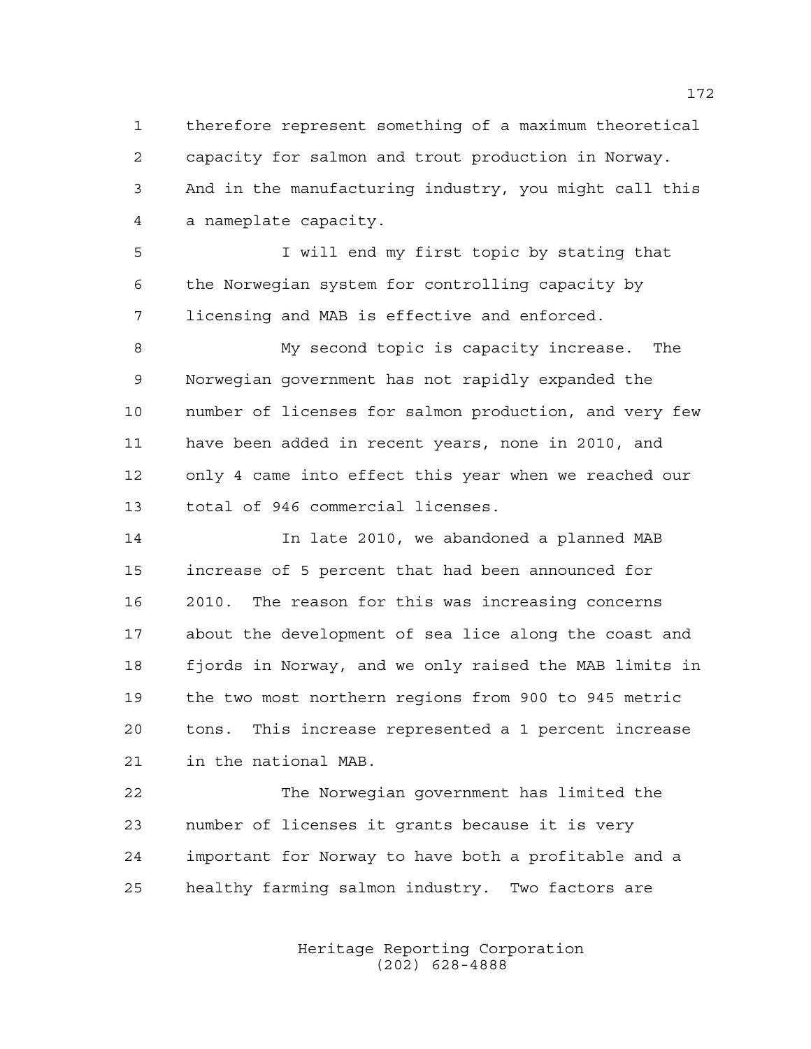therefore represent something of a maximum theoretical capacity for salmon and trout production in Norway. And in the manufacturing industry, you might call this a nameplate capacity.

I will end my first topic by stating that the Norwegian system for controlling capacity by licensing and MAB is effective and enforced.

My second topic is capacity increase. The Norwegian government has not rapidly expanded the number of licenses for salmon production, and very few have been added in recent years, none in 2010, and only 4 came into effect this year when we reached our total of 946 commercial licenses.

In late 2010, we abandoned a planned MAB increase of 5 percent that had been announced for 2010. The reason for this was increasing concerns about the development of sea lice along the coast and fjords in Norway, and we only raised the MAB limits in the two most northern regions from 900 to 945 metric tons. This increase represented a 1 percent increase in the national MAB.

The Norwegian government has limited the number of licenses it grants because it is very important for Norway to have both a profitable and a healthy farming salmon industry. Two factors are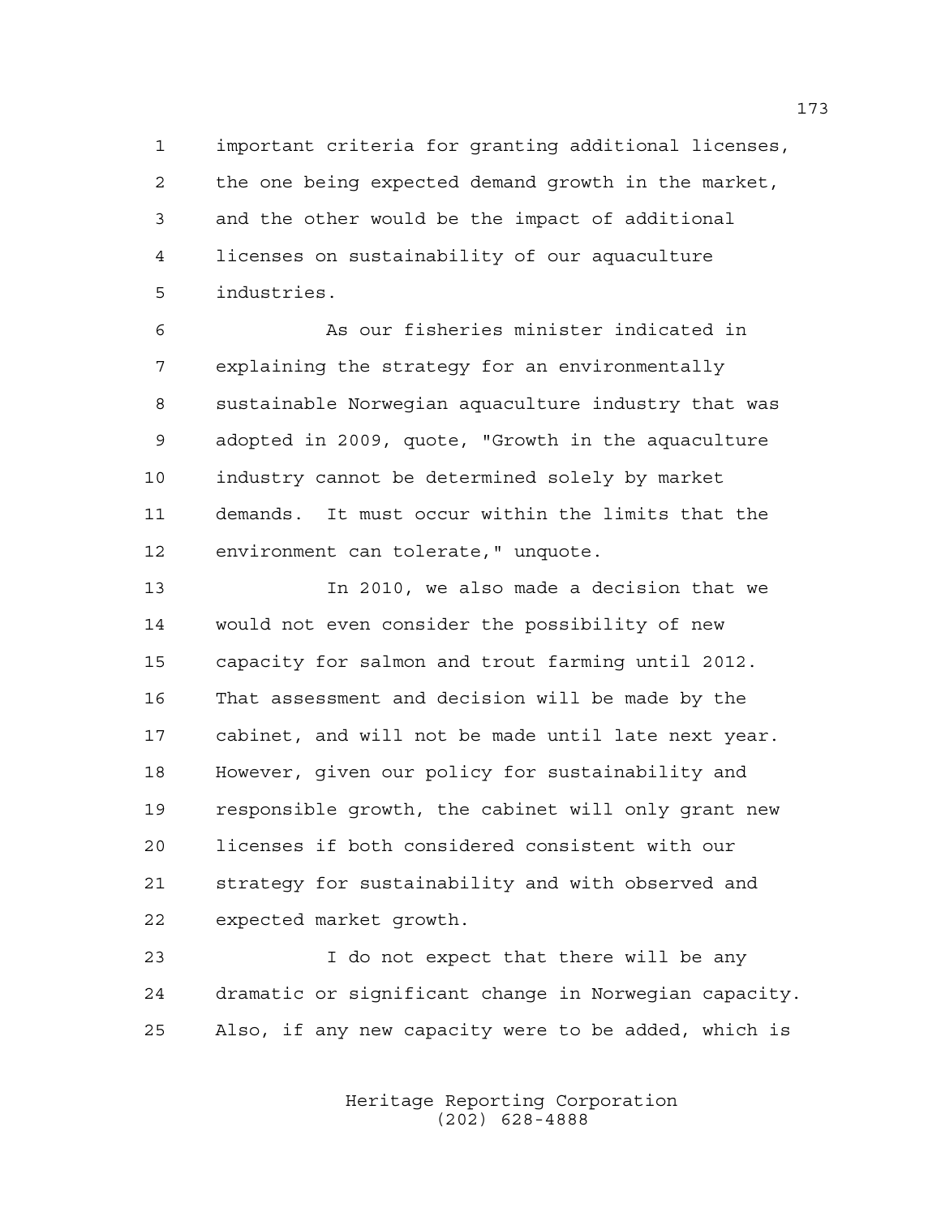important criteria for granting additional licenses, the one being expected demand growth in the market, and the other would be the impact of additional licenses on sustainability of our aquaculture industries.

As our fisheries minister indicated in explaining the strategy for an environmentally sustainable Norwegian aquaculture industry that was adopted in 2009, quote, "Growth in the aquaculture industry cannot be determined solely by market demands. It must occur within the limits that the environment can tolerate," unquote.

In 2010, we also made a decision that we would not even consider the possibility of new capacity for salmon and trout farming until 2012. That assessment and decision will be made by the cabinet, and will not be made until late next year. However, given our policy for sustainability and responsible growth, the cabinet will only grant new licenses if both considered consistent with our strategy for sustainability and with observed and expected market growth.

I do not expect that there will be any dramatic or significant change in Norwegian capacity. Also, if any new capacity were to be added, which is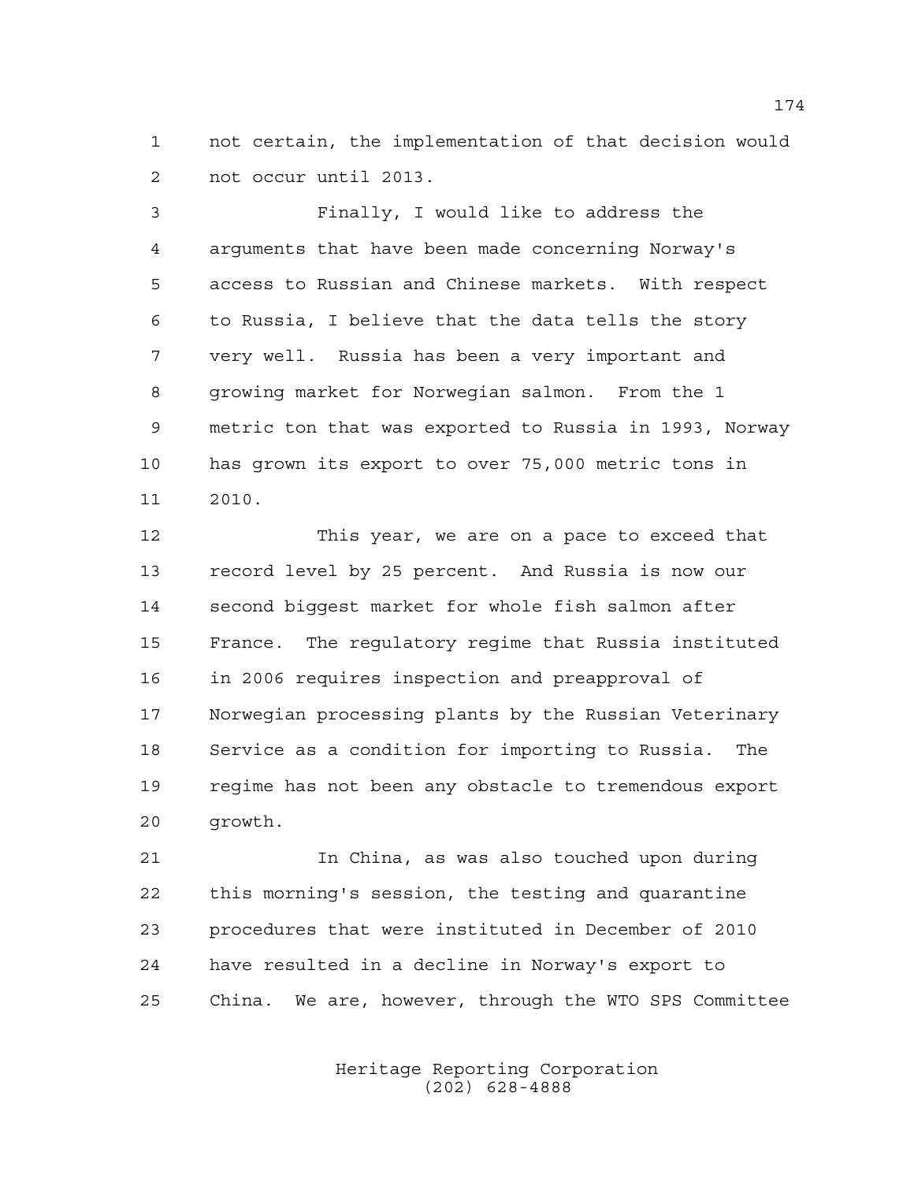not certain, the implementation of that decision would not occur until 2013.

Finally, I would like to address the arguments that have been made concerning Norway's access to Russian and Chinese markets. With respect to Russia, I believe that the data tells the story very well. Russia has been a very important and growing market for Norwegian salmon. From the 1 metric ton that was exported to Russia in 1993, Norway has grown its export to over 75,000 metric tons in 2010.

This year, we are on a pace to exceed that record level by 25 percent. And Russia is now our second biggest market for whole fish salmon after France. The regulatory regime that Russia instituted in 2006 requires inspection and preapproval of Norwegian processing plants by the Russian Veterinary Service as a condition for importing to Russia. The regime has not been any obstacle to tremendous export growth.

In China, as was also touched upon during this morning's session, the testing and quarantine procedures that were instituted in December of 2010 have resulted in a decline in Norway's export to China. We are, however, through the WTO SPS Committee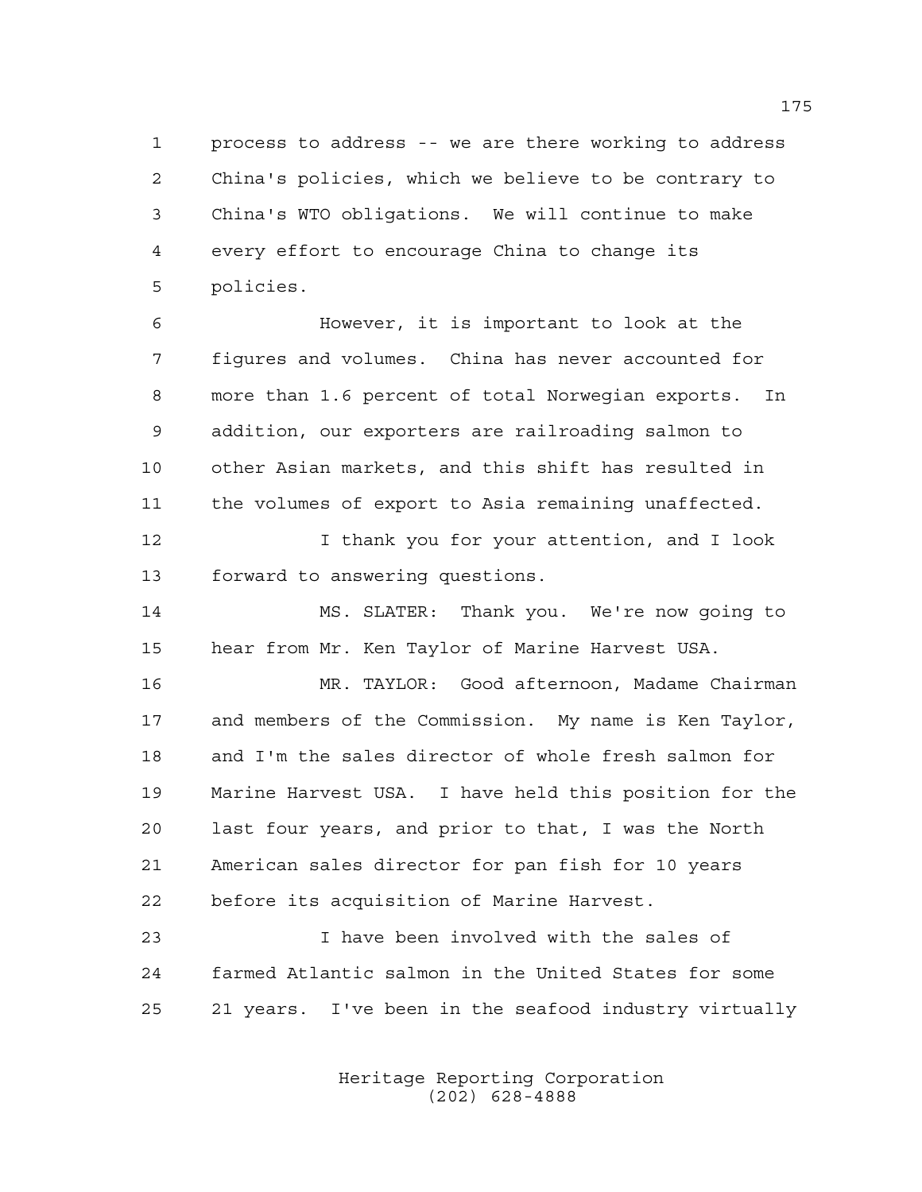process to address -- we are there working to address China's policies, which we believe to be contrary to China's WTO obligations. We will continue to make every effort to encourage China to change its policies.

However, it is important to look at the figures and volumes. China has never accounted for more than 1.6 percent of total Norwegian exports. In addition, our exporters are railroading salmon to other Asian markets, and this shift has resulted in the volumes of export to Asia remaining unaffected.

I thank you for your attention, and I look forward to answering questions.

MS. SLATER: Thank you. We're now going to hear from Mr. Ken Taylor of Marine Harvest USA.

MR. TAYLOR: Good afternoon, Madame Chairman and members of the Commission. My name is Ken Taylor, and I'm the sales director of whole fresh salmon for Marine Harvest USA. I have held this position for the last four years, and prior to that, I was the North American sales director for pan fish for 10 years before its acquisition of Marine Harvest.

I have been involved with the sales of farmed Atlantic salmon in the United States for some 21 years. I've been in the seafood industry virtually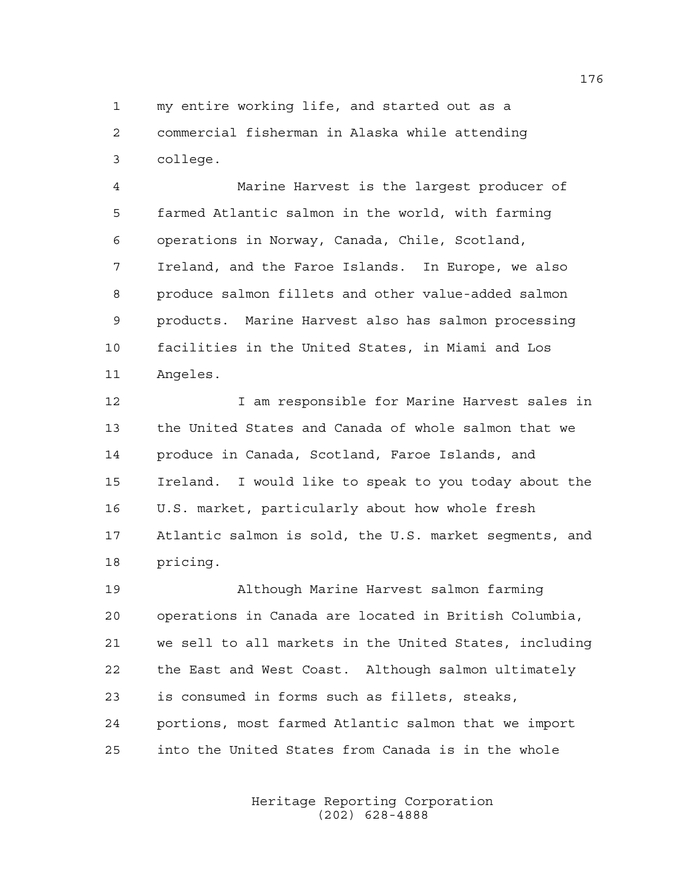my entire working life, and started out as a commercial fisherman in Alaska while attending college.

Marine Harvest is the largest producer of farmed Atlantic salmon in the world, with farming operations in Norway, Canada, Chile, Scotland, Ireland, and the Faroe Islands. In Europe, we also produce salmon fillets and other value-added salmon products. Marine Harvest also has salmon processing facilities in the United States, in Miami and Los Angeles.

I am responsible for Marine Harvest sales in the United States and Canada of whole salmon that we produce in Canada, Scotland, Faroe Islands, and Ireland. I would like to speak to you today about the U.S. market, particularly about how whole fresh Atlantic salmon is sold, the U.S. market segments, and pricing.

Although Marine Harvest salmon farming operations in Canada are located in British Columbia, we sell to all markets in the United States, including the East and West Coast. Although salmon ultimately is consumed in forms such as fillets, steaks, portions, most farmed Atlantic salmon that we import into the United States from Canada is in the whole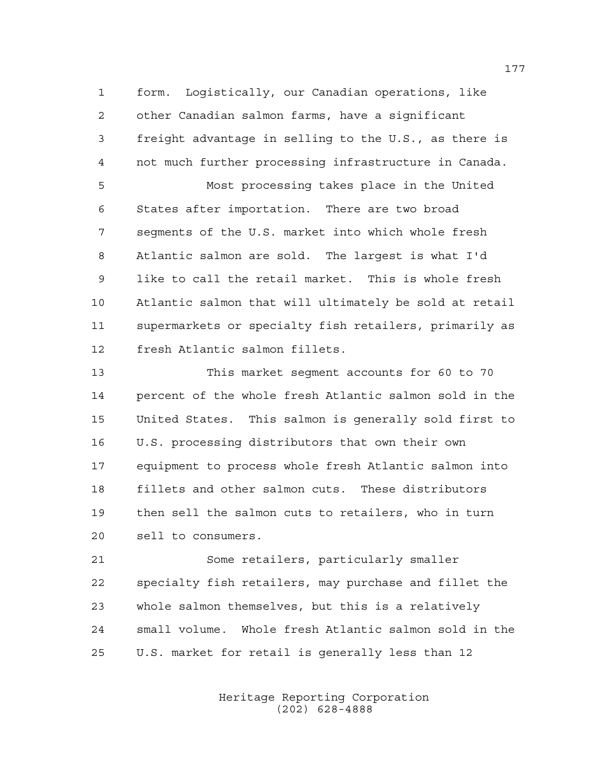form. Logistically, our Canadian operations, like other Canadian salmon farms, have a significant freight advantage in selling to the U.S., as there is not much further processing infrastructure in Canada.

Most processing takes place in the United States after importation. There are two broad segments of the U.S. market into which whole fresh Atlantic salmon are sold. The largest is what I'd like to call the retail market. This is whole fresh Atlantic salmon that will ultimately be sold at retail supermarkets or specialty fish retailers, primarily as fresh Atlantic salmon fillets.

This market segment accounts for 60 to 70 percent of the whole fresh Atlantic salmon sold in the United States. This salmon is generally sold first to U.S. processing distributors that own their own equipment to process whole fresh Atlantic salmon into fillets and other salmon cuts. These distributors then sell the salmon cuts to retailers, who in turn sell to consumers.

Some retailers, particularly smaller specialty fish retailers, may purchase and fillet the whole salmon themselves, but this is a relatively small volume. Whole fresh Atlantic salmon sold in the U.S. market for retail is generally less than 12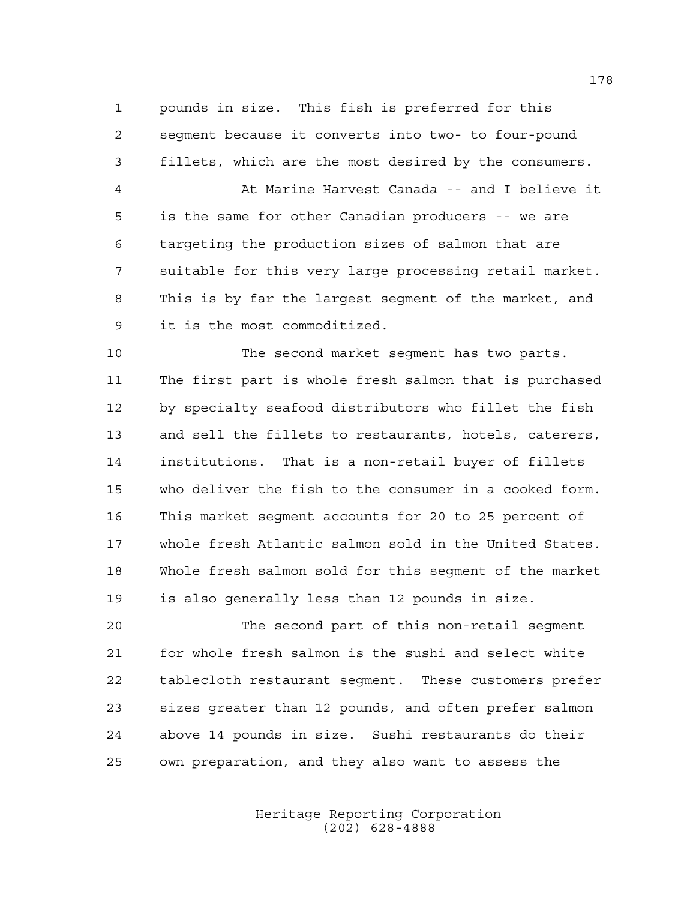pounds in size. This fish is preferred for this segment because it converts into two- to four-pound fillets, which are the most desired by the consumers.

At Marine Harvest Canada -- and I believe it is the same for other Canadian producers -- we are targeting the production sizes of salmon that are suitable for this very large processing retail market. This is by far the largest segment of the market, and it is the most commoditized.

The second market segment has two parts. The first part is whole fresh salmon that is purchased by specialty seafood distributors who fillet the fish and sell the fillets to restaurants, hotels, caterers, institutions. That is a non-retail buyer of fillets who deliver the fish to the consumer in a cooked form. This market segment accounts for 20 to 25 percent of whole fresh Atlantic salmon sold in the United States. Whole fresh salmon sold for this segment of the market is also generally less than 12 pounds in size.

The second part of this non-retail segment for whole fresh salmon is the sushi and select white tablecloth restaurant segment. These customers prefer sizes greater than 12 pounds, and often prefer salmon above 14 pounds in size. Sushi restaurants do their own preparation, and they also want to assess the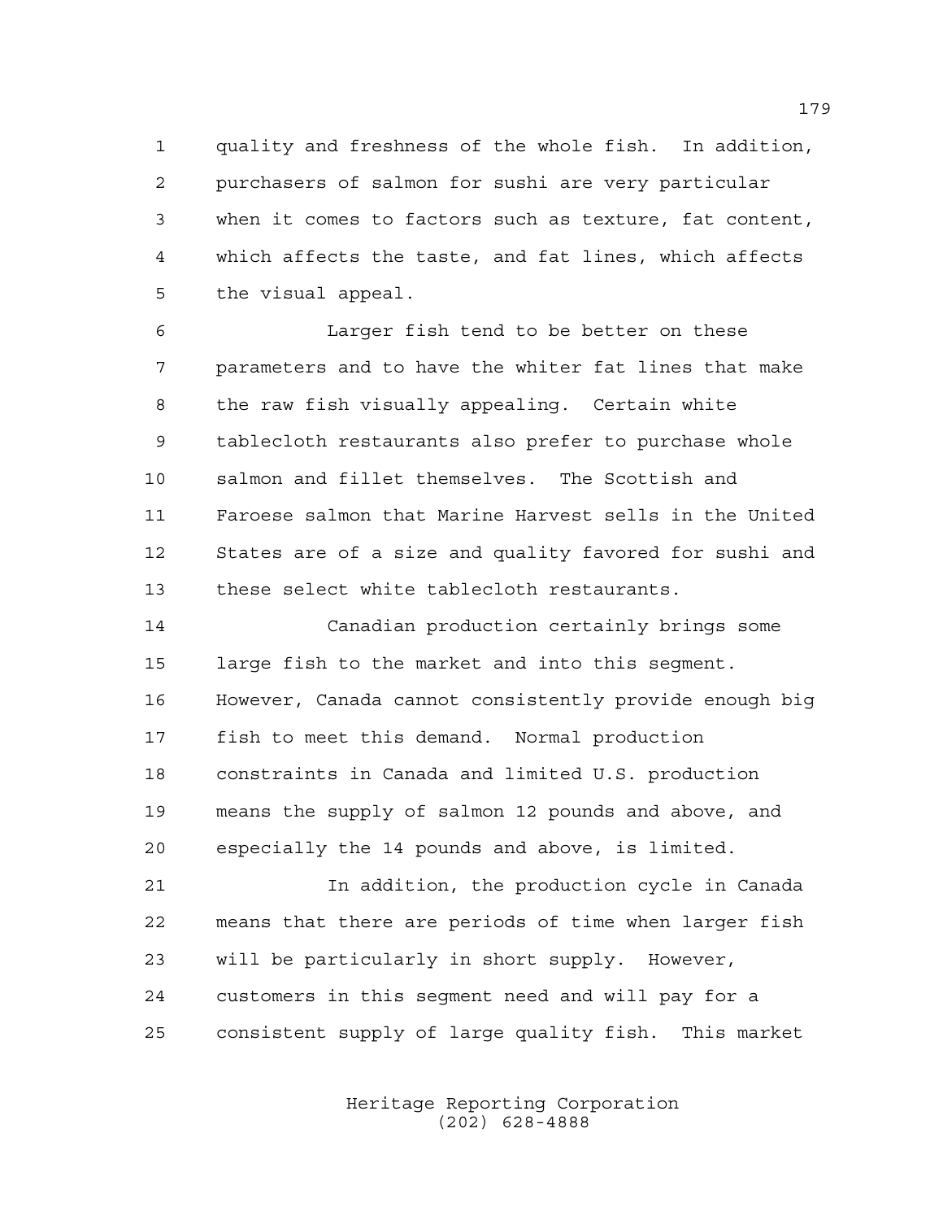quality and freshness of the whole fish. In addition, purchasers of salmon for sushi are very particular when it comes to factors such as texture, fat content, which affects the taste, and fat lines, which affects the visual appeal.

Larger fish tend to be better on these parameters and to have the whiter fat lines that make the raw fish visually appealing. Certain white tablecloth restaurants also prefer to purchase whole salmon and fillet themselves. The Scottish and Faroese salmon that Marine Harvest sells in the United States are of a size and quality favored for sushi and these select white tablecloth restaurants.

Canadian production certainly brings some large fish to the market and into this segment. However, Canada cannot consistently provide enough big fish to meet this demand. Normal production constraints in Canada and limited U.S. production means the supply of salmon 12 pounds and above, and especially the 14 pounds and above, is limited.

In addition, the production cycle in Canada means that there are periods of time when larger fish will be particularly in short supply. However, customers in this segment need and will pay for a consistent supply of large quality fish. This market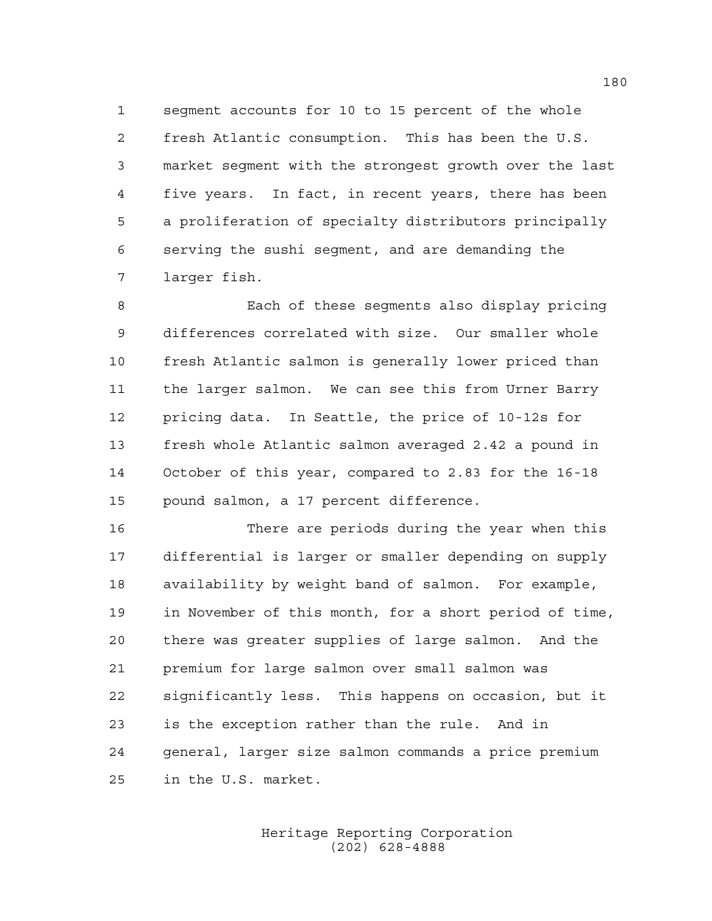segment accounts for 10 to 15 percent of the whole fresh Atlantic consumption. This has been the U.S. market segment with the strongest growth over the last five years. In fact, in recent years, there has been a proliferation of specialty distributors principally serving the sushi segment, and are demanding the larger fish.

Each of these segments also display pricing differences correlated with size. Our smaller whole fresh Atlantic salmon is generally lower priced than the larger salmon. We can see this from Urner Barry pricing data. In Seattle, the price of 10-12s for fresh whole Atlantic salmon averaged 2.42 a pound in October of this year, compared to 2.83 for the 16-18 pound salmon, a 17 percent difference.

There are periods during the year when this differential is larger or smaller depending on supply availability by weight band of salmon. For example, in November of this month, for a short period of time, there was greater supplies of large salmon. And the premium for large salmon over small salmon was significantly less. This happens on occasion, but it is the exception rather than the rule. And in general, larger size salmon commands a price premium in the U.S. market.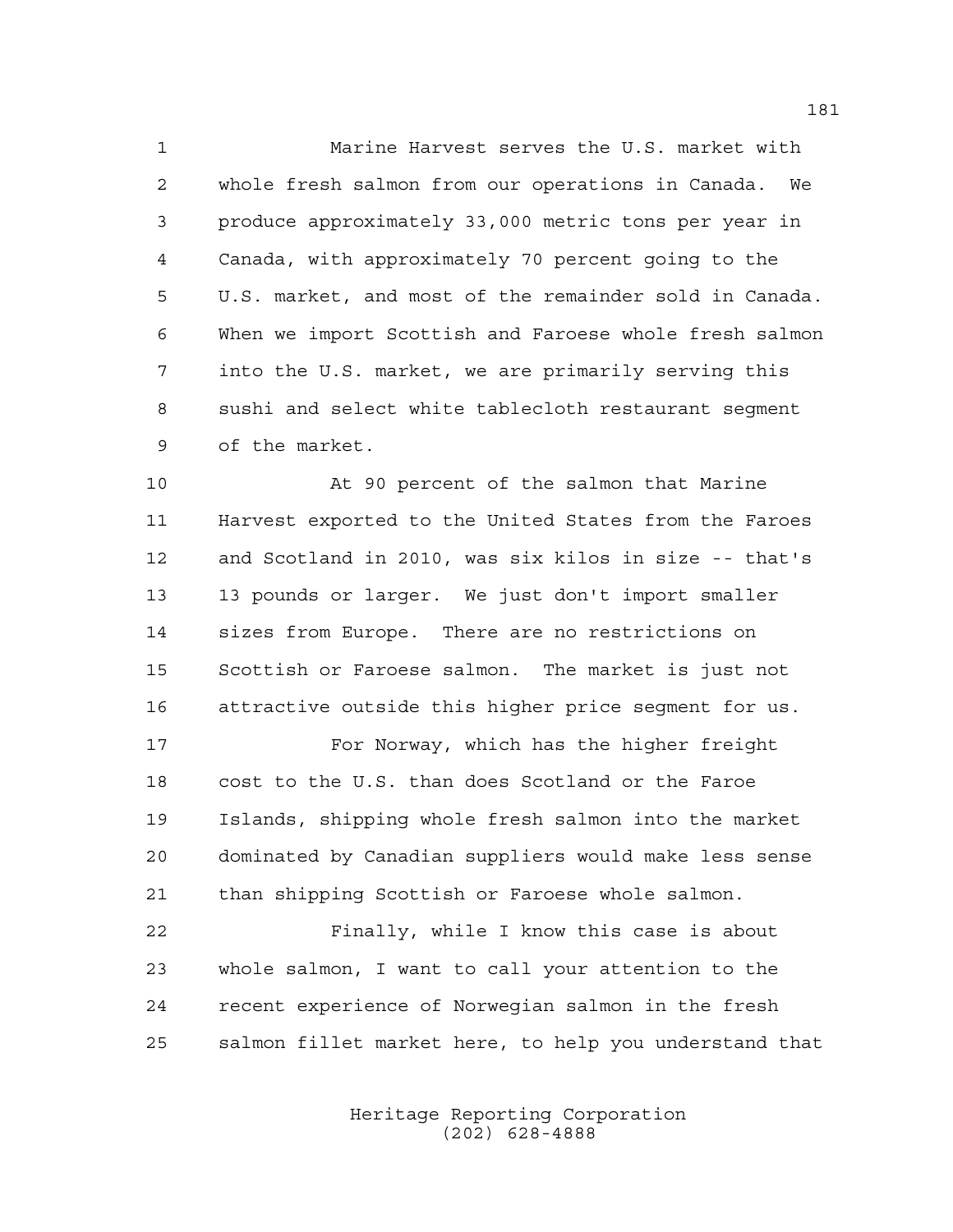Marine Harvest serves the U.S. market with whole fresh salmon from our operations in Canada. We produce approximately 33,000 metric tons per year in Canada, with approximately 70 percent going to the U.S. market, and most of the remainder sold in Canada. When we import Scottish and Faroese whole fresh salmon into the U.S. market, we are primarily serving this sushi and select white tablecloth restaurant segment of the market.

At 90 percent of the salmon that Marine Harvest exported to the United States from the Faroes and Scotland in 2010, was six kilos in size -- that's 13 pounds or larger. We just don't import smaller sizes from Europe. There are no restrictions on Scottish or Faroese salmon. The market is just not attractive outside this higher price segment for us.

For Norway, which has the higher freight cost to the U.S. than does Scotland or the Faroe Islands, shipping whole fresh salmon into the market dominated by Canadian suppliers would make less sense than shipping Scottish or Faroese whole salmon.

Finally, while I know this case is about whole salmon, I want to call your attention to the recent experience of Norwegian salmon in the fresh salmon fillet market here, to help you understand that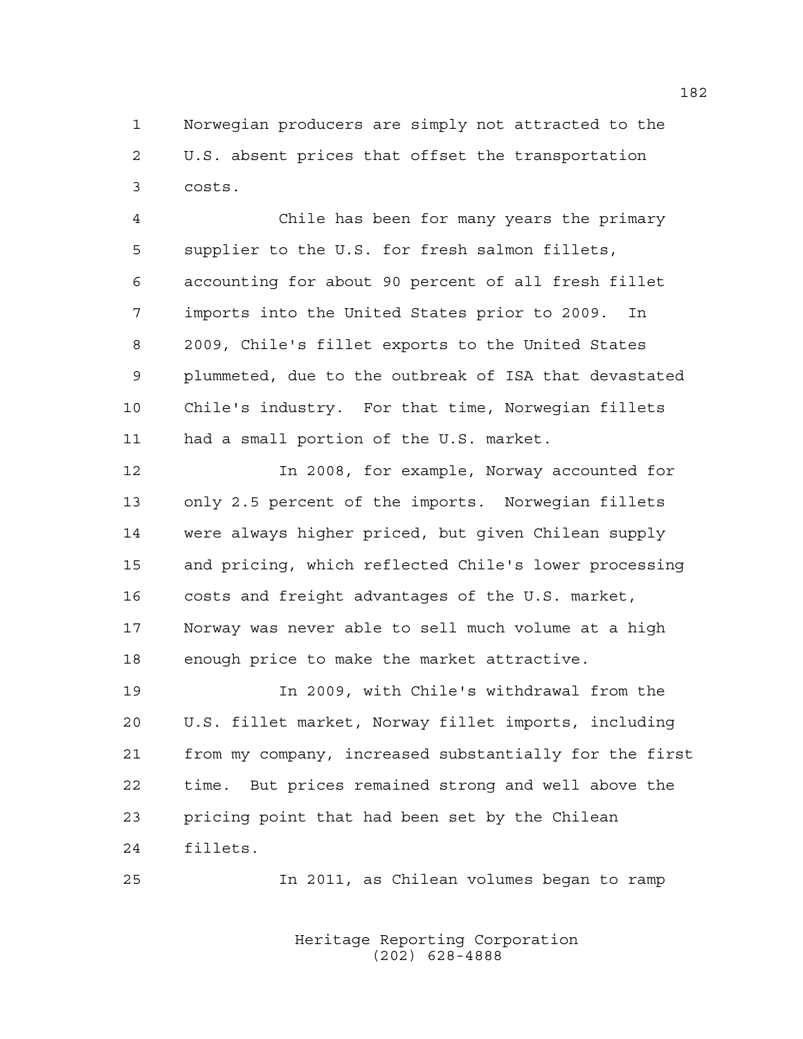Norwegian producers are simply not attracted to the U.S. absent prices that offset the transportation costs.

Chile has been for many years the primary supplier to the U.S. for fresh salmon fillets, accounting for about 90 percent of all fresh fillet imports into the United States prior to 2009. In 2009, Chile's fillet exports to the United States plummeted, due to the outbreak of ISA that devastated Chile's industry. For that time, Norwegian fillets had a small portion of the U.S. market.

In 2008, for example, Norway accounted for only 2.5 percent of the imports. Norwegian fillets were always higher priced, but given Chilean supply and pricing, which reflected Chile's lower processing costs and freight advantages of the U.S. market, Norway was never able to sell much volume at a high enough price to make the market attractive.

In 2009, with Chile's withdrawal from the U.S. fillet market, Norway fillet imports, including from my company, increased substantially for the first time. But prices remained strong and well above the pricing point that had been set by the Chilean fillets.

In 2011, as Chilean volumes began to ramp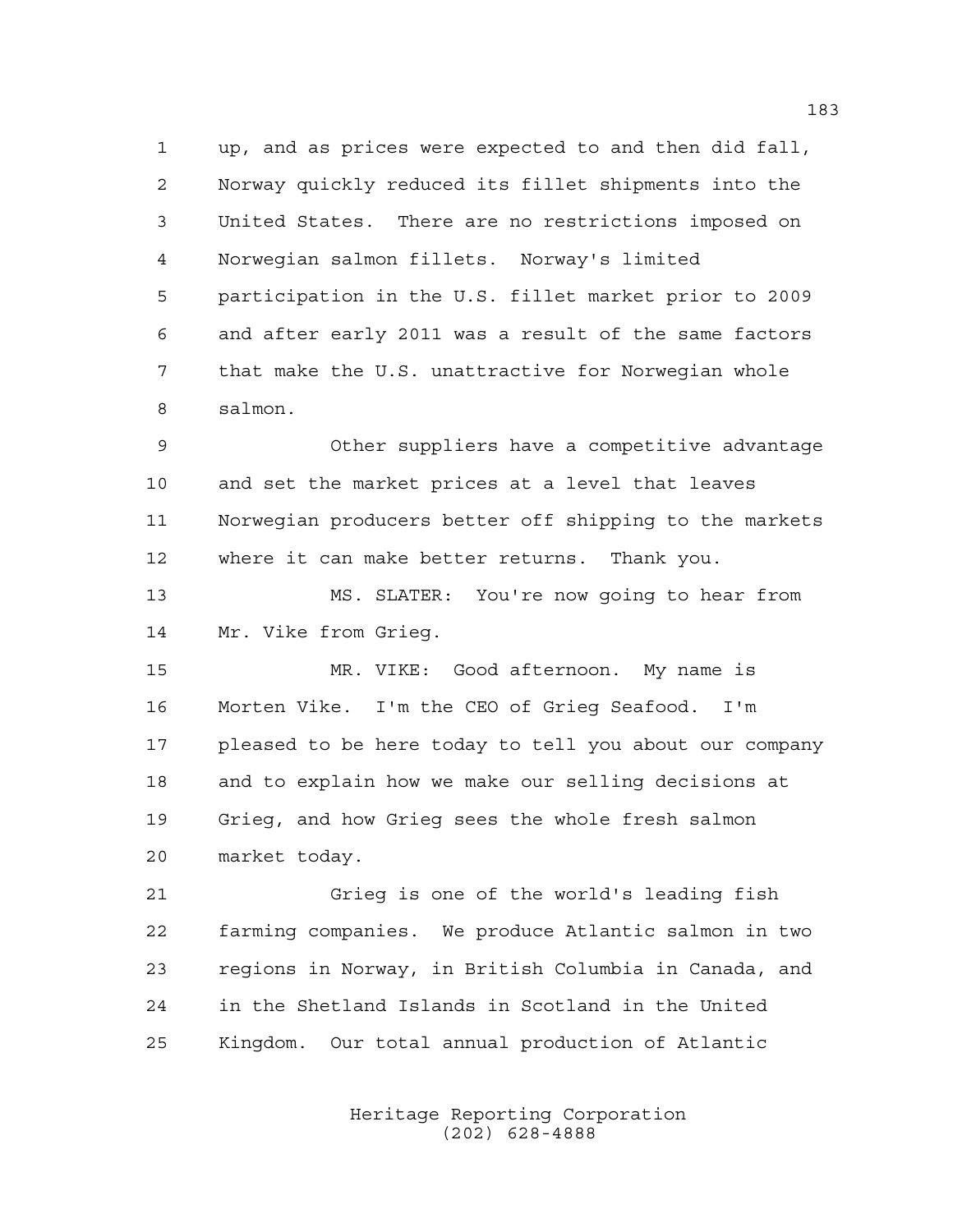up, and as prices were expected to and then did fall, Norway quickly reduced its fillet shipments into the United States. There are no restrictions imposed on Norwegian salmon fillets. Norway's limited participation in the U.S. fillet market prior to 2009 and after early 2011 was a result of the same factors that make the U.S. unattractive for Norwegian whole salmon.

Other suppliers have a competitive advantage and set the market prices at a level that leaves Norwegian producers better off shipping to the markets where it can make better returns. Thank you.

MS. SLATER: You're now going to hear from Mr. Vike from Grieg.

MR. VIKE: Good afternoon. My name is Morten Vike. I'm the CEO of Grieg Seafood. I'm pleased to be here today to tell you about our company and to explain how we make our selling decisions at Grieg, and how Grieg sees the whole fresh salmon market today.

Grieg is one of the world's leading fish farming companies. We produce Atlantic salmon in two regions in Norway, in British Columbia in Canada, and in the Shetland Islands in Scotland in the United Kingdom. Our total annual production of Atlantic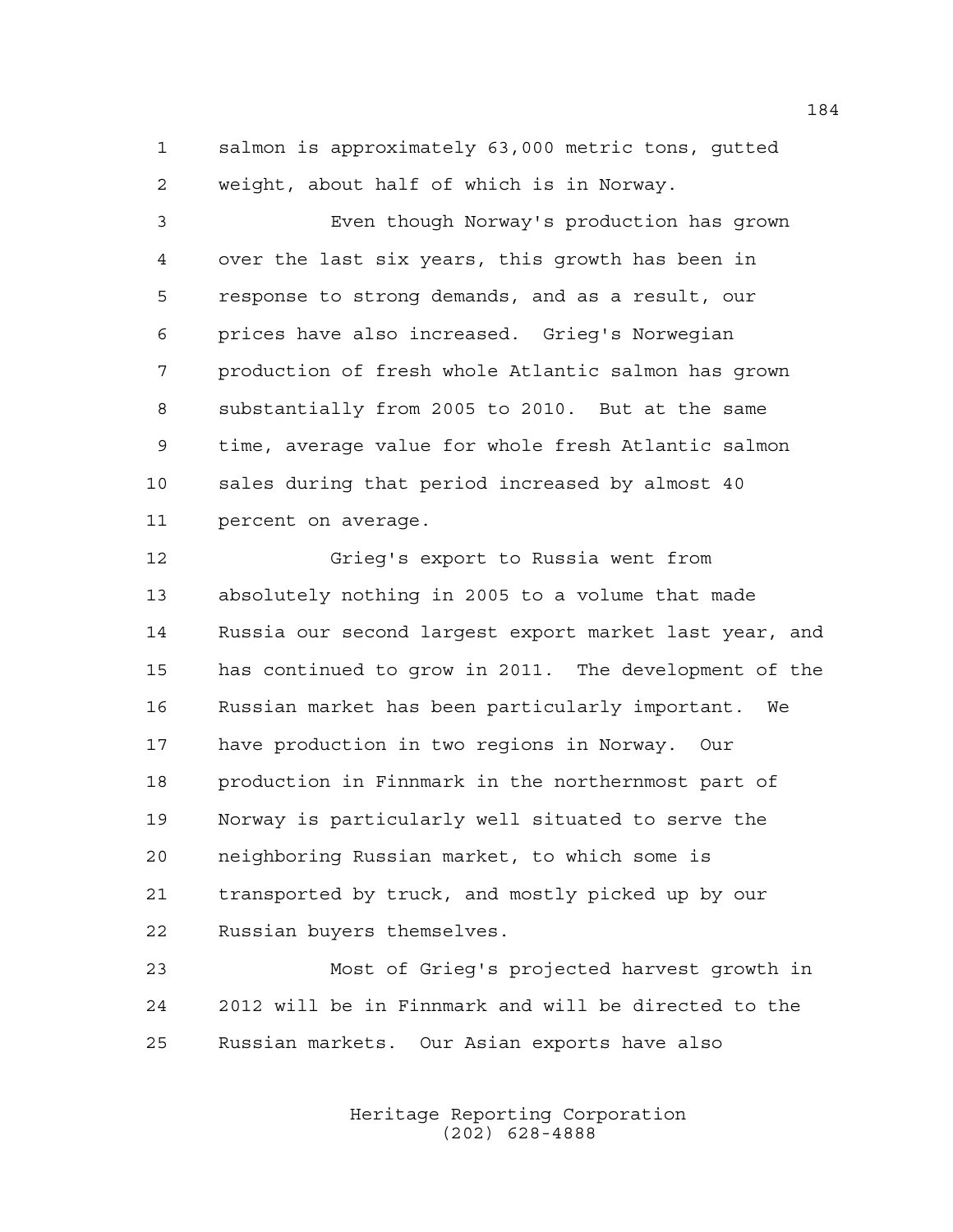salmon is approximately 63,000 metric tons, gutted weight, about half of which is in Norway.

Even though Norway's production has grown over the last six years, this growth has been in response to strong demands, and as a result, our prices have also increased. Grieg's Norwegian production of fresh whole Atlantic salmon has grown substantially from 2005 to 2010. But at the same time, average value for whole fresh Atlantic salmon sales during that period increased by almost 40 percent on average.

Grieg's export to Russia went from absolutely nothing in 2005 to a volume that made Russia our second largest export market last year, and has continued to grow in 2011. The development of the Russian market has been particularly important. We have production in two regions in Norway. Our production in Finnmark in the northernmost part of Norway is particularly well situated to serve the neighboring Russian market, to which some is transported by truck, and mostly picked up by our Russian buyers themselves.

Most of Grieg's projected harvest growth in 2012 will be in Finnmark and will be directed to the Russian markets. Our Asian exports have also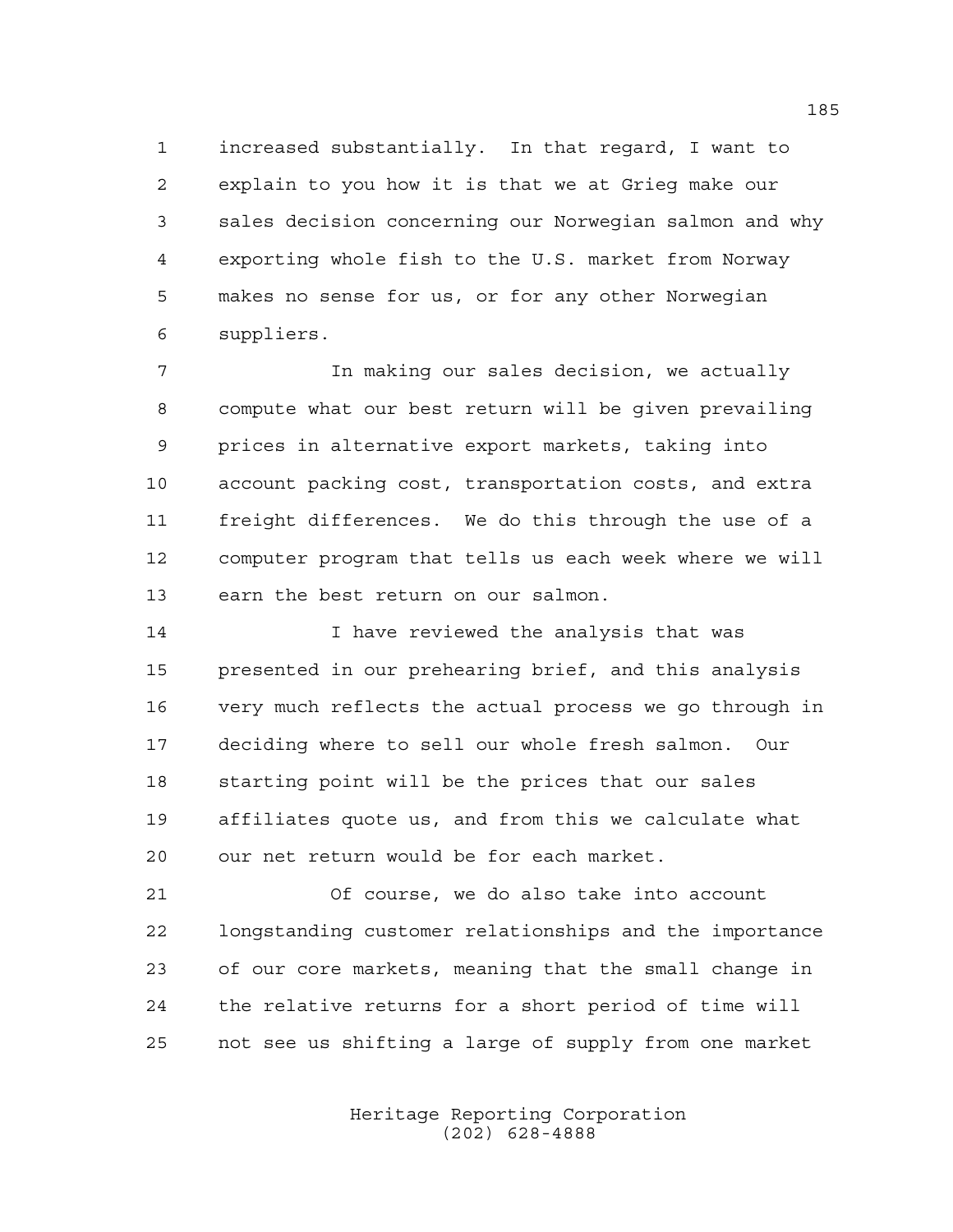increased substantially. In that regard, I want to explain to you how it is that we at Grieg make our sales decision concerning our Norwegian salmon and why exporting whole fish to the U.S. market from Norway makes no sense for us, or for any other Norwegian suppliers.

In making our sales decision, we actually compute what our best return will be given prevailing prices in alternative export markets, taking into account packing cost, transportation costs, and extra freight differences. We do this through the use of a computer program that tells us each week where we will earn the best return on our salmon.

I have reviewed the analysis that was presented in our prehearing brief, and this analysis very much reflects the actual process we go through in deciding where to sell our whole fresh salmon. Our starting point will be the prices that our sales affiliates quote us, and from this we calculate what our net return would be for each market.

Of course, we do also take into account longstanding customer relationships and the importance of our core markets, meaning that the small change in the relative returns for a short period of time will not see us shifting a large of supply from one market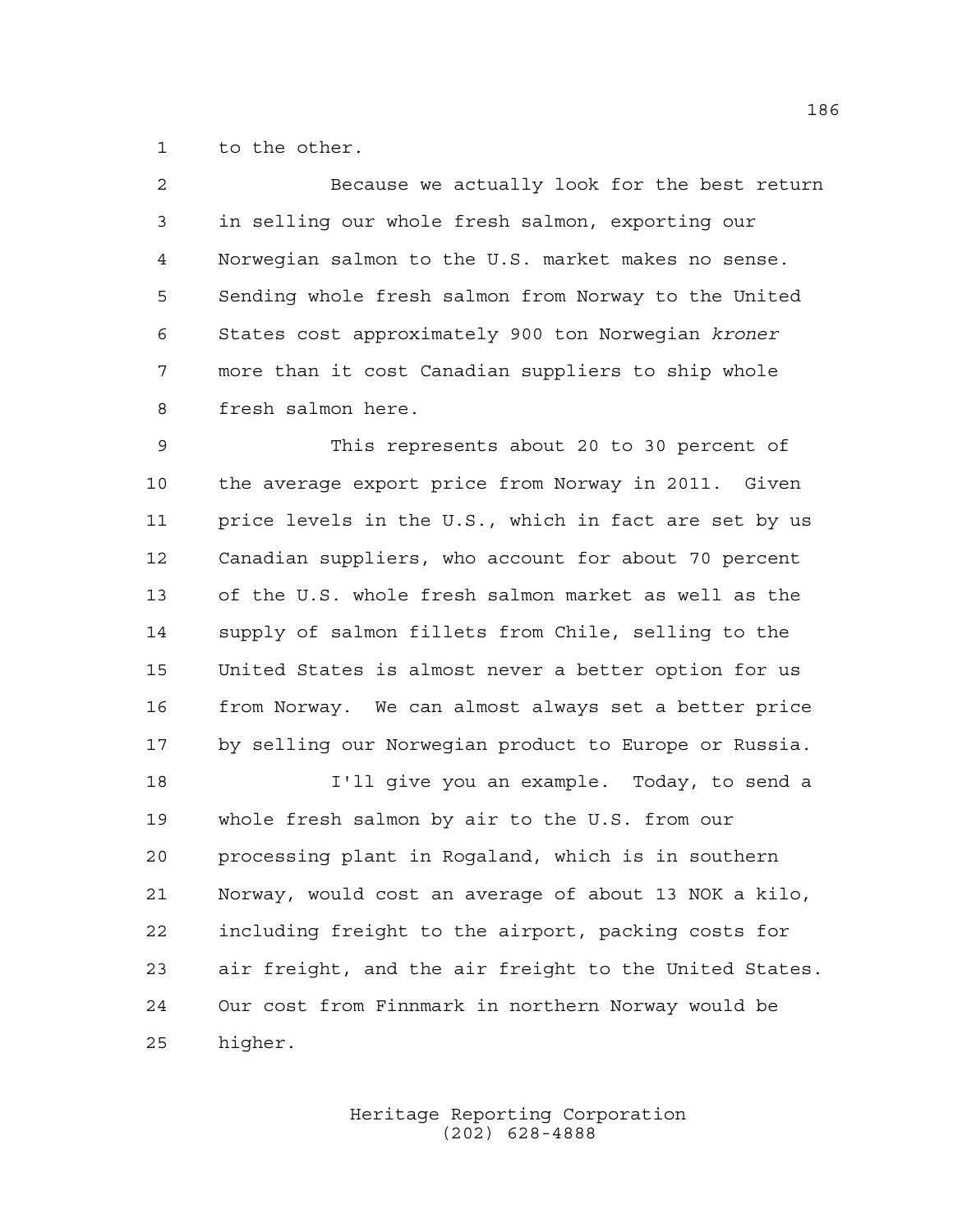to the other.

Because we actually look for the best return in selling our whole fresh salmon, exporting our Norwegian salmon to the U.S. market makes no sense. Sending whole fresh salmon from Norway to the United States cost approximately 900 ton Norwegian *kroner* more than it cost Canadian suppliers to ship whole fresh salmon here.

This represents about 20 to 30 percent of the average export price from Norway in 2011. Given price levels in the U.S., which in fact are set by us Canadian suppliers, who account for about 70 percent of the U.S. whole fresh salmon market as well as the supply of salmon fillets from Chile, selling to the United States is almost never a better option for us from Norway. We can almost always set a better price by selling our Norwegian product to Europe or Russia.

I'll give you an example. Today, to send a whole fresh salmon by air to the U.S. from our processing plant in Rogaland, which is in southern Norway, would cost an average of about 13 NOK a kilo, including freight to the airport, packing costs for air freight, and the air freight to the United States. Our cost from Finnmark in northern Norway would be higher.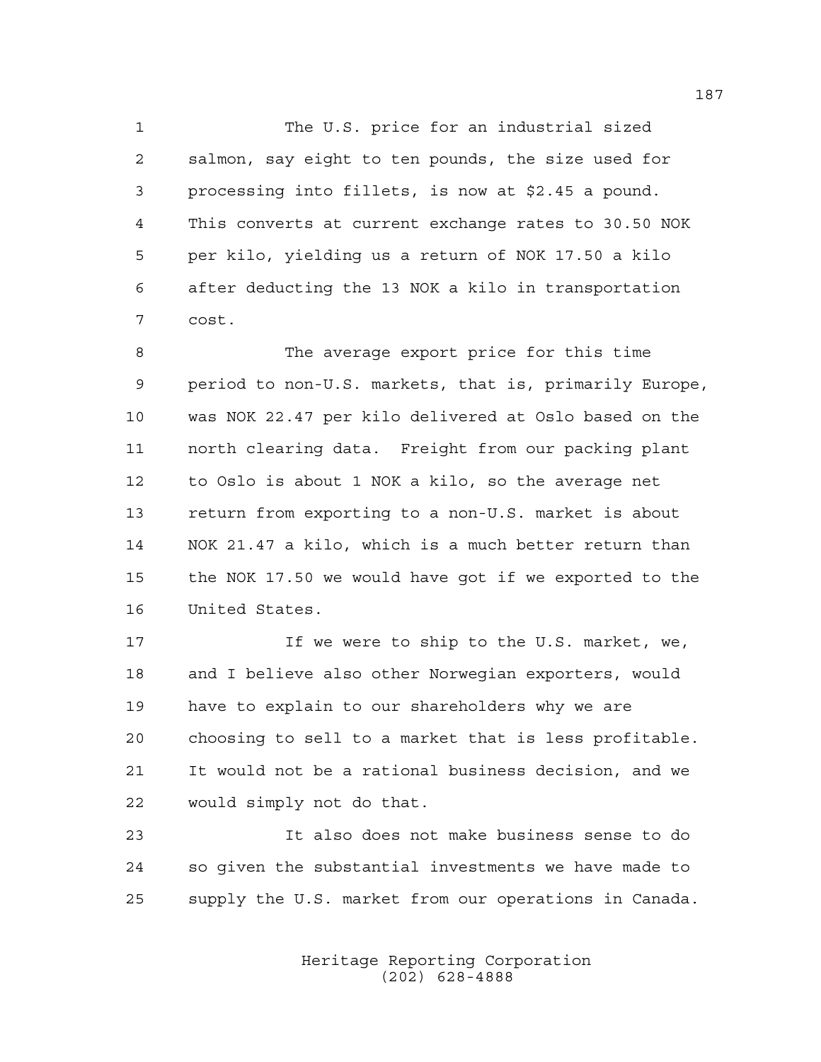The U.S. price for an industrial sized salmon, say eight to ten pounds, the size used for processing into fillets, is now at $2.45 a pound. This converts at current exchange rates to 30.50 NOK per kilo, yielding us a return of NOK 17.50 a kilo after deducting the 13 NOK a kilo in transportation cost.

The average export price for this time period to non-U.S. markets, that is, primarily Europe, was NOK 22.47 per kilo delivered at Oslo based on the north clearing data. Freight from our packing plant to Oslo is about 1 NOK a kilo, so the average net return from exporting to a non-U.S. market is about NOK 21.47 a kilo, which is a much better return than the NOK 17.50 we would have got if we exported to the United States.

If we were to ship to the U.S. market, we, and I believe also other Norwegian exporters, would have to explain to our shareholders why we are choosing to sell to a market that is less profitable. It would not be a rational business decision, and we would simply not do that.

It also does not make business sense to do so given the substantial investments we have made to supply the U.S. market from our operations in Canada.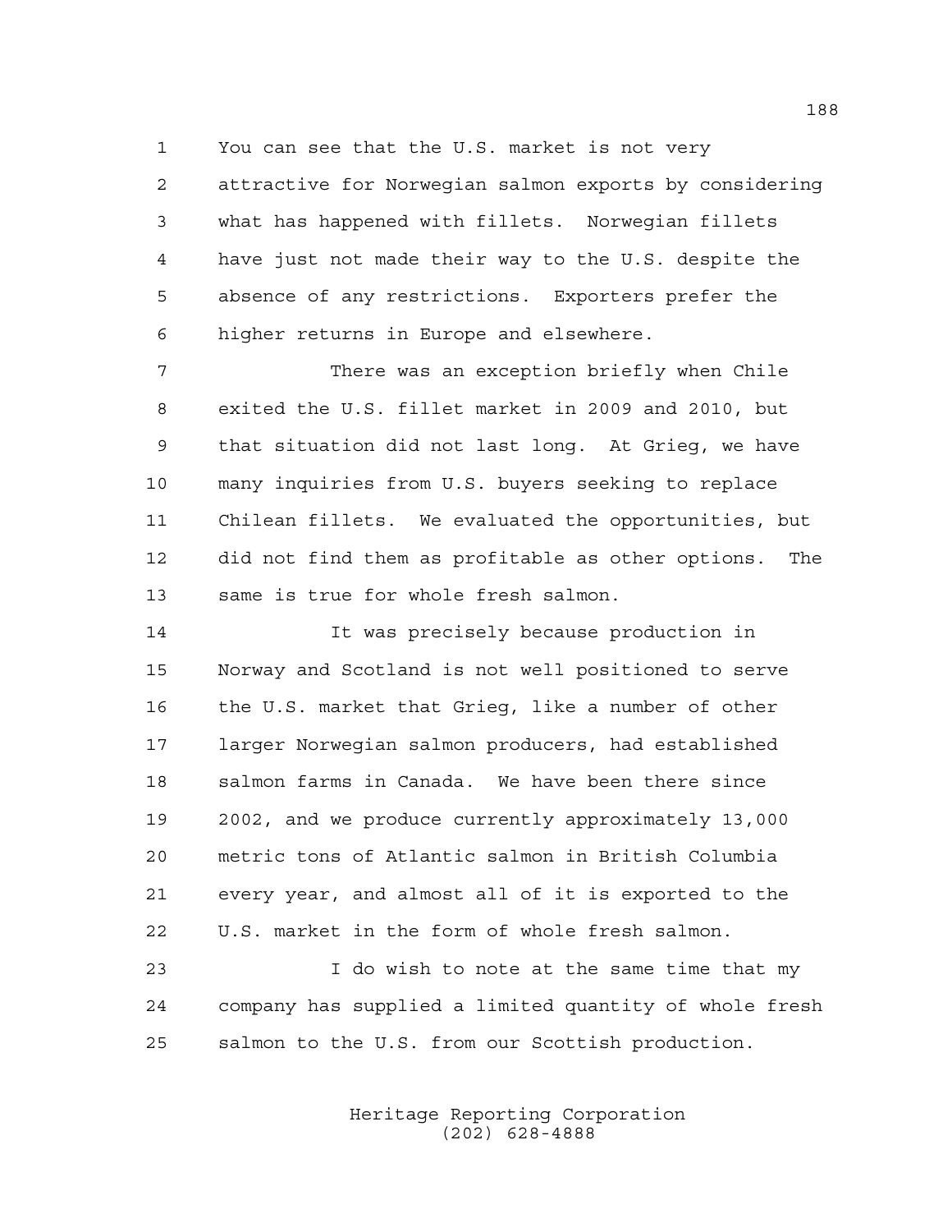You can see that the U.S. market is not very attractive for Norwegian salmon exports by considering what has happened with fillets. Norwegian fillets have just not made their way to the U.S. despite the absence of any restrictions. Exporters prefer the higher returns in Europe and elsewhere.

There was an exception briefly when Chile exited the U.S. fillet market in 2009 and 2010, but that situation did not last long. At Grieg, we have many inquiries from U.S. buyers seeking to replace Chilean fillets. We evaluated the opportunities, but did not find them as profitable as other options. The same is true for whole fresh salmon.

It was precisely because production in Norway and Scotland is not well positioned to serve the U.S. market that Grieg, like a number of other larger Norwegian salmon producers, had established salmon farms in Canada. We have been there since 2002, and we produce currently approximately 13,000 metric tons of Atlantic salmon in British Columbia every year, and almost all of it is exported to the U.S. market in the form of whole fresh salmon.

I do wish to note at the same time that my company has supplied a limited quantity of whole fresh salmon to the U.S. from our Scottish production.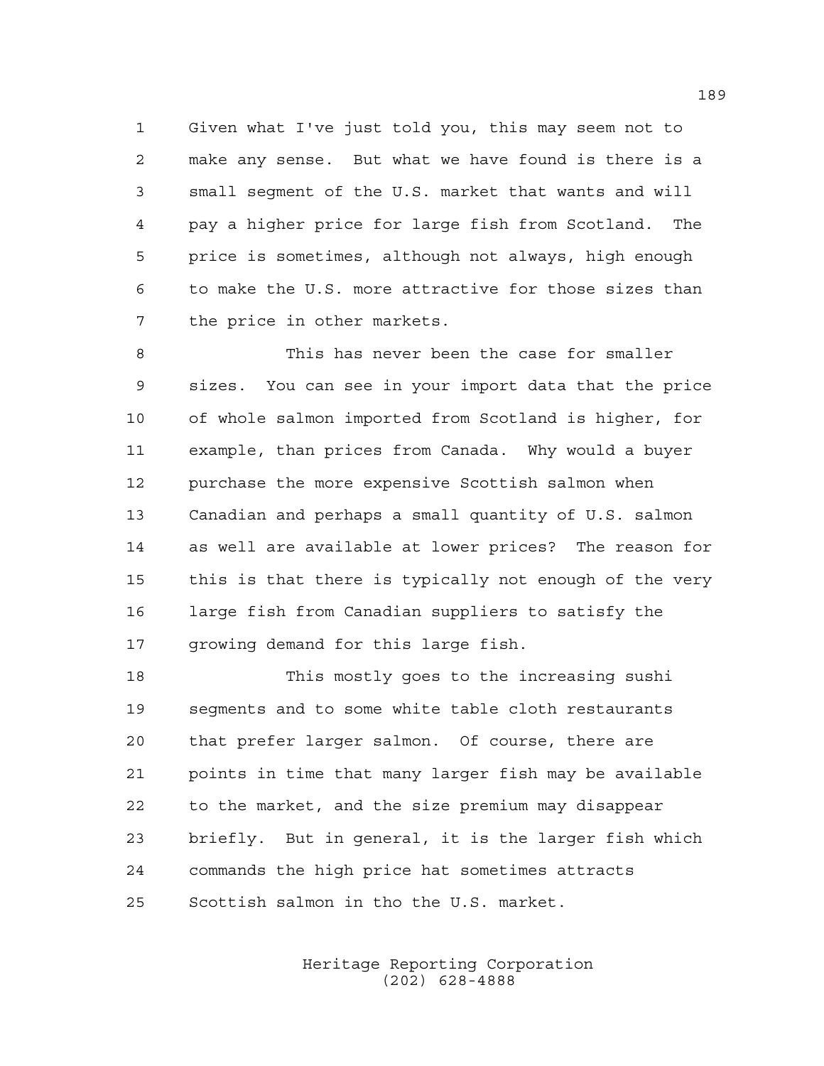Given what I've just told you, this may seem not to make any sense. But what we have found is there is a small segment of the U.S. market that wants and will pay a higher price for large fish from Scotland. The price is sometimes, although not always, high enough to make the U.S. more attractive for those sizes than the price in other markets.

This has never been the case for smaller sizes. You can see in your import data that the price of whole salmon imported from Scotland is higher, for example, than prices from Canada. Why would a buyer purchase the more expensive Scottish salmon when Canadian and perhaps a small quantity of U.S. salmon as well are available at lower prices? The reason for this is that there is typically not enough of the very large fish from Canadian suppliers to satisfy the growing demand for this large fish.

This mostly goes to the increasing sushi segments and to some white table cloth restaurants that prefer larger salmon. Of course, there are points in time that many larger fish may be available to the market, and the size premium may disappear briefly. But in general, it is the larger fish which commands the high price hat sometimes attracts Scottish salmon in tho the U.S. market.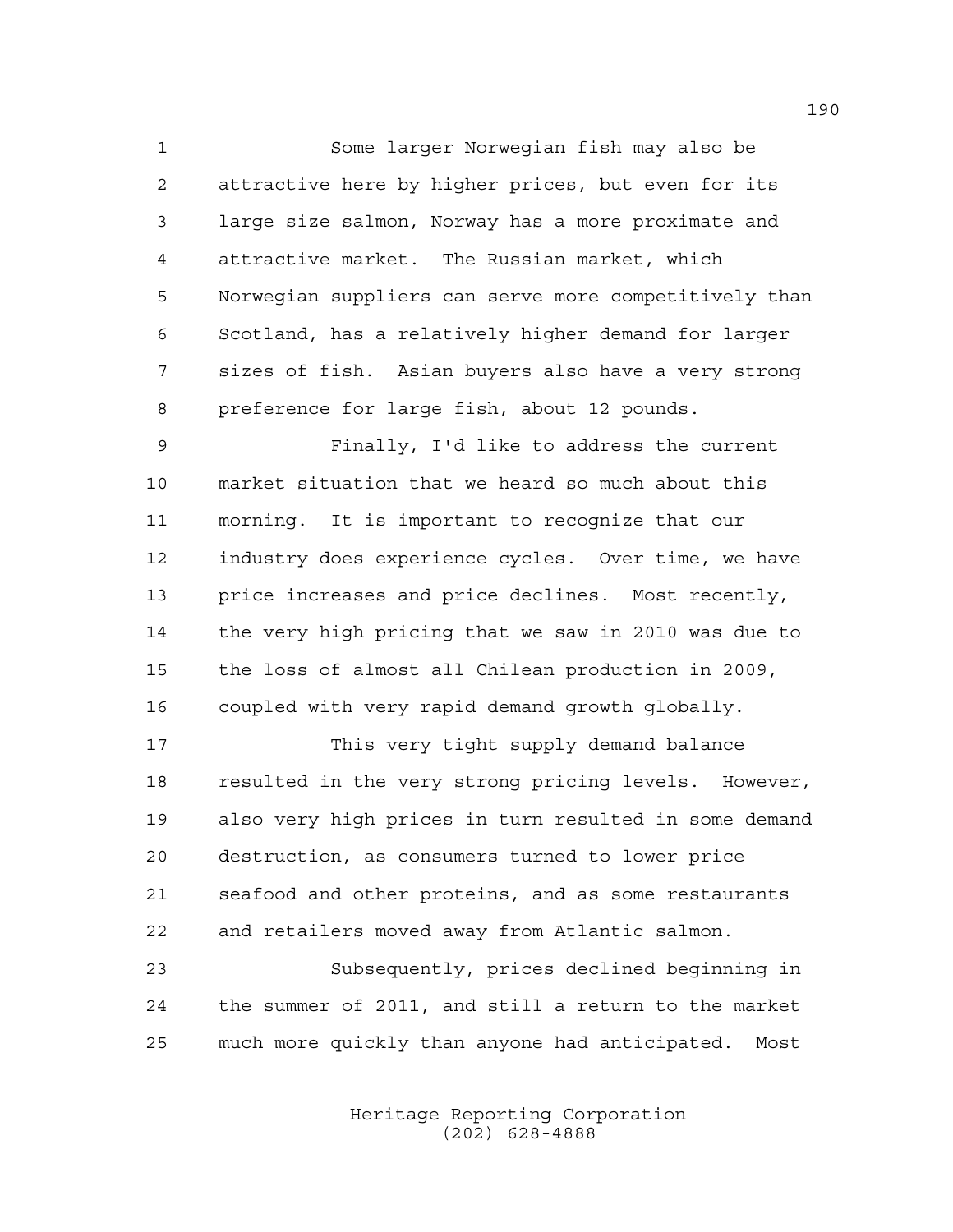Some larger Norwegian fish may also be attractive here by higher prices, but even for its large size salmon, Norway has a more proximate and attractive market. The Russian market, which Norwegian suppliers can serve more competitively than Scotland, has a relatively higher demand for larger sizes of fish. Asian buyers also have a very strong preference for large fish, about 12 pounds.

Finally, I'd like to address the current market situation that we heard so much about this morning. It is important to recognize that our industry does experience cycles. Over time, we have price increases and price declines. Most recently, the very high pricing that we saw in 2010 was due to the loss of almost all Chilean production in 2009, coupled with very rapid demand growth globally.

This very tight supply demand balance resulted in the very strong pricing levels. However, also very high prices in turn resulted in some demand destruction, as consumers turned to lower price seafood and other proteins, and as some restaurants and retailers moved away from Atlantic salmon.

Subsequently, prices declined beginning in the summer of 2011, and still a return to the market much more quickly than anyone had anticipated. Most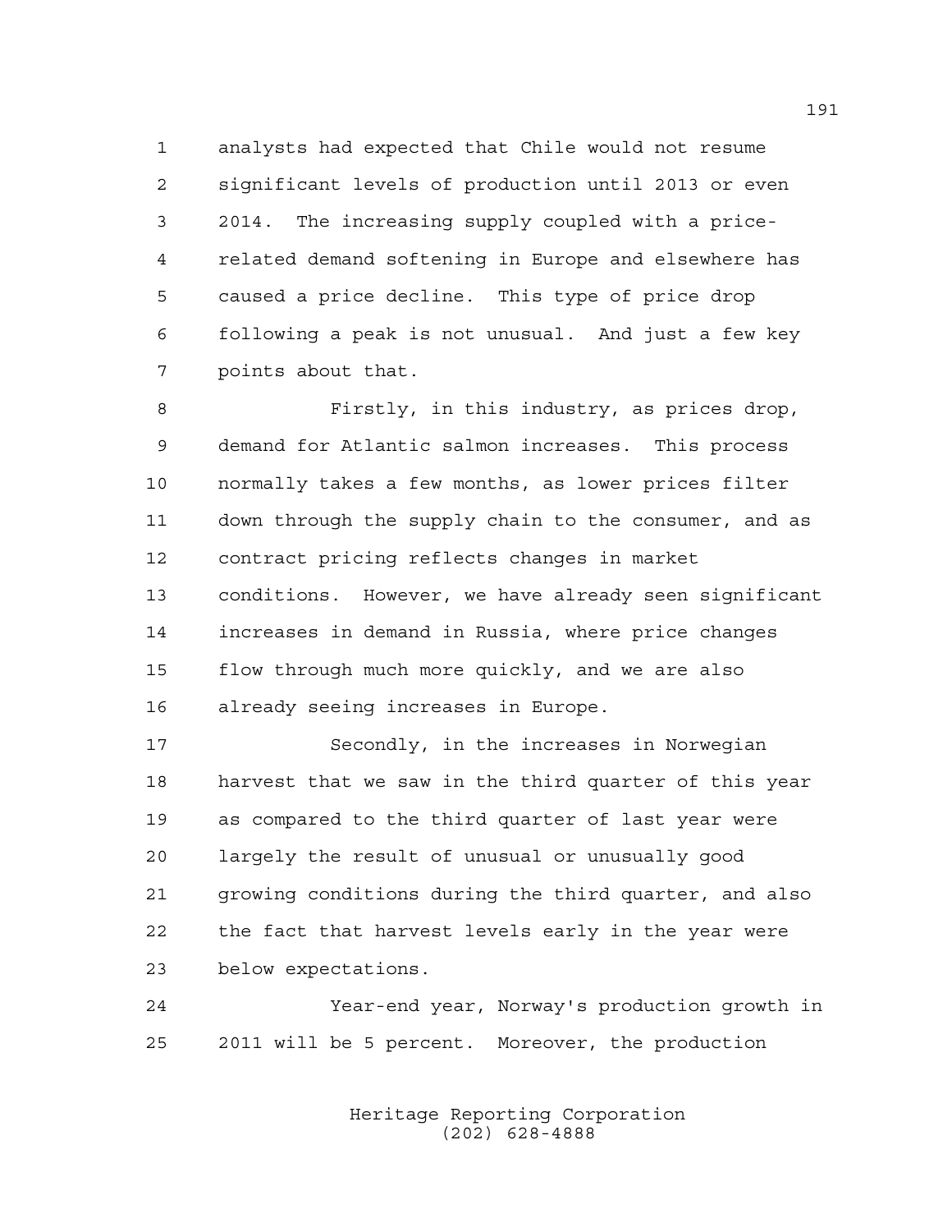analysts had expected that Chile would not resume significant levels of production until 2013 or even 2014. The increasing supply coupled with a price-related demand softening in Europe and elsewhere has caused a price decline. This type of price drop following a peak is not unusual. And just a few key points about that.

Firstly, in this industry, as prices drop, demand for Atlantic salmon increases. This process normally takes a few months, as lower prices filter down through the supply chain to the consumer, and as contract pricing reflects changes in market conditions. However, we have already seen significant increases in demand in Russia, where price changes flow through much more quickly, and we are also already seeing increases in Europe.

Secondly, in the increases in Norwegian harvest that we saw in the third quarter of this year as compared to the third quarter of last year were largely the result of unusual or unusually good growing conditions during the third quarter, and also the fact that harvest levels early in the year were below expectations.

Year-end year, Norway's production growth in 2011 will be 5 percent. Moreover, the production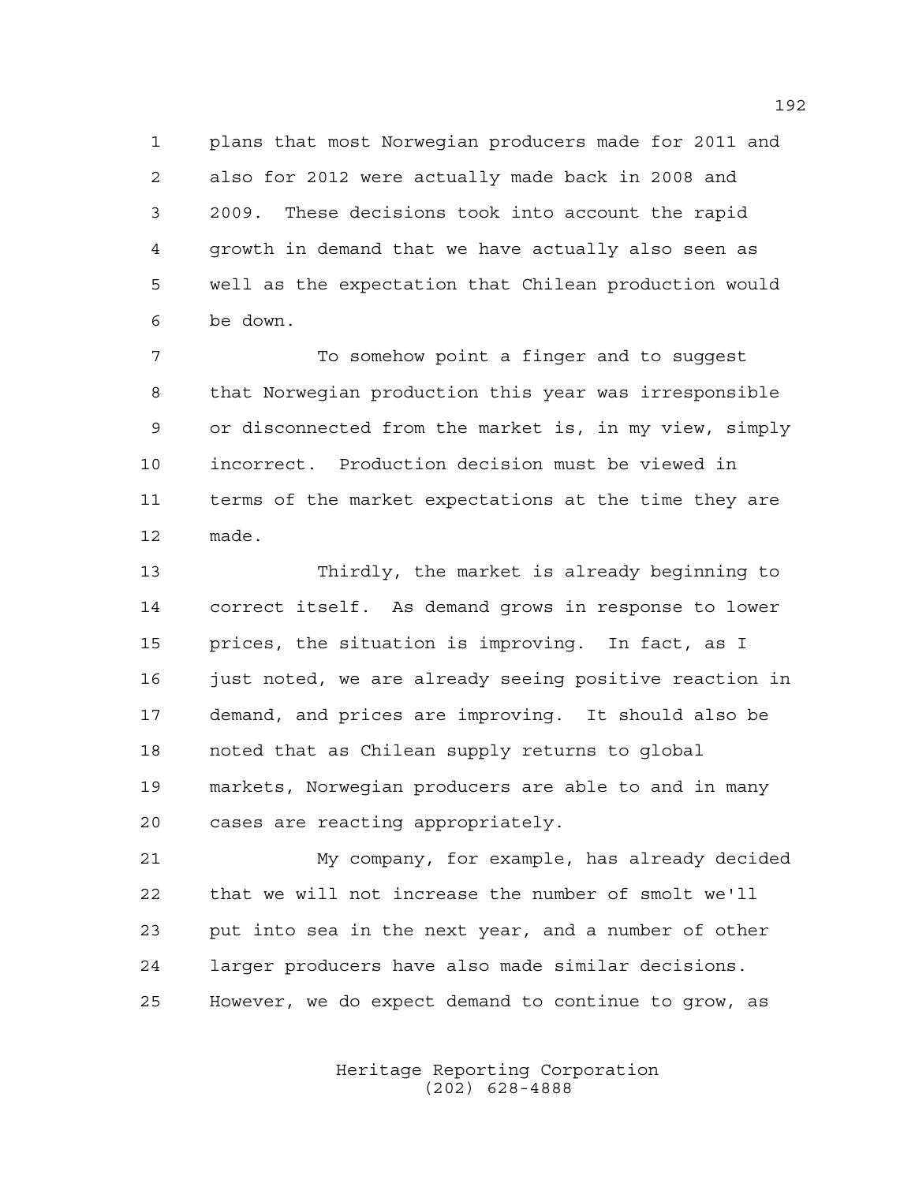plans that most Norwegian producers made for 2011 and also for 2012 were actually made back in 2008 and 2009. These decisions took into account the rapid growth in demand that we have actually also seen as well as the expectation that Chilean production would be down.

To somehow point a finger and to suggest that Norwegian production this year was irresponsible or disconnected from the market is, in my view, simply incorrect. Production decision must be viewed in terms of the market expectations at the time they are made.

Thirdly, the market is already beginning to correct itself. As demand grows in response to lower prices, the situation is improving. In fact, as I just noted, we are already seeing positive reaction in demand, and prices are improving. It should also be noted that as Chilean supply returns to global markets, Norwegian producers are able to and in many cases are reacting appropriately.

My company, for example, has already decided that we will not increase the number of smolt we'll put into sea in the next year, and a number of other larger producers have also made similar decisions. However, we do expect demand to continue to grow, as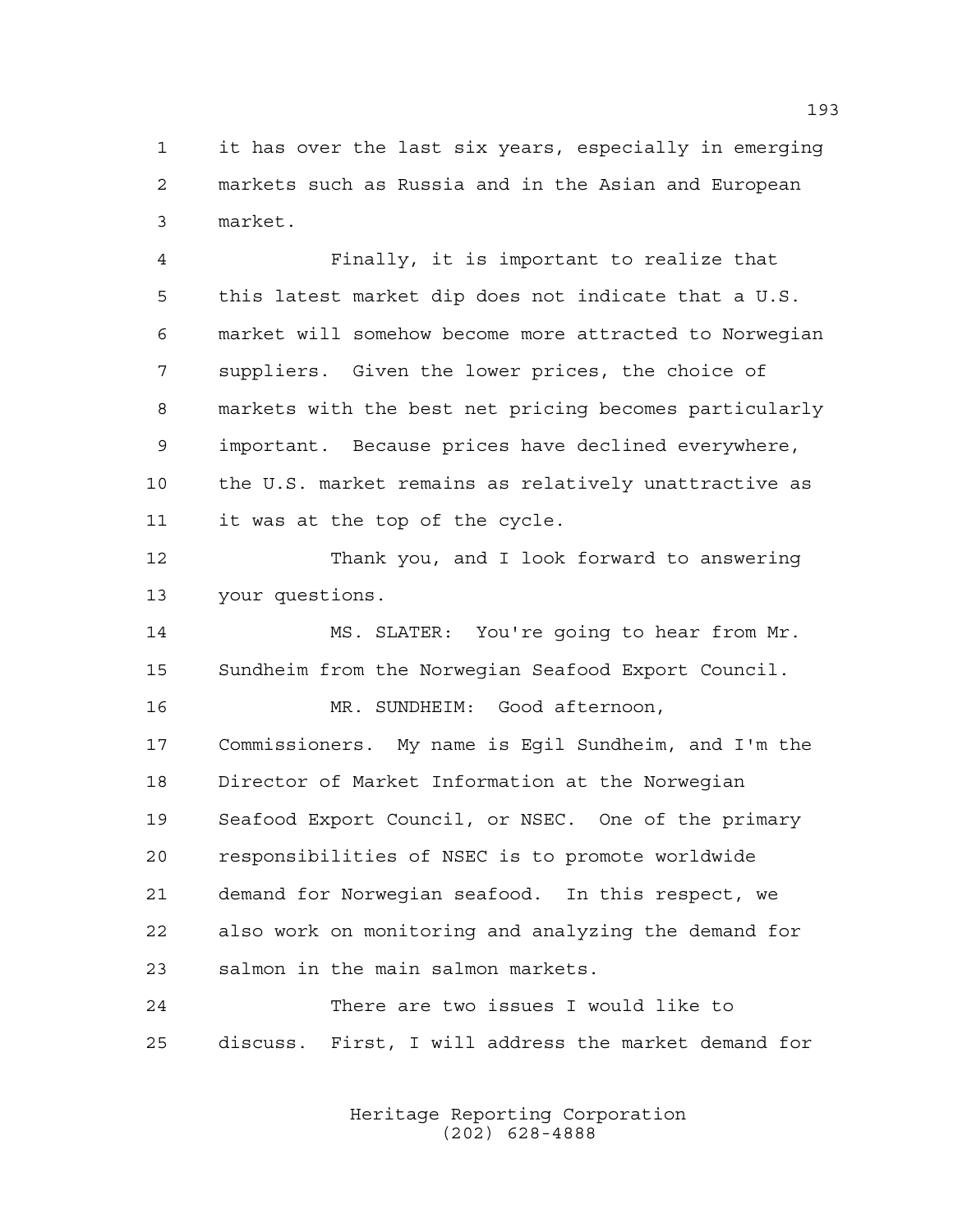it has over the last six years, especially in emerging markets such as Russia and in the Asian and European market.

Finally, it is important to realize that this latest market dip does not indicate that a U.S. market will somehow become more attracted to Norwegian suppliers. Given the lower prices, the choice of markets with the best net pricing becomes particularly important. Because prices have declined everywhere, the U.S. market remains as relatively unattractive as it was at the top of the cycle.

Thank you, and I look forward to answering your questions.

MS. SLATER: You're going to hear from Mr. Sundheim from the Norwegian Seafood Export Council.

MR. SUNDHEIM: Good afternoon, Commissioners. My name is Egil Sundheim, and I'm the Director of Market Information at the Norwegian Seafood Export Council, or NSEC. One of the primary responsibilities of NSEC is to promote worldwide demand for Norwegian seafood. In this respect, we also work on monitoring and analyzing the demand for salmon in the main salmon markets.

There are two issues I would like to discuss. First, I will address the market demand for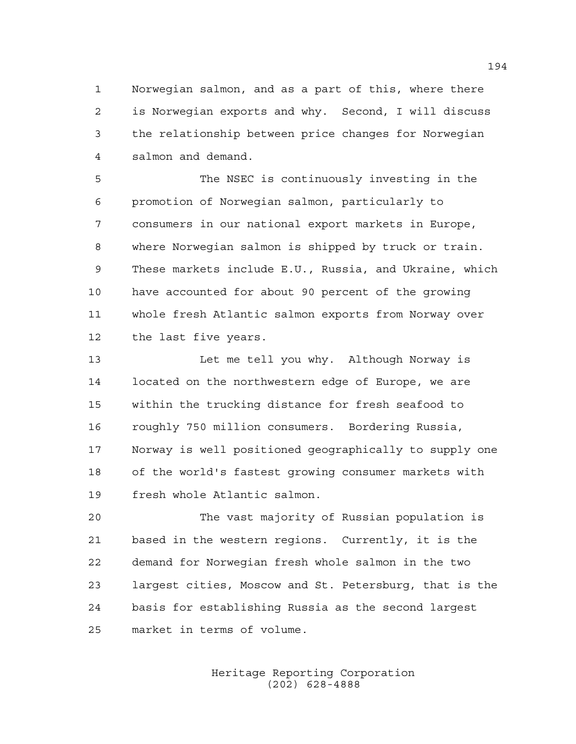Norwegian salmon, and as a part of this, where there is Norwegian exports and why. Second, I will discuss the relationship between price changes for Norwegian salmon and demand.

The NSEC is continuously investing in the promotion of Norwegian salmon, particularly to consumers in our national export markets in Europe, where Norwegian salmon is shipped by truck or train. These markets include E.U., Russia, and Ukraine, which have accounted for about 90 percent of the growing whole fresh Atlantic salmon exports from Norway over the last five years.

Let me tell you why. Although Norway is located on the northwestern edge of Europe, we are within the trucking distance for fresh seafood to roughly 750 million consumers. Bordering Russia, Norway is well positioned geographically to supply one of the world's fastest growing consumer markets with fresh whole Atlantic salmon.

The vast majority of Russian population is based in the western regions. Currently, it is the demand for Norwegian fresh whole salmon in the two largest cities, Moscow and St. Petersburg, that is the basis for establishing Russia as the second largest market in terms of volume.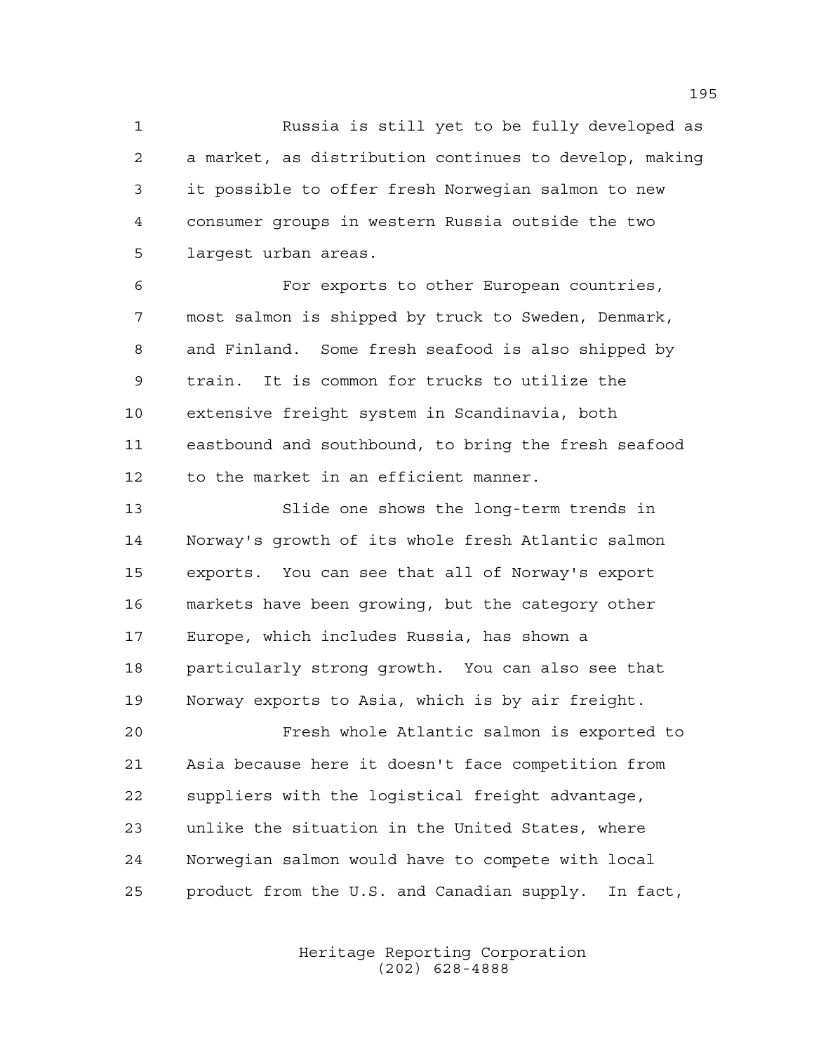Russia is still yet to be fully developed as a market, as distribution continues to develop, making it possible to offer fresh Norwegian salmon to new consumer groups in western Russia outside the two largest urban areas.

For exports to other European countries, most salmon is shipped by truck to Sweden, Denmark, and Finland. Some fresh seafood is also shipped by train. It is common for trucks to utilize the extensive freight system in Scandinavia, both eastbound and southbound, to bring the fresh seafood to the market in an efficient manner.

Slide one shows the long-term trends in Norway's growth of its whole fresh Atlantic salmon exports. You can see that all of Norway's export markets have been growing, but the category other Europe, which includes Russia, has shown a particularly strong growth. You can also see that Norway exports to Asia, which is by air freight.

Fresh whole Atlantic salmon is exported to Asia because here it doesn't face competition from suppliers with the logistical freight advantage, unlike the situation in the United States, where Norwegian salmon would have to compete with local product from the U.S. and Canadian supply. In fact,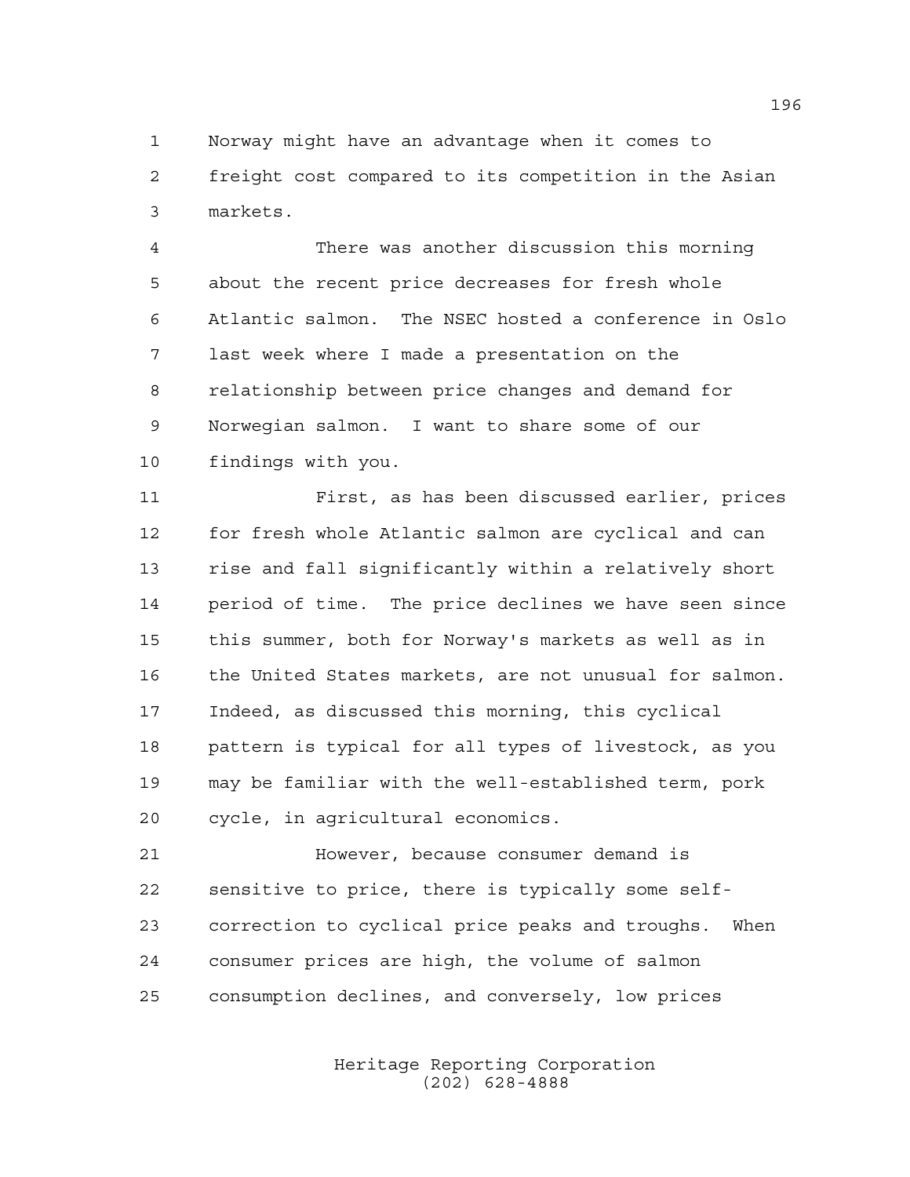Norway might have an advantage when it comes to freight cost compared to its competition in the Asian markets.

There was another discussion this morning about the recent price decreases for fresh whole Atlantic salmon. The NSEC hosted a conference in Oslo last week where I made a presentation on the relationship between price changes and demand for Norwegian salmon. I want to share some of our findings with you.

First, as has been discussed earlier, prices for fresh whole Atlantic salmon are cyclical and can rise and fall significantly within a relatively short period of time. The price declines we have seen since this summer, both for Norway's markets as well as in the United States markets, are not unusual for salmon. Indeed, as discussed this morning, this cyclical pattern is typical for all types of livestock, as you may be familiar with the well-established term, pork cycle, in agricultural economics.

However, because consumer demand is sensitive to price, there is typically some self-correction to cyclical price peaks and troughs. When consumer prices are high, the volume of salmon consumption declines, and conversely, low prices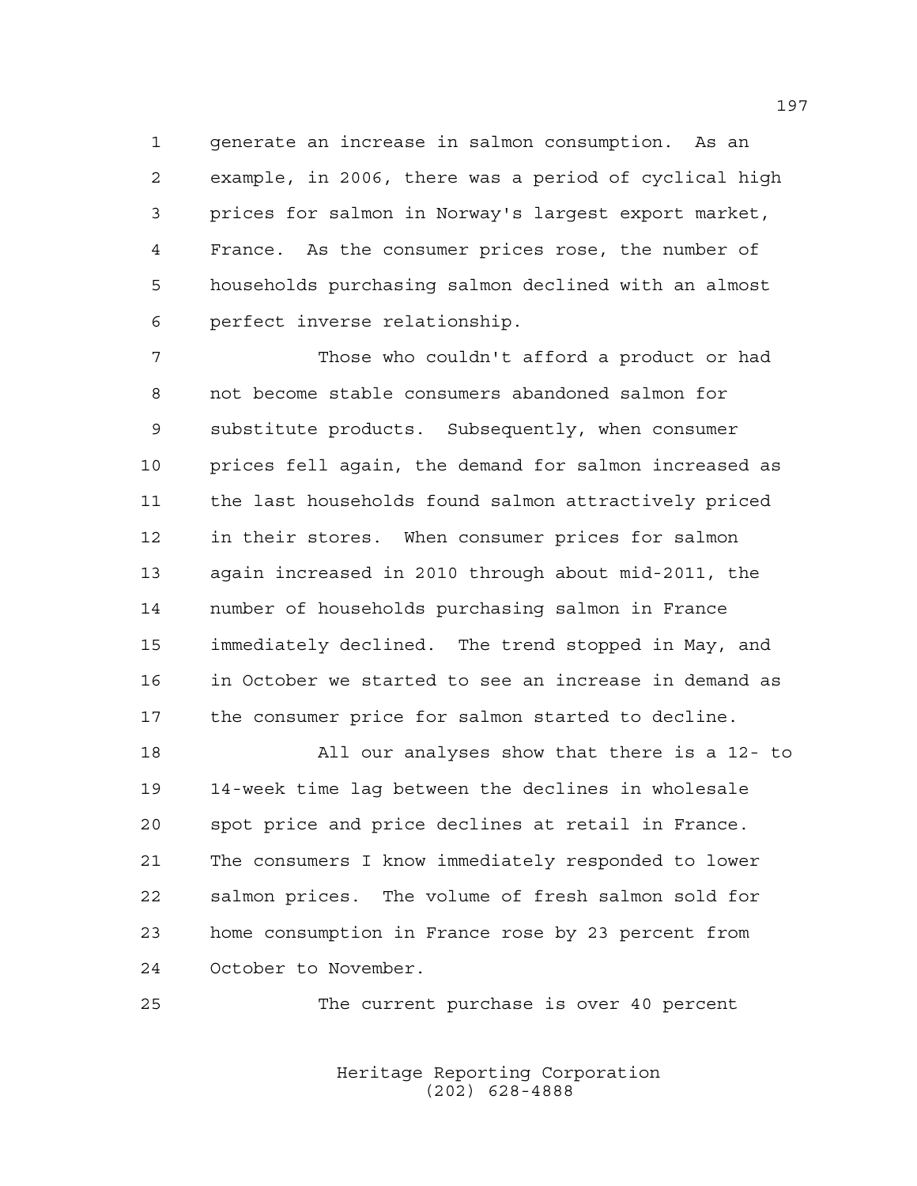generate an increase in salmon consumption. As an example, in 2006, there was a period of cyclical high prices for salmon in Norway's largest export market, France. As the consumer prices rose, the number of households purchasing salmon declined with an almost perfect inverse relationship.

Those who couldn't afford a product or had not become stable consumers abandoned salmon for substitute products. Subsequently, when consumer prices fell again, the demand for salmon increased as the last households found salmon attractively priced in their stores. When consumer prices for salmon again increased in 2010 through about mid-2011, the number of households purchasing salmon in France immediately declined. The trend stopped in May, and in October we started to see an increase in demand as the consumer price for salmon started to decline.

All our analyses show that there is a 12- to 14-week time lag between the declines in wholesale spot price and price declines at retail in France. The consumers I know immediately responded to lower salmon prices. The volume of fresh salmon sold for home consumption in France rose by 23 percent from October to November.

The current purchase is over 40 percent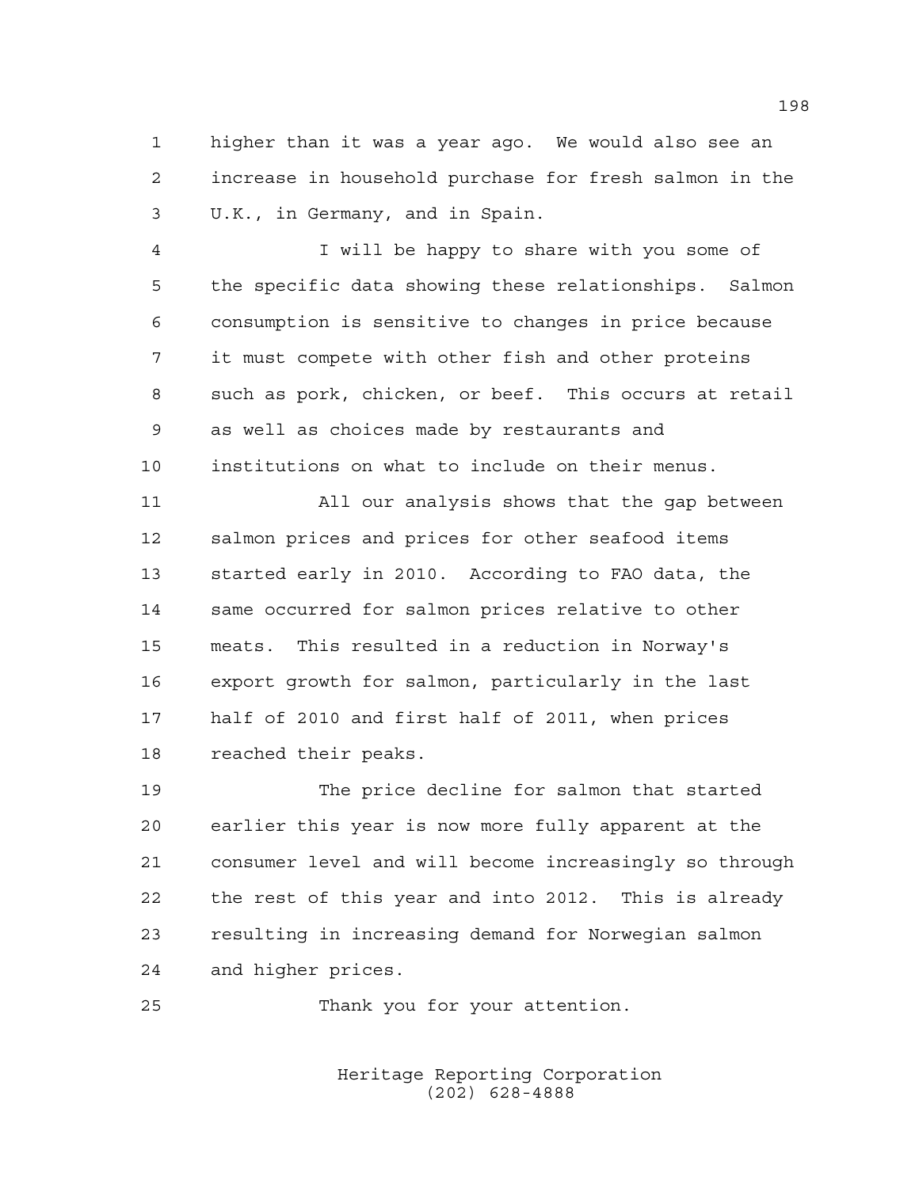higher than it was a year ago. We would also see an increase in household purchase for fresh salmon in the U.K., in Germany, and in Spain.

I will be happy to share with you some of the specific data showing these relationships. Salmon consumption is sensitive to changes in price because it must compete with other fish and other proteins such as pork, chicken, or beef. This occurs at retail as well as choices made by restaurants and institutions on what to include on their menus.

All our analysis shows that the gap between salmon prices and prices for other seafood items started early in 2010. According to FAO data, the same occurred for salmon prices relative to other meats. This resulted in a reduction in Norway's export growth for salmon, particularly in the last half of 2010 and first half of 2011, when prices reached their peaks.

The price decline for salmon that started earlier this year is now more fully apparent at the consumer level and will become increasingly so through the rest of this year and into 2012. This is already resulting in increasing demand for Norwegian salmon and higher prices.

Thank you for your attention.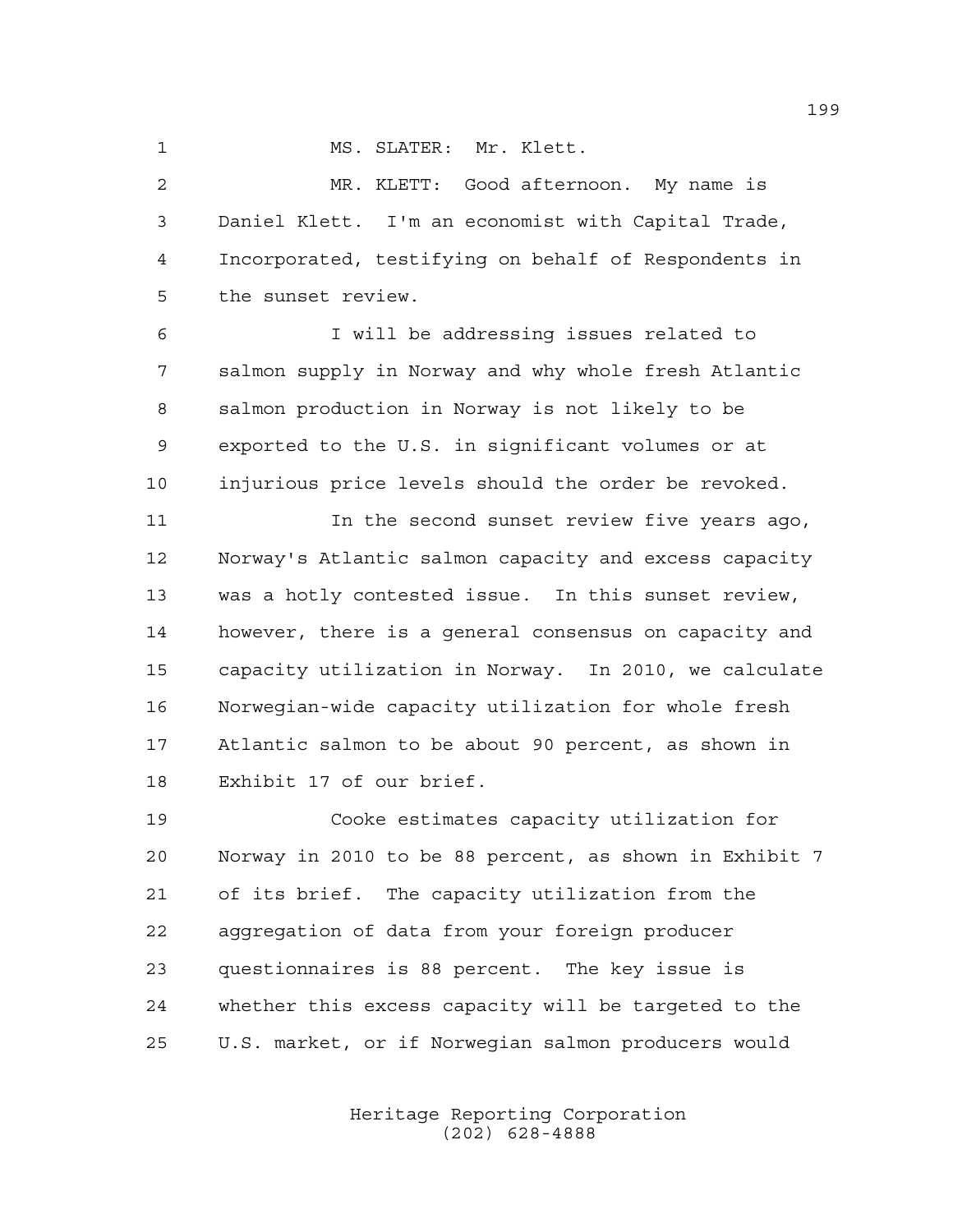MS. SLATER: Mr. Klett.

MR. KLETT: Good afternoon. My name is Daniel Klett. I'm an economist with Capital Trade, Incorporated, testifying on behalf of Respondents in the sunset review.

I will be addressing issues related to salmon supply in Norway and why whole fresh Atlantic salmon production in Norway is not likely to be exported to the U.S. in significant volumes or at injurious price levels should the order be revoked.

In the second sunset review five years ago, Norway's Atlantic salmon capacity and excess capacity was a hotly contested issue. In this sunset review, however, there is a general consensus on capacity and capacity utilization in Norway. In 2010, we calculate Norwegian-wide capacity utilization for whole fresh Atlantic salmon to be about 90 percent, as shown in Exhibit 17 of our brief.

Cooke estimates capacity utilization for Norway in 2010 to be 88 percent, as shown in Exhibit 7 of its brief. The capacity utilization from the aggregation of data from your foreign producer questionnaires is 88 percent. The key issue is whether this excess capacity will be targeted to the U.S. market, or if Norwegian salmon producers would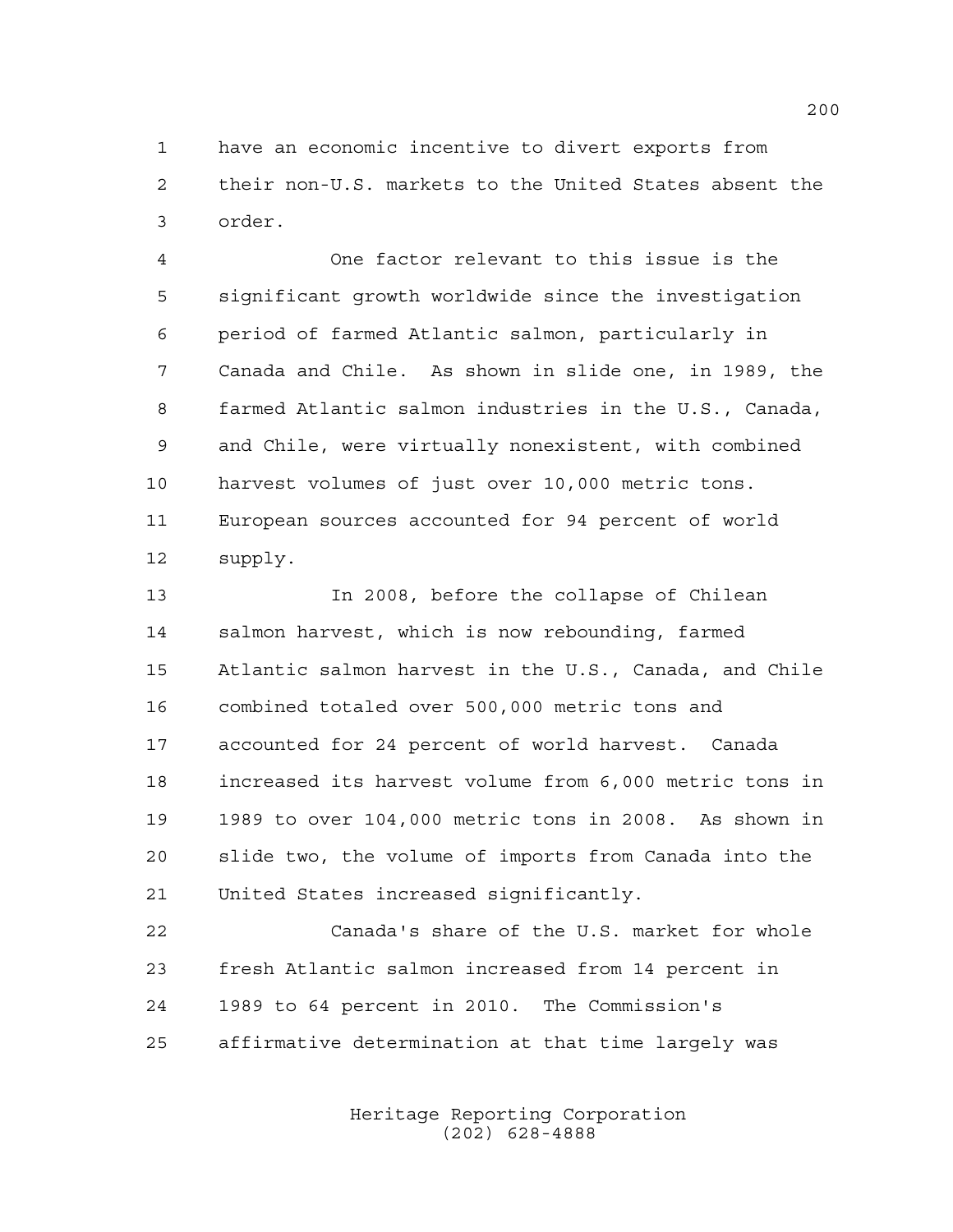have an economic incentive to divert exports from their non-U.S. markets to the United States absent the order.

One factor relevant to this issue is the significant growth worldwide since the investigation period of farmed Atlantic salmon, particularly in Canada and Chile. As shown in slide one, in 1989, the farmed Atlantic salmon industries in the U.S., Canada, and Chile, were virtually nonexistent, with combined harvest volumes of just over 10,000 metric tons. European sources accounted for 94 percent of world supply.

In 2008, before the collapse of Chilean salmon harvest, which is now rebounding, farmed Atlantic salmon harvest in the U.S., Canada, and Chile combined totaled over 500,000 metric tons and accounted for 24 percent of world harvest. Canada increased its harvest volume from 6,000 metric tons in 1989 to over 104,000 metric tons in 2008. As shown in slide two, the volume of imports from Canada into the United States increased significantly.

Canada's share of the U.S. market for whole fresh Atlantic salmon increased from 14 percent in 1989 to 64 percent in 2010. The Commission's affirmative determination at that time largely was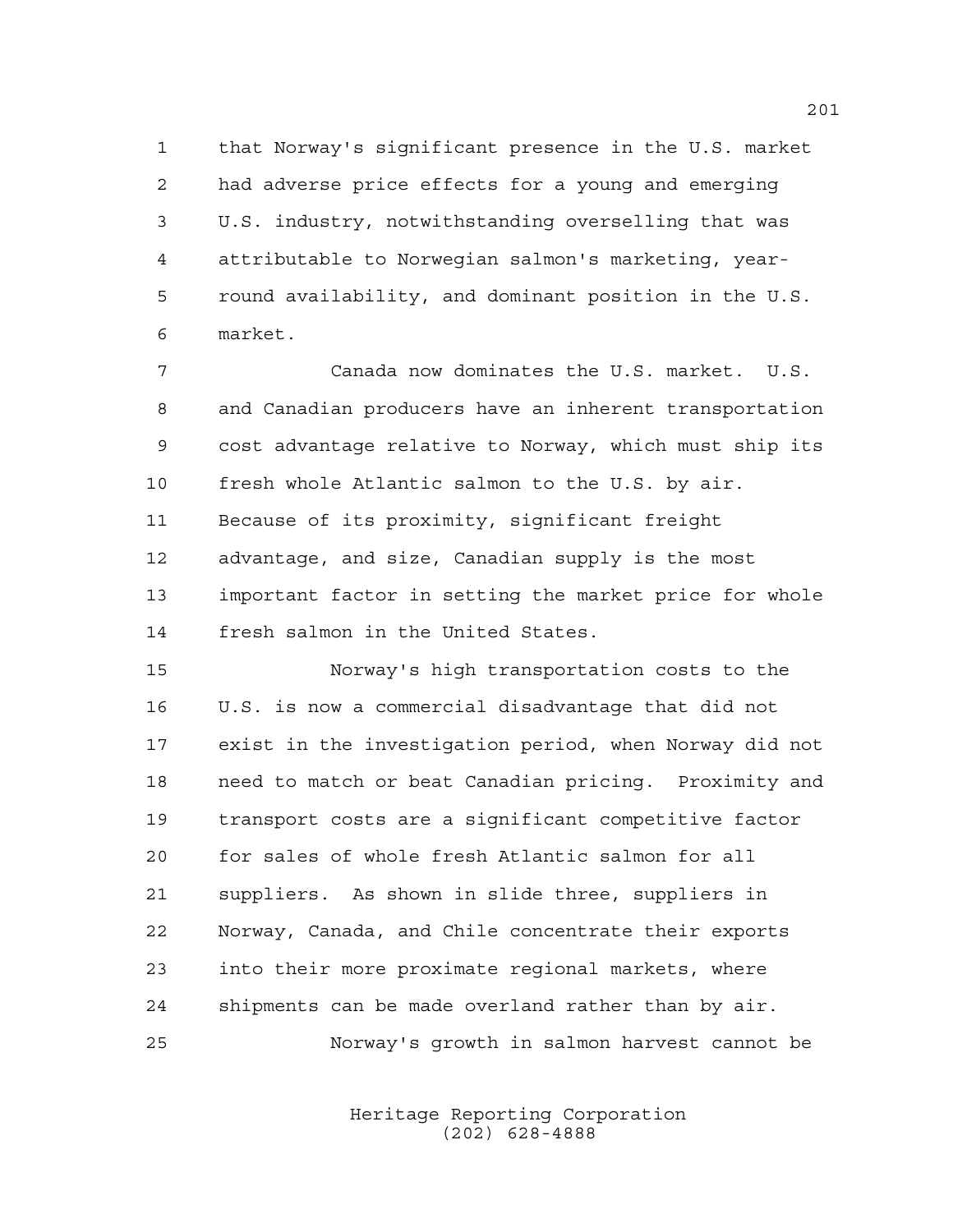that Norway's significant presence in the U.S. market had adverse price effects for a young and emerging U.S. industry, notwithstanding overselling that was attributable to Norwegian salmon's marketing, year-round availability, and dominant position in the U.S. market.

Canada now dominates the U.S. market. U.S. and Canadian producers have an inherent transportation cost advantage relative to Norway, which must ship its fresh whole Atlantic salmon to the U.S. by air. Because of its proximity, significant freight advantage, and size, Canadian supply is the most important factor in setting the market price for whole fresh salmon in the United States.

Norway's high transportation costs to the U.S. is now a commercial disadvantage that did not exist in the investigation period, when Norway did not need to match or beat Canadian pricing. Proximity and transport costs are a significant competitive factor for sales of whole fresh Atlantic salmon for all suppliers. As shown in slide three, suppliers in Norway, Canada, and Chile concentrate their exports into their more proximate regional markets, where shipments can be made overland rather than by air.

Norway's growth in salmon harvest cannot be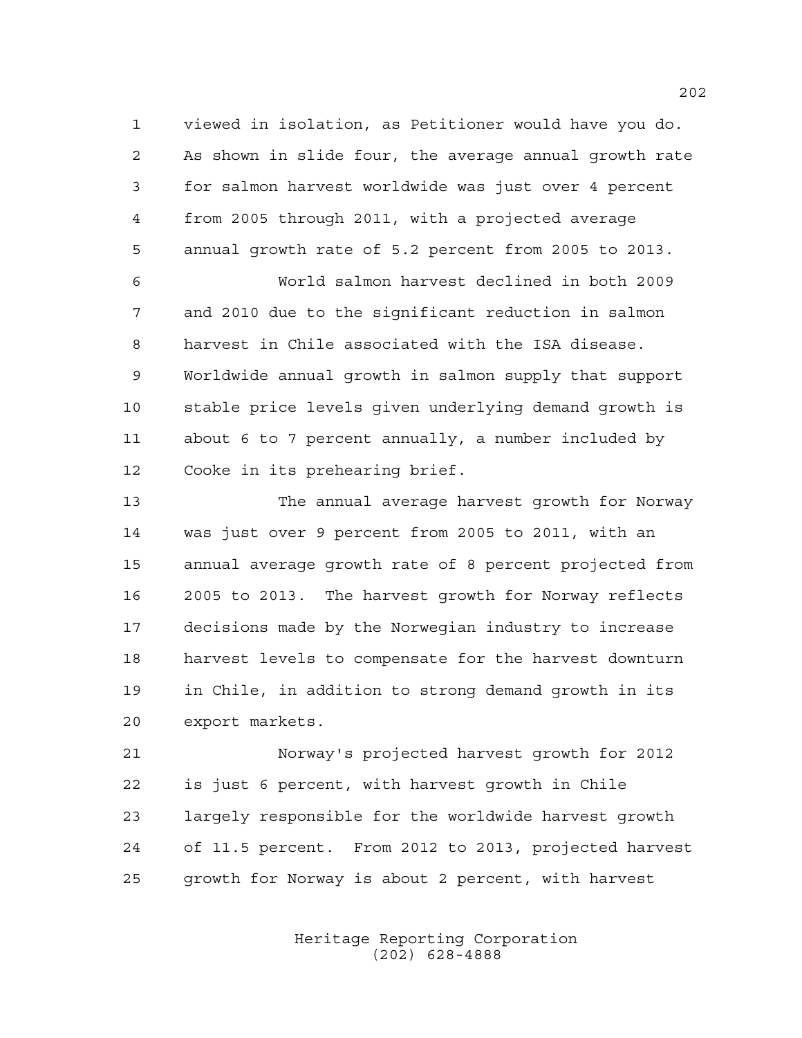viewed in isolation, as Petitioner would have you do. As shown in slide four, the average annual growth rate for salmon harvest worldwide was just over 4 percent from 2005 through 2011, with a projected average annual growth rate of 5.2 percent from 2005 to 2013.

World salmon harvest declined in both 2009 and 2010 due to the significant reduction in salmon harvest in Chile associated with the ISA disease. Worldwide annual growth in salmon supply that support stable price levels given underlying demand growth is about 6 to 7 percent annually, a number included by Cooke in its prehearing brief.

The annual average harvest growth for Norway was just over 9 percent from 2005 to 2011, with an annual average growth rate of 8 percent projected from 2005 to 2013. The harvest growth for Norway reflects decisions made by the Norwegian industry to increase harvest levels to compensate for the harvest downturn in Chile, in addition to strong demand growth in its export markets.

Norway's projected harvest growth for 2012 is just 6 percent, with harvest growth in Chile largely responsible for the worldwide harvest growth of 11.5 percent. From 2012 to 2013, projected harvest growth for Norway is about 2 percent, with harvest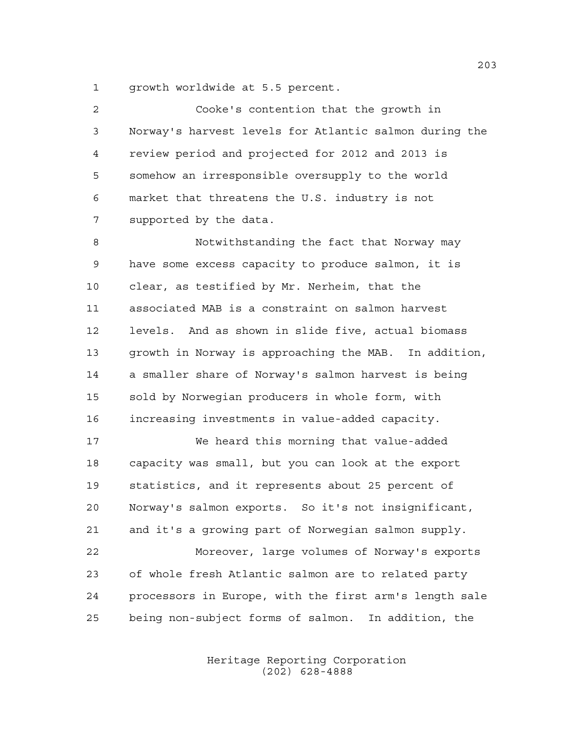1 growth worldwide at 5.5 percent.

2 Cooke's contention that the growth in
3 Norway's harvest levels for Atlantic salmon during the
4 review period and projected for 2012 and 2013 is
5 somehow an irresponsible oversupply to the world
6 market that threatens the U.S. industry is not
7 supported by the data.

8 Notwithstanding the fact that Norway may
9 have some excess capacity to produce salmon, it is
10 clear, as testified by Mr. Nerheim, that the
11 associated MAB is a constraint on salmon harvest
12 levels. And as shown in slide five, actual biomass
13 growth in Norway is approaching the MAB. In addition,
14 a smaller share of Norway's salmon harvest is being
15 sold by Norwegian producers in whole form, with
16 increasing investments in value-added capacity.

17 We heard this morning that value-added
18 capacity was small, but you can look at the export
19 statistics, and it represents about 25 percent of
20 Norway's salmon exports. So it's not insignificant,
21 and it's a growing part of Norwegian salmon supply.

22 Moreover, large volumes of Norway's exports
23 of whole fresh Atlantic salmon are to related party
24 processors in Europe, with the first arm's length sale
25 being non-subject forms of salmon. In addition, the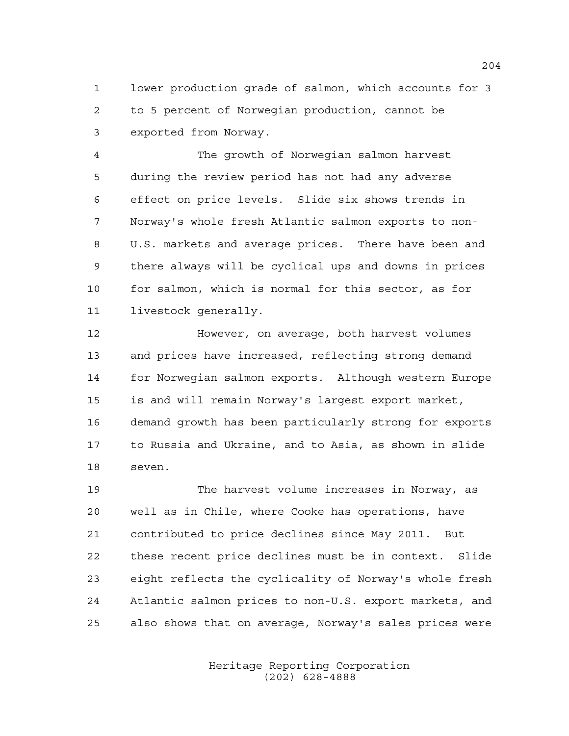lower production grade of salmon, which accounts for 3 to 5 percent of Norwegian production, cannot be exported from Norway.

The growth of Norwegian salmon harvest during the review period has not had any adverse effect on price levels. Slide six shows trends in Norway's whole fresh Atlantic salmon exports to non-U.S. markets and average prices. There have been and there always will be cyclical ups and downs in prices for salmon, which is normal for this sector, as for livestock generally.

However, on average, both harvest volumes and prices have increased, reflecting strong demand for Norwegian salmon exports. Although western Europe is and will remain Norway's largest export market, demand growth has been particularly strong for exports to Russia and Ukraine, and to Asia, as shown in slide seven.

The harvest volume increases in Norway, as well as in Chile, where Cooke has operations, have contributed to price declines since May 2011. But these recent price declines must be in context. Slide eight reflects the cyclicality of Norway's whole fresh Atlantic salmon prices to non-U.S. export markets, and also shows that on average, Norway's sales prices were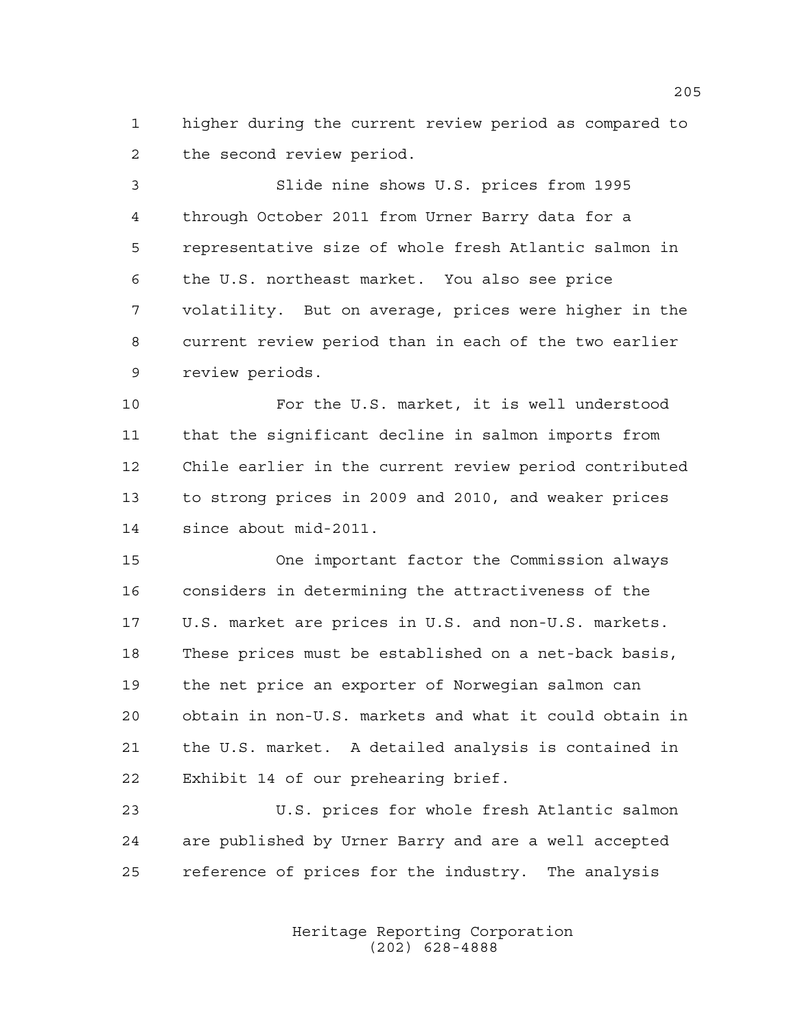higher during the current review period as compared to the second review period.

Slide nine shows U.S. prices from 1995 through October 2011 from Urner Barry data for a representative size of whole fresh Atlantic salmon in the U.S. northeast market. You also see price volatility. But on average, prices were higher in the current review period than in each of the two earlier review periods.

For the U.S. market, it is well understood that the significant decline in salmon imports from Chile earlier in the current review period contributed to strong prices in 2009 and 2010, and weaker prices since about mid-2011.

One important factor the Commission always considers in determining the attractiveness of the U.S. market are prices in U.S. and non-U.S. markets. These prices must be established on a net-back basis, the net price an exporter of Norwegian salmon can obtain in non-U.S. markets and what it could obtain in the U.S. market. A detailed analysis is contained in Exhibit 14 of our prehearing brief.

U.S. prices for whole fresh Atlantic salmon are published by Urner Barry and are a well accepted reference of prices for the industry. The analysis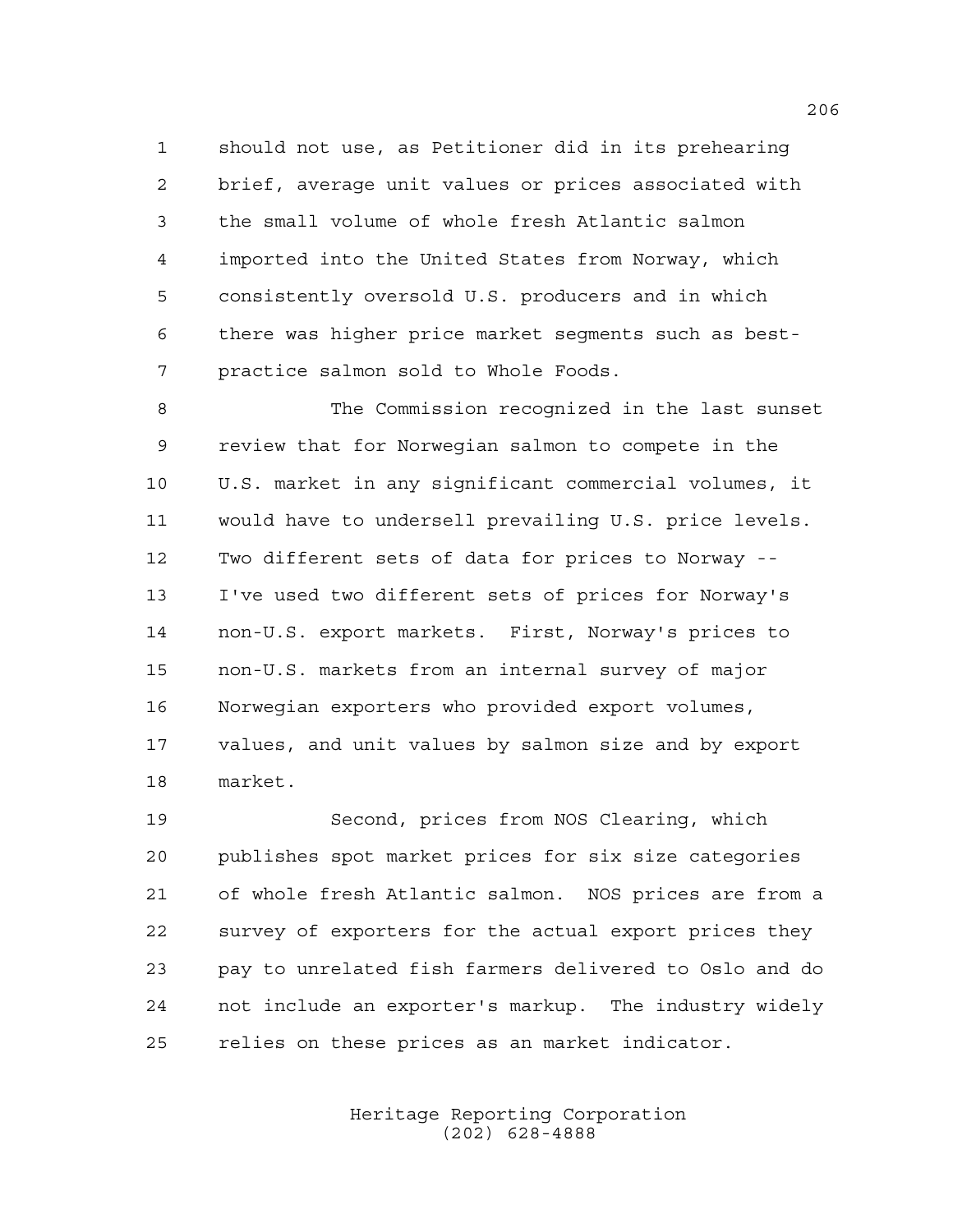should not use, as Petitioner did in its prehearing brief, average unit values or prices associated with the small volume of whole fresh Atlantic salmon imported into the United States from Norway, which consistently oversold U.S. producers and in which there was higher price market segments such as best-practice salmon sold to Whole Foods.

The Commission recognized in the last sunset review that for Norwegian salmon to compete in the U.S. market in any significant commercial volumes, it would have to undersell prevailing U.S. price levels. Two different sets of data for prices to Norway -- I've used two different sets of prices for Norway's non-U.S. export markets. First, Norway's prices to non-U.S. markets from an internal survey of major Norwegian exporters who provided export volumes, values, and unit values by salmon size and by export market.

Second, prices from NOS Clearing, which publishes spot market prices for six size categories of whole fresh Atlantic salmon. NOS prices are from a survey of exporters for the actual export prices they pay to unrelated fish farmers delivered to Oslo and do not include an exporter's markup. The industry widely relies on these prices as an market indicator.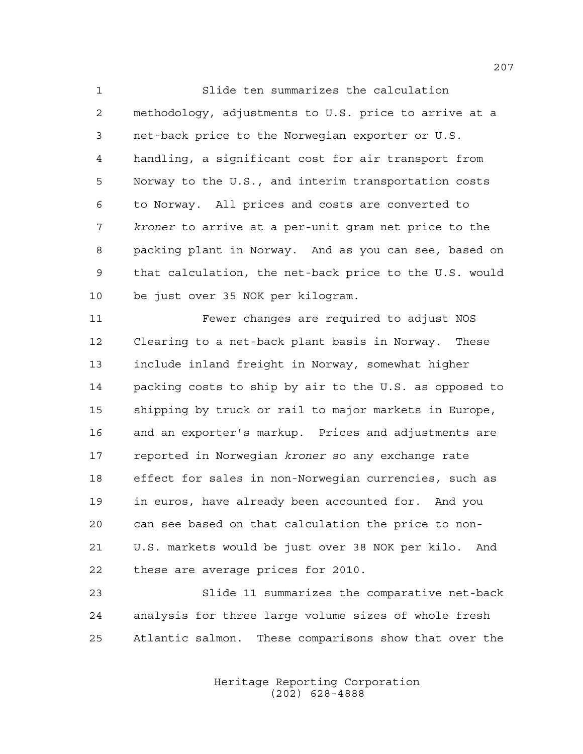Slide ten summarizes the calculation methodology, adjustments to U.S. price to arrive at a net-back price to the Norwegian exporter or U.S. handling, a significant cost for air transport from Norway to the U.S., and interim transportation costs to Norway. All prices and costs are converted to *kroner* to arrive at a per-unit gram net price to the packing plant in Norway. And as you can see, based on that calculation, the net-back price to the U.S. would be just over 35 NOK per kilogram.

Fewer changes are required to adjust NOS Clearing to a net-back plant basis in Norway. These include inland freight in Norway, somewhat higher packing costs to ship by air to the U.S. as opposed to shipping by truck or rail to major markets in Europe, and an exporter's markup. Prices and adjustments are reported in Norwegian *kroner* so any exchange rate effect for sales in non-Norwegian currencies, such as in euros, have already been accounted for. And you can see based on that calculation the price to non-U.S. markets would be just over 38 NOK per kilo. And these are average prices for 2010.

Slide 11 summarizes the comparative net-back analysis for three large volume sizes of whole fresh Atlantic salmon. These comparisons show that over the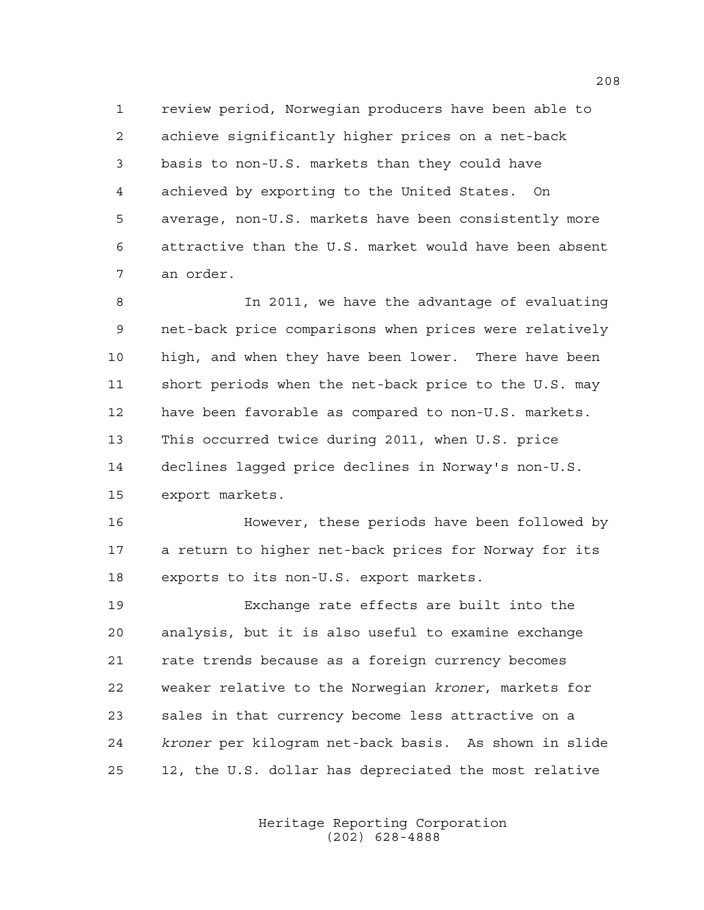review period, Norwegian producers have been able to achieve significantly higher prices on a net-back basis to non-U.S. markets than they could have achieved by exporting to the United States. On average, non-U.S. markets have been consistently more attractive than the U.S. market would have been absent an order.

In 2011, we have the advantage of evaluating net-back price comparisons when prices were relatively high, and when they have been lower. There have been short periods when the net-back price to the U.S. may have been favorable as compared to non-U.S. markets. This occurred twice during 2011, when U.S. price declines lagged price declines in Norway's non-U.S. export markets.

However, these periods have been followed by a return to higher net-back prices for Norway for its exports to its non-U.S. export markets.

Exchange rate effects are built into the analysis, but it is also useful to examine exchange rate trends because as a foreign currency becomes weaker relative to the Norwegian *kroner*, markets for sales in that currency become less attractive on a *kroner* per kilogram net-back basis. As shown in slide 12, the U.S. dollar has depreciated the most relative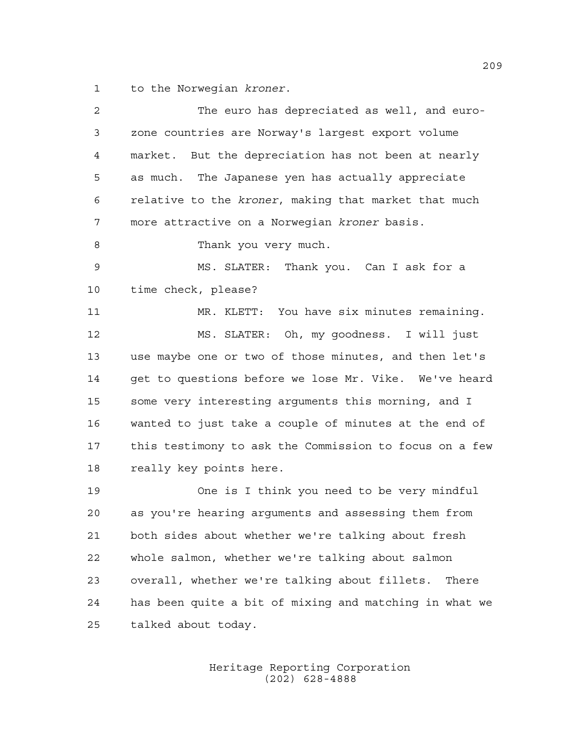1 to the Norwegian *kroner*.

2 The euro has depreciated as well, and euro-

3 zone countries are Norway's largest export volume

4 market. But the depreciation has not been at nearly

5 as much. The Japanese yen has actually appreciate

6 relative to the *kroner*, making that market that much

7 more attractive on a Norwegian *kroner* basis.

8 Thank you very much.

9 MS. SLATER: Thank you. Can I ask for a

10 time check, please?

11 MR. KLETT: You have six minutes remaining.

12 MS. SLATER: Oh, my goodness. I will just

13 use maybe one or two of those minutes, and then let's

14 get to questions before we lose Mr. Vike. We've heard

15 some very interesting arguments this morning, and I

16 wanted to just take a couple of minutes at the end of

17 this testimony to ask the Commission to focus on a few

18 really key points here.

19 One is I think you need to be very mindful

20 as you're hearing arguments and assessing them from

21 both sides about whether we're talking about fresh

22 whole salmon, whether we're talking about salmon

23 overall, whether we're talking about fillets. There

24 has been quite a bit of mixing and matching in what we

25 talked about today.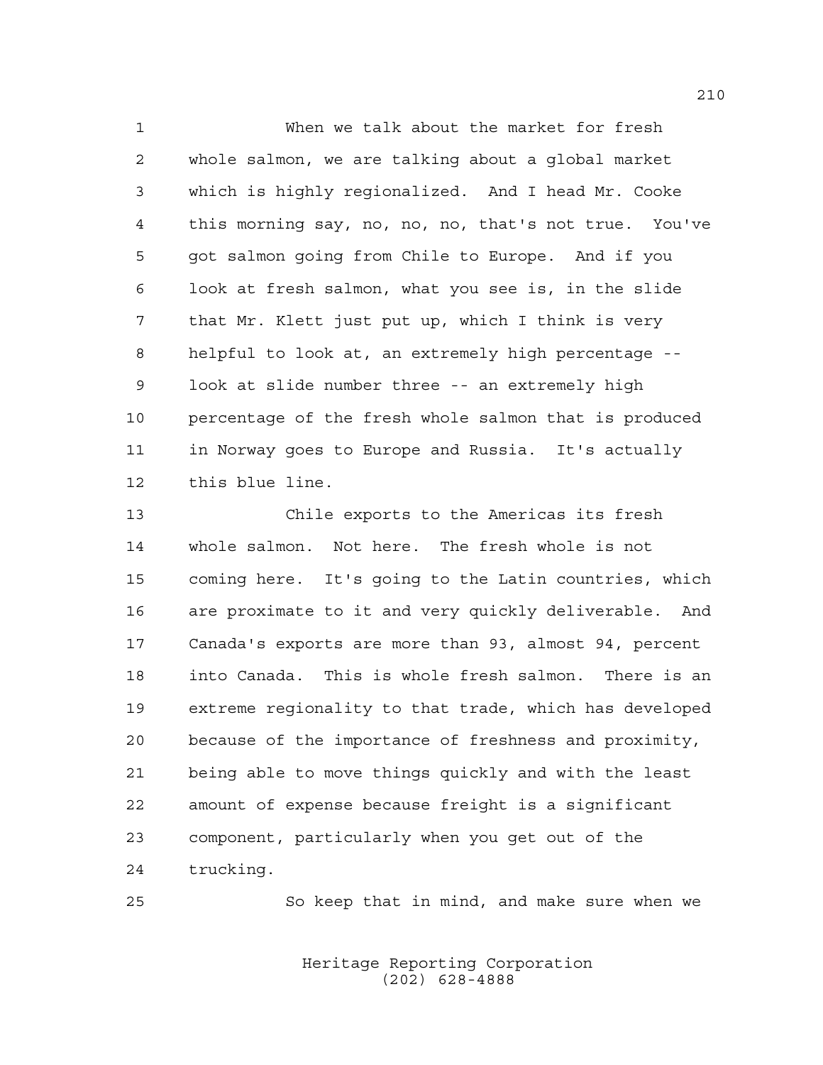When we talk about the market for fresh whole salmon, we are talking about a global market which is highly regionalized. And I head Mr. Cooke this morning say, no, no, no, that's not true. You've got salmon going from Chile to Europe. And if you look at fresh salmon, what you see is, in the slide that Mr. Klett just put up, which I think is very helpful to look at, an extremely high percentage -- look at slide number three -- an extremely high percentage of the fresh whole salmon that is produced in Norway goes to Europe and Russia. It's actually this blue line.

Chile exports to the Americas its fresh whole salmon. Not here. The fresh whole is not coming here. It's going to the Latin countries, which are proximate to it and very quickly deliverable. And Canada's exports are more than 93, almost 94, percent into Canada. This is whole fresh salmon. There is an extreme regionality to that trade, which has developed because of the importance of freshness and proximity, being able to move things quickly and with the least amount of expense because freight is a significant component, particularly when you get out of the trucking.

So keep that in mind, and make sure when we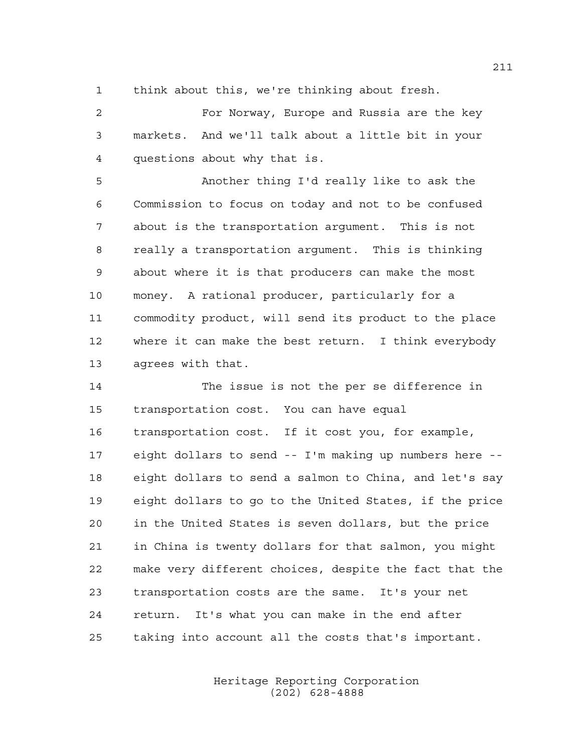think about this, we're thinking about fresh.

For Norway, Europe and Russia are the key markets. And we'll talk about a little bit in your questions about why that is.

Another thing I'd really like to ask the Commission to focus on today and not to be confused about is the transportation argument. This is not really a transportation argument. This is thinking about where it is that producers can make the most money. A rational producer, particularly for a commodity product, will send its product to the place where it can make the best return. I think everybody agrees with that.

The issue is not the per se difference in transportation cost. You can have equal transportation cost. If it cost you, for example, eight dollars to send -- I'm making up numbers here -- eight dollars to send a salmon to China, and let's say eight dollars to go to the United States, if the price in the United States is seven dollars, but the price in China is twenty dollars for that salmon, you might make very different choices, despite the fact that the transportation costs are the same. It's your net return. It's what you can make in the end after taking into account all the costs that's important.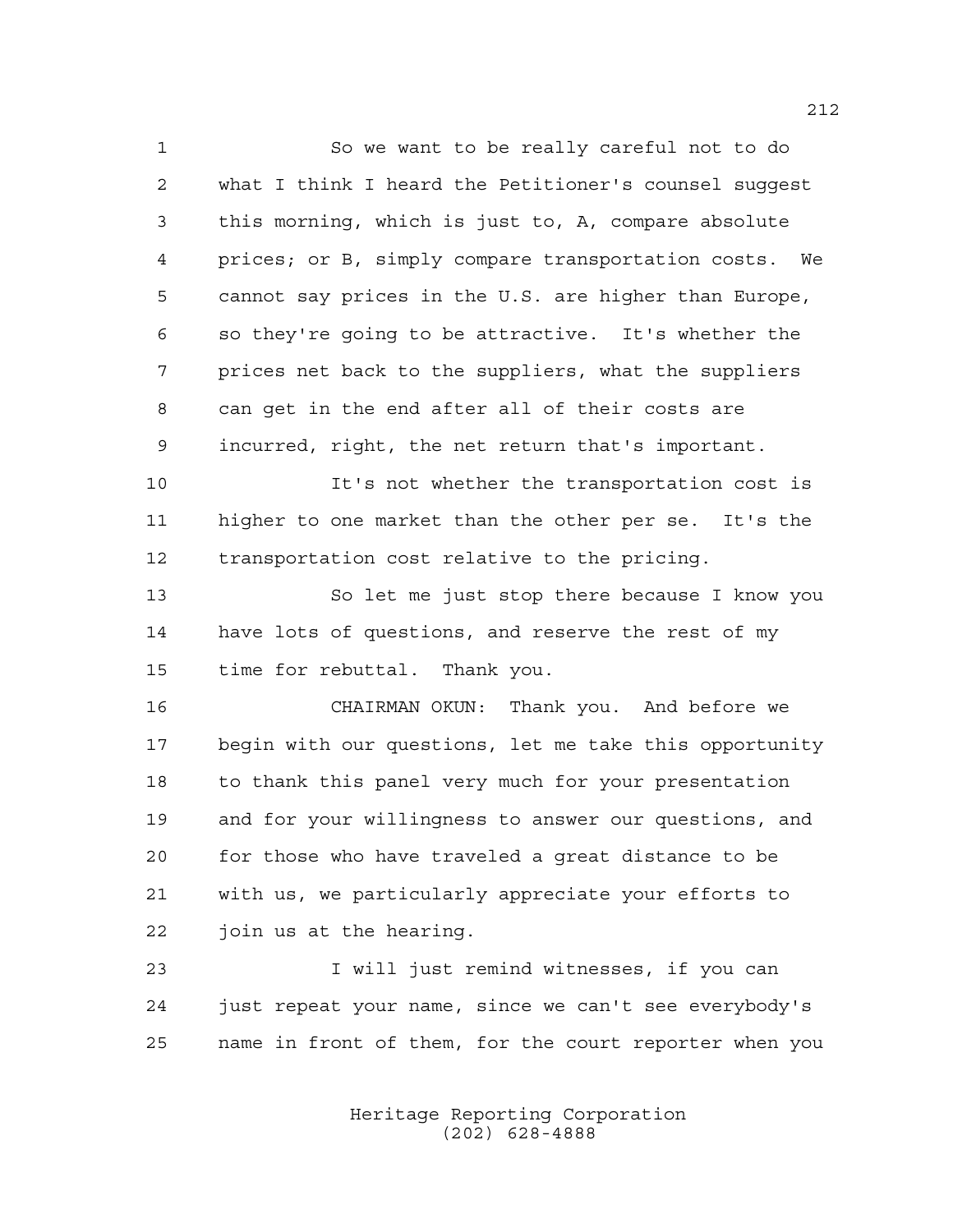So we want to be really careful not to do what I think I heard the Petitioner's counsel suggest this morning, which is just to, A, compare absolute prices; or B, simply compare transportation costs. We cannot say prices in the U.S. are higher than Europe, so they're going to be attractive. It's whether the prices net back to the suppliers, what the suppliers can get in the end after all of their costs are incurred, right, the net return that's important.

It's not whether the transportation cost is higher to one market than the other per se. It's the transportation cost relative to the pricing.

So let me just stop there because I know you have lots of questions, and reserve the rest of my time for rebuttal. Thank you.

CHAIRMAN OKUN: Thank you. And before we begin with our questions, let me take this opportunity to thank this panel very much for your presentation and for your willingness to answer our questions, and for those who have traveled a great distance to be with us, we particularly appreciate your efforts to join us at the hearing.

I will just remind witnesses, if you can just repeat your name, since we can't see everybody's name in front of them, for the court reporter when you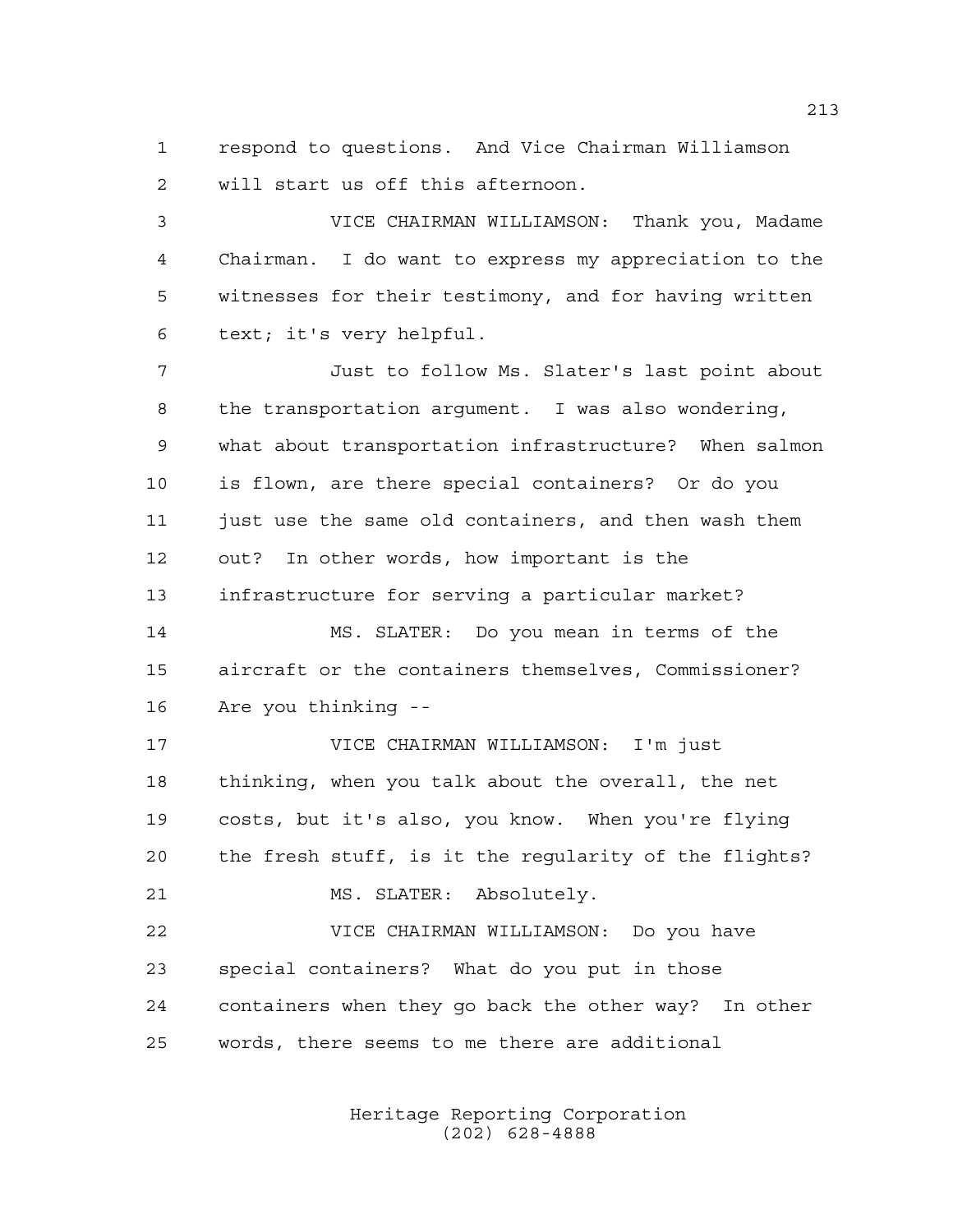respond to questions. And Vice Chairman Williamson will start us off this afternoon.

VICE CHAIRMAN WILLIAMSON: Thank you, Madame Chairman. I do want to express my appreciation to the witnesses for their testimony, and for having written text; it's very helpful.

Just to follow Ms. Slater's last point about the transportation argument. I was also wondering, what about transportation infrastructure? When salmon is flown, are there special containers? Or do you just use the same old containers, and then wash them out? In other words, how important is the infrastructure for serving a particular market?

MS. SLATER: Do you mean in terms of the aircraft or the containers themselves, Commissioner? Are you thinking --

VICE CHAIRMAN WILLIAMSON: I'm just thinking, when you talk about the overall, the net costs, but it's also, you know. When you're flying the fresh stuff, is it the regularity of the flights?

MS. SLATER: Absolutely.

VICE CHAIRMAN WILLIAMSON: Do you have special containers? What do you put in those containers when they go back the other way? In other words, there seems to me there are additional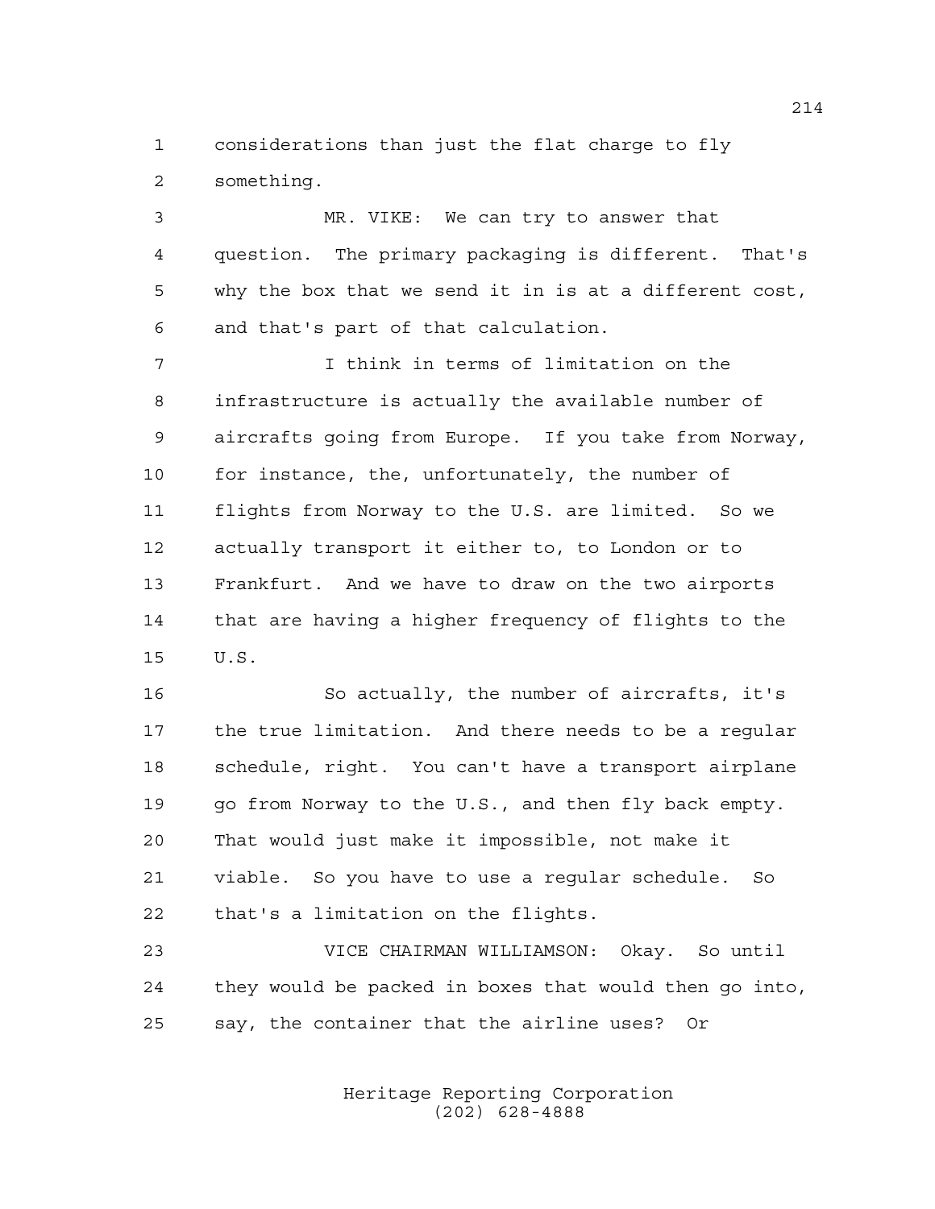considerations than just the flat charge to fly something.

MR. VIKE: We can try to answer that question. The primary packaging is different. That's why the box that we send it in is at a different cost, and that's part of that calculation.

I think in terms of limitation on the infrastructure is actually the available number of aircrafts going from Europe. If you take from Norway, for instance, the, unfortunately, the number of flights from Norway to the U.S. are limited. So we actually transport it either to, to London or to Frankfurt. And we have to draw on the two airports that are having a higher frequency of flights to the U.S.

So actually, the number of aircrafts, it's the true limitation. And there needs to be a regular schedule, right. You can't have a transport airplane go from Norway to the U.S., and then fly back empty. That would just make it impossible, not make it viable. So you have to use a regular schedule. So that's a limitation on the flights.

VICE CHAIRMAN WILLIAMSON: Okay. So until they would be packed in boxes that would then go into, say, the container that the airline uses? Or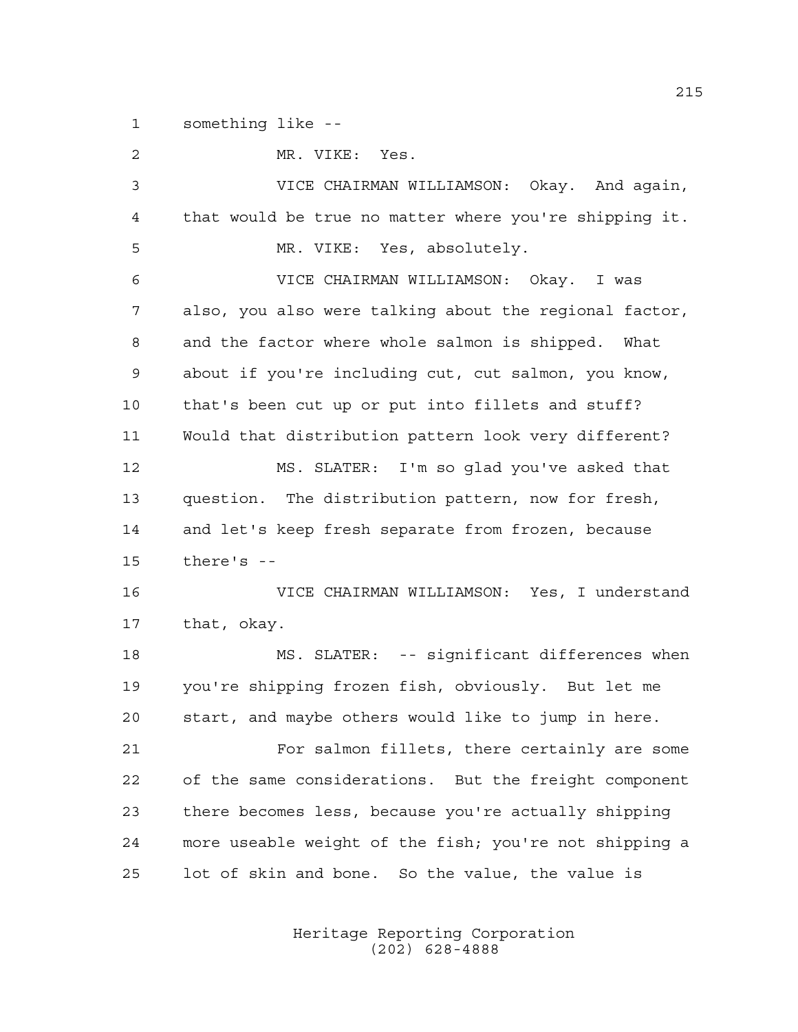something like --

MR. VIKE: Yes.

VICE CHAIRMAN WILLIAMSON: Okay. And again, that would be true no matter where you're shipping it.

MR. VIKE: Yes, absolutely.

VICE CHAIRMAN WILLIAMSON: Okay. I was also, you also were talking about the regional factor, and the factor where whole salmon is shipped. What about if you're including cut, cut salmon, you know, that's been cut up or put into fillets and stuff? Would that distribution pattern look very different?

MS. SLATER: I'm so glad you've asked that question. The distribution pattern, now for fresh, and let's keep fresh separate from frozen, because there's --

VICE CHAIRMAN WILLIAMSON: Yes, I understand that, okay.

MS. SLATER: -- significant differences when you're shipping frozen fish, obviously. But let me start, and maybe others would like to jump in here.

For salmon fillets, there certainly are some of the same considerations. But the freight component there becomes less, because you're actually shipping more useable weight of the fish; you're not shipping a lot of skin and bone. So the value, the value is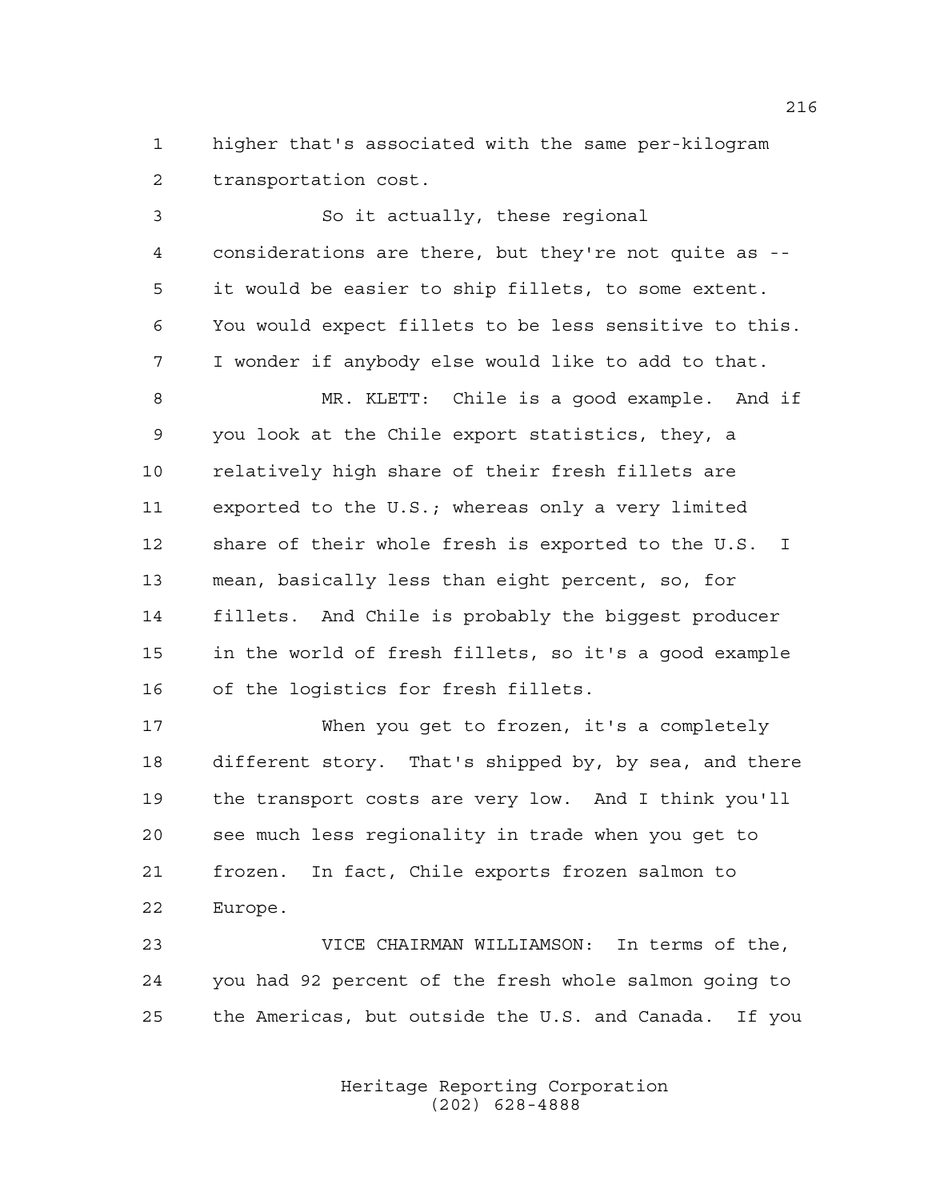higher that's associated with the same per-kilogram transportation cost.

So it actually, these regional considerations are there, but they're not quite as -- it would be easier to ship fillets, to some extent. You would expect fillets to be less sensitive to this. I wonder if anybody else would like to add to that.

MR. KLETT: Chile is a good example. And if you look at the Chile export statistics, they, a relatively high share of their fresh fillets are exported to the U.S.; whereas only a very limited share of their whole fresh is exported to the U.S. I mean, basically less than eight percent, so, for fillets. And Chile is probably the biggest producer in the world of fresh fillets, so it's a good example of the logistics for fresh fillets.

When you get to frozen, it's a completely different story. That's shipped by, by sea, and there the transport costs are very low. And I think you'll see much less regionality in trade when you get to frozen. In fact, Chile exports frozen salmon to Europe.

VICE CHAIRMAN WILLIAMSON: In terms of the, you had 92 percent of the fresh whole salmon going to the Americas, but outside the U.S. and Canada. If you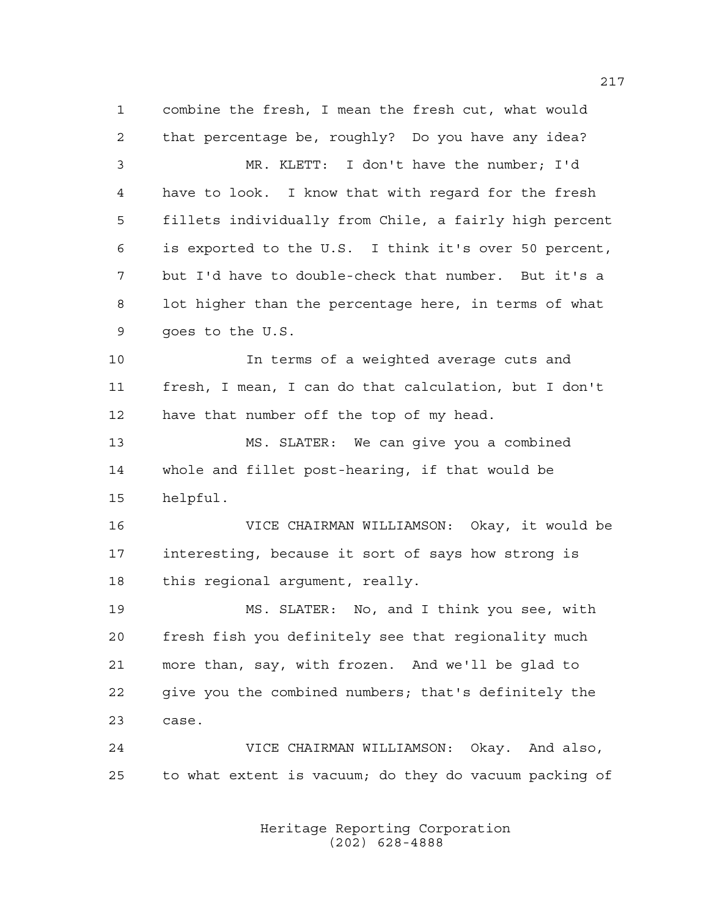combine the fresh, I mean the fresh cut, what would that percentage be, roughly? Do you have any idea?

MR. KLETT: I don't have the number; I'd have to look. I know that with regard for the fresh fillets individually from Chile, a fairly high percent is exported to the U.S. I think it's over 50 percent, but I'd have to double-check that number. But it's a lot higher than the percentage here, in terms of what goes to the U.S.

In terms of a weighted average cuts and fresh, I mean, I can do that calculation, but I don't have that number off the top of my head.

MS. SLATER: We can give you a combined whole and fillet post-hearing, if that would be helpful.

VICE CHAIRMAN WILLIAMSON: Okay, it would be interesting, because it sort of says how strong is this regional argument, really.

MS. SLATER: No, and I think you see, with fresh fish you definitely see that regionality much more than, say, with frozen. And we'll be glad to give you the combined numbers; that's definitely the case.

VICE CHAIRMAN WILLIAMSON: Okay. And also, to what extent is vacuum; do they do vacuum packing of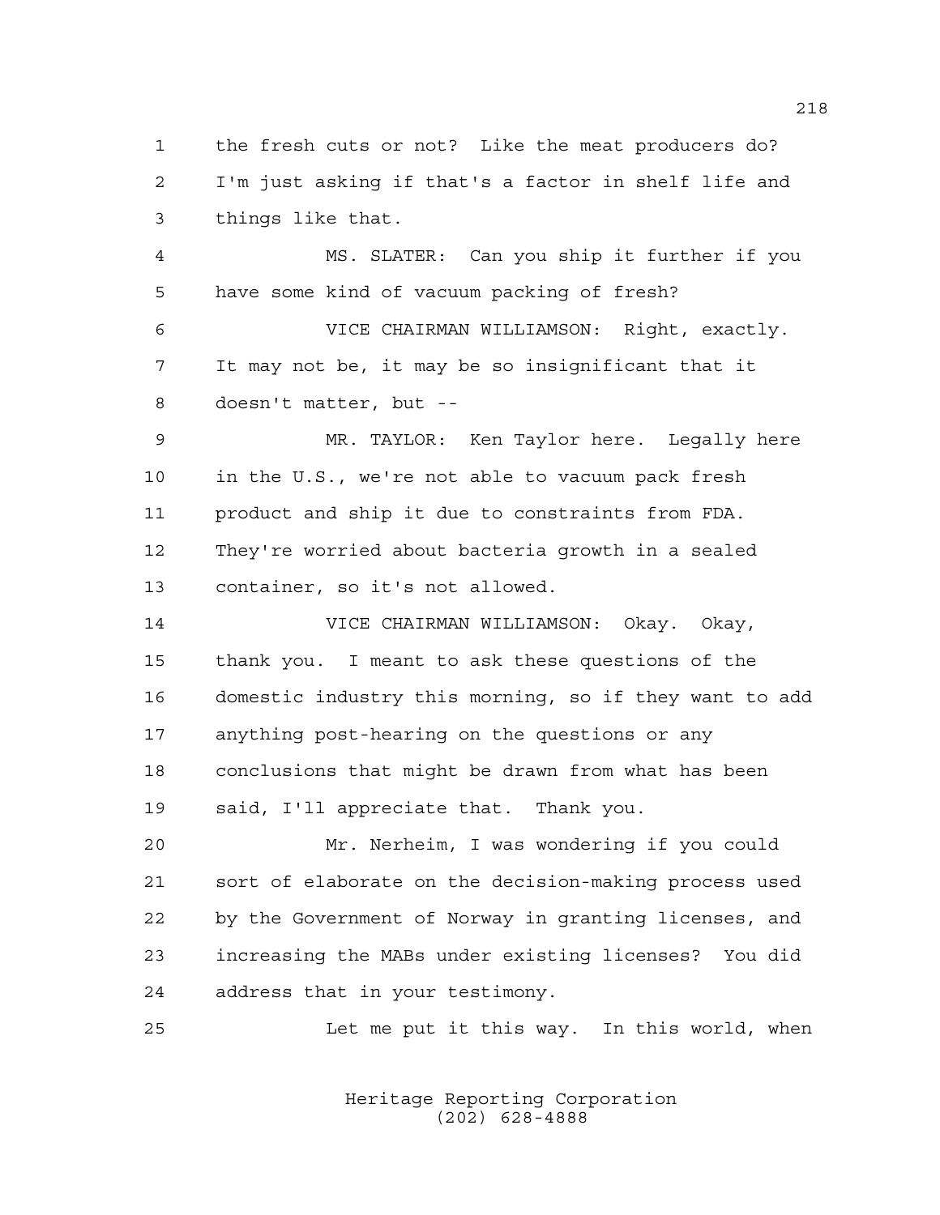1 the fresh cuts or not? Like the meat producers do?
2 I'm just asking if that's a factor in shelf life and
3 things like that.

4 MS. SLATER: Can you ship it further if you
5 have some kind of vacuum packing of fresh?

6 VICE CHAIRMAN WILLIAMSON: Right, exactly.
7 It may not be, it may be so insignificant that it
8 doesn't matter, but --

9 MR. TAYLOR: Ken Taylor here. Legally here
10 in the U.S., we're not able to vacuum pack fresh
11 product and ship it due to constraints from FDA.
12 They're worried about bacteria growth in a sealed
13 container, so it's not allowed.

14 VICE CHAIRMAN WILLIAMSON: Okay. Okay,
15 thank you. I meant to ask these questions of the
16 domestic industry this morning, so if they want to add
17 anything post-hearing on the questions or any
18 conclusions that might be drawn from what has been
19 said, I'll appreciate that. Thank you.

20 Mr. Nerheim, I was wondering if you could
21 sort of elaborate on the decision-making process used
22 by the Government of Norway in granting licenses, and
23 increasing the MABs under existing licenses? You did
24 address that in your testimony.

25 Let me put it this way. In this world, when

Heritage Reporting Corporation
(202) 628-4888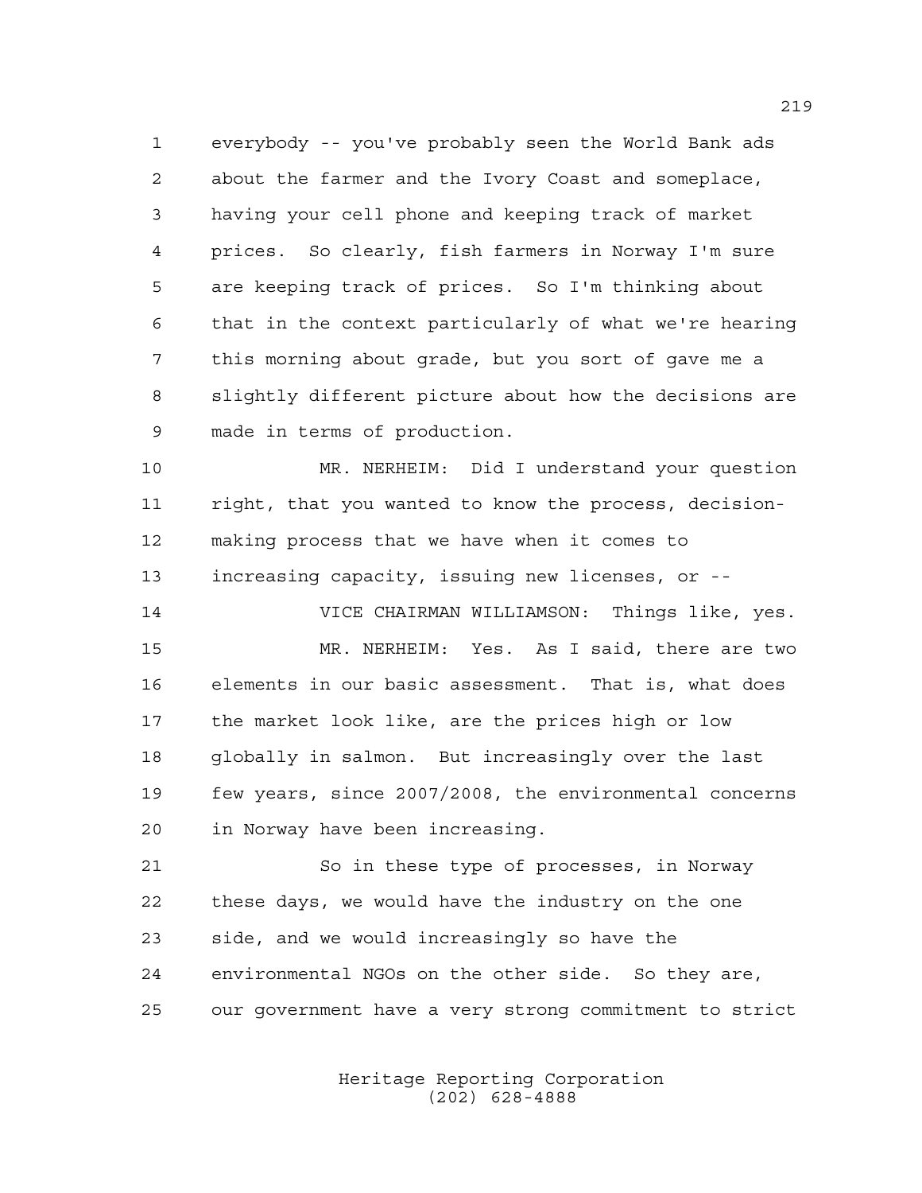everybody -- you've probably seen the World Bank ads about the farmer and the Ivory Coast and someplace, having your cell phone and keeping track of market prices. So clearly, fish farmers in Norway I'm sure are keeping track of prices. So I'm thinking about that in the context particularly of what we're hearing this morning about grade, but you sort of gave me a slightly different picture about how the decisions are made in terms of production.

MR. NERHEIM: Did I understand your question right, that you wanted to know the process, decision-making process that we have when it comes to increasing capacity, issuing new licenses, or --

VICE CHAIRMAN WILLIAMSON: Things like, yes.

MR. NERHEIM: Yes. As I said, there are two elements in our basic assessment. That is, what does the market look like, are the prices high or low globally in salmon. But increasingly over the last few years, since 2007/2008, the environmental concerns in Norway have been increasing.

So in these type of processes, in Norway these days, we would have the industry on the one side, and we would increasingly so have the environmental NGOs on the other side. So they are, our government have a very strong commitment to strict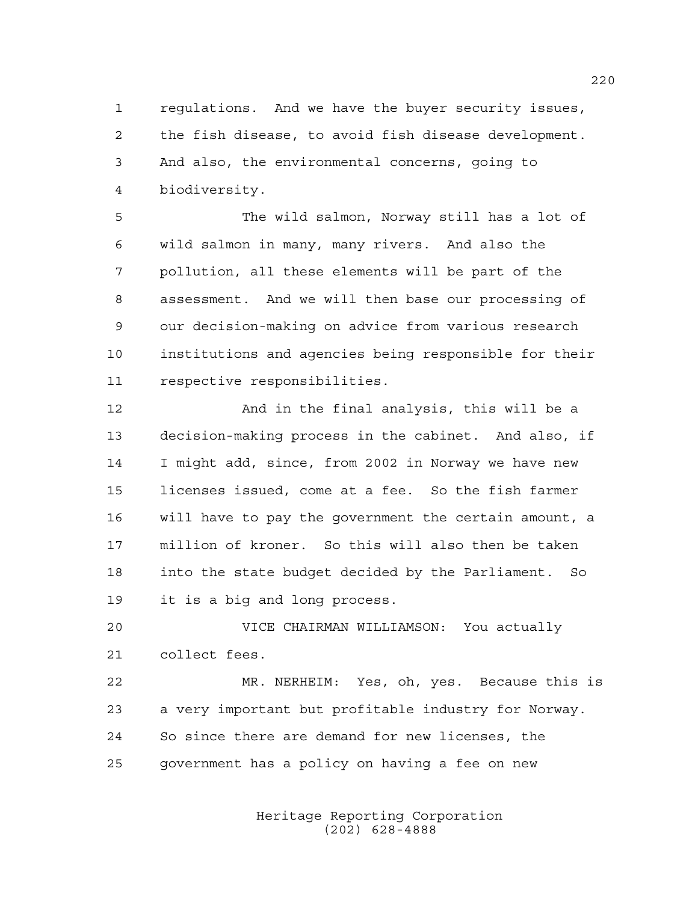regulations. And we have the buyer security issues, the fish disease, to avoid fish disease development. And also, the environmental concerns, going to biodiversity.

The wild salmon, Norway still has a lot of wild salmon in many, many rivers. And also the pollution, all these elements will be part of the assessment. And we will then base our processing of our decision-making on advice from various research institutions and agencies being responsible for their respective responsibilities.

And in the final analysis, this will be a decision-making process in the cabinet. And also, if I might add, since, from 2002 in Norway we have new licenses issued, come at a fee. So the fish farmer will have to pay the government the certain amount, a million of kroner. So this will also then be taken into the state budget decided by the Parliament. So it is a big and long process.

VICE CHAIRMAN WILLIAMSON: You actually collect fees.

MR. NERHEIM: Yes, oh, yes. Because this is a very important but profitable industry for Norway. So since there are demand for new licenses, the government has a policy on having a fee on new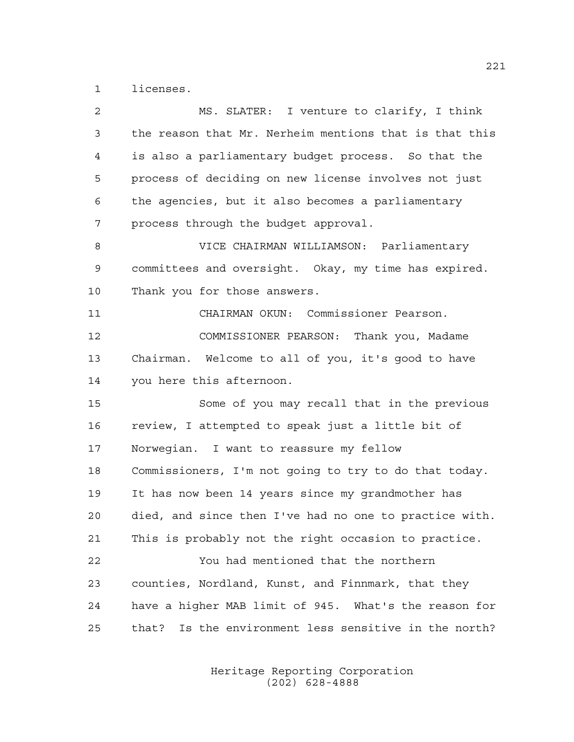1 licenses.

2 MS. SLATER: I venture to clarify, I think
3 the reason that Mr. Nerheim mentions that is that this
4 is also a parliamentary budget process. So that the
5 process of deciding on new license involves not just
6 the agencies, but it also becomes a parliamentary
7 process through the budget approval.

8 VICE CHAIRMAN WILLIAMSON: Parliamentary
9 committees and oversight. Okay, my time has expired.
10 Thank you for those answers.

11 CHAIRMAN OKUN: Commissioner Pearson.

12 COMMISSIONER PEARSON: Thank you, Madame
13 Chairman. Welcome to all of you, it's good to have
14 you here this afternoon.

15 Some of you may recall that in the previous
16 review, I attempted to speak just a little bit of
17 Norwegian. I want to reassure my fellow
18 Commissioners, I'm not going to try to do that today.
19 It has now been 14 years since my grandmother has
20 died, and since then I've had no one to practice with.
21 This is probably not the right occasion to practice.

22 You had mentioned that the northern
23 counties, Nordland, Kunst, and Finnmark, that they
24 have a higher MAB limit of 945. What's the reason for
25 that? Is the environment less sensitive in the north?

Heritage Reporting Corporation
(202) 628-4888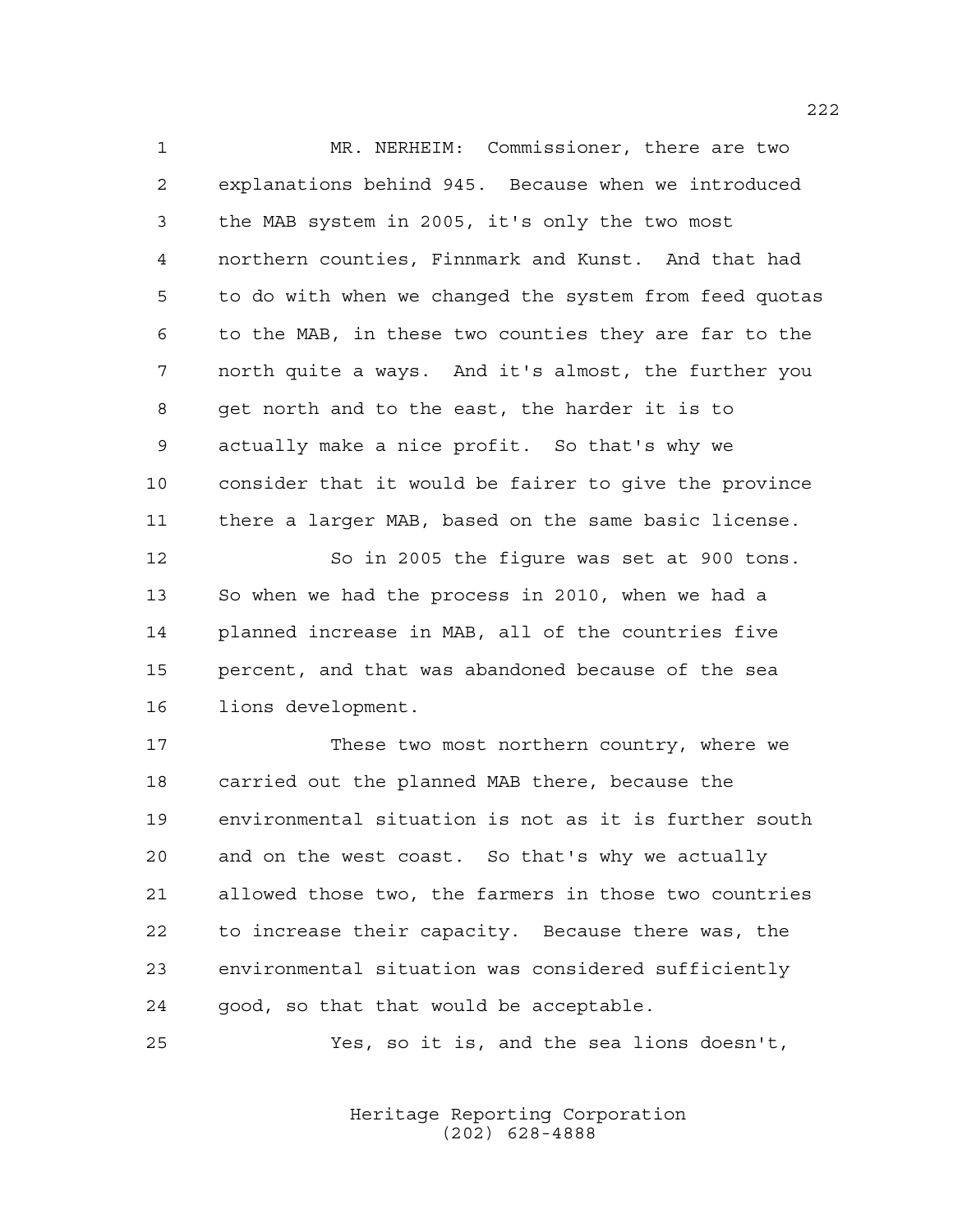MR. NERHEIM: Commissioner, there are two explanations behind 945. Because when we introduced the MAB system in 2005, it's only the two most northern counties, Finnmark and Kunst. And that had to do with when we changed the system from feed quotas to the MAB, in these two counties they are far to the north quite a ways. And it's almost, the further you get north and to the east, the harder it is to actually make a nice profit. So that's why we consider that it would be fairer to give the province there a larger MAB, based on the same basic license.

So in 2005 the figure was set at 900 tons. So when we had the process in 2010, when we had a planned increase in MAB, all of the countries five percent, and that was abandoned because of the sea lions development.

These two most northern country, where we carried out the planned MAB there, because the environmental situation is not as it is further south and on the west coast. So that's why we actually allowed those two, the farmers in those two countries to increase their capacity. Because there was, the environmental situation was considered sufficiently good, so that that would be acceptable.

Yes, so it is, and the sea lions doesn't,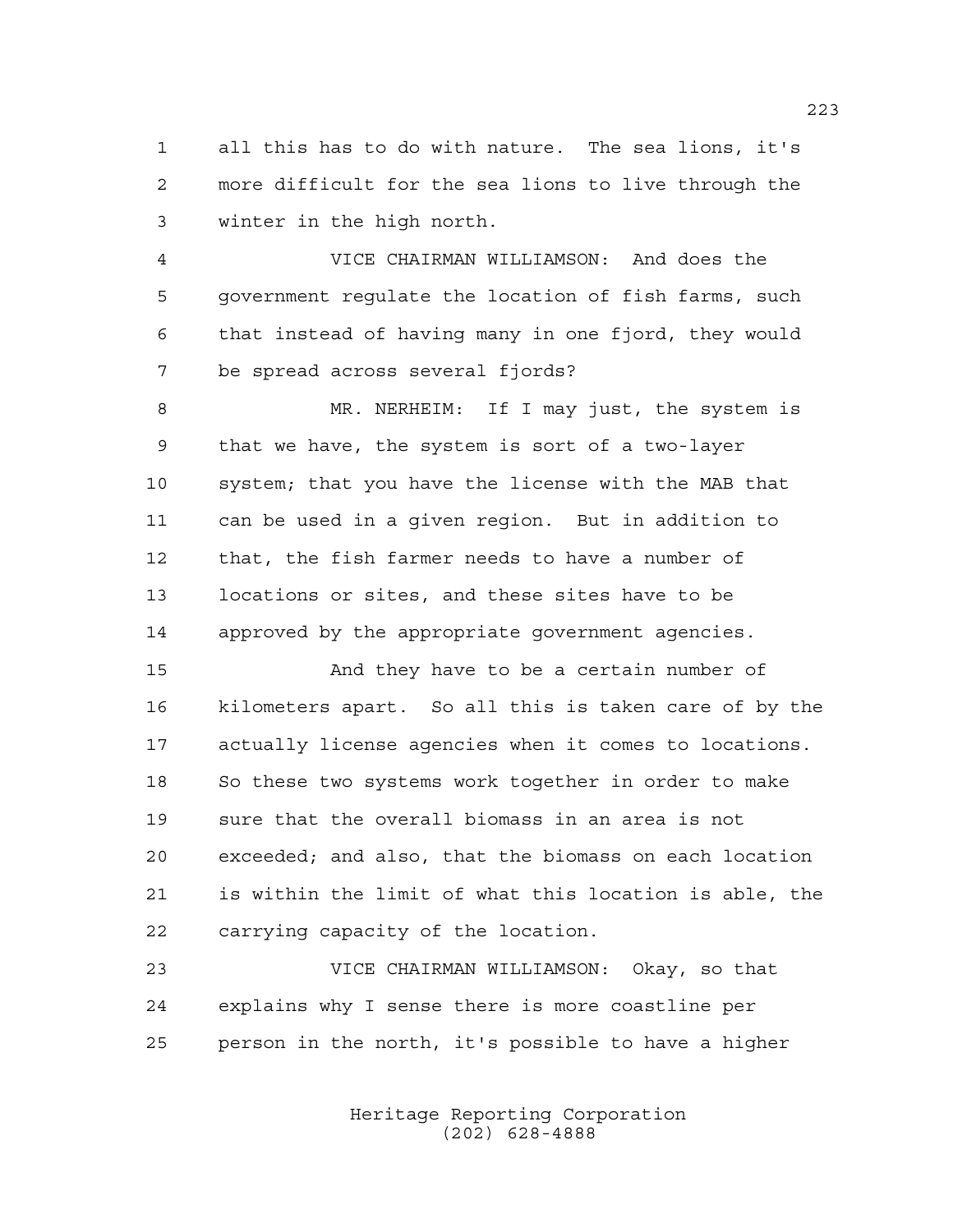1 all this has to do with nature. The sea lions, it's
2 more difficult for the sea lions to live through the
3 winter in the high north.

4 VICE CHAIRMAN WILLIAMSON: And does the
5 government regulate the location of fish farms, such
6 that instead of having many in one fjord, they would
7 be spread across several fjords?

8 MR. NERHEIM: If I may just, the system is
9 that we have, the system is sort of a two-layer
10 system; that you have the license with the MAB that
11 can be used in a given region. But in addition to
12 that, the fish farmer needs to have a number of
13 locations or sites, and these sites have to be
14 approved by the appropriate government agencies.

15 And they have to be a certain number of
16 kilometers apart. So all this is taken care of by the
17 actually license agencies when it comes to locations.
18 So these two systems work together in order to make
19 sure that the overall biomass in an area is not
20 exceeded; and also, that the biomass on each location
21 is within the limit of what this location is able, the
22 carrying capacity of the location.

23 VICE CHAIRMAN WILLIAMSON: Okay, so that
24 explains why I sense there is more coastline per
25 person in the north, it's possible to have a higher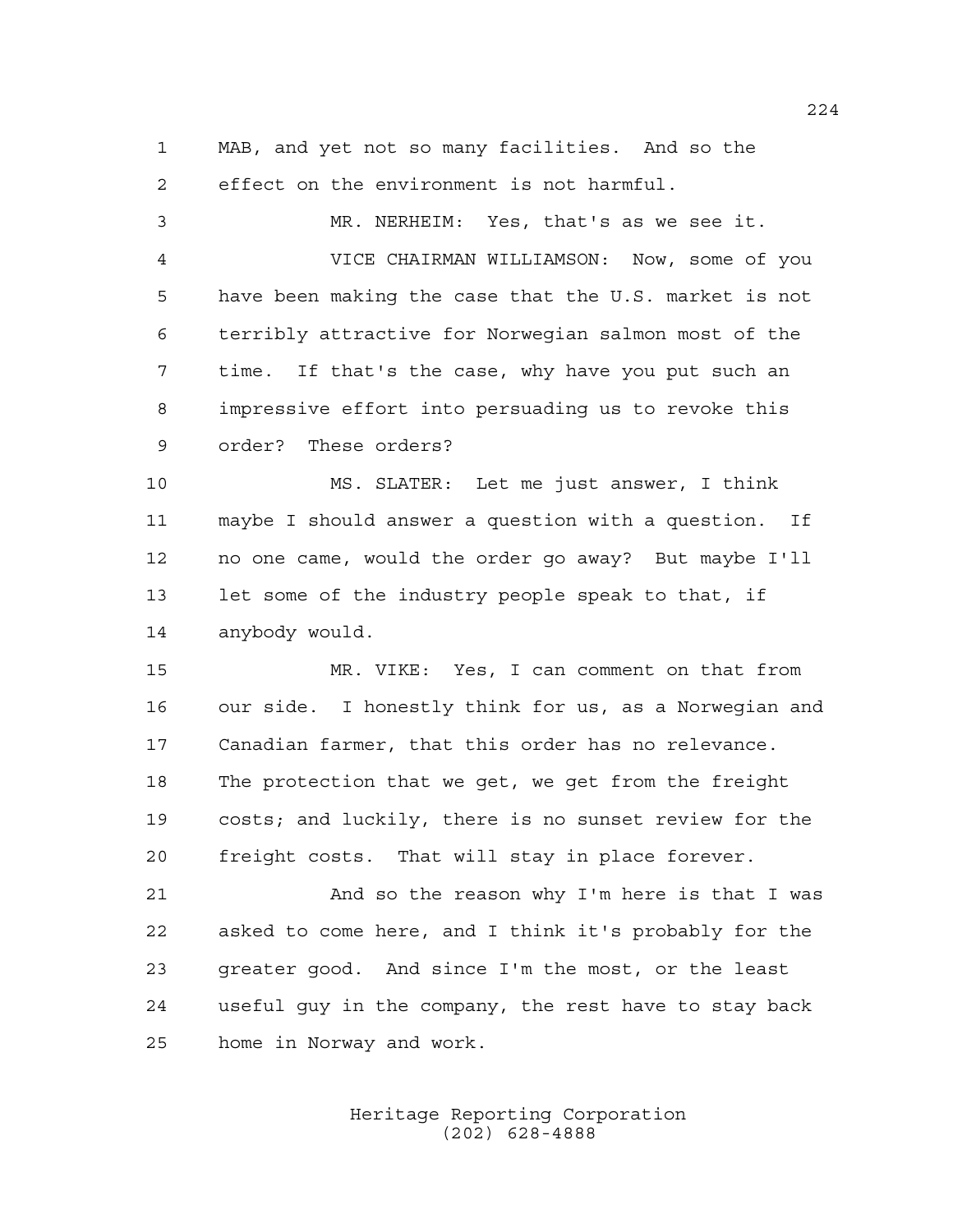MAB, and yet not so many facilities. And so the effect on the environment is not harmful.

MR. NERHEIM: Yes, that's as we see it.

VICE CHAIRMAN WILLIAMSON: Now, some of you have been making the case that the U.S. market is not terribly attractive for Norwegian salmon most of the time. If that's the case, why have you put such an impressive effort into persuading us to revoke this order? These orders?

MS. SLATER: Let me just answer, I think maybe I should answer a question with a question. If no one came, would the order go away? But maybe I'll let some of the industry people speak to that, if anybody would.

MR. VIKE: Yes, I can comment on that from our side. I honestly think for us, as a Norwegian and Canadian farmer, that this order has no relevance. The protection that we get, we get from the freight costs; and luckily, there is no sunset review for the freight costs. That will stay in place forever.

And so the reason why I'm here is that I was asked to come here, and I think it's probably for the greater good. And since I'm the most, or the least useful guy in the company, the rest have to stay back home in Norway and work.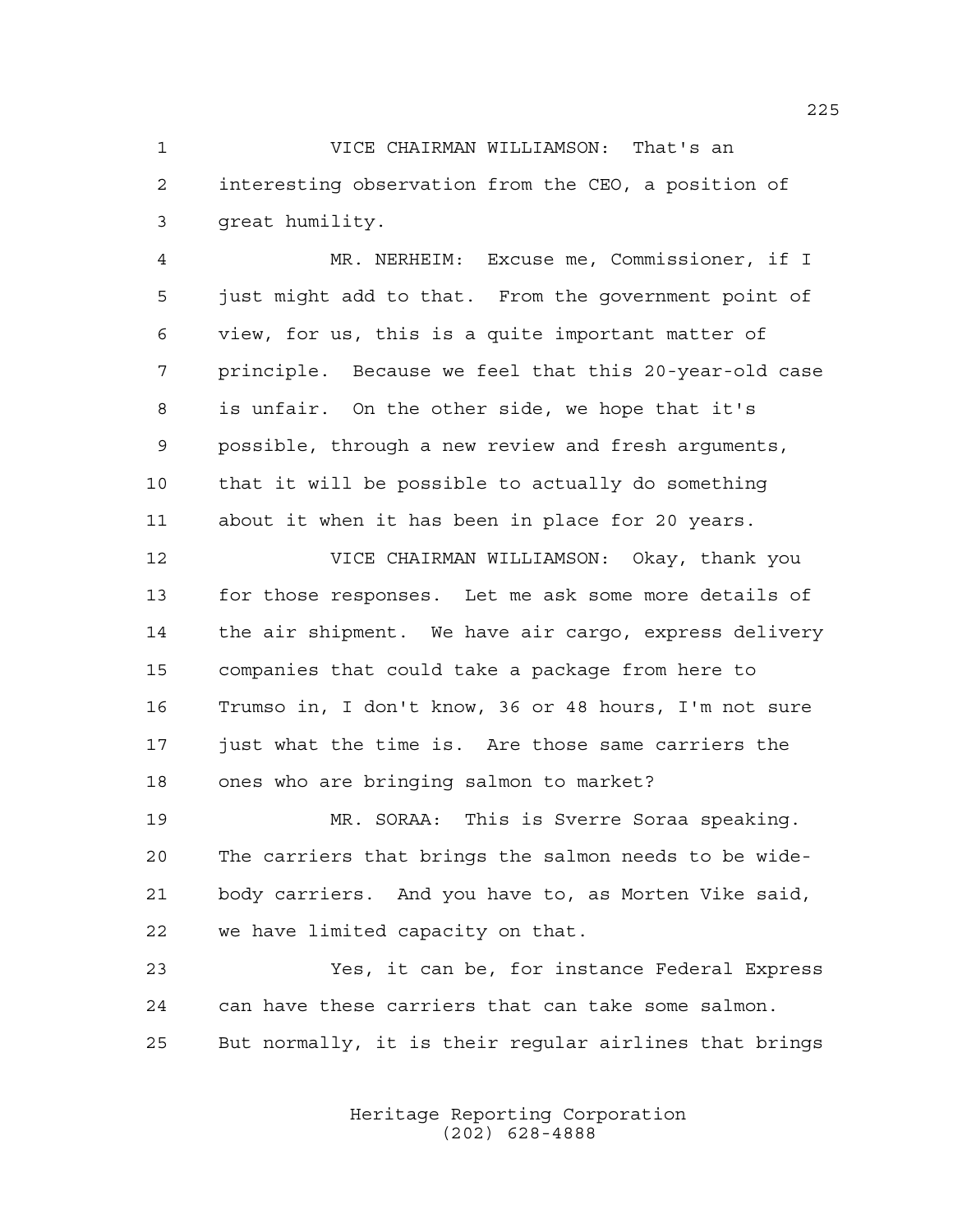VICE CHAIRMAN WILLIAMSON: That's an interesting observation from the CEO, a position of great humility.

MR. NERHEIM: Excuse me, Commissioner, if I just might add to that. From the government point of view, for us, this is a quite important matter of principle. Because we feel that this 20-year-old case is unfair. On the other side, we hope that it's possible, through a new review and fresh arguments, that it will be possible to actually do something about it when it has been in place for 20 years.

VICE CHAIRMAN WILLIAMSON: Okay, thank you for those responses. Let me ask some more details of the air shipment. We have air cargo, express delivery companies that could take a package from here to Trumso in, I don't know, 36 or 48 hours, I'm not sure just what the time is. Are those same carriers the ones who are bringing salmon to market?

MR. SORAA: This is Sverre Soraa speaking. The carriers that brings the salmon needs to be wide-body carriers. And you have to, as Morten Vike said, we have limited capacity on that.

Yes, it can be, for instance Federal Express can have these carriers that can take some salmon. But normally, it is their regular airlines that brings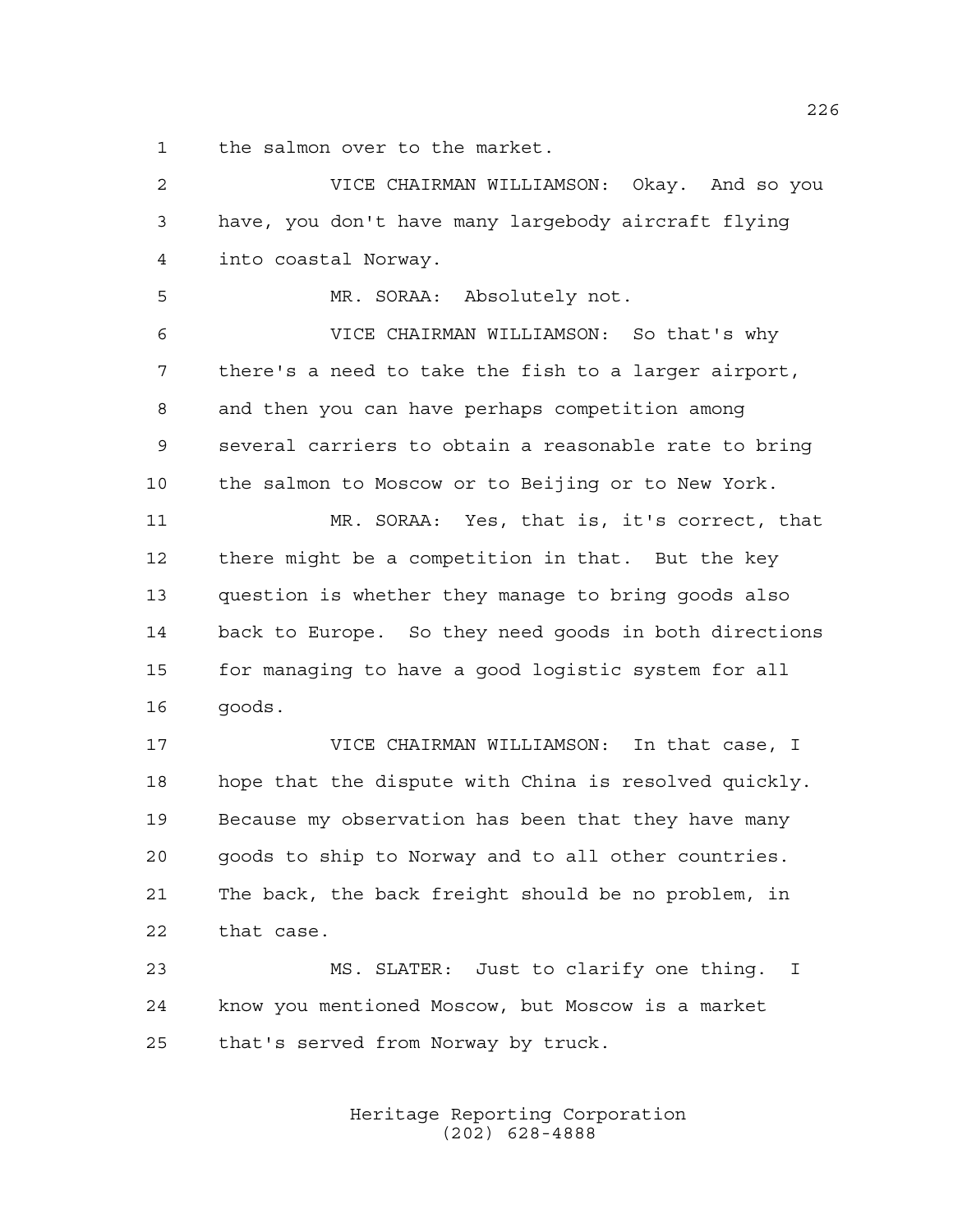the salmon over to the market.

VICE CHAIRMAN WILLIAMSON: Okay. And so you have, you don't have many largebody aircraft flying into coastal Norway.

MR. SORAA: Absolutely not.

VICE CHAIRMAN WILLIAMSON: So that's why there's a need to take the fish to a larger airport, and then you can have perhaps competition among several carriers to obtain a reasonable rate to bring the salmon to Moscow or to Beijing or to New York.

MR. SORAA: Yes, that is, it's correct, that there might be a competition in that. But the key question is whether they manage to bring goods also back to Europe. So they need goods in both directions for managing to have a good logistic system for all goods.

VICE CHAIRMAN WILLIAMSON: In that case, I hope that the dispute with China is resolved quickly. Because my observation has been that they have many goods to ship to Norway and to all other countries. The back, the back freight should be no problem, in that case.

MS. SLATER: Just to clarify one thing. I know you mentioned Moscow, but Moscow is a market that's served from Norway by truck.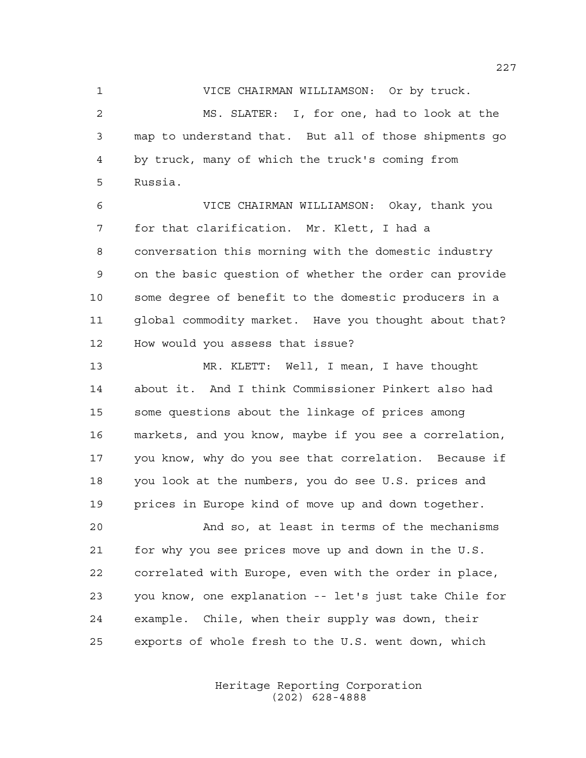VICE CHAIRMAN WILLIAMSON: Or by truck.

MS. SLATER: I, for one, had to look at the map to understand that. But all of those shipments go by truck, many of which the truck's coming from Russia.

VICE CHAIRMAN WILLIAMSON: Okay, thank you for that clarification. Mr. Klett, I had a conversation this morning with the domestic industry on the basic question of whether the order can provide some degree of benefit to the domestic producers in a global commodity market. Have you thought about that? How would you assess that issue?

MR. KLETT: Well, I mean, I have thought about it. And I think Commissioner Pinkert also had some questions about the linkage of prices among markets, and you know, maybe if you see a correlation, you know, why do you see that correlation. Because if you look at the numbers, you do see U.S. prices and prices in Europe kind of move up and down together.

And so, at least in terms of the mechanisms for why you see prices move up and down in the U.S. correlated with Europe, even with the order in place, you know, one explanation -- let's just take Chile for example. Chile, when their supply was down, their exports of whole fresh to the U.S. went down, which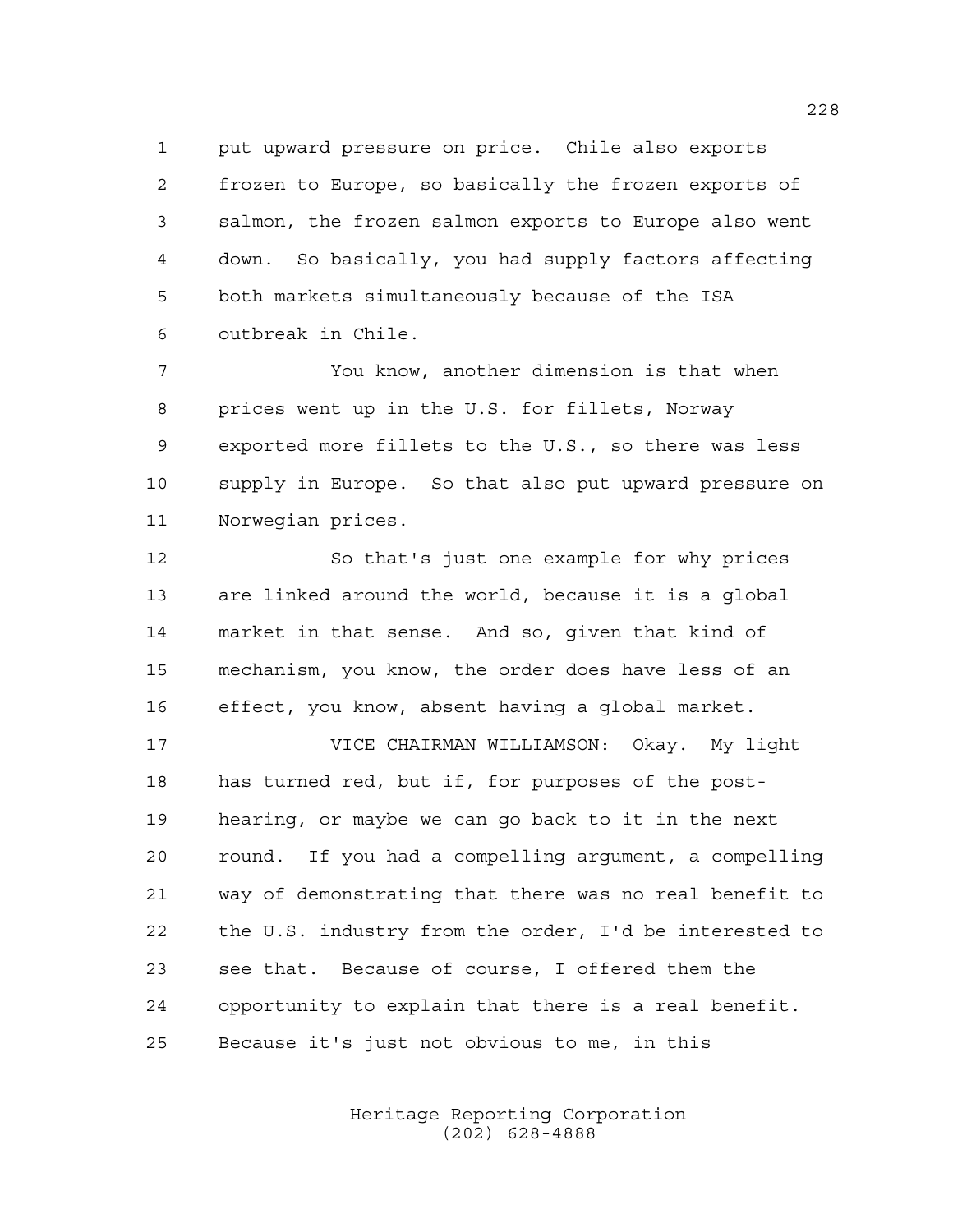put upward pressure on price. Chile also exports frozen to Europe, so basically the frozen exports of salmon, the frozen salmon exports to Europe also went down. So basically, you had supply factors affecting both markets simultaneously because of the ISA outbreak in Chile.

You know, another dimension is that when prices went up in the U.S. for fillets, Norway exported more fillets to the U.S., so there was less supply in Europe. So that also put upward pressure on Norwegian prices.

So that's just one example for why prices are linked around the world, because it is a global market in that sense. And so, given that kind of mechanism, you know, the order does have less of an effect, you know, absent having a global market.

VICE CHAIRMAN WILLIAMSON: Okay. My light has turned red, but if, for purposes of the post-hearing, or maybe we can go back to it in the next round. If you had a compelling argument, a compelling way of demonstrating that there was no real benefit to the U.S. industry from the order, I'd be interested to see that. Because of course, I offered them the opportunity to explain that there is a real benefit. Because it's just not obvious to me, in this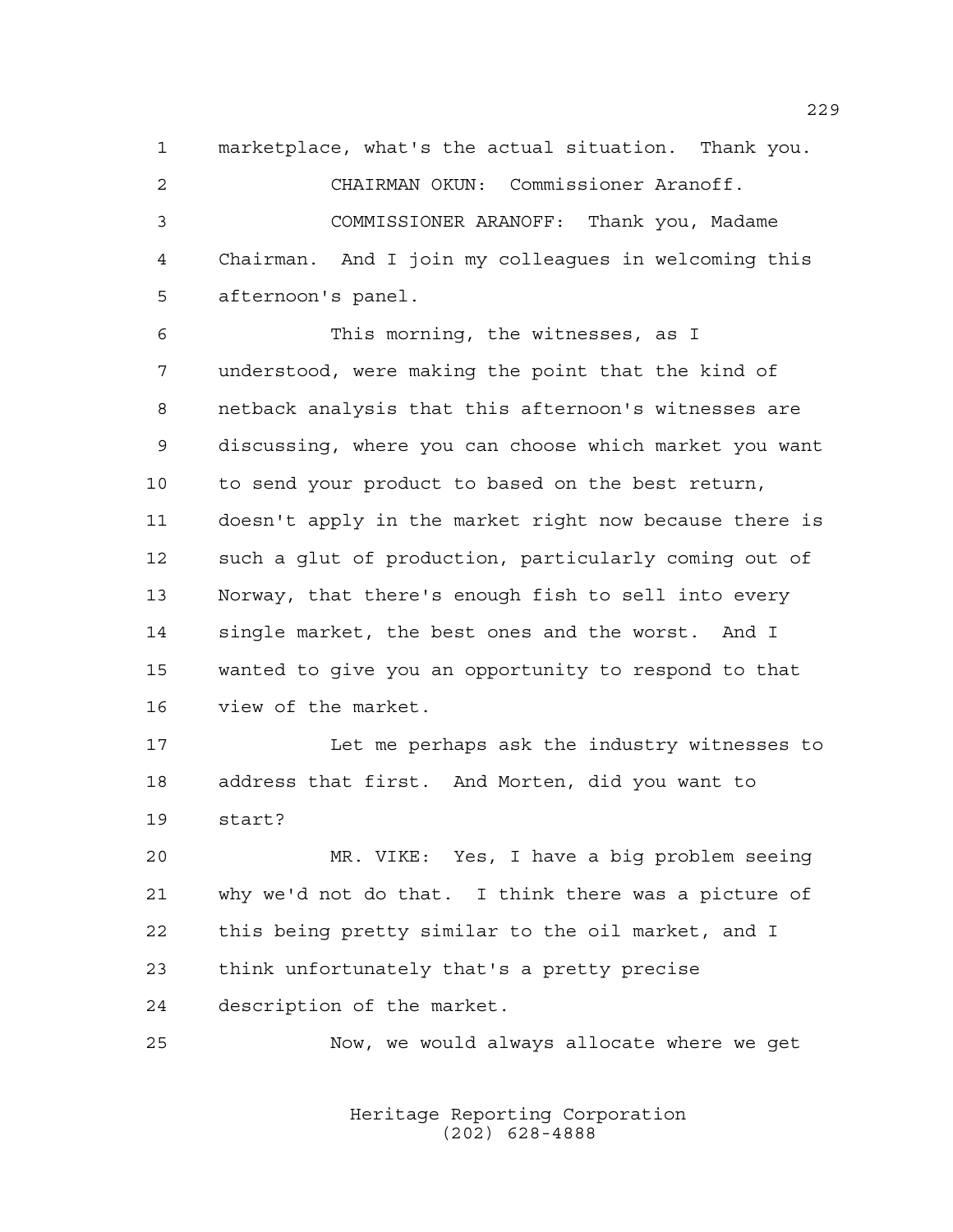marketplace, what's the actual situation. Thank you.

CHAIRMAN OKUN: Commissioner Aranoff.

COMMISSIONER ARANOFF: Thank you, Madame Chairman. And I join my colleagues in welcoming this afternoon's panel.

This morning, the witnesses, as I understood, were making the point that the kind of netback analysis that this afternoon's witnesses are discussing, where you can choose which market you want to send your product to based on the best return, doesn't apply in the market right now because there is such a glut of production, particularly coming out of Norway, that there's enough fish to sell into every single market, the best ones and the worst. And I wanted to give you an opportunity to respond to that view of the market.

Let me perhaps ask the industry witnesses to address that first. And Morten, did you want to start?

MR. VIKE: Yes, I have a big problem seeing why we'd not do that. I think there was a picture of this being pretty similar to the oil market, and I think unfortunately that's a pretty precise description of the market.

Now, we would always allocate where we get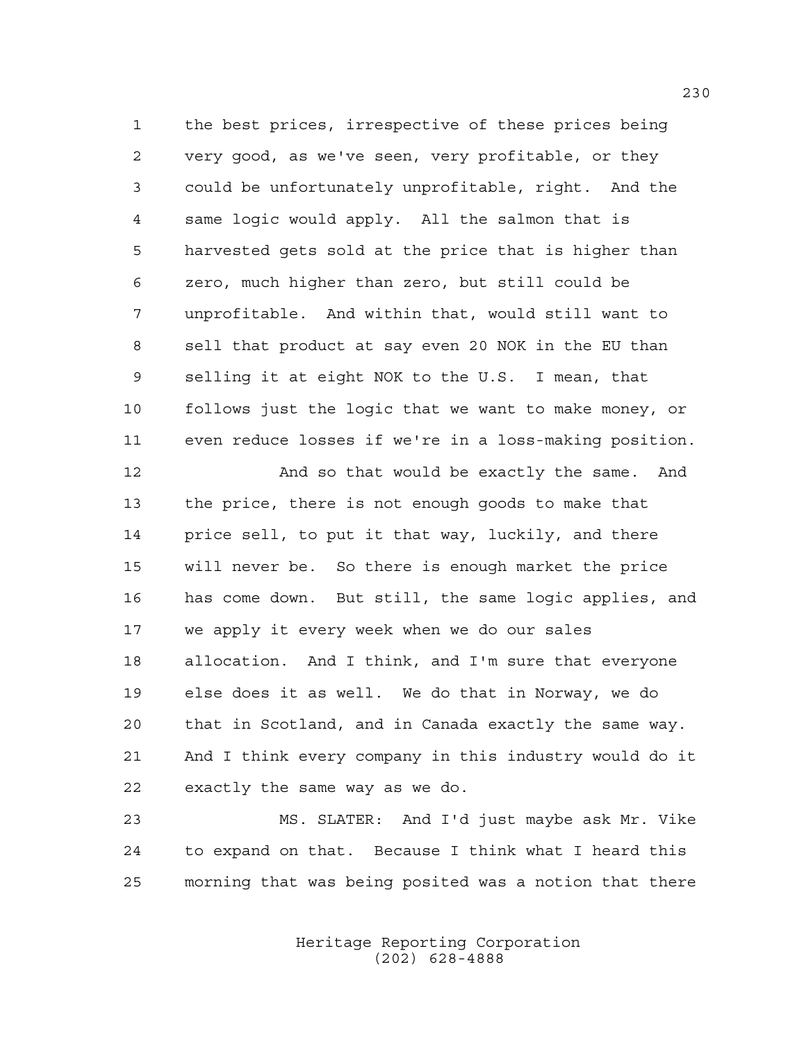the best prices, irrespective of these prices being very good, as we've seen, very profitable, or they could be unfortunately unprofitable, right. And the same logic would apply. All the salmon that is harvested gets sold at the price that is higher than zero, much higher than zero, but still could be unprofitable. And within that, would still want to sell that product at say even 20 NOK in the EU than selling it at eight NOK to the U.S. I mean, that follows just the logic that we want to make money, or even reduce losses if we're in a loss-making position.

And so that would be exactly the same. And the price, there is not enough goods to make that price sell, to put it that way, luckily, and there will never be. So there is enough market the price has come down. But still, the same logic applies, and we apply it every week when we do our sales allocation. And I think, and I'm sure that everyone else does it as well. We do that in Norway, we do that in Scotland, and in Canada exactly the same way. And I think every company in this industry would do it exactly the same way as we do.

MS. SLATER: And I'd just maybe ask Mr. Vike to expand on that. Because I think what I heard this morning that was being posited was a notion that there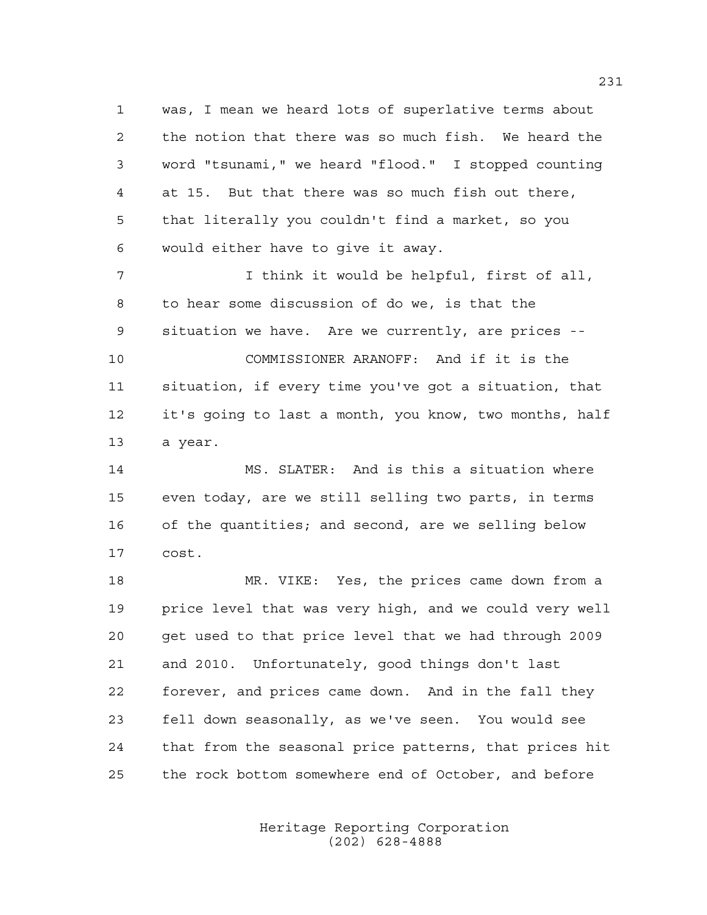1 was, I mean we heard lots of superlative terms about
2 the notion that there was so much fish. We heard the
3 word "tsunami," we heard "flood." I stopped counting
4 at 15. But that there was so much fish out there,
5 that literally you couldn't find a market, so you
6 would either have to give it away.

7 I think it would be helpful, first of all,
8 to hear some discussion of do we, is that the
9 situation we have. Are we currently, are prices --

10 COMMISSIONER ARANOFF: And if it is the
11 situation, if every time you've got a situation, that
12 it's going to last a month, you know, two months, half
13 a year.

14 MS. SLATER: And is this a situation where
15 even today, are we still selling two parts, in terms
16 of the quantities; and second, are we selling below
17 cost.

18 MR. VIKE: Yes, the prices came down from a
19 price level that was very high, and we could very well
20 get used to that price level that we had through 2009
21 and 2010. Unfortunately, good things don't last
22 forever, and prices came down. And in the fall they
23 fell down seasonally, as we've seen. You would see
24 that from the seasonal price patterns, that prices hit
25 the rock bottom somewhere end of October, and before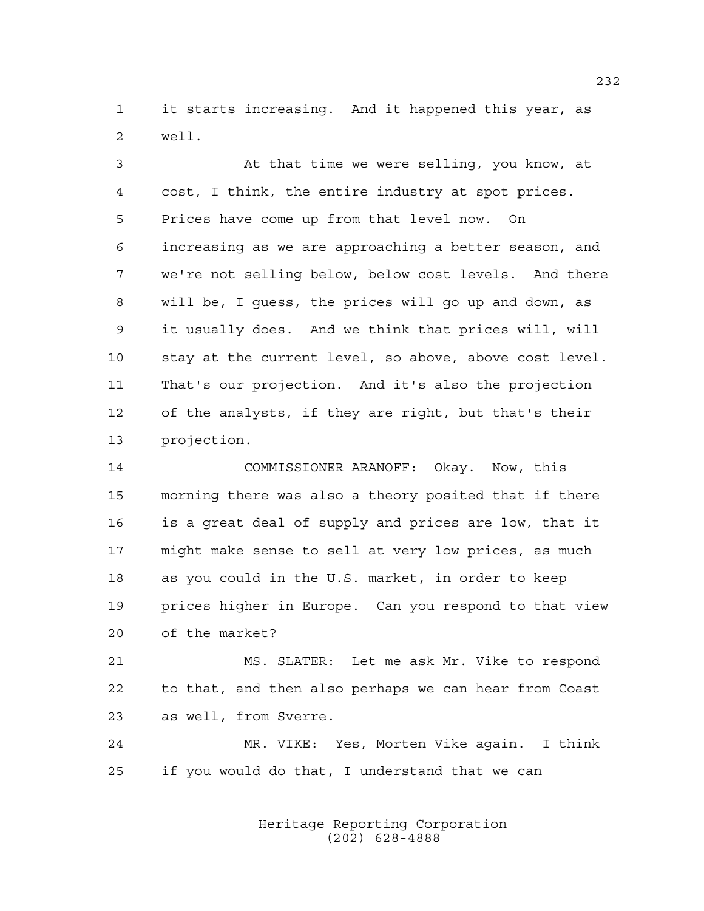it starts increasing. And it happened this year, as well.

At that time we were selling, you know, at cost, I think, the entire industry at spot prices. Prices have come up from that level now. On increasing as we are approaching a better season, and we're not selling below, below cost levels. And there will be, I guess, the prices will go up and down, as it usually does. And we think that prices will, will stay at the current level, so above, above cost level. That's our projection. And it's also the projection of the analysts, if they are right, but that's their projection.

COMMISSIONER ARANOFF: Okay. Now, this morning there was also a theory posited that if there is a great deal of supply and prices are low, that it might make sense to sell at very low prices, as much as you could in the U.S. market, in order to keep prices higher in Europe. Can you respond to that view of the market?

MS. SLATER: Let me ask Mr. Vike to respond to that, and then also perhaps we can hear from Coast as well, from Sverre.

MR. VIKE: Yes, Morten Vike again. I think if you would do that, I understand that we can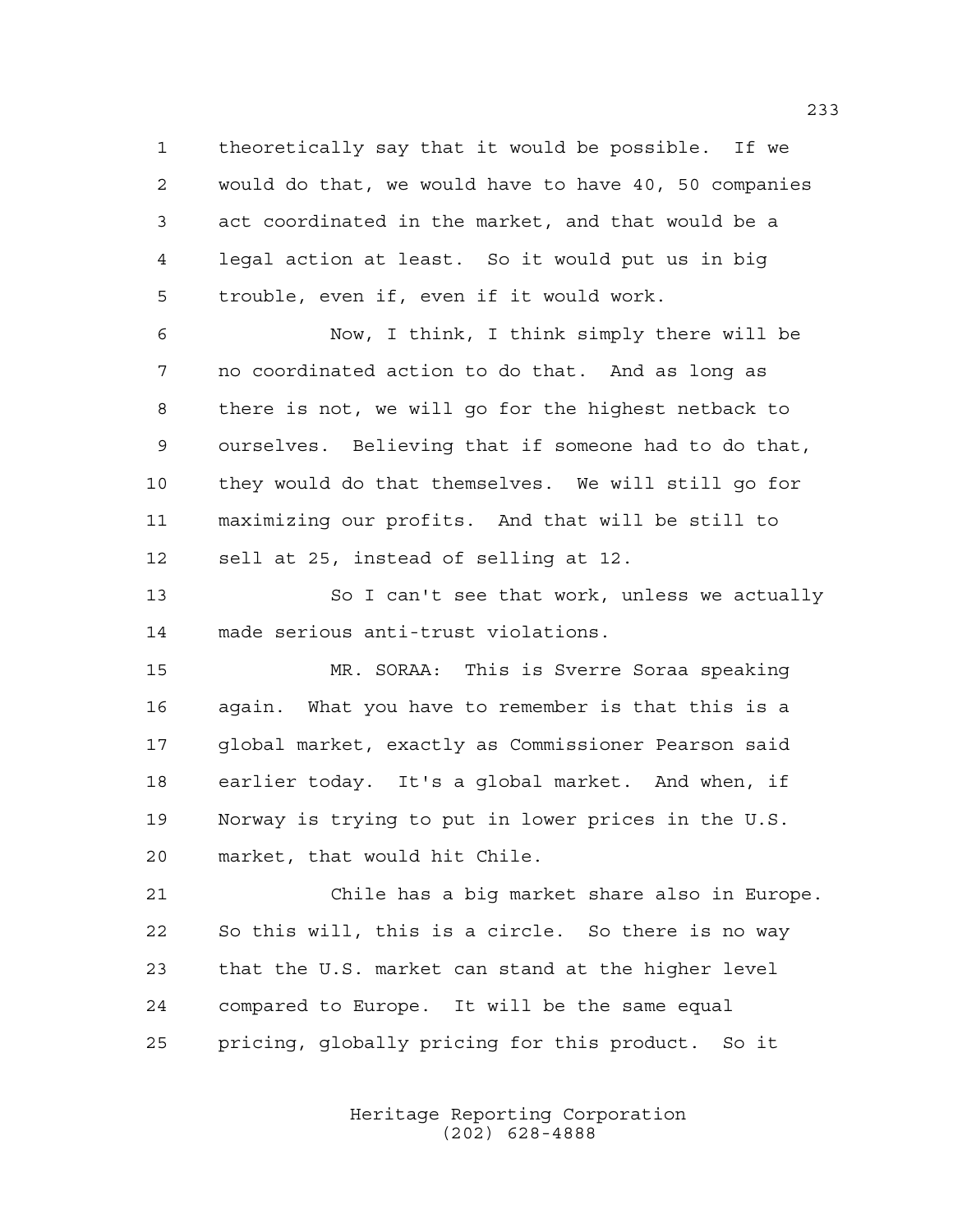theoretically say that it would be possible. If we would do that, we would have to have 40, 50 companies act coordinated in the market, and that would be a legal action at least. So it would put us in big trouble, even if, even if it would work.

Now, I think, I think simply there will be no coordinated action to do that. And as long as there is not, we will go for the highest netback to ourselves. Believing that if someone had to do that, they would do that themselves. We will still go for maximizing our profits. And that will be still to sell at 25, instead of selling at 12.

So I can't see that work, unless we actually made serious anti-trust violations.

MR. SORAA: This is Sverre Soraa speaking again. What you have to remember is that this is a global market, exactly as Commissioner Pearson said earlier today. It's a global market. And when, if Norway is trying to put in lower prices in the U.S. market, that would hit Chile.

Chile has a big market share also in Europe. So this will, this is a circle. So there is no way that the U.S. market can stand at the higher level compared to Europe. It will be the same equal pricing, globally pricing for this product. So it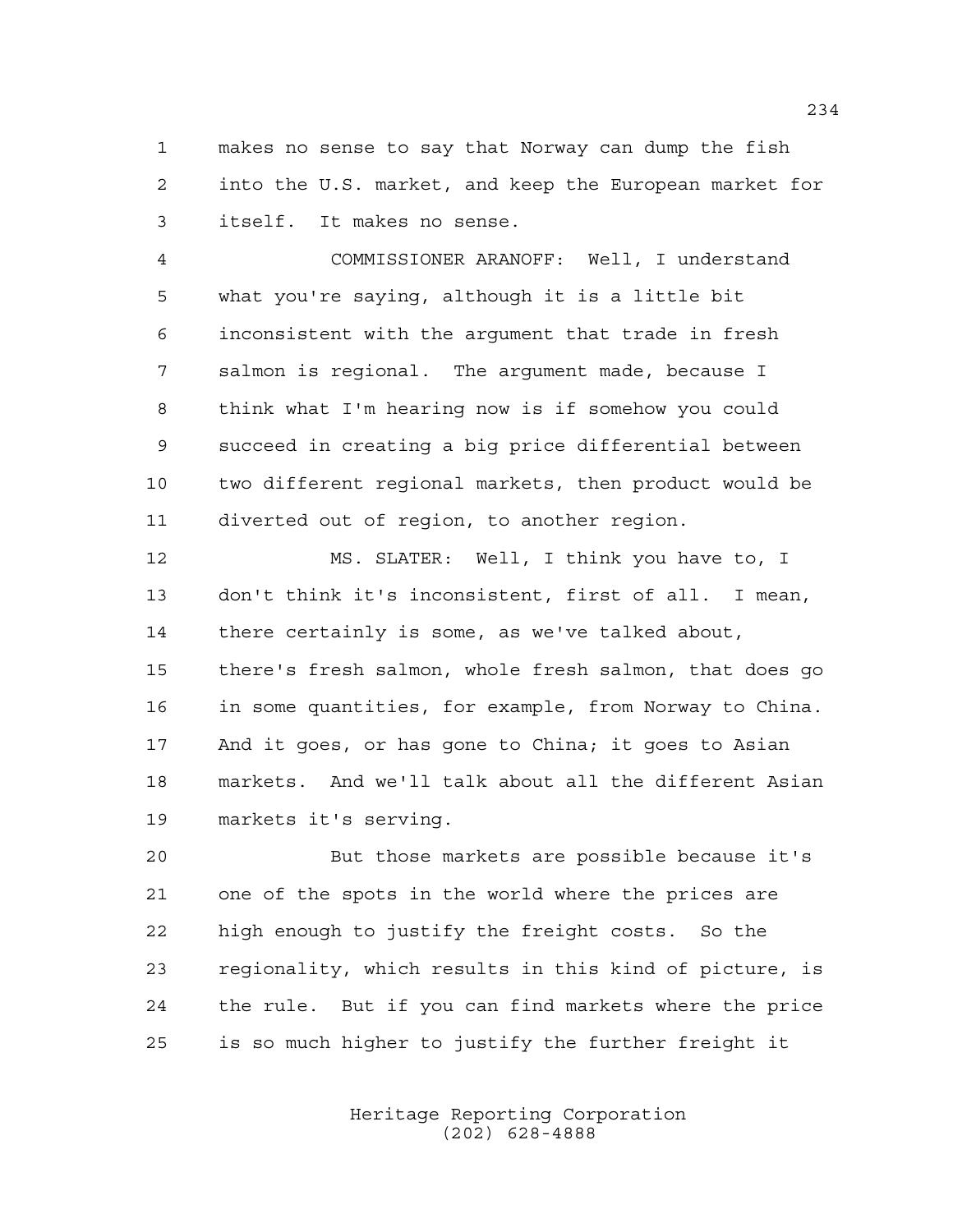makes no sense to say that Norway can dump the fish into the U.S. market, and keep the European market for itself. It makes no sense.

COMMISSIONER ARANOFF: Well, I understand what you're saying, although it is a little bit inconsistent with the argument that trade in fresh salmon is regional. The argument made, because I think what I'm hearing now is if somehow you could succeed in creating a big price differential between two different regional markets, then product would be diverted out of region, to another region.

MS. SLATER: Well, I think you have to, I don't think it's inconsistent, first of all. I mean, there certainly is some, as we've talked about, there's fresh salmon, whole fresh salmon, that does go in some quantities, for example, from Norway to China. And it goes, or has gone to China; it goes to Asian markets. And we'll talk about all the different Asian markets it's serving.

But those markets are possible because it's one of the spots in the world where the prices are high enough to justify the freight costs. So the regionality, which results in this kind of picture, is the rule. But if you can find markets where the price is so much higher to justify the further freight it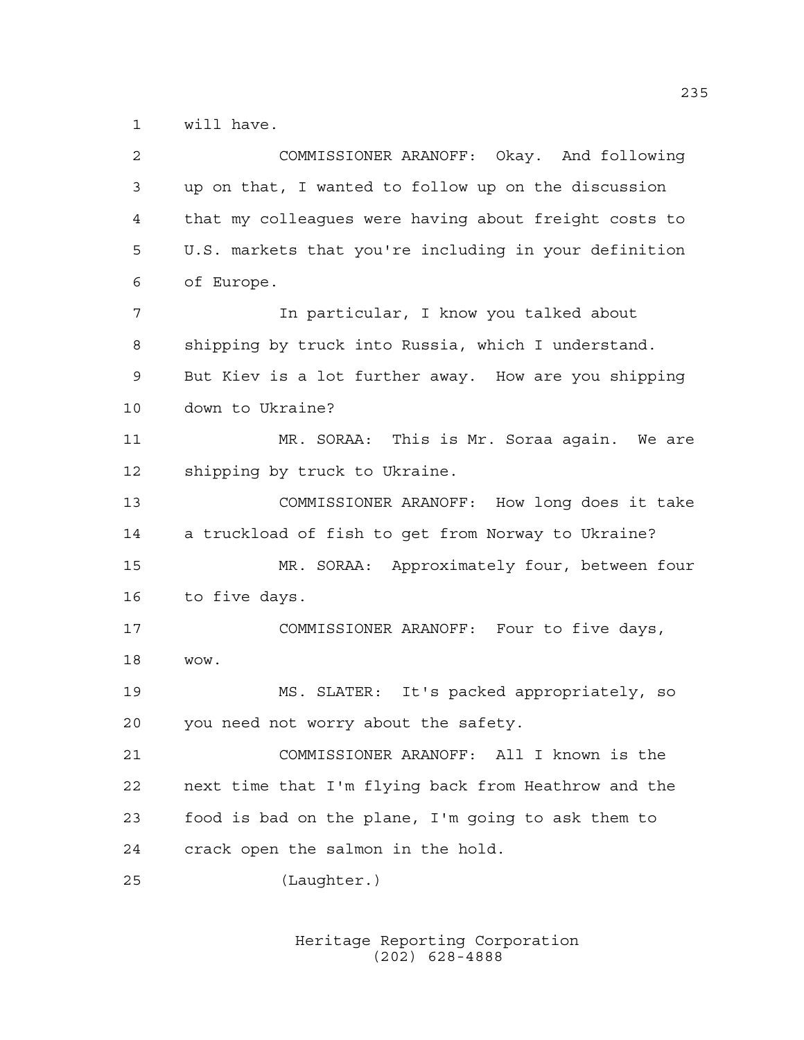1 will have.

2 COMMISSIONER ARANOFF: Okay. And following
3 up on that, I wanted to follow up on the discussion
4 that my colleagues were having about freight costs to
5 U.S. markets that you're including in your definition
6 of Europe.

7 In particular, I know you talked about
8 shipping by truck into Russia, which I understand.
9 But Kiev is a lot further away. How are you shipping
10 down to Ukraine?

11 MR. SORAA: This is Mr. Soraa again. We are
12 shipping by truck to Ukraine.

13 COMMISSIONER ARANOFF: How long does it take
14 a truckload of fish to get from Norway to Ukraine?

15 MR. SORAA: Approximately four, between four
16 to five days.

17 COMMISSIONER ARANOFF: Four to five days,
18 wow.

19 MS. SLATER: It's packed appropriately, so
20 you need not worry about the safety.

21 COMMISSIONER ARANOFF: All I known is the
22 next time that I'm flying back from Heathrow and the
23 food is bad on the plane, I'm going to ask them to
24 crack open the salmon in the hold.

25 (Laughter.)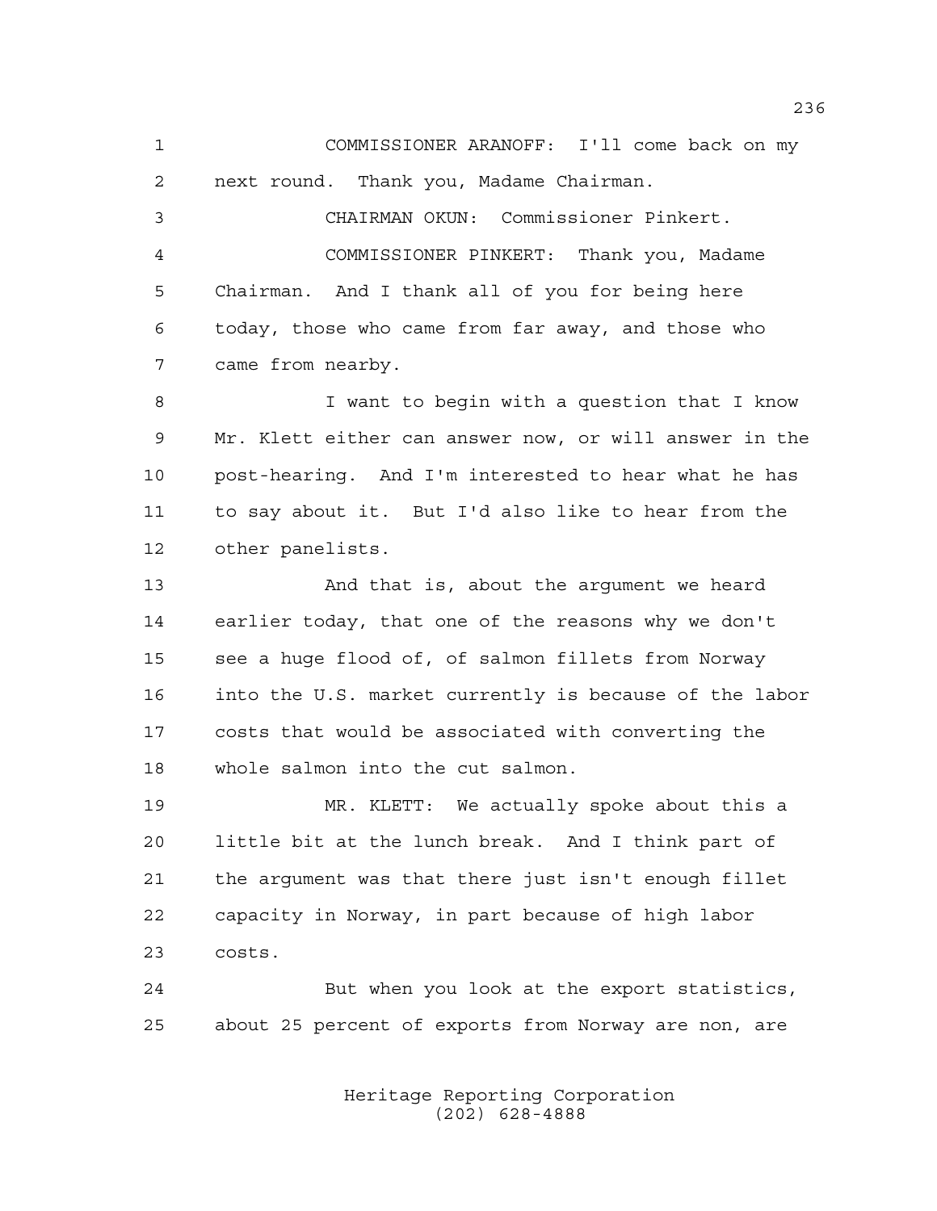COMMISSIONER ARANOFF: I'll come back on my next round. Thank you, Madame Chairman.

CHAIRMAN OKUN: Commissioner Pinkert.

COMMISSIONER PINKERT: Thank you, Madame Chairman. And I thank all of you for being here today, those who came from far away, and those who came from nearby.

I want to begin with a question that I know Mr. Klett either can answer now, or will answer in the post-hearing. And I'm interested to hear what he has to say about it. But I'd also like to hear from the other panelists.

And that is, about the argument we heard earlier today, that one of the reasons why we don't see a huge flood of, of salmon fillets from Norway into the U.S. market currently is because of the labor costs that would be associated with converting the whole salmon into the cut salmon.

MR. KLETT: We actually spoke about this a little bit at the lunch break. And I think part of the argument was that there just isn't enough fillet capacity in Norway, in part because of high labor costs.

But when you look at the export statistics, about 25 percent of exports from Norway are non, are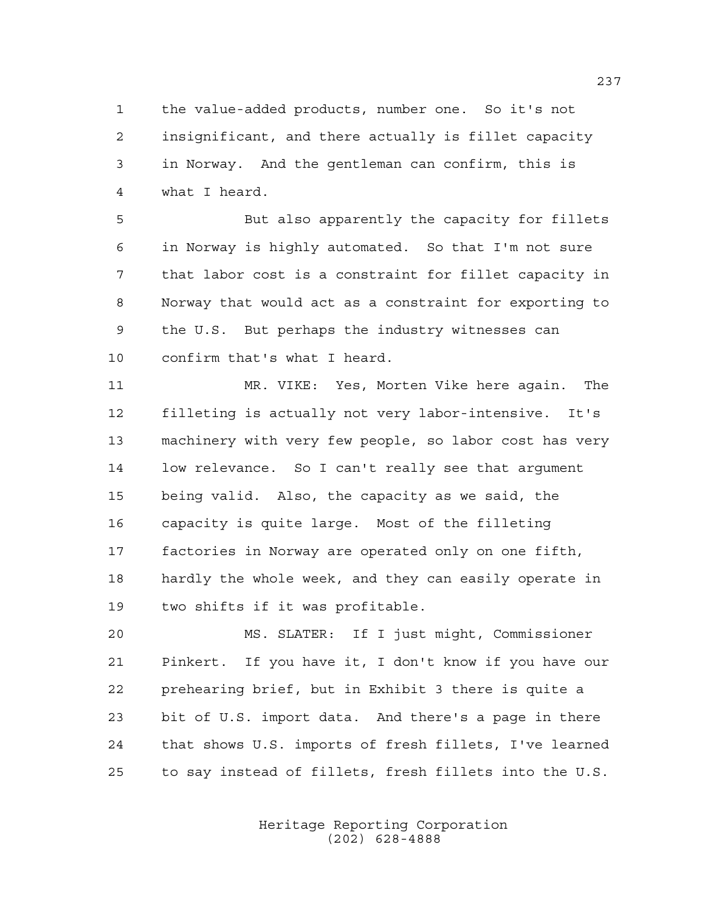the value-added products, number one. So it's not insignificant, and there actually is fillet capacity in Norway. And the gentleman can confirm, this is what I heard.

But also apparently the capacity for fillets in Norway is highly automated. So that I'm not sure that labor cost is a constraint for fillet capacity in Norway that would act as a constraint for exporting to the U.S. But perhaps the industry witnesses can confirm that's what I heard.

MR. VIKE: Yes, Morten Vike here again. The filleting is actually not very labor-intensive. It's machinery with very few people, so labor cost has very low relevance. So I can't really see that argument being valid. Also, the capacity as we said, the capacity is quite large. Most of the filleting factories in Norway are operated only on one fifth, hardly the whole week, and they can easily operate in two shifts if it was profitable.

MS. SLATER: If I just might, Commissioner Pinkert. If you have it, I don't know if you have our prehearing brief, but in Exhibit 3 there is quite a bit of U.S. import data. And there's a page in there that shows U.S. imports of fresh fillets, I've learned to say instead of fillets, fresh fillets into the U.S.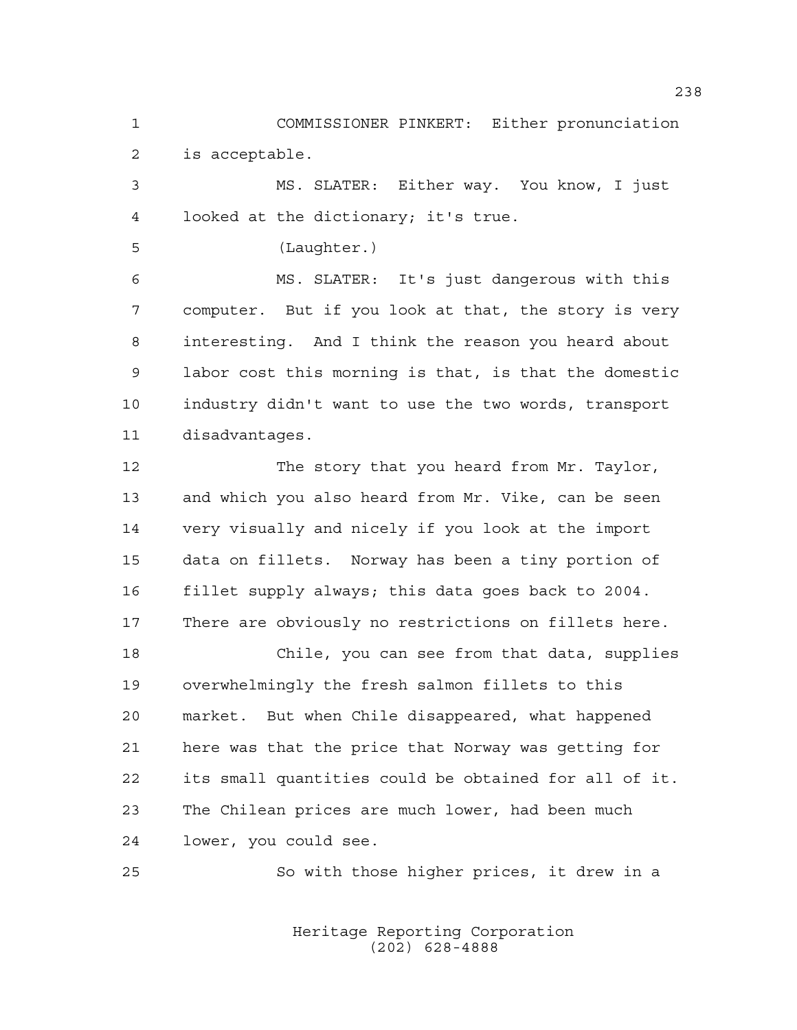COMMISSIONER PINKERT: Either pronunciation is acceptable.

MS. SLATER: Either way. You know, I just looked at the dictionary; it's true.

(Laughter.)

MS. SLATER: It's just dangerous with this computer. But if you look at that, the story is very interesting. And I think the reason you heard about labor cost this morning is that, is that the domestic industry didn't want to use the two words, transport disadvantages.

The story that you heard from Mr. Taylor, and which you also heard from Mr. Vike, can be seen very visually and nicely if you look at the import data on fillets. Norway has been a tiny portion of fillet supply always; this data goes back to 2004. There are obviously no restrictions on fillets here.

Chile, you can see from that data, supplies overwhelmingly the fresh salmon fillets to this market. But when Chile disappeared, what happened here was that the price that Norway was getting for its small quantities could be obtained for all of it. The Chilean prices are much lower, had been much lower, you could see.

So with those higher prices, it drew in a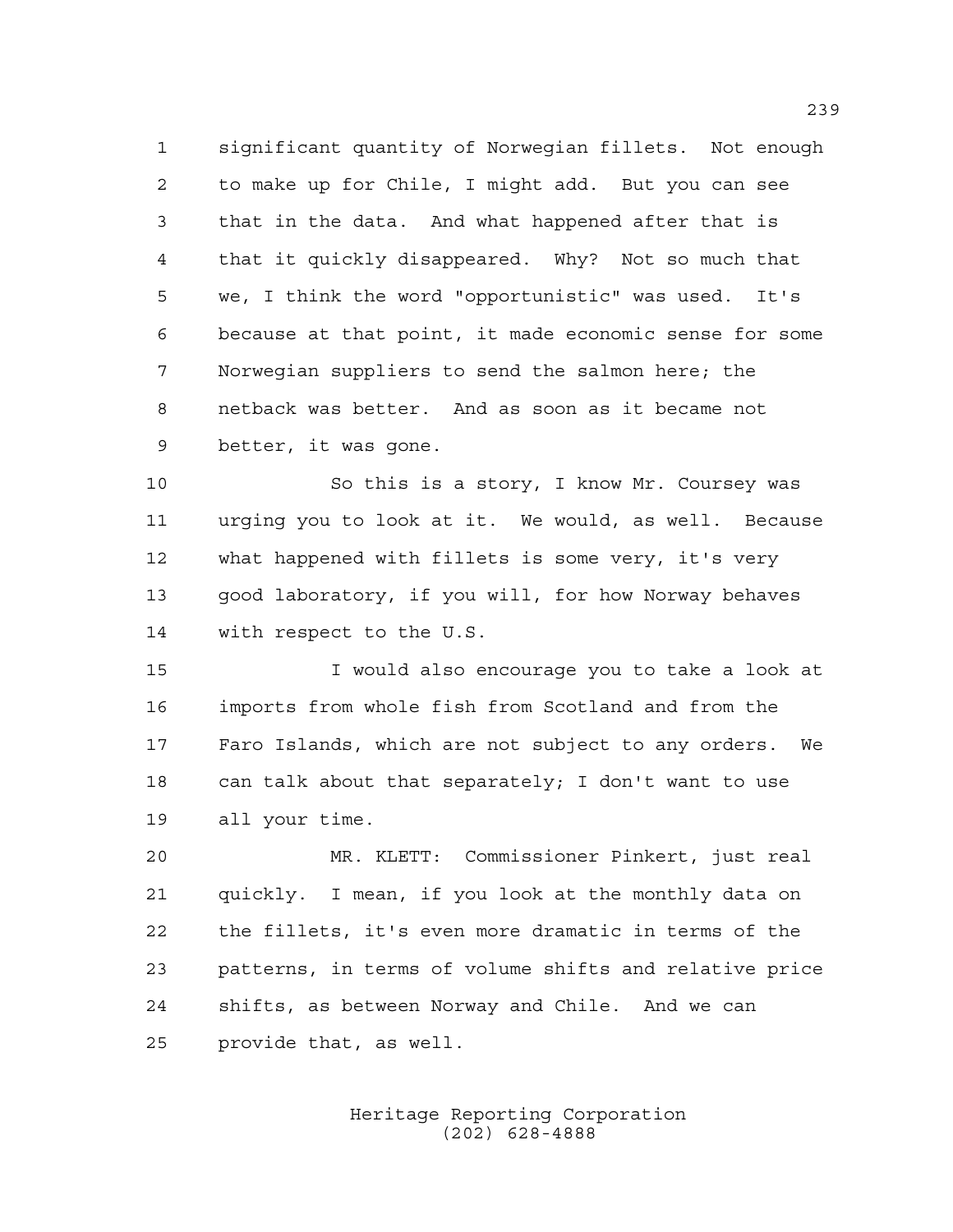significant quantity of Norwegian fillets. Not enough to make up for Chile, I might add. But you can see that in the data. And what happened after that is that it quickly disappeared. Why? Not so much that we, I think the word "opportunistic" was used. It's because at that point, it made economic sense for some Norwegian suppliers to send the salmon here; the netback was better. And as soon as it became not better, it was gone.

So this is a story, I know Mr. Coursey was urging you to look at it. We would, as well. Because what happened with fillets is some very, it's very good laboratory, if you will, for how Norway behaves with respect to the U.S.

I would also encourage you to take a look at imports from whole fish from Scotland and from the Faro Islands, which are not subject to any orders. We can talk about that separately; I don't want to use all your time.

MR. KLETT: Commissioner Pinkert, just real quickly. I mean, if you look at the monthly data on the fillets, it's even more dramatic in terms of the patterns, in terms of volume shifts and relative price shifts, as between Norway and Chile. And we can provide that, as well.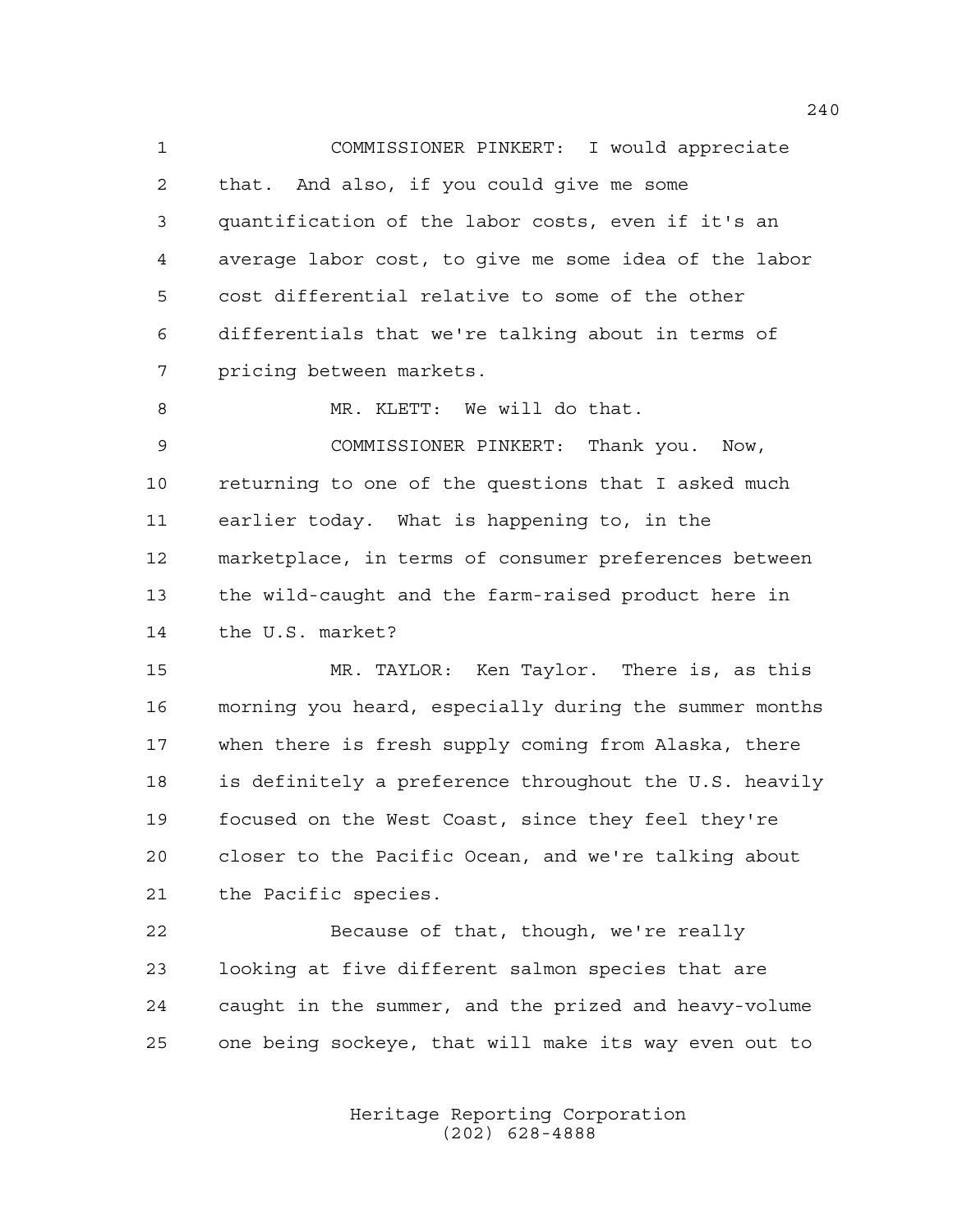COMMISSIONER PINKERT: I would appreciate that. And also, if you could give me some quantification of the labor costs, even if it's an average labor cost, to give me some idea of the labor cost differential relative to some of the other differentials that we're talking about in terms of pricing between markets.

MR. KLETT: We will do that.

COMMISSIONER PINKERT: Thank you. Now, returning to one of the questions that I asked much earlier today. What is happening to, in the marketplace, in terms of consumer preferences between the wild-caught and the farm-raised product here in the U.S. market?

MR. TAYLOR: Ken Taylor. There is, as this morning you heard, especially during the summer months when there is fresh supply coming from Alaska, there is definitely a preference throughout the U.S. heavily focused on the West Coast, since they feel they're closer to the Pacific Ocean, and we're talking about the Pacific species.

Because of that, though, we're really looking at five different salmon species that are caught in the summer, and the prized and heavy-volume one being sockeye, that will make its way even out to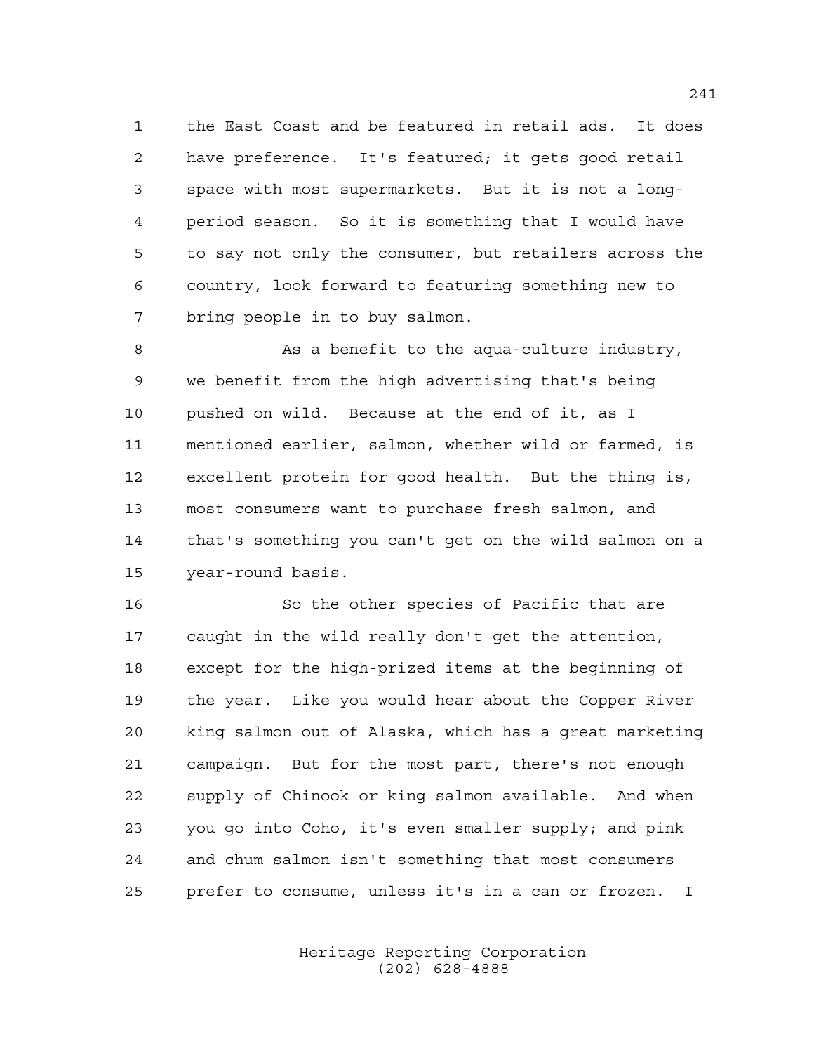the East Coast and be featured in retail ads. It does have preference. It's featured; it gets good retail space with most supermarkets. But it is not a long-period season. So it is something that I would have to say not only the consumer, but retailers across the country, look forward to featuring something new to bring people in to buy salmon.

As a benefit to the aqua-culture industry, we benefit from the high advertising that's being pushed on wild. Because at the end of it, as I mentioned earlier, salmon, whether wild or farmed, is excellent protein for good health. But the thing is, most consumers want to purchase fresh salmon, and that's something you can't get on the wild salmon on a year-round basis.

So the other species of Pacific that are caught in the wild really don't get the attention, except for the high-prized items at the beginning of the year. Like you would hear about the Copper River king salmon out of Alaska, which has a great marketing campaign. But for the most part, there's not enough supply of Chinook or king salmon available. And when you go into Coho, it's even smaller supply; and pink and chum salmon isn't something that most consumers prefer to consume, unless it's in a can or frozen. I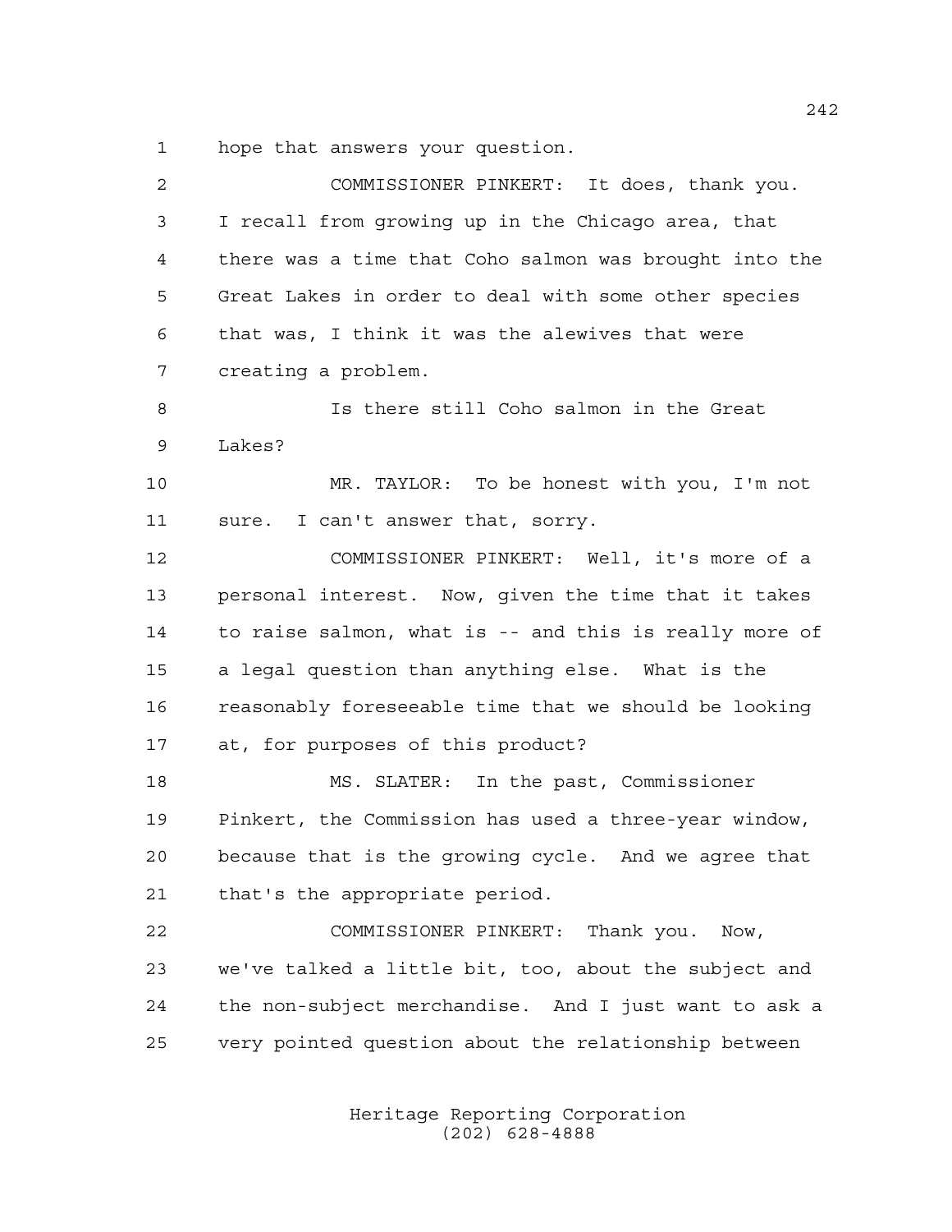hope that answers your question.

COMMISSIONER PINKERT: It does, thank you. I recall from growing up in the Chicago area, that there was a time that Coho salmon was brought into the Great Lakes in order to deal with some other species that was, I think it was the alewives that were creating a problem.

Is there still Coho salmon in the Great Lakes?

MR. TAYLOR: To be honest with you, I'm not sure. I can't answer that, sorry.

COMMISSIONER PINKERT: Well, it's more of a personal interest. Now, given the time that it takes to raise salmon, what is -- and this is really more of a legal question than anything else. What is the reasonably foreseeable time that we should be looking at, for purposes of this product?

MS. SLATER: In the past, Commissioner Pinkert, the Commission has used a three-year window, because that is the growing cycle. And we agree that that's the appropriate period.

COMMISSIONER PINKERT: Thank you. Now, we've talked a little bit, too, about the subject and the non-subject merchandise. And I just want to ask a very pointed question about the relationship between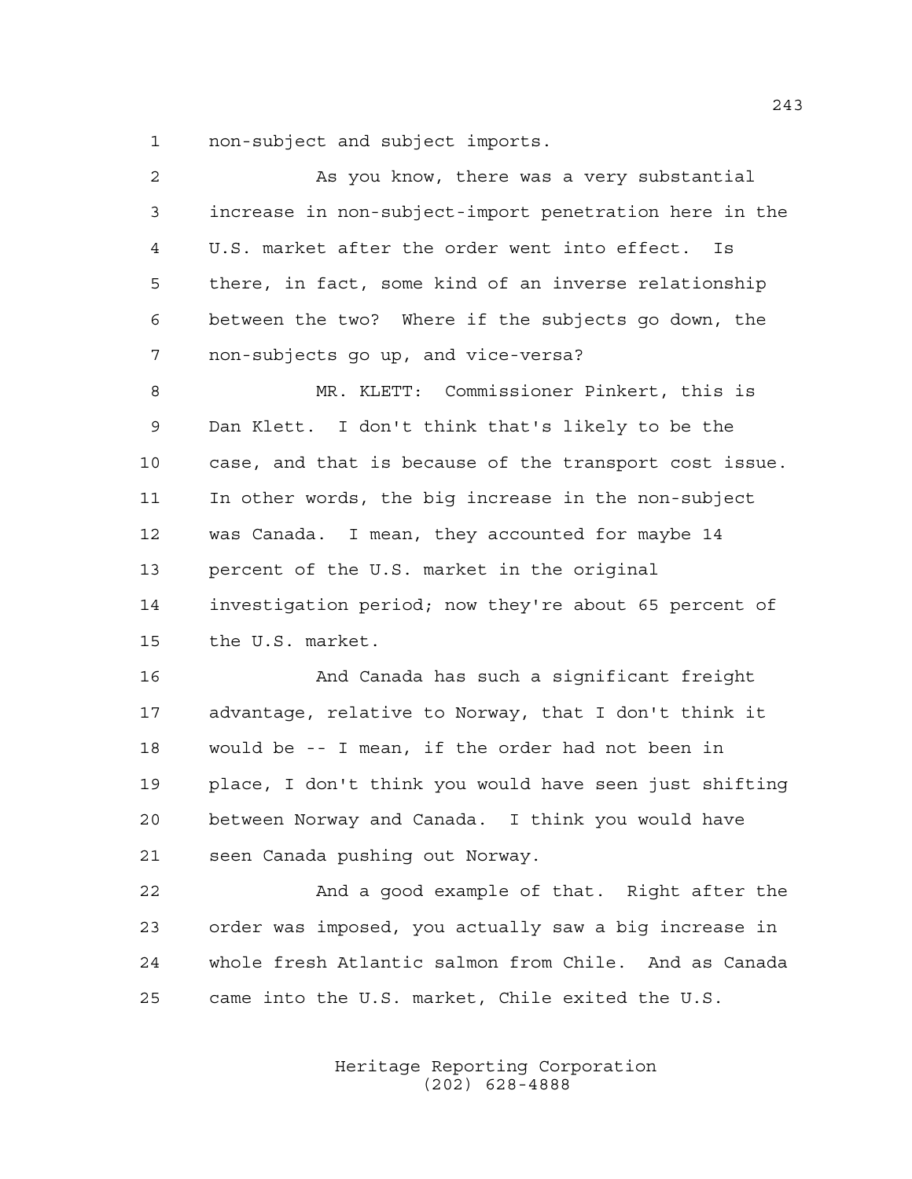non-subject and subject imports.

As you know, there was a very substantial increase in non-subject-import penetration here in the U.S. market after the order went into effect. Is there, in fact, some kind of an inverse relationship between the two? Where if the subjects go down, the non-subjects go up, and vice-versa?

MR. KLETT: Commissioner Pinkert, this is Dan Klett. I don't think that's likely to be the case, and that is because of the transport cost issue. In other words, the big increase in the non-subject was Canada. I mean, they accounted for maybe 14 percent of the U.S. market in the original investigation period; now they're about 65 percent of the U.S. market.

And Canada has such a significant freight advantage, relative to Norway, that I don't think it would be -- I mean, if the order had not been in place, I don't think you would have seen just shifting between Norway and Canada. I think you would have seen Canada pushing out Norway.

And a good example of that. Right after the order was imposed, you actually saw a big increase in whole fresh Atlantic salmon from Chile. And as Canada came into the U.S. market, Chile exited the U.S.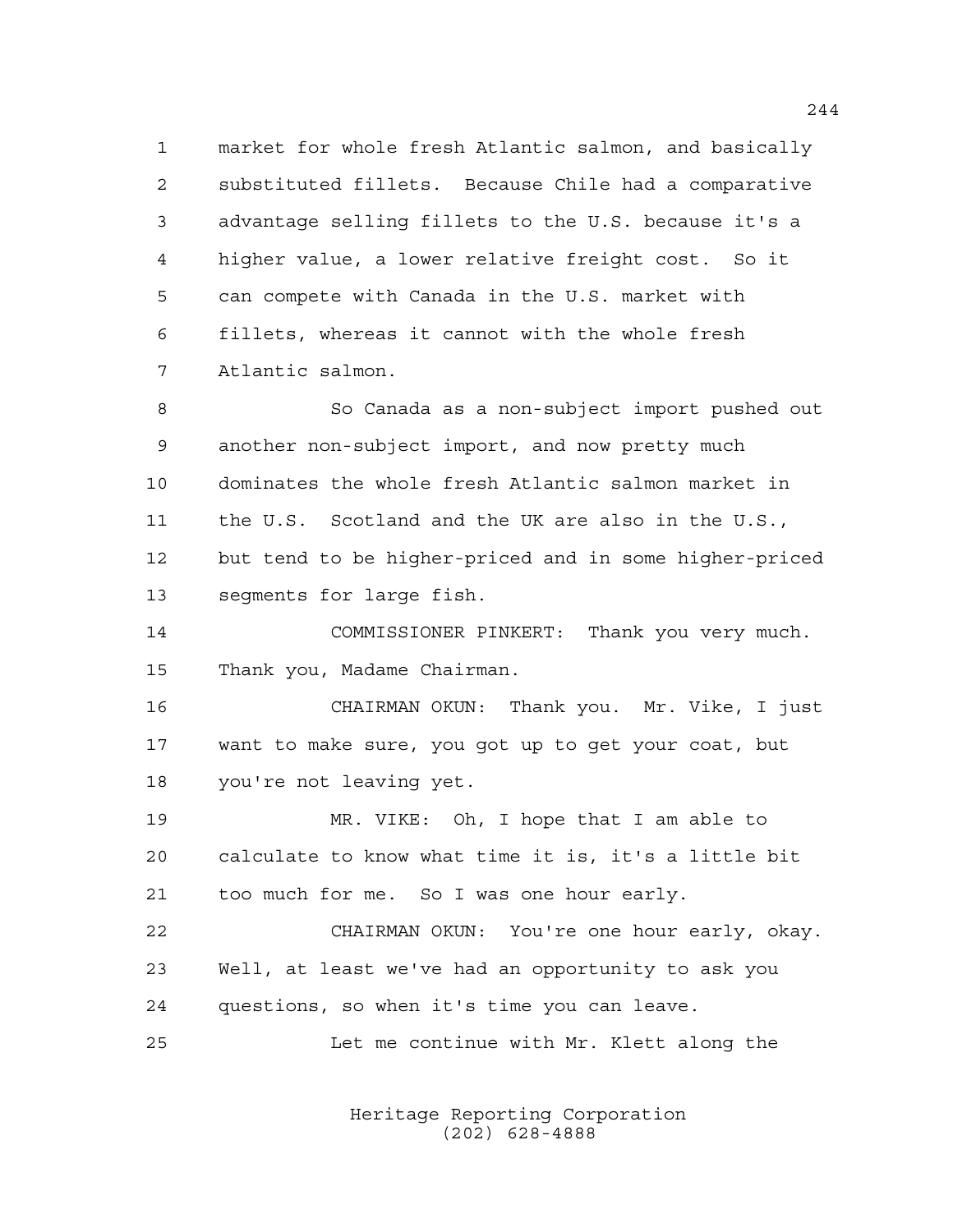market for whole fresh Atlantic salmon, and basically substituted fillets. Because Chile had a comparative advantage selling fillets to the U.S. because it's a higher value, a lower relative freight cost. So it can compete with Canada in the U.S. market with fillets, whereas it cannot with the whole fresh Atlantic salmon.

So Canada as a non-subject import pushed out another non-subject import, and now pretty much dominates the whole fresh Atlantic salmon market in the U.S. Scotland and the UK are also in the U.S., but tend to be higher-priced and in some higher-priced segments for large fish.

COMMISSIONER PINKERT: Thank you very much. Thank you, Madame Chairman.

CHAIRMAN OKUN: Thank you. Mr. Vike, I just want to make sure, you got up to get your coat, but you're not leaving yet.

MR. VIKE: Oh, I hope that I am able to calculate to know what time it is, it's a little bit too much for me. So I was one hour early.

CHAIRMAN OKUN: You're one hour early, okay. Well, at least we've had an opportunity to ask you questions, so when it's time you can leave.

Let me continue with Mr. Klett along the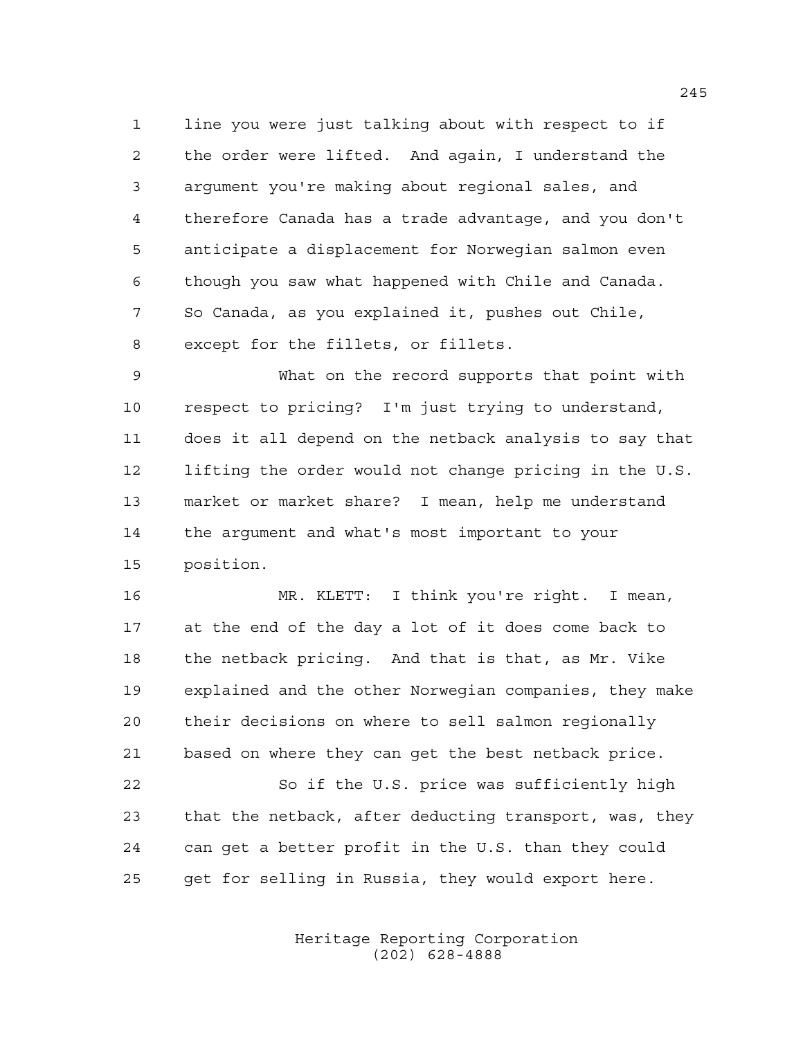line you were just talking about with respect to if the order were lifted. And again, I understand the argument you're making about regional sales, and therefore Canada has a trade advantage, and you don't anticipate a displacement for Norwegian salmon even though you saw what happened with Chile and Canada. So Canada, as you explained it, pushes out Chile, except for the fillets, or fillets.

What on the record supports that point with respect to pricing? I'm just trying to understand, does it all depend on the netback analysis to say that lifting the order would not change pricing in the U.S. market or market share? I mean, help me understand the argument and what's most important to your position.

MR. KLETT: I think you're right. I mean, at the end of the day a lot of it does come back to the netback pricing. And that is that, as Mr. Vike explained and the other Norwegian companies, they make their decisions on where to sell salmon regionally based on where they can get the best netback price.

So if the U.S. price was sufficiently high that the netback, after deducting transport, was, they can get a better profit in the U.S. than they could get for selling in Russia, they would export here.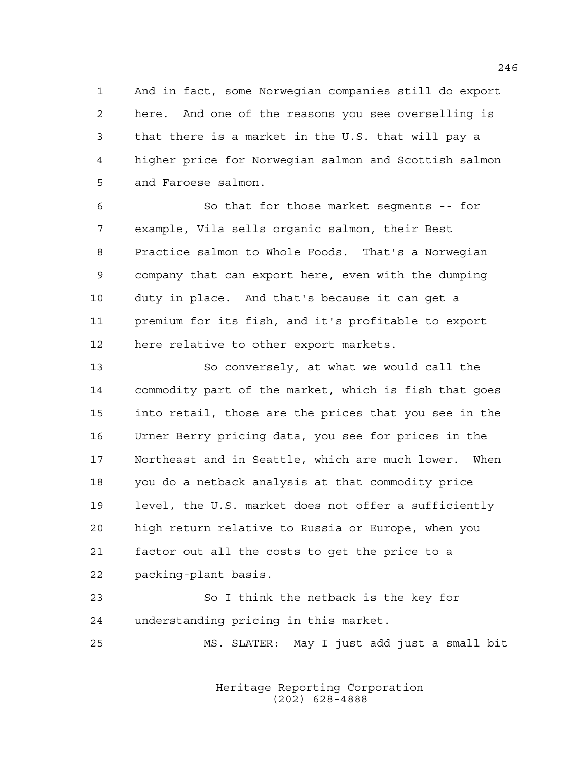And in fact, some Norwegian companies still do export here. And one of the reasons you see overselling is that there is a market in the U.S. that will pay a higher price for Norwegian salmon and Scottish salmon and Faroese salmon.

So that for those market segments -- for example, Vila sells organic salmon, their Best Practice salmon to Whole Foods. That's a Norwegian company that can export here, even with the dumping duty in place. And that's because it can get a premium for its fish, and it's profitable to export here relative to other export markets.

So conversely, at what we would call the commodity part of the market, which is fish that goes into retail, those are the prices that you see in the Urner Berry pricing data, you see for prices in the Northeast and in Seattle, which are much lower. When you do a netback analysis at that commodity price level, the U.S. market does not offer a sufficiently high return relative to Russia or Europe, when you factor out all the costs to get the price to a packing-plant basis.

So I think the netback is the key for understanding pricing in this market.

MS. SLATER: May I just add just a small bit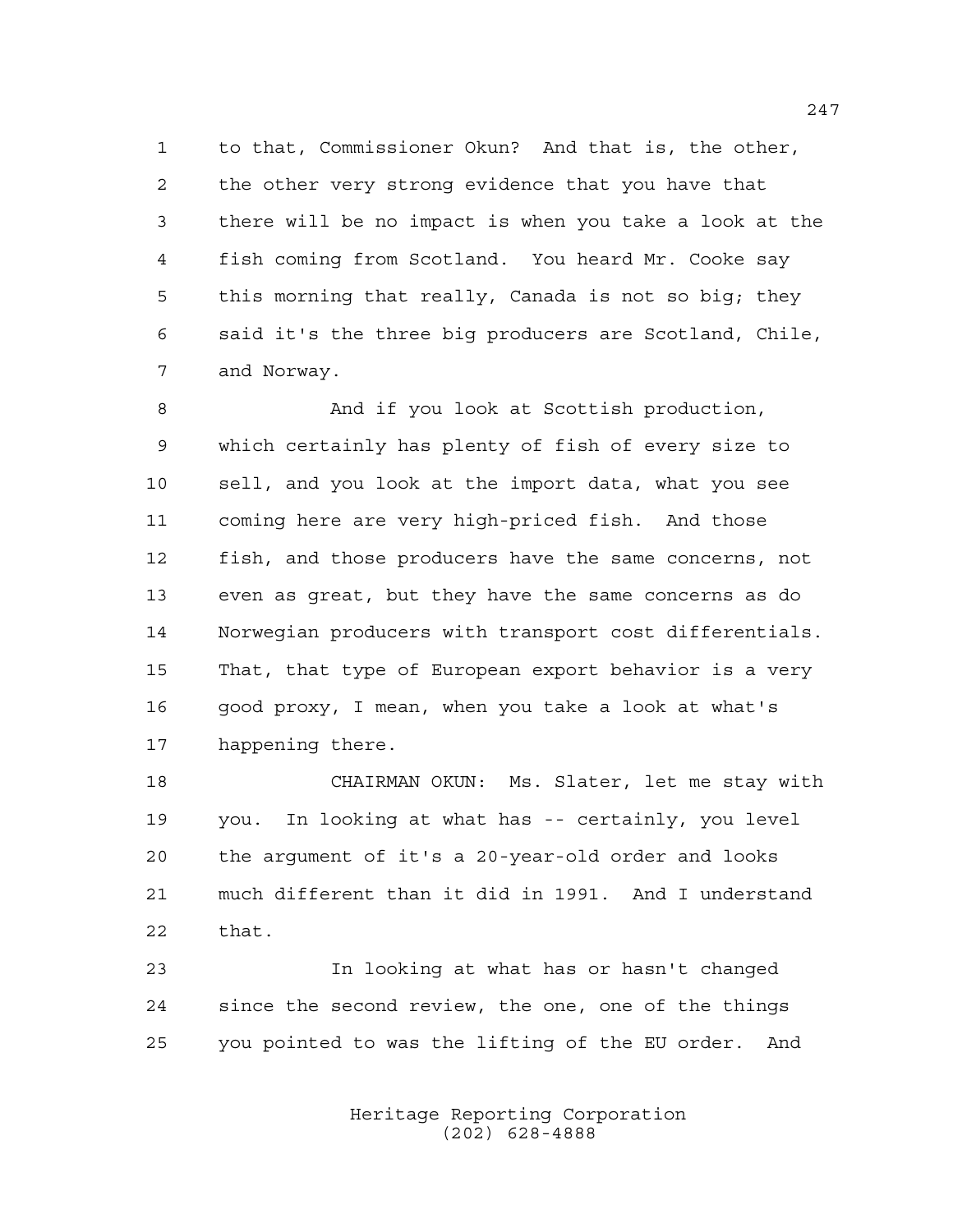to that, Commissioner Okun? And that is, the other, the other very strong evidence that you have that there will be no impact is when you take a look at the fish coming from Scotland. You heard Mr. Cooke say this morning that really, Canada is not so big; they said it's the three big producers are Scotland, Chile, and Norway.

And if you look at Scottish production, which certainly has plenty of fish of every size to sell, and you look at the import data, what you see coming here are very high-priced fish. And those fish, and those producers have the same concerns, not even as great, but they have the same concerns as do Norwegian producers with transport cost differentials. That, that type of European export behavior is a very good proxy, I mean, when you take a look at what's happening there.

CHAIRMAN OKUN: Ms. Slater, let me stay with you. In looking at what has -- certainly, you level the argument of it's a 20-year-old order and looks much different than it did in 1991. And I understand that.

In looking at what has or hasn't changed since the second review, the one, one of the things you pointed to was the lifting of the EU order. And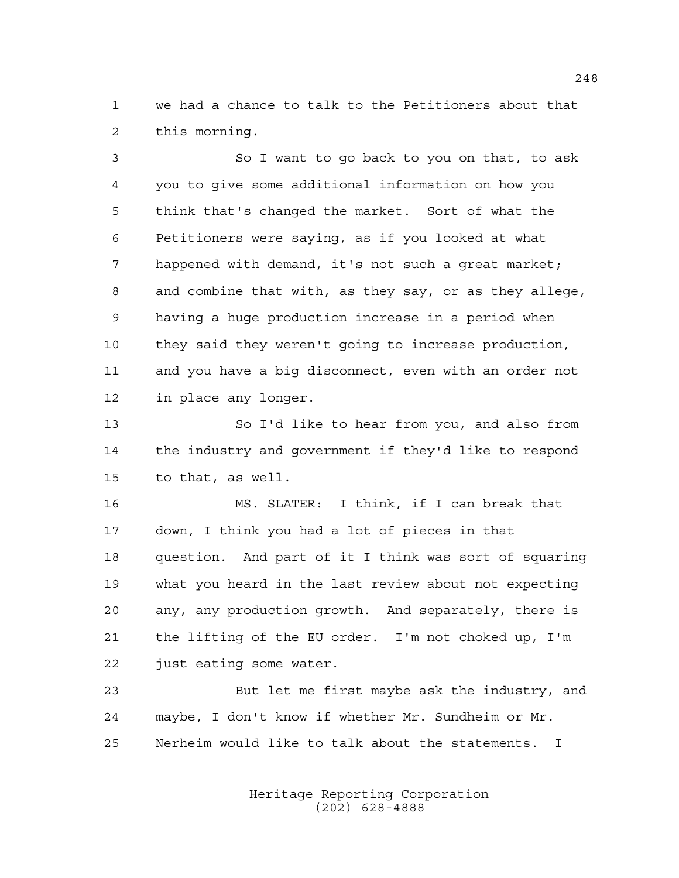we had a chance to talk to the Petitioners about that this morning.

So I want to go back to you on that, to ask you to give some additional information on how you think that's changed the market. Sort of what the Petitioners were saying, as if you looked at what happened with demand, it's not such a great market; and combine that with, as they say, or as they allege, having a huge production increase in a period when they said they weren't going to increase production, and you have a big disconnect, even with an order not in place any longer.

So I'd like to hear from you, and also from the industry and government if they'd like to respond to that, as well.

MS. SLATER: I think, if I can break that down, I think you had a lot of pieces in that question. And part of it I think was sort of squaring what you heard in the last review about not expecting any, any production growth. And separately, there is the lifting of the EU order. I'm not choked up, I'm just eating some water.

But let me first maybe ask the industry, and maybe, I don't know if whether Mr. Sundheim or Mr. Nerheim would like to talk about the statements. I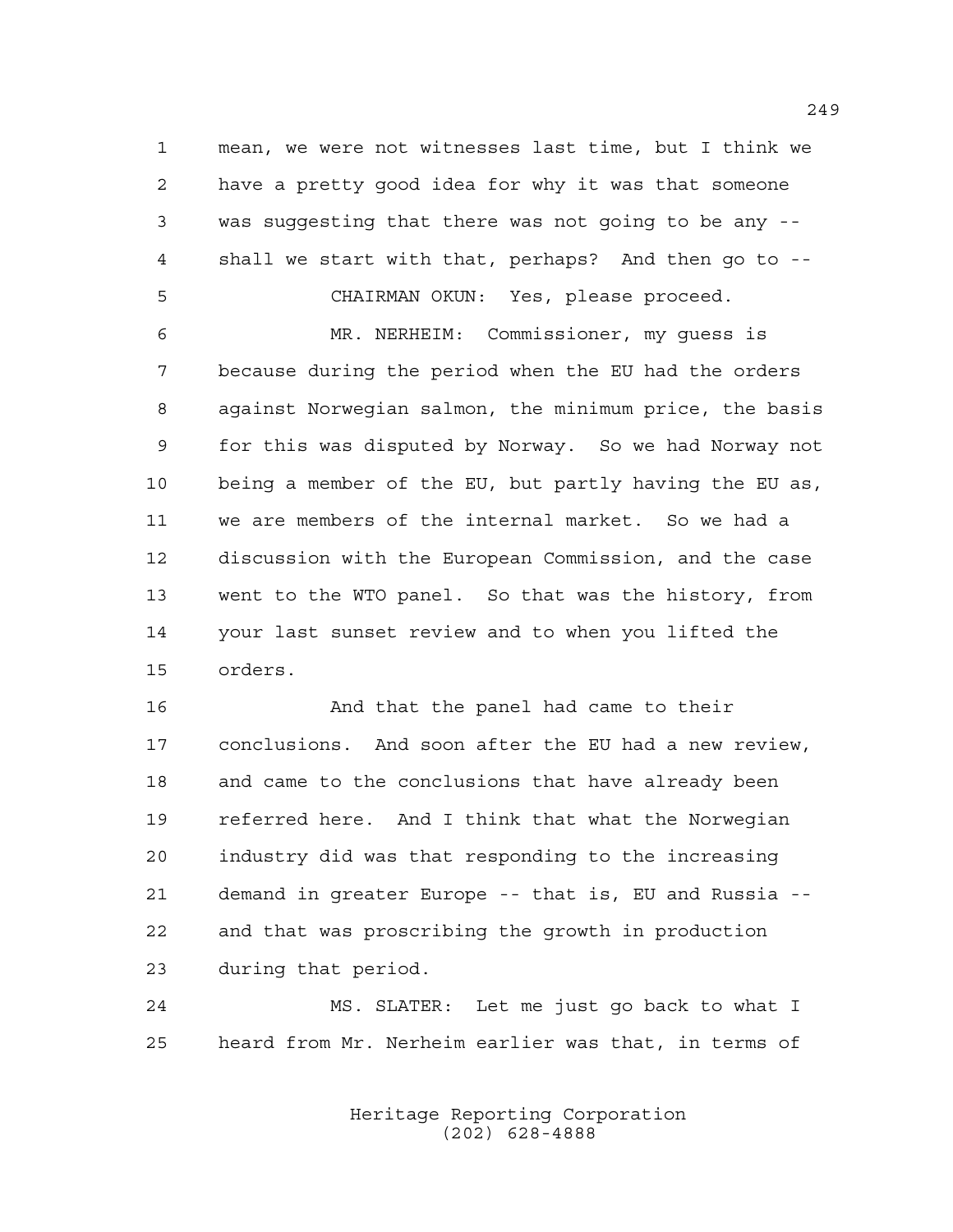1 mean, we were not witnesses last time, but I think we
2 have a pretty good idea for why it was that someone
3 was suggesting that there was not going to be any --
4 shall we start with that, perhaps? And then go to --
5 CHAIRMAN OKUN: Yes, please proceed.
6 MR. NERHEIM: Commissioner, my guess is
7 because during the period when the EU had the orders
8 against Norwegian salmon, the minimum price, the basis
9 for this was disputed by Norway. So we had Norway not
10 being a member of the EU, but partly having the EU as,
11 we are members of the internal market. So we had a
12 discussion with the European Commission, and the case
13 went to the WTO panel. So that was the history, from
14 your last sunset review and to when you lifted the
15 orders.
16 And that the panel had came to their
17 conclusions. And soon after the EU had a new review,
18 and came to the conclusions that have already been
19 referred here. And I think that what the Norwegian
20 industry did was that responding to the increasing
21 demand in greater Europe -- that is, EU and Russia --
22 and that was proscribing the growth in production
23 during that period.
24 MS. SLATER: Let me just go back to what I
25 heard from Mr. Nerheim earlier was that, in terms of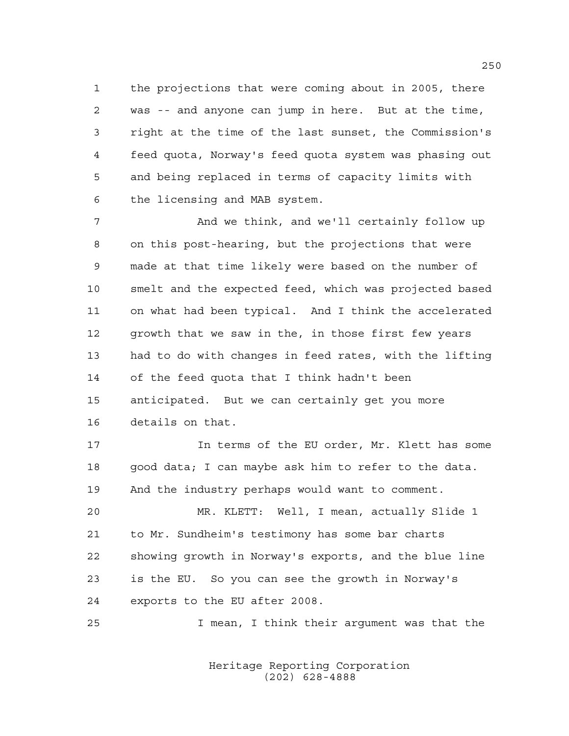1 the projections that were coming about in 2005, there
2 was -- and anyone can jump in here. But at the time,
3 right at the time of the last sunset, the Commission's
4 feed quota, Norway's feed quota system was phasing out
5 and being replaced in terms of capacity limits with
6 the licensing and MAB system.

7 And we think, and we'll certainly follow up
8 on this post-hearing, but the projections that were
9 made at that time likely were based on the number of
10 smelt and the expected feed, which was projected based
11 on what had been typical. And I think the accelerated
12 growth that we saw in the, in those first few years
13 had to do with changes in feed rates, with the lifting
14 of the feed quota that I think hadn't been
15 anticipated. But we can certainly get you more
16 details on that.

17 In terms of the EU order, Mr. Klett has some
18 good data; I can maybe ask him to refer to the data.
19 And the industry perhaps would want to comment.

20 MR. KLETT: Well, I mean, actually Slide 1
21 to Mr. Sundheim's testimony has some bar charts
22 showing growth in Norway's exports, and the blue line
23 is the EU. So you can see the growth in Norway's
24 exports to the EU after 2008.

25 I mean, I think their argument was that the

Heritage Reporting Corporation
(202) 628-4888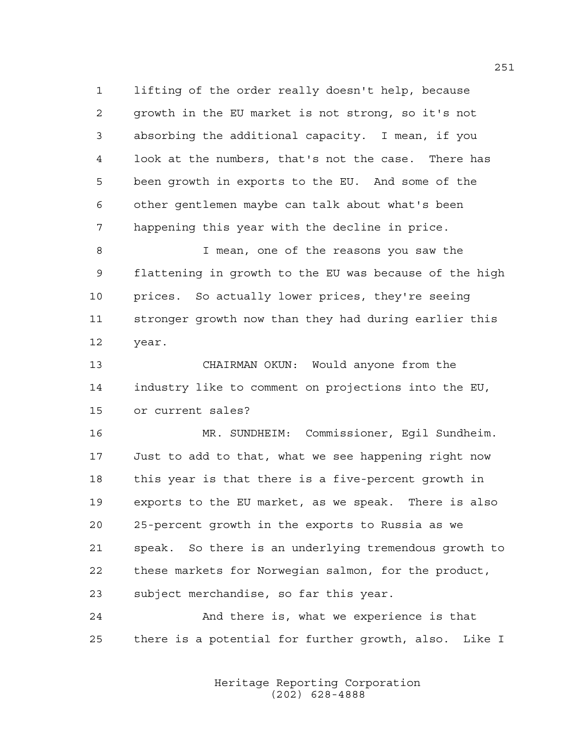lifting of the order really doesn't help, because growth in the EU market is not strong, so it's not absorbing the additional capacity. I mean, if you look at the numbers, that's not the case. There has been growth in exports to the EU. And some of the other gentlemen maybe can talk about what's been happening this year with the decline in price.

I mean, one of the reasons you saw the flattening in growth to the EU was because of the high prices. So actually lower prices, they're seeing stronger growth now than they had during earlier this year.

CHAIRMAN OKUN: Would anyone from the industry like to comment on projections into the EU, or current sales?

MR. SUNDHEIM: Commissioner, Egil Sundheim. Just to add to that, what we see happening right now this year is that there is a five-percent growth in exports to the EU market, as we speak. There is also 25-percent growth in the exports to Russia as we speak. So there is an underlying tremendous growth to these markets for Norwegian salmon, for the product, subject merchandise, so far this year.

And there is, what we experience is that there is a potential for further growth, also. Like I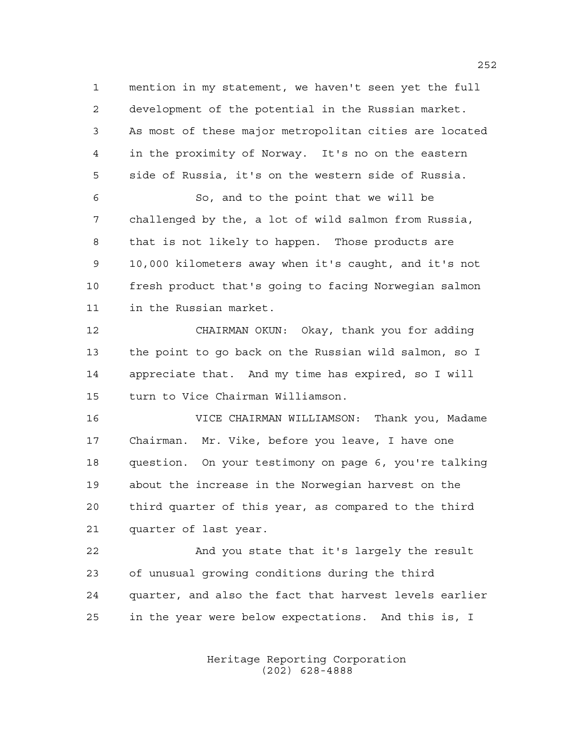mention in my statement, we haven't seen yet the full development of the potential in the Russian market. As most of these major metropolitan cities are located in the proximity of Norway. It's no on the eastern side of Russia, it's on the western side of Russia.

So, and to the point that we will be challenged by the, a lot of wild salmon from Russia, that is not likely to happen. Those products are 10,000 kilometers away when it's caught, and it's not fresh product that's going to facing Norwegian salmon in the Russian market.

CHAIRMAN OKUN: Okay, thank you for adding the point to go back on the Russian wild salmon, so I appreciate that. And my time has expired, so I will turn to Vice Chairman Williamson.

VICE CHAIRMAN WILLIAMSON: Thank you, Madame Chairman. Mr. Vike, before you leave, I have one question. On your testimony on page 6, you're talking about the increase in the Norwegian harvest on the third quarter of this year, as compared to the third quarter of last year.

And you state that it's largely the result of unusual growing conditions during the third quarter, and also the fact that harvest levels earlier in the year were below expectations. And this is, I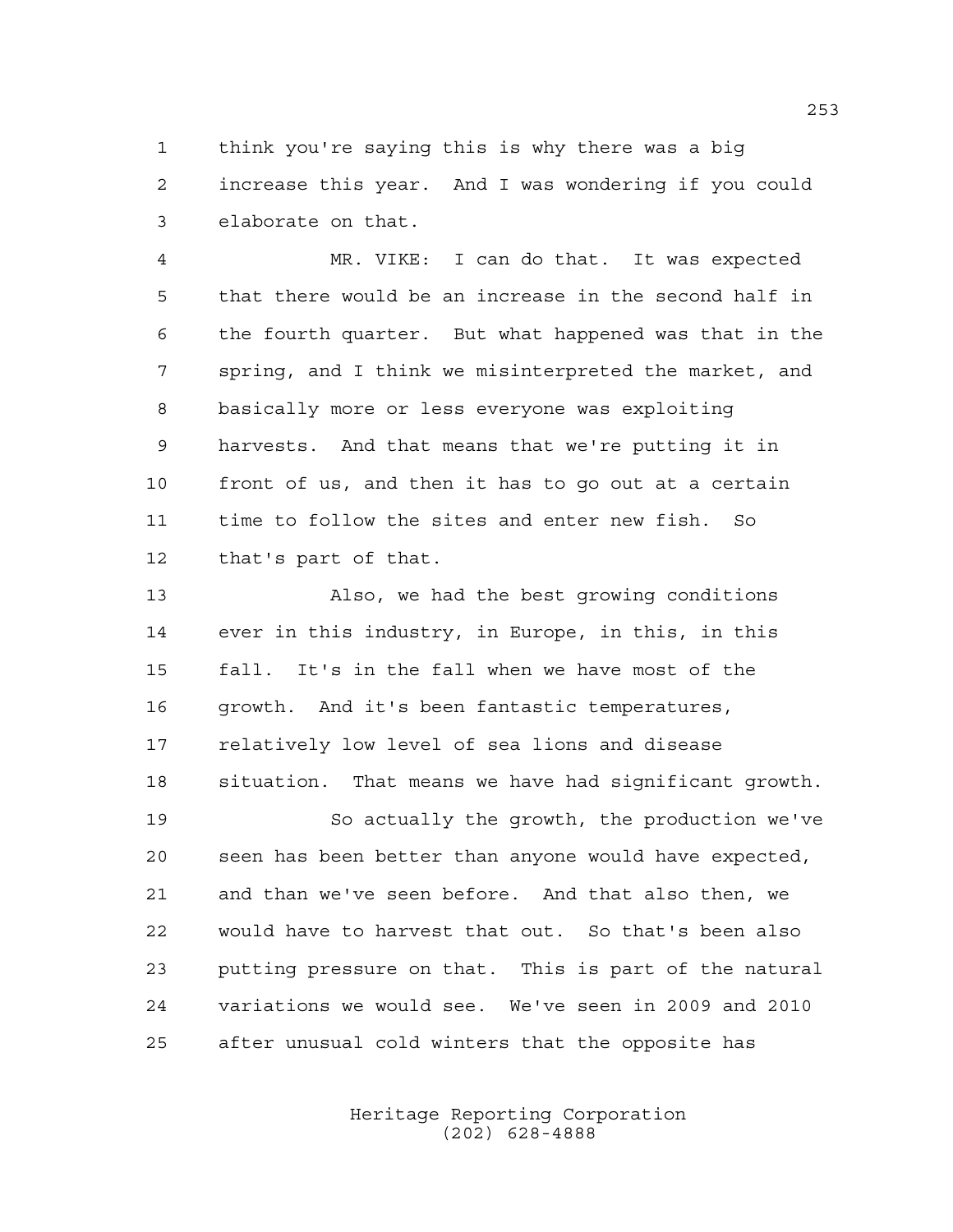think you're saying this is why there was a big increase this year. And I was wondering if you could elaborate on that.

MR. VIKE: I can do that. It was expected that there would be an increase in the second half in the fourth quarter. But what happened was that in the spring, and I think we misinterpreted the market, and basically more or less everyone was exploiting harvests. And that means that we're putting it in front of us, and then it has to go out at a certain time to follow the sites and enter new fish. So that's part of that.

Also, we had the best growing conditions ever in this industry, in Europe, in this, in this fall. It's in the fall when we have most of the growth. And it's been fantastic temperatures, relatively low level of sea lions and disease situation. That means we have had significant growth.

So actually the growth, the production we've seen has been better than anyone would have expected, and than we've seen before. And that also then, we would have to harvest that out. So that's been also putting pressure on that. This is part of the natural variations we would see. We've seen in 2009 and 2010 after unusual cold winters that the opposite has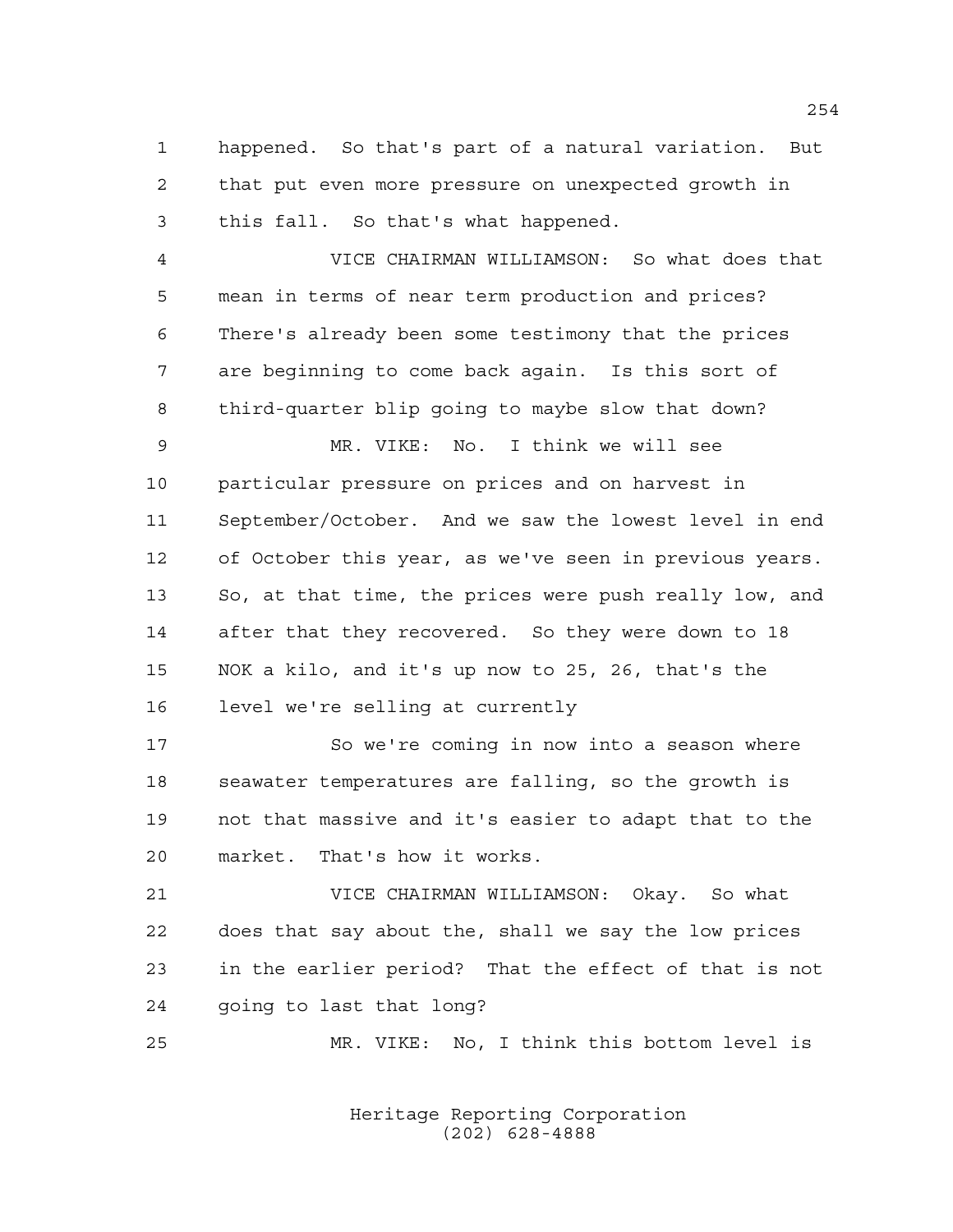1 happened. So that's part of a natural variation. But
2 that put even more pressure on unexpected growth in
3 this fall. So that's what happened.

4 VICE CHAIRMAN WILLIAMSON: So what does that
5 mean in terms of near term production and prices?
6 There's already been some testimony that the prices
7 are beginning to come back again. Is this sort of
8 third-quarter blip going to maybe slow that down?

9 MR. VIKE: No. I think we will see
10 particular pressure on prices and on harvest in
11 September/October. And we saw the lowest level in end
12 of October this year, as we've seen in previous years.
13 So, at that time, the prices were push really low, and
14 after that they recovered. So they were down to 18
15 NOK a kilo, and it's up now to 25, 26, that's the
16 level we're selling at currently

17 So we're coming in now into a season where
18 seawater temperatures are falling, so the growth is
19 not that massive and it's easier to adapt that to the
20 market. That's how it works.

21 VICE CHAIRMAN WILLIAMSON: Okay. So what
22 does that say about the, shall we say the low prices
23 in the earlier period? That the effect of that is not
24 going to last that long?

25 MR. VIKE: No, I think this bottom level is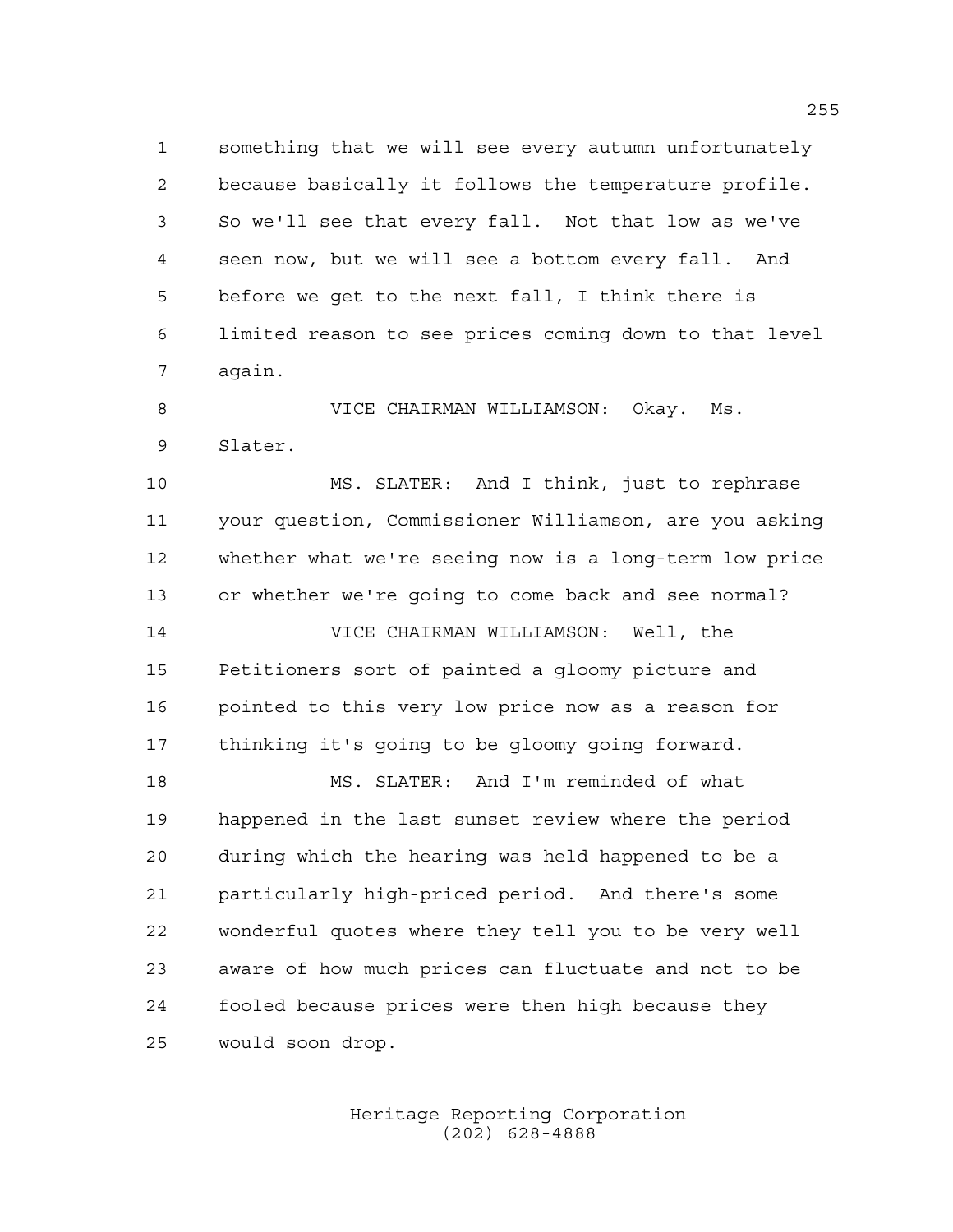something that we will see every autumn unfortunately because basically it follows the temperature profile. So we'll see that every fall. Not that low as we've seen now, but we will see a bottom every fall. And before we get to the next fall, I think there is limited reason to see prices coming down to that level again.

VICE CHAIRMAN WILLIAMSON: Okay. Ms. Slater.

MS. SLATER: And I think, just to rephrase your question, Commissioner Williamson, are you asking whether what we're seeing now is a long-term low price or whether we're going to come back and see normal?

VICE CHAIRMAN WILLIAMSON: Well, the Petitioners sort of painted a gloomy picture and pointed to this very low price now as a reason for thinking it's going to be gloomy going forward.

MS. SLATER: And I'm reminded of what happened in the last sunset review where the period during which the hearing was held happened to be a particularly high-priced period. And there's some wonderful quotes where they tell you to be very well aware of how much prices can fluctuate and not to be fooled because prices were then high because they would soon drop.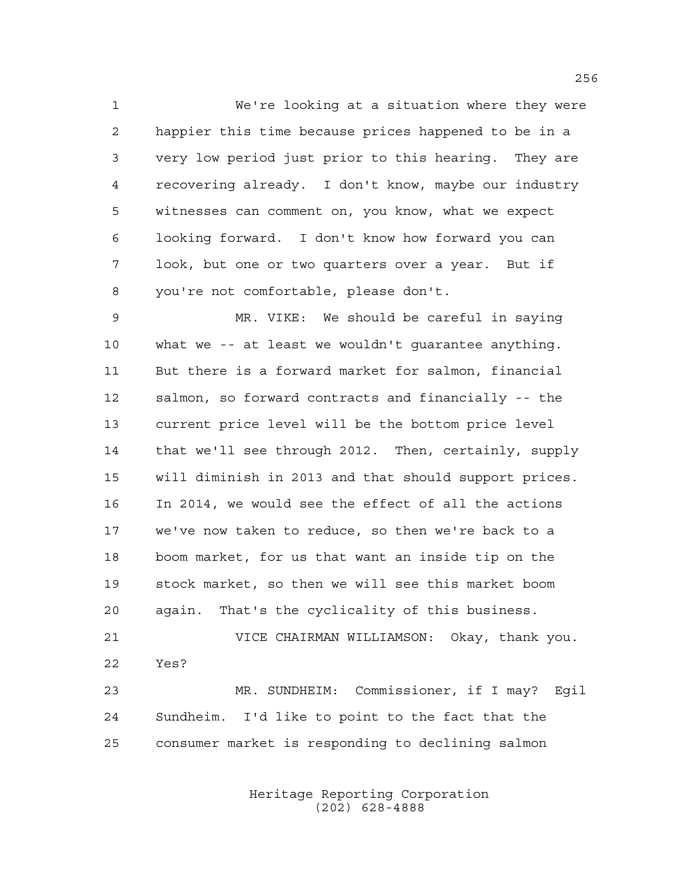We're looking at a situation where they were happier this time because prices happened to be in a very low period just prior to this hearing. They are recovering already. I don't know, maybe our industry witnesses can comment on, you know, what we expect looking forward. I don't know how forward you can look, but one or two quarters over a year. But if you're not comfortable, please don't.

MR. VIKE: We should be careful in saying what we -- at least we wouldn't guarantee anything. But there is a forward market for salmon, financial salmon, so forward contracts and financially -- the current price level will be the bottom price level that we'll see through 2012. Then, certainly, supply will diminish in 2013 and that should support prices. In 2014, we would see the effect of all the actions we've now taken to reduce, so then we're back to a boom market, for us that want an inside tip on the stock market, so then we will see this market boom again. That's the cyclicality of this business.

VICE CHAIRMAN WILLIAMSON: Okay, thank you. Yes?

MR. SUNDHEIM: Commissioner, if I may? Egil Sundheim. I'd like to point to the fact that the consumer market is responding to declining salmon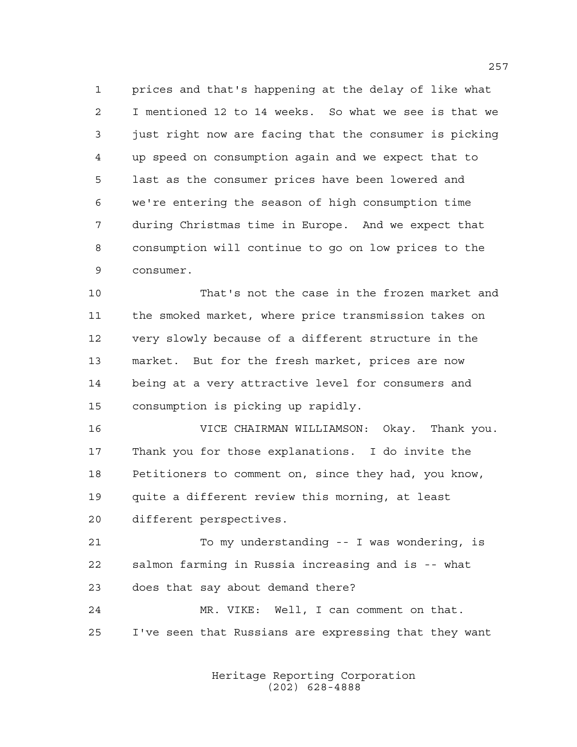prices and that's happening at the delay of like what I mentioned 12 to 14 weeks. So what we see is that we just right now are facing that the consumer is picking up speed on consumption again and we expect that to last as the consumer prices have been lowered and we're entering the season of high consumption time during Christmas time in Europe. And we expect that consumption will continue to go on low prices to the consumer.

That's not the case in the frozen market and the smoked market, where price transmission takes on very slowly because of a different structure in the market. But for the fresh market, prices are now being at a very attractive level for consumers and consumption is picking up rapidly.

VICE CHAIRMAN WILLIAMSON: Okay. Thank you. Thank you for those explanations. I do invite the Petitioners to comment on, since they had, you know, quite a different review this morning, at least different perspectives.

To my understanding -- I was wondering, is salmon farming in Russia increasing and is -- what does that say about demand there?

MR. VIKE: Well, I can comment on that. I've seen that Russians are expressing that they want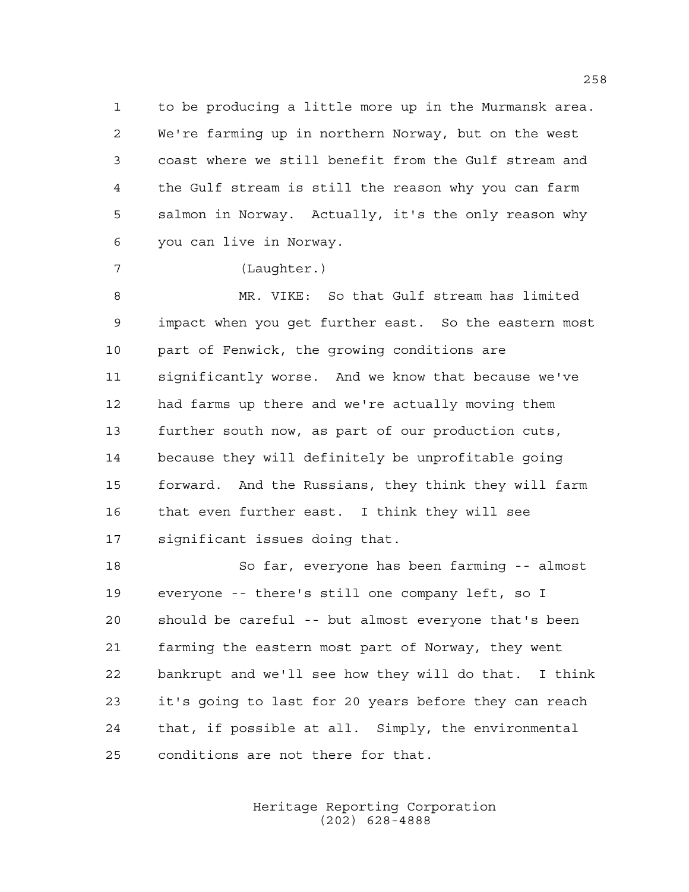to be producing a little more up in the Murmansk area. We're farming up in northern Norway, but on the west coast where we still benefit from the Gulf stream and the Gulf stream is still the reason why you can farm salmon in Norway. Actually, it's the only reason why you can live in Norway.

(Laughter.)

MR. VIKE: So that Gulf stream has limited impact when you get further east. So the eastern most part of Fenwick, the growing conditions are significantly worse. And we know that because we've had farms up there and we're actually moving them further south now, as part of our production cuts, because they will definitely be unprofitable going forward. And the Russians, they think they will farm that even further east. I think they will see significant issues doing that.

So far, everyone has been farming -- almost everyone -- there's still one company left, so I should be careful -- but almost everyone that's been farming the eastern most part of Norway, they went bankrupt and we'll see how they will do that. I think it's going to last for 20 years before they can reach that, if possible at all. Simply, the environmental conditions are not there for that.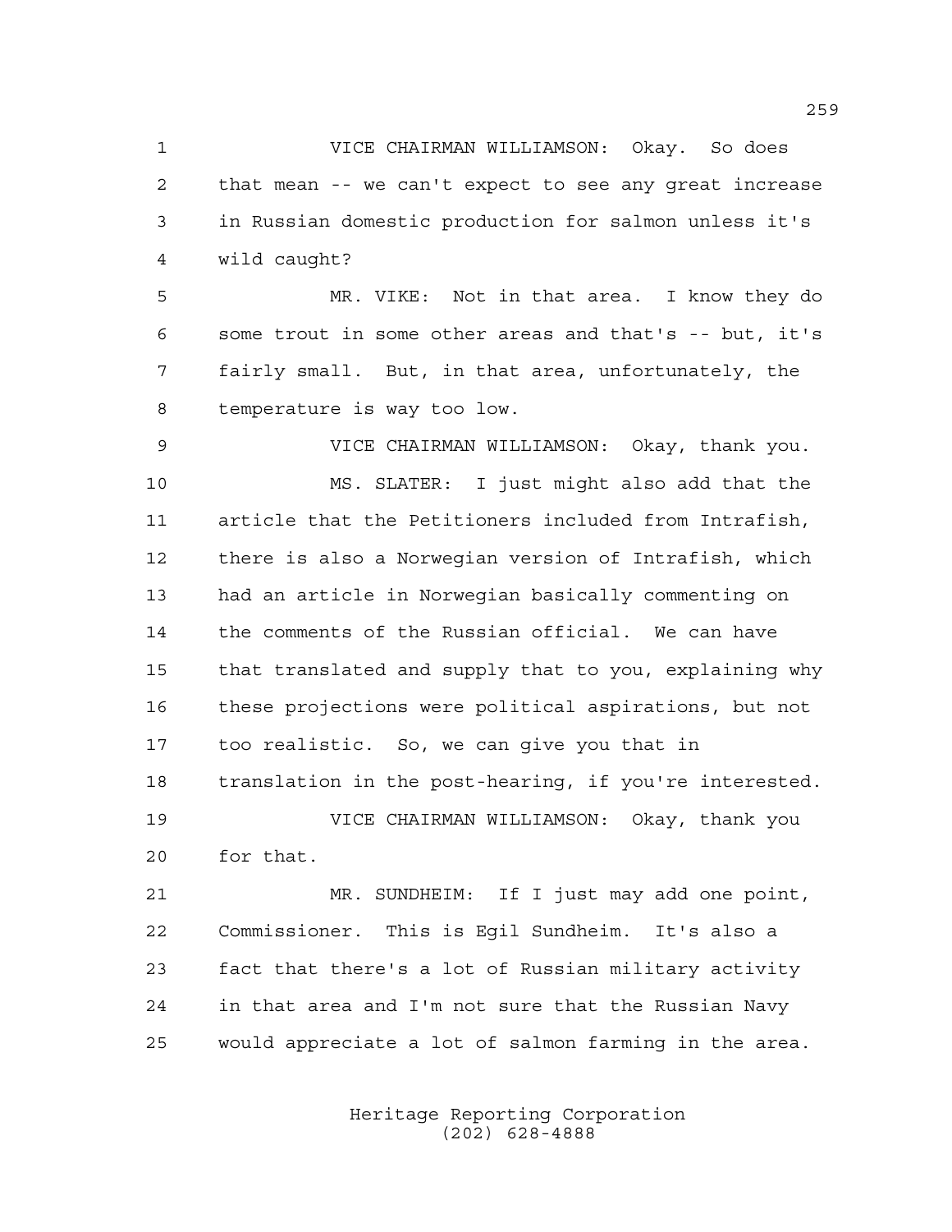VICE CHAIRMAN WILLIAMSON: Okay. So does that mean -- we can't expect to see any great increase in Russian domestic production for salmon unless it's wild caught?

MR. VIKE: Not in that area. I know they do some trout in some other areas and that's -- but, it's fairly small. But, in that area, unfortunately, the temperature is way too low.

VICE CHAIRMAN WILLIAMSON: Okay, thank you.

MS. SLATER: I just might also add that the article that the Petitioners included from Intrafish, there is also a Norwegian version of Intrafish, which had an article in Norwegian basically commenting on the comments of the Russian official. We can have that translated and supply that to you, explaining why these projections were political aspirations, but not too realistic. So, we can give you that in translation in the post-hearing, if you're interested.

VICE CHAIRMAN WILLIAMSON: Okay, thank you for that.

MR. SUNDHEIM: If I just may add one point, Commissioner. This is Egil Sundheim. It's also a fact that there's a lot of Russian military activity in that area and I'm not sure that the Russian Navy would appreciate a lot of salmon farming in the area.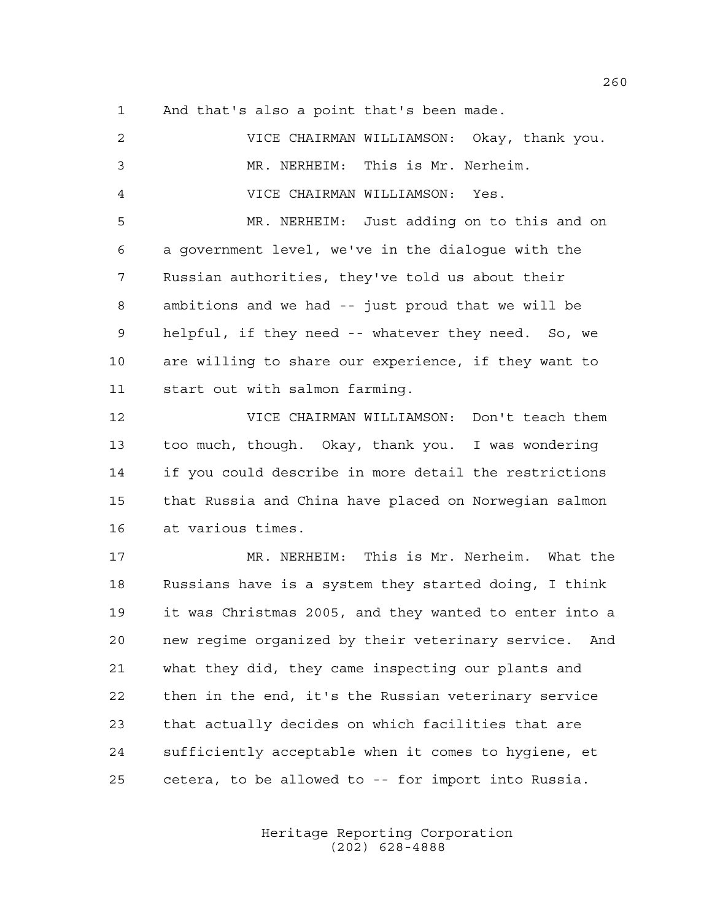1 And that's also a point that's been made.

2 VICE CHAIRMAN WILLIAMSON: Okay, thank you.

3 MR. NERHEIM: This is Mr. Nerheim.

4 VICE CHAIRMAN WILLIAMSON: Yes.

5 MR. NERHEIM: Just adding on to this and on
6 a government level, we've in the dialogue with the
7 Russian authorities, they've told us about their
8 ambitions and we had -- just proud that we will be
9 helpful, if they need -- whatever they need. So, we
10 are willing to share our experience, if they want to
11 start out with salmon farming.

12 VICE CHAIRMAN WILLIAMSON: Don't teach them
13 too much, though. Okay, thank you. I was wondering
14 if you could describe in more detail the restrictions
15 that Russia and China have placed on Norwegian salmon
16 at various times.

17 MR. NERHEIM: This is Mr. Nerheim. What the
18 Russians have is a system they started doing, I think
19 it was Christmas 2005, and they wanted to enter into a
20 new regime organized by their veterinary service. And
21 what they did, they came inspecting our plants and
22 then in the end, it's the Russian veterinary service
23 that actually decides on which facilities that are
24 sufficiently acceptable when it comes to hygiene, et
25 cetera, to be allowed to -- for import into Russia.

Heritage Reporting Corporation
(202) 628-4888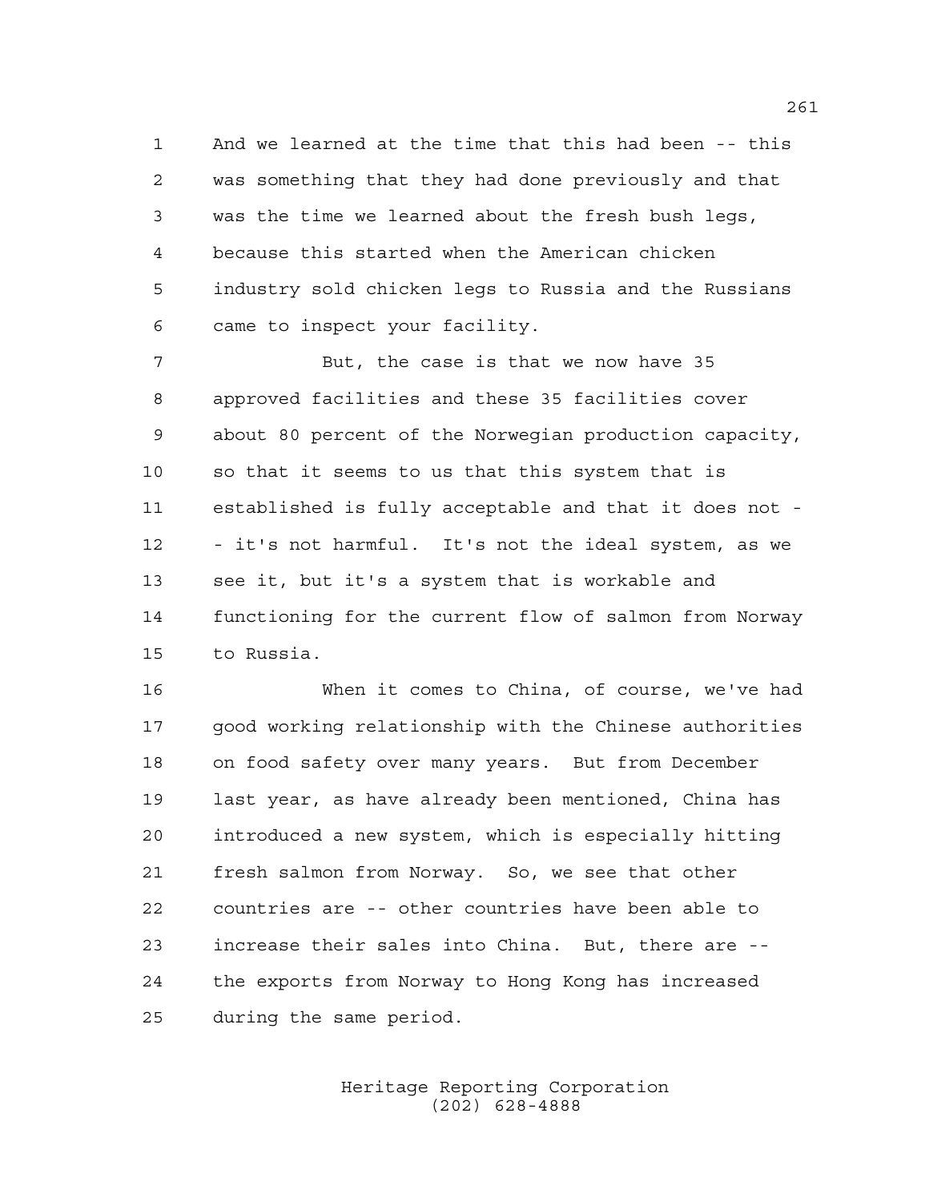And we learned at the time that this had been -- this was something that they had done previously and that was the time we learned about the fresh bush legs, because this started when the American chicken industry sold chicken legs to Russia and the Russians came to inspect your facility.

But, the case is that we now have 35 approved facilities and these 35 facilities cover about 80 percent of the Norwegian production capacity, so that it seems to us that this system that is established is fully acceptable and that it does not -- it's not harmful. It's not the ideal system, as we see it, but it's a system that is workable and functioning for the current flow of salmon from Norway to Russia.

When it comes to China, of course, we've had good working relationship with the Chinese authorities on food safety over many years. But from December last year, as have already been mentioned, China has introduced a new system, which is especially hitting fresh salmon from Norway. So, we see that other countries are -- other countries have been able to increase their sales into China. But, there are -- the exports from Norway to Hong Kong has increased during the same period.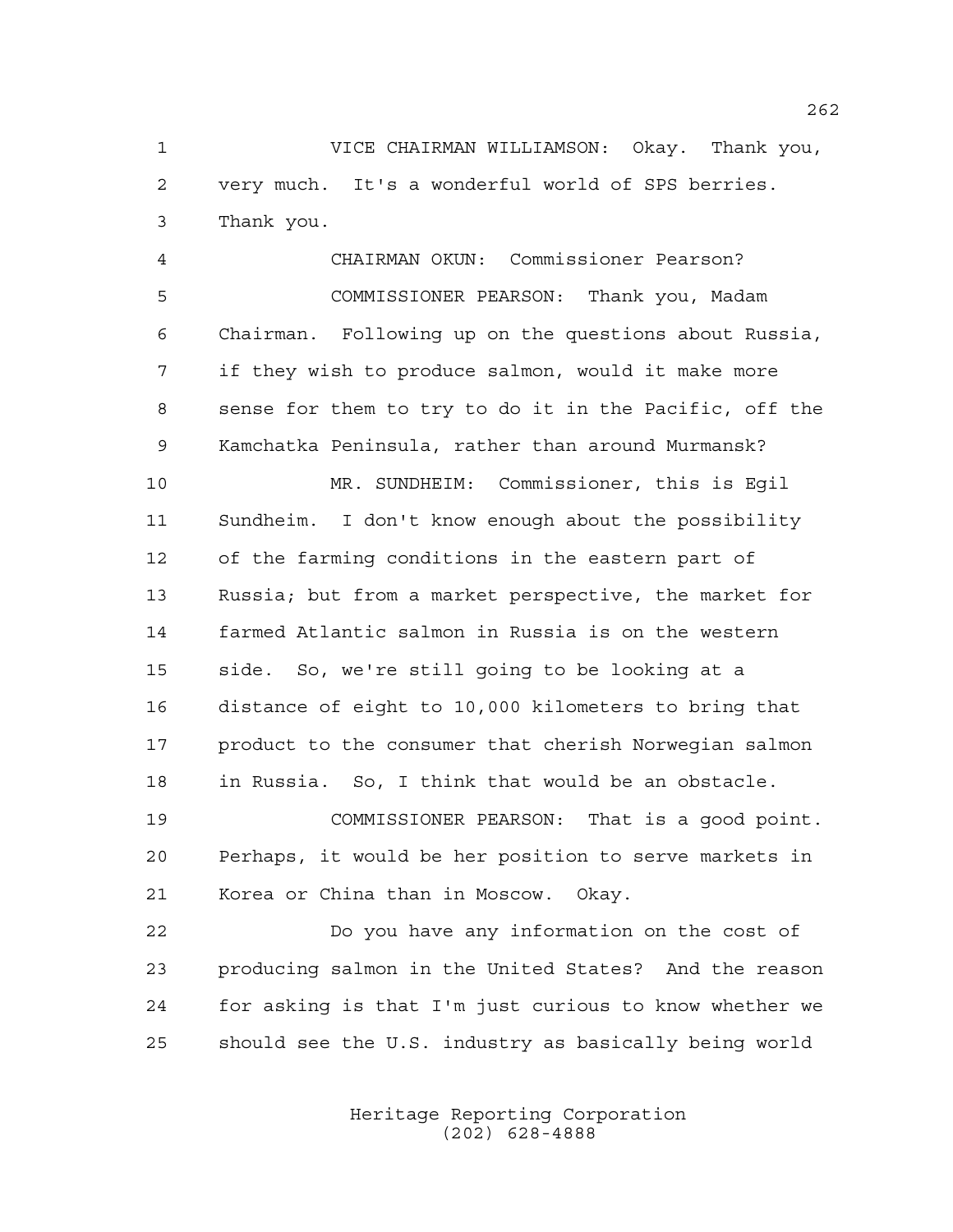VICE CHAIRMAN WILLIAMSON: Okay. Thank you, very much. It's a wonderful world of SPS berries. Thank you.

CHAIRMAN OKUN: Commissioner Pearson?

COMMISSIONER PEARSON: Thank you, Madam Chairman. Following up on the questions about Russia, if they wish to produce salmon, would it make more sense for them to try to do it in the Pacific, off the Kamchatka Peninsula, rather than around Murmansk?

MR. SUNDHEIM: Commissioner, this is Egil Sundheim. I don't know enough about the possibility of the farming conditions in the eastern part of Russia; but from a market perspective, the market for farmed Atlantic salmon in Russia is on the western side. So, we're still going to be looking at a distance of eight to 10,000 kilometers to bring that product to the consumer that cherish Norwegian salmon in Russia. So, I think that would be an obstacle.

COMMISSIONER PEARSON: That is a good point. Perhaps, it would be her position to serve markets in Korea or China than in Moscow. Okay.

Do you have any information on the cost of producing salmon in the United States? And the reason for asking is that I'm just curious to know whether we should see the U.S. industry as basically being world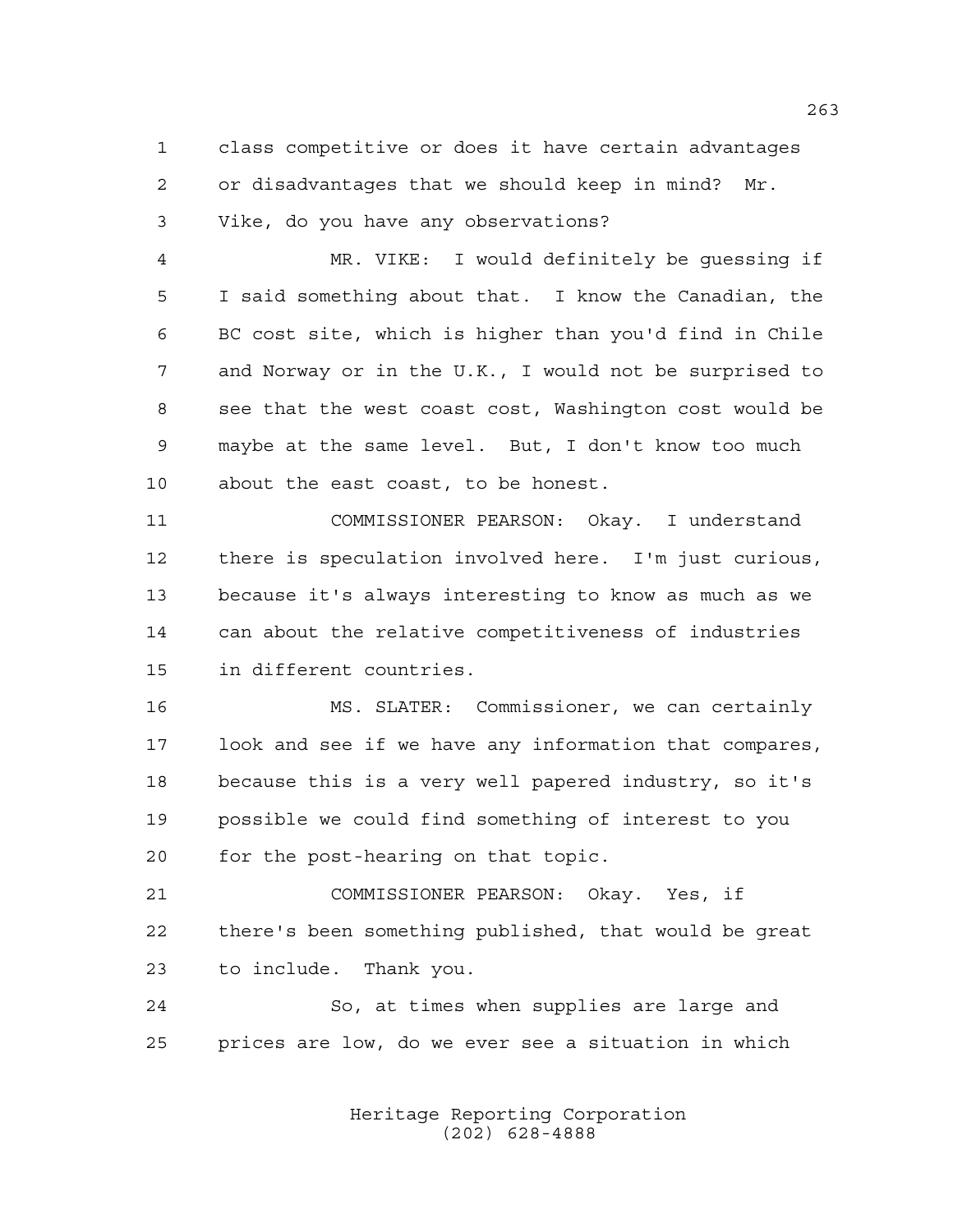class competitive or does it have certain advantages or disadvantages that we should keep in mind? Mr. Vike, do you have any observations?

MR. VIKE: I would definitely be guessing if I said something about that. I know the Canadian, the BC cost site, which is higher than you'd find in Chile and Norway or in the U.K., I would not be surprised to see that the west coast cost, Washington cost would be maybe at the same level. But, I don't know too much about the east coast, to be honest.

COMMISSIONER PEARSON: Okay. I understand there is speculation involved here. I'm just curious, because it's always interesting to know as much as we can about the relative competitiveness of industries in different countries.

MS. SLATER: Commissioner, we can certainly look and see if we have any information that compares, because this is a very well papered industry, so it's possible we could find something of interest to you for the post-hearing on that topic.

COMMISSIONER PEARSON: Okay. Yes, if there's been something published, that would be great to include. Thank you.

So, at times when supplies are large and prices are low, do we ever see a situation in which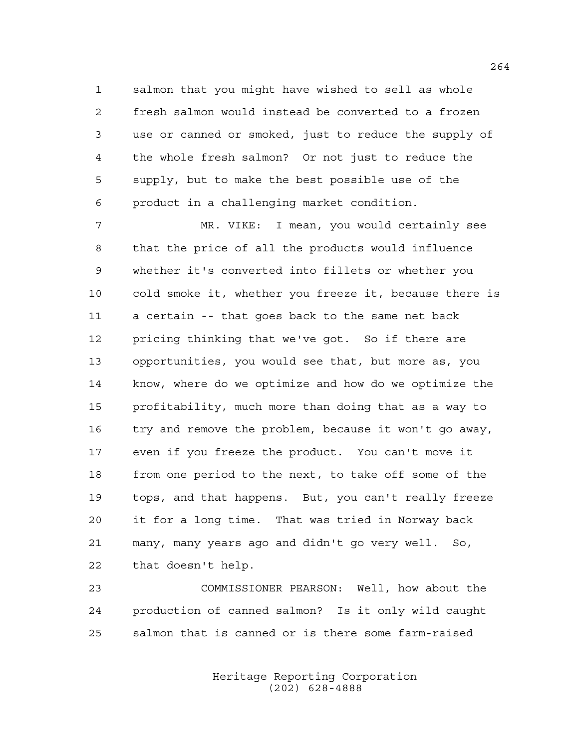1 salmon that you might have wished to sell as whole
2 fresh salmon would instead be converted to a frozen
3 use or canned or smoked, just to reduce the supply of
4 the whole fresh salmon? Or not just to reduce the
5 supply, but to make the best possible use of the
6 product in a challenging market condition.

7 MR. VIKE: I mean, you would certainly see
8 that the price of all the products would influence
9 whether it's converted into fillets or whether you
10 cold smoke it, whether you freeze it, because there is
11 a certain -- that goes back to the same net back
12 pricing thinking that we've got. So if there are
13 opportunities, you would see that, but more as, you
14 know, where do we optimize and how do we optimize the
15 profitability, much more than doing that as a way to
16 try and remove the problem, because it won't go away,
17 even if you freeze the product. You can't move it
18 from one period to the next, to take off some of the
19 tops, and that happens. But, you can't really freeze
20 it for a long time. That was tried in Norway back
21 many, many years ago and didn't go very well. So,
22 that doesn't help.

23 COMMISSIONER PEARSON: Well, how about the
24 production of canned salmon? Is it only wild caught
25 salmon that is canned or is there some farm-raised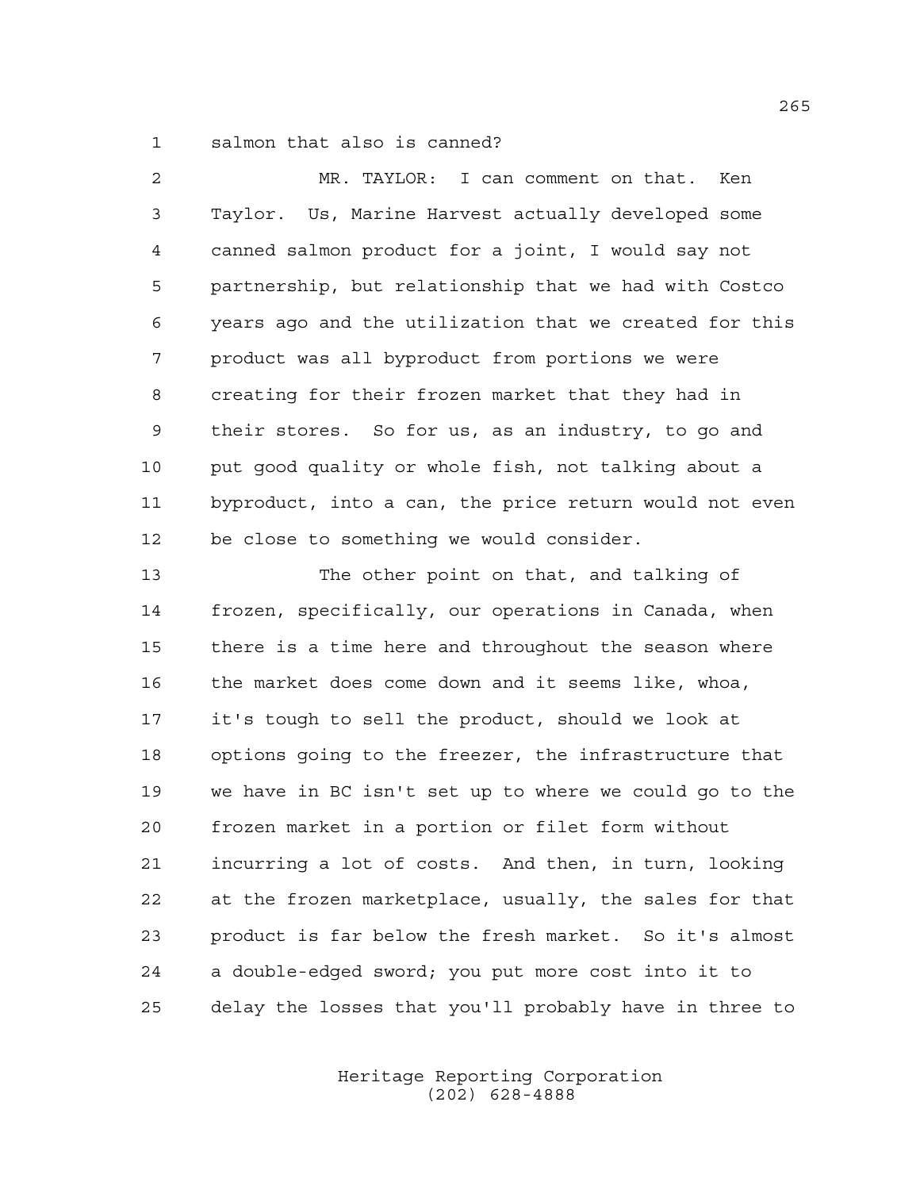salmon that also is canned?

MR. TAYLOR: I can comment on that. Ken Taylor. Us, Marine Harvest actually developed some canned salmon product for a joint, I would say not partnership, but relationship that we had with Costco years ago and the utilization that we created for this product was all byproduct from portions we were creating for their frozen market that they had in their stores. So for us, as an industry, to go and put good quality or whole fish, not talking about a byproduct, into a can, the price return would not even be close to something we would consider.

The other point on that, and talking of frozen, specifically, our operations in Canada, when there is a time here and throughout the season where the market does come down and it seems like, whoa, it's tough to sell the product, should we look at options going to the freezer, the infrastructure that we have in BC isn't set up to where we could go to the frozen market in a portion or filet form without incurring a lot of costs. And then, in turn, looking at the frozen marketplace, usually, the sales for that product is far below the fresh market. So it's almost a double-edged sword; you put more cost into it to delay the losses that you'll probably have in three to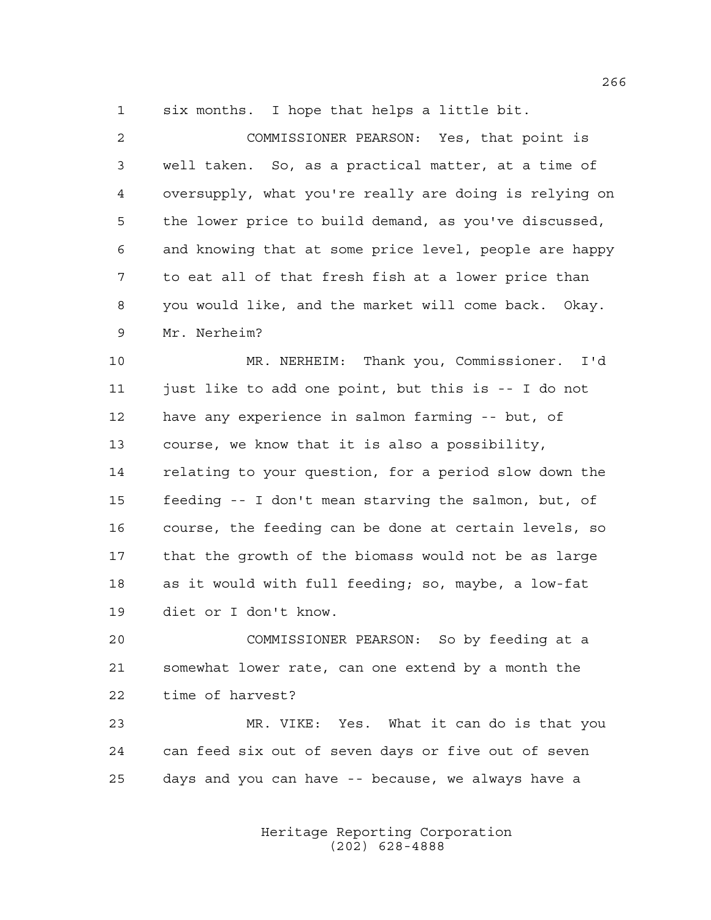six months. I hope that helps a little bit.

COMMISSIONER PEARSON: Yes, that point is well taken. So, as a practical matter, at a time of oversupply, what you're really are doing is relying on the lower price to build demand, as you've discussed, and knowing that at some price level, people are happy to eat all of that fresh fish at a lower price than you would like, and the market will come back. Okay. Mr. Nerheim?

MR. NERHEIM: Thank you, Commissioner. I'd just like to add one point, but this is -- I do not have any experience in salmon farming -- but, of course, we know that it is also a possibility, relating to your question, for a period slow down the feeding -- I don't mean starving the salmon, but, of course, the feeding can be done at certain levels, so that the growth of the biomass would not be as large as it would with full feeding; so, maybe, a low-fat diet or I don't know.

COMMISSIONER PEARSON: So by feeding at a somewhat lower rate, can one extend by a month the time of harvest?

MR. VIKE: Yes. What it can do is that you can feed six out of seven days or five out of seven days and you can have -- because, we always have a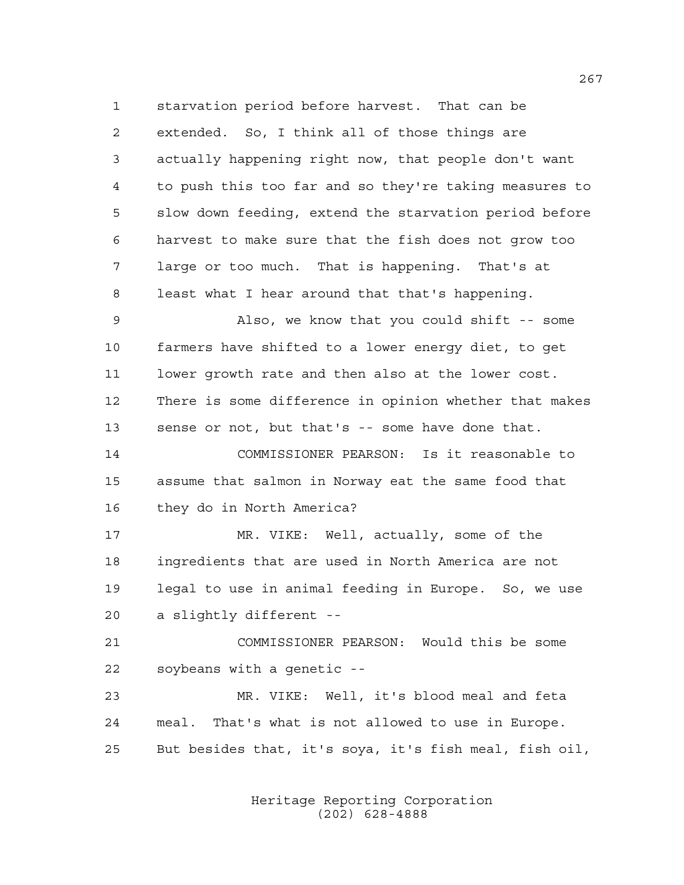starvation period before harvest. That can be extended. So, I think all of those things are actually happening right now, that people don't want to push this too far and so they're taking measures to slow down feeding, extend the starvation period before harvest to make sure that the fish does not grow too large or too much. That is happening. That's at least what I hear around that that's happening.

Also, we know that you could shift -- some farmers have shifted to a lower energy diet, to get lower growth rate and then also at the lower cost. There is some difference in opinion whether that makes sense or not, but that's -- some have done that.

COMMISSIONER PEARSON: Is it reasonable to assume that salmon in Norway eat the same food that they do in North America?

MR. VIKE: Well, actually, some of the ingredients that are used in North America are not legal to use in animal feeding in Europe. So, we use a slightly different --

COMMISSIONER PEARSON: Would this be some soybeans with a genetic --

MR. VIKE: Well, it's blood meal and feta meal. That's what is not allowed to use in Europe. But besides that, it's soya, it's fish meal, fish oil,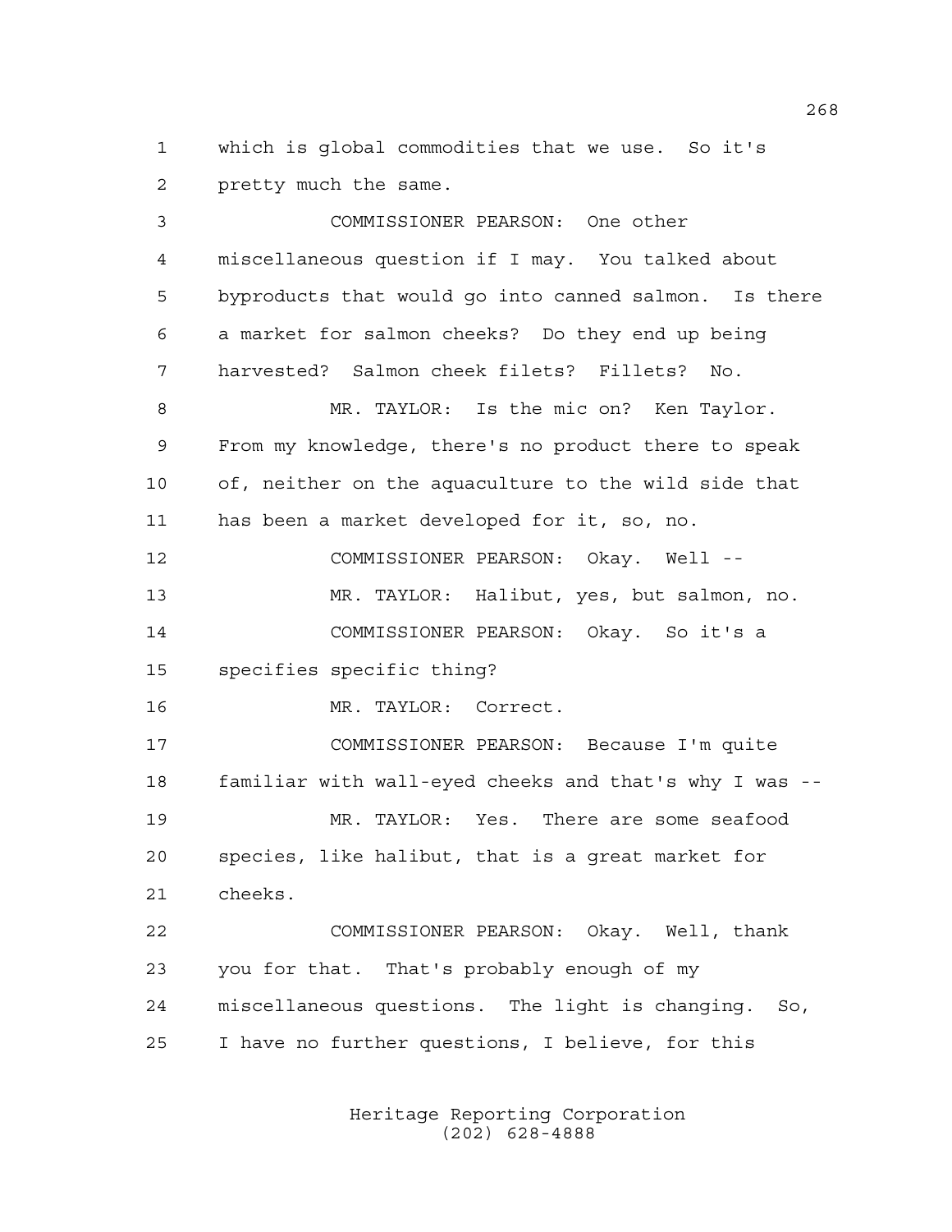1 which is global commodities that we use. So it's
2 pretty much the same.

3 COMMISSIONER PEARSON: One other
4 miscellaneous question if I may. You talked about
5 byproducts that would go into canned salmon. Is there
6 a market for salmon cheeks? Do they end up being
7 harvested? Salmon cheek filets? Fillets? No.

8 MR. TAYLOR: Is the mic on? Ken Taylor.
9 From my knowledge, there's no product there to speak
10 of, neither on the aquaculture to the wild side that
11 has been a market developed for it, so, no.

12 COMMISSIONER PEARSON: Okay. Well --

13 MR. TAYLOR: Halibut, yes, but salmon, no.

14 COMMISSIONER PEARSON: Okay. So it's a
15 specifies specific thing?

16 MR. TAYLOR: Correct.

17 COMMISSIONER PEARSON: Because I'm quite
18 familiar with wall-eyed cheeks and that's why I was --

19 MR. TAYLOR: Yes. There are some seafood
20 species, like halibut, that is a great market for
21 cheeks.

22 COMMISSIONER PEARSON: Okay. Well, thank
23 you for that. That's probably enough of my
24 miscellaneous questions. The light is changing. So,
25 I have no further questions, I believe, for this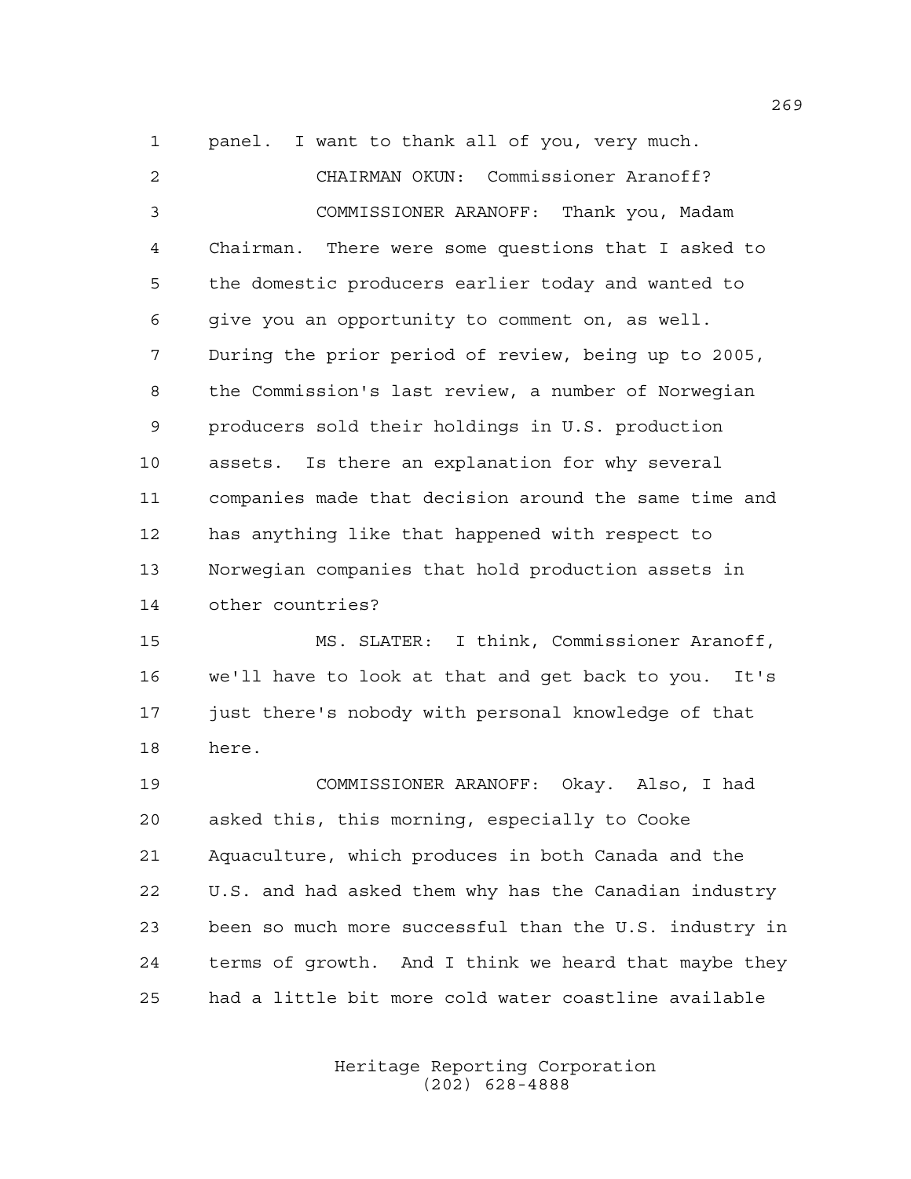1 panel. I want to thank all of you, very much.

2 CHAIRMAN OKUN: Commissioner Aranoff?

3 COMMISSIONER ARANOFF: Thank you, Madam
4 Chairman. There were some questions that I asked to
5 the domestic producers earlier today and wanted to
6 give you an opportunity to comment on, as well.
7 During the prior period of review, being up to 2005,
8 the Commission's last review, a number of Norwegian
9 producers sold their holdings in U.S. production
10 assets. Is there an explanation for why several
11 companies made that decision around the same time and
12 has anything like that happened with respect to
13 Norwegian companies that hold production assets in
14 other countries?

15 MS. SLATER: I think, Commissioner Aranoff,
16 we'll have to look at that and get back to you. It's
17 just there's nobody with personal knowledge of that
18 here.

19 COMMISSIONER ARANOFF: Okay. Also, I had
20 asked this, this morning, especially to Cooke
21 Aquaculture, which produces in both Canada and the
22 U.S. and had asked them why has the Canadian industry
23 been so much more successful than the U.S. industry in
24 terms of growth. And I think we heard that maybe they
25 had a little bit more cold water coastline available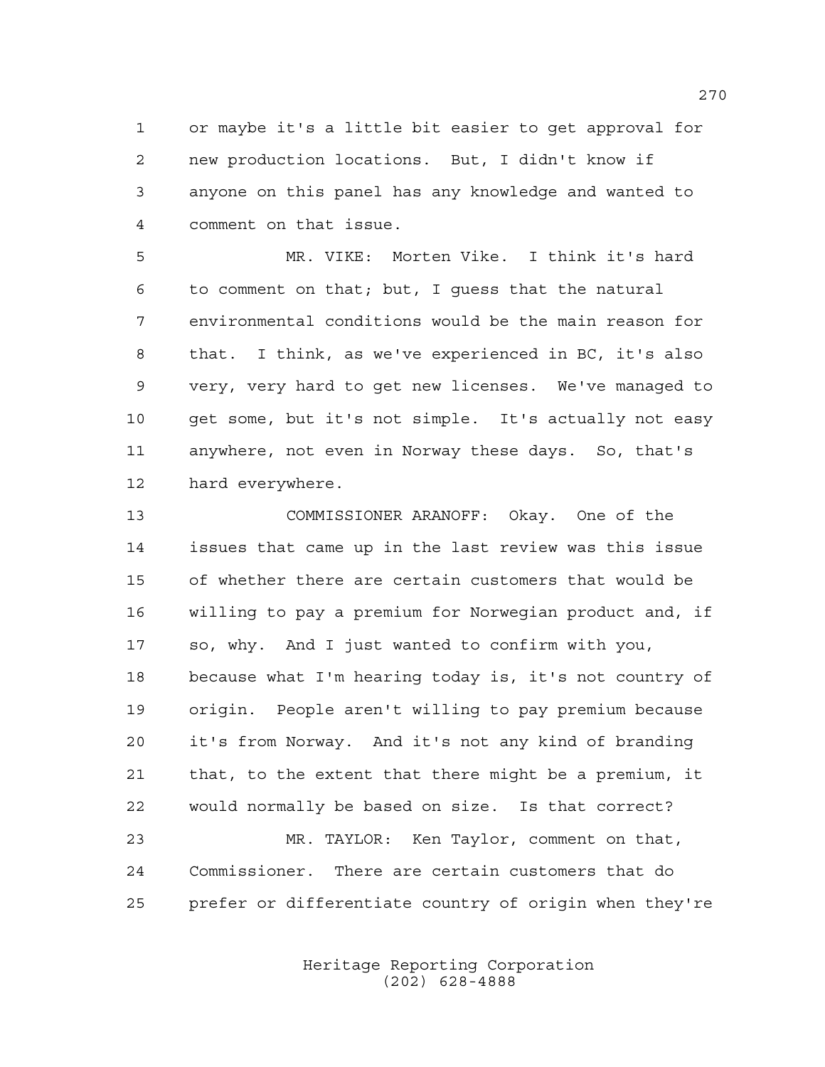or maybe it's a little bit easier to get approval for new production locations. But, I didn't know if anyone on this panel has any knowledge and wanted to comment on that issue.

MR. VIKE: Morten Vike. I think it's hard to comment on that; but, I guess that the natural environmental conditions would be the main reason for that. I think, as we've experienced in BC, it's also very, very hard to get new licenses. We've managed to get some, but it's not simple. It's actually not easy anywhere, not even in Norway these days. So, that's hard everywhere.

COMMISSIONER ARANOFF: Okay. One of the issues that came up in the last review was this issue of whether there are certain customers that would be willing to pay a premium for Norwegian product and, if so, why. And I just wanted to confirm with you, because what I'm hearing today is, it's not country of origin. People aren't willing to pay premium because it's from Norway. And it's not any kind of branding that, to the extent that there might be a premium, it would normally be based on size. Is that correct?

MR. TAYLOR: Ken Taylor, comment on that, Commissioner. There are certain customers that do prefer or differentiate country of origin when they're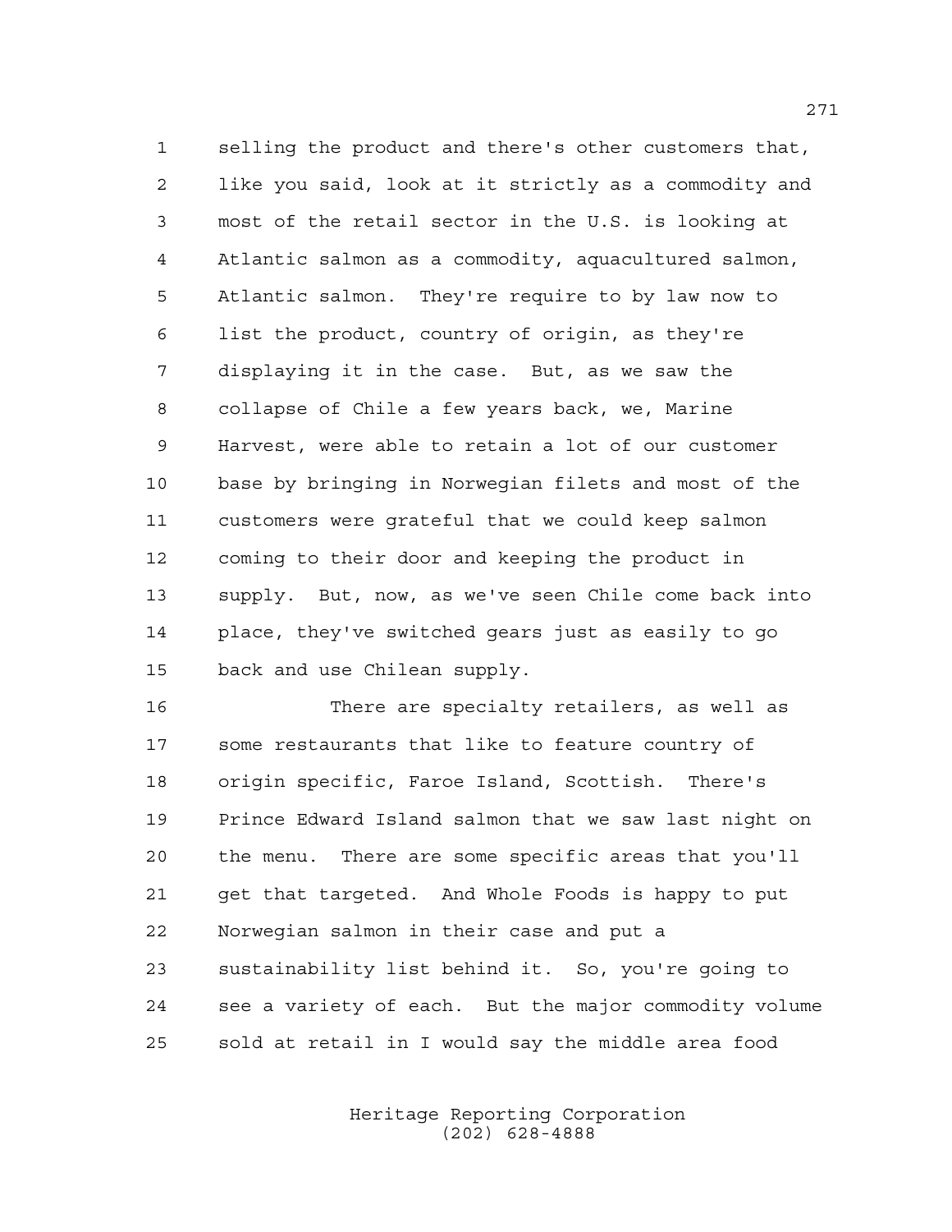selling the product and there's other customers that, like you said, look at it strictly as a commodity and most of the retail sector in the U.S. is looking at Atlantic salmon as a commodity, aquacultured salmon, Atlantic salmon. They're require to by law now to list the product, country of origin, as they're displaying it in the case. But, as we saw the collapse of Chile a few years back, we, Marine Harvest, were able to retain a lot of our customer base by bringing in Norwegian filets and most of the customers were grateful that we could keep salmon coming to their door and keeping the product in supply. But, now, as we've seen Chile come back into place, they've switched gears just as easily to go back and use Chilean supply.

There are specialty retailers, as well as some restaurants that like to feature country of origin specific, Faroe Island, Scottish. There's Prince Edward Island salmon that we saw last night on the menu. There are some specific areas that you'll get that targeted. And Whole Foods is happy to put Norwegian salmon in their case and put a sustainability list behind it. So, you're going to see a variety of each. But the major commodity volume sold at retail in I would say the middle area food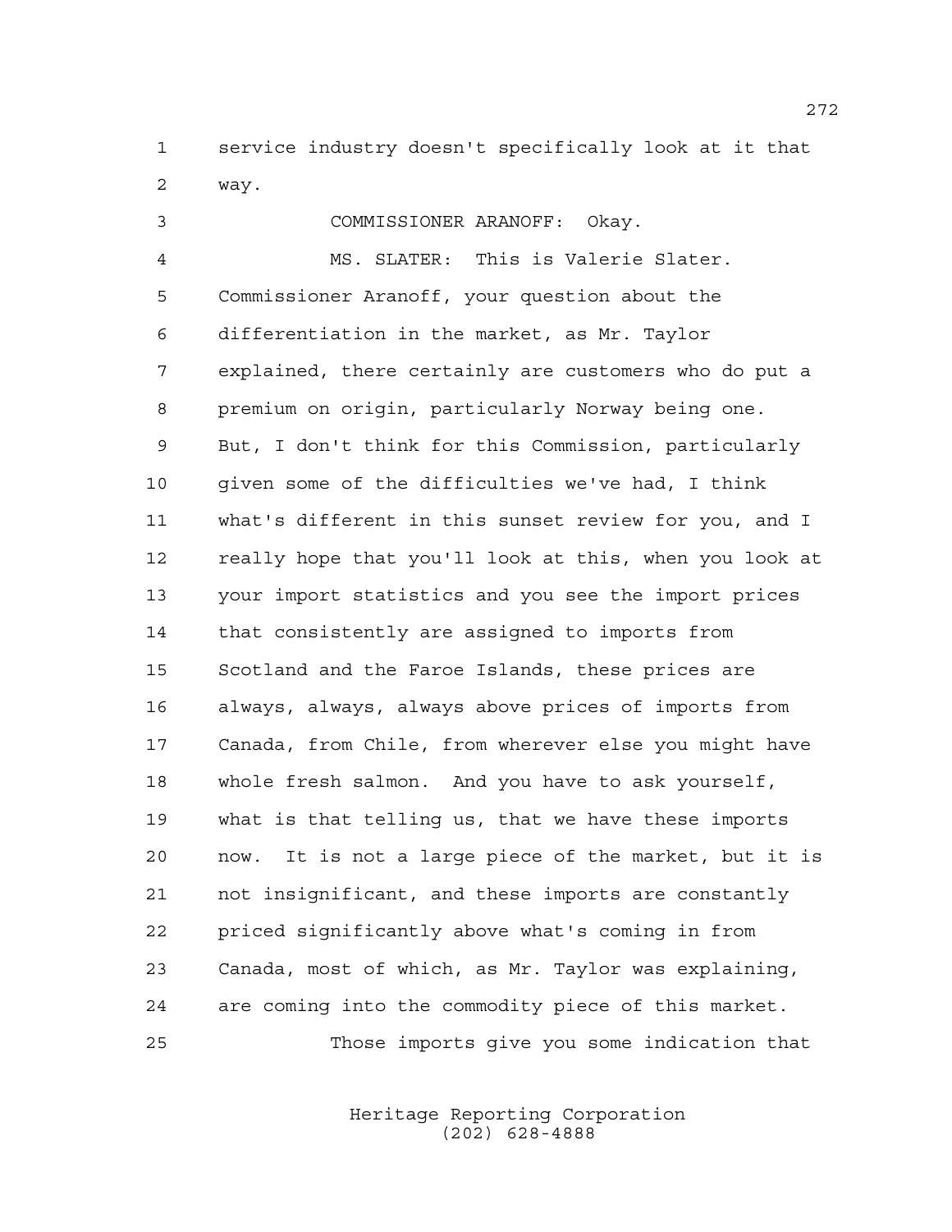service industry doesn't specifically look at it that way.

COMMISSIONER ARANOFF: Okay.

MS. SLATER: This is Valerie Slater. Commissioner Aranoff, your question about the differentiation in the market, as Mr. Taylor explained, there certainly are customers who do put a premium on origin, particularly Norway being one. But, I don't think for this Commission, particularly given some of the difficulties we've had, I think what's different in this sunset review for you, and I really hope that you'll look at this, when you look at your import statistics and you see the import prices that consistently are assigned to imports from Scotland and the Faroe Islands, these prices are always, always, always above prices of imports from Canada, from Chile, from wherever else you might have whole fresh salmon. And you have to ask yourself, what is that telling us, that we have these imports now. It is not a large piece of the market, but it is not insignificant, and these imports are constantly priced significantly above what's coming in from Canada, most of which, as Mr. Taylor was explaining, are coming into the commodity piece of this market.

Those imports give you some indication that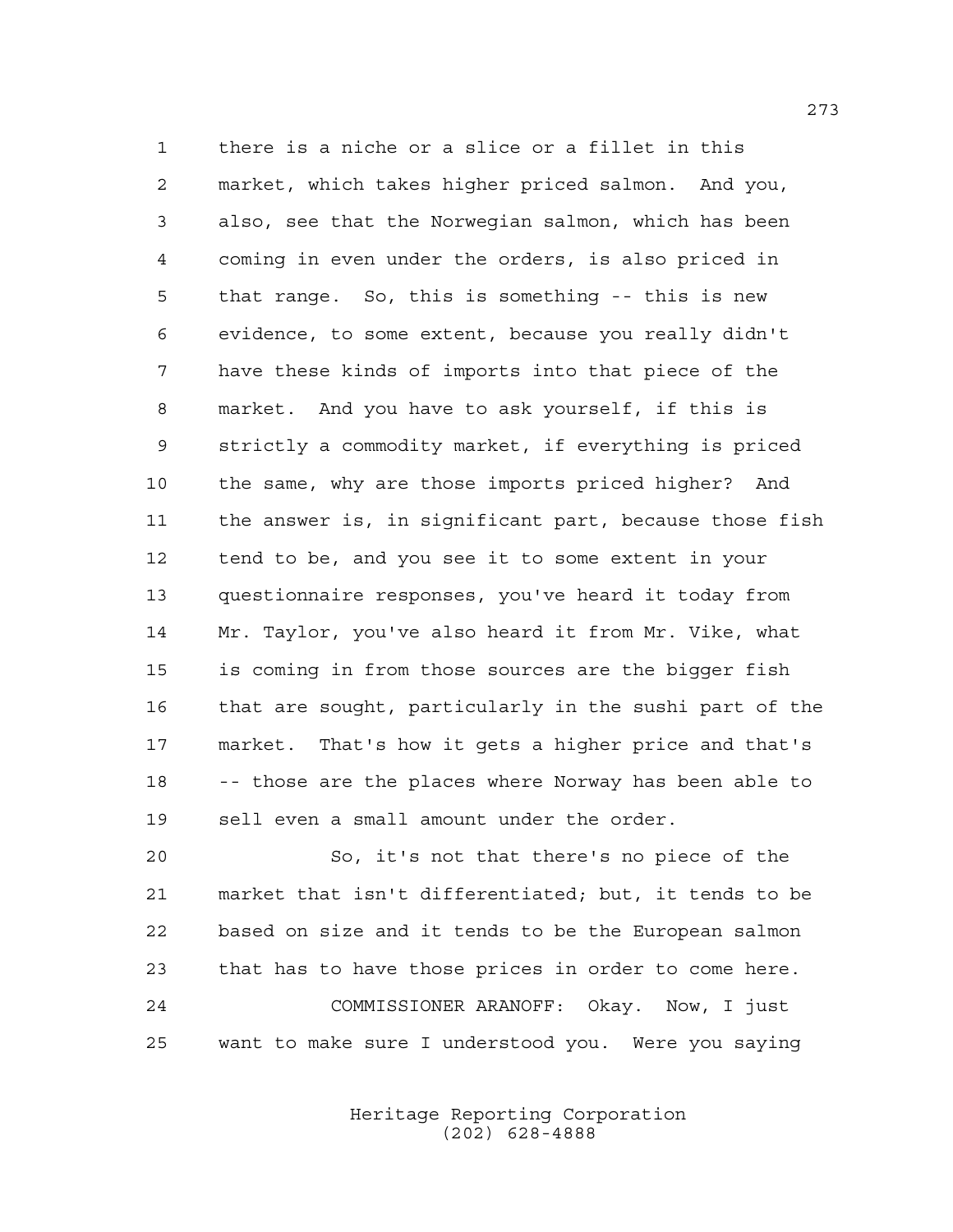there is a niche or a slice or a fillet in this market, which takes higher priced salmon. And you, also, see that the Norwegian salmon, which has been coming in even under the orders, is also priced in that range. So, this is something -- this is new evidence, to some extent, because you really didn't have these kinds of imports into that piece of the market. And you have to ask yourself, if this is strictly a commodity market, if everything is priced the same, why are those imports priced higher? And the answer is, in significant part, because those fish tend to be, and you see it to some extent in your questionnaire responses, you've heard it today from Mr. Taylor, you've also heard it from Mr. Vike, what is coming in from those sources are the bigger fish that are sought, particularly in the sushi part of the market. That's how it gets a higher price and that's -- those are the places where Norway has been able to sell even a small amount under the order.

So, it's not that there's no piece of the market that isn't differentiated; but, it tends to be based on size and it tends to be the European salmon that has to have those prices in order to come here.

COMMISSIONER ARANOFF: Okay. Now, I just want to make sure I understood you. Were you saying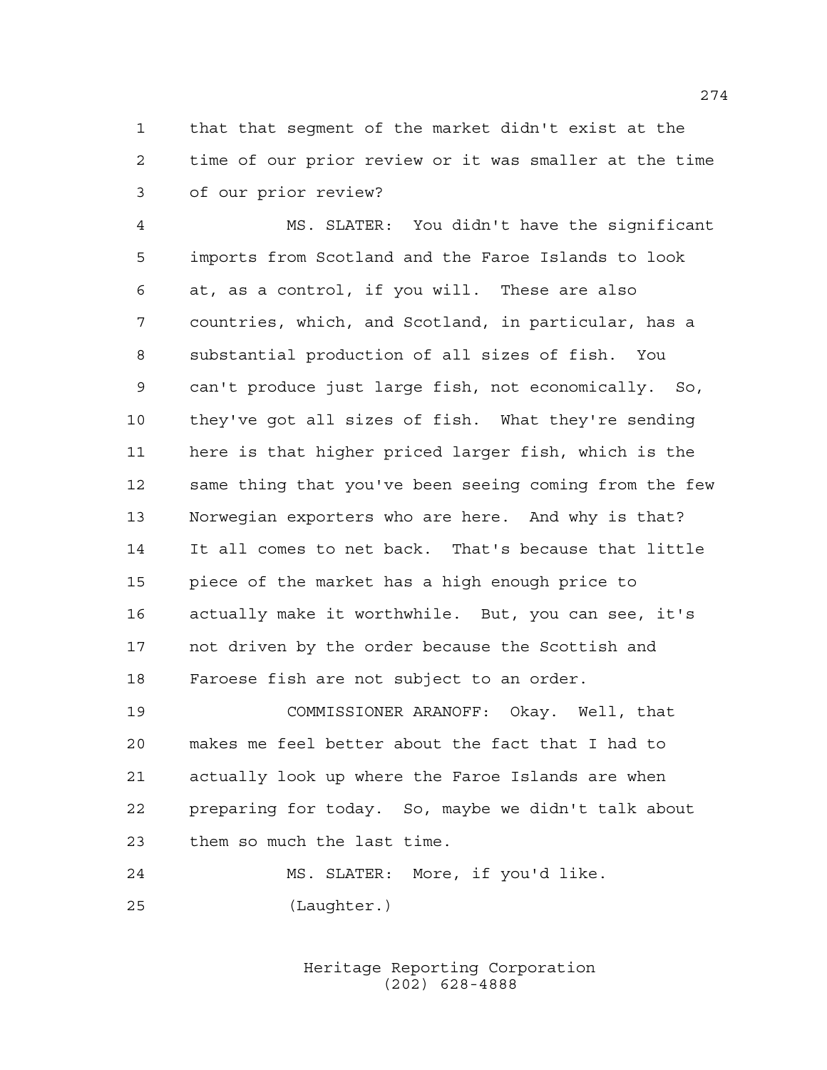1 that that segment of the market didn't exist at the
2 time of our prior review or it was smaller at the time
3 of our prior review?

4 MS. SLATER: You didn't have the significant
5 imports from Scotland and the Faroe Islands to look
6 at, as a control, if you will. These are also
7 countries, which, and Scotland, in particular, has a
8 substantial production of all sizes of fish. You
9 can't produce just large fish, not economically. So,
10 they've got all sizes of fish. What they're sending
11 here is that higher priced larger fish, which is the
12 same thing that you've been seeing coming from the few
13 Norwegian exporters who are here. And why is that?
14 It all comes to net back. That's because that little
15 piece of the market has a high enough price to
16 actually make it worthwhile. But, you can see, it's
17 not driven by the order because the Scottish and
18 Faroese fish are not subject to an order.

19 COMMISSIONER ARANOFF: Okay. Well, that
20 makes me feel better about the fact that I had to
21 actually look up where the Faroe Islands are when
22 preparing for today. So, maybe we didn't talk about
23 them so much the last time.

24 MS. SLATER: More, if you'd like.

25 (Laughter.)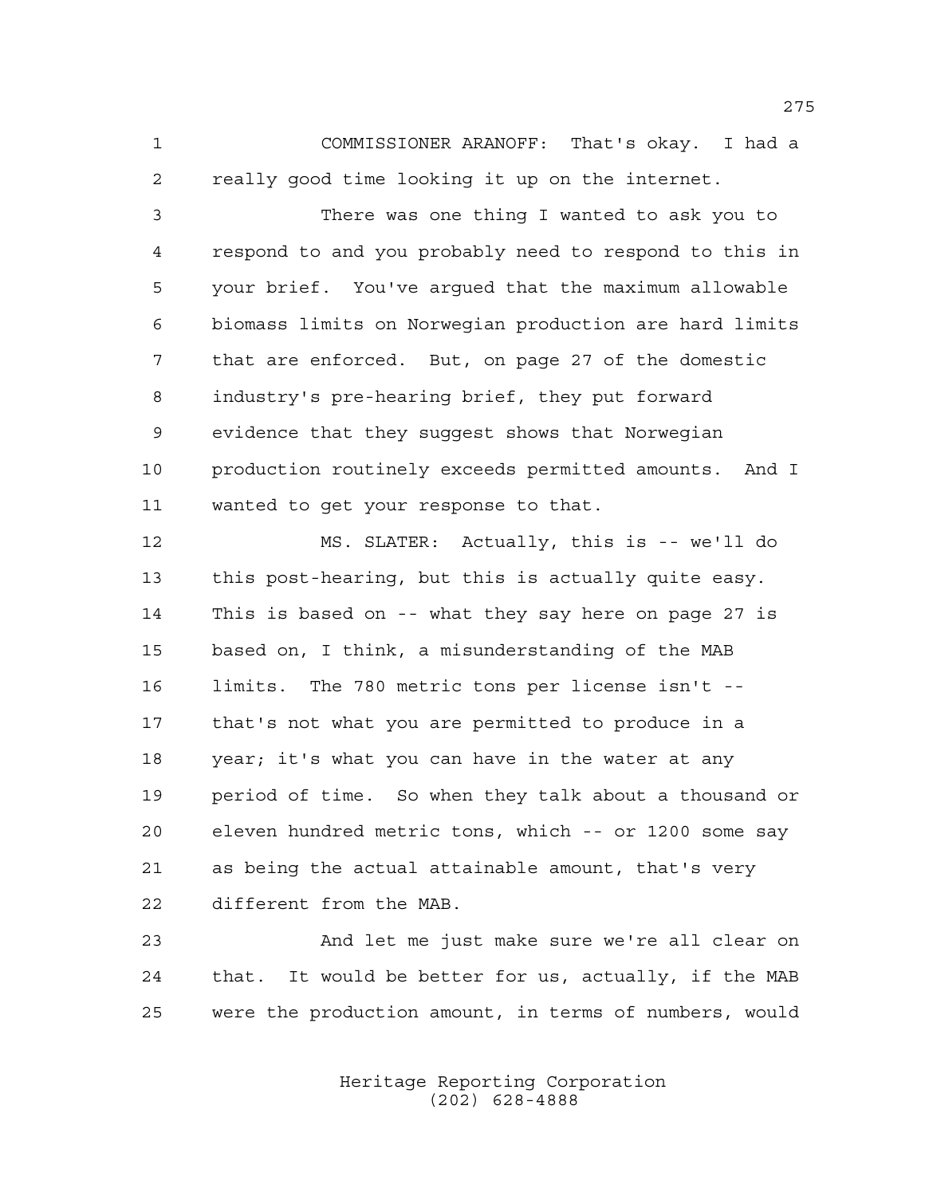1 COMMISSIONER ARANOFF: That's okay. I had a
2 really good time looking it up on the internet.
3 There was one thing I wanted to ask you to
4 respond to and you probably need to respond to this in
5 your brief. You've argued that the maximum allowable
6 biomass limits on Norwegian production are hard limits
7 that are enforced. But, on page 27 of the domestic
8 industry's pre-hearing brief, they put forward
9 evidence that they suggest shows that Norwegian
10 production routinely exceeds permitted amounts. And I
11 wanted to get your response to that.
12 MS. SLATER: Actually, this is -- we'll do
13 this post-hearing, but this is actually quite easy.
14 This is based on -- what they say here on page 27 is
15 based on, I think, a misunderstanding of the MAB
16 limits. The 780 metric tons per license isn't --
17 that's not what you are permitted to produce in a
18 year; it's what you can have in the water at any
19 period of time. So when they talk about a thousand or
20 eleven hundred metric tons, which -- or 1200 some say
21 as being the actual attainable amount, that's very
22 different from the MAB.
23 And let me just make sure we're all clear on
24 that. It would be better for us, actually, if the MAB
25 were the production amount, in terms of numbers, would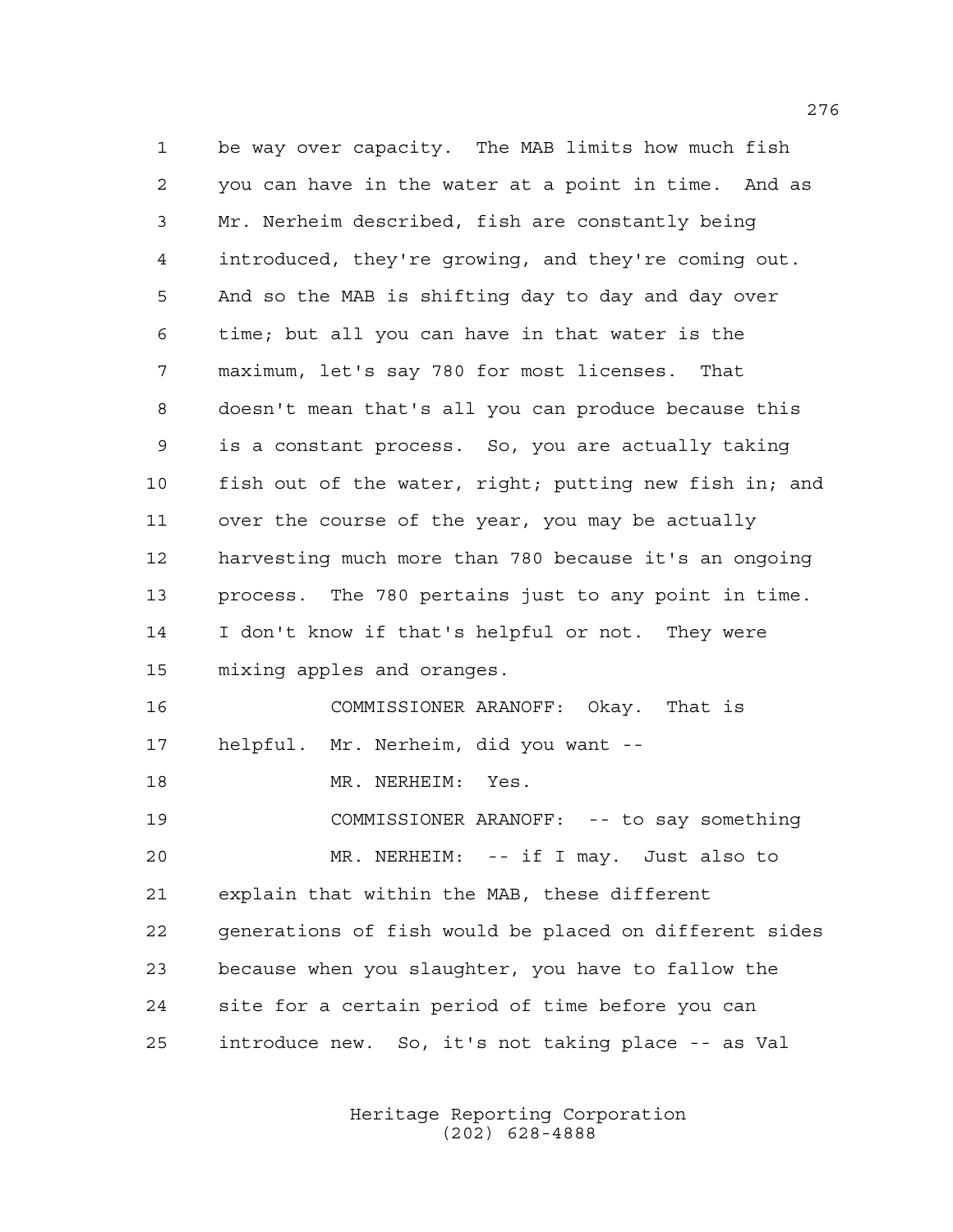be way over capacity. The MAB limits how much fish you can have in the water at a point in time. And as Mr. Nerheim described, fish are constantly being introduced, they're growing, and they're coming out. And so the MAB is shifting day to day and day over time; but all you can have in that water is the maximum, let's say 780 for most licenses. That doesn't mean that's all you can produce because this is a constant process. So, you are actually taking fish out of the water, right; putting new fish in; and over the course of the year, you may be actually harvesting much more than 780 because it's an ongoing process. The 780 pertains just to any point in time. I don't know if that's helpful or not. They were mixing apples and oranges.

COMMISSIONER ARANOFF: Okay. That is helpful. Mr. Nerheim, did you want --

MR. NERHEIM: Yes.

COMMISSIONER ARANOFF: -- to say something

MR. NERHEIM: -- if I may. Just also to explain that within the MAB, these different generations of fish would be placed on different sides because when you slaughter, you have to fallow the site for a certain period of time before you can introduce new. So, it's not taking place -- as Val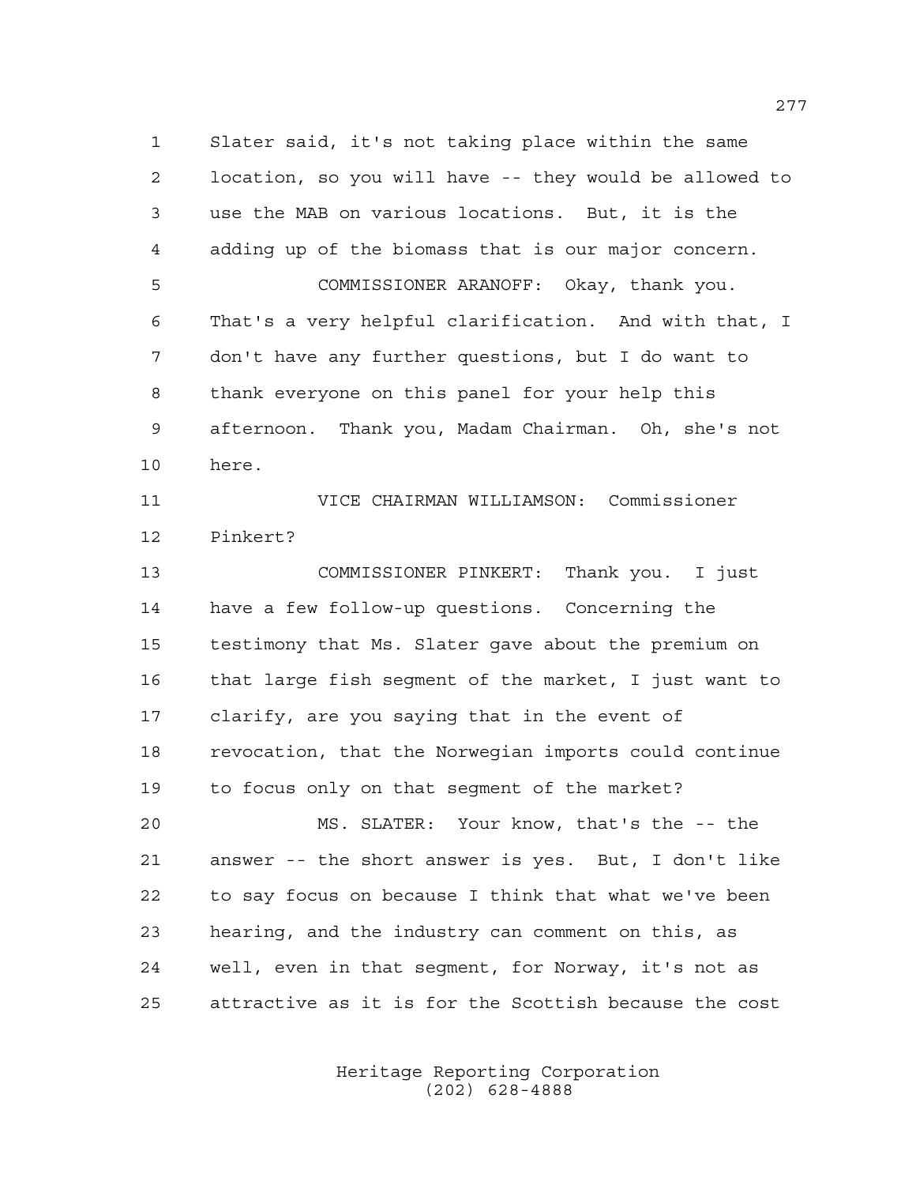1 Slater said, it's not taking place within the same
2 location, so you will have -- they would be allowed to
3 use the MAB on various locations. But, it is the
4 adding up of the biomass that is our major concern.
5 COMMISSIONER ARANOFF: Okay, thank you.
6 That's a very helpful clarification. And with that, I
7 don't have any further questions, but I do want to
8 thank everyone on this panel for your help this
9 afternoon. Thank you, Madam Chairman. Oh, she's not
10 here.
11 VICE CHAIRMAN WILLIAMSON: Commissioner
12 Pinkert?
13 COMMISSIONER PINKERT: Thank you. I just
14 have a few follow-up questions. Concerning the
15 testimony that Ms. Slater gave about the premium on
16 that large fish segment of the market, I just want to
17 clarify, are you saying that in the event of
18 revocation, that the Norwegian imports could continue
19 to focus only on that segment of the market?
20 MS. SLATER: Your know, that's the -- the
21 answer -- the short answer is yes. But, I don't like
22 to say focus on because I think that what we've been
23 hearing, and the industry can comment on this, as
24 well, even in that segment, for Norway, it's not as
25 attractive as it is for the Scottish because the cost

Heritage Reporting Corporation
(202) 628-4888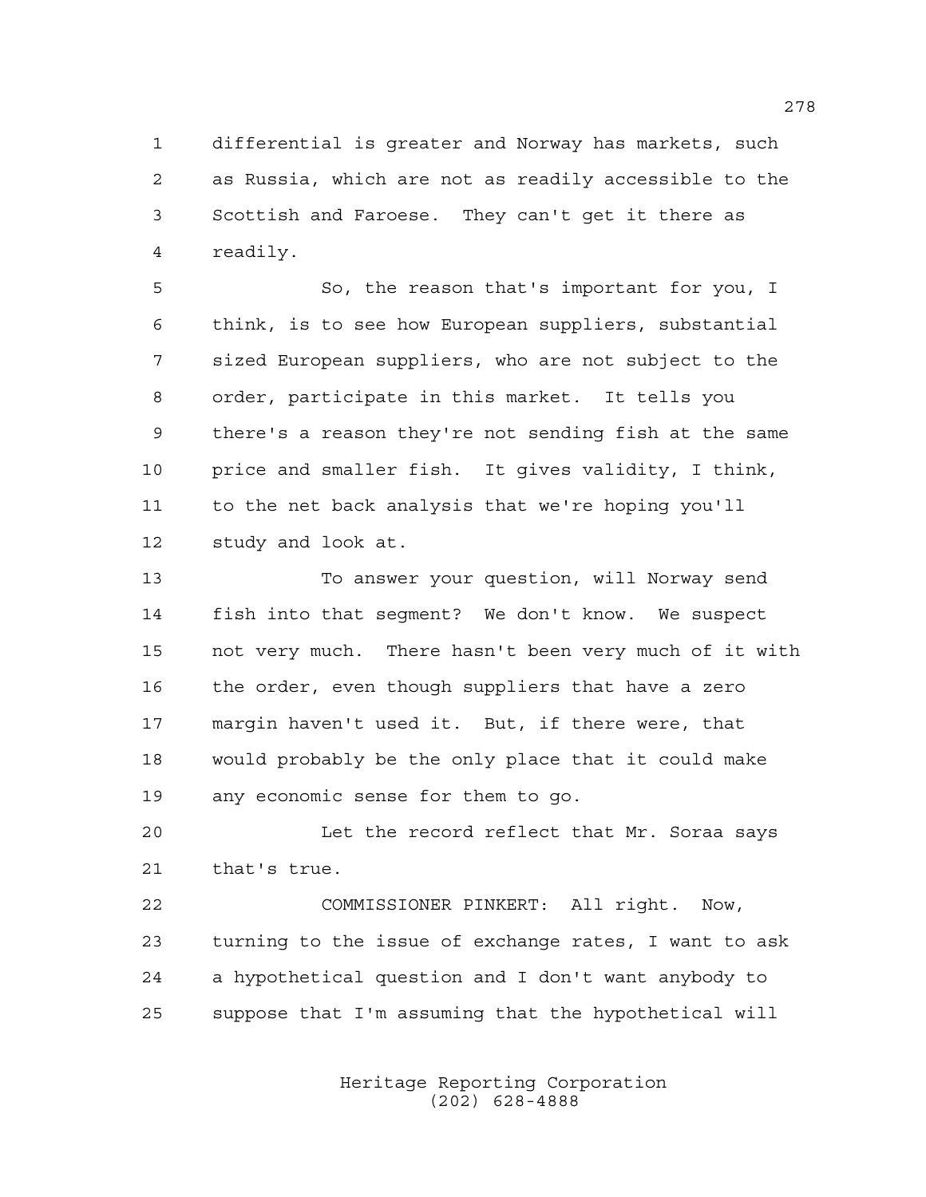differential is greater and Norway has markets, such as Russia, which are not as readily accessible to the Scottish and Faroese. They can't get it there as readily.

So, the reason that's important for you, I think, is to see how European suppliers, substantial sized European suppliers, who are not subject to the order, participate in this market. It tells you there's a reason they're not sending fish at the same price and smaller fish. It gives validity, I think, to the net back analysis that we're hoping you'll study and look at.

To answer your question, will Norway send fish into that segment? We don't know. We suspect not very much. There hasn't been very much of it with the order, even though suppliers that have a zero margin haven't used it. But, if there were, that would probably be the only place that it could make any economic sense for them to go.

Let the record reflect that Mr. Soraa says that's true.

COMMISSIONER PINKERT: All right. Now, turning to the issue of exchange rates, I want to ask a hypothetical question and I don't want anybody to suppose that I'm assuming that the hypothetical will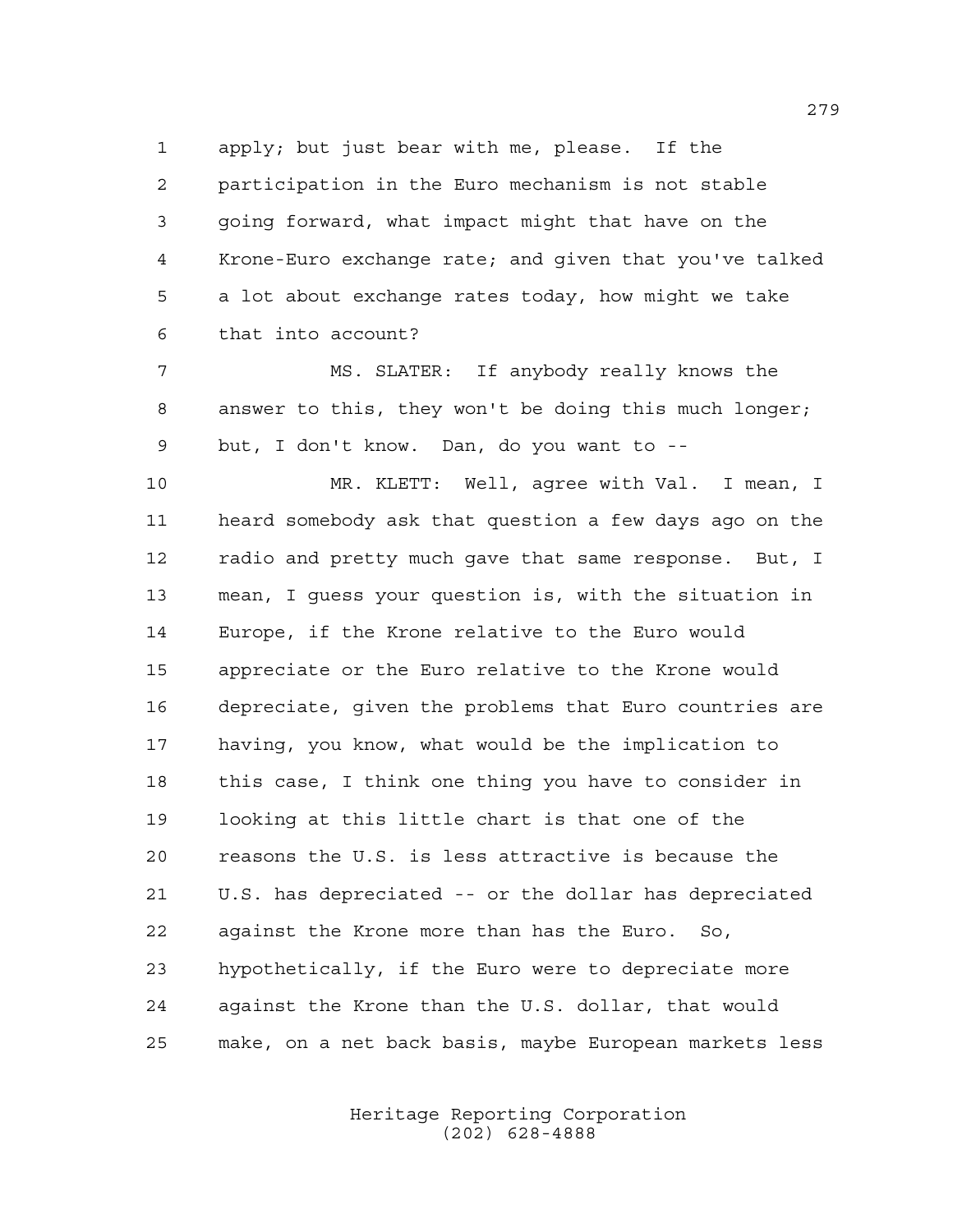apply; but just bear with me, please. If the participation in the Euro mechanism is not stable going forward, what impact might that have on the Krone-Euro exchange rate; and given that you've talked a lot about exchange rates today, how might we take that into account?

MS. SLATER: If anybody really knows the answer to this, they won't be doing this much longer; but, I don't know. Dan, do you want to --

MR. KLETT: Well, agree with Val. I mean, I heard somebody ask that question a few days ago on the radio and pretty much gave that same response. But, I mean, I guess your question is, with the situation in Europe, if the Krone relative to the Euro would appreciate or the Euro relative to the Krone would depreciate, given the problems that Euro countries are having, you know, what would be the implication to this case, I think one thing you have to consider in looking at this little chart is that one of the reasons the U.S. is less attractive is because the U.S. has depreciated -- or the dollar has depreciated against the Krone more than has the Euro. So, hypothetically, if the Euro were to depreciate more against the Krone than the U.S. dollar, that would make, on a net back basis, maybe European markets less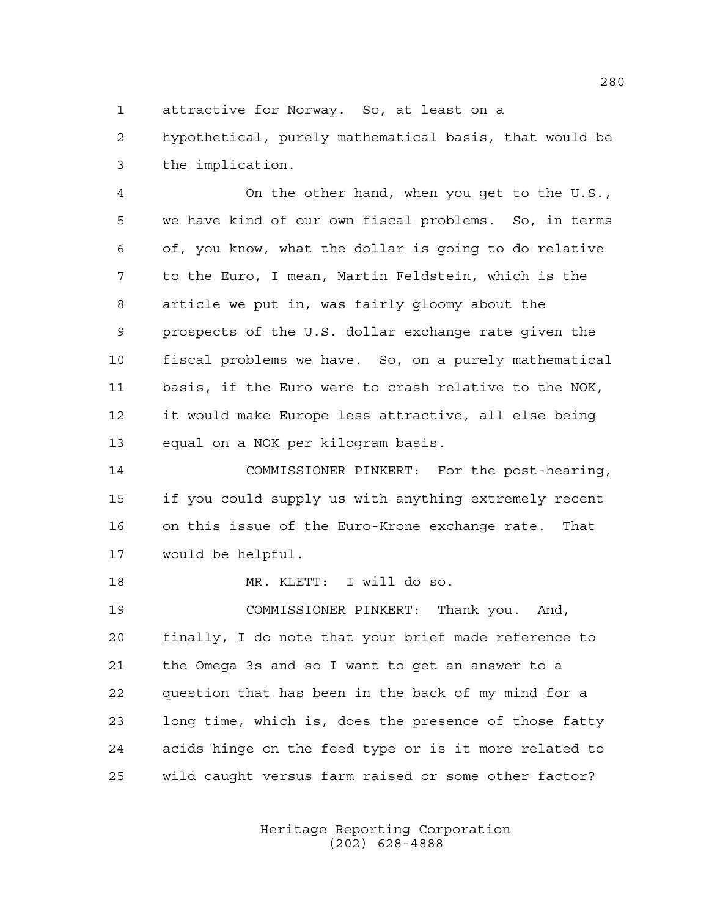attractive for Norway. So, at least on a hypothetical, purely mathematical basis, that would be the implication.

On the other hand, when you get to the U.S., we have kind of our own fiscal problems. So, in terms of, you know, what the dollar is going to do relative to the Euro, I mean, Martin Feldstein, which is the article we put in, was fairly gloomy about the prospects of the U.S. dollar exchange rate given the fiscal problems we have. So, on a purely mathematical basis, if the Euro were to crash relative to the NOK, it would make Europe less attractive, all else being equal on a NOK per kilogram basis.

COMMISSIONER PINKERT: For the post-hearing, if you could supply us with anything extremely recent on this issue of the Euro-Krone exchange rate. That would be helpful.

MR. KLETT: I will do so.

COMMISSIONER PINKERT: Thank you. And, finally, I do note that your brief made reference to the Omega 3s and so I want to get an answer to a question that has been in the back of my mind for a long time, which is, does the presence of those fatty acids hinge on the feed type or is it more related to wild caught versus farm raised or some other factor?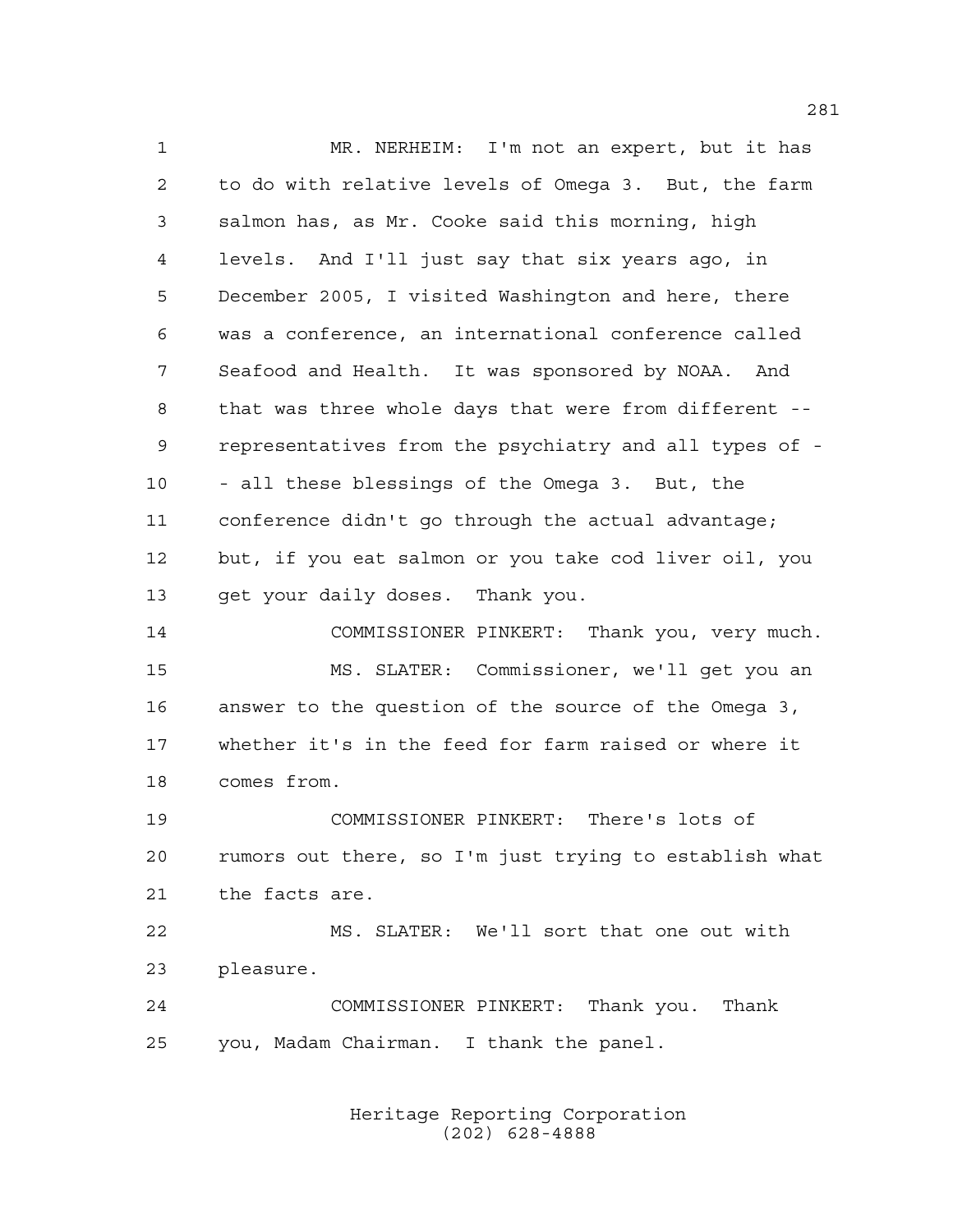MR. NERHEIM: I'm not an expert, but it has to do with relative levels of Omega 3. But, the farm salmon has, as Mr. Cooke said this morning, high levels. And I'll just say that six years ago, in December 2005, I visited Washington and here, there was a conference, an international conference called Seafood and Health. It was sponsored by NOAA. And that was three whole days that were from different -- representatives from the psychiatry and all types of -- all these blessings of the Omega 3. But, the conference didn't go through the actual advantage; but, if you eat salmon or you take cod liver oil, you get your daily doses. Thank you.

COMMISSIONER PINKERT: Thank you, very much.

MS. SLATER: Commissioner, we'll get you an answer to the question of the source of the Omega 3, whether it's in the feed for farm raised or where it comes from.

COMMISSIONER PINKERT: There's lots of rumors out there, so I'm just trying to establish what the facts are.

MS. SLATER: We'll sort that one out with pleasure.

COMMISSIONER PINKERT: Thank you. Thank you, Madam Chairman. I thank the panel.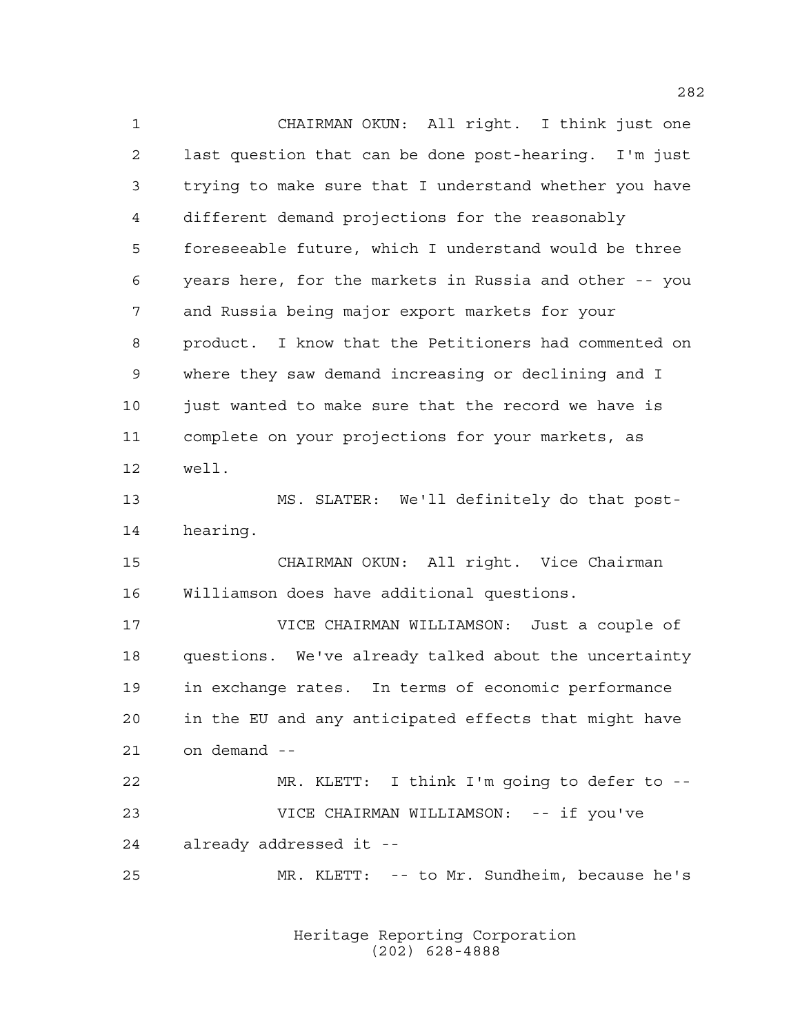CHAIRMAN OKUN: All right. I think just one last question that can be done post-hearing. I'm just trying to make sure that I understand whether you have different demand projections for the reasonably foreseeable future, which I understand would be three years here, for the markets in Russia and other -- you and Russia being major export markets for your product. I know that the Petitioners had commented on where they saw demand increasing or declining and I just wanted to make sure that the record we have is complete on your projections for your markets, as well.

MS. SLATER: We'll definitely do that post-hearing.

CHAIRMAN OKUN: All right. Vice Chairman Williamson does have additional questions.

VICE CHAIRMAN WILLIAMSON: Just a couple of questions. We've already talked about the uncertainty in exchange rates. In terms of economic performance in the EU and any anticipated effects that might have on demand --

MR. KLETT: I think I'm going to defer to --

VICE CHAIRMAN WILLIAMSON: -- if you've already addressed it --

MR. KLETT: -- to Mr. Sundheim, because he's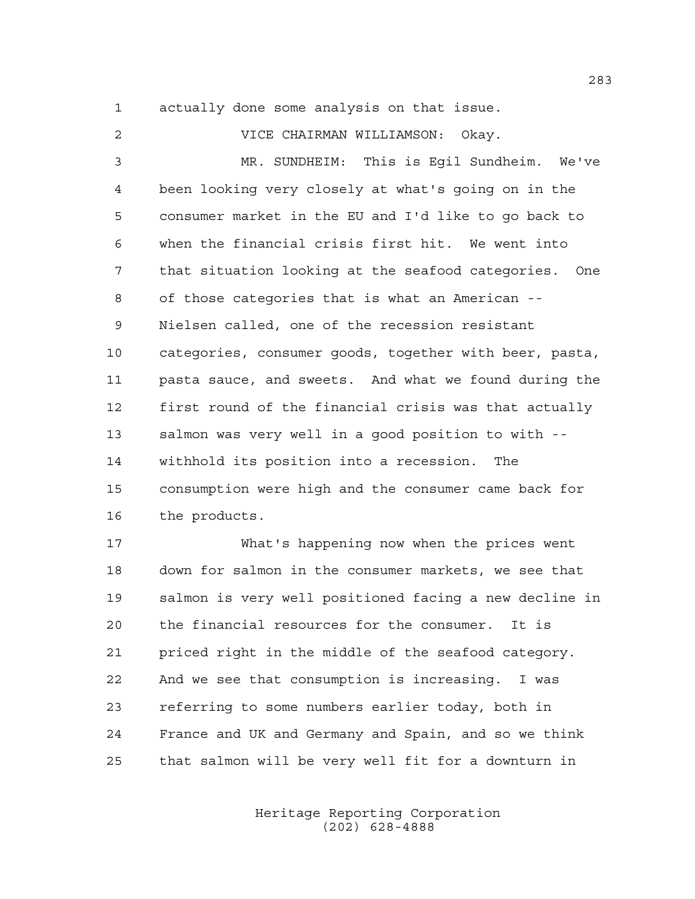actually done some analysis on that issue.

VICE CHAIRMAN WILLIAMSON: Okay.

MR. SUNDHEIM: This is Egil Sundheim. We've been looking very closely at what's going on in the consumer market in the EU and I'd like to go back to when the financial crisis first hit. We went into that situation looking at the seafood categories. One of those categories that is what an American -- Nielsen called, one of the recession resistant categories, consumer goods, together with beer, pasta, pasta sauce, and sweets. And what we found during the first round of the financial crisis was that actually salmon was very well in a good position to with -- withhold its position into a recession. The consumption were high and the consumer came back for the products.

What's happening now when the prices went down for salmon in the consumer markets, we see that salmon is very well positioned facing a new decline in the financial resources for the consumer. It is priced right in the middle of the seafood category. And we see that consumption is increasing. I was referring to some numbers earlier today, both in France and UK and Germany and Spain, and so we think that salmon will be very well fit for a downturn in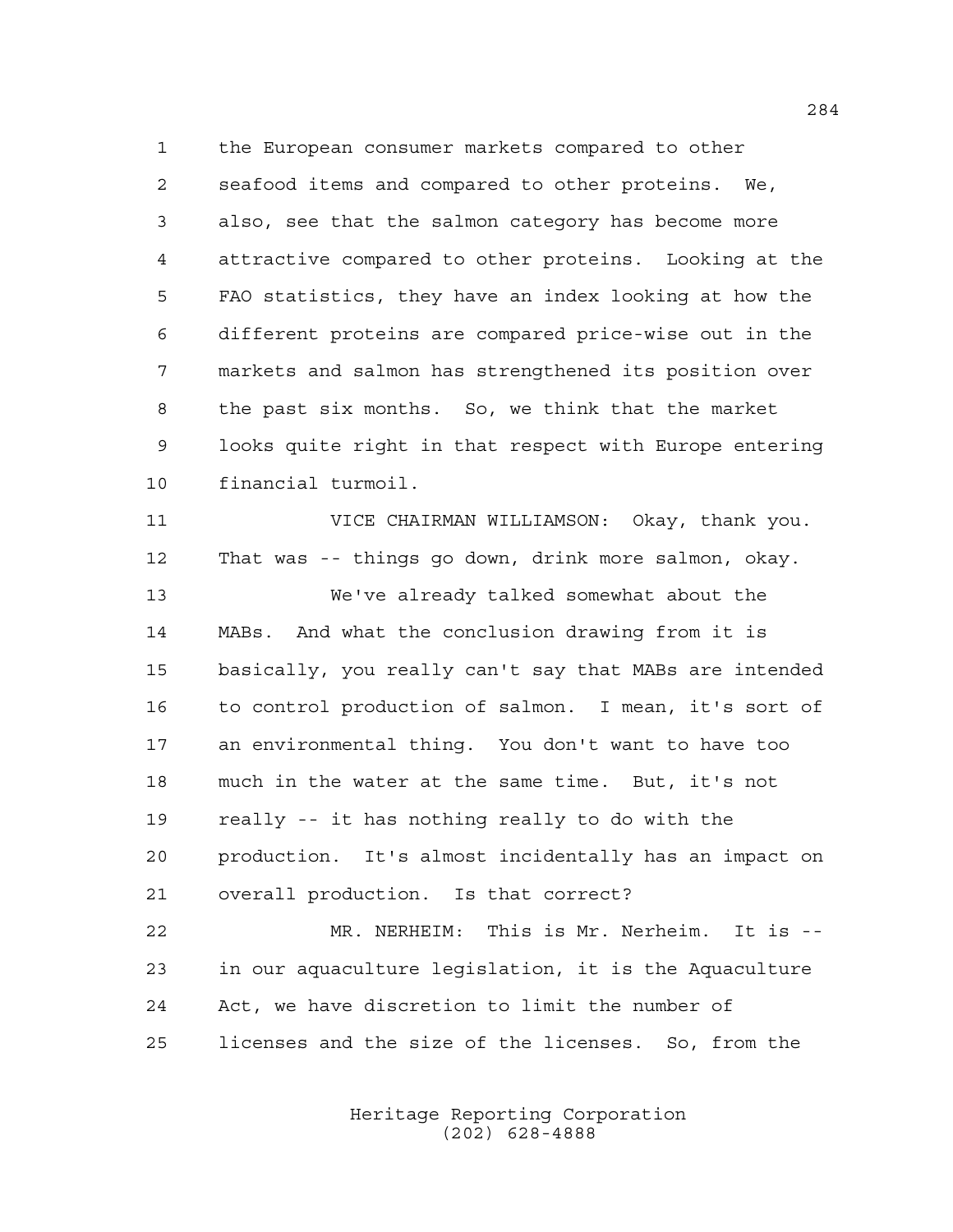the European consumer markets compared to other seafood items and compared to other proteins. We, also, see that the salmon category has become more attractive compared to other proteins. Looking at the FAO statistics, they have an index looking at how the different proteins are compared price-wise out in the markets and salmon has strengthened its position over the past six months. So, we think that the market looks quite right in that respect with Europe entering financial turmoil.

VICE CHAIRMAN WILLIAMSON: Okay, thank you. That was -- things go down, drink more salmon, okay.

We've already talked somewhat about the MABs. And what the conclusion drawing from it is basically, you really can't say that MABs are intended to control production of salmon. I mean, it's sort of an environmental thing. You don't want to have too much in the water at the same time. But, it's not really -- it has nothing really to do with the production. It's almost incidentally has an impact on overall production. Is that correct?

MR. NERHEIM: This is Mr. Nerheim. It is -- in our aquaculture legislation, it is the Aquaculture Act, we have discretion to limit the number of licenses and the size of the licenses. So, from the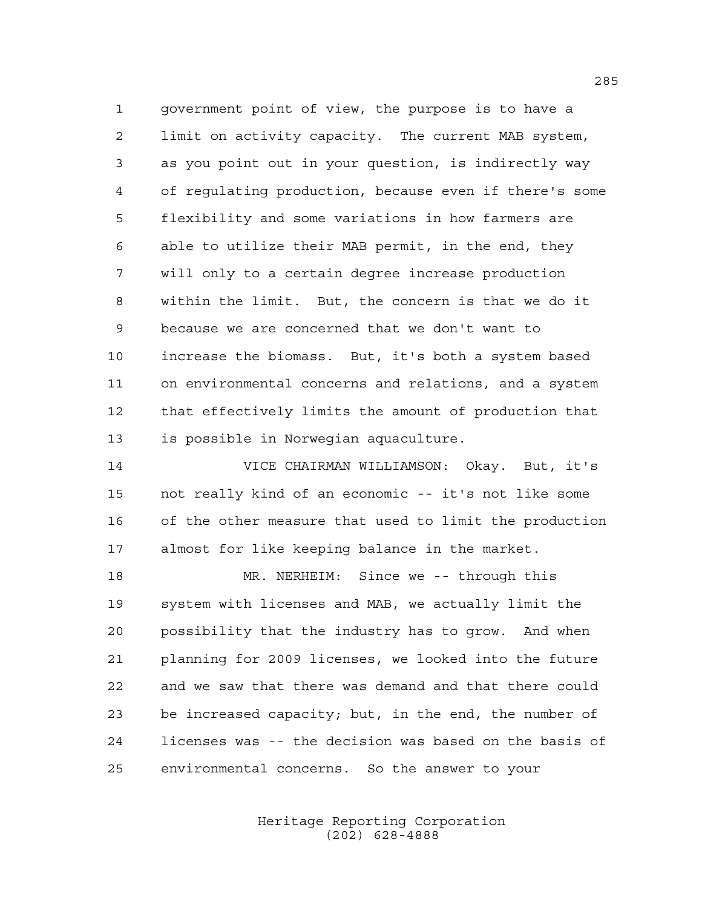1 government point of view, the purpose is to have a
2 limit on activity capacity. The current MAB system,
3 as you point out in your question, is indirectly way
4 of regulating production, because even if there's some
5 flexibility and some variations in how farmers are
6 able to utilize their MAB permit, in the end, they
7 will only to a certain degree increase production
8 within the limit. But, the concern is that we do it
9 because we are concerned that we don't want to
10 increase the biomass. But, it's both a system based
11 on environmental concerns and relations, and a system
12 that effectively limits the amount of production that
13 is possible in Norwegian aquaculture.

14 VICE CHAIRMAN WILLIAMSON: Okay. But, it's
15 not really kind of an economic -- it's not like some
16 of the other measure that used to limit the production
17 almost for like keeping balance in the market.

18 MR. NERHEIM: Since we -- through this
19 system with licenses and MAB, we actually limit the
20 possibility that the industry has to grow. And when
21 planning for 2009 licenses, we looked into the future
22 and we saw that there was demand and that there could
23 be increased capacity; but, in the end, the number of
24 licenses was -- the decision was based on the basis of
25 environmental concerns. So the answer to your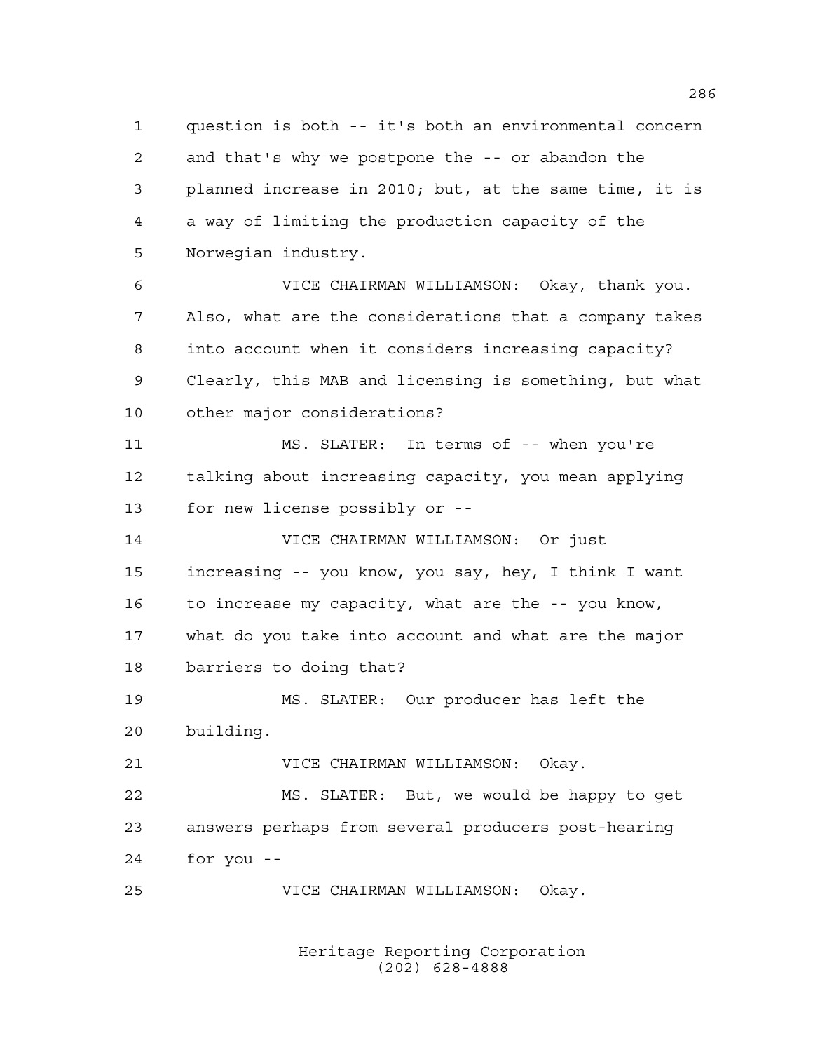question is both -- it's both an environmental concern and that's why we postpone the -- or abandon the planned increase in 2010; but, at the same time, it is a way of limiting the production capacity of the Norwegian industry.

VICE CHAIRMAN WILLIAMSON: Okay, thank you. Also, what are the considerations that a company takes into account when it considers increasing capacity? Clearly, this MAB and licensing is something, but what other major considerations?

MS. SLATER: In terms of -- when you're talking about increasing capacity, you mean applying for new license possibly or --

VICE CHAIRMAN WILLIAMSON: Or just increasing -- you know, you say, hey, I think I want to increase my capacity, what are the -- you know, what do you take into account and what are the major barriers to doing that?

MS. SLATER: Our producer has left the building.

VICE CHAIRMAN WILLIAMSON: Okay.

MS. SLATER: But, we would be happy to get answers perhaps from several producers post-hearing for you --

VICE CHAIRMAN WILLIAMSON: Okay.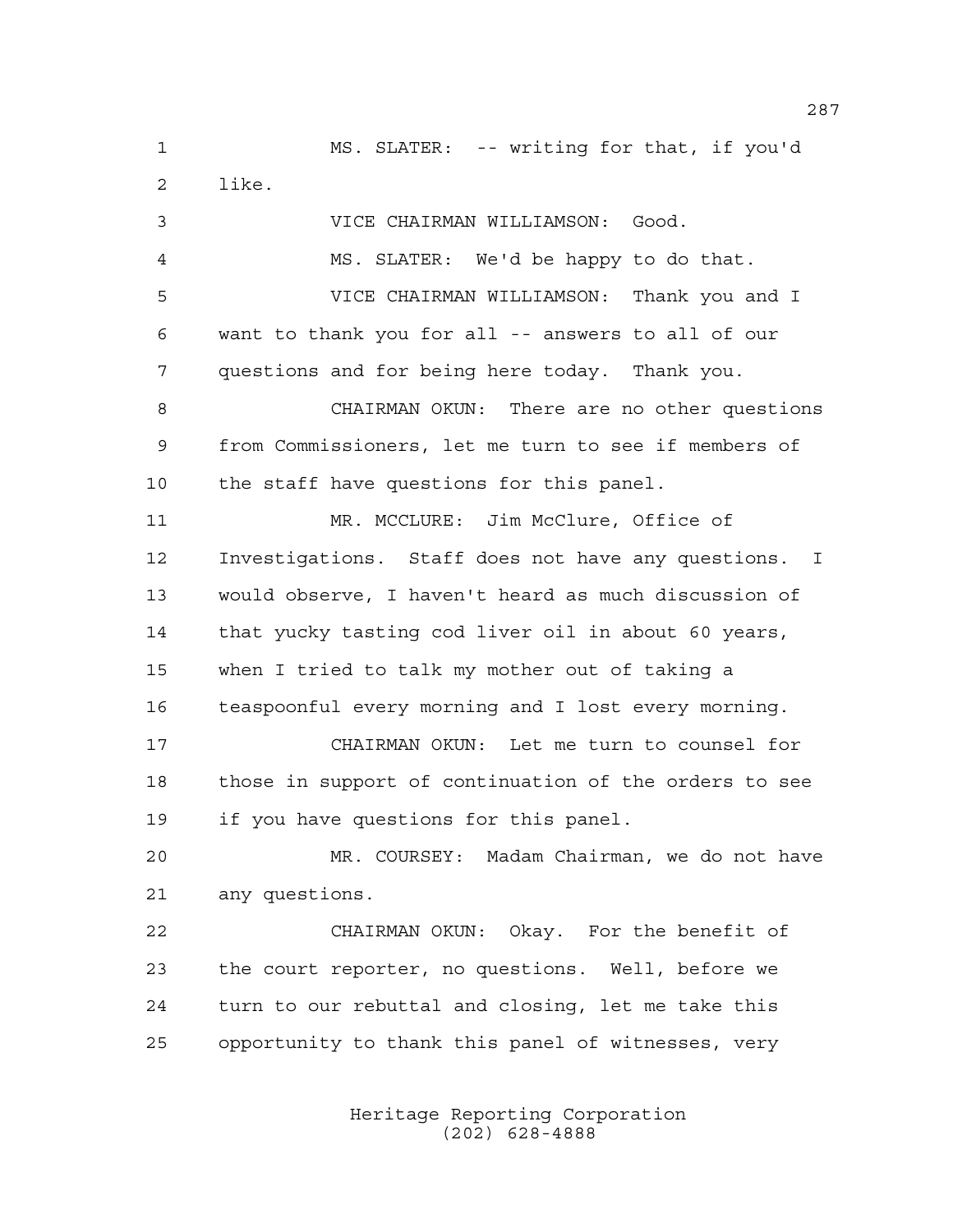MS. SLATER: -- writing for that, if you'd like.

VICE CHAIRMAN WILLIAMSON: Good.

MS. SLATER: We'd be happy to do that.

VICE CHAIRMAN WILLIAMSON: Thank you and I want to thank you for all -- answers to all of our questions and for being here today. Thank you.

CHAIRMAN OKUN: There are no other questions from Commissioners, let me turn to see if members of the staff have questions for this panel.

MR. MCCLURE: Jim McClure, Office of Investigations. Staff does not have any questions. I would observe, I haven't heard as much discussion of that yucky tasting cod liver oil in about 60 years, when I tried to talk my mother out of taking a teaspoonful every morning and I lost every morning.

CHAIRMAN OKUN: Let me turn to counsel for those in support of continuation of the orders to see if you have questions for this panel.

MR. COURSEY: Madam Chairman, we do not have any questions.

CHAIRMAN OKUN: Okay. For the benefit of the court reporter, no questions. Well, before we turn to our rebuttal and closing, let me take this opportunity to thank this panel of witnesses, very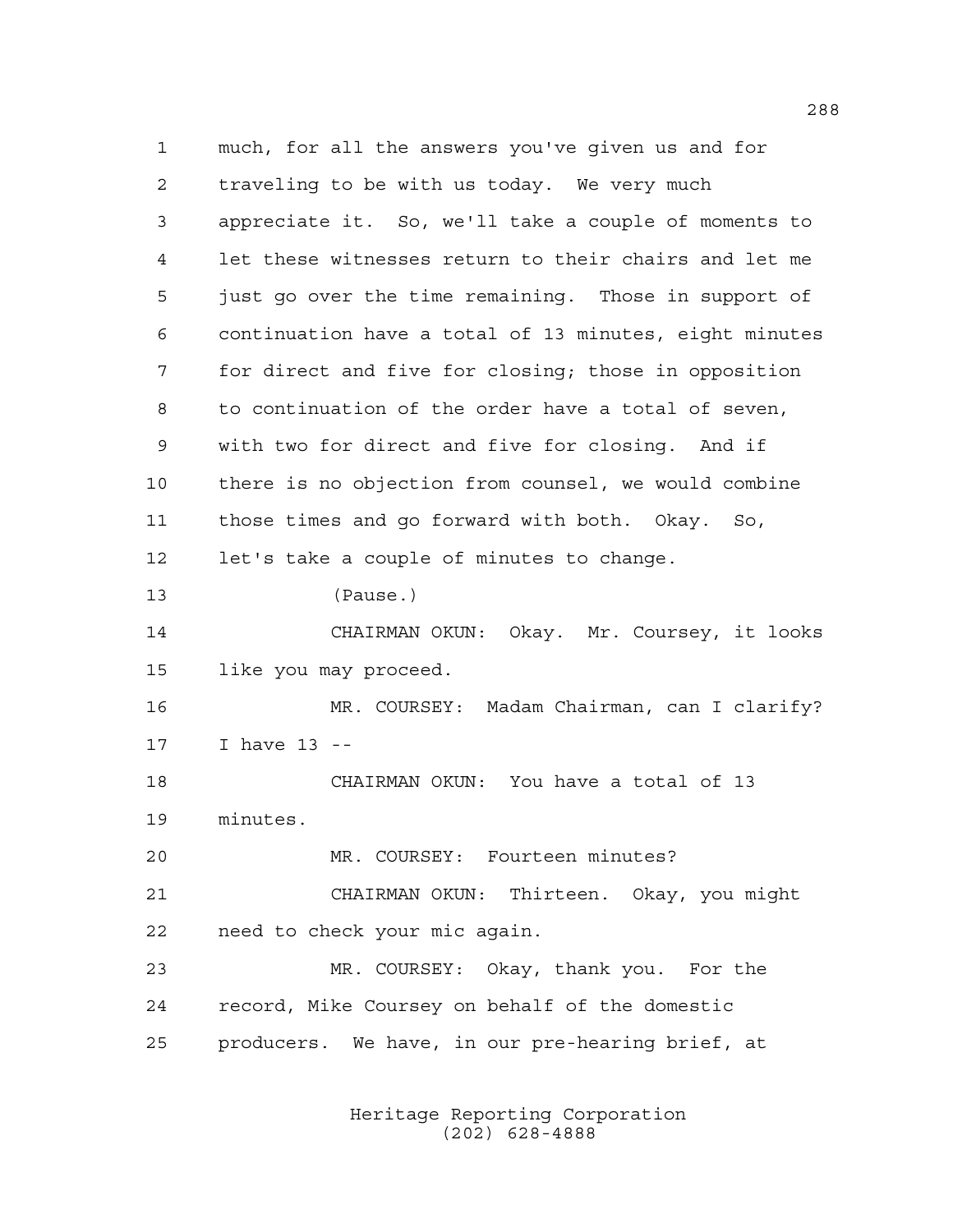1 much, for all the answers you've given us and for
2 traveling to be with us today. We very much
3 appreciate it. So, we'll take a couple of moments to
4 let these witnesses return to their chairs and let me
5 just go over the time remaining. Those in support of
6 continuation have a total of 13 minutes, eight minutes
7 for direct and five for closing; those in opposition
8 to continuation of the order have a total of seven,
9 with two for direct and five for closing. And if
10 there is no objection from counsel, we would combine
11 those times and go forward with both. Okay. So,
12 let's take a couple of minutes to change.

13 (Pause.)

14 CHAIRMAN OKUN: Okay. Mr. Coursey, it looks
15 like you may proceed.

16 MR. COURSEY: Madam Chairman, can I clarify?
17 I have 13 --

18 CHAIRMAN OKUN: You have a total of 13
19 minutes.

20 MR. COURSEY: Fourteen minutes?

21 CHAIRMAN OKUN: Thirteen. Okay, you might
22 need to check your mic again.

23 MR. COURSEY: Okay, thank you. For the
24 record, Mike Coursey on behalf of the domestic
25 producers. We have, in our pre-hearing brief, at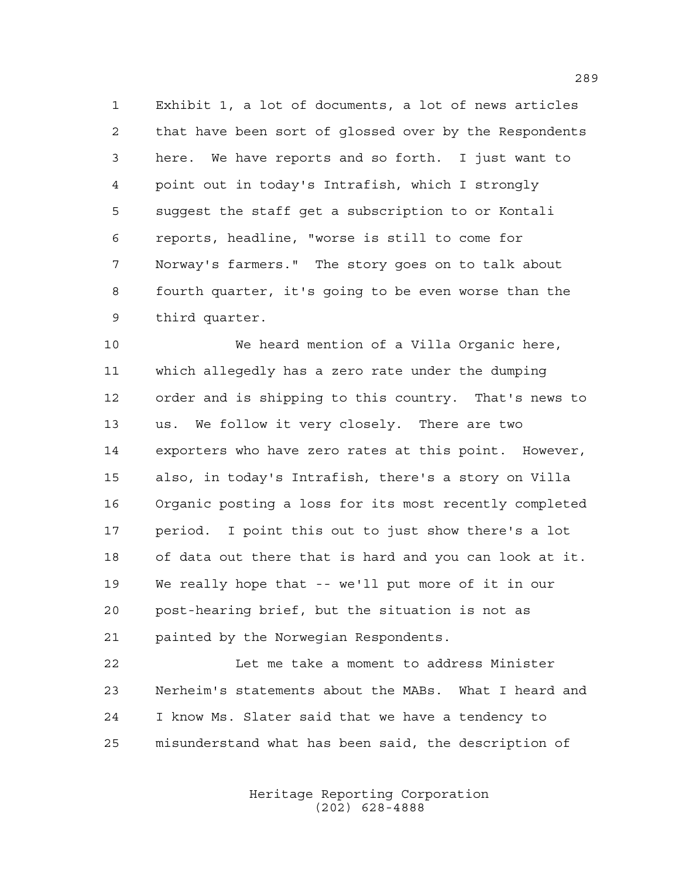Exhibit 1, a lot of documents, a lot of news articles that have been sort of glossed over by the Respondents here. We have reports and so forth. I just want to point out in today's Intrafish, which I strongly suggest the staff get a subscription to or Kontali reports, headline, "worse is still to come for Norway's farmers." The story goes on to talk about fourth quarter, it's going to be even worse than the third quarter.

We heard mention of a Villa Organic here, which allegedly has a zero rate under the dumping order and is shipping to this country. That's news to us. We follow it very closely. There are two exporters who have zero rates at this point. However, also, in today's Intrafish, there's a story on Villa Organic posting a loss for its most recently completed period. I point this out to just show there's a lot of data out there that is hard and you can look at it. We really hope that -- we'll put more of it in our post-hearing brief, but the situation is not as painted by the Norwegian Respondents.

Let me take a moment to address Minister Nerheim's statements about the MABs. What I heard and I know Ms. Slater said that we have a tendency to misunderstand what has been said, the description of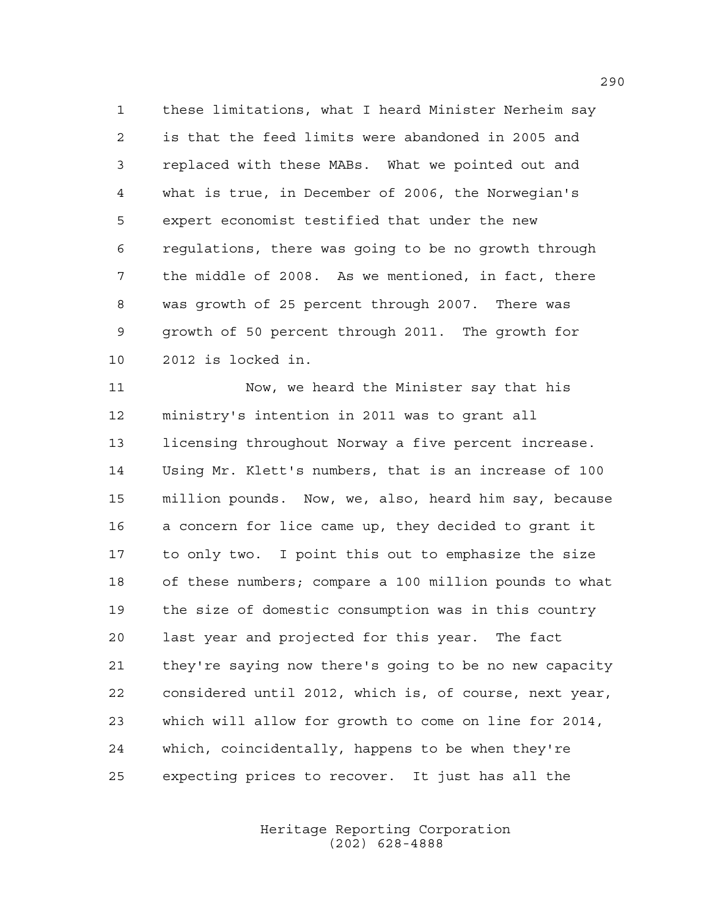these limitations, what I heard Minister Nerheim say is that the feed limits were abandoned in 2005 and replaced with these MABs. What we pointed out and what is true, in December of 2006, the Norwegian's expert economist testified that under the new regulations, there was going to be no growth through the middle of 2008. As we mentioned, in fact, there was growth of 25 percent through 2007. There was growth of 50 percent through 2011. The growth for 2012 is locked in.

Now, we heard the Minister say that his ministry's intention in 2011 was to grant all licensing throughout Norway a five percent increase. Using Mr. Klett's numbers, that is an increase of 100 million pounds. Now, we, also, heard him say, because a concern for lice came up, they decided to grant it to only two. I point this out to emphasize the size of these numbers; compare a 100 million pounds to what the size of domestic consumption was in this country last year and projected for this year. The fact they're saying now there's going to be no new capacity considered until 2012, which is, of course, next year, which will allow for growth to come on line for 2014, which, coincidentally, happens to be when they're expecting prices to recover. It just has all the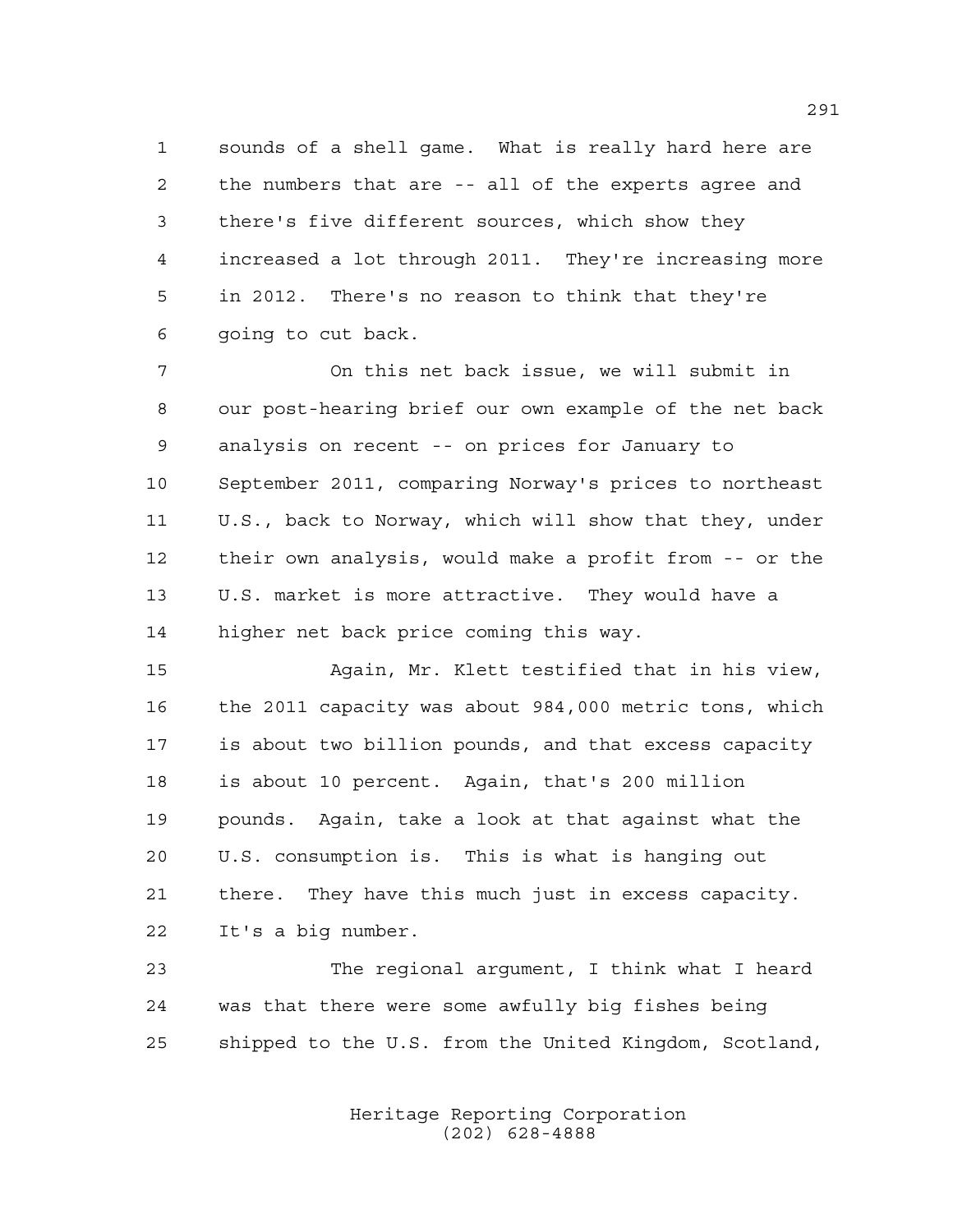1 sounds of a shell game. What is really hard here are
2 the numbers that are -- all of the experts agree and
3 there's five different sources, which show they
4 increased a lot through 2011. They're increasing more
5 in 2012. There's no reason to think that they're
6 going to cut back.

7 On this net back issue, we will submit in
8 our post-hearing brief our own example of the net back
9 analysis on recent -- on prices for January to
10 September 2011, comparing Norway's prices to northeast
11 U.S., back to Norway, which will show that they, under
12 their own analysis, would make a profit from -- or the
13 U.S. market is more attractive. They would have a
14 higher net back price coming this way.

15 Again, Mr. Klett testified that in his view,
16 the 2011 capacity was about 984,000 metric tons, which
17 is about two billion pounds, and that excess capacity
18 is about 10 percent. Again, that's 200 million
19 pounds. Again, take a look at that against what the
20 U.S. consumption is. This is what is hanging out
21 there. They have this much just in excess capacity.
22 It's a big number.

23 The regional argument, I think what I heard
24 was that there were some awfully big fishes being
25 shipped to the U.S. from the United Kingdom, Scotland,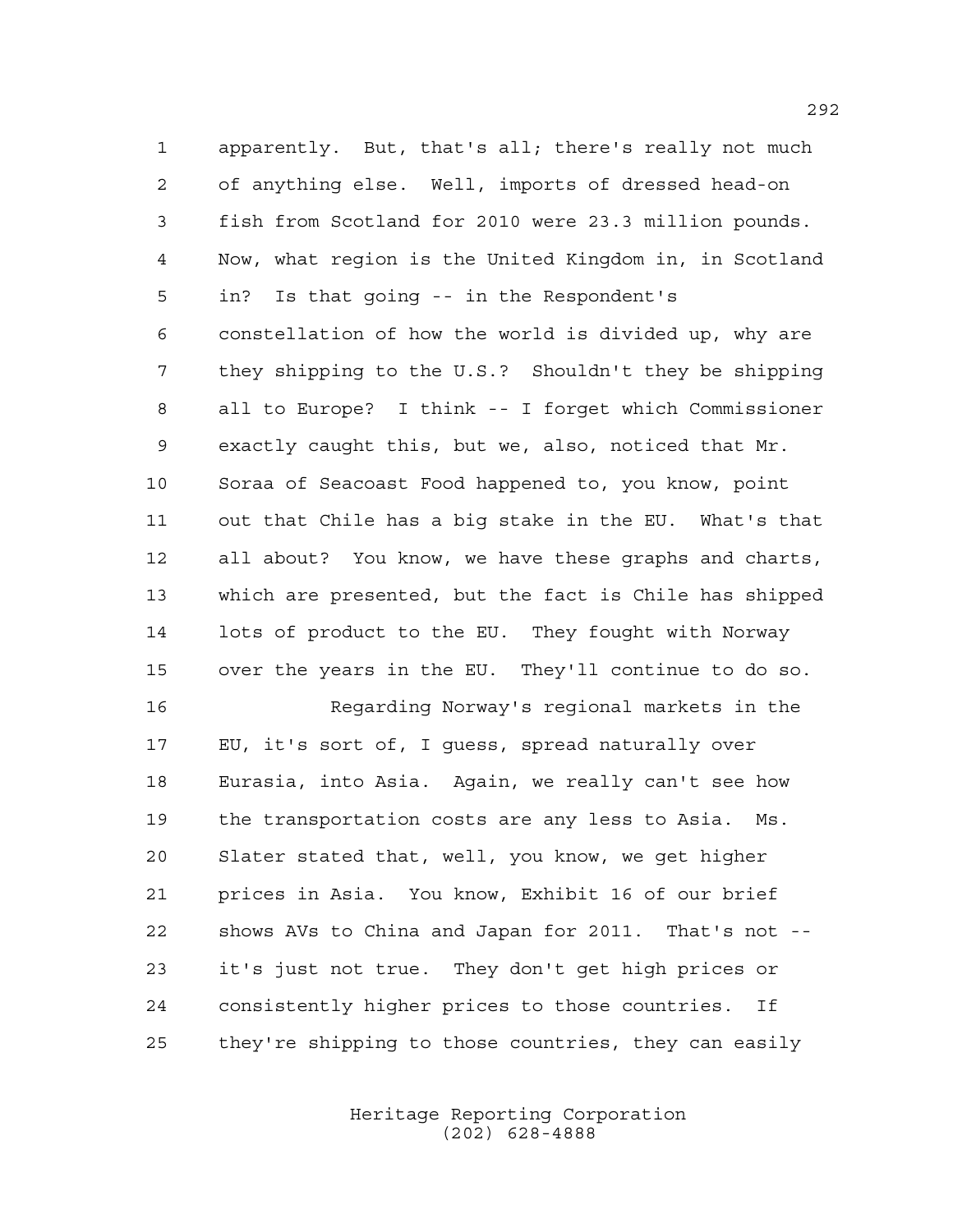apparently. But, that's all; there's really not much of anything else. Well, imports of dressed head-on fish from Scotland for 2010 were 23.3 million pounds. Now, what region is the United Kingdom in, in Scotland in? Is that going -- in the Respondent's constellation of how the world is divided up, why are they shipping to the U.S.? Shouldn't they be shipping all to Europe? I think -- I forget which Commissioner exactly caught this, but we, also, noticed that Mr. Soraa of Seacoast Food happened to, you know, point out that Chile has a big stake in the EU. What's that all about? You know, we have these graphs and charts, which are presented, but the fact is Chile has shipped lots of product to the EU. They fought with Norway over the years in the EU. They'll continue to do so.

Regarding Norway's regional markets in the EU, it's sort of, I guess, spread naturally over Eurasia, into Asia. Again, we really can't see how the transportation costs are any less to Asia. Ms. Slater stated that, well, you know, we get higher prices in Asia. You know, Exhibit 16 of our brief shows AVs to China and Japan for 2011. That's not -- it's just not true. They don't get high prices or consistently higher prices to those countries. If they're shipping to those countries, they can easily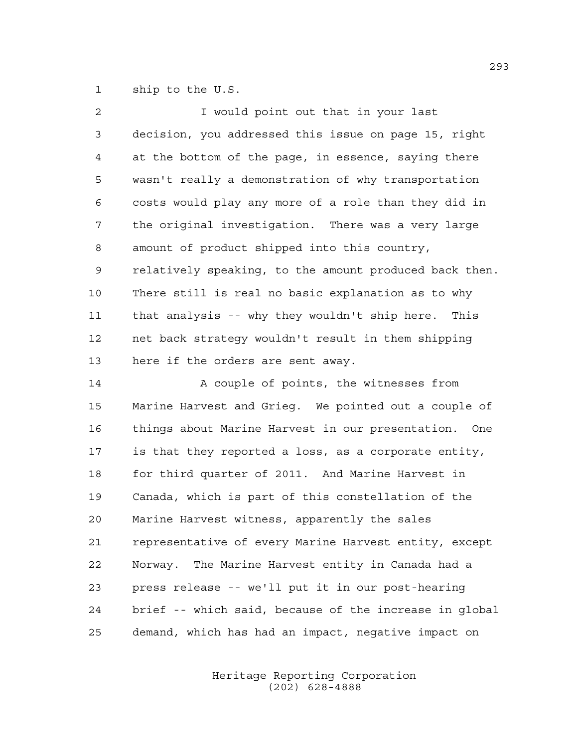ship to the U.S.

I would point out that in your last decision, you addressed this issue on page 15, right at the bottom of the page, in essence, saying there wasn't really a demonstration of why transportation costs would play any more of a role than they did in the original investigation. There was a very large amount of product shipped into this country, relatively speaking, to the amount produced back then. There still is real no basic explanation as to why that analysis -- why they wouldn't ship here. This net back strategy wouldn't result in them shipping here if the orders are sent away.

A couple of points, the witnesses from Marine Harvest and Grieg. We pointed out a couple of things about Marine Harvest in our presentation. One is that they reported a loss, as a corporate entity, for third quarter of 2011. And Marine Harvest in Canada, which is part of this constellation of the Marine Harvest witness, apparently the sales representative of every Marine Harvest entity, except Norway. The Marine Harvest entity in Canada had a press release -- we'll put it in our post-hearing brief -- which said, because of the increase in global demand, which has had an impact, negative impact on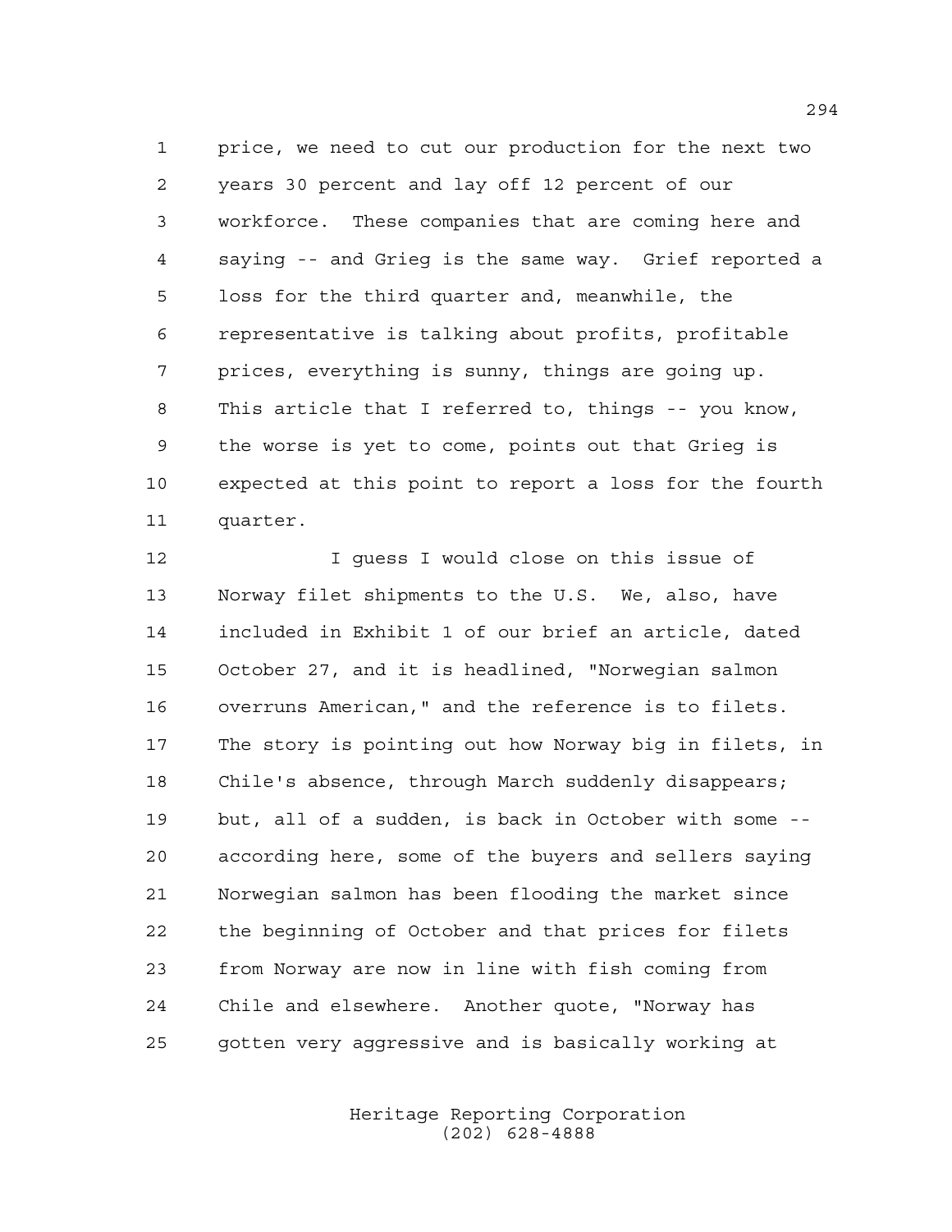price, we need to cut our production for the next two years 30 percent and lay off 12 percent of our workforce. These companies that are coming here and saying -- and Grieg is the same way. Grief reported a loss for the third quarter and, meanwhile, the representative is talking about profits, profitable prices, everything is sunny, things are going up. This article that I referred to, things -- you know, the worse is yet to come, points out that Grieg is expected at this point to report a loss for the fourth quarter.

I guess I would close on this issue of Norway filet shipments to the U.S. We, also, have included in Exhibit 1 of our brief an article, dated October 27, and it is headlined, "Norwegian salmon overruns American," and the reference is to filets. The story is pointing out how Norway big in filets, in Chile's absence, through March suddenly disappears; but, all of a sudden, is back in October with some -- according here, some of the buyers and sellers saying Norwegian salmon has been flooding the market since the beginning of October and that prices for filets from Norway are now in line with fish coming from Chile and elsewhere. Another quote, "Norway has gotten very aggressive and is basically working at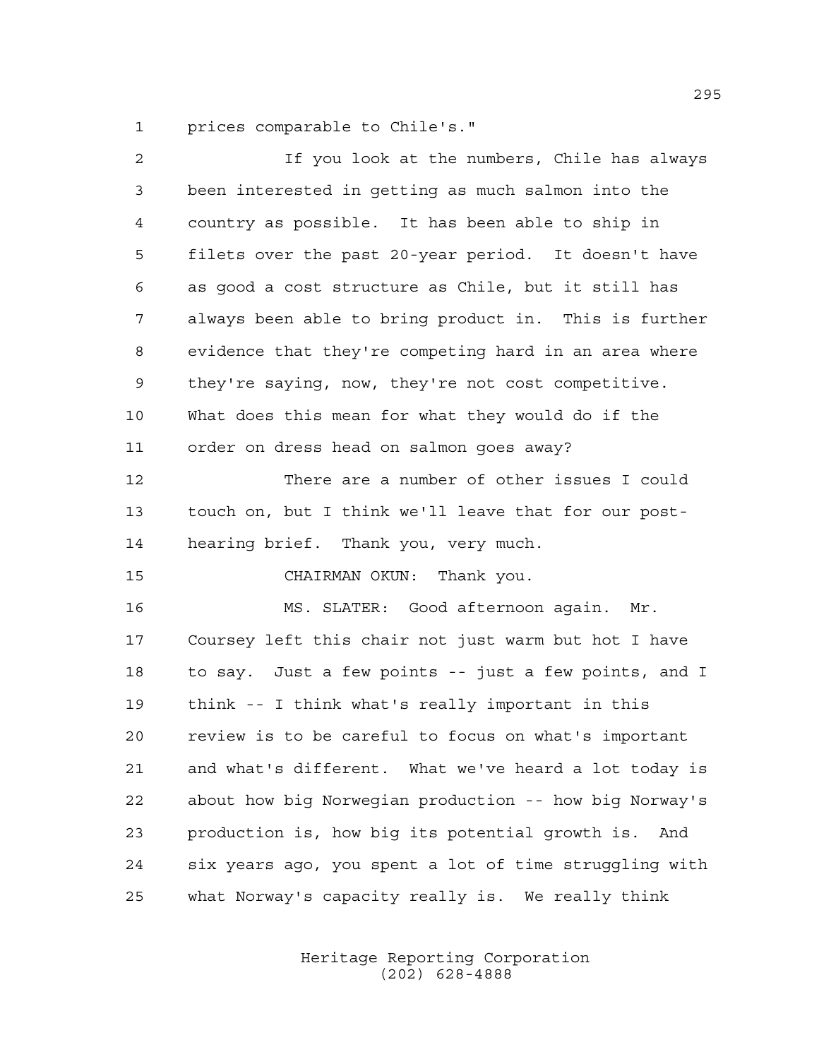prices comparable to Chile's."

If you look at the numbers, Chile has always been interested in getting as much salmon into the country as possible. It has been able to ship in filets over the past 20-year period. It doesn't have as good a cost structure as Chile, but it still has always been able to bring product in. This is further evidence that they're competing hard in an area where they're saying, now, they're not cost competitive. What does this mean for what they would do if the order on dress head on salmon goes away?

There are a number of other issues I could touch on, but I think we'll leave that for our post-hearing brief. Thank you, very much.

CHAIRMAN OKUN: Thank you.

MS. SLATER: Good afternoon again. Mr. Coursey left this chair not just warm but hot I have to say. Just a few points -- just a few points, and I think -- I think what's really important in this review is to be careful to focus on what's important and what's different. What we've heard a lot today is about how big Norwegian production -- how big Norway's production is, how big its potential growth is. And six years ago, you spent a lot of time struggling with what Norway's capacity really is. We really think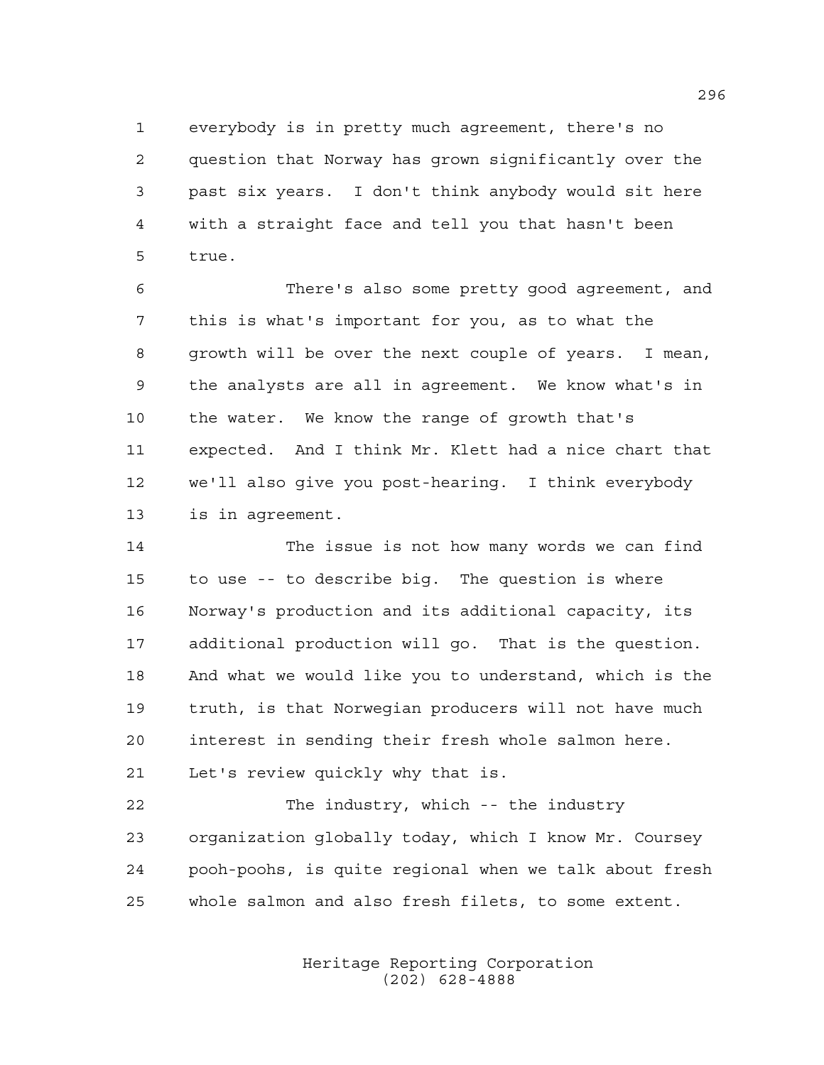everybody is in pretty much agreement, there's no question that Norway has grown significantly over the past six years. I don't think anybody would sit here with a straight face and tell you that hasn't been true.

There's also some pretty good agreement, and this is what's important for you, as to what the growth will be over the next couple of years. I mean, the analysts are all in agreement. We know what's in the water. We know the range of growth that's expected. And I think Mr. Klett had a nice chart that we'll also give you post-hearing. I think everybody is in agreement.

The issue is not how many words we can find to use -- to describe big. The question is where Norway's production and its additional capacity, its additional production will go. That is the question. And what we would like you to understand, which is the truth, is that Norwegian producers will not have much interest in sending their fresh whole salmon here. Let's review quickly why that is.

The industry, which -- the industry organization globally today, which I know Mr. Coursey pooh-poohs, is quite regional when we talk about fresh whole salmon and also fresh filets, to some extent.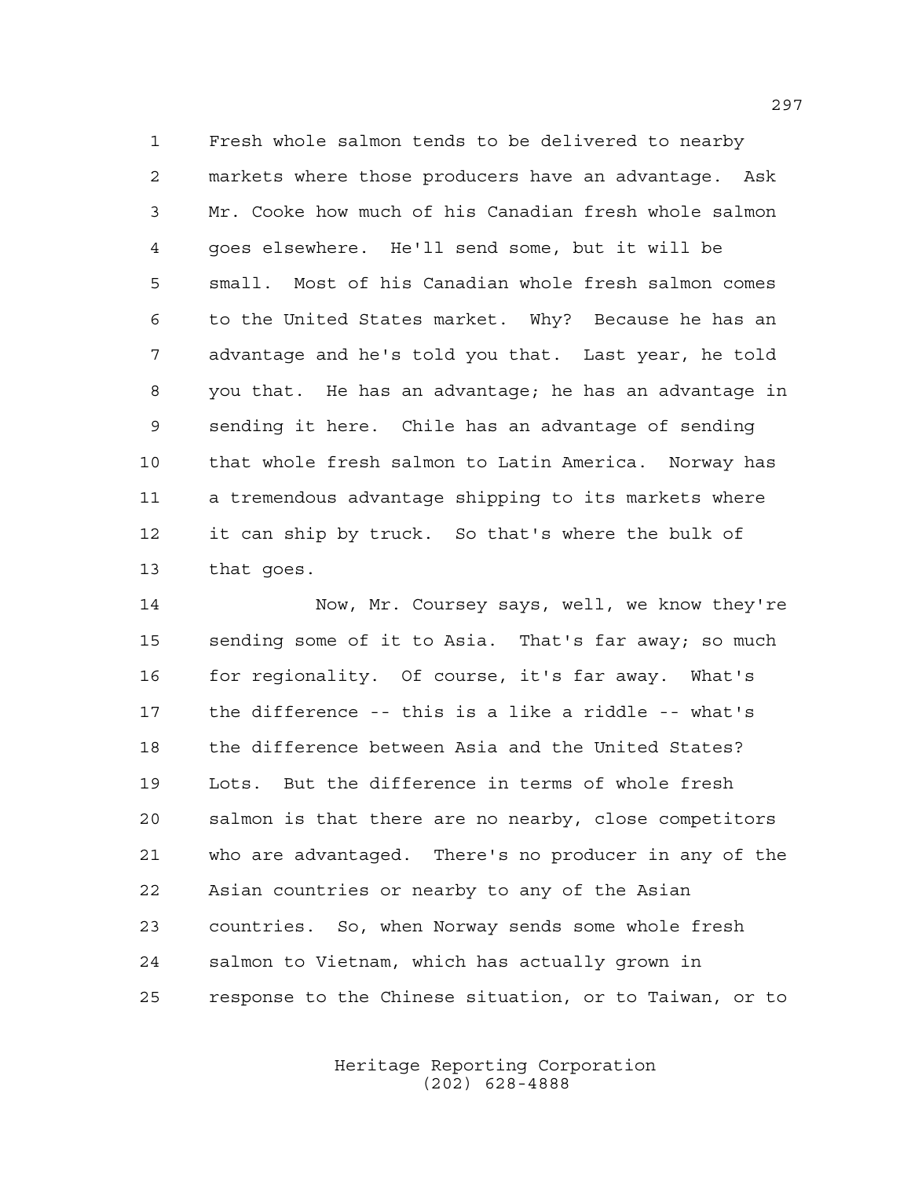1 Fresh whole salmon tends to be delivered to nearby
2 markets where those producers have an advantage. Ask
3 Mr. Cooke how much of his Canadian fresh whole salmon
4 goes elsewhere. He'll send some, but it will be
5 small. Most of his Canadian whole fresh salmon comes
6 to the United States market. Why? Because he has an
7 advantage and he's told you that. Last year, he told
8 you that. He has an advantage; he has an advantage in
9 sending it here. Chile has an advantage of sending
10 that whole fresh salmon to Latin America. Norway has
11 a tremendous advantage shipping to its markets where
12 it can ship by truck. So that's where the bulk of
13 that goes.

14 Now, Mr. Coursey says, well, we know they're
15 sending some of it to Asia. That's far away; so much
16 for regionality. Of course, it's far away. What's
17 the difference -- this is a like a riddle -- what's
18 the difference between Asia and the United States?
19 Lots. But the difference in terms of whole fresh
20 salmon is that there are no nearby, close competitors
21 who are advantaged. There's no producer in any of the
22 Asian countries or nearby to any of the Asian
23 countries. So, when Norway sends some whole fresh
24 salmon to Vietnam, which has actually grown in
25 response to the Chinese situation, or to Taiwan, or to

Heritage Reporting Corporation
(202) 628-4888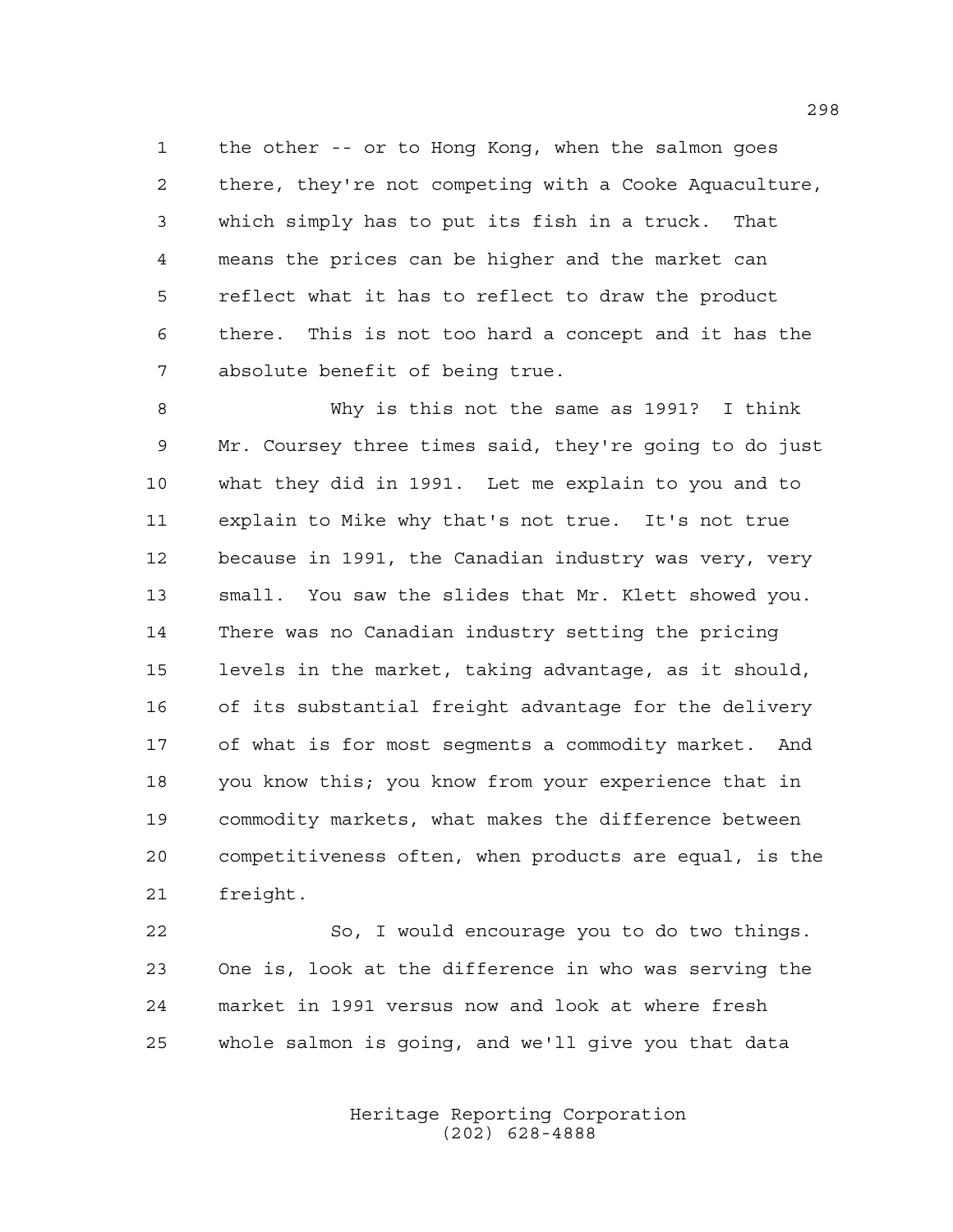the other -- or to Hong Kong, when the salmon goes there, they're not competing with a Cooke Aquaculture, which simply has to put its fish in a truck. That means the prices can be higher and the market can reflect what it has to reflect to draw the product there. This is not too hard a concept and it has the absolute benefit of being true.

Why is this not the same as 1991? I think Mr. Coursey three times said, they're going to do just what they did in 1991. Let me explain to you and to explain to Mike why that's not true. It's not true because in 1991, the Canadian industry was very, very small. You saw the slides that Mr. Klett showed you. There was no Canadian industry setting the pricing levels in the market, taking advantage, as it should, of its substantial freight advantage for the delivery of what is for most segments a commodity market. And you know this; you know from your experience that in commodity markets, what makes the difference between competitiveness often, when products are equal, is the freight.

So, I would encourage you to do two things. One is, look at the difference in who was serving the market in 1991 versus now and look at where fresh whole salmon is going, and we'll give you that data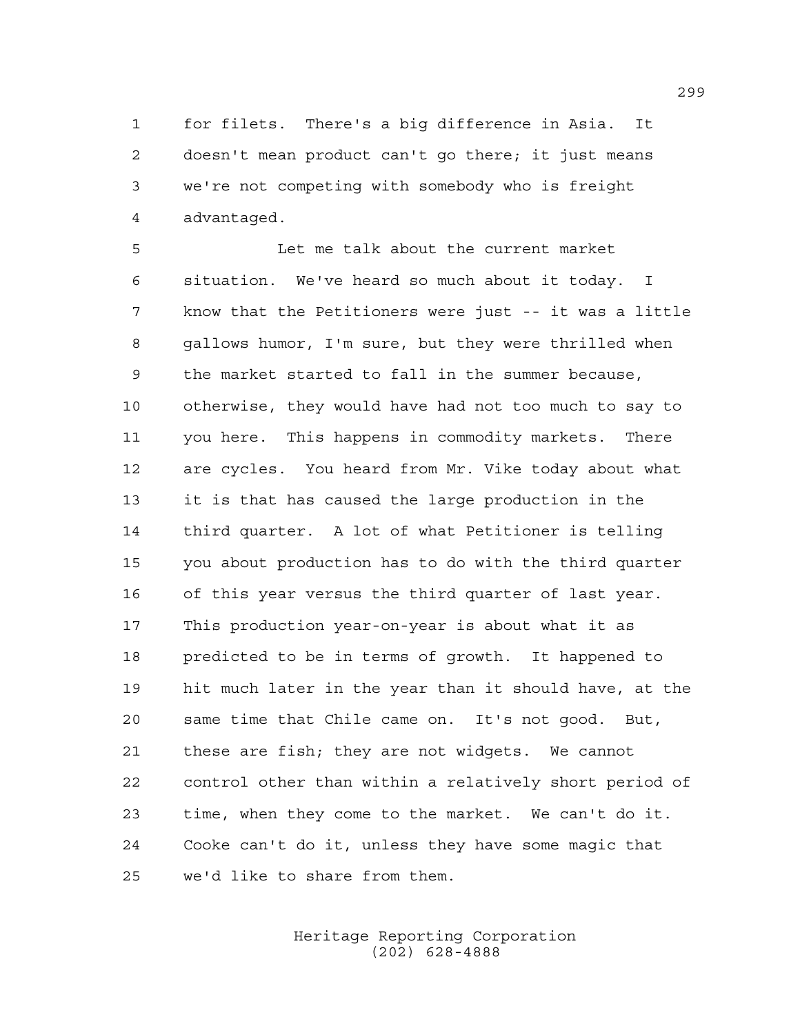for filets. There's a big difference in Asia. It doesn't mean product can't go there; it just means we're not competing with somebody who is freight advantaged.

Let me talk about the current market situation. We've heard so much about it today. I know that the Petitioners were just -- it was a little gallows humor, I'm sure, but they were thrilled when the market started to fall in the summer because, otherwise, they would have had not too much to say to you here. This happens in commodity markets. There are cycles. You heard from Mr. Vike today about what it is that has caused the large production in the third quarter. A lot of what Petitioner is telling you about production has to do with the third quarter of this year versus the third quarter of last year. This production year-on-year is about what it as predicted to be in terms of growth. It happened to hit much later in the year than it should have, at the same time that Chile came on. It's not good. But, these are fish; they are not widgets. We cannot control other than within a relatively short period of time, when they come to the market. We can't do it. Cooke can't do it, unless they have some magic that we'd like to share from them.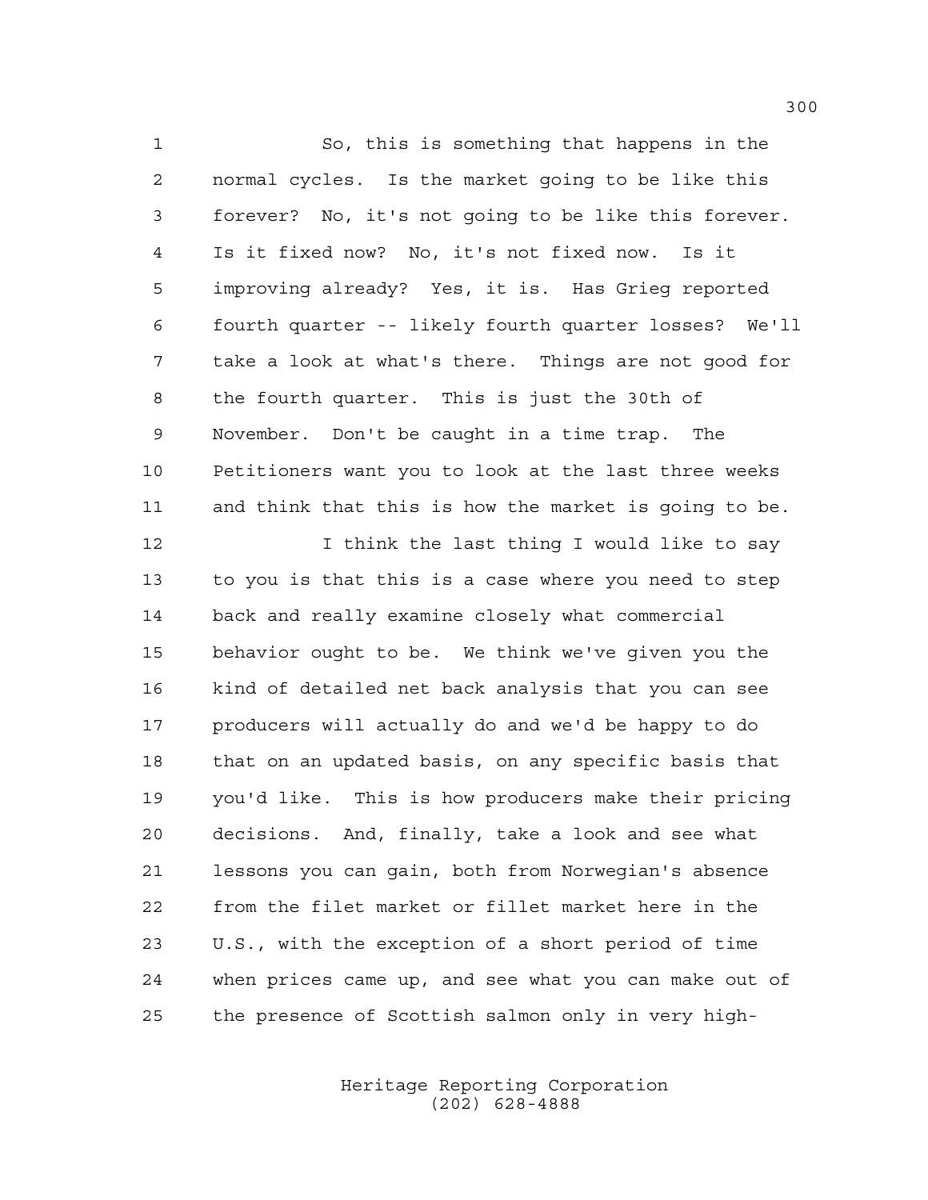So, this is something that happens in the normal cycles. Is the market going to be like this forever? No, it's not going to be like this forever. Is it fixed now? No, it's not fixed now. Is it improving already? Yes, it is. Has Grieg reported fourth quarter -- likely fourth quarter losses? We'll take a look at what's there. Things are not good for the fourth quarter. This is just the 30th of November. Don't be caught in a time trap. The Petitioners want you to look at the last three weeks and think that this is how the market is going to be.

I think the last thing I would like to say to you is that this is a case where you need to step back and really examine closely what commercial behavior ought to be. We think we've given you the kind of detailed net back analysis that you can see producers will actually do and we'd be happy to do that on an updated basis, on any specific basis that you'd like. This is how producers make their pricing decisions. And, finally, take a look and see what lessons you can gain, both from Norwegian's absence from the filet market or fillet market here in the U.S., with the exception of a short period of time when prices came up, and see what you can make out of the presence of Scottish salmon only in very high-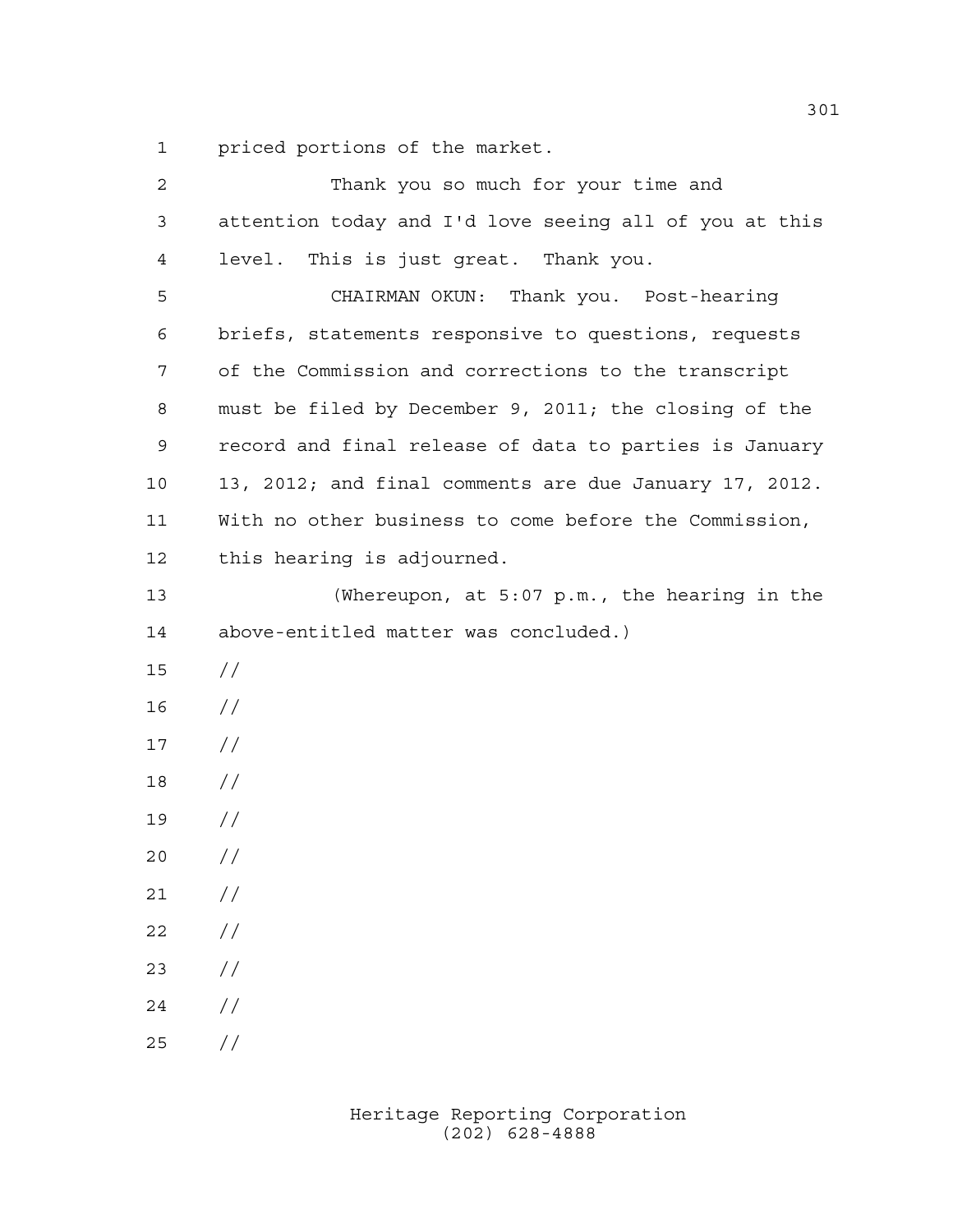priced portions of the market.

Thank you so much for your time and attention today and I'd love seeing all of you at this level. This is just great. Thank you.

CHAIRMAN OKUN: Thank you. Post-hearing briefs, statements responsive to questions, requests of the Commission and corrections to the transcript must be filed by December 9, 2011; the closing of the record and final release of data to parties is January 13, 2012; and final comments are due January 17, 2012. With no other business to come before the Commission, this hearing is adjourned.

(Whereupon, at 5:07 p.m., the hearing in the above-entitled matter was concluded.)

//

//

//

//

//

//

//

//

//

//

//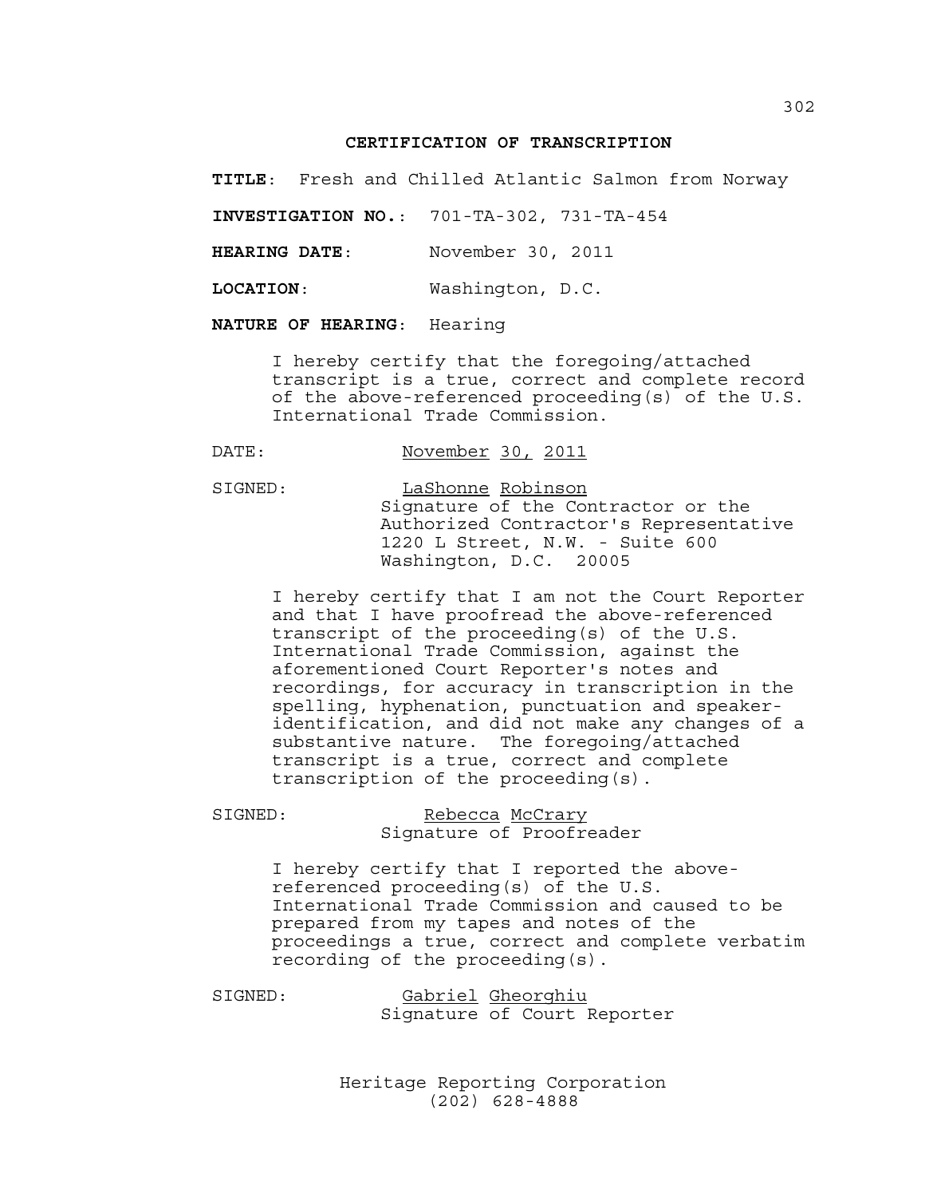## CERTIFICATION OF TRANSCRIPTION

**TITLE**: Fresh and Chilled Atlantic Salmon from Norway

**INVESTIGATION NO.**: 701-TA-302, 731-TA-454

**HEARING DATE**: November 30, 2011

**LOCATION**: Washington, D.C.

**NATURE OF HEARING**: Hearing

I hereby certify that the foregoing/attached transcript is a true, correct and complete record of the above-referenced proceeding(s) of the U.S. International Trade Commission.

DATE: November 30, 2011

SIGNED: LaShonne Robinson
Signature of the Contractor or the Authorized Contractor's Representative
1220 L Street, N.W. - Suite 600
Washington, D.C. 20005

I hereby certify that I am not the Court Reporter and that I have proofread the above-referenced transcript of the proceeding(s) of the U.S. International Trade Commission, against the aforementioned Court Reporter's notes and recordings, for accuracy in transcription in the spelling, hyphenation, punctuation and speaker-identification, and did not make any changes of a substantive nature. The foregoing/attached transcript is a true, correct and complete transcription of the proceeding(s).

SIGNED: Rebecca McCrary
Signature of Proofreader

I hereby certify that I reported the above-referenced proceeding(s) of the U.S. International Trade Commission and caused to be prepared from my tapes and notes of the proceedings a true, correct and complete verbatim recording of the proceeding(s).

SIGNED: Gabriel Gheorghiu
Signature of Court Reporter